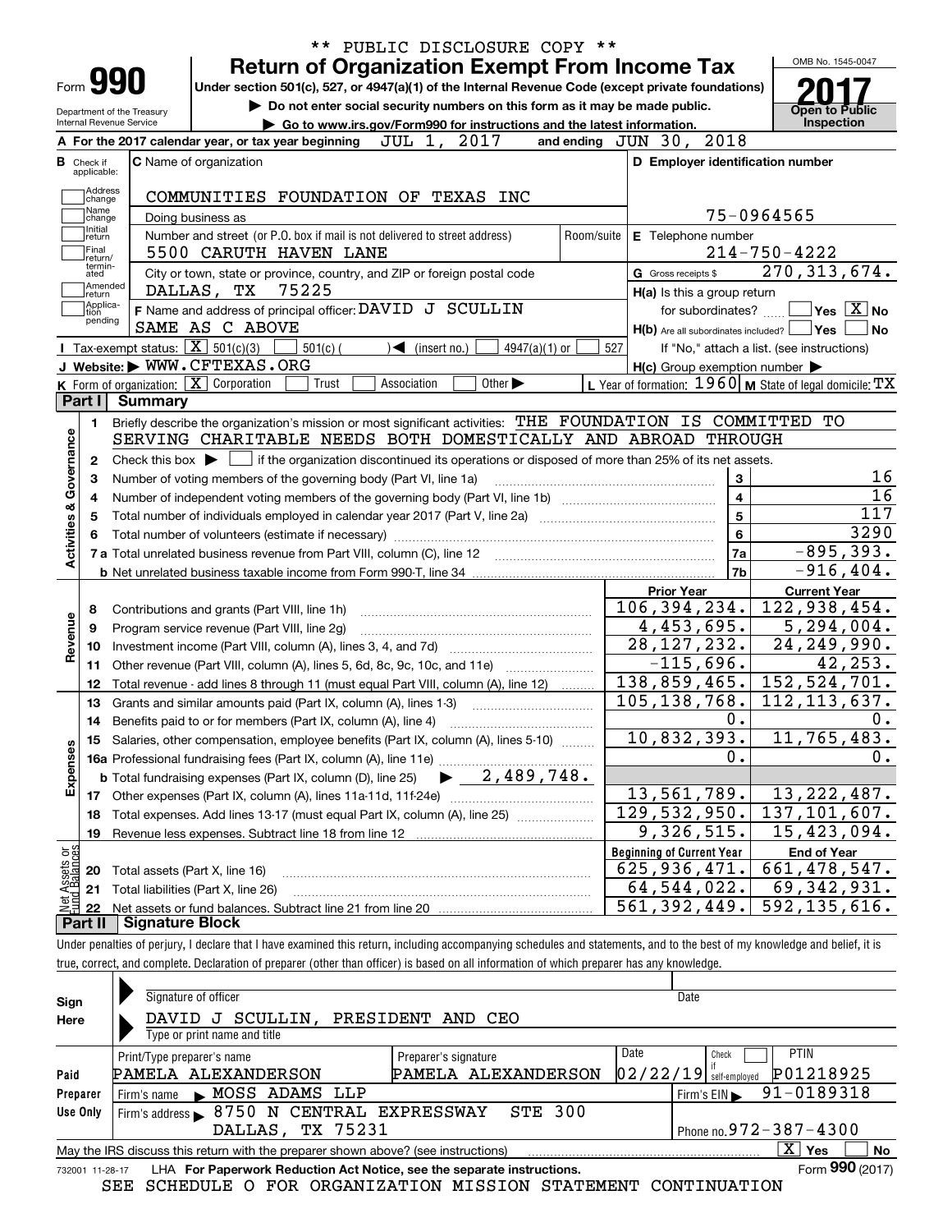\*\* PUBLIC DISCLOSURE COPY \*\*

# Form 990 — Return of Organization Exempt From Income Tax

Under section 501(c), 527, or 4947(a)(1) of the Internal Revenue Code (except private foundations)

▶ Do not enter social security numbers on this form as it may be made public.

▶ Go to www.irs.gov/Form990 for instructions and the latest information.

Department of the Treasury
Internal Revenue Service

OMB No. 1545-0047

**2017**

**Open to Public Inspection**

**A** For the 2017 calendar year, or tax year beginning JUL 1, 2017 and ending JUN 30, 2018

**B** Check if applicable: Address change, Name change, Initial return, Final return/terminated, Amended return, Application pending

**C** Name of organization: COMMUNITIES FOUNDATION OF TEXAS INC

Doing business as

Number and street (or P.O. box if mail is not delivered to street address): 5500 CARUTH HAVEN LANE — Room/suite

City or town, state or province, country, and ZIP or foreign postal code: DALLAS, TX 75225

**D** Employer identification number: 75-0964565

**E** Telephone number: 214-750-4222

**G** Gross receipts $ 270,313,674.

**F** Name and address of principal officer: DAVID J SCULLIN, SAME AS C ABOVE

**H(a)** Is this a group return for subordinates? ☐ Yes ☒ No

**H(b)** Are all subordinates included? ☐ Yes ☐ No — If "No," attach a list. (see instructions)

**H(c)** Group exemption number ▶

**I** Tax-exempt status: ☒ 501(c)(3) ☐ 501(c) ( ) ◀ (insert no.) ☐ 4947(a)(1) or ☐ 527

**J** Website: ▶ WWW.CFTEXAS.ORG

**K** Form of organization: ☒ Corporation ☐ Trust ☐ Association ☐ Other ▶

**L** Year of formation: 1960 **M** State of legal domicile: TX

## Part I Summary

**Activities & Governance**

1 Briefly describe the organization's mission or most significant activities: THE FOUNDATION IS COMMITTED TO SERVING CHARITABLE NEEDS BOTH DOMESTICALLY AND ABROAD THROUGH

2 Check this box ▶ ☐ if the organization discontinued its operations or disposed of more than 25% of its net assets.

| Line | Description | No. | Value |
|---|---|---|---|
| 3 | Number of voting members of the governing body (Part VI, line 1a) | 3 | 16 |
| 4 | Number of independent voting members of the governing body (Part VI, line 1b) | 4 | 16 |
| 5 | Total number of individuals employed in calendar year 2017 (Part V, line 2a) | 5 | 117 |
| 6 | Total number of volunteers (estimate if necessary) | 6 | 3290 |
| 7a | Total unrelated business revenue from Part VIII, column (C), line 12 | 7a | -895,393. |
| 7b | Net unrelated business taxable income from Form 990-T, line 34 | 7b | -916,404. |

| | | Prior Year | Current Year |
|---|---|---|---|
| **Revenue** | | | |
| 8 | Contributions and grants (Part VIII, line 1h) | 106,394,234. | 122,938,454. |
| 9 | Program service revenue (Part VIII, line 2g) | 4,453,695. | 5,294,004. |
| 10 | Investment income (Part VIII, column (A), lines 3, 4, and 7d) | 28,127,232. | 24,249,990. |
| 11 | Other revenue (Part VIII, column (A), lines 5, 6d, 8c, 9c, 10c, and 11e) | -115,696. | 42,253. |
| 12 | Total revenue - add lines 8 through 11 (must equal Part VIII, column (A), line 12) | 138,859,465. | 152,524,701. |
| **Expenses** | | | |
| 13 | Grants and similar amounts paid (Part IX, column (A), lines 1-3) | 105,138,768. | 112,113,637. |
| 14 | Benefits paid to or for members (Part IX, column (A), line 4) | 0. | 0. |
| 15 | Salaries, other compensation, employee benefits (Part IX, column (A), lines 5-10) | 10,832,393. | 11,765,483. |
| 16a | Professional fundraising fees (Part IX, column (A), line 11e) | 0. | 0. |
| b | Total fundraising expenses (Part IX, column (D), line 25) ▶ 2,489,748. | | |
| 17 | Other expenses (Part IX, column (A), lines 11a-11d, 11f-24e) | 13,561,789. | 13,222,487. |
| 18 | Total expenses. Add lines 13-17 (must equal Part IX, column (A), line 25) | 129,532,950. | 137,101,607. |
| 19 | Revenue less expenses. Subtract line 18 from line 12 | 9,326,515. | 15,423,094. |

| **Net Assets or Fund Balances** | | Beginning of Current Year | End of Year |
|---|---|---|---|
| 20 | Total assets (Part X, line 16) | 625,936,471. | 661,478,547. |
| 21 | Total liabilities (Part X, line 26) | 64,544,022. | 69,342,931. |
| 22 | Net assets or fund balances. Subtract line 21 from line 20 | 561,392,449. | 592,135,616. |

## Part II Signature Block

Under penalties of perjury, I declare that I have examined this return, including accompanying schedules and statements, and to the best of my knowledge and belief, it is true, correct, and complete. Declaration of preparer (other than officer) is based on all information of which preparer has any knowledge.

**Sign Here**

Signature of officer — Date

DAVID J SCULLIN, PRESIDENT AND CEO

Type or print name and title

**Paid Preparer Use Only**

| Print/Type preparer's name | Preparer's signature | Date | Check if self-employed | PTIN |
|---|---|---|---|---|
| PAMELA ALEXANDERSON | PAMELA ALEXANDERSON | 02/22/19 | ☐ | P01218925 |

Firm's name ▶ MOSS ADAMS LLP — Firm's EIN ▶ 91-0189318

Firm's address ▶ 8750 N CENTRAL EXPRESSWAY STE 300, DALLAS, TX 75231 — Phone no. 972-387-4300

May the IRS discuss this return with the preparer shown above? (see instructions) ☒ Yes ☐ No

732001 11-28-17 LHA For Paperwork Reduction Act Notice, see the separate instructions. Form **990** (2017)

SEE SCHEDULE O FOR ORGANIZATION MISSION STATEMENT CONTINUATION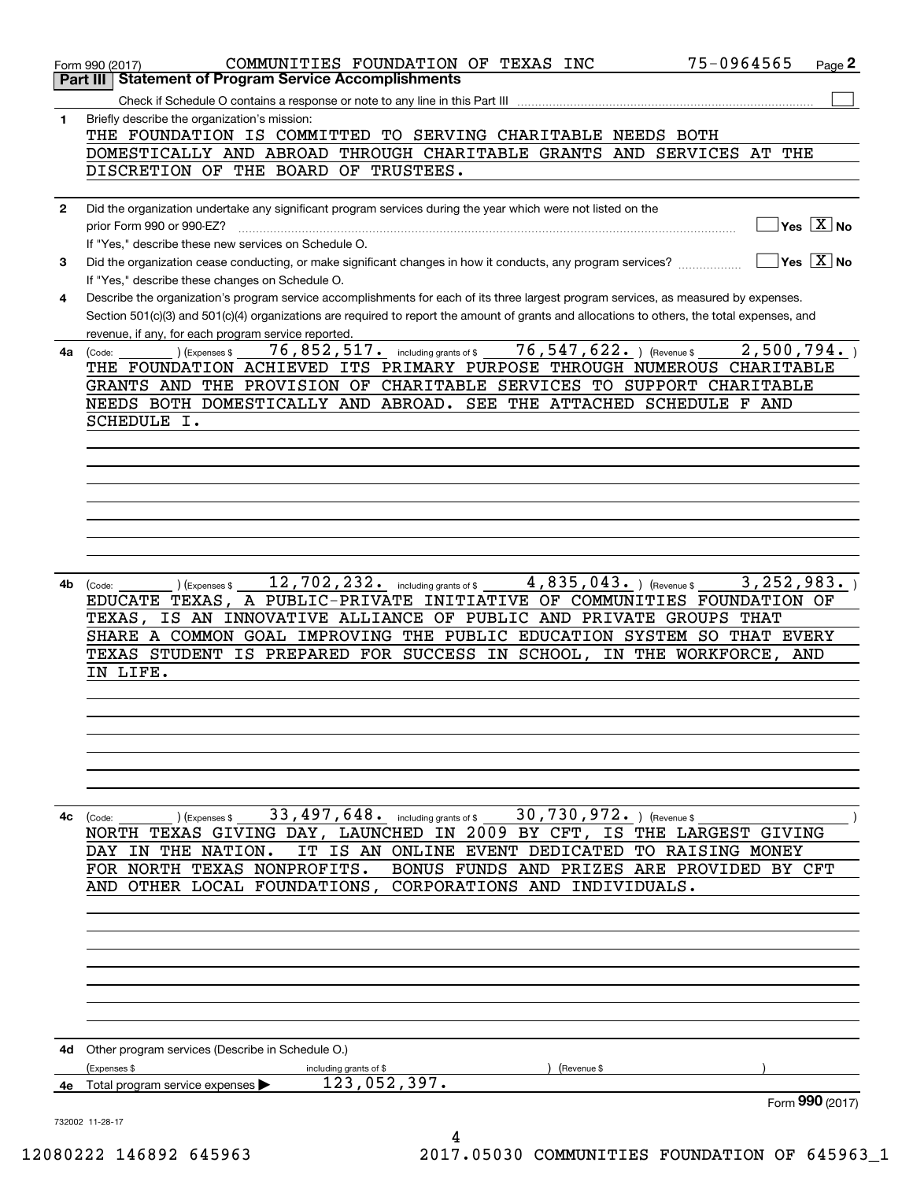Form 990 (2017) COMMUNITIES FOUNDATION OF TEXAS INC 75-0964565

## Part III Statement of Program Service Accomplishments

Check if Schedule O contains a response or note to any line in this Part III ☐

**1** Briefly describe the organization's mission:

THE FOUNDATION IS COMMITTED TO SERVING CHARITABLE NEEDS BOTH DOMESTICALLY AND ABROAD THROUGH CHARITABLE GRANTS AND SERVICES AT THE DISCRETION OF THE BOARD OF TRUSTEES.

**2** Did the organization undertake any significant program services during the year which were not listed on the prior Form 990 or 990-EZ? ☐ Yes ☒ No

If "Yes," describe these new services on Schedule O.

**3** Did the organization cease conducting, or make significant changes in how it conducts, any program services? ☐ Yes ☒ No

If "Yes," describe these changes on Schedule O.

**4** Describe the organization's program service accomplishments for each of its three largest program services, as measured by expenses. Section 501(c)(3) and 501(c)(4) organizations are required to report the amount of grants and allocations to others, the total expenses, and revenue, if any, for each program service reported.

**4a** (Code: ) (Expenses $ 76,852,517. including grants of $ 76,547,622. ) (Revenue $ 2,500,794. )

THE FOUNDATION ACHIEVED ITS PRIMARY PURPOSE THROUGH NUMEROUS CHARITABLE GRANTS AND THE PROVISION OF CHARITABLE SERVICES TO SUPPORT CHARITABLE NEEDS BOTH DOMESTICALLY AND ABROAD. SEE THE ATTACHED SCHEDULE F AND SCHEDULE I.

**4b** (Code: ) (Expenses $ 12,702,232. including grants of $ 4,835,043. ) (Revenue $ 3,252,983. )

EDUCATE TEXAS, A PUBLIC-PRIVATE INITIATIVE OF COMMUNITIES FOUNDATION OF TEXAS, IS AN INNOVATIVE ALLIANCE OF PUBLIC AND PRIVATE GROUPS THAT SHARE A COMMON GOAL IMPROVING THE PUBLIC EDUCATION SYSTEM SO THAT EVERY TEXAS STUDENT IS PREPARED FOR SUCCESS IN SCHOOL, IN THE WORKFORCE, AND IN LIFE.

**4c** (Code: ) (Expenses $ 33,497,648. including grants of $ 30,730,972. ) (Revenue $ )

NORTH TEXAS GIVING DAY, LAUNCHED IN 2009 BY CFT, IS THE LARGEST GIVING DAY IN THE NATION. IT IS AN ONLINE EVENT DEDICATED TO RAISING MONEY FOR NORTH TEXAS NONPROFITS. BONUS FUNDS AND PRIZES ARE PROVIDED BY CFT AND OTHER LOCAL FOUNDATIONS, CORPORATIONS AND INDIVIDUALS.

**4d** Other program services (Describe in Schedule O.)

(Expenses $ including grants of $ ) (Revenue $ )

**4e** Total program service expenses ▶ 123,052,397.

Form **990** (2017)

732002 11-28-17

12080222 146892 645963 2017.05030 COMMUNITIES FOUNDATION OF 645963_1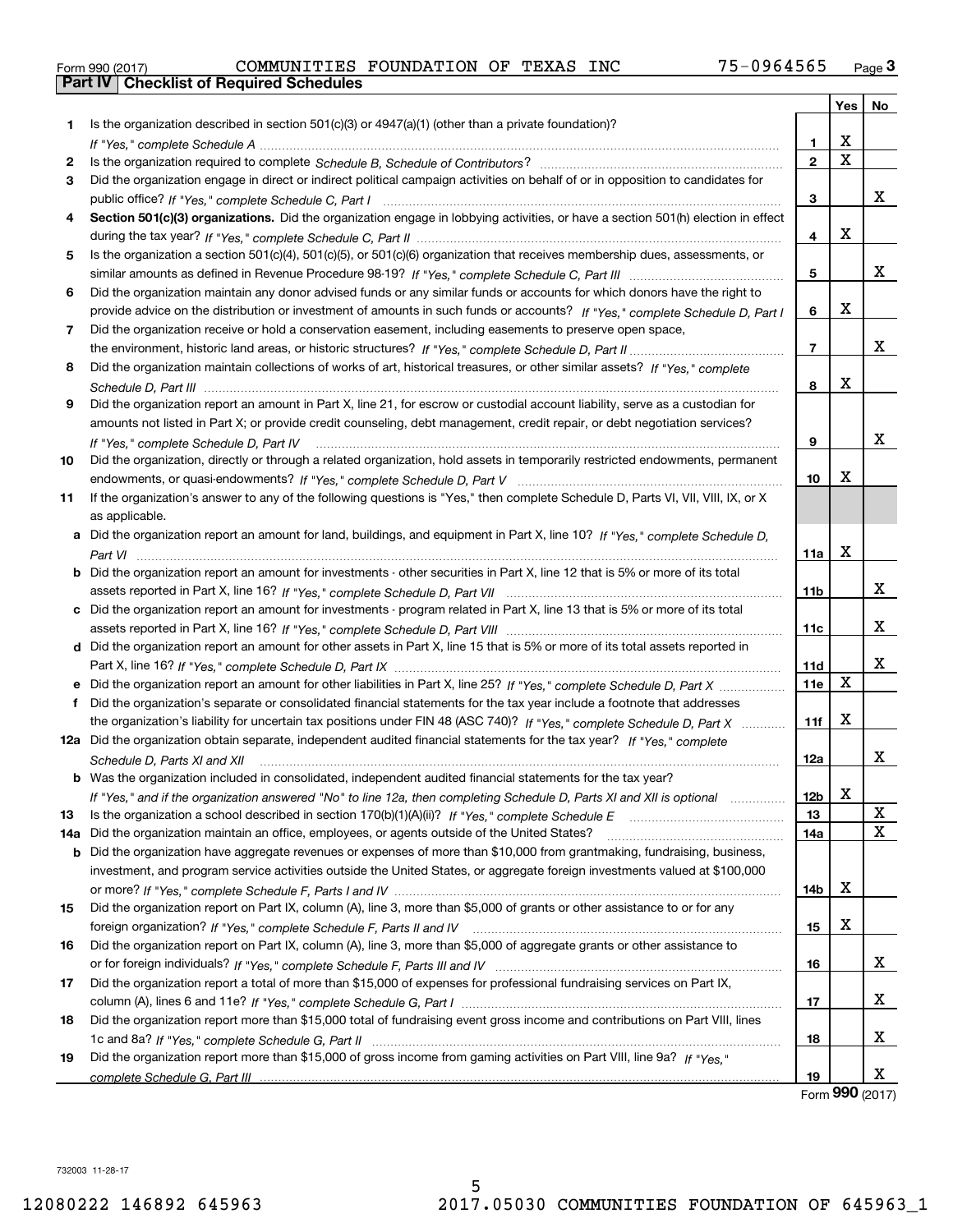Form 990 (2017) COMMUNITIES FOUNDATION OF TEXAS INC 75-0964565 Page 3

## Part IV Checklist of Required Schedules

| | | | Yes | No |
|---|---|---|---|---|
| 1 | Is the organization described in section 501(c)(3) or 4947(a)(1) (other than a private foundation)? *If "Yes," complete Schedule A* | 1 | X | |
| 2 | Is the organization required to complete *Schedule B, Schedule of Contributors*? | 2 | X | |
| 3 | Did the organization engage in direct or indirect political campaign activities on behalf of or in opposition to candidates for public office? *If "Yes," complete Schedule C, Part I* | 3 | | X |
| 4 | **Section 501(c)(3) organizations.** Did the organization engage in lobbying activities, or have a section 501(h) election in effect during the tax year? *If "Yes," complete Schedule C, Part II* | 4 | X | |
| 5 | Is the organization a section 501(c)(4), 501(c)(5), or 501(c)(6) organization that receives membership dues, assessments, or similar amounts as defined in Revenue Procedure 98-19? *If "Yes," complete Schedule C, Part III* | 5 | | X |
| 6 | Did the organization maintain any donor advised funds or any similar funds or accounts for which donors have the right to provide advice on the distribution or investment of amounts in such funds or accounts? *If "Yes," complete Schedule D, Part I* | 6 | X | |
| 7 | Did the organization receive or hold a conservation easement, including easements to preserve open space, the environment, historic land areas, or historic structures? *If "Yes," complete Schedule D, Part II* | 7 | | X |
| 8 | Did the organization maintain collections of works of art, historical treasures, or other similar assets? *If "Yes," complete Schedule D, Part III* | 8 | X | |
| 9 | Did the organization report an amount in Part X, line 21, for escrow or custodial account liability, serve as a custodian for amounts not listed in Part X; or provide credit counseling, debt management, credit repair, or debt negotiation services? *If "Yes," complete Schedule D, Part IV* | 9 | | X |
| 10 | Did the organization, directly or through a related organization, hold assets in temporarily restricted endowments, permanent endowments, or quasi-endowments? *If "Yes," complete Schedule D, Part V* | 10 | X | |
| 11 | If the organization's answer to any of the following questions is "Yes," then complete Schedule D, Parts VI, VII, VIII, IX, or X as applicable. | | | |
| a | Did the organization report an amount for land, buildings, and equipment in Part X, line 10? *If "Yes," complete Schedule D, Part VI* | 11a | X | |
| b | Did the organization report an amount for investments - other securities in Part X, line 12 that is 5% or more of its total assets reported in Part X, line 16? *If "Yes," complete Schedule D, Part VII* | 11b | | X |
| c | Did the organization report an amount for investments - program related in Part X, line 13 that is 5% or more of its total assets reported in Part X, line 16? *If "Yes," complete Schedule D, Part VIII* | 11c | | X |
| d | Did the organization report an amount for other assets in Part X, line 15 that is 5% or more of its total assets reported in Part X, line 16? *If "Yes," complete Schedule D, Part IX* | 11d | | X |
| e | Did the organization report an amount for other liabilities in Part X, line 25? *If "Yes," complete Schedule D, Part X* | 11e | X | |
| f | Did the organization's separate or consolidated financial statements for the tax year include a footnote that addresses the organization's liability for uncertain tax positions under FIN 48 (ASC 740)? *If "Yes," complete Schedule D, Part X* | 11f | X | |
| 12a | Did the organization obtain separate, independent audited financial statements for the tax year? *If "Yes," complete Schedule D, Parts XI and XII* | 12a | | X |
| b | Was the organization included in consolidated, independent audited financial statements for the tax year? *If "Yes," and if the organization answered "No" to line 12a, then completing Schedule D, Parts XI and XII is optional* | 12b | X | |
| 13 | Is the organization a school described in section 170(b)(1)(A)(ii)? *If "Yes," complete Schedule E* | 13 | | X |
| 14a | Did the organization maintain an office, employees, or agents outside of the United States? | 14a | | X |
| b | Did the organization have aggregate revenues or expenses of more than $10,000 from grantmaking, fundraising, business, investment, and program service activities outside the United States, or aggregate foreign investments valued at $100,000 or more? *If "Yes," complete Schedule F, Parts I and IV* | 14b | X | |
| 15 | Did the organization report on Part IX, column (A), line 3, more than $5,000 of grants or other assistance to or for any foreign organization? *If "Yes," complete Schedule F, Parts II and IV* | 15 | X | |
| 16 | Did the organization report on Part IX, column (A), line 3, more than $5,000 of aggregate grants or other assistance to or for foreign individuals? *If "Yes," complete Schedule F, Parts III and IV* | 16 | | X |
| 17 | Did the organization report a total of more than $15,000 of expenses for professional fundraising services on Part IX, column (A), lines 6 and 11e? *If "Yes," complete Schedule G, Part I* | 17 | | X |
| 18 | Did the organization report more than $15,000 total of fundraising event gross income and contributions on Part VIII, lines 1c and 8a? *If "Yes," complete Schedule G, Part II* | 18 | | X |
| 19 | Did the organization report more than $15,000 of gross income from gaming activities on Part VIII, line 9a? *If "Yes," complete Schedule G, Part III* | 19 | | X |

Form **990** (2017)

732003 11-28-17

12080222 146892 645963 2017.05030 COMMUNITIES FOUNDATION OF 645963_1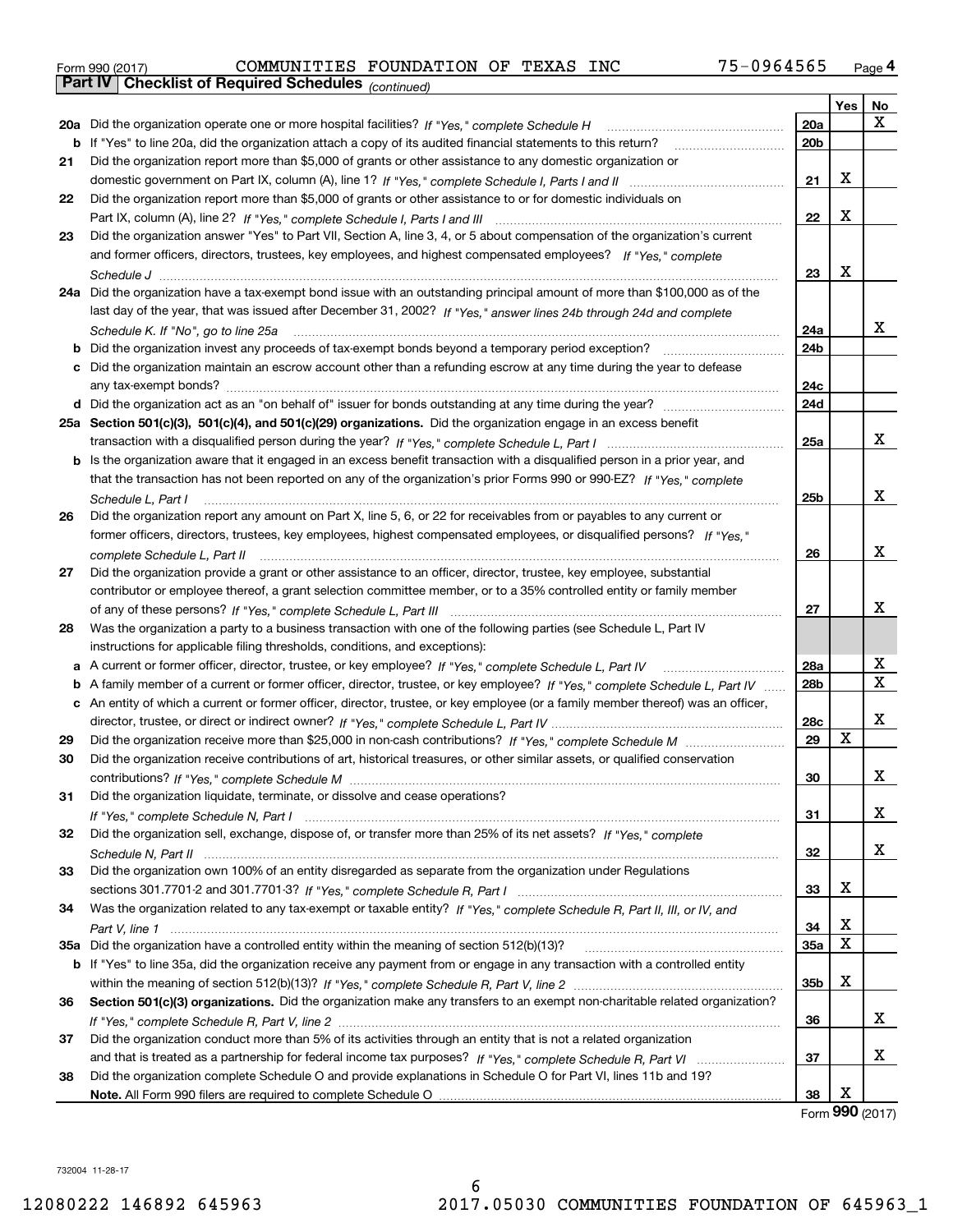Form 990 (2017) COMMUNITIES FOUNDATION OF TEXAS INC 75-0964565 Page 4

**Part IV | Checklist of Required Schedules** *(continued)*

| | | | Yes | No |
|---|---|---|---|---|
| **20a** | Did the organization operate one or more hospital facilities? *If "Yes," complete Schedule H* | **20a** | | X |
| **b** | If "Yes" to line 20a, did the organization attach a copy of its audited financial statements to this return? | **20b** | | |
| **21** | Did the organization report more than $5,000 of grants or other assistance to any domestic organization or domestic government on Part IX, column (A), line 1? *If "Yes," complete Schedule I, Parts I and II* | **21** | X | |
| **22** | Did the organization report more than $5,000 of grants or other assistance to or for domestic individuals on Part IX, column (A), line 2? *If "Yes," complete Schedule I, Parts I and III* | **22** | X | |
| **23** | Did the organization answer "Yes" to Part VII, Section A, line 3, 4, or 5 about compensation of the organization's current and former officers, directors, trustees, key employees, and highest compensated employees? *If "Yes," complete Schedule J* | **23** | X | |
| **24a** | Did the organization have a tax-exempt bond issue with an outstanding principal amount of more than $100,000 as of the last day of the year, that was issued after December 31, 2002? *If "Yes," answer lines 24b through 24d and complete Schedule K. If "No", go to line 25a* | **24a** | | X |
| **b** | Did the organization invest any proceeds of tax-exempt bonds beyond a temporary period exception? | **24b** | | |
| **c** | Did the organization maintain an escrow account other than a refunding escrow at any time during the year to defease any tax-exempt bonds? | **24c** | | |
| **d** | Did the organization act as an "on behalf of" issuer for bonds outstanding at any time during the year? | **24d** | | |
| **25a** | **Section 501(c)(3), 501(c)(4), and 501(c)(29) organizations.** Did the organization engage in an excess benefit transaction with a disqualified person during the year? *If "Yes," complete Schedule L, Part I* | **25a** | | X |
| **b** | Is the organization aware that it engaged in an excess benefit transaction with a disqualified person in a prior year, and that the transaction has not been reported on any of the organization's prior Forms 990 or 990-EZ? *If "Yes," complete Schedule L, Part I* | **25b** | | X |
| **26** | Did the organization report any amount on Part X, line 5, 6, or 22 for receivables from or payables to any current or former officers, directors, trustees, key employees, highest compensated employees, or disqualified persons? *If "Yes," complete Schedule L, Part II* | **26** | | X |
| **27** | Did the organization provide a grant or other assistance to an officer, director, trustee, key employee, substantial contributor or employee thereof, a grant selection committee member, or to a 35% controlled entity or family member of any of these persons? *If "Yes," complete Schedule L, Part III* | **27** | | X |
| **28** | Was the organization a party to a business transaction with one of the following parties (see Schedule L, Part IV instructions for applicable filing thresholds, conditions, and exceptions): | | | |
| **a** | A current or former officer, director, trustee, or key employee? *If "Yes," complete Schedule L, Part IV* | **28a** | | X |
| **b** | A family member of a current or former officer, director, trustee, or key employee? *If "Yes," complete Schedule L, Part IV* | **28b** | | X |
| **c** | An entity of which a current or former officer, director, trustee, or key employee (or a family member thereof) was an officer, director, trustee, or direct or indirect owner? *If "Yes," complete Schedule L, Part IV* | **28c** | | X |
| **29** | Did the organization receive more than $25,000 in non-cash contributions? *If "Yes," complete Schedule M* | **29** | X | |
| **30** | Did the organization receive contributions of art, historical treasures, or other similar assets, or qualified conservation contributions? *If "Yes," complete Schedule M* | **30** | | X |
| **31** | Did the organization liquidate, terminate, or dissolve and cease operations? *If "Yes," complete Schedule N, Part I* | **31** | | X |
| **32** | Did the organization sell, exchange, dispose of, or transfer more than 25% of its net assets? *If "Yes," complete Schedule N, Part II* | **32** | | X |
| **33** | Did the organization own 100% of an entity disregarded as separate from the organization under Regulations sections 301.7701-2 and 301.7701-3? *If "Yes," complete Schedule R, Part I* | **33** | X | |
| **34** | Was the organization related to any tax-exempt or taxable entity? *If "Yes," complete Schedule R, Part II, III, or IV, and Part V, line 1* | **34** | X | |
| **35a** | Did the organization have a controlled entity within the meaning of section 512(b)(13)? | **35a** | X | |
| **b** | If "Yes" to line 35a, did the organization receive any payment from or engage in any transaction with a controlled entity within the meaning of section 512(b)(13)? *If "Yes," complete Schedule R, Part V, line 2* | **35b** | X | |
| **36** | **Section 501(c)(3) organizations.** Did the organization make any transfers to an exempt non-charitable related organization? *If "Yes," complete Schedule R, Part V, line 2* | **36** | | X |
| **37** | Did the organization conduct more than 5% of its activities through an entity that is not a related organization and that is treated as a partnership for federal income tax purposes? *If "Yes," complete Schedule R, Part VI* | **37** | | X |
| **38** | Did the organization complete Schedule O and provide explanations in Schedule O for Part VI, lines 11b and 19? **Note.** All Form 990 filers are required to complete Schedule O | **38** | X | |

Form **990** (2017)

732004 11-28-17

12080222 146892 645963 2017.05030 COMMUNITIES FOUNDATION OF 645963_1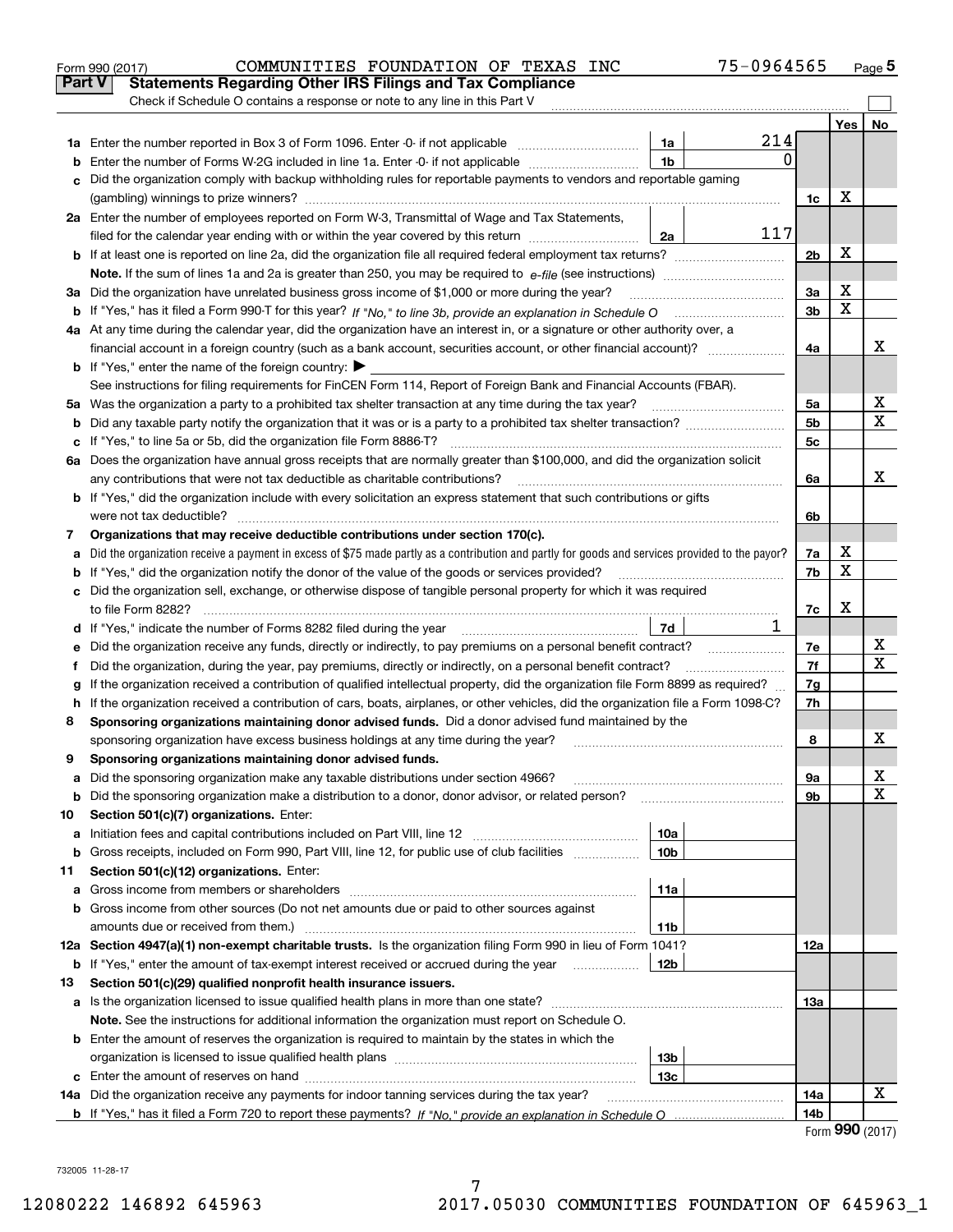Form 990 (2017) COMMUNITIES FOUNDATION OF TEXAS INC 75-0964565

## Part V Statements Regarding Other IRS Filings and Tax Compliance

Check if Schedule O contains a response or note to any line in this Part V

| | | | | | Yes | No |
|---|---|---|---|---|---|---|
| 1a | Enter the number reported in Box 3 of Form 1096. Enter -0- if not applicable | 1a | 214 | | | |
| b | Enter the number of Forms W-2G included in line 1a. Enter -0- if not applicable | 1b | 0 | | | |
| c | Did the organization comply with backup withholding rules for reportable payments to vendors and reportable gaming (gambling) winnings to prize winners? | | | 1c | X | |
| 2a | Enter the number of employees reported on Form W-3, Transmittal of Wage and Tax Statements, filed for the calendar year ending with or within the year covered by this return | 2a | 117 | | | |
| b | If at least one is reported on line 2a, did the organization file all required federal employment tax returns? | | | 2b | X | |
| | **Note.** If the sum of lines 1a and 2a is greater than 250, you may be required to *e-file* (see instructions) | | | | | |
| 3a | Did the organization have unrelated business gross income of $1,000 or more during the year? | | | 3a | X | |
| b | If "Yes," has it filed a Form 990-T for this year? *If "No," to line 3b, provide an explanation in Schedule O* | | | 3b | X | |
| 4a | At any time during the calendar year, did the organization have an interest in, or a signature or other authority over, a financial account in a foreign country (such as a bank account, securities account, or other financial account)? | | | 4a | | X |
| b | If "Yes," enter the name of the foreign country: ▶ | | | | | |
| | See instructions for filing requirements for FinCEN Form 114, Report of Foreign Bank and Financial Accounts (FBAR). | | | | | |
| 5a | Was the organization a party to a prohibited tax shelter transaction at any time during the tax year? | | | 5a | | X |
| b | Did any taxable party notify the organization that it was or is a party to a prohibited tax shelter transaction? | | | 5b | | X |
| c | If "Yes," to line 5a or 5b, did the organization file Form 8886-T? | | | 5c | | |
| 6a | Does the organization have annual gross receipts that are normally greater than $100,000, and did the organization solicit any contributions that were not tax deductible as charitable contributions? | | | 6a | | X |
| b | If "Yes," did the organization include with every solicitation an express statement that such contributions or gifts were not tax deductible? | | | 6b | | |
| 7 | **Organizations that may receive deductible contributions under section 170(c).** | | | | | |
| a | Did the organization receive a payment in excess of $75 made partly as a contribution and partly for goods and services provided to the payor? | | | 7a | X | |
| b | If "Yes," did the organization notify the donor of the value of the goods or services provided? | | | 7b | X | |
| c | Did the organization sell, exchange, or otherwise dispose of tangible personal property for which it was required to file Form 8282? | | | 7c | X | |
| d | If "Yes," indicate the number of Forms 8282 filed during the year | 7d | 1 | | | |
| e | Did the organization receive any funds, directly or indirectly, to pay premiums on a personal benefit contract? | | | 7e | | X |
| f | Did the organization, during the year, pay premiums, directly or indirectly, on a personal benefit contract? | | | 7f | | X |
| g | If the organization received a contribution of qualified intellectual property, did the organization file Form 8899 as required? | | | 7g | | |
| h | If the organization received a contribution of cars, boats, airplanes, or other vehicles, did the organization file a Form 1098-C? | | | 7h | | |
| 8 | **Sponsoring organizations maintaining donor advised funds.** Did a donor advised fund maintained by the sponsoring organization have excess business holdings at any time during the year? | | | 8 | | X |
| 9 | **Sponsoring organizations maintaining donor advised funds.** | | | | | |
| a | Did the sponsoring organization make any taxable distributions under section 4966? | | | 9a | | X |
| b | Did the sponsoring organization make a distribution to a donor, donor advisor, or related person? | | | 9b | | X |
| 10 | **Section 501(c)(7) organizations.** Enter: | | | | | |
| a | Initiation fees and capital contributions included on Part VIII, line 12 | 10a | | | | |
| b | Gross receipts, included on Form 990, Part VIII, line 12, for public use of club facilities | 10b | | | | |
| 11 | **Section 501(c)(12) organizations.** Enter: | | | | | |
| a | Gross income from members or shareholders | 11a | | | | |
| b | Gross income from other sources (Do not net amounts due or paid to other sources against amounts due or received from them.) | 11b | | | | |
| 12a | **Section 4947(a)(1) non-exempt charitable trusts.** Is the organization filing Form 990 in lieu of Form 1041? | | | 12a | | |
| b | If "Yes," enter the amount of tax-exempt interest received or accrued during the year | 12b | | | | |
| 13 | **Section 501(c)(29) qualified nonprofit health insurance issuers.** | | | | | |
| a | Is the organization licensed to issue qualified health plans in more than one state? | | | 13a | | |
| | **Note.** See the instructions for additional information the organization must report on Schedule O. | | | | | |
| b | Enter the amount of reserves the organization is required to maintain by the states in which the organization is licensed to issue qualified health plans | 13b | | | | |
| c | Enter the amount of reserves on hand | 13c | | | | |
| 14a | Did the organization receive any payments for indoor tanning services during the tax year? | | | 14a | | X |
| b | If "Yes," has it filed a Form 720 to report these payments? *If "No," provide an explanation in Schedule O* | | | 14b | | |

Form **990** (2017)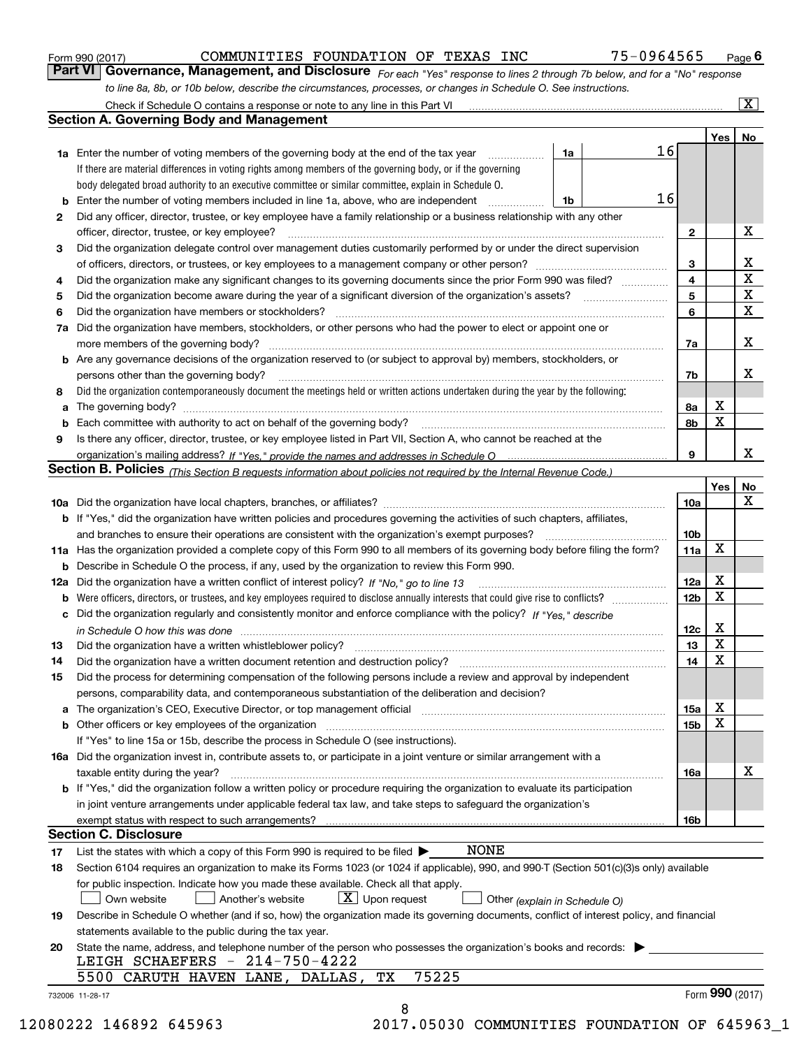Form 990 (2017) COMMUNITIES FOUNDATION OF TEXAS INC 75-0964565 Page 6

## Part VI Governance, Management, and Disclosure

*For each "Yes" response to lines 2 through 7b below, and for a "No" response to line 8a, 8b, or 10b below, describe the circumstances, processes, or changes in Schedule O. See instructions.*

Check if Schedule O contains a response or note to any line in this Part VI ... [X]

### Section A. Governing Body and Management

| | | | | Yes | No |
|---|---|---|---|---|---|
| **1a** | Enter the number of voting members of the governing body at the end of the tax year | 1a | 16 | | |
| | If there are material differences in voting rights among members of the governing body, or if the governing body delegated broad authority to an executive committee or similar committee, explain in Schedule O. | | | | |
| **b** | Enter the number of voting members included in line 1a, above, who are independent | 1b | 16 | | |
| **2** | Did any officer, director, trustee, or key employee have a family relationship or a business relationship with any other officer, director, trustee, or key employee? | 2 | | | X |
| **3** | Did the organization delegate control over management duties customarily performed by or under the direct supervision of officers, directors, or trustees, or key employees to a management company or other person? | 3 | | | X |
| **4** | Did the organization make any significant changes to its governing documents since the prior Form 990 was filed? | 4 | | | X |
| **5** | Did the organization become aware during the year of a significant diversion of the organization's assets? | 5 | | | X |
| **6** | Did the organization have members or stockholders? | 6 | | | X |
| **7a** | Did the organization have members, stockholders, or other persons who had the power to elect or appoint one or more members of the governing body? | 7a | | | X |
| **b** | Are any governance decisions of the organization reserved to (or subject to approval by) members, stockholders, or persons other than the governing body? | 7b | | | X |
| **8** | Did the organization contemporaneously document the meetings held or written actions undertaken during the year by the following: | | | | |
| **a** | The governing body? | 8a | | X | |
| **b** | Each committee with authority to act on behalf of the governing body? | 8b | | X | |
| **9** | Is there any officer, director, trustee, or key employee listed in Part VII, Section A, who cannot be reached at the organization's mailing address? *If "Yes," provide the names and addresses in Schedule O* | 9 | | | X |

### Section B. Policies *(This Section B requests information about policies not required by the Internal Revenue Code.)*

| | | | Yes | No |
|---|---|---|---|---|
| **10a** | Did the organization have local chapters, branches, or affiliates? | 10a | | X |
| **b** | If "Yes," did the organization have written policies and procedures governing the activities of such chapters, affiliates, and branches to ensure their operations are consistent with the organization's exempt purposes? | 10b | | |
| **11a** | Has the organization provided a complete copy of this Form 990 to all members of its governing body before filing the form? | 11a | X | |
| **b** | Describe in Schedule O the process, if any, used by the organization to review this Form 990. | | | |
| **12a** | Did the organization have a written conflict of interest policy? *If "No," go to line 13* | 12a | X | |
| **b** | Were officers, directors, or trustees, and key employees required to disclose annually interests that could give rise to conflicts? | 12b | X | |
| **c** | Did the organization regularly and consistently monitor and enforce compliance with the policy? *If "Yes," describe in Schedule O how this was done* | 12c | X | |
| **13** | Did the organization have a written whistleblower policy? | 13 | X | |
| **14** | Did the organization have a written document retention and destruction policy? | 14 | X | |
| **15** | Did the process for determining compensation of the following persons include a review and approval by independent persons, comparability data, and contemporaneous substantiation of the deliberation and decision? | | | |
| **a** | The organization's CEO, Executive Director, or top management official | 15a | X | |
| **b** | Other officers or key employees of the organization | 15b | X | |
| | If "Yes" to line 15a or 15b, describe the process in Schedule O (see instructions). | | | |
| **16a** | Did the organization invest in, contribute assets to, or participate in a joint venture or similar arrangement with a taxable entity during the year? | 16a | | X |
| **b** | If "Yes," did the organization follow a written policy or procedure requiring the organization to evaluate its participation in joint venture arrangements under applicable federal tax law, and take steps to safeguard the organization's exempt status with respect to such arrangements? | 16b | | |

### Section C. Disclosure

**17** List the states with which a copy of this Form 990 is required to be filed ▶ NONE

**18** Section 6104 requires an organization to make its Forms 1023 (or 1024 if applicable), 990, and 990-T (Section 501(c)(3)s only) available for public inspection. Indicate how you made these available. Check all that apply.

[ ] Own website [ ] Another's website [X] Upon request [ ] Other *(explain in Schedule O)*

**19** Describe in Schedule O whether (and if so, how) the organization made its governing documents, conflict of interest policy, and financial statements available to the public during the tax year.

**20** State the name, address, and telephone number of the person who possesses the organization's books and records: ▶

LEIGH SCHAEFERS - 214-750-4222
5500 CARUTH HAVEN LANE, DALLAS, TX 75225

732006 11-28-17 Form 990 (2017)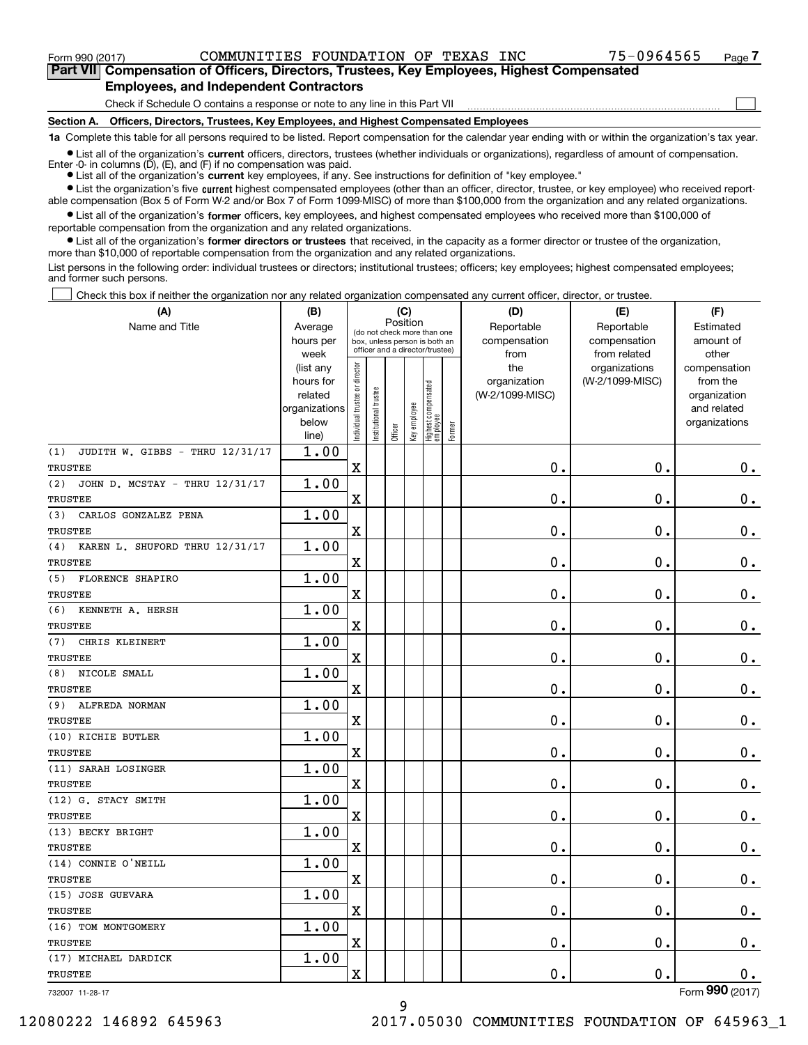Form 990 (2017) COMMUNITIES FOUNDATION OF TEXAS INC 75-0964565 Page 7

## Part VII Compensation of Officers, Directors, Trustees, Key Employees, Highest Compensated Employees, and Independent Contractors

Check if Schedule O contains a response or note to any line in this Part VII ☐

### Section A. Officers, Directors, Trustees, Key Employees, and Highest Compensated Employees

**1a** Complete this table for all persons required to be listed. Report compensation for the calendar year ending with or within the organization's tax year.

- List all of the organization's **current** officers, directors, trustees (whether individuals or organizations), regardless of amount of compensation. Enter -0- in columns (D), (E), and (F) if no compensation was paid.
- List all of the organization's **current** key employees, if any. See instructions for definition of "key employee."
- List the organization's five **current** highest compensated employees (other than an officer, director, trustee, or key employee) who received reportable compensation (Box 5 of Form W-2 and/or Box 7 of Form 1099-MISC) of more than $100,000 from the organization and any related organizations.
- List all of the organization's **former** officers, key employees, and highest compensated employees who received more than $100,000 of reportable compensation from the organization and any related organizations.
- List all of the organization's **former directors or trustees** that received, in the capacity as a former director or trustee of the organization, more than $10,000 of reportable compensation from the organization and any related organizations.

List persons in the following order: individual trustees or directors; institutional trustees; officers; key employees; highest compensated employees; and former such persons.

☐ Check this box if neither the organization nor any related organization compensated any current officer, director, or trustee.

| (A) Name and Title | (B) Average hours per week (list any hours for related organizations below line) | (C) Position: Individual trustee or director | Institutional trustee | Officer | Key employee | Highest compensated employee | Former | (D) Reportable compensation from the organization (W-2/1099-MISC) | (E) Reportable compensation from related organizations (W-2/1099-MISC) | (F) Estimated amount of other compensation from the organization and related organizations |
|---|---|---|---|---|---|---|---|---|---|---|
| (1) JUDITH W. GIBBS - THRU 12/31/17<br>TRUSTEE | 1.00 | X | | | | | | 0. | 0. | 0. |
| (2) JOHN D. MCSTAY - THRU 12/31/17<br>TRUSTEE | 1.00 | X | | | | | | 0. | 0. | 0. |
| (3) CARLOS GONZALEZ PENA<br>TRUSTEE | 1.00 | X | | | | | | 0. | 0. | 0. |
| (4) KAREN L. SHUFORD THRU 12/31/17<br>TRUSTEE | 1.00 | X | | | | | | 0. | 0. | 0. |
| (5) FLORENCE SHAPIRO<br>TRUSTEE | 1.00 | X | | | | | | 0. | 0. | 0. |
| (6) KENNETH A. HERSH<br>TRUSTEE | 1.00 | X | | | | | | 0. | 0. | 0. |
| (7) CHRIS KLEINERT<br>TRUSTEE | 1.00 | X | | | | | | 0. | 0. | 0. |
| (8) NICOLE SMALL<br>TRUSTEE | 1.00 | X | | | | | | 0. | 0. | 0. |
| (9) ALFREDA NORMAN<br>TRUSTEE | 1.00 | X | | | | | | 0. | 0. | 0. |
| (10) RICHIE BUTLER<br>TRUSTEE | 1.00 | X | | | | | | 0. | 0. | 0. |
| (11) SARAH LOSINGER<br>TRUSTEE | 1.00 | X | | | | | | 0. | 0. | 0. |
| (12) G. STACY SMITH<br>TRUSTEE | 1.00 | X | | | | | | 0. | 0. | 0. |
| (13) BECKY BRIGHT<br>TRUSTEE | 1.00 | X | | | | | | 0. | 0. | 0. |
| (14) CONNIE O'NEILL<br>TRUSTEE | 1.00 | X | | | | | | 0. | 0. | 0. |
| (15) JOSE GUEVARA<br>TRUSTEE | 1.00 | X | | | | | | 0. | 0. | 0. |
| (16) TOM MONTGOMERY<br>TRUSTEE | 1.00 | X | | | | | | 0. | 0. | 0. |
| (17) MICHAEL DARDICK<br>TRUSTEE | 1.00 | X | | | | | | 0. | 0. | 0. |

732007 11-28-17 Form 990 (2017)

12080222 146892 645963 2017.05030 COMMUNITIES FOUNDATION OF 645963_1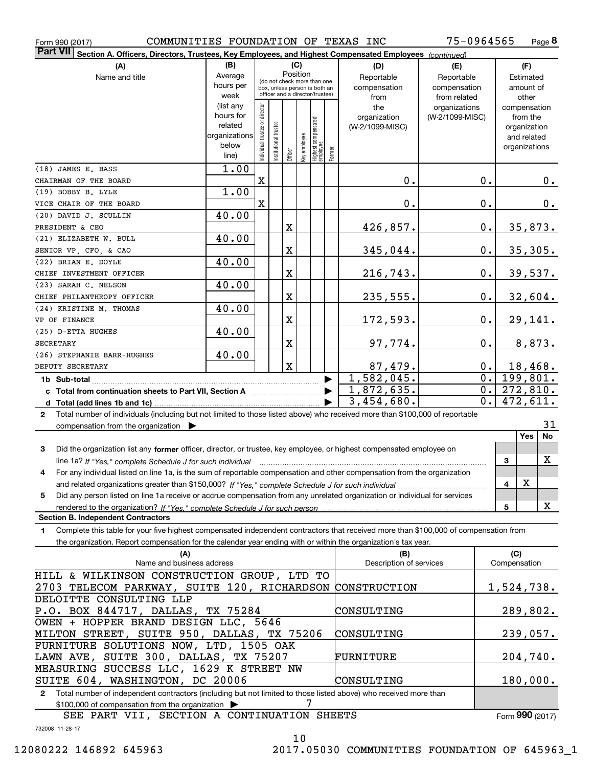Form 990 (2017) COMMUNITIES FOUNDATION OF TEXAS INC 75-0964565 Page 8

**Part VII Section A. Officers, Directors, Trustees, Key Employees, and Highest Compensated Employees** *(continued)*

| (A) Name and title | (B) Average hours per week (list any hours for related organizations below line) | (C) Position: Individual trustee or director | Institutional trustee | Officer | Key employee | Highest compensated employee | Former | (D) Reportable compensation from the organization (W-2/1099-MISC) | (E) Reportable compensation from related organizations (W-2/1099-MISC) | (F) Estimated amount of other compensation from the organization and related organizations |
|---|---|---|---|---|---|---|---|---|---|---|
| (18) JAMES E. BASS<br>CHAIRMAN OF THE BOARD | 1.00 | X | | | | | | 0. | 0. | 0. |
| (19) BOBBY B. LYLE<br>VICE CHAIR OF THE BOARD | 1.00 | X | | | | | | 0. | 0. | 0. |
| (20) DAVID J. SCULLIN<br>PRESIDENT & CEO | 40.00 | | | X | | | | 426,857. | 0. | 35,873. |
| (21) ELIZABETH W. BULL<br>SENIOR VP, CFO, & CAO | 40.00 | | | X | | | | 345,044. | 0. | 35,305. |
| (22) BRIAN E. DOYLE<br>CHIEF INVESTMENT OFFICER | 40.00 | | | X | | | | 216,743. | 0. | 39,537. |
| (23) SARAH C. NELSON<br>CHIEF PHILANTHROPY OFFICER | 40.00 | | | X | | | | 235,555. | 0. | 32,604. |
| (24) KRISTINE M. THOMAS<br>VP OF FINANCE | 40.00 | | | X | | | | 172,593. | 0. | 29,141. |
| (25) D-ETTA HUGHES<br>SECRETARY | 40.00 | | | X | | | | 97,774. | 0. | 8,873. |
| (26) STEPHANIE BARR-HUGHES<br>DEPUTY SECRETARY | 40.00 | | | X | | | | 87,479. | 0. | 18,468. |
| **1b Sub-total** | | | | | | | | 1,582,045. | 0. | 199,801. |
| **c Total from continuation sheets to Part VII, Section A** | | | | | | | | 1,872,635. | 0. | 272,810. |
| **d Total (add lines 1b and 1c)** | | | | | | | | 3,454,680. | 0. | 472,611. |

2 Total number of individuals (including but not limited to those listed above) who received more than $100,000 of reportable compensation from the organization ▶ 31

| | | Yes | No |
|---|---|---|---|
| 3 Did the organization list any **former** officer, director, or trustee, key employee, or highest compensated employee on line 1a? *If "Yes," complete Schedule J for such individual* | 3 | | X |
| 4 For any individual listed on line 1a, is the sum of reportable compensation and other compensation from the organization and related organizations greater than $150,000? *If "Yes," complete Schedule J for such individual* | 4 | X | |
| 5 Did any person listed on line 1a receive or accrue compensation from any unrelated organization or individual for services rendered to the organization? *If "Yes," complete Schedule J for such person* | 5 | | X |

**Section B. Independent Contractors**

1 Complete this table for your five highest compensated independent contractors that received more than $100,000 of compensation from the organization. Report compensation for the calendar year ending with or within the organization's tax year.

| (A) Name and business address | (B) Description of services | (C) Compensation |
|---|---|---|
| HILL & WILKINSON CONSTRUCTION GROUP, LTD TO 2703 TELECOM PARKWAY, SUITE 120, RICHARDSON | CONSTRUCTION | 1,524,738. |
| DELOITTE CONSULTING LLP P.O. BOX 844717, DALLAS, TX 75284 | CONSULTING | 289,802. |
| OWEN + HOPPER BRAND DESIGN LLC, 5646 MILTON STREET, SUITE 950, DALLAS, TX 75206 | CONSULTING | 239,057. |
| FURNITURE SOLUTIONS NOW, LTD, 1505 OAK LAWN AVE, SUITE 300, DALLAS, TX 75207 | FURNITURE | 204,740. |
| MEASURING SUCCESS LLC, 1629 K STREET NW SUITE 604, WASHINGTON, DC 20006 | CONSULTING | 180,000. |

2 Total number of independent contractors (including but not limited to those listed above) who received more than $100,000 of compensation from the organization ▶ 7

SEE PART VII, SECTION A CONTINUATION SHEETS

Form **990** (2017)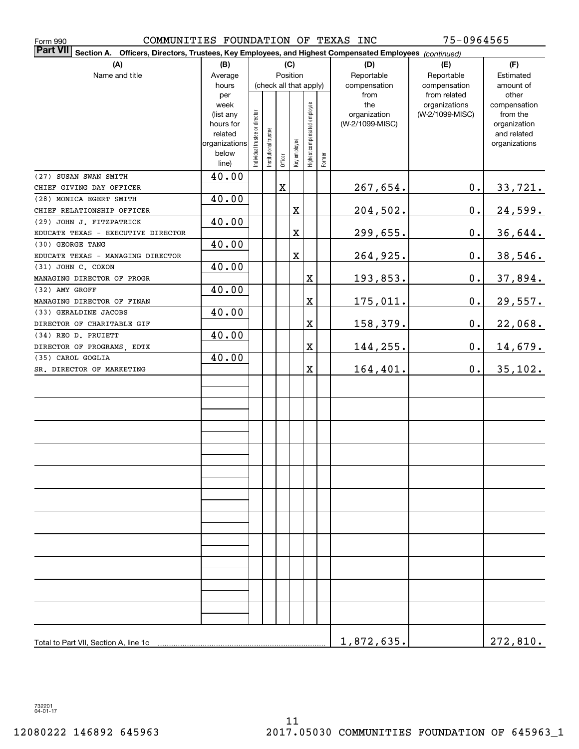Form 990 COMMUNITIES FOUNDATION OF TEXAS INC 75-0964565

**Part VII Section A. Officers, Directors, Trustees, Key Employees, and Highest Compensated Employees** *(continued)*

| (A) Name and title | (B) Average hours per week (list any hours for related organizations below line) | (C) Position: Individual trustee or director | Institutional trustee | Officer | Key employee | Highest compensated employee | Former | (D) Reportable compensation from the organization (W-2/1099-MISC) | (E) Reportable compensation from related organizations (W-2/1099-MISC) | (F) Estimated amount of other compensation from the organization and related organizations |
|---|---|---|---|---|---|---|---|---|---|---|
| (27) SUSAN SWAN SMITH<br>CHIEF GIVING DAY OFFICER | 40.00 | | | X | | | | 267,654. | 0. | 33,721. |
| (28) MONICA EGERT SMITH<br>CHIEF RELATIONSHIP OFFICER | 40.00 | | | | X | | | 204,502. | 0. | 24,599. |
| (29) JOHN J. FITZPATRICK<br>EDUCATE TEXAS - EXECUTIVE DIRECTOR | 40.00 | | | | X | | | 299,655. | 0. | 36,644. |
| (30) GEORGE TANG<br>EDUCATE TEXAS - MANAGING DIRECTOR | 40.00 | | | | X | | | 264,925. | 0. | 38,546. |
| (31) JOHN C. COXON<br>MANAGING DIRECTOR OF PROGR | 40.00 | | | | | X | | 193,853. | 0. | 37,894. |
| (32) AMY GROFF<br>MANAGING DIRECTOR OF FINAN | 40.00 | | | | | X | | 175,011. | 0. | 29,557. |
| (33) GERALDINE JACOBS<br>DIRECTOR OF CHARITABLE GIF | 40.00 | | | | | X | | 158,379. | 0. | 22,068. |
| (34) REO D. PRUIETT<br>DIRECTOR OF PROGRAMS, EDTX | 40.00 | | | | | X | | 144,255. | 0. | 14,679. |
| (35) CAROL GOGLIA<br>SR. DIRECTOR OF MARKETING | 40.00 | | | | | X | | 164,401. | 0. | 35,102. |
| Total to Part VII, Section A, line 1c | | | | | | | | 1,872,635. | | 272,810. |

732201 04-01-17

12080222 146892 645963 2017.05030 COMMUNITIES FOUNDATION OF 645963_1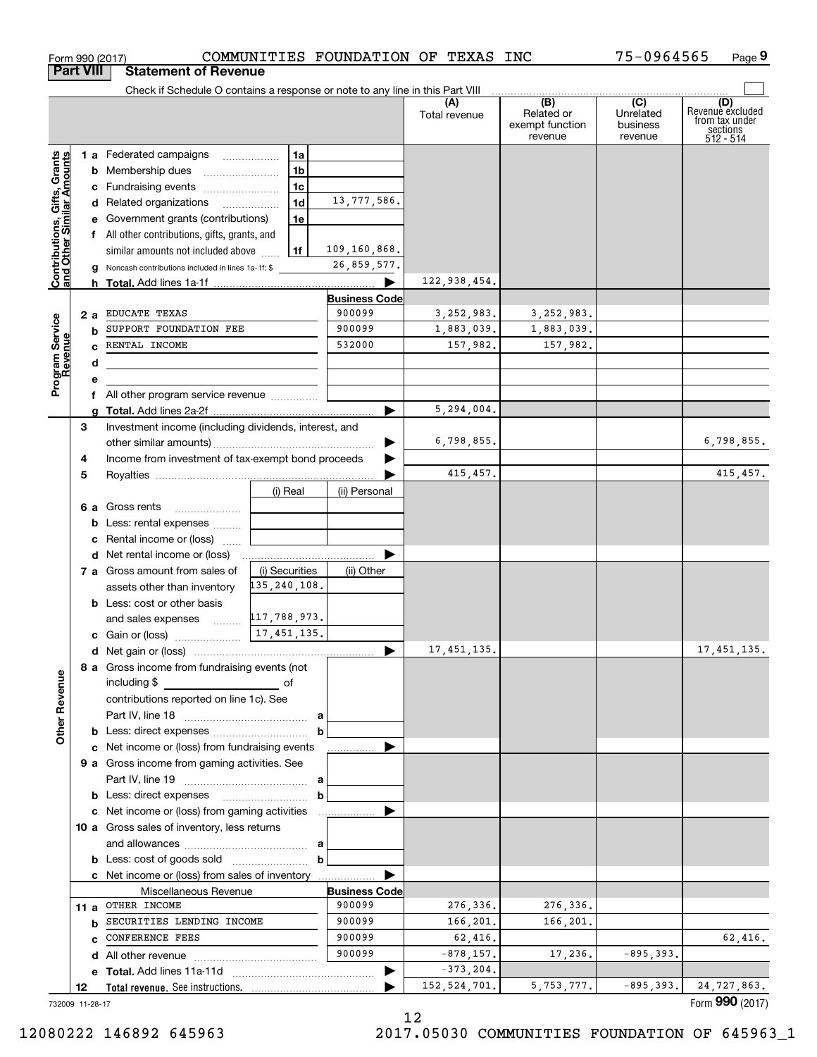Form 990 (2017) COMMUNITIES FOUNDATION OF TEXAS INC 75-0964565 Page 9

## Part VIII Statement of Revenue

Check if Schedule O contains a response or note to any line in this Part VIII

| | | | | (A) Total revenue | (B) Related or exempt function revenue | (C) Unrelated business revenue | (D) Revenue excluded from tax under sections 512 - 514 |
|---|---|---|---|---|---|---|---|
| **Contributions, Gifts, Grants and Other Similar Amounts** | 1 a Federated campaigns | 1a | | | | | |
| | b Membership dues | 1b | | | | | |
| | c Fundraising events | 1c | | | | | |
| | d Related organizations | 1d | 13,777,586. | | | | |
| | e Government grants (contributions) | 1e | | | | | |
| | f All other contributions, gifts, grants, and similar amounts not included above | 1f | 109,160,868. | | | | |
| | g Noncash contributions included in lines 1a-1f: $ | | 26,859,577. | | | | |
| | h Total. Add lines 1a-1f | | | 122,938,454. | | | |
| **Program Service Revenue** | | | Business Code | | | | |
| | 2 a EDUCATE TEXAS | | 900099 | 3,252,983. | 3,252,983. | | |
| | b SUPPORT FOUNDATION FEE | | 900099 | 1,883,039. | 1,883,039. | | |
| | c RENTAL INCOME | | 532000 | 157,982. | 157,982. | | |
| | d | | | | | | |
| | e | | | | | | |
| | f All other program service revenue | | | | | | |
| | g Total. Add lines 2a-2f | | | 5,294,004. | | | |
| **Other Revenue** | 3 Investment income (including dividends, interest, and other similar amounts) | | | 6,798,855. | | | 6,798,855. |
| | 4 Income from investment of tax-exempt bond proceeds | | | | | | |
| | 5 Royalties | | | 415,457. | | | 415,457. |
| | | (i) Real | (ii) Personal | | | | |
| | 6 a Gross rents | | | | | | |
| | b Less: rental expenses | | | | | | |
| | c Rental income or (loss) | | | | | | |
| | d Net rental income or (loss) | | | | | | |
| | | (i) Securities | (ii) Other | | | | |
| | 7 a Gross amount from sales of assets other than inventory | 135,240,108. | | | | | |
| | b Less: cost or other basis and sales expenses | 117,788,973. | | | | | |
| | c Gain or (loss) | 17,451,135. | | | | | |
| | d Net gain or (loss) | | | 17,451,135. | | | 17,451,135. |
| | 8 a Gross income from fundraising events (not including $ of contributions reported on line 1c). See Part IV, line 18 | a | | | | | |
| | b Less: direct expenses | b | | | | | |
| | c Net income or (loss) from fundraising events | | | | | | |
| | 9 a Gross income from gaming activities. See Part IV, line 19 | a | | | | | |
| | b Less: direct expenses | b | | | | | |
| | c Net income or (loss) from gaming activities | | | | | | |
| | 10 a Gross sales of inventory, less returns and allowances | a | | | | | |
| | b Less: cost of goods sold | b | | | | | |
| | c Net income or (loss) from sales of inventory | | | | | | |
| | Miscellaneous Revenue | | Business Code | | | | |
| | 11 a OTHER INCOME | | 900099 | 276,336. | 276,336. | | |
| | b SECURITIES LENDING INCOME | | 900099 | 166,201. | 166,201. | | |
| | c CONFERENCE FEES | | 900099 | 62,416. | | | 62,416. |
| | d All other revenue | | 900099 | -878,157. | 17,236. | -895,393. | |
| | e Total. Add lines 11a-11d | | | -373,204. | | | |
| | 12 Total revenue. See instructions. | | | 152,524,701. | 5,753,777. | -895,393. | 24,727,863. |

732009 11-28-17 Form 990 (2017)

12080222 146892 645963 2017.05030 COMMUNITIES FOUNDATION OF 645963_1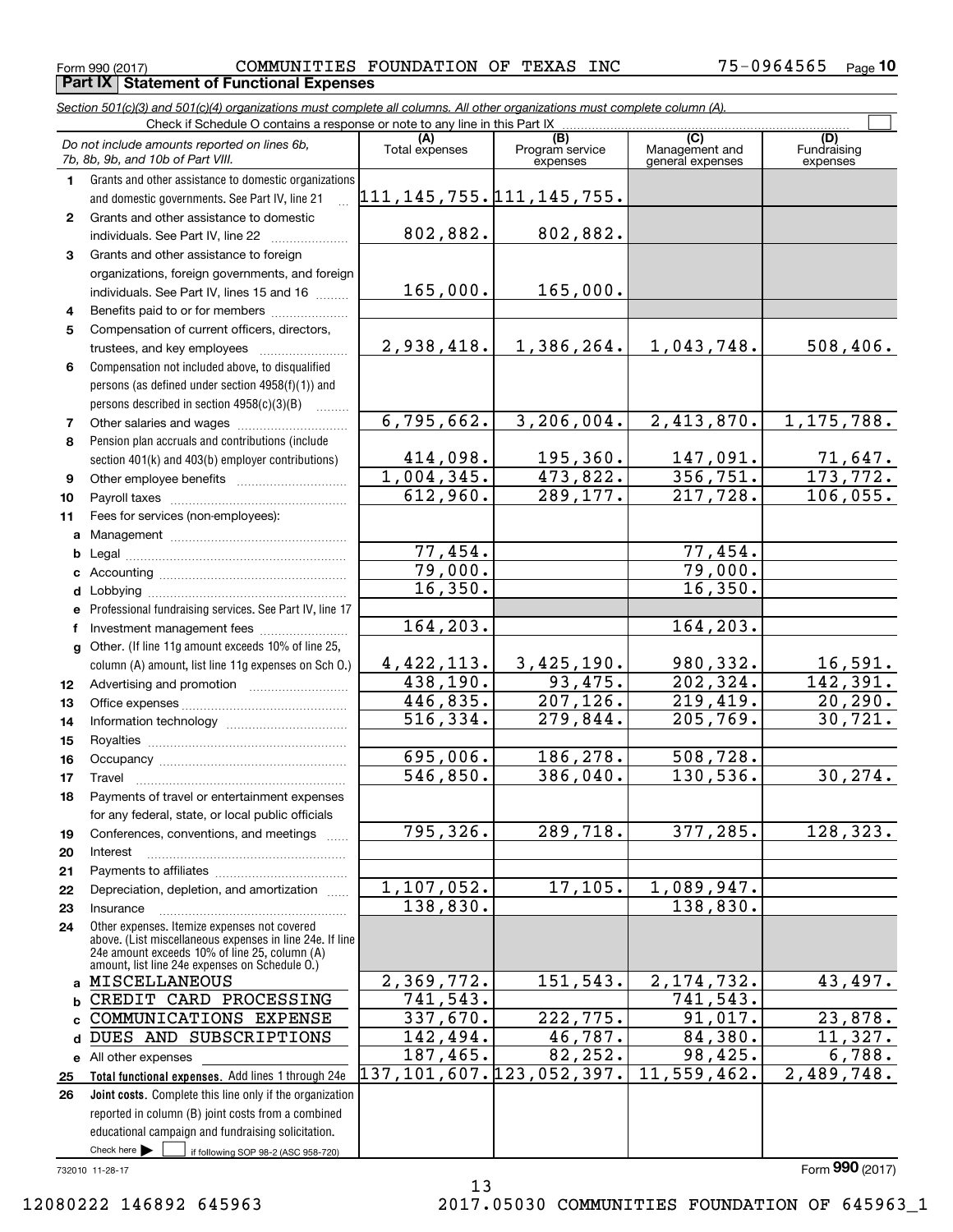Form 990 (2017) COMMUNITIES FOUNDATION OF TEXAS INC 75-0964565 Page **10**

**Part IX Statement of Functional Expenses**

*Section 501(c)(3) and 501(c)(4) organizations must complete all columns. All other organizations must complete column (A).*

Check if Schedule O contains a response or note to any line in this Part IX

| *Do not include amounts reported on lines 6b, 7b, 8b, 9b, and 10b of Part VIII.* | (A) Total expenses | (B) Program service expenses | (C) Management and general expenses | (D) Fundraising expenses |
|---|---|---|---|---|
| **1** Grants and other assistance to domestic organizations and domestic governments. See Part IV, line 21 | 111,145,755. | 111,145,755. | | |
| **2** Grants and other assistance to domestic individuals. See Part IV, line 22 | 802,882. | 802,882. | | |
| **3** Grants and other assistance to foreign organizations, foreign governments, and foreign individuals. See Part IV, lines 15 and 16 | 165,000. | 165,000. | | |
| **4** Benefits paid to or for members | | | | |
| **5** Compensation of current officers, directors, trustees, and key employees | 2,938,418. | 1,386,264. | 1,043,748. | 508,406. |
| **6** Compensation not included above, to disqualified persons (as defined under section 4958(f)(1)) and persons described in section 4958(c)(3)(B) | | | | |
| **7** Other salaries and wages | 6,795,662. | 3,206,004. | 2,413,870. | 1,175,788. |
| **8** Pension plan accruals and contributions (include section 401(k) and 403(b) employer contributions) | 414,098. | 195,360. | 147,091. | 71,647. |
| **9** Other employee benefits | 1,004,345. | 473,822. | 356,751. | 173,772. |
| **10** Payroll taxes | 612,960. | 289,177. | 217,728. | 106,055. |
| **11** Fees for services (non-employees): | | | | |
| **a** Management | | | | |
| **b** Legal | 77,454. | | 77,454. | |
| **c** Accounting | 79,000. | | 79,000. | |
| **d** Lobbying | 16,350. | | 16,350. | |
| **e** Professional fundraising services. See Part IV, line 17 | | | | |
| **f** Investment management fees | 164,203. | | 164,203. | |
| **g** Other. (If line 11g amount exceeds 10% of line 25, column (A) amount, list line 11g expenses on Sch O.) | 4,422,113. | 3,425,190. | 980,332. | 16,591. |
| **12** Advertising and promotion | 438,190. | 93,475. | 202,324. | 142,391. |
| **13** Office expenses | 446,835. | 207,126. | 219,419. | 20,290. |
| **14** Information technology | 516,334. | 279,844. | 205,769. | 30,721. |
| **15** Royalties | | | | |
| **16** Occupancy | 695,006. | 186,278. | 508,728. | |
| **17** Travel | 546,850. | 386,040. | 130,536. | 30,274. |
| **18** Payments of travel or entertainment expenses for any federal, state, or local public officials | | | | |
| **19** Conferences, conventions, and meetings | 795,326. | 289,718. | 377,285. | 128,323. |
| **20** Interest | | | | |
| **21** Payments to affiliates | | | | |
| **22** Depreciation, depletion, and amortization | 1,107,052. | 17,105. | 1,089,947. | |
| **23** Insurance | 138,830. | | 138,830. | |
| **24** Other expenses. Itemize expenses not covered above. (List miscellaneous expenses in line 24e. If line 24e amount exceeds 10% of line 25, column (A) amount, list line 24e expenses on Schedule O.) | | | | |
| **a** MISCELLANEOUS | 2,369,772. | 151,543. | 2,174,732. | 43,497. |
| **b** CREDIT CARD PROCESSING | 741,543. | | 741,543. | |
| **c** COMMUNICATIONS EXPENSE | 337,670. | 222,775. | 91,017. | 23,878. |
| **d** DUES AND SUBSCRIPTIONS | 142,494. | 46,787. | 84,380. | 11,327. |
| **e** All other expenses | 187,465. | 82,252. | 98,425. | 6,788. |
| **25** **Total functional expenses.** Add lines 1 through 24e | 137,101,607. | 123,052,397. | 11,559,462. | 2,489,748. |
| **26** **Joint costs.** Complete this line only if the organization reported in column (B) joint costs from a combined educational campaign and fundraising solicitation. Check here ☐ if following SOP 98-2 (ASC 958-720) | | | | |

732010 11-28-17

Form **990** (2017)

12080222 146892 645963 2017.05030 COMMUNITIES FOUNDATION OF 645963_1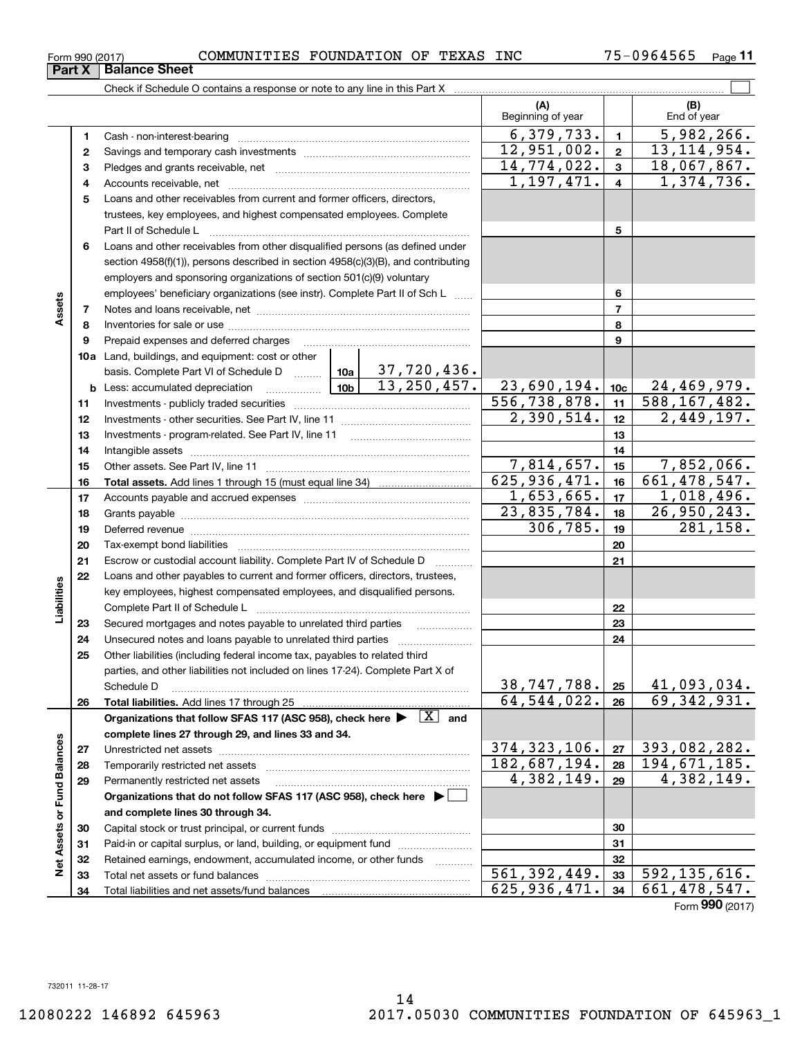Form 990 (2017) COMMUNITIES FOUNDATION OF TEXAS INC 75-0964565

## Part X Balance Sheet

Check if Schedule O contains a response or note to any line in this Part X

| | | | (A) Beginning of year | | (B) End of year |
|---|---|---|---|---|---|
| **Assets** | 1 | Cash - non-interest-bearing | 6,379,733. | 1 | 5,982,266. |
| | 2 | Savings and temporary cash investments | 12,951,002. | 2 | 13,114,954. |
| | 3 | Pledges and grants receivable, net | 14,774,022. | 3 | 18,067,867. |
| | 4 | Accounts receivable, net | 1,197,471. | 4 | 1,374,736. |
| | 5 | Loans and other receivables from current and former officers, directors, trustees, key employees, and highest compensated employees. Complete Part II of Schedule L | | 5 | |
| | 6 | Loans and other receivables from other disqualified persons (as defined under section 4958(f)(1)), persons described in section 4958(c)(3)(B), and contributing employers and sponsoring organizations of section 501(c)(9) voluntary employees' beneficiary organizations (see instr). Complete Part II of Sch L | | 6 | |
| | 7 | Notes and loans receivable, net | | 7 | |
| | 8 | Inventories for sale or use | | 8 | |
| | 9 | Prepaid expenses and deferred charges | | 9 | |
| | 10a | Land, buildings, and equipment: cost or other basis. Complete Part VI of Schedule D — 10a: 37,720,436. | | | |
| | b | Less: accumulated depreciation — 10b: 13,250,457. | 23,690,194. | 10c | 24,469,979. |
| | 11 | Investments - publicly traded securities | 556,738,878. | 11 | 588,167,482. |
| | 12 | Investments - other securities. See Part IV, line 11 | 2,390,514. | 12 | 2,449,197. |
| | 13 | Investments - program-related. See Part IV, line 11 | | 13 | |
| | 14 | Intangible assets | | 14 | |
| | 15 | Other assets. See Part IV, line 11 | 7,814,657. | 15 | 7,852,066. |
| | 16 | **Total assets.** Add lines 1 through 15 (must equal line 34) | 625,936,471. | 16 | 661,478,547. |
| **Liabilities** | 17 | Accounts payable and accrued expenses | 1,653,665. | 17 | 1,018,496. |
| | 18 | Grants payable | 23,835,784. | 18 | 26,950,243. |
| | 19 | Deferred revenue | 306,785. | 19 | 281,158. |
| | 20 | Tax-exempt bond liabilities | | 20 | |
| | 21 | Escrow or custodial account liability. Complete Part IV of Schedule D | | 21 | |
| | 22 | Loans and other payables to current and former officers, directors, trustees, key employees, highest compensated employees, and disqualified persons. Complete Part II of Schedule L | | 22 | |
| | 23 | Secured mortgages and notes payable to unrelated third parties | | 23 | |
| | 24 | Unsecured notes and loans payable to unrelated third parties | | 24 | |
| | 25 | Other liabilities (including federal income tax, payables to related third parties, and other liabilities not included on lines 17-24). Complete Part X of Schedule D | 38,747,788. | 25 | 41,093,034. |
| | 26 | **Total liabilities.** Add lines 17 through 25 | 64,544,022. | 26 | 69,342,931. |
| **Net Assets or Fund Balances** | | **Organizations that follow SFAS 117 (ASC 958), check here ▶ [X] and complete lines 27 through 29, and lines 33 and 34.** | | | |
| | 27 | Unrestricted net assets | 374,323,106. | 27 | 393,082,282. |
| | 28 | Temporarily restricted net assets | 182,687,194. | 28 | 194,671,185. |
| | 29 | Permanently restricted net assets | 4,382,149. | 29 | 4,382,149. |
| | | **Organizations that do not follow SFAS 117 (ASC 958), check here ▶ [ ] and complete lines 30 through 34.** | | | |
| | 30 | Capital stock or trust principal, or current funds | | 30 | |
| | 31 | Paid-in or capital surplus, or land, building, or equipment fund | | 31 | |
| | 32 | Retained earnings, endowment, accumulated income, or other funds | | 32 | |
| | 33 | Total net assets or fund balances | 561,392,449. | 33 | 592,135,616. |
| | 34 | Total liabilities and net assets/fund balances | 625,936,471. | 34 | 661,478,547. |

Form **990** (2017)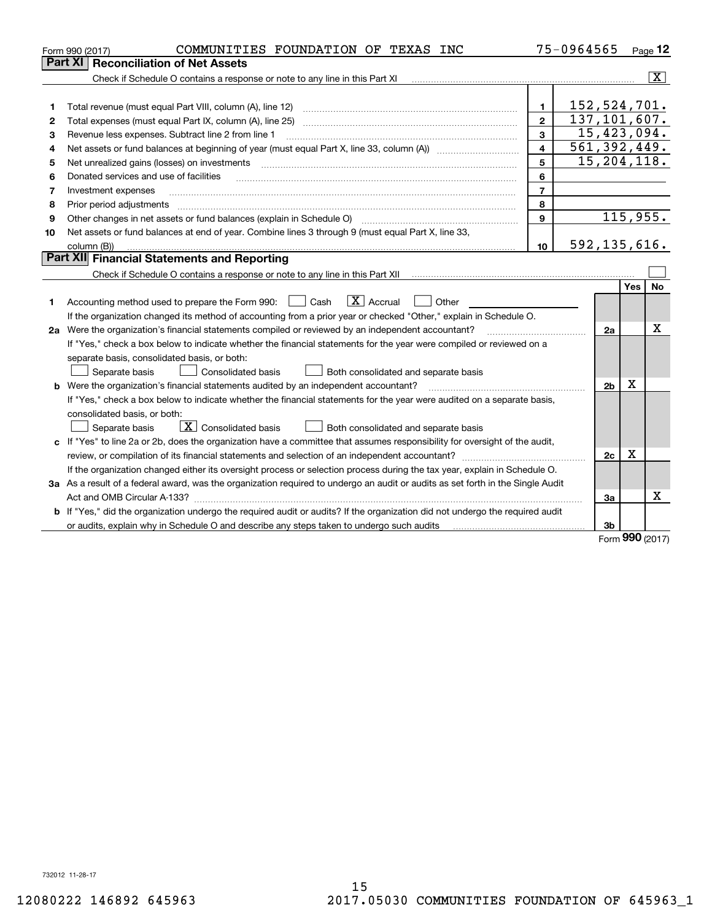Form 990 (2017) COMMUNITIES FOUNDATION OF TEXAS INC 75-0964565 Page **12**

## Part XI Reconciliation of Net Assets

Check if Schedule O contains a response or note to any line in this Part XI [X]

| | | | |
|---|---|---|---|
| 1 | Total revenue (must equal Part VIII, column (A), line 12) | 1 | 152,524,701. |
| 2 | Total expenses (must equal Part IX, column (A), line 25) | 2 | 137,101,607. |
| 3 | Revenue less expenses. Subtract line 2 from line 1 | 3 | 15,423,094. |
| 4 | Net assets or fund balances at beginning of year (must equal Part X, line 33, column (A)) | 4 | 561,392,449. |
| 5 | Net unrealized gains (losses) on investments | 5 | 15,204,118. |
| 6 | Donated services and use of facilities | 6 | |
| 7 | Investment expenses | 7 | |
| 8 | Prior period adjustments | 8 | |
| 9 | Other changes in net assets or fund balances (explain in Schedule O) | 9 | 115,955. |
| 10 | Net assets or fund balances at end of year. Combine lines 3 through 9 (must equal Part X, line 33, column (B)) | 10 | 592,135,616. |

## Part XII Financial Statements and Reporting

Check if Schedule O contains a response or note to any line in this Part XII [ ]

| | | | Yes | No |
|---|---|---|---|---|
| 1 | Accounting method used to prepare the Form 990: [ ] Cash [X] Accrual [ ] Other<br>If the organization changed its method of accounting from a prior year or checked "Other," explain in Schedule O. | | | |
| 2a | Were the organization's financial statements compiled or reviewed by an independent accountant?<br>If "Yes," check a box below to indicate whether the financial statements for the year were compiled or reviewed on a separate basis, consolidated basis, or both:<br>[ ] Separate basis [ ] Consolidated basis [ ] Both consolidated and separate basis | 2a | | X |
| b | Were the organization's financial statements audited by an independent accountant?<br>If "Yes," check a box below to indicate whether the financial statements for the year were audited on a separate basis, consolidated basis, or both:<br>[ ] Separate basis [X] Consolidated basis [ ] Both consolidated and separate basis | 2b | X | |
| c | If "Yes" to line 2a or 2b, does the organization have a committee that assumes responsibility for oversight of the audit, review, or compilation of its financial statements and selection of an independent accountant?<br>If the organization changed either its oversight process or selection process during the tax year, explain in Schedule O. | 2c | X | |
| 3a | As a result of a federal award, was the organization required to undergo an audit or audits as set forth in the Single Audit Act and OMB Circular A-133? | 3a | | X |
| b | If "Yes," did the organization undergo the required audit or audits? If the organization did not undergo the required audit or audits, explain why in Schedule O and describe any steps taken to undergo such audits | 3b | | |

Form **990** (2017)

732012 11-28-17

12080222 146892 645963 2017.05030 COMMUNITIES FOUNDATION OF 645963_1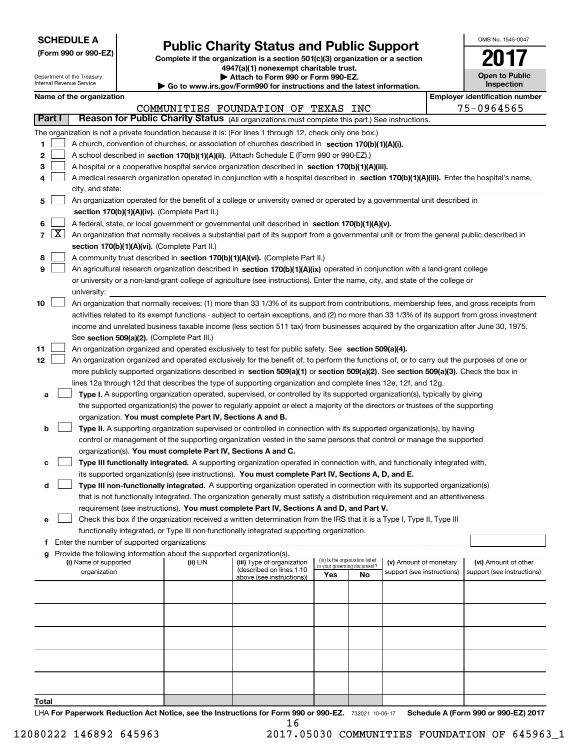**SCHEDULE A**
**(Form 990 or 990-EZ)**

Department of the Treasury
Internal Revenue Service

# Public Charity Status and Public Support

**Complete if the organization is a section 501(c)(3) organization or a section 4947(a)(1) nonexempt charitable trust.**
**▶ Attach to Form 990 or Form 990-EZ.**
**▶ Go to www.irs.gov/Form990 for instructions and the latest information.**

OMB No. 1545-0047
**2017**
**Open to Public Inspection**

**Name of the organization**: COMMUNITIES FOUNDATION OF TEXAS INC
**Employer identification number**: 75-0964565

## Part I — Reason for Public Charity Status (All organizations must complete this part.) See instructions.

The organization is not a private foundation because it is: (For lines 1 through 12, check only one box.)

1. [ ] A church, convention of churches, or association of churches described in **section 170(b)(1)(A)(i).**
2. [ ] A school described in **section 170(b)(1)(A)(ii).** (Attach Schedule E (Form 990 or 990-EZ).)
3. [ ] A hospital or a cooperative hospital service organization described in **section 170(b)(1)(A)(iii).**
4. [ ] A medical research organization operated in conjunction with a hospital described in **section 170(b)(1)(A)(iii).** Enter the hospital's name, city, and state:
5. [ ] An organization operated for the benefit of a college or university owned or operated by a governmental unit described in **section 170(b)(1)(A)(iv).** (Complete Part II.)
6. [ ] A federal, state, or local government or governmental unit described in **section 170(b)(1)(A)(v).**
7. [X] An organization that normally receives a substantial part of its support from a governmental unit or from the general public described in **section 170(b)(1)(A)(vi).** (Complete Part II.)
8. [ ] A community trust described in **section 170(b)(1)(A)(vi).** (Complete Part II.)
9. [ ] An agricultural research organization described in **section 170(b)(1)(A)(ix)** operated in conjunction with a land-grant college or university or a non-land-grant college of agriculture (see instructions). Enter the name, city, and state of the college or university:
10. [ ] An organization that normally receives: (1) more than 33 1/3% of its support from contributions, membership fees, and gross receipts from activities related to its exempt functions - subject to certain exceptions, and (2) no more than 33 1/3% of its support from gross investment income and unrelated business taxable income (less section 511 tax) from businesses acquired by the organization after June 30, 1975. See **section 509(a)(2).** (Complete Part III.)
11. [ ] An organization organized and operated exclusively to test for public safety. See **section 509(a)(4).**
12. [ ] An organization organized and operated exclusively for the benefit of, to perform the functions of, or to carry out the purposes of one or more publicly supported organizations described in **section 509(a)(1)** or **section 509(a)(2)**. See **section 509(a)(3).** Check the box in lines 12a through 12d that describes the type of supporting organization and complete lines 12e, 12f, and 12g.
   - **a** [ ] **Type I.** A supporting organization operated, supervised, or controlled by its supported organization(s), typically by giving the supported organization(s) the power to regularly appoint or elect a majority of the directors or trustees of the supporting organization. **You must complete Part IV, Sections A and B.**
   - **b** [ ] **Type II.** A supporting organization supervised or controlled in connection with its supported organization(s), by having control or management of the supporting organization vested in the same persons that control or manage the supported organization(s). **You must complete Part IV, Sections A and C.**
   - **c** [ ] **Type III functionally integrated.** A supporting organization operated in connection with, and functionally integrated with, its supported organization(s) (see instructions). **You must complete Part IV, Sections A, D, and E.**
   - **d** [ ] **Type III non-functionally integrated.** A supporting organization operated in connection with its supported organization(s) that is not functionally integrated. The organization generally must satisfy a distribution requirement and an attentiveness requirement (see instructions). **You must complete Part IV, Sections A and D, and Part V.**
   - **e** [ ] Check this box if the organization received a written determination from the IRS that it is a Type I, Type II, Type III functionally integrated, or Type III non-functionally integrated supporting organization.
   - **f** Enter the number of supported organizations
   - **g** Provide the following information about the supported organization(s).

| (i) Name of supported organization | (ii) EIN | (iii) Type of organization (described on lines 1-10 above (see instructions)) | (iv) Is the organization listed in your governing document? Yes | No | (v) Amount of monetary support (see instructions) | (vi) Amount of other support (see instructions) |
|---|---|---|---|---|---|---|
| | | | | | | |
| | | | | | | |
| | | | | | | |
| | | | | | | |
| | | | | | | |
| **Total** | | | | | | |

LHA **For Paperwork Reduction Act Notice, see the Instructions for Form 990 or 990-EZ.** 732021 10-06-17 **Schedule A (Form 990 or 990-EZ) 2017**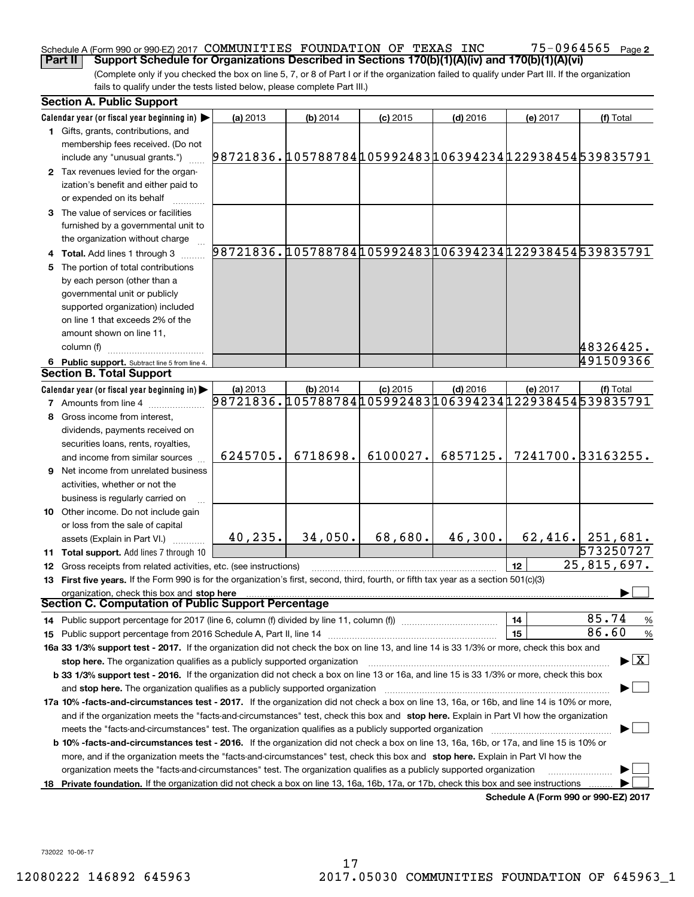Schedule A (Form 990 or 990-EZ) 2017 COMMUNITIES FOUNDATION OF TEXAS INC 75-0964565 Page 2

**Part II** **Support Schedule for Organizations Described in Sections 170(b)(1)(A)(iv) and 170(b)(1)(A)(vi)**

(Complete only if you checked the box on line 5, 7, or 8 of Part I or if the organization failed to qualify under Part III. If the organization fails to qualify under the tests listed below, please complete Part III.)

**Section A. Public Support**

| Calendar year (or fiscal year beginning in) ▶ | (a) 2013 | (b) 2014 | (c) 2015 | (d) 2016 | (e) 2017 | (f) Total |
|---|---|---|---|---|---|---|
| 1 Gifts, grants, contributions, and membership fees received. (Do not include any "unusual grants.") | 98721836. | 105788784 | 105992483 | 106394234 | 122938454 | 539835791 |
| 2 Tax revenues levied for the organization's benefit and either paid to or expended on its behalf | | | | | | |
| 3 The value of services or facilities furnished by a governmental unit to the organization without charge | | | | | | |
| 4 Total. Add lines 1 through 3 | 98721836. | 105788784 | 105992483 | 106394234 | 122938454 | 539835791 |
| 5 The portion of total contributions by each person (other than a governmental unit or publicly supported organization) included on line 1 that exceeds 2% of the amount shown on line 11, column (f) | | | | | | 48326425. |
| 6 Public support. Subtract line 5 from line 4. | | | | | | 491509366 |

**Section B. Total Support**

| Calendar year (or fiscal year beginning in) ▶ | (a) 2013 | (b) 2014 | (c) 2015 | (d) 2016 | (e) 2017 | (f) Total |
|---|---|---|---|---|---|---|
| 7 Amounts from line 4 | 98721836. | 105788784 | 105992483 | 106394234 | 122938454 | 539835791 |
| 8 Gross income from interest, dividends, payments received on securities loans, rents, royalties, and income from similar sources | 6245705. | 6718698. | 6100027. | 6857125. | 7241700. | 33163255. |
| 9 Net income from unrelated business activities, whether or not the business is regularly carried on | | | | | | |
| 10 Other income. Do not include gain or loss from the sale of capital assets (Explain in Part VI.) | 40,235. | 34,050. | 68,680. | 46,300. | 62,416. | 251,681. |
| 11 Total support. Add lines 7 through 10 | | | | | | 573250727 |

12 Gross receipts from related activities, etc. (see instructions) ... 12 | 25,815,697.

13 **First five years.** If the Form 990 is for the organization's first, second, third, fourth, or fifth tax year as a section 501(c)(3) organization, check this box and **stop here** ▶ ☐

**Section C. Computation of Public Support Percentage**

14 Public support percentage for 2017 (line 6, column (f) divided by line 11, column (f)) ... 14 | 85.74 %

15 Public support percentage from 2016 Schedule A, Part II, line 14 ... 15 | 86.60 %

**16a 33 1/3% support test - 2017.** If the organization did not check the box on line 13, and line 14 is 33 1/3% or more, check this box and **stop here.** The organization qualifies as a publicly supported organization ▶ ☒

**b 33 1/3% support test - 2016.** If the organization did not check a box on line 13 or 16a, and line 15 is 33 1/3% or more, check this box and **stop here.** The organization qualifies as a publicly supported organization ▶ ☐

**17a 10% -facts-and-circumstances test - 2017.** If the organization did not check a box on line 13, 16a, or 16b, and line 14 is 10% or more, and if the organization meets the "facts-and-circumstances" test, check this box and **stop here.** Explain in Part VI how the organization meets the "facts-and-circumstances" test. The organization qualifies as a publicly supported organization ▶ ☐

**b 10% -facts-and-circumstances test - 2016.** If the organization did not check a box on line 13, 16a, 16b, or 17a, and line 15 is 10% or more, and if the organization meets the "facts-and-circumstances" test, check this box and **stop here.** Explain in Part VI how the organization meets the "facts-and-circumstances" test. The organization qualifies as a publicly supported organization ▶ ☐

**18 Private foundation.** If the organization did not check a box on line 13, 16a, 16b, 17a, or 17b, check this box and see instructions ▶ ☐

**Schedule A (Form 990 or 990-EZ) 2017**

732022 10-06-17

12080222 146892 645963 2017.05030 COMMUNITIES FOUNDATION OF 645963_1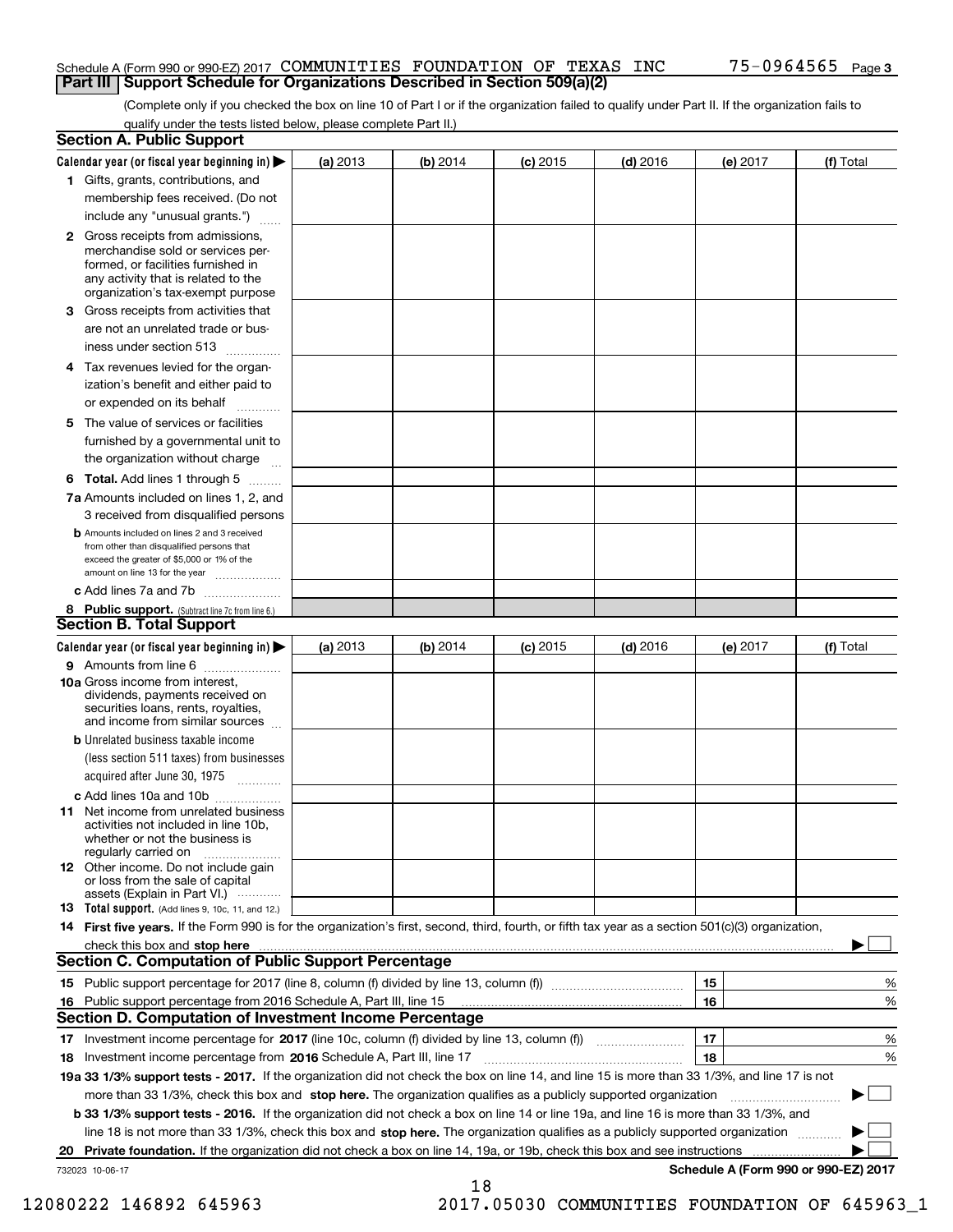Schedule A (Form 990 or 990-EZ) 2017 COMMUNITIES FOUNDATION OF TEXAS INC 75-0964565 Page 3

## Part III Support Schedule for Organizations Described in Section 509(a)(2)

(Complete only if you checked the box on line 10 of Part I or if the organization failed to qualify under Part II. If the organization fails to qualify under the tests listed below, please complete Part II.)

### Section A. Public Support

| Calendar year (or fiscal year beginning in) ▶ | (a) 2013 | (b) 2014 | (c) 2015 | (d) 2016 | (e) 2017 | (f) Total |
|---|---|---|---|---|---|---|
| 1 Gifts, grants, contributions, and membership fees received. (Do not include any "unusual grants.") | | | | | | |
| 2 Gross receipts from admissions, merchandise sold or services performed, or facilities furnished in any activity that is related to the organization's tax-exempt purpose | | | | | | |
| 3 Gross receipts from activities that are not an unrelated trade or business under section 513 | | | | | | |
| 4 Tax revenues levied for the organization's benefit and either paid to or expended on its behalf | | | | | | |
| 5 The value of services or facilities furnished by a governmental unit to the organization without charge | | | | | | |
| 6 **Total.** Add lines 1 through 5 | | | | | | |
| 7a Amounts included on lines 1, 2, and 3 received from disqualified persons | | | | | | |
| b Amounts included on lines 2 and 3 received from other than disqualified persons that exceed the greater of $5,000 or 1% of the amount on line 13 for the year | | | | | | |
| c Add lines 7a and 7b | | | | | | |
| 8 **Public support.** (Subtract line 7c from line 6.) | | | | | | |

### Section B. Total Support

| Calendar year (or fiscal year beginning in) ▶ | (a) 2013 | (b) 2014 | (c) 2015 | (d) 2016 | (e) 2017 | (f) Total |
|---|---|---|---|---|---|---|
| 9 Amounts from line 6 | | | | | | |
| 10a Gross income from interest, dividends, payments received on securities loans, rents, royalties, and income from similar sources | | | | | | |
| b Unrelated business taxable income (less section 511 taxes) from businesses acquired after June 30, 1975 | | | | | | |
| c Add lines 10a and 10b | | | | | | |
| 11 Net income from unrelated business activities not included in line 10b, whether or not the business is regularly carried on | | | | | | |
| 12 Other income. Do not include gain or loss from the sale of capital assets (Explain in Part VI.) | | | | | | |
| 13 **Total support.** (Add lines 9, 10c, 11, and 12.) | | | | | | |

14 **First five years.** If the Form 990 is for the organization's first, second, third, fourth, or fifth tax year as a section 501(c)(3) organization, check this box and **stop here** ▶ ☐

### Section C. Computation of Public Support Percentage

| | | | |
|---|---|---|---|
| 15 Public support percentage for 2017 (line 8, column (f) divided by line 13, column (f)) | 15 | | % |
| 16 Public support percentage from 2016 Schedule A, Part III, line 15 | 16 | | % |

### Section D. Computation of Investment Income Percentage

| | | | |
|---|---|---|---|
| 17 Investment income percentage for **2017** (line 10c, column (f) divided by line 13, column (f)) | 17 | | % |
| 18 Investment income percentage from **2016** Schedule A, Part III, line 17 | 18 | | % |

19a **33 1/3% support tests - 2017.** If the organization did not check the box on line 14, and line 15 is more than 33 1/3%, and line 17 is not more than 33 1/3%, check this box and **stop here.** The organization qualifies as a publicly supported organization ▶ ☐

b **33 1/3% support tests - 2016.** If the organization did not check a box on line 14 or line 19a, and line 16 is more than 33 1/3%, and line 18 is not more than 33 1/3%, check this box and **stop here.** The organization qualifies as a publicly supported organization ▶ ☐

20 **Private foundation.** If the organization did not check a box on line 14, 19a, or 19b, check this box and see instructions ▶ ☐

732023 10-06-17 **Schedule A (Form 990 or 990-EZ) 2017**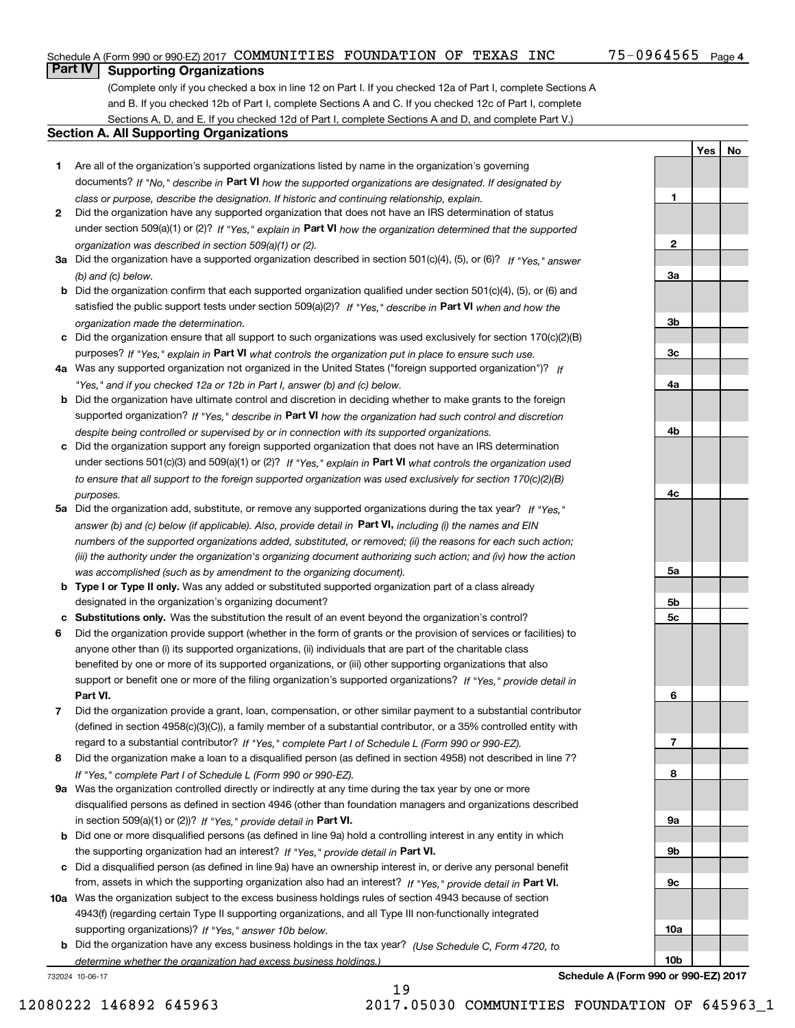Schedule A (Form 990 or 990-EZ) 2017 COMMUNITIES FOUNDATION OF TEXAS INC 75-0964565 Page 4

## Part IV Supporting Organizations

(Complete only if you checked a box in line 12 on Part I. If you checked 12a of Part I, complete Sections A and B. If you checked 12b of Part I, complete Sections A and C. If you checked 12c of Part I, complete Sections A, D, and E. If you checked 12d of Part I, complete Sections A and D, and complete Part V.)

### Section A. All Supporting Organizations

| | | | Yes | No |
|---|---|---|---|---|
| **1** | Are all of the organization's supported organizations listed by name in the organization's governing documents? *If "No," describe in* **Part VI** *how the supported organizations are designated. If designated by class or purpose, describe the designation. If historic and continuing relationship, explain.* | 1 | | |
| **2** | Did the organization have any supported organization that does not have an IRS determination of status under section 509(a)(1) or (2)? *If "Yes," explain in* **Part VI** *how the organization determined that the supported organization was described in section 509(a)(1) or (2).* | 2 | | |
| **3a** | Did the organization have a supported organization described in section 501(c)(4), (5), or (6)? *If "Yes," answer (b) and (c) below.* | 3a | | |
| **b** | Did the organization confirm that each supported organization qualified under section 501(c)(4), (5), or (6) and satisfied the public support tests under section 509(a)(2)? *If "Yes," describe in* **Part VI** *when and how the organization made the determination.* | 3b | | |
| **c** | Did the organization ensure that all support to such organizations was used exclusively for section 170(c)(2)(B) purposes? *If "Yes," explain in* **Part VI** *what controls the organization put in place to ensure such use.* | 3c | | |
| **4a** | Was any supported organization not organized in the United States ("foreign supported organization")? *If "Yes," and if you checked 12a or 12b in Part I, answer (b) and (c) below.* | 4a | | |
| **b** | Did the organization have ultimate control and discretion in deciding whether to make grants to the foreign supported organization? *If "Yes," describe in* **Part VI** *how the organization had such control and discretion despite being controlled or supervised by or in connection with its supported organizations.* | 4b | | |
| **c** | Did the organization support any foreign supported organization that does not have an IRS determination under sections 501(c)(3) and 509(a)(1) or (2)? *If "Yes," explain in* **Part VI** *what controls the organization used to ensure that all support to the foreign supported organization was used exclusively for section 170(c)(2)(B) purposes.* | 4c | | |
| **5a** | Did the organization add, substitute, or remove any supported organizations during the tax year? *If "Yes," answer (b) and (c) below (if applicable). Also, provide detail in* **Part VI,** *including (i) the names and EIN numbers of the supported organizations added, substituted, or removed; (ii) the reasons for each such action; (iii) the authority under the organization's organizing document authorizing such action; and (iv) how the action was accomplished (such as by amendment to the organizing document).* | 5a | | |
| **b** | **Type I or Type II only.** Was any added or substituted supported organization part of a class already designated in the organization's organizing document? | 5b | | |
| **c** | **Substitutions only.** Was the substitution the result of an event beyond the organization's control? | 5c | | |
| **6** | Did the organization provide support (whether in the form of grants or the provision of services or facilities) to anyone other than (i) its supported organizations, (ii) individuals that are part of the charitable class benefited by one or more of its supported organizations, or (iii) other supporting organizations that also support or benefit one or more of the filing organization's supported organizations? *If "Yes," provide detail in* **Part VI.** | 6 | | |
| **7** | Did the organization provide a grant, loan, compensation, or other similar payment to a substantial contributor (defined in section 4958(c)(3)(C)), a family member of a substantial contributor, or a 35% controlled entity with regard to a substantial contributor? *If "Yes," complete Part I of Schedule L (Form 990 or 990-EZ).* | 7 | | |
| **8** | Did the organization make a loan to a disqualified person (as defined in section 4958) not described in line 7? *If "Yes," complete Part I of Schedule L (Form 990 or 990-EZ).* | 8 | | |
| **9a** | Was the organization controlled directly or indirectly at any time during the tax year by one or more disqualified persons as defined in section 4946 (other than foundation managers and organizations described in section 509(a)(1) or (2))? *If "Yes," provide detail in* **Part VI.** | 9a | | |
| **b** | Did one or more disqualified persons (as defined in line 9a) hold a controlling interest in any entity in which the supporting organization had an interest? *If "Yes," provide detail in* **Part VI.** | 9b | | |
| **c** | Did a disqualified person (as defined in line 9a) have an ownership interest in, or derive any personal benefit from, assets in which the supporting organization also had an interest? *If "Yes," provide detail in* **Part VI.** | 9c | | |
| **10a** | Was the organization subject to the excess business holdings rules of section 4943 because of section 4943(f) (regarding certain Type II supporting organizations, and all Type III non-functionally integrated supporting organizations)? *If "Yes," answer 10b below.* | 10a | | |
| **b** | Did the organization have any excess business holdings in the tax year? *(Use Schedule C, Form 4720, to determine whether the organization had excess business holdings.)* | 10b | | |

732024 10-06-17 **Schedule A (Form 990 or 990-EZ) 2017**

12080222 146892 645963 2017.05030 COMMUNITIES FOUNDATION OF 645963_1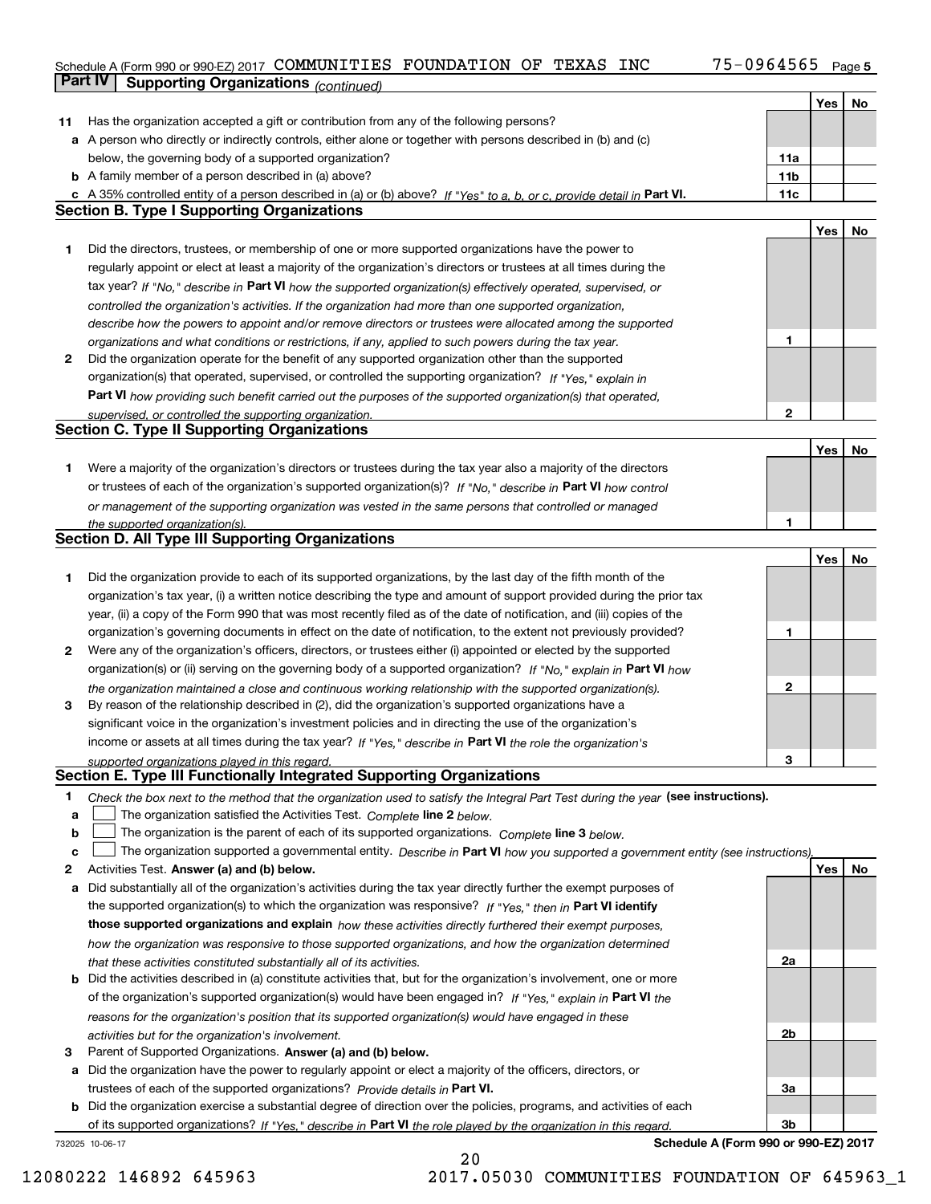Schedule A (Form 990 or 990-EZ) 2017 COMMUNITIES FOUNDATION OF TEXAS INC 75-0964565 Page 5

**Part IV Supporting Organizations** *(continued)*

| | | | Yes | No |
|---|---|---|---|---|
| **11** | Has the organization accepted a gift or contribution from any of the following persons? | | | |
| **a** | A person who directly or indirectly controls, either alone or together with persons described in (b) and (c) below, the governing body of a supported organization? | **11a** | | |
| **b** | A family member of a person described in (a) above? | **11b** | | |
| **c** | A 35% controlled entity of a person described in (a) or (b) above? *If "Yes" to a, b, or c, provide detail in* **Part VI.** | **11c** | | |

**Section B. Type I Supporting Organizations**

| | | | Yes | No |
|---|---|---|---|---|
| **1** | Did the directors, trustees, or membership of one or more supported organizations have the power to regularly appoint or elect at least a majority of the organization's directors or trustees at all times during the tax year? *If "No," describe in* **Part VI** *how the supported organization(s) effectively operated, supervised, or controlled the organization's activities. If the organization had more than one supported organization, describe how the powers to appoint and/or remove directors or trustees were allocated among the supported organizations and what conditions or restrictions, if any, applied to such powers during the tax year.* | **1** | | |
| **2** | Did the organization operate for the benefit of any supported organization other than the supported organization(s) that operated, supervised, or controlled the supporting organization? *If "Yes," explain in* **Part VI** *how providing such benefit carried out the purposes of the supported organization(s) that operated, supervised, or controlled the supporting organization.* | **2** | | |

**Section C. Type II Supporting Organizations**

| | | | Yes | No |
|---|---|---|---|---|
| **1** | Were a majority of the organization's directors or trustees during the tax year also a majority of the directors or trustees of each of the organization's supported organization(s)? *If "No," describe in* **Part VI** *how control or management of the supporting organization was vested in the same persons that controlled or managed the supported organization(s).* | **1** | | |

**Section D. All Type III Supporting Organizations**

| | | | Yes | No |
|---|---|---|---|---|
| **1** | Did the organization provide to each of its supported organizations, by the last day of the fifth month of the organization's tax year, (i) a written notice describing the type and amount of support provided during the prior tax year, (ii) a copy of the Form 990 that was most recently filed as of the date of notification, and (iii) copies of the organization's governing documents in effect on the date of notification, to the extent not previously provided? | **1** | | |
| **2** | Were any of the organization's officers, directors, or trustees either (i) appointed or elected by the supported organization(s) or (ii) serving on the governing body of a supported organization? *If "No," explain in* **Part VI** *how the organization maintained a close and continuous working relationship with the supported organization(s).* | **2** | | |
| **3** | By reason of the relationship described in (2), did the organization's supported organizations have a significant voice in the organization's investment policies and in directing the use of the organization's income or assets at all times during the tax year? *If "Yes," describe in* **Part VI** *the role the organization's supported organizations played in this regard.* | **3** | | |

**Section E. Type III Functionally Integrated Supporting Organizations**

**1** *Check the box next to the method that the organization used to satisfy the Integral Part Test during the year* **(see instructions).**

- **a** ☐ The organization satisfied the Activities Test. *Complete* **line 2** *below.*
- **b** ☐ The organization is the parent of each of its supported organizations. *Complete* **line 3** *below.*
- **c** ☐ The organization supported a governmental entity. *Describe in* **Part VI** *how you supported a government entity (see instructions).*

| | | | Yes | No |
|---|---|---|---|---|
| **2** | Activities Test. **Answer (a) and (b) below.** | | | |
| **a** | Did substantially all of the organization's activities during the tax year directly further the exempt purposes of the supported organization(s) to which the organization was responsive? *If "Yes," then in* **Part VI identify those supported organizations and explain** *how these activities directly furthered their exempt purposes, how the organization was responsive to those supported organizations, and how the organization determined that these activities constituted substantially all of its activities.* | **2a** | | |
| **b** | Did the activities described in (a) constitute activities that, but for the organization's involvement, one or more of the organization's supported organization(s) would have been engaged in? *If "Yes," explain in* **Part VI** *the reasons for the organization's position that its supported organization(s) would have engaged in these activities but for the organization's involvement.* | **2b** | | |
| **3** | Parent of Supported Organizations. **Answer (a) and (b) below.** | | | |
| **a** | Did the organization have the power to regularly appoint or elect a majority of the officers, directors, or trustees of each of the supported organizations? *Provide details in* **Part VI.** | **3a** | | |
| **b** | Did the organization exercise a substantial degree of direction over the policies, programs, and activities of each of its supported organizations? *If "Yes," describe in* **Part VI** *the role played by the organization in this regard.* | **3b** | | |

732025 10-06-17 **Schedule A (Form 990 or 990-EZ) 2017**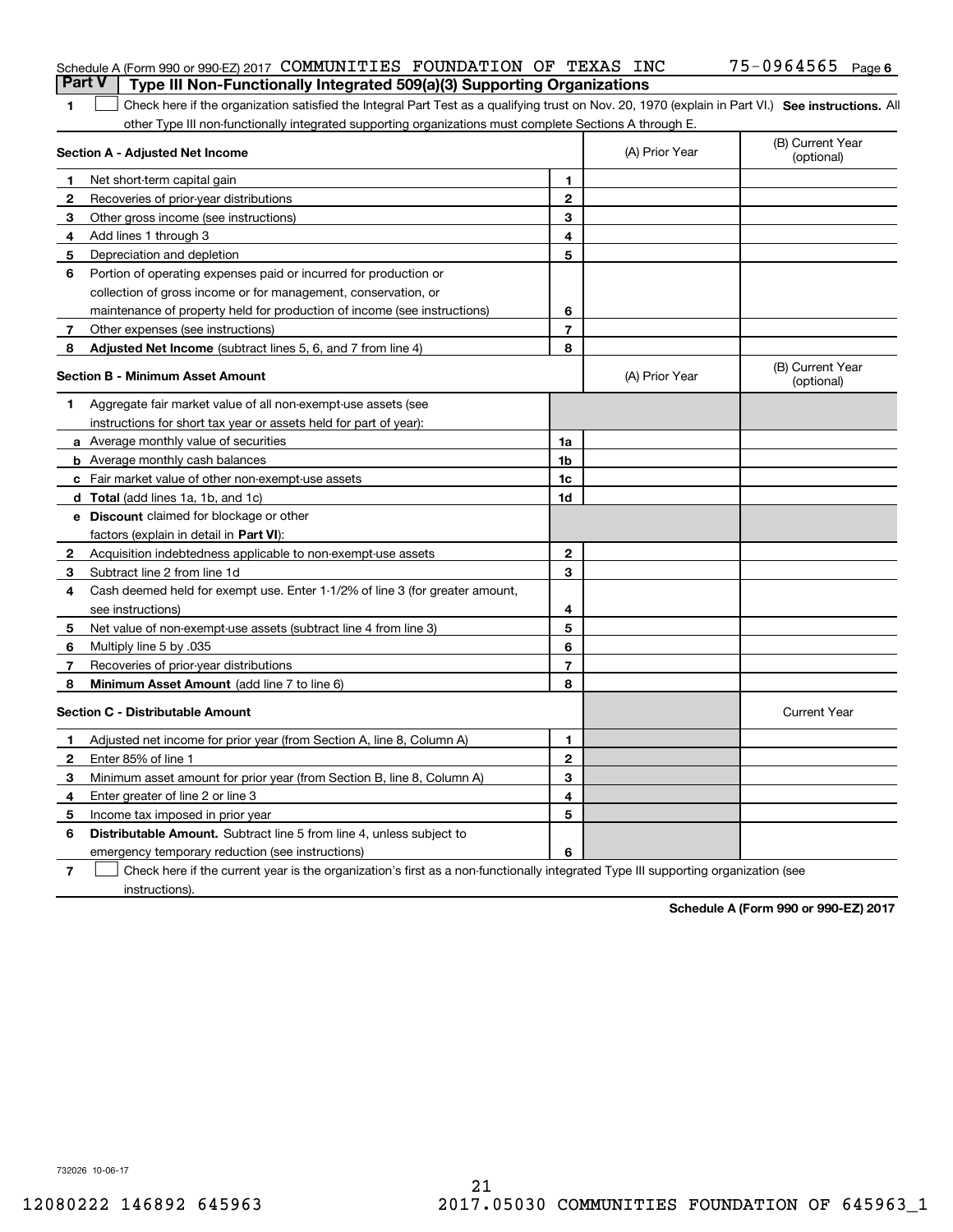Schedule A (Form 990 or 990-EZ) 2017 COMMUNITIES FOUNDATION OF TEXAS INC 75-0964565 Page 6

**Part V | Type III Non-Functionally Integrated 509(a)(3) Supporting Organizations**

**1** ☐ Check here if the organization satisfied the Integral Part Test as a qualifying trust on Nov. 20, 1970 (explain in Part VI.) **See instructions.** All other Type III non-functionally integrated supporting organizations must complete Sections A through E.

| **Section A - Adjusted Net Income** | | (A) Prior Year | (B) Current Year (optional) |
|---|---|---|---|
| **1** Net short-term capital gain | 1 | | |
| **2** Recoveries of prior-year distributions | 2 | | |
| **3** Other gross income (see instructions) | 3 | | |
| **4** Add lines 1 through 3 | 4 | | |
| **5** Depreciation and depletion | 5 | | |
| **6** Portion of operating expenses paid or incurred for production or collection of gross income or for management, conservation, or maintenance of property held for production of income (see instructions) | 6 | | |
| **7** Other expenses (see instructions) | 7 | | |
| **8** **Adjusted Net Income** (subtract lines 5, 6, and 7 from line 4) | 8 | | |

| **Section B - Minimum Asset Amount** | | (A) Prior Year | (B) Current Year (optional) |
|---|---|---|---|
| **1** Aggregate fair market value of all non-exempt-use assets (see instructions for short tax year or assets held for part of year): | | | |
| **a** Average monthly value of securities | 1a | | |
| **b** Average monthly cash balances | 1b | | |
| **c** Fair market value of other non-exempt-use assets | 1c | | |
| **d** **Total** (add lines 1a, 1b, and 1c) | 1d | | |
| **e** **Discount** claimed for blockage or other factors (explain in detail in **Part VI**): | | | |
| **2** Acquisition indebtedness applicable to non-exempt-use assets | 2 | | |
| **3** Subtract line 2 from line 1d | 3 | | |
| **4** Cash deemed held for exempt use. Enter 1-1/2% of line 3 (for greater amount, see instructions) | 4 | | |
| **5** Net value of non-exempt-use assets (subtract line 4 from line 3) | 5 | | |
| **6** Multiply line 5 by .035 | 6 | | |
| **7** Recoveries of prior-year distributions | 7 | | |
| **8** **Minimum Asset Amount** (add line 7 to line 6) | 8 | | |

| **Section C - Distributable Amount** | | | Current Year |
|---|---|---|---|
| **1** Adjusted net income for prior year (from Section A, line 8, Column A) | 1 | | |
| **2** Enter 85% of line 1 | 2 | | |
| **3** Minimum asset amount for prior year (from Section B, line 8, Column A) | 3 | | |
| **4** Enter greater of line 2 or line 3 | 4 | | |
| **5** Income tax imposed in prior year | 5 | | |
| **6** **Distributable Amount.** Subtract line 5 from line 4, unless subject to emergency temporary reduction (see instructions) | 6 | | |

**7** ☐ Check here if the current year is the organization's first as a non-functionally integrated Type III supporting organization (see instructions).

**Schedule A (Form 990 or 990-EZ) 2017**

732026 10-06-17

12080222 146892 645963 2017.05030 COMMUNITIES FOUNDATION OF 645963_1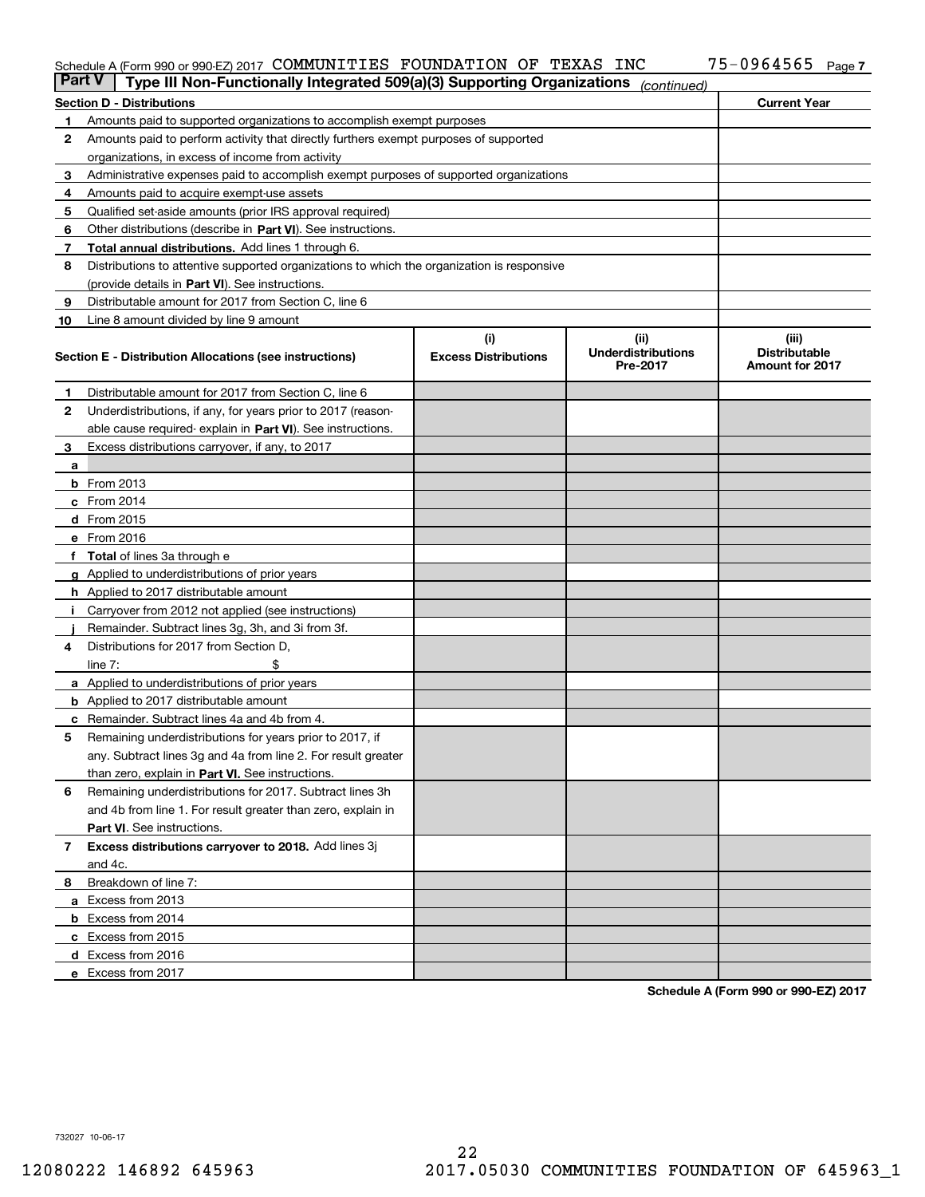Schedule A (Form 990 or 990-EZ) 2017 COMMUNITIES FOUNDATION OF TEXAS INC 75-0964565

## Part V Type III Non-Functionally Integrated 509(a)(3) Supporting Organizations *(continued)*

| Section D - Distributions | | Current Year |
|---|---|---|
| 1 | Amounts paid to supported organizations to accomplish exempt purposes | |
| 2 | Amounts paid to perform activity that directly furthers exempt purposes of supported organizations, in excess of income from activity | |
| 3 | Administrative expenses paid to accomplish exempt purposes of supported organizations | |
| 4 | Amounts paid to acquire exempt-use assets | |
| 5 | Qualified set-aside amounts (prior IRS approval required) | |
| 6 | Other distributions (describe in **Part VI**). See instructions. | |
| 7 | **Total annual distributions.** Add lines 1 through 6. | |
| 8 | Distributions to attentive supported organizations to which the organization is responsive (provide details in **Part VI**). See instructions. | |
| 9 | Distributable amount for 2017 from Section C, line 6 | |
| 10 | Line 8 amount divided by line 9 amount | |

| Section E - Distribution Allocations (see instructions) | (i) Excess Distributions | (ii) Underdistributions Pre-2017 | (iii) Distributable Amount for 2017 |
|---|---|---|---|
| 1 Distributable amount for 2017 from Section C, line 6 | | | |
| 2 Underdistributions, if any, for years prior to 2017 (reasonable cause required- explain in **Part VI**). See instructions. | | | |
| 3 Excess distributions carryover, if any, to 2017 | | | |
| a | | | |
| b From 2013 | | | |
| c From 2014 | | | |
| d From 2015 | | | |
| e From 2016 | | | |
| f **Total** of lines 3a through e | | | |
| g Applied to underdistributions of prior years | | | |
| h Applied to 2017 distributable amount | | | |
| i Carryover from 2012 not applied (see instructions) | | | |
| j Remainder. Subtract lines 3g, 3h, and 3i from 3f. | | | |
| 4 Distributions for 2017 from Section D, line 7: $ | | | |
| a Applied to underdistributions of prior years | | | |
| b Applied to 2017 distributable amount | | | |
| c Remainder. Subtract lines 4a and 4b from 4. | | | |
| 5 Remaining underdistributions for years prior to 2017, if any. Subtract lines 3g and 4a from line 2. For result greater than zero, explain in **Part VI.** See instructions. | | | |
| 6 Remaining underdistributions for 2017. Subtract lines 3h and 4b from line 1. For result greater than zero, explain in **Part VI**. See instructions. | | | |
| 7 **Excess distributions carryover to 2018.** Add lines 3j and 4c. | | | |
| 8 Breakdown of line 7: | | | |
| a Excess from 2013 | | | |
| b Excess from 2014 | | | |
| c Excess from 2015 | | | |
| d Excess from 2016 | | | |
| e Excess from 2017 | | | |

**Schedule A (Form 990 or 990-EZ) 2017**

732027 10-06-17

12080222 146892 645963 2017.05030 COMMUNITIES FOUNDATION OF 645963_1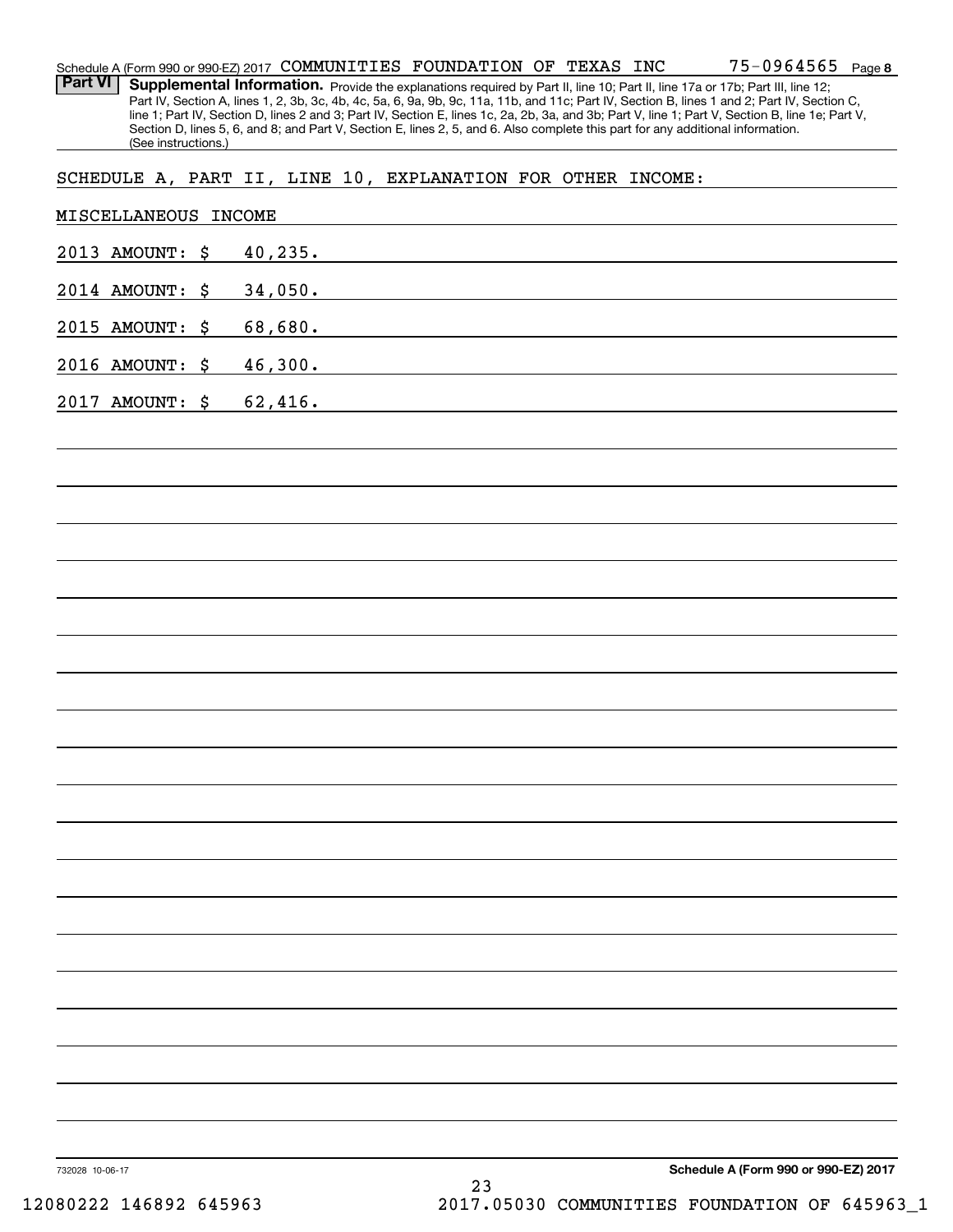Schedule A (Form 990 or 990-EZ) 2017 COMMUNITIES FOUNDATION OF TEXAS INC 75-0964565 Page 8

**Part VI** **Supplemental Information.** Provide the explanations required by Part II, line 10; Part II, line 17a or 17b; Part III, line 12; Part IV, Section A, lines 1, 2, 3b, 3c, 4b, 4c, 5a, 6, 9a, 9b, 9c, 11a, 11b, and 11c; Part IV, Section B, lines 1 and 2; Part IV, Section C, line 1; Part IV, Section D, lines 2 and 3; Part IV, Section E, lines 1c, 2a, 2b, 3a, and 3b; Part V, line 1; Part V, Section B, line 1e; Part V, Section D, lines 5, 6, and 8; and Part V, Section E, lines 2, 5, and 6. Also complete this part for any additional information. (See instructions.)

SCHEDULE A, PART II, LINE 10, EXPLANATION FOR OTHER INCOME:

MISCELLANEOUS INCOME

2013 AMOUNT: $ 40,235.

2014 AMOUNT: $ 34,050.

2015 AMOUNT: $ 68,680.

2016 AMOUNT: $ 46,300.

2017 AMOUNT: $ 62,416.

732028 10-06-17 **Schedule A (Form 990 or 990-EZ) 2017**

12080222 146892 645963 2017.05030 COMMUNITIES FOUNDATION OF 645963_1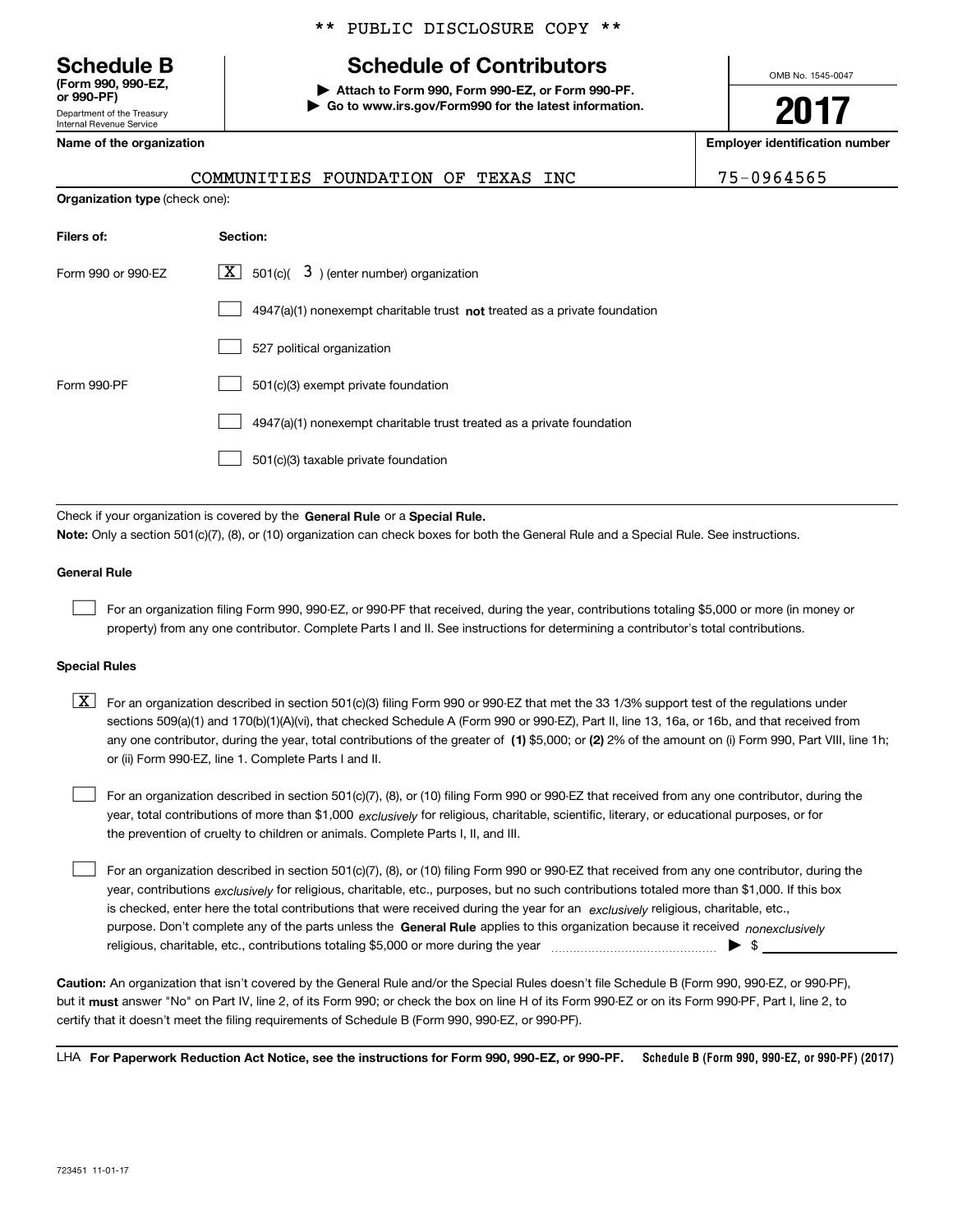\*\* PUBLIC DISCLOSURE COPY \*\*

# Schedule B

**(Form 990, 990-EZ, or 990-PF)**

Department of the Treasury
Internal Revenue Service

## Schedule of Contributors

**▶ Attach to Form 990, Form 990-EZ, or Form 990-PF.**
**▶ Go to www.irs.gov/Form990 for the latest information.**

OMB No. 1545-0047

**2017**

**Name of the organization**

COMMUNITIES FOUNDATION OF TEXAS INC

**Employer identification number**

75-0964565

**Organization type** (check one):

| Filers of: | Section: |
|---|---|
| Form 990 or 990-EZ | [X] 501(c)( 3 ) (enter number) organization |
| | [ ] 4947(a)(1) nonexempt charitable trust **not** treated as a private foundation |
| | [ ] 527 political organization |
| Form 990-PF | [ ] 501(c)(3) exempt private foundation |
| | [ ] 4947(a)(1) nonexempt charitable trust treated as a private foundation |
| | [ ] 501(c)(3) taxable private foundation |

Check if your organization is covered by the **General Rule** or a **Special Rule.**

**Note:** Only a section 501(c)(7), (8), or (10) organization can check boxes for both the General Rule and a Special Rule. See instructions.

### General Rule

[ ] For an organization filing Form 990, 990-EZ, or 990-PF that received, during the year, contributions totaling $5,000 or more (in money or property) from any one contributor. Complete Parts I and II. See instructions for determining a contributor's total contributions.

### Special Rules

[X] For an organization described in section 501(c)(3) filing Form 990 or 990-EZ that met the 33 1/3% support test of the regulations under sections 509(a)(1) and 170(b)(1)(A)(vi), that checked Schedule A (Form 990 or 990-EZ), Part II, line 13, 16a, or 16b, and that received from any one contributor, during the year, total contributions of the greater of **(1)** $5,000; or **(2)** 2% of the amount on (i) Form 990, Part VIII, line 1h; or (ii) Form 990-EZ, line 1. Complete Parts I and II.

[ ] For an organization described in section 501(c)(7), (8), or (10) filing Form 990 or 990-EZ that received from any one contributor, during the year, total contributions of more than $1,000 *exclusively* for religious, charitable, scientific, literary, or educational purposes, or for the prevention of cruelty to children or animals. Complete Parts I, II, and III.

[ ] For an organization described in section 501(c)(7), (8), or (10) filing Form 990 or 990-EZ that received from any one contributor, during the year, contributions *exclusively* for religious, charitable, etc., purposes, but no such contributions totaled more than $1,000. If this box is checked, enter here the total contributions that were received during the year for an *exclusively* religious, charitable, etc., purpose. Don't complete any of the parts unless the **General Rule** applies to this organization because it received *nonexclusively* religious, charitable, etc., contributions totaling $5,000 or more during the year ▶ $

**Caution:** An organization that isn't covered by the General Rule and/or the Special Rules doesn't file Schedule B (Form 990, 990-EZ, or 990-PF), but it **must** answer "No" on Part IV, line 2, of its Form 990; or check the box on line H of its Form 990-EZ or on its Form 990-PF, Part I, line 2, to certify that it doesn't meet the filing requirements of Schedule B (Form 990, 990-EZ, or 990-PF).

LHA **For Paperwork Reduction Act Notice, see the instructions for Form 990, 990-EZ, or 990-PF.** **Schedule B (Form 990, 990-EZ, or 990-PF) (2017)**

723451 11-01-17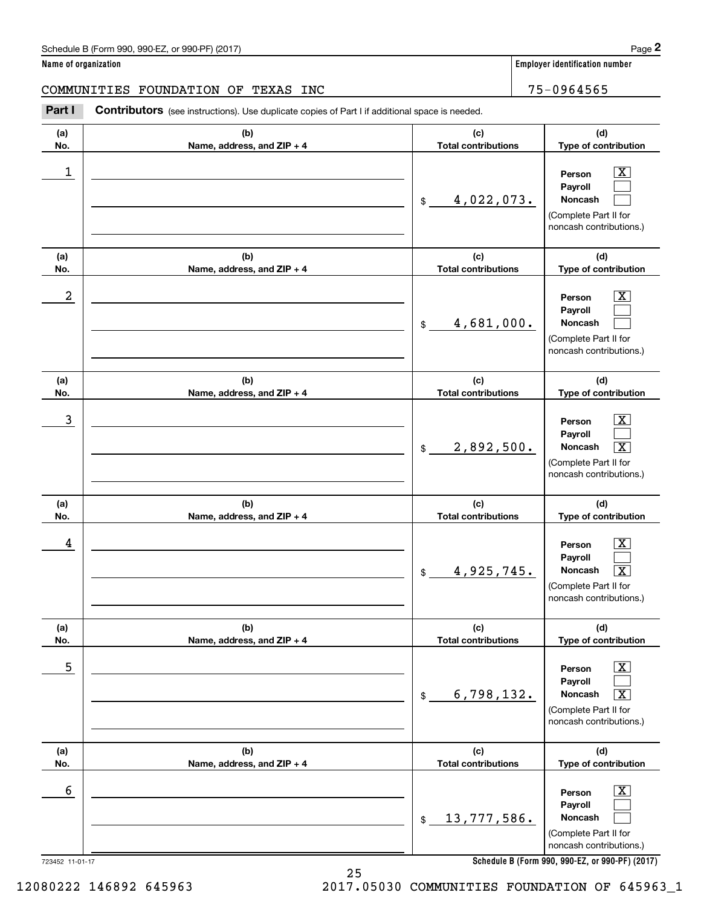Schedule B (Form 990, 990-EZ, or 990-PF) (2017)

**Name of organization**

COMMUNITIES FOUNDATION OF TEXAS INC

**Employer identification number**

75-0964565

**Part I** **Contributors** (see instructions). Use duplicate copies of Part I if additional space is needed.

| (a) No. | (b) Name, address, and ZIP + 4 | (c) Total contributions | (d) Type of contribution |
|---|---|---|---|
| 1 | | $ 4,022,073. | Person [X] Payroll [ ] Noncash [ ] (Complete Part II for noncash contributions.) |
| 2 | | $ 4,681,000. | Person [X] Payroll [ ] Noncash [ ] (Complete Part II for noncash contributions.) |
| 3 | | $ 2,892,500. | Person [X] Payroll [ ] Noncash [X] (Complete Part II for noncash contributions.) |
| 4 | | $ 4,925,745. | Person [X] Payroll [ ] Noncash [X] (Complete Part II for noncash contributions.) |
| 5 | | $ 6,798,132. | Person [X] Payroll [ ] Noncash [X] (Complete Part II for noncash contributions.) |
| 6 | | $ 13,777,586. | Person [X] Payroll [ ] Noncash [ ] (Complete Part II for noncash contributions.) |

723452 11-01-17

**Schedule B (Form 990, 990-EZ, or 990-PF) (2017)**

12080222 146892 645963 2017.05030 COMMUNITIES FOUNDATION OF 645963_1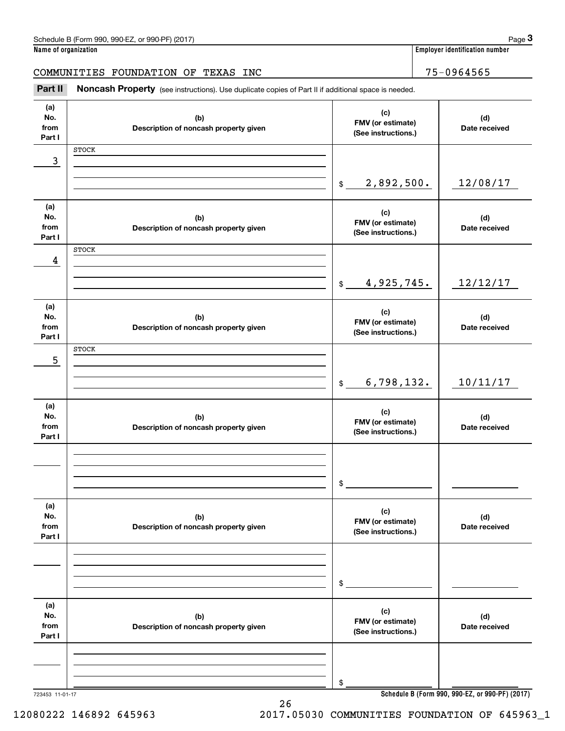Schedule B (Form 990, 990-EZ, or 990-PF) (2017)

**Name of organization**: COMMUNITIES FOUNDATION OF TEXAS INC

**Employer identification number**: 75-0964565

## Part II Noncash Property

(see instructions). Use duplicate copies of Part II if additional space is needed.

| (a) No. from Part I | (b) Description of noncash property given | (c) FMV (or estimate) (See instructions.) | (d) Date received |
|---|---|---|---|
| 3 | STOCK | $ 2,892,500. | 12/08/17 |
| 4 | STOCK | $ 4,925,745. | 12/12/17 |
| 5 | STOCK | $ 6,798,132. | 10/11/17 |
| | | $ | |
| | | $ | |
| | | $ | |

723453 11-01-17

Schedule B (Form 990, 990-EZ, or 990-PF) (2017)

12080222 146892 645963 2017.05030 COMMUNITIES FOUNDATION OF 645963_1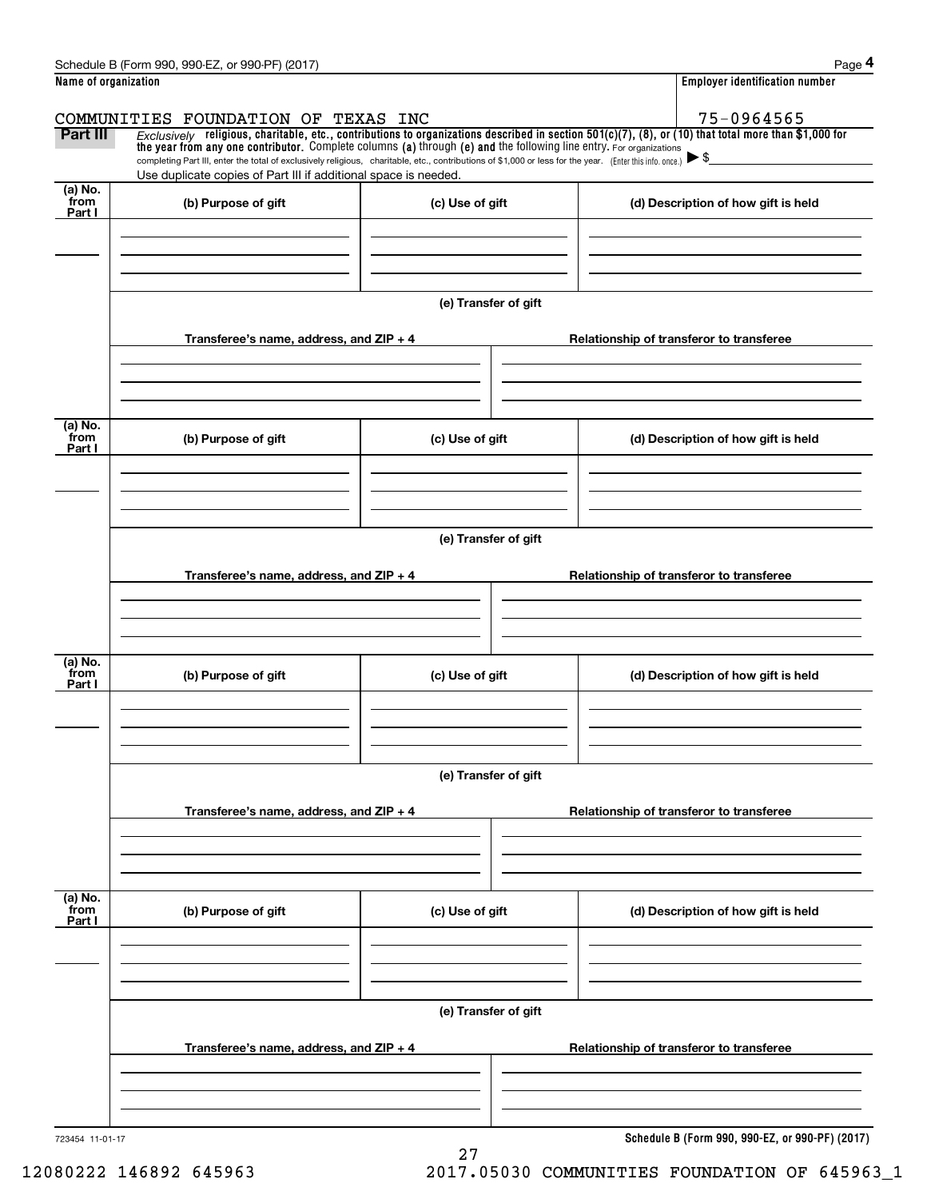**Name of organization**

COMMUNITIES FOUNDATION OF TEXAS INC

**Employer identification number**

75-0964565

**Part III** *Exclusively* **religious, charitable, etc., contributions to organizations described in section 501(c)(7), (8), or (10) that total more than $1,000 for the year from any one contributor.** Complete columns **(a)** through **(e) and** the following line entry. For organizations completing Part III, enter the total of exclusively religious, charitable, etc., contributions of $1,000 or less for the year. (Enter this info. once.) ▶ $

Use duplicate copies of Part III if additional space is needed.

| (a) No. from Part I | (b) Purpose of gift | (c) Use of gift | (d) Description of how gift is held |
|---|---|---|---|
| | | | |

**(e) Transfer of gift**

| Transferee's name, address, and ZIP + 4 | Relationship of transferor to transferee |
|---|---|
| | |

| (a) No. from Part I | (b) Purpose of gift | (c) Use of gift | (d) Description of how gift is held |
|---|---|---|---|
| | | | |

**(e) Transfer of gift**

| Transferee's name, address, and ZIP + 4 | Relationship of transferor to transferee |
|---|---|
| | |

| (a) No. from Part I | (b) Purpose of gift | (c) Use of gift | (d) Description of how gift is held |
|---|---|---|---|
| | | | |

**(e) Transfer of gift**

| Transferee's name, address, and ZIP + 4 | Relationship of transferor to transferee |
|---|---|
| | |

| (a) No. from Part I | (b) Purpose of gift | (c) Use of gift | (d) Description of how gift is held |
|---|---|---|---|
| | | | |

**(e) Transfer of gift**

| Transferee's name, address, and ZIP + 4 | Relationship of transferor to transferee |
|---|---|
| | |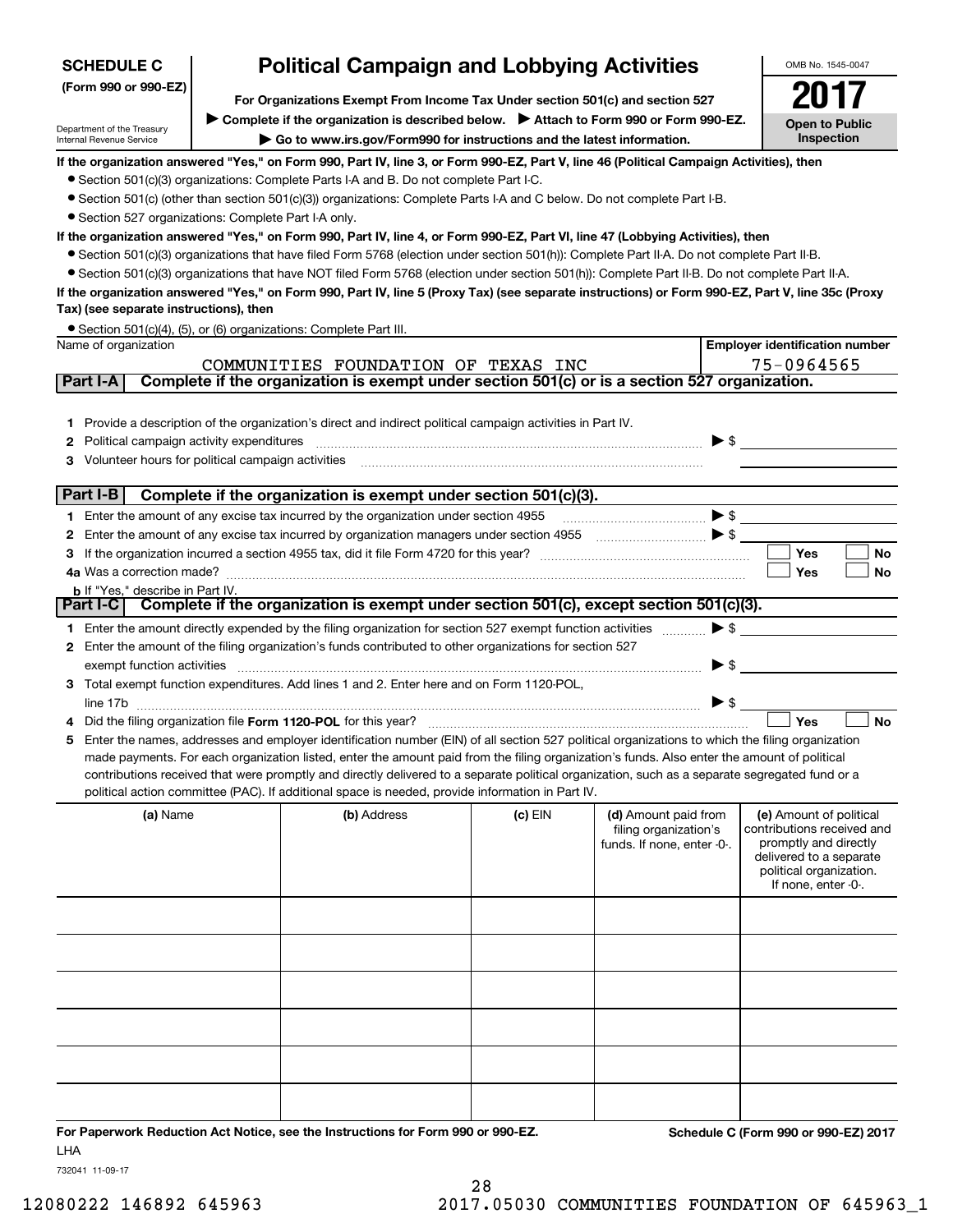**SCHEDULE C**
**(Form 990 or 990-EZ)**

Department of the Treasury
Internal Revenue Service

# Political Campaign and Lobbying Activities

**For Organizations Exempt From Income Tax Under section 501(c) and section 527**

▶ **Complete if the organization is described below.** ▶ **Attach to Form 990 or Form 990-EZ.**

▶ **Go to www.irs.gov/Form990 for instructions and the latest information.**

OMB No. 1545-0047

**2017**

**Open to Public Inspection**

**If the organization answered "Yes," on Form 990, Part IV, line 3, or Form 990-EZ, Part V, line 46 (Political Campaign Activities), then**

- Section 501(c)(3) organizations: Complete Parts I-A and B. Do not complete Part I-C.
- Section 501(c) (other than section 501(c)(3)) organizations: Complete Parts I-A and C below. Do not complete Part I-B.
- Section 527 organizations: Complete Part I-A only.

**If the organization answered "Yes," on Form 990, Part IV, line 4, or Form 990-EZ, Part VI, line 47 (Lobbying Activities), then**

- Section 501(c)(3) organizations that have filed Form 5768 (election under section 501(h)): Complete Part II-A. Do not complete Part II-B.
- Section 501(c)(3) organizations that have NOT filed Form 5768 (election under section 501(h)): Complete Part II-B. Do not complete Part II-A.

**If the organization answered "Yes," on Form 990, Part IV, line 5 (Proxy Tax) (see separate instructions) or Form 990-EZ, Part V, line 35c (Proxy Tax) (see separate instructions), then**

- Section 501(c)(4), (5), or (6) organizations: Complete Part III.

| Name of organization | Employer identification number |
|---|---|
| COMMUNITIES FOUNDATION OF TEXAS INC | 75-0964565 |

**Part I-A** **Complete if the organization is exempt under section 501(c) or is a section 527 organization.**

1 Provide a description of the organization's direct and indirect political campaign activities in Part IV.

2 Political campaign activity expenditures ▶ $

3 Volunteer hours for political campaign activities

**Part I-B** **Complete if the organization is exempt under section 501(c)(3).**

1 Enter the amount of any excise tax incurred by the organization under section 4955 ▶ $

2 Enter the amount of any excise tax incurred by organization managers under section 4955 ▶ $

3 If the organization incurred a section 4955 tax, did it file Form 4720 for this year? ☐ Yes ☐ No

4a Was a correction made? ☐ Yes ☐ No

b If "Yes," describe in Part IV.

**Part I-C** **Complete if the organization is exempt under section 501(c), except section 501(c)(3).**

1 Enter the amount directly expended by the filing organization for section 527 exempt function activities ▶ $

2 Enter the amount of the filing organization's funds contributed to other organizations for section 527 exempt function activities ▶ $

3 Total exempt function expenditures. Add lines 1 and 2. Enter here and on Form 1120-POL, line 17b ▶ $

4 Did the filing organization file **Form 1120-POL** for this year? ☐ Yes ☐ No

5 Enter the names, addresses and employer identification number (EIN) of all section 527 political organizations to which the filing organization made payments. For each organization listed, enter the amount paid from the filing organization's funds. Also enter the amount of political contributions received that were promptly and directly delivered to a separate political organization, such as a separate segregated fund or a political action committee (PAC). If additional space is needed, provide information in Part IV.

| (a) Name | (b) Address | (c) EIN | (d) Amount paid from filing organization's funds. If none, enter -0-. | (e) Amount of political contributions received and promptly and directly delivered to a separate political organization. If none, enter -0-. |
|---|---|---|---|---|
| | | | | |
| | | | | |
| | | | | |
| | | | | |
| | | | | |
| | | | | |

**For Paperwork Reduction Act Notice, see the Instructions for Form 990 or 990-EZ.** **Schedule C (Form 990 or 990-EZ) 2017**

LHA

732041 11-09-17

12080222 146892 645963 2017.05030 COMMUNITIES FOUNDATION OF 645963_1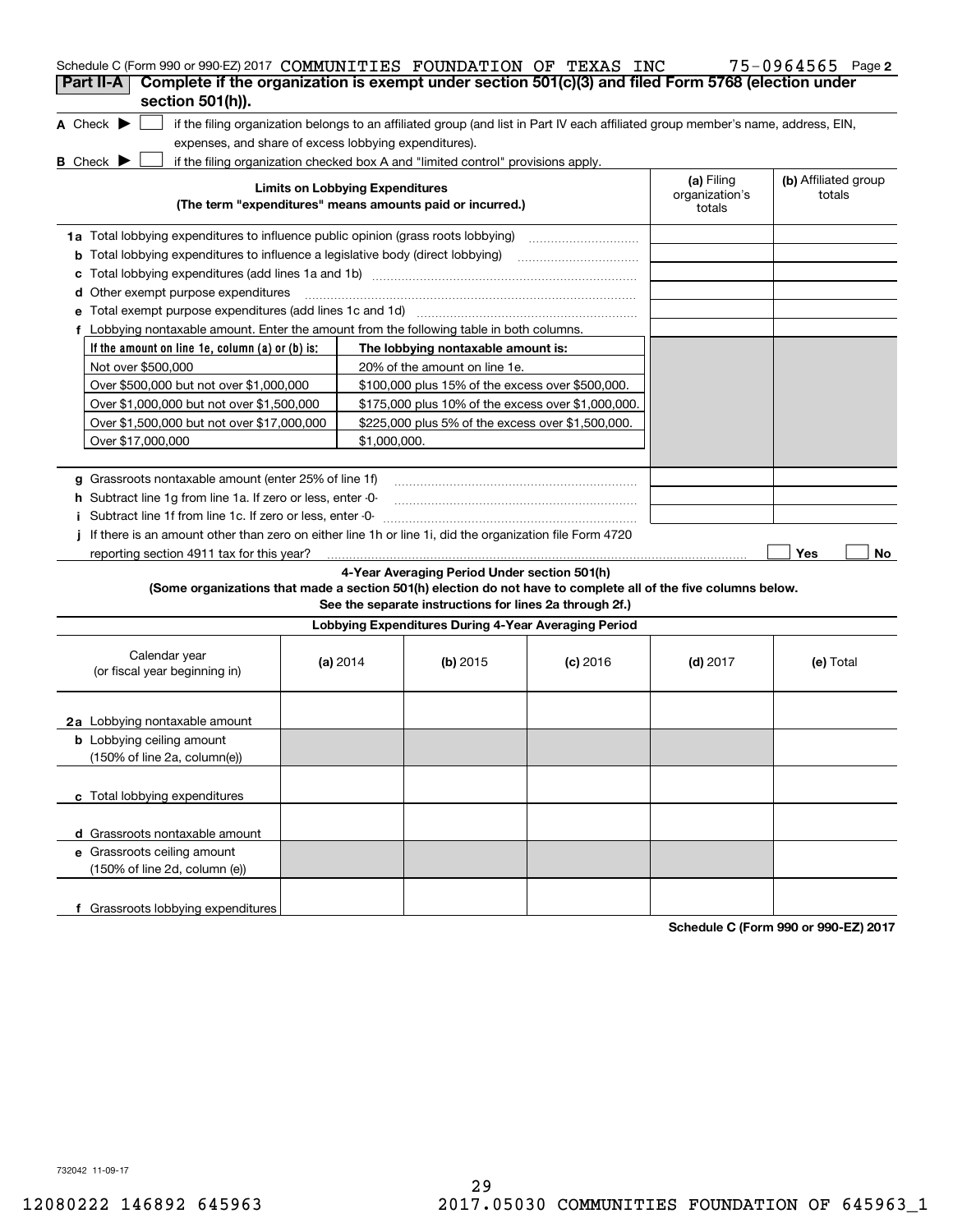Schedule C (Form 990 or 990-EZ) 2017 COMMUNITIES FOUNDATION OF TEXAS INC 75-0964565 Page 2

## Part II-A Complete if the organization is exempt under section 501(c)(3) and filed Form 5768 (election under section 501(h)).

**A** Check ▶ ☐ if the filing organization belongs to an affiliated group (and list in Part IV each affiliated group member's name, address, EIN, expenses, and share of excess lobbying expenditures).

**B** Check ▶ ☐ if the filing organization checked box A and "limited control" provisions apply.

| Limits on Lobbying Expenditures (The term "expenditures" means amounts paid or incurred.) | (a) Filing organization's totals | (b) Affiliated group totals |
|---|---|---|
| **1a** Total lobbying expenditures to influence public opinion (grass roots lobbying) | | |
| **b** Total lobbying expenditures to influence a legislative body (direct lobbying) | | |
| **c** Total lobbying expenditures (add lines 1a and 1b) | | |
| **d** Other exempt purpose expenditures | | |
| **e** Total exempt purpose expenditures (add lines 1c and 1d) | | |
| **f** Lobbying nontaxable amount. Enter the amount from the following table in both columns. | | |

| If the amount on line 1e, column (a) or (b) is: | The lobbying nontaxable amount is: |
|---|---|
| Not over $500,000 | 20% of the amount on line 1e. |
| Over $500,000 but not over $1,000,000 | $100,000 plus 15% of the excess over $500,000. |
| Over $1,000,000 but not over $1,500,000 | $175,000 plus 10% of the excess over $1,000,000. |
| Over $1,500,000 but not over $17,000,000 | $225,000 plus 5% of the excess over $1,500,000. |
| Over $17,000,000 | $1,000,000. |

| | (a) Filing organization's totals | (b) Affiliated group totals |
|---|---|---|
| **g** Grassroots nontaxable amount (enter 25% of line 1f) | | |
| **h** Subtract line 1g from line 1a. If zero or less, enter -0- | | |
| **i** Subtract line 1f from line 1c. If zero or less, enter -0- | | |

**j** If there is an amount other than zero on either line 1h or line 1i, did the organization file Form 4720 reporting section 4911 tax for this year? ☐ Yes ☐ No

### 4-Year Averaging Period Under section 501(h)

**(Some organizations that made a section 501(h) election do not have to complete all of the five columns below. See the separate instructions for lines 2a through 2f.)**

| Lobbying Expenditures During 4-Year Averaging Period | | | | | |
|---|---|---|---|---|---|
| Calendar year (or fiscal year beginning in) | (a) 2014 | (b) 2015 | (c) 2016 | (d) 2017 | (e) Total |
| **2a** Lobbying nontaxable amount | | | | | |
| **b** Lobbying ceiling amount (150% of line 2a, column(e)) | | | | | |
| **c** Total lobbying expenditures | | | | | |
| **d** Grassroots nontaxable amount | | | | | |
| **e** Grassroots ceiling amount (150% of line 2d, column (e)) | | | | | |
| **f** Grassroots lobbying expenditures | | | | | |

**Schedule C (Form 990 or 990-EZ) 2017**

732042 11-09-17

12080222 146892 645963 2017.05030 COMMUNITIES FOUNDATION OF 645963_1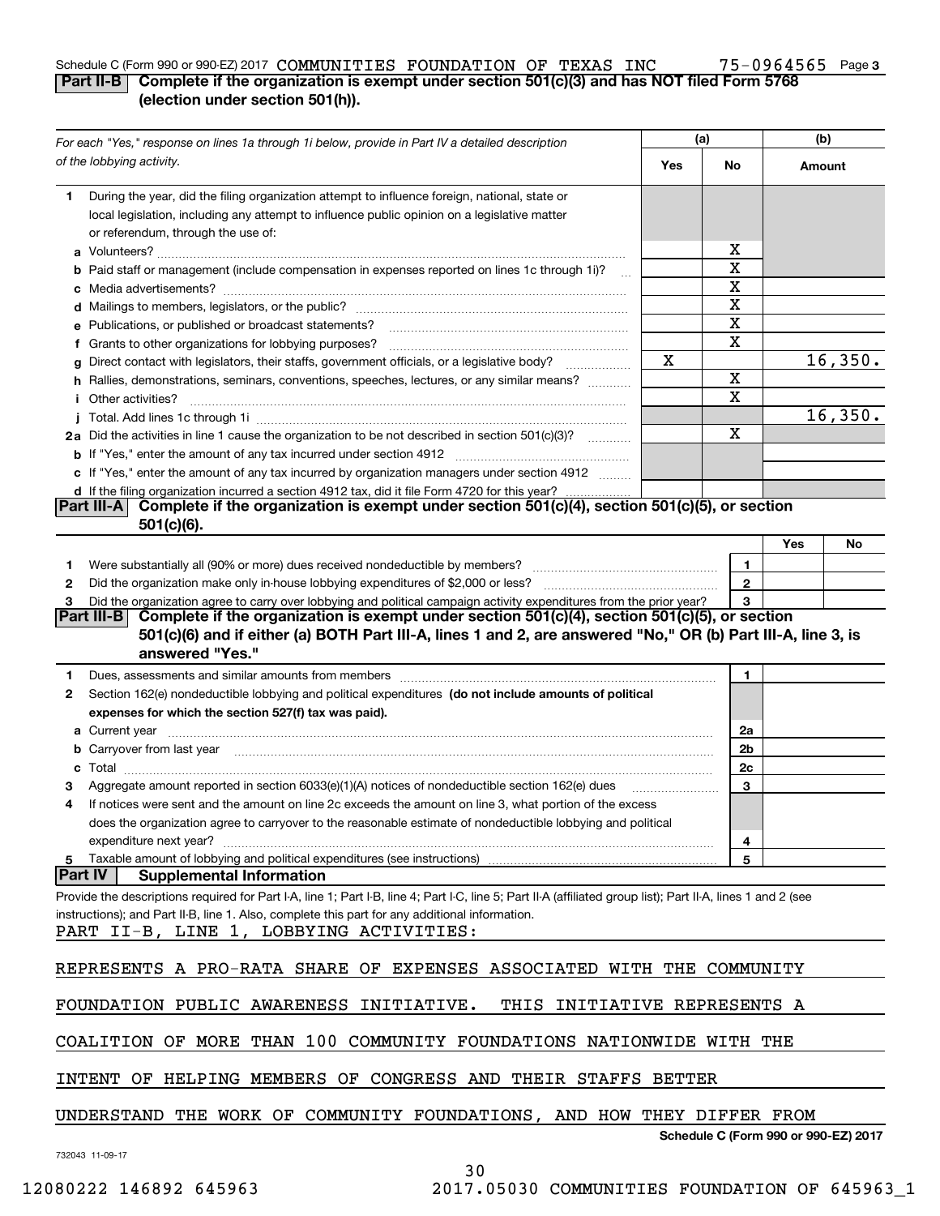Schedule C (Form 990 or 990-EZ) 2017 COMMUNITIES FOUNDATION OF TEXAS INC 75-0964565 Page 3

## Part II-B Complete if the organization is exempt under section 501(c)(3) and has NOT filed Form 5768 (election under section 501(h)).

| For each "Yes," response on lines 1a through 1i below, provide in Part IV a detailed description of the lobbying activity. | (a) Yes | (a) No | (b) Amount |
|---|---|---|---|
| **1** During the year, did the filing organization attempt to influence foreign, national, state or local legislation, including any attempt to influence public opinion on a legislative matter or referendum, through the use of: | | | |
| **a** Volunteers? | | X | |
| **b** Paid staff or management (include compensation in expenses reported on lines 1c through 1i)? | | X | |
| **c** Media advertisements? | | X | |
| **d** Mailings to members, legislators, or the public? | | X | |
| **e** Publications, or published or broadcast statements? | | X | |
| **f** Grants to other organizations for lobbying purposes? | | X | |
| **g** Direct contact with legislators, their staffs, government officials, or a legislative body? | X | | 16,350. |
| **h** Rallies, demonstrations, seminars, conventions, speeches, lectures, or any similar means? | | X | |
| **i** Other activities? | | X | |
| **j** Total. Add lines 1c through 1i | | | 16,350. |
| **2a** Did the activities in line 1 cause the organization to be not described in section 501(c)(3)? | | X | |
| **b** If "Yes," enter the amount of any tax incurred under section 4912 | | | |
| **c** If "Yes," enter the amount of any tax incurred by organization managers under section 4912 | | | |
| **d** If the filing organization incurred a section 4912 tax, did it file Form 4720 for this year? | | | |

## Part III-A Complete if the organization is exempt under section 501(c)(4), section 501(c)(5), or section 501(c)(6).

| | | | Yes | No |
|---|---|---|---|---|
| **1** | Were substantially all (90% or more) dues received nondeductible by members? | 1 | | |
| **2** | Did the organization make only in-house lobbying expenditures of $2,000 or less? | 2 | | |
| **3** | Did the organization agree to carry over lobbying and political campaign activity expenditures from the prior year? | 3 | | |

## Part III-B Complete if the organization is exempt under section 501(c)(4), section 501(c)(5), or section 501(c)(6) and if either (a) BOTH Part III-A, lines 1 and 2, are answered "No," OR (b) Part III-A, line 3, is answered "Yes."

| | | | |
|---|---|---|---|
| **1** | Dues, assessments and similar amounts from members | 1 | |
| **2** | Section 162(e) nondeductible lobbying and political expenditures **(do not include amounts of political expenses for which the section 527(f) tax was paid).** | | |
| **a** | Current year | 2a | |
| **b** | Carryover from last year | 2b | |
| **c** | Total | 2c | |
| **3** | Aggregate amount reported in section 6033(e)(1)(A) notices of nondeductible section 162(e) dues | 3 | |
| **4** | If notices were sent and the amount on line 2c exceeds the amount on line 3, what portion of the excess does the organization agree to carryover to the reasonable estimate of nondeductible lobbying and political expenditure next year? | 4 | |
| **5** | Taxable amount of lobbying and political expenditures (see instructions) | 5 | |

## Part IV Supplemental Information

Provide the descriptions required for Part I-A, line 1; Part I-B, line 4; Part I-C, line 5; Part II-A (affiliated group list); Part II-A, lines 1 and 2 (see instructions); and Part II-B, line 1. Also, complete this part for any additional information.

PART II-B, LINE 1, LOBBYING ACTIVITIES:

REPRESENTS A PRO-RATA SHARE OF EXPENSES ASSOCIATED WITH THE COMMUNITY FOUNDATION PUBLIC AWARENESS INITIATIVE. THIS INITIATIVE REPRESENTS A COALITION OF MORE THAN 100 COMMUNITY FOUNDATIONS NATIONWIDE WITH THE INTENT OF HELPING MEMBERS OF CONGRESS AND THEIR STAFFS BETTER UNDERSTAND THE WORK OF COMMUNITY FOUNDATIONS, AND HOW THEY DIFFER FROM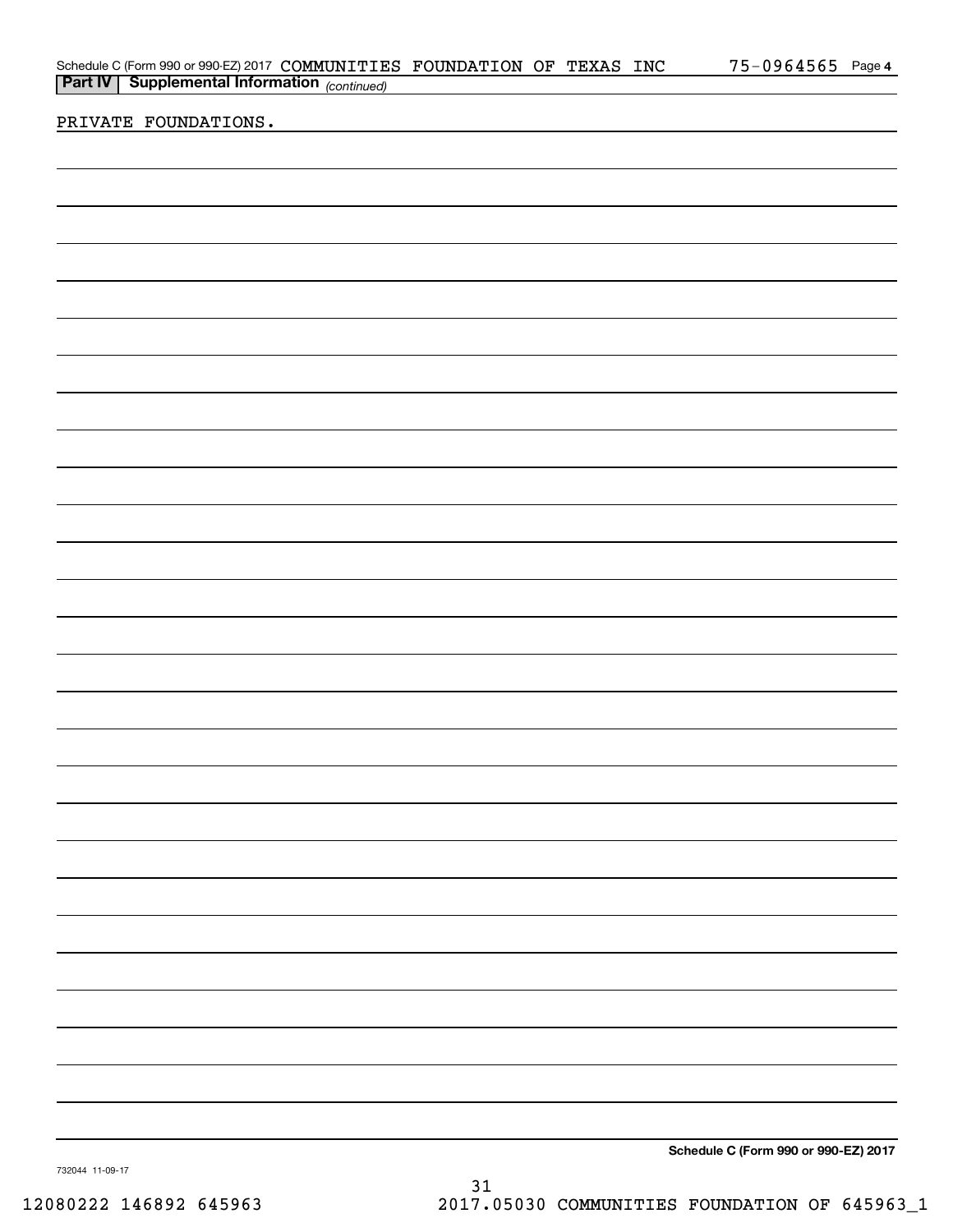Schedule C (Form 990 or 990-EZ) 2017 COMMUNITIES FOUNDATION OF TEXAS INC 75-0964565 Page 4

**Part IV | Supplemental Information** *(continued)*

PRIVATE FOUNDATIONS.

**Schedule C (Form 990 or 990-EZ) 2017**

732044 11-09-17

12080222 146892 645963 2017.05030 COMMUNITIES FOUNDATION OF 645963_1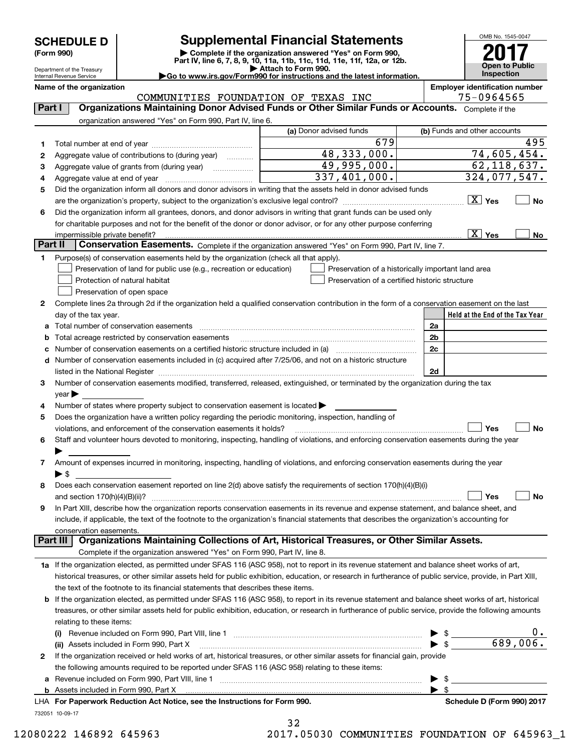# SCHEDULE D (Form 990)

Department of the Treasury
Internal Revenue Service

# Supplemental Financial Statements

▶ Complete if the organization answered "Yes" on Form 990, Part IV, line 6, 7, 8, 9, 10, 11a, 11b, 11c, 11d, 11e, 11f, 12a, or 12b.
▶ Attach to Form 990.
▶Go to www.irs.gov/Form990 for instructions and the latest information.

OMB No. 1545-0047

**2017**

**Open to Public Inspection**

**Name of the organization:** COMMUNITIES FOUNDATION OF TEXAS INC

**Employer identification number:** 75-0964565

## Part I Organizations Maintaining Donor Advised Funds or Other Similar Funds or Accounts. Complete if the organization answered "Yes" on Form 990, Part IV, line 6.

| | | (a) Donor advised funds | (b) Funds and other accounts |
|---|---|---|---|
| 1 | Total number at end of year | 679 | 495 |
| 2 | Aggregate value of contributions to (during year) | 48,333,000. | 74,605,454. |
| 3 | Aggregate value of grants from (during year) | 49,995,000. | 62,118,637. |
| 4 | Aggregate value at end of year | 337,401,000. | 324,077,547. |

5 Did the organization inform all donors and donor advisors in writing that the assets held in donor advised funds are the organization's property, subject to the organization's exclusive legal control? [X] Yes [ ] No

6 Did the organization inform all grantees, donors, and donor advisors in writing that grant funds can be used only for charitable purposes and not for the benefit of the donor or donor advisor, or for any other purpose conferring impermissible private benefit? [X] Yes [ ] No

## Part II Conservation Easements. Complete if the organization answered "Yes" on Form 990, Part IV, line 7.

1 Purpose(s) of conservation easements held by the organization (check all that apply).

- [ ] Preservation of land for public use (e.g., recreation or education)
- [ ] Protection of natural habitat
- [ ] Preservation of open space
- [ ] Preservation of a historically important land area
- [ ] Preservation of a certified historic structure

2 Complete lines 2a through 2d if the organization held a qualified conservation contribution in the form of a conservation easement on the last day of the tax year.

| | | | Held at the End of the Tax Year |
|---|---|---|---|
| a | Total number of conservation easements | 2a | |
| b | Total acreage restricted by conservation easements | 2b | |
| c | Number of conservation easements on a certified historic structure included in (a) | 2c | |
| d | Number of conservation easements included in (c) acquired after 7/25/06, and not on a historic structure listed in the National Register | 2d | |

3 Number of conservation easements modified, transferred, released, extinguished, or terminated by the organization during the tax year ▶

4 Number of states where property subject to conservation easement is located ▶

5 Does the organization have a written policy regarding the periodic monitoring, inspection, handling of violations, and enforcement of the conservation easements it holds? [ ] Yes [ ] No

6 Staff and volunteer hours devoted to monitoring, inspecting, handling of violations, and enforcing conservation easements during the year ▶

7 Amount of expenses incurred in monitoring, inspecting, handling of violations, and enforcing conservation easements during the year ▶ $

8 Does each conservation easement reported on line 2(d) above satisfy the requirements of section 170(h)(4)(B)(i) and section 170(h)(4)(B)(ii)? [ ] Yes [ ] No

9 In Part XIII, describe how the organization reports conservation easements in its revenue and expense statement, and balance sheet, and include, if applicable, the text of the footnote to the organization's financial statements that describes the organization's accounting for conservation easements.

## Part III Organizations Maintaining Collections of Art, Historical Treasures, or Other Similar Assets. Complete if the organization answered "Yes" on Form 990, Part IV, line 8.

1a If the organization elected, as permitted under SFAS 116 (ASC 958), not to report in its revenue statement and balance sheet works of art, historical treasures, or other similar assets held for public exhibition, education, or research in furtherance of public service, provide, in Part XIII, the text of the footnote to its financial statements that describes these items.

b If the organization elected, as permitted under SFAS 116 (ASC 958), to report in its revenue statement and balance sheet works of art, historical treasures, or other similar assets held for public exhibition, education, or research in furtherance of public service, provide the following amounts relating to these items:

(i) Revenue included on Form 990, Part VIII, line 1 ▶ $ 0.

(ii) Assets included in Form 990, Part X ▶ $ 689,006.

2 If the organization received or held works of art, historical treasures, or other similar assets for financial gain, provide the following amounts required to be reported under SFAS 116 (ASC 958) relating to these items:

a Revenue included on Form 990, Part VIII, line 1 ▶ $

b Assets included in Form 990, Part X ▶ $

LHA For Paperwork Reduction Act Notice, see the Instructions for Form 990.

Schedule D (Form 990) 2017

732051 10-09-17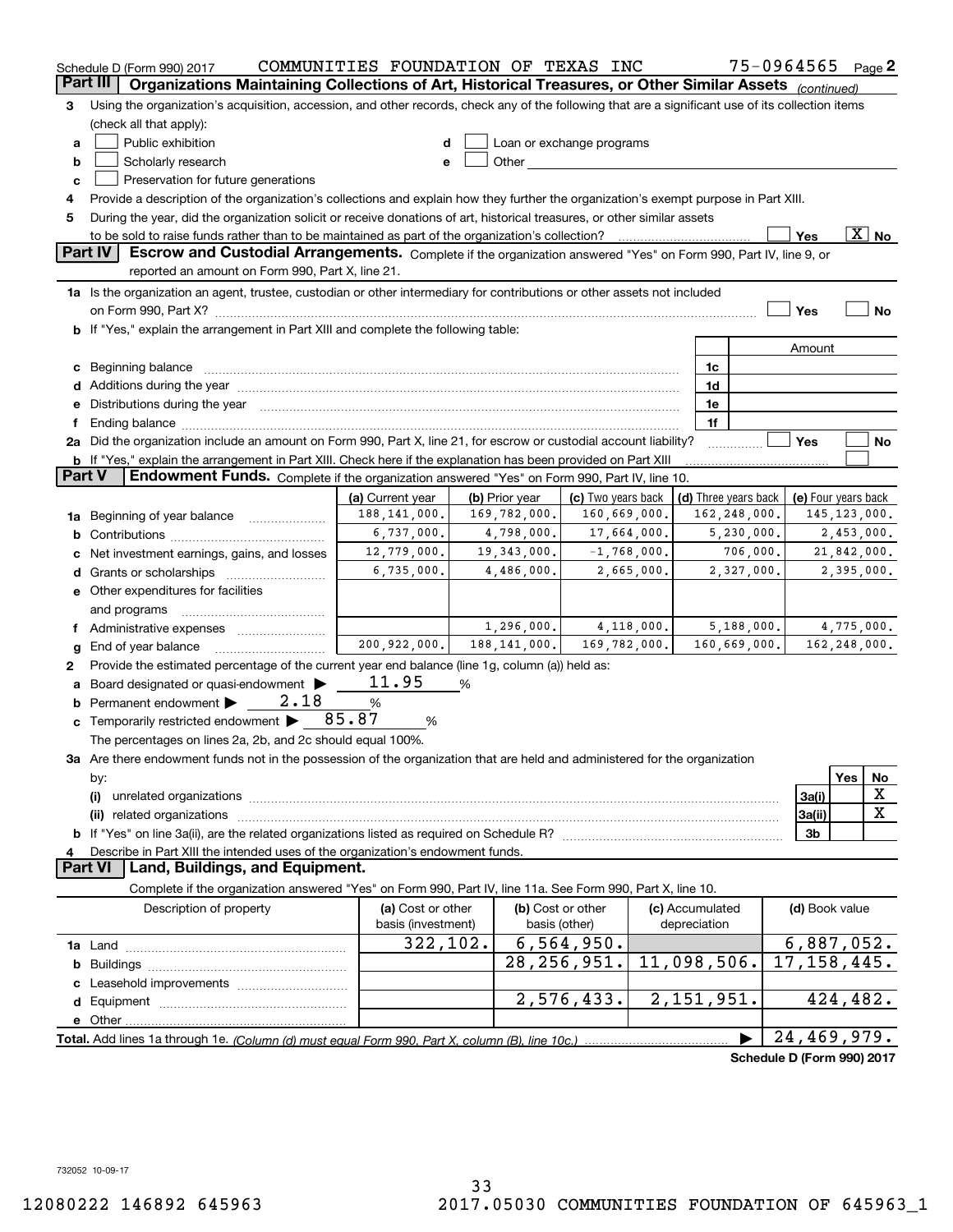Schedule D (Form 990) 2017 COMMUNITIES FOUNDATION OF TEXAS INC 75-0964565 Page 2

## Part III Organizations Maintaining Collections of Art, Historical Treasures, or Other Similar Assets *(continued)*

3 Using the organization's acquisition, accession, and other records, check any of the following that are a significant use of its collection items (check all that apply):

a ☐ Public exhibition
b ☐ Scholarly research
c ☐ Preservation for future generations
d ☐ Loan or exchange programs
e ☐ Other

4 Provide a description of the organization's collections and explain how they further the organization's exempt purpose in Part XIII.

5 During the year, did the organization solicit or receive donations of art, historical treasures, or other similar assets to be sold to raise funds rather than to be maintained as part of the organization's collection? ☐ Yes ☒ No

## Part IV Escrow and Custodial Arrangements.
Complete if the organization answered "Yes" on Form 990, Part IV, line 9, or reported an amount on Form 990, Part X, line 21.

1a Is the organization an agent, trustee, custodian or other intermediary for contributions or other assets not included on Form 990, Part X? ☐ Yes ☐ No

b If "Yes," explain the arrangement in Part XIII and complete the following table:

| | | Amount |
|---|---|---|
| c Beginning balance | 1c | |
| d Additions during the year | 1d | |
| e Distributions during the year | 1e | |
| f Ending balance | 1f | |

2a Did the organization include an amount on Form 990, Part X, line 21, for escrow or custodial account liability? ☐ Yes ☐ No

b If "Yes," explain the arrangement in Part XIII. Check here if the explanation has been provided on Part XIII ☐

## Part V Endowment Funds.
Complete if the organization answered "Yes" on Form 990, Part IV, line 10.

| | (a) Current year | (b) Prior year | (c) Two years back | (d) Three years back | (e) Four years back |
|---|---|---|---|---|---|
| 1a Beginning of year balance | 188,141,000. | 169,782,000. | 160,669,000. | 162,248,000. | 145,123,000. |
| b Contributions | 6,737,000. | 4,798,000. | 17,664,000. | 5,230,000. | 2,453,000. |
| c Net investment earnings, gains, and losses | 12,779,000. | 19,343,000. | -1,768,000. | 706,000. | 21,842,000. |
| d Grants or scholarships | 6,735,000. | 4,486,000. | 2,665,000. | 2,327,000. | 2,395,000. |
| e Other expenditures for facilities and programs | | | | | |
| f Administrative expenses | | 1,296,000. | 4,118,000. | 5,188,000. | 4,775,000. |
| g End of year balance | 200,922,000. | 188,141,000. | 169,782,000. | 160,669,000. | 162,248,000. |

2 Provide the estimated percentage of the current year end balance (line 1g, column (a)) held as:

a Board designated or quasi-endowment ▶ 11.95 %
b Permanent endowment ▶ 2.18 %
c Temporarily restricted endowment ▶ 85.87 %

The percentages on lines 2a, 2b, and 2c should equal 100%.

3a Are there endowment funds not in the possession of the organization that are held and administered for the organization by:

| | | Yes | No |
|---|---|---|---|
| (i) unrelated organizations | 3a(i) | | X |
| (ii) related organizations | 3a(ii) | | X |
| b If "Yes" on line 3a(ii), are the related organizations listed as required on Schedule R? | 3b | | |

4 Describe in Part XIII the intended uses of the organization's endowment funds.

## Part VI Land, Buildings, and Equipment.
Complete if the organization answered "Yes" on Form 990, Part IV, line 11a. See Form 990, Part X, line 10.

| Description of property | (a) Cost or other basis (investment) | (b) Cost or other basis (other) | (c) Accumulated depreciation | (d) Book value |
|---|---|---|---|---|
| 1a Land | 322,102. | 6,564,950. | | 6,887,052. |
| b Buildings | | 28,256,951. | 11,098,506. | 17,158,445. |
| c Leasehold improvements | | | | |
| d Equipment | | 2,576,433. | 2,151,951. | 424,482. |
| e Other | | | | |
| **Total.** Add lines 1a through 1e. *(Column (d) must equal Form 990, Part X, column (B), line 10c.)* ▶ | | | | 24,469,979. |

Schedule D (Form 990) 2017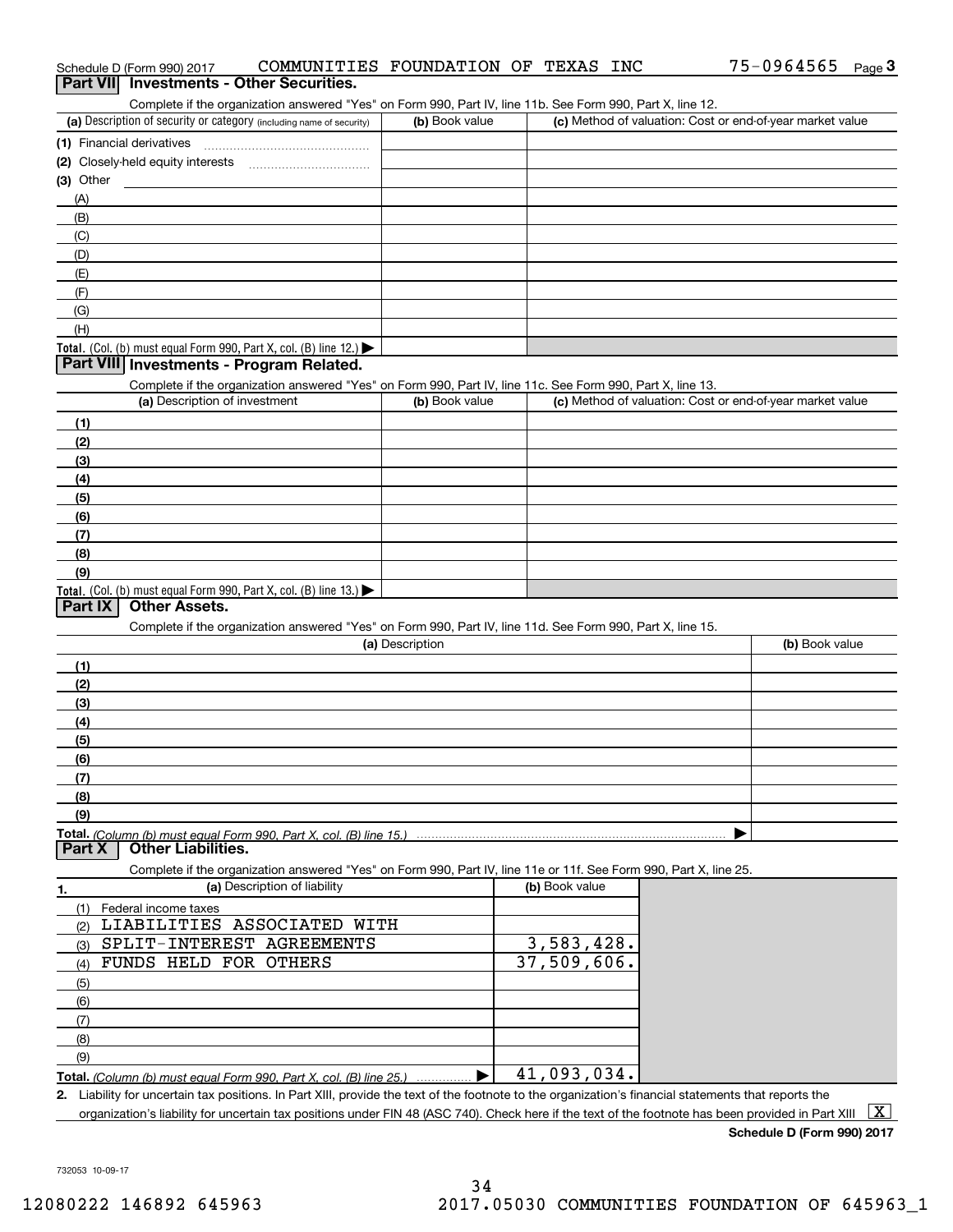Schedule D (Form 990) 2017 COMMUNITIES FOUNDATION OF TEXAS INC 75-0964565 Page 3

## Part VII Investments - Other Securities.

Complete if the organization answered "Yes" on Form 990, Part IV, line 11b. See Form 990, Part X, line 12.

| (a) Description of security or category (including name of security) | (b) Book value | (c) Method of valuation: Cost or end-of-year market value |
|---|---|---|
| (1) Financial derivatives | | |
| (2) Closely-held equity interests | | |
| (3) Other | | |
| (A) | | |
| (B) | | |
| (C) | | |
| (D) | | |
| (E) | | |
| (F) | | |
| (G) | | |
| (H) | | |
| **Total.** (Col. (b) must equal Form 990, Part X, col. (B) line 12.) ▶ | | |

## Part VIII Investments - Program Related.

Complete if the organization answered "Yes" on Form 990, Part IV, line 11c. See Form 990, Part X, line 13.

| (a) Description of investment | (b) Book value | (c) Method of valuation: Cost or end-of-year market value |
|---|---|---|
| (1) | | |
| (2) | | |
| (3) | | |
| (4) | | |
| (5) | | |
| (6) | | |
| (7) | | |
| (8) | | |
| (9) | | |
| **Total.** (Col. (b) must equal Form 990, Part X, col. (B) line 13.) ▶ | | |

## Part IX Other Assets.

Complete if the organization answered "Yes" on Form 990, Part IV, line 11d. See Form 990, Part X, line 15.

| (a) Description | (b) Book value |
|---|---|
| (1) | |
| (2) | |
| (3) | |
| (4) | |
| (5) | |
| (6) | |
| (7) | |
| (8) | |
| (9) | |
| **Total.** *(Column (b) must equal Form 990, Part X, col. (B) line 15.)* ▶ | |

## Part X Other Liabilities.

Complete if the organization answered "Yes" on Form 990, Part IV, line 11e or 11f. See Form 990, Part X, line 25.

| 1. (a) Description of liability | (b) Book value |
|---|---|
| (1) Federal income taxes | |
| (2) LIABILITIES ASSOCIATED WITH | |
| (3) SPLIT-INTEREST AGREEMENTS | 3,583,428. |
| (4) FUNDS HELD FOR OTHERS | 37,509,606. |
| (5) | |
| (6) | |
| (7) | |
| (8) | |
| (9) | |
| **Total.** *(Column (b) must equal Form 990, Part X, col. (B) line 25.)* ▶ | 41,093,034. |

2. Liability for uncertain tax positions. In Part XIII, provide the text of the footnote to the organization's financial statements that reports the organization's liability for uncertain tax positions under FIN 48 (ASC 740). Check here if the text of the footnote has been provided in Part XIII [X]

**Schedule D (Form 990) 2017**

732053 10-09-17

12080222 146892 645963 2017.05030 COMMUNITIES FOUNDATION OF 645963_1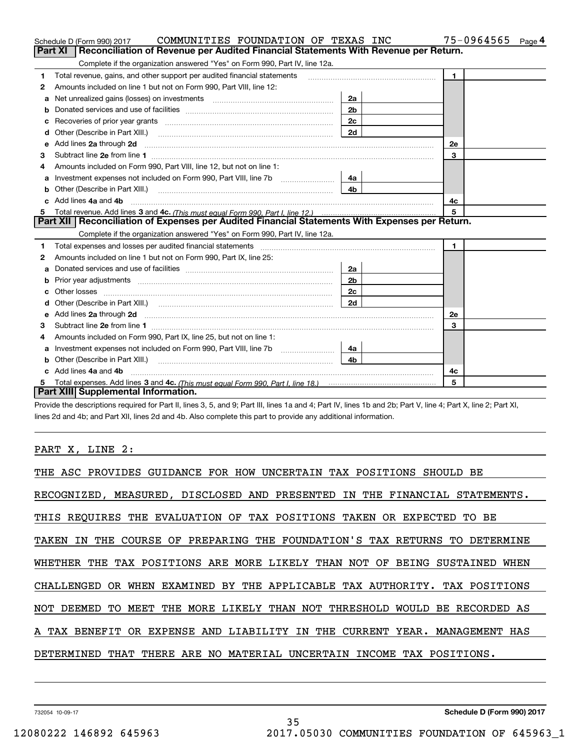Schedule D (Form 990) 2017 COMMUNITIES FOUNDATION OF TEXAS INC 75-0964565 Page 4

## Part XI Reconciliation of Revenue per Audited Financial Statements With Revenue per Return.

Complete if the organization answered "Yes" on Form 990, Part IV, line 12a.

| | | | | | |
|---|---|---|---|---|---|
| 1 | Total revenue, gains, and other support per audited financial statements | | | 1 | |
| 2 | Amounts included on line 1 but not on Form 990, Part VIII, line 12: | | | | |
| a | Net unrealized gains (losses) on investments | 2a | | | |
| b | Donated services and use of facilities | 2b | | | |
| c | Recoveries of prior year grants | 2c | | | |
| d | Other (Describe in Part XIII.) | 2d | | | |
| e | Add lines **2a** through **2d** | | | 2e | |
| 3 | Subtract line **2e** from line **1** | | | 3 | |
| 4 | Amounts included on Form 990, Part VIII, line 12, but not on line 1: | | | | |
| a | Investment expenses not included on Form 990, Part VIII, line 7b | 4a | | | |
| b | Other (Describe in Part XIII.) | 4b | | | |
| c | Add lines **4a** and **4b** | | | 4c | |
| 5 | Total revenue. Add lines **3** and **4c.** *(This must equal Form 990, Part I, line 12.)* | | | 5 | |

## Part XII Reconciliation of Expenses per Audited Financial Statements With Expenses per Return.

Complete if the organization answered "Yes" on Form 990, Part IV, line 12a.

| | | | | | |
|---|---|---|---|---|---|
| 1 | Total expenses and losses per audited financial statements | | | 1 | |
| 2 | Amounts included on line 1 but not on Form 990, Part IX, line 25: | | | | |
| a | Donated services and use of facilities | 2a | | | |
| b | Prior year adjustments | 2b | | | |
| c | Other losses | 2c | | | |
| d | Other (Describe in Part XIII.) | 2d | | | |
| e | Add lines **2a** through **2d** | | | 2e | |
| 3 | Subtract line **2e** from line **1** | | | 3 | |
| 4 | Amounts included on Form 990, Part IX, line 25, but not on line 1: | | | | |
| a | Investment expenses not included on Form 990, Part VIII, line 7b | 4a | | | |
| b | Other (Describe in Part XIII.) | 4b | | | |
| c | Add lines **4a** and **4b** | | | 4c | |
| 5 | Total expenses. Add lines **3** and **4c.** *(This must equal Form 990, Part I, line 18.)* | | | 5 | |

## Part XIII Supplemental Information.

Provide the descriptions required for Part II, lines 3, 5, and 9; Part III, lines 1a and 4; Part IV, lines 1b and 2b; Part V, line 4; Part X, line 2; Part XI, lines 2d and 4b; and Part XII, lines 2d and 4b. Also complete this part to provide any additional information.

PART X, LINE 2:

THE ASC PROVIDES GUIDANCE FOR HOW UNCERTAIN TAX POSITIONS SHOULD BE RECOGNIZED, MEASURED, DISCLOSED AND PRESENTED IN THE FINANCIAL STATEMENTS. THIS REQUIRES THE EVALUATION OF TAX POSITIONS TAKEN OR EXPECTED TO BE TAKEN IN THE COURSE OF PREPARING THE FOUNDATION'S TAX RETURNS TO DETERMINE WHETHER THE TAX POSITIONS ARE MORE LIKELY THAN NOT OF BEING SUSTAINED WHEN CHALLENGED OR WHEN EXAMINED BY THE APPLICABLE TAX AUTHORITY. TAX POSITIONS NOT DEEMED TO MEET THE MORE LIKELY THAN NOT THRESHOLD WOULD BE RECORDED AS A TAX BENEFIT OR EXPENSE AND LIABILITY IN THE CURRENT YEAR. MANAGEMENT HAS DETERMINED THAT THERE ARE NO MATERIAL UNCERTAIN INCOME TAX POSITIONS.

732054 10-09-17 **Schedule D (Form 990) 2017**

12080222 146892 645963 2017.05030 COMMUNITIES FOUNDATION OF 645963_1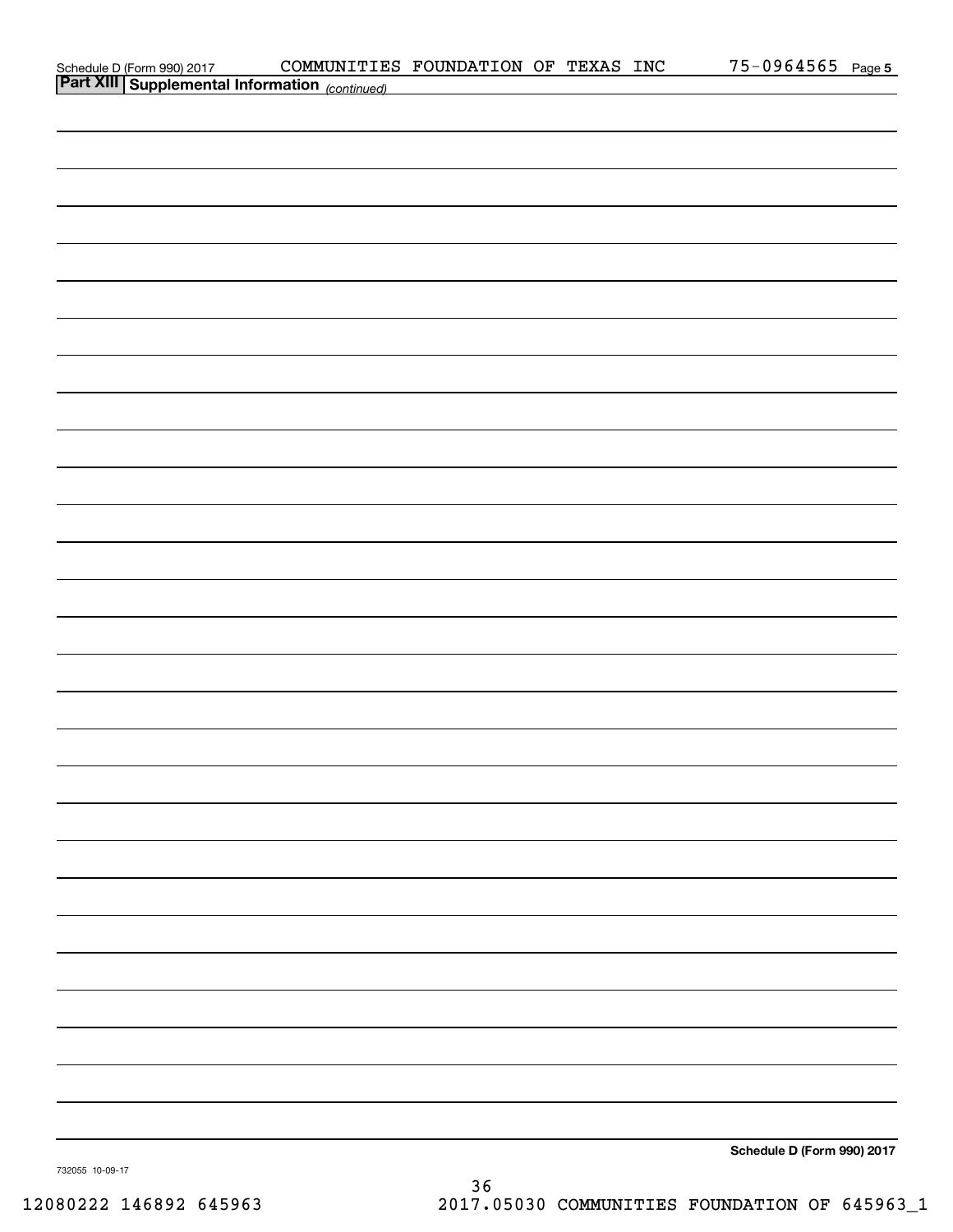Schedule D (Form 990) 2017 COMMUNITIES FOUNDATION OF TEXAS INC 75-0964565

**Part XIII Supplemental Information** *(continued)*

**Schedule D (Form 990) 2017**

732055 10-09-17

12080222 146892 645963 2017.05030 COMMUNITIES FOUNDATION OF 645963_1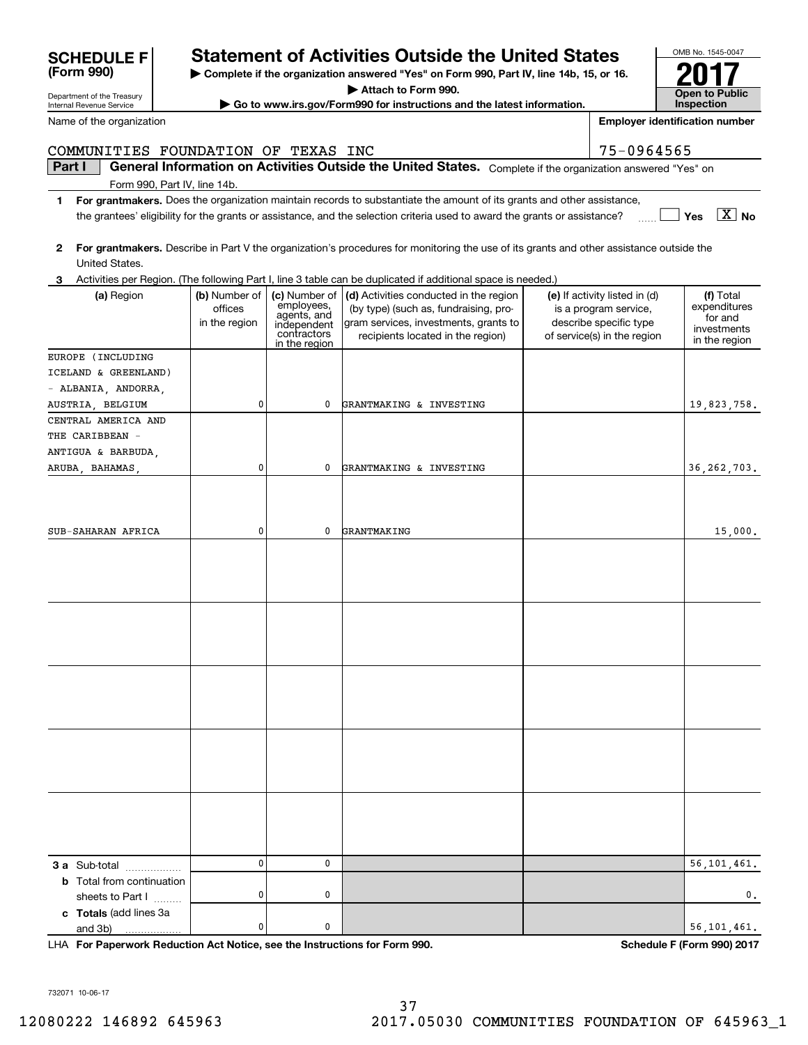**SCHEDULE F (Form 990)**

Department of the Treasury
Internal Revenue Service

# Statement of Activities Outside the United States

▶ Complete if the organization answered "Yes" on Form 990, Part IV, line 14b, 15, or 16.
▶ Attach to Form 990.
▶ Go to www.irs.gov/Form990 for instructions and the latest information.

OMB No. 1545-0047
**2017**
**Open to Public Inspection**

Name of the organization: COMMUNITIES FOUNDATION OF TEXAS INC
Employer identification number: 75-0964565

**Part I** **General Information on Activities Outside the United States.** Complete if the organization answered "Yes" on Form 990, Part IV, line 14b.

1 **For grantmakers.** Does the organization maintain records to substantiate the amount of its grants and other assistance, the grantees' eligibility for the grants or assistance, and the selection criteria used to award the grants or assistance? ☐ Yes ☒ No

2 **For grantmakers.** Describe in Part V the organization's procedures for monitoring the use of its grants and other assistance outside the United States.

3 Activities per Region. (The following Part I, line 3 table can be duplicated if additional space is needed.)

| (a) Region | (b) Number of offices in the region | (c) Number of employees, agents, and independent contractors in the region | (d) Activities conducted in the region (by type) (such as, fundraising, program services, investments, grants to recipients located in the region) | (e) If activity listed in (d) is a program service, describe specific type of service(s) in the region | (f) Total expenditures for and investments in the region |
|---|---|---|---|---|---|
| EUROPE (INCLUDING ICELAND & GREENLAND) - ALBANIA, ANDORRA, AUSTRIA, BELGIUM | 0 | 0 | GRANTMAKING & INVESTING | | 19,823,758. |
| CENTRAL AMERICA AND THE CARIBBEAN - ANTIGUA & BARBUDA, ARUBA, BAHAMAS, | 0 | 0 | GRANTMAKING & INVESTING | | 36,262,703. |
| SUB-SAHARAN AFRICA | 0 | 0 | GRANTMAKING | | 15,000. |
| | | | | | |
| | | | | | |
| | | | | | |
| | | | | | |
| | | | | | |
| **3 a** Sub-total | 0 | 0 | | | 56,101,461. |
| **b** Total from continuation sheets to Part I | 0 | 0 | | | 0. |
| **c Totals** (add lines 3a and 3b) | 0 | 0 | | | 56,101,461. |

LHA **For Paperwork Reduction Act Notice, see the Instructions for Form 990.** **Schedule F (Form 990) 2017**

732071 10-06-17

12080222 146892 645963 2017.05030 COMMUNITIES FOUNDATION OF 645963_1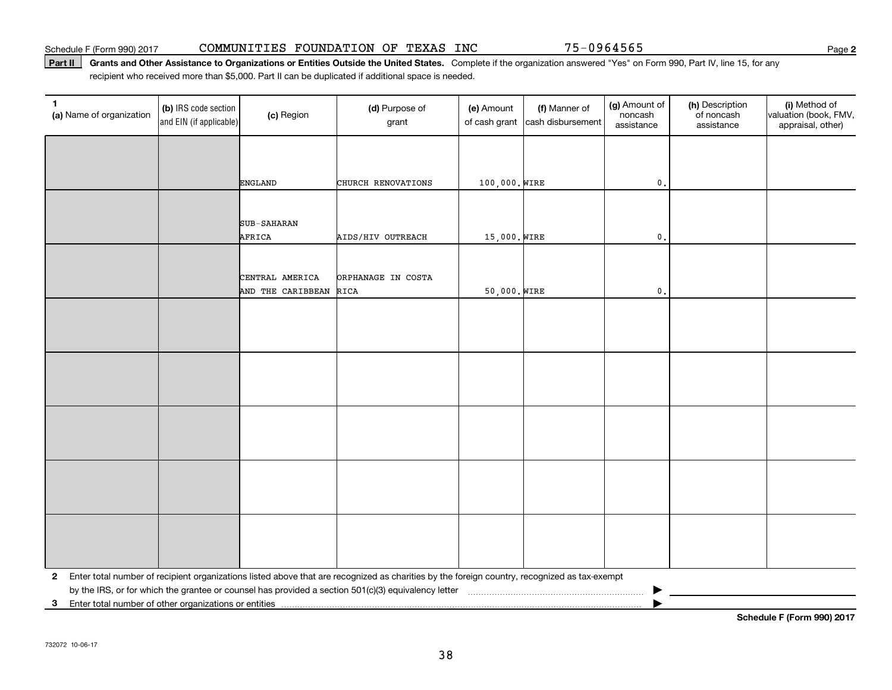Schedule F (Form 990) 2017 COMMUNITIES FOUNDATION OF TEXAS INC 75-0964565

**Part II** **Grants and Other Assistance to Organizations or Entities Outside the United States.** Complete if the organization answered "Yes" on Form 990, Part IV, line 15, for any recipient who received more than $5,000. Part II can be duplicated if additional space is needed.

| 1 (a) Name of organization | (b) IRS code section and EIN (if applicable) | (c) Region | (d) Purpose of grant | (e) Amount of cash grant | (f) Manner of cash disbursement | (g) Amount of noncash assistance | (h) Description of noncash assistance | (i) Method of valuation (book, FMV, appraisal, other) |
|---|---|---|---|---|---|---|---|---|
| | | ENGLAND | CHURCH RENOVATIONS | 100,000. | WIRE | 0. | | |
| | | SUB-SAHARAN AFRICA | AIDS/HIV OUTREACH | 15,000. | WIRE | 0. | | |
| | | CENTRAL AMERICA AND THE CARIBBEAN | ORPHANAGE IN COSTA RICA | 50,000. | WIRE | 0. | | |
| | | | | | | | | |
| | | | | | | | | |
| | | | | | | | | |
| | | | | | | | | |
| | | | | | | | | |

**2** Enter total number of recipient organizations listed above that are recognized as charities by the foreign country, recognized as tax-exempt by the IRS, or for which the grantee or counsel has provided a section 501(c)(3) equivalency letter ▶

**3** Enter total number of other organizations or entities ▶

**Schedule F (Form 990) 2017**

732072 10-06-17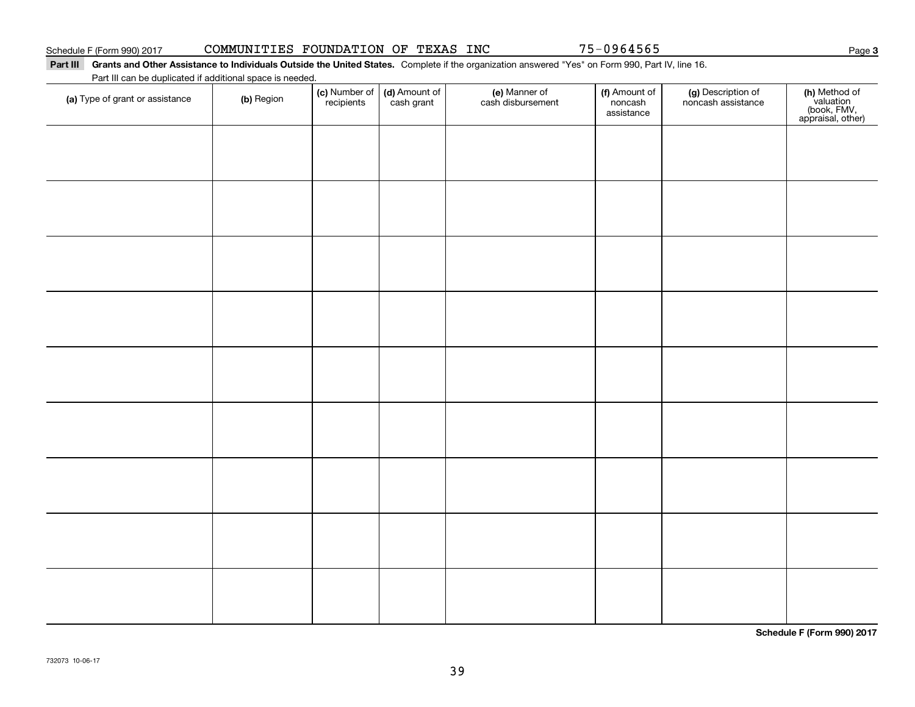Schedule F (Form 990) 2017 COMMUNITIES FOUNDATION OF TEXAS INC 75-0964565

**Part III Grants and Other Assistance to Individuals Outside the United States.** Complete if the organization answered "Yes" on Form 990, Part IV, line 16.

Part III can be duplicated if additional space is needed.

| (a) Type of grant or assistance | (b) Region | (c) Number of recipients | (d) Amount of cash grant | (e) Manner of cash disbursement | (f) Amount of noncash assistance | (g) Description of noncash assistance | (h) Method of valuation (book, FMV, appraisal, other) |
|---|---|---|---|---|---|---|---|
| | | | | | | | |
| | | | | | | | |
| | | | | | | | |
| | | | | | | | |
| | | | | | | | |
| | | | | | | | |
| | | | | | | | |
| | | | | | | | |
| | | | | | | | |

**Schedule F (Form 990) 2017**

732073 10-06-17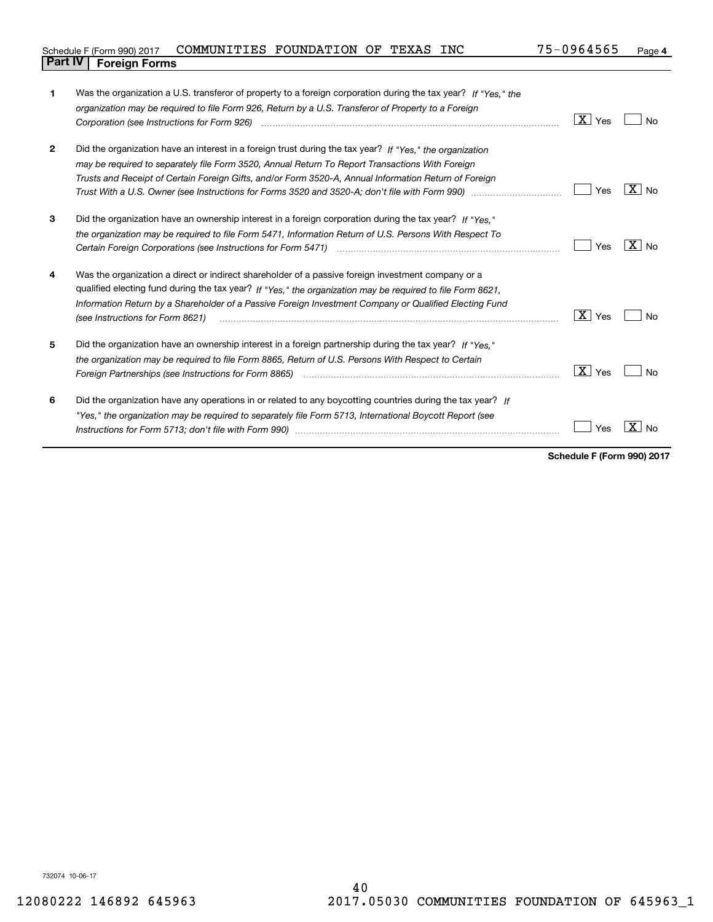Schedule F (Form 990) 2017 COMMUNITIES FOUNDATION OF TEXAS INC 75-0964565 Page **4**

## Part IV Foreign Forms

| | | |
|---|---|---|
| **1** | Was the organization a U.S. transferor of property to a foreign corporation during the tax year? *If "Yes," the organization may be required to file Form 926, Return by a U.S. Transferor of Property to a Foreign Corporation (see Instructions for Form 926)* | [X] Yes [ ] No |
| **2** | Did the organization have an interest in a foreign trust during the tax year? *If "Yes," the organization may be required to separately file Form 3520, Annual Return To Report Transactions With Foreign Trusts and Receipt of Certain Foreign Gifts, and/or Form 3520-A, Annual Information Return of Foreign Trust With a U.S. Owner (see Instructions for Forms 3520 and 3520-A; don't file with Form 990)* | [ ] Yes [X] No |
| **3** | Did the organization have an ownership interest in a foreign corporation during the tax year? *If "Yes," the organization may be required to file Form 5471, Information Return of U.S. Persons With Respect To Certain Foreign Corporations (see Instructions for Form 5471)* | [ ] Yes [X] No |
| **4** | Was the organization a direct or indirect shareholder of a passive foreign investment company or a qualified electing fund during the tax year? *If "Yes," the organization may be required to file Form 8621, Information Return by a Shareholder of a Passive Foreign Investment Company or Qualified Electing Fund (see Instructions for Form 8621)* | [X] Yes [ ] No |
| **5** | Did the organization have an ownership interest in a foreign partnership during the tax year? *If "Yes," the organization may be required to file Form 8865, Return of U.S. Persons With Respect to Certain Foreign Partnerships (see Instructions for Form 8865)* | [X] Yes [ ] No |
| **6** | Did the organization have any operations in or related to any boycotting countries during the tax year? *If "Yes," the organization may be required to separately file Form 5713, International Boycott Report (see Instructions for Form 5713; don't file with Form 990)* | [ ] Yes [X] No |

**Schedule F (Form 990) 2017**

732074 10-06-17

12080222 146892 645963 2017.05030 COMMUNITIES FOUNDATION OF 645963_1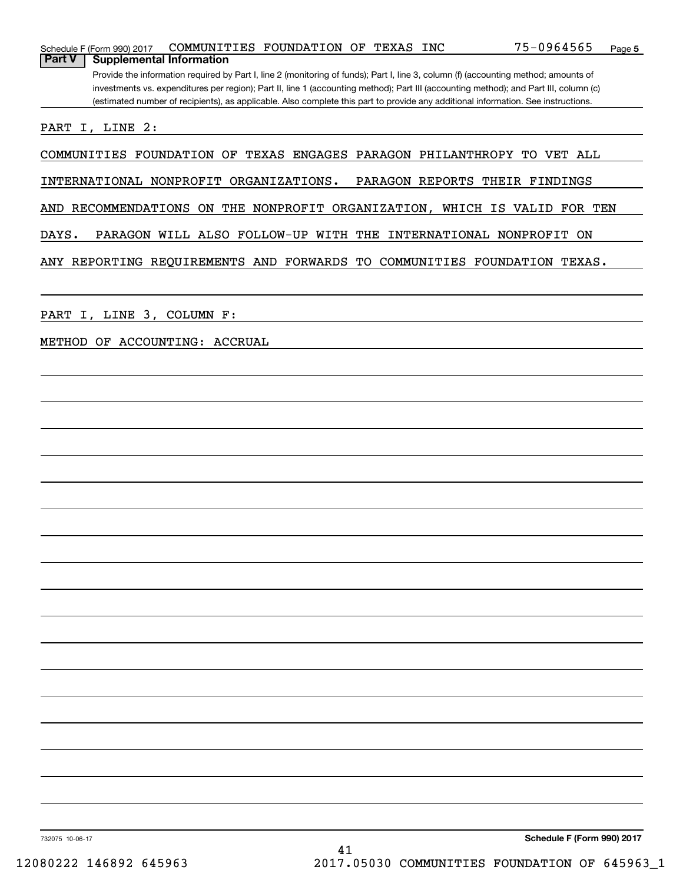Schedule F (Form 990) 2017 COMMUNITIES FOUNDATION OF TEXAS INC 75-0964565 Page 5

## Part V Supplemental Information

Provide the information required by Part I, line 2 (monitoring of funds); Part I, line 3, column (f) (accounting method; amounts of investments vs. expenditures per region); Part II, line 1 (accounting method); Part III (accounting method); and Part III, column (c) (estimated number of recipients), as applicable. Also complete this part to provide any additional information. See instructions.

PART I, LINE 2:

COMMUNITIES FOUNDATION OF TEXAS ENGAGES PARAGON PHILANTHROPY TO VET ALL INTERNATIONAL NONPROFIT ORGANIZATIONS. PARAGON REPORTS THEIR FINDINGS AND RECOMMENDATIONS ON THE NONPROFIT ORGANIZATION, WHICH IS VALID FOR TEN DAYS. PARAGON WILL ALSO FOLLOW-UP WITH THE INTERNATIONAL NONPROFIT ON ANY REPORTING REQUIREMENTS AND FORWARDS TO COMMUNITIES FOUNDATION TEXAS.

PART I, LINE 3, COLUMN F:

METHOD OF ACCOUNTING: ACCRUAL

732075 10-06-17 Schedule F (Form 990) 2017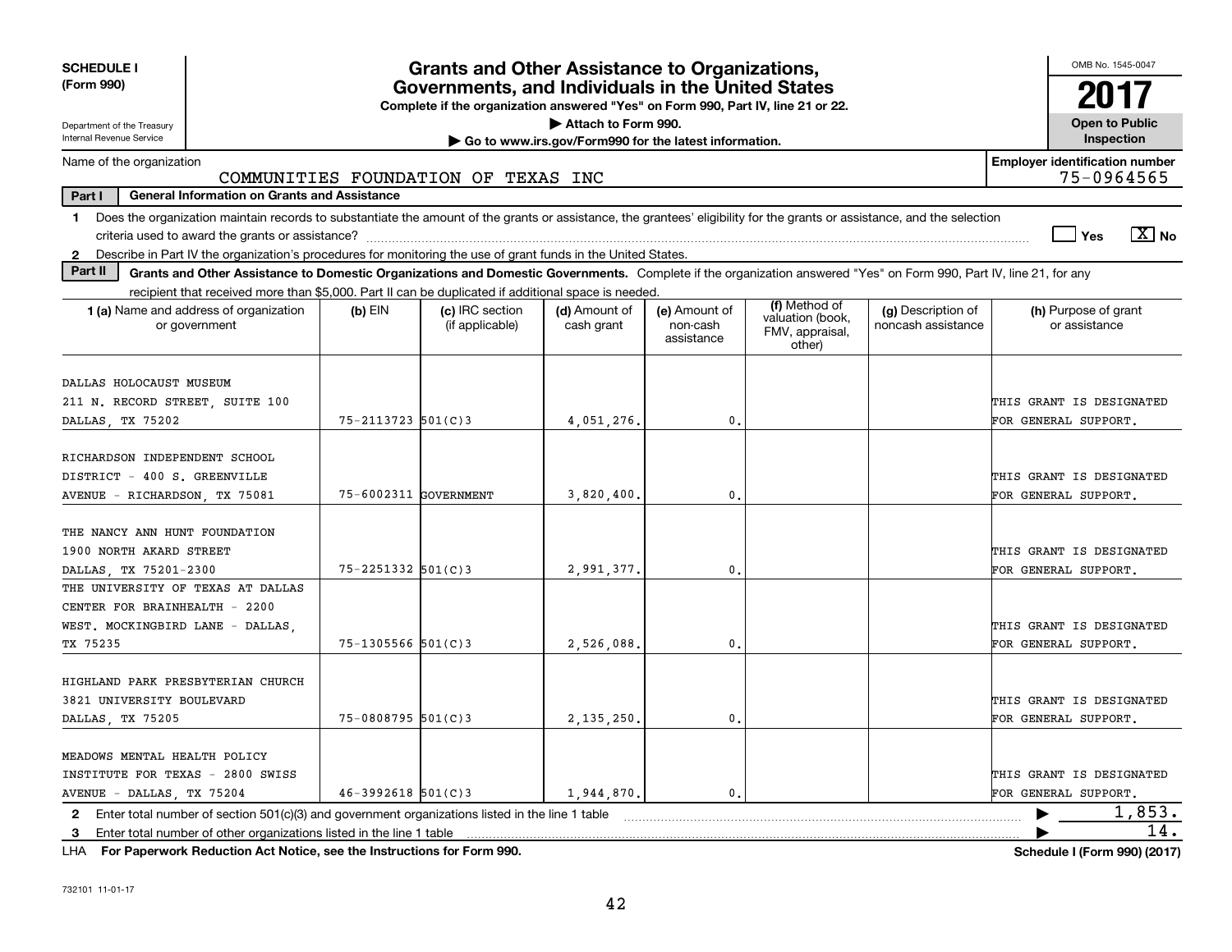**SCHEDULE I (Form 990)**

Department of the Treasury
Internal Revenue Service

# Grants and Other Assistance to Organizations, Governments, and Individuals in the United States

**Complete if the organization answered "Yes" on Form 990, Part IV, line 21 or 22.**

▶ Attach to Form 990.

▶ Go to www.irs.gov/Form990 for the latest information.

OMB No. 1545-0047

**2017**

**Open to Public Inspection**

Name of the organization: COMMUNITIES FOUNDATION OF TEXAS INC

**Employer identification number:** 75-0964565

**Part I — General Information on Grants and Assistance**

1 Does the organization maintain records to substantiate the amount of the grants or assistance, the grantees' eligibility for the grants or assistance, and the selection criteria used to award the grants or assistance? ☐ Yes ☒ No

2 Describe in Part IV the organization's procedures for monitoring the use of grant funds in the United States.

**Part II — Grants and Other Assistance to Domestic Organizations and Domestic Governments.** Complete if the organization answered "Yes" on Form 990, Part IV, line 21, for any recipient that received more than $5,000. Part II can be duplicated if additional space is needed.

| 1 (a) Name and address of organization or government | (b) EIN | (c) IRC section (if applicable) | (d) Amount of cash grant | (e) Amount of non-cash assistance | (f) Method of valuation (book, FMV, appraisal, other) | (g) Description of noncash assistance | (h) Purpose of grant or assistance |
|---|---|---|---|---|---|---|---|
| DALLAS HOLOCAUST MUSEUM 211 N. RECORD STREET, SUITE 100 DALLAS, TX 75202 | 75-2113723 | 501(C)3 | 4,051,276. | 0. | | | THIS GRANT IS DESIGNATED FOR GENERAL SUPPORT. |
| RICHARDSON INDEPENDENT SCHOOL DISTRICT - 400 S. GREENVILLE AVENUE - RICHARDSON, TX 75081 | 75-6002311 | GOVERNMENT | 3,820,400. | 0. | | | THIS GRANT IS DESIGNATED FOR GENERAL SUPPORT. |
| THE NANCY ANN HUNT FOUNDATION 1900 NORTH AKARD STREET DALLAS, TX 75201-2300 | 75-2251332 | 501(C)3 | 2,991,377. | 0. | | | THIS GRANT IS DESIGNATED FOR GENERAL SUPPORT. |
| THE UNIVERSITY OF TEXAS AT DALLAS CENTER FOR BRAINHEALTH - 2200 WEST. MOCKINGBIRD LANE - DALLAS, TX 75235 | 75-1305566 | 501(C)3 | 2,526,088. | 0. | | | THIS GRANT IS DESIGNATED FOR GENERAL SUPPORT. |
| HIGHLAND PARK PRESBYTERIAN CHURCH 3821 UNIVERSITY BOULEVARD DALLAS, TX 75205 | 75-0808795 | 501(C)3 | 2,135,250. | 0. | | | THIS GRANT IS DESIGNATED FOR GENERAL SUPPORT. |
| MEADOWS MENTAL HEALTH POLICY INSTITUTE FOR TEXAS - 2800 SWISS AVENUE - DALLAS, TX 75204 | 46-3992618 | 501(C)3 | 1,944,870. | 0. | | | THIS GRANT IS DESIGNATED FOR GENERAL SUPPORT. |

2 Enter total number of section 501(c)(3) and government organizations listed in the line 1 table ▶ 1,853.

3 Enter total number of other organizations listed in the line 1 table ▶ 14.

LHA **For Paperwork Reduction Act Notice, see the Instructions for Form 990.** **Schedule I (Form 990) (2017)**

732101 11-01-17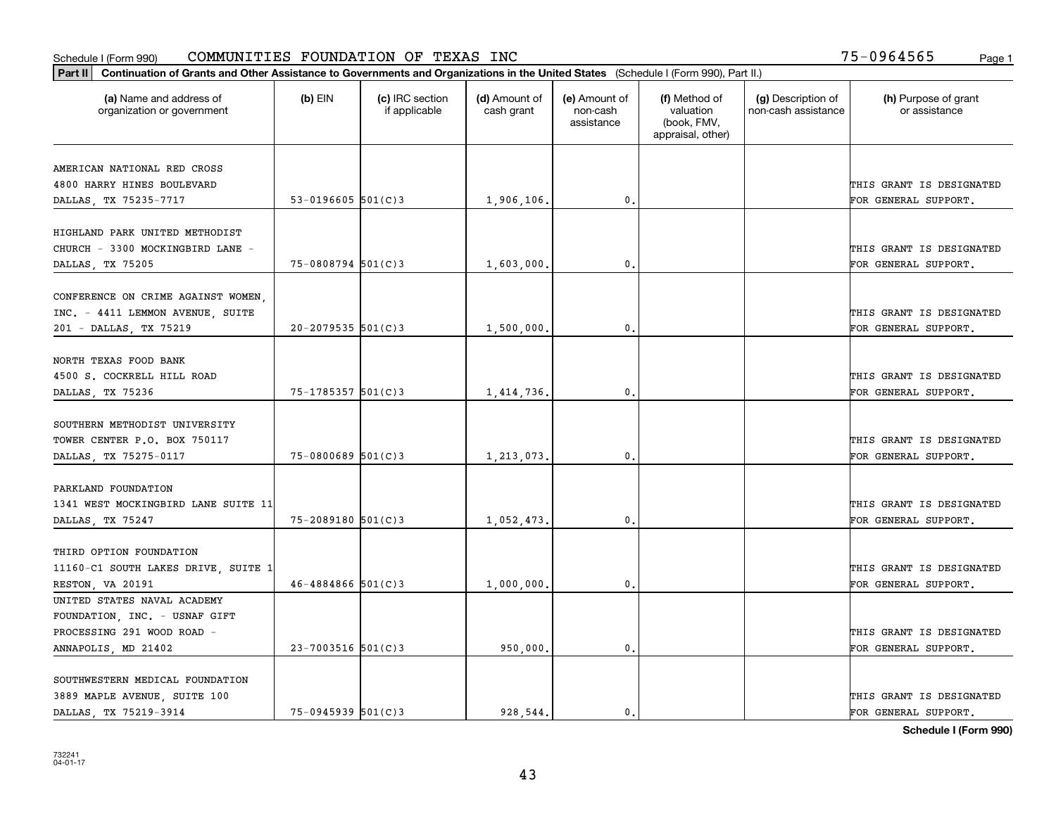Schedule I (Form 990) COMMUNITIES FOUNDATION OF TEXAS INC 75-0964565

**Part II Continuation of Grants and Other Assistance to Governments and Organizations in the United States** (Schedule I (Form 990), Part II.)

| (a) Name and address of organization or government | (b) EIN | (c) IRC section if applicable | (d) Amount of cash grant | (e) Amount of non-cash assistance | (f) Method of valuation (book, FMV, appraisal, other) | (g) Description of non-cash assistance | (h) Purpose of grant or assistance |
|---|---|---|---|---|---|---|---|
| AMERICAN NATIONAL RED CROSS 4800 HARRY HINES BOULEVARD DALLAS, TX 75235-7717 | 53-0196605 | 501(C)3 | 1,906,106. | 0. | | | THIS GRANT IS DESIGNATED FOR GENERAL SUPPORT. |
| HIGHLAND PARK UNITED METHODIST CHURCH - 3300 MOCKINGBIRD LANE - DALLAS, TX 75205 | 75-0808794 | 501(C)3 | 1,603,000. | 0. | | | THIS GRANT IS DESIGNATED FOR GENERAL SUPPORT. |
| CONFERENCE ON CRIME AGAINST WOMEN, INC. - 4411 LEMMON AVENUE, SUITE 201 - DALLAS, TX 75219 | 20-2079535 | 501(C)3 | 1,500,000. | 0. | | | THIS GRANT IS DESIGNATED FOR GENERAL SUPPORT. |
| NORTH TEXAS FOOD BANK 4500 S. COCKRELL HILL ROAD DALLAS, TX 75236 | 75-1785357 | 501(C)3 | 1,414,736. | 0. | | | THIS GRANT IS DESIGNATED FOR GENERAL SUPPORT. |
| SOUTHERN METHODIST UNIVERSITY TOWER CENTER P.O. BOX 750117 DALLAS, TX 75275-0117 | 75-0800689 | 501(C)3 | 1,213,073. | 0. | | | THIS GRANT IS DESIGNATED FOR GENERAL SUPPORT. |
| PARKLAND FOUNDATION 1341 WEST MOCKINGBIRD LANE SUITE 11 DALLAS, TX 75247 | 75-2089180 | 501(C)3 | 1,052,473. | 0. | | | THIS GRANT IS DESIGNATED FOR GENERAL SUPPORT. |
| THIRD OPTION FOUNDATION 11160-C1 SOUTH LAKES DRIVE, SUITE 1 RESTON, VA 20191 | 46-4884866 | 501(C)3 | 1,000,000. | 0. | | | THIS GRANT IS DESIGNATED FOR GENERAL SUPPORT. |
| UNITED STATES NAVAL ACADEMY FOUNDATION, INC. - USNAF GIFT PROCESSING 291 WOOD ROAD - ANNAPOLIS, MD 21402 | 23-7003516 | 501(C)3 | 950,000. | 0. | | | THIS GRANT IS DESIGNATED FOR GENERAL SUPPORT. |
| SOUTHWESTERN MEDICAL FOUNDATION 3889 MAPLE AVENUE, SUITE 100 DALLAS, TX 75219-3914 | 75-0945939 | 501(C)3 | 928,544. | 0. | | | THIS GRANT IS DESIGNATED FOR GENERAL SUPPORT. |

**Schedule I (Form 990)**

732241
04-01-17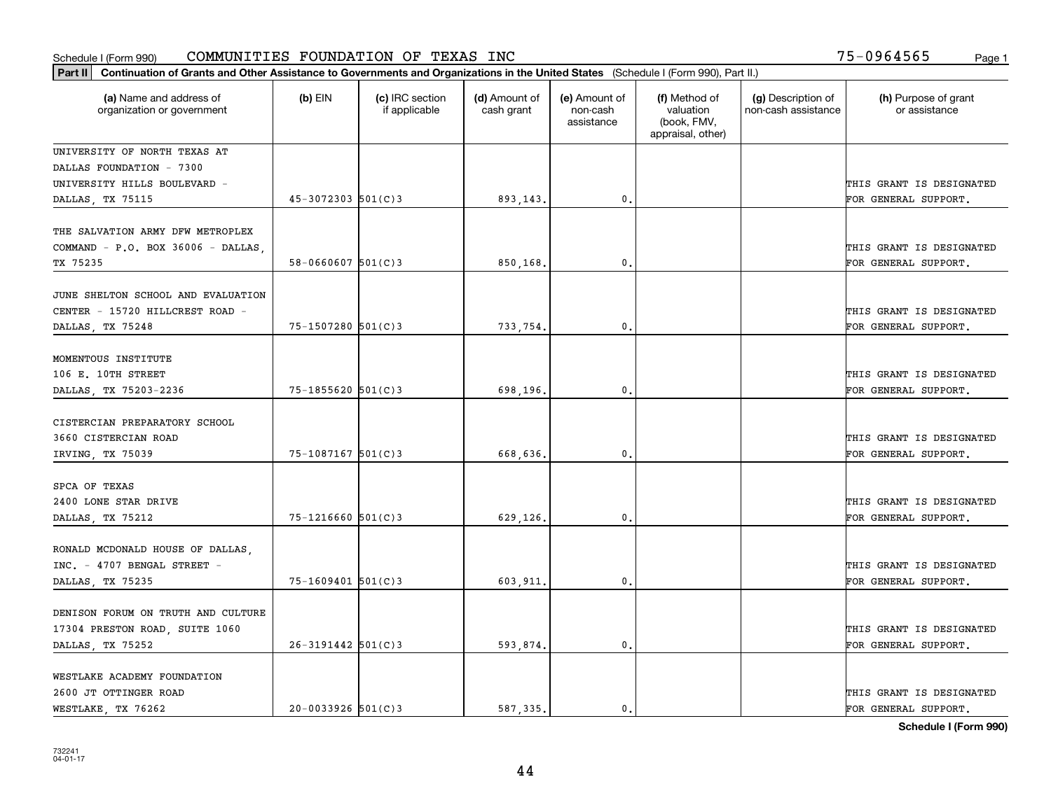Schedule I (Form 990) COMMUNITIES FOUNDATION OF TEXAS INC 75-0964565

**Part II** **Continuation of Grants and Other Assistance to Governments and Organizations in the United States** (Schedule I (Form 990), Part II.)

| (a) Name and address of organization or government | (b) EIN | (c) IRC section if applicable | (d) Amount of cash grant | (e) Amount of non-cash assistance | (f) Method of valuation (book, FMV, appraisal, other) | (g) Description of non-cash assistance | (h) Purpose of grant or assistance |
|---|---|---|---|---|---|---|---|
| UNIVERSITY OF NORTH TEXAS AT DALLAS FOUNDATION - 7300 UNIVERSITY HILLS BOULEVARD - DALLAS, TX 75115 | 45-3072303 | 501(C)3 | 893,143. | 0. | | | THIS GRANT IS DESIGNATED FOR GENERAL SUPPORT. |
| THE SALVATION ARMY DFW METROPLEX COMMAND - P.O. BOX 36006 - DALLAS, TX 75235 | 58-0660607 | 501(C)3 | 850,168. | 0. | | | THIS GRANT IS DESIGNATED FOR GENERAL SUPPORT. |
| JUNE SHELTON SCHOOL AND EVALUATION CENTER - 15720 HILLCREST ROAD - DALLAS, TX 75248 | 75-1507280 | 501(C)3 | 733,754. | 0. | | | THIS GRANT IS DESIGNATED FOR GENERAL SUPPORT. |
| MOMENTOUS INSTITUTE 106 E. 10TH STREET DALLAS, TX 75203-2236 | 75-1855620 | 501(C)3 | 698,196. | 0. | | | THIS GRANT IS DESIGNATED FOR GENERAL SUPPORT. |
| CISTERCIAN PREPARATORY SCHOOL 3660 CISTERCIAN ROAD IRVING, TX 75039 | 75-1087167 | 501(C)3 | 668,636. | 0. | | | THIS GRANT IS DESIGNATED FOR GENERAL SUPPORT. |
| SPCA OF TEXAS 2400 LONE STAR DRIVE DALLAS, TX 75212 | 75-1216660 | 501(C)3 | 629,126. | 0. | | | THIS GRANT IS DESIGNATED FOR GENERAL SUPPORT. |
| RONALD MCDONALD HOUSE OF DALLAS, INC. - 4707 BENGAL STREET - DALLAS, TX 75235 | 75-1609401 | 501(C)3 | 603,911. | 0. | | | THIS GRANT IS DESIGNATED FOR GENERAL SUPPORT. |
| DENISON FORUM ON TRUTH AND CULTURE 17304 PRESTON ROAD, SUITE 1060 DALLAS, TX 75252 | 26-3191442 | 501(C)3 | 593,874. | 0. | | | THIS GRANT IS DESIGNATED FOR GENERAL SUPPORT. |
| WESTLAKE ACADEMY FOUNDATION 2600 JT OTTINGER ROAD WESTLAKE, TX 76262 | 20-0033926 | 501(C)3 | 587,335. | 0. | | | THIS GRANT IS DESIGNATED FOR GENERAL SUPPORT. |

**Schedule I (Form 990)**

732241 04-01-17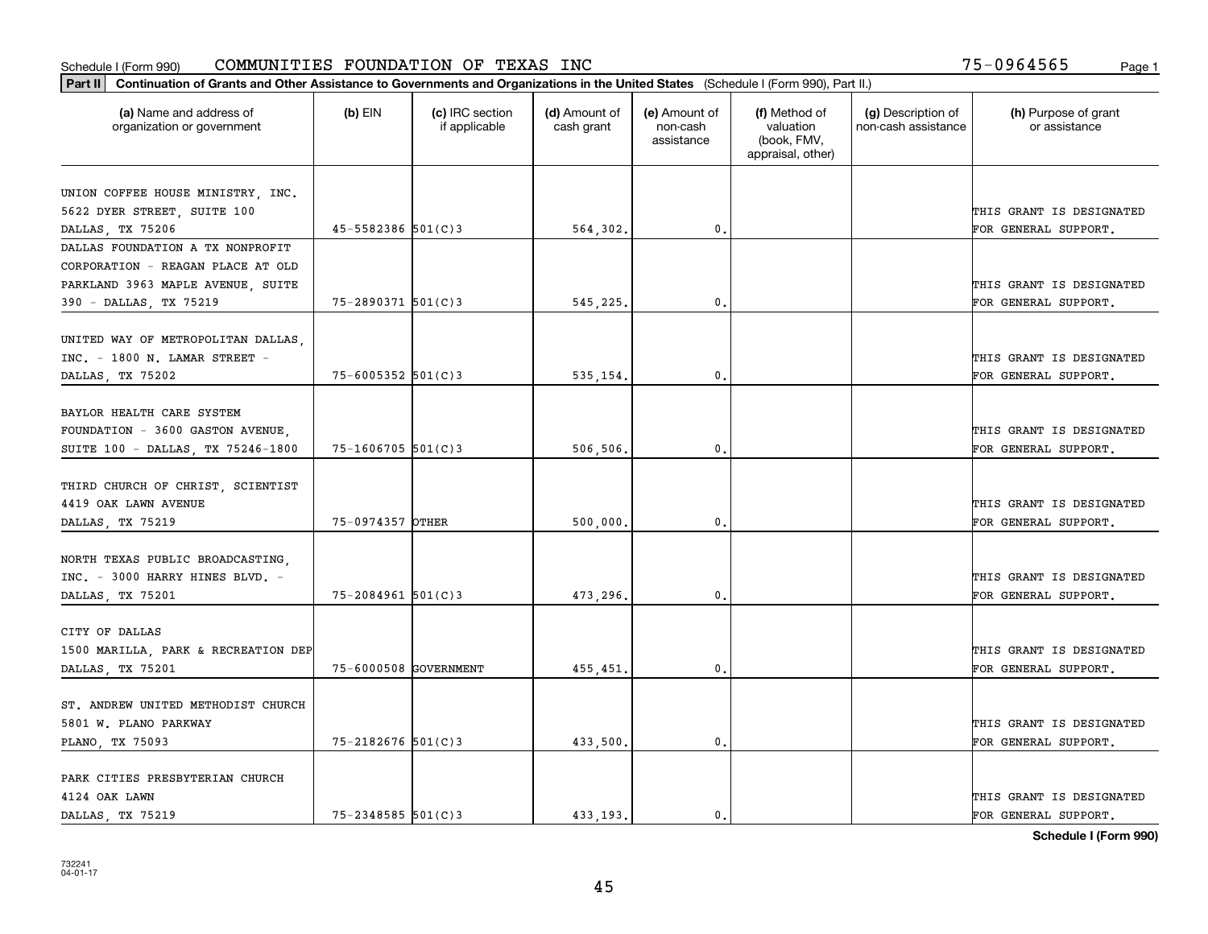Schedule I (Form 990) COMMUNITIES FOUNDATION OF TEXAS INC 75-0964565

**Part II Continuation of Grants and Other Assistance to Governments and Organizations in the United States** (Schedule I (Form 990), Part II.)

| (a) Name and address of organization or government | (b) EIN | (c) IRC section if applicable | (d) Amount of cash grant | (e) Amount of non-cash assistance | (f) Method of valuation (book, FMV, appraisal, other) | (g) Description of non-cash assistance | (h) Purpose of grant or assistance |
|---|---|---|---|---|---|---|---|
| UNION COFFEE HOUSE MINISTRY, INC. 5622 DYER STREET, SUITE 100 DALLAS, TX 75206 | 45-5582386 | 501(C)3 | 564,302. | 0. | | | THIS GRANT IS DESIGNATED FOR GENERAL SUPPORT. |
| DALLAS FOUNDATION A TX NONPROFIT CORPORATION - REAGAN PLACE AT OLD PARKLAND 3963 MAPLE AVENUE, SUITE 390 - DALLAS, TX 75219 | 75-2890371 | 501(C)3 | 545,225. | 0. | | | THIS GRANT IS DESIGNATED FOR GENERAL SUPPORT. |
| UNITED WAY OF METROPOLITAN DALLAS, INC. - 1800 N. LAMAR STREET - DALLAS, TX 75202 | 75-6005352 | 501(C)3 | 535,154. | 0. | | | THIS GRANT IS DESIGNATED FOR GENERAL SUPPORT. |
| BAYLOR HEALTH CARE SYSTEM FOUNDATION - 3600 GASTON AVENUE, SUITE 100 - DALLAS, TX 75246-1800 | 75-1606705 | 501(C)3 | 506,506. | 0. | | | THIS GRANT IS DESIGNATED FOR GENERAL SUPPORT. |
| THIRD CHURCH OF CHRIST, SCIENTIST 4419 OAK LAWN AVENUE DALLAS, TX 75219 | 75-0974357 | OTHER | 500,000. | 0. | | | THIS GRANT IS DESIGNATED FOR GENERAL SUPPORT. |
| NORTH TEXAS PUBLIC BROADCASTING, INC. - 3000 HARRY HINES BLVD. - DALLAS, TX 75201 | 75-2084961 | 501(C)3 | 473,296. | 0. | | | THIS GRANT IS DESIGNATED FOR GENERAL SUPPORT. |
| CITY OF DALLAS 1500 MARILLA, PARK & RECREATION DEP DALLAS, TX 75201 | 75-6000508 | GOVERNMENT | 455,451. | 0. | | | THIS GRANT IS DESIGNATED FOR GENERAL SUPPORT. |
| ST. ANDREW UNITED METHODIST CHURCH 5801 W. PLANO PARKWAY PLANO, TX 75093 | 75-2182676 | 501(C)3 | 433,500. | 0. | | | THIS GRANT IS DESIGNATED FOR GENERAL SUPPORT. |
| PARK CITIES PRESBYTERIAN CHURCH 4124 OAK LAWN DALLAS, TX 75219 | 75-2348585 | 501(C)3 | 433,193. | 0. | | | THIS GRANT IS DESIGNATED FOR GENERAL SUPPORT. |

**Schedule I (Form 990)**

732241 04-01-17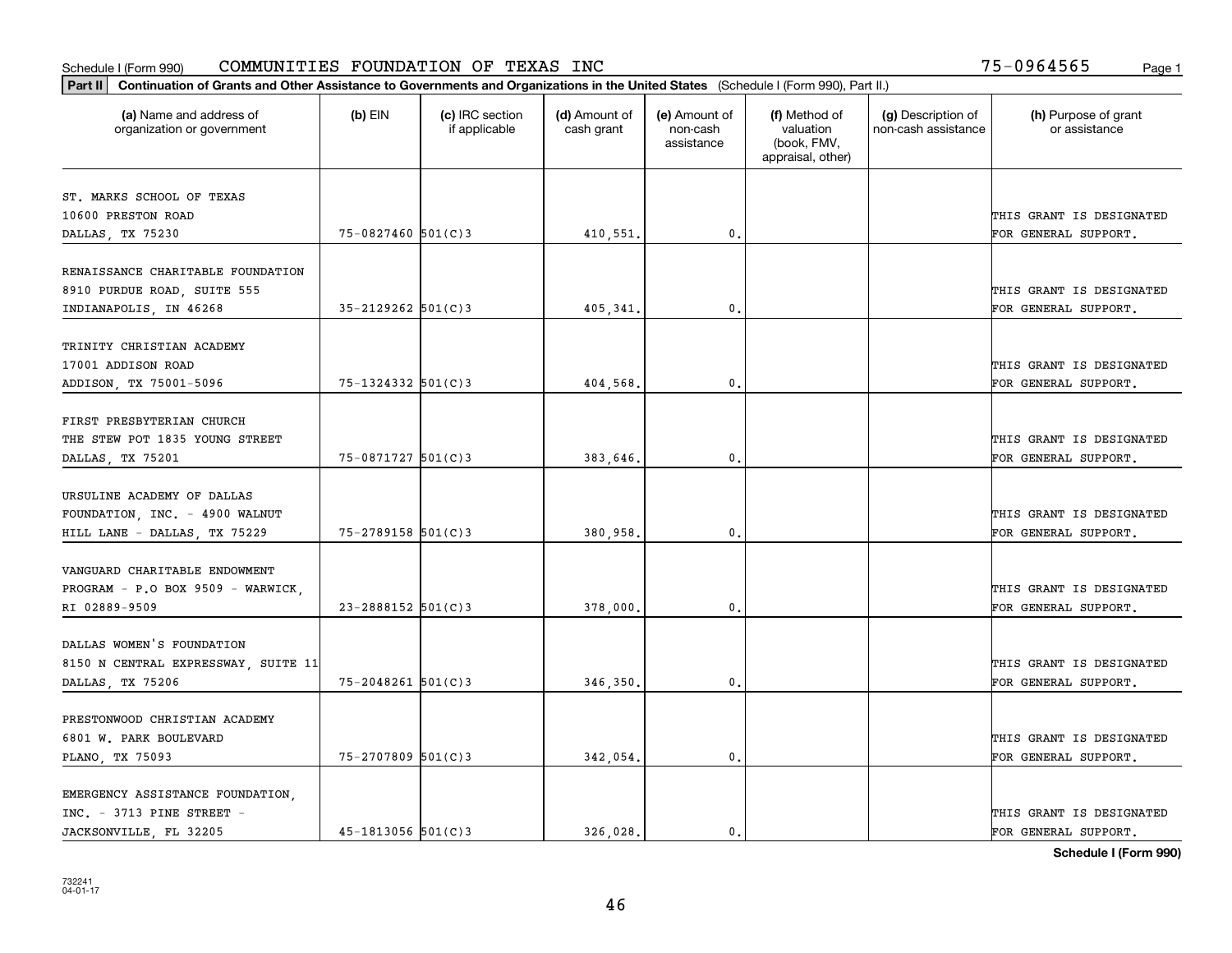Schedule I (Form 990) COMMUNITIES FOUNDATION OF TEXAS INC 75-0964565

**Part II** **Continuation of Grants and Other Assistance to Governments and Organizations in the United States** (Schedule I (Form 990), Part II.)

| (a) Name and address of organization or government | (b) EIN | (c) IRC section if applicable | (d) Amount of cash grant | (e) Amount of non-cash assistance | (f) Method of valuation (book, FMV, appraisal, other) | (g) Description of non-cash assistance | (h) Purpose of grant or assistance |
|---|---|---|---|---|---|---|---|
| ST. MARKS SCHOOL OF TEXAS 10600 PRESTON ROAD DALLAS, TX 75230 | 75-0827460 | 501(C)3 | 410,551. | 0. | | | THIS GRANT IS DESIGNATED FOR GENERAL SUPPORT. |
| RENAISSANCE CHARITABLE FOUNDATION 8910 PURDUE ROAD, SUITE 555 INDIANAPOLIS, IN 46268 | 35-2129262 | 501(C)3 | 405,341. | 0. | | | THIS GRANT IS DESIGNATED FOR GENERAL SUPPORT. |
| TRINITY CHRISTIAN ACADEMY 17001 ADDISON ROAD ADDISON, TX 75001-5096 | 75-1324332 | 501(C)3 | 404,568. | 0. | | | THIS GRANT IS DESIGNATED FOR GENERAL SUPPORT. |
| FIRST PRESBYTERIAN CHURCH THE STEW POT 1835 YOUNG STREET DALLAS, TX 75201 | 75-0871727 | 501(C)3 | 383,646. | 0. | | | THIS GRANT IS DESIGNATED FOR GENERAL SUPPORT. |
| URSULINE ACADEMY OF DALLAS FOUNDATION, INC. - 4900 WALNUT HILL LANE - DALLAS, TX 75229 | 75-2789158 | 501(C)3 | 380,958. | 0. | | | THIS GRANT IS DESIGNATED FOR GENERAL SUPPORT. |
| VANGUARD CHARITABLE ENDOWMENT PROGRAM - P.O BOX 9509 - WARWICK, RI 02889-9509 | 23-2888152 | 501(C)3 | 378,000. | 0. | | | THIS GRANT IS DESIGNATED FOR GENERAL SUPPORT. |
| DALLAS WOMEN'S FOUNDATION 8150 N CENTRAL EXPRESSWAY, SUITE 11 DALLAS, TX 75206 | 75-2048261 | 501(C)3 | 346,350. | 0. | | | THIS GRANT IS DESIGNATED FOR GENERAL SUPPORT. |
| PRESTONWOOD CHRISTIAN ACADEMY 6801 W. PARK BOULEVARD PLANO, TX 75093 | 75-2707809 | 501(C)3 | 342,054. | 0. | | | THIS GRANT IS DESIGNATED FOR GENERAL SUPPORT. |
| EMERGENCY ASSISTANCE FOUNDATION, INC. - 3713 PINE STREET - JACKSONVILLE, FL 32205 | 45-1813056 | 501(C)3 | 326,028. | 0. | | | THIS GRANT IS DESIGNATED FOR GENERAL SUPPORT. |

**Schedule I (Form 990)**

732241 04-01-17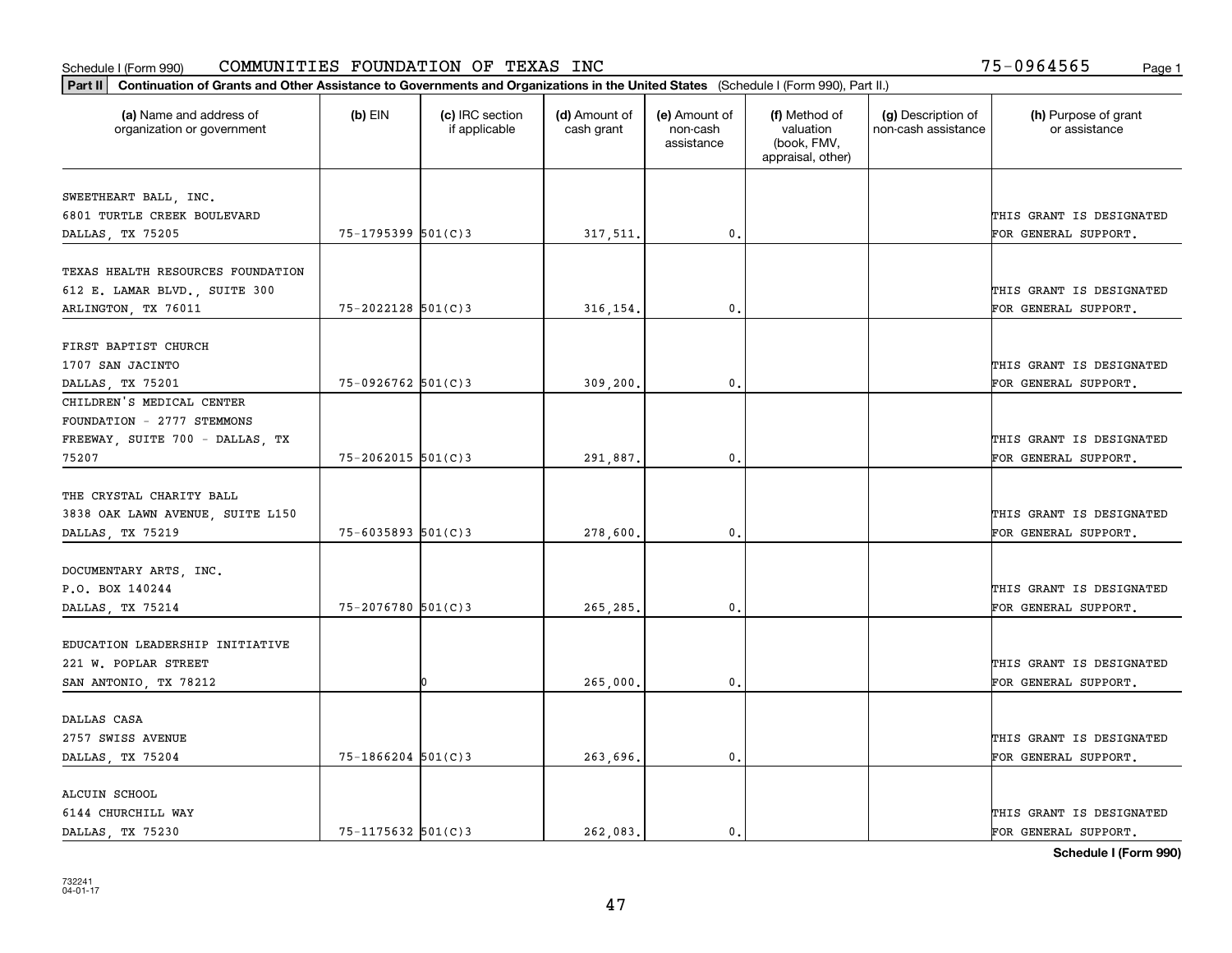Schedule I (Form 990) COMMUNITIES FOUNDATION OF TEXAS INC 75-0964565

**Part II** Continuation of Grants and Other Assistance to Governments and Organizations in the United States (Schedule I (Form 990), Part II.)

| (a) Name and address of organization or government | (b) EIN | (c) IRC section if applicable | (d) Amount of cash grant | (e) Amount of non-cash assistance | (f) Method of valuation (book, FMV, appraisal, other) | (g) Description of non-cash assistance | (h) Purpose of grant or assistance |
|---|---|---|---|---|---|---|---|
| SWEETHEART BALL, INC. 6801 TURTLE CREEK BOULEVARD DALLAS, TX 75205 | 75-1795399 | 501(C)3 | 317,511. | 0. | | | THIS GRANT IS DESIGNATED FOR GENERAL SUPPORT. |
| TEXAS HEALTH RESOURCES FOUNDATION 612 E. LAMAR BLVD., SUITE 300 ARLINGTON, TX 76011 | 75-2022128 | 501(C)3 | 316,154. | 0. | | | THIS GRANT IS DESIGNATED FOR GENERAL SUPPORT. |
| FIRST BAPTIST CHURCH 1707 SAN JACINTO DALLAS, TX 75201 | 75-0926762 | 501(C)3 | 309,200. | 0. | | | THIS GRANT IS DESIGNATED FOR GENERAL SUPPORT. |
| CHILDREN'S MEDICAL CENTER FOUNDATION - 2777 STEMMONS FREEWAY, SUITE 700 - DALLAS, TX 75207 | 75-2062015 | 501(C)3 | 291,887. | 0. | | | THIS GRANT IS DESIGNATED FOR GENERAL SUPPORT. |
| THE CRYSTAL CHARITY BALL 3838 OAK LAWN AVENUE, SUITE L150 DALLAS, TX 75219 | 75-6035893 | 501(C)3 | 278,600. | 0. | | | THIS GRANT IS DESIGNATED FOR GENERAL SUPPORT. |
| DOCUMENTARY ARTS, INC. P.O. BOX 140244 DALLAS, TX 75214 | 75-2076780 | 501(C)3 | 265,285. | 0. | | | THIS GRANT IS DESIGNATED FOR GENERAL SUPPORT. |
| EDUCATION LEADERSHIP INITIATIVE 221 W. POPLAR STREET SAN ANTONIO, TX 78212 | | 0 | 265,000. | 0. | | | THIS GRANT IS DESIGNATED FOR GENERAL SUPPORT. |
| DALLAS CASA 2757 SWISS AVENUE DALLAS, TX 75204 | 75-1866204 | 501(C)3 | 263,696. | 0. | | | THIS GRANT IS DESIGNATED FOR GENERAL SUPPORT. |
| ALCUIN SCHOOL 6144 CHURCHILL WAY DALLAS, TX 75230 | 75-1175632 | 501(C)3 | 262,083. | 0. | | | THIS GRANT IS DESIGNATED FOR GENERAL SUPPORT. |

Schedule I (Form 990)

732241 04-01-17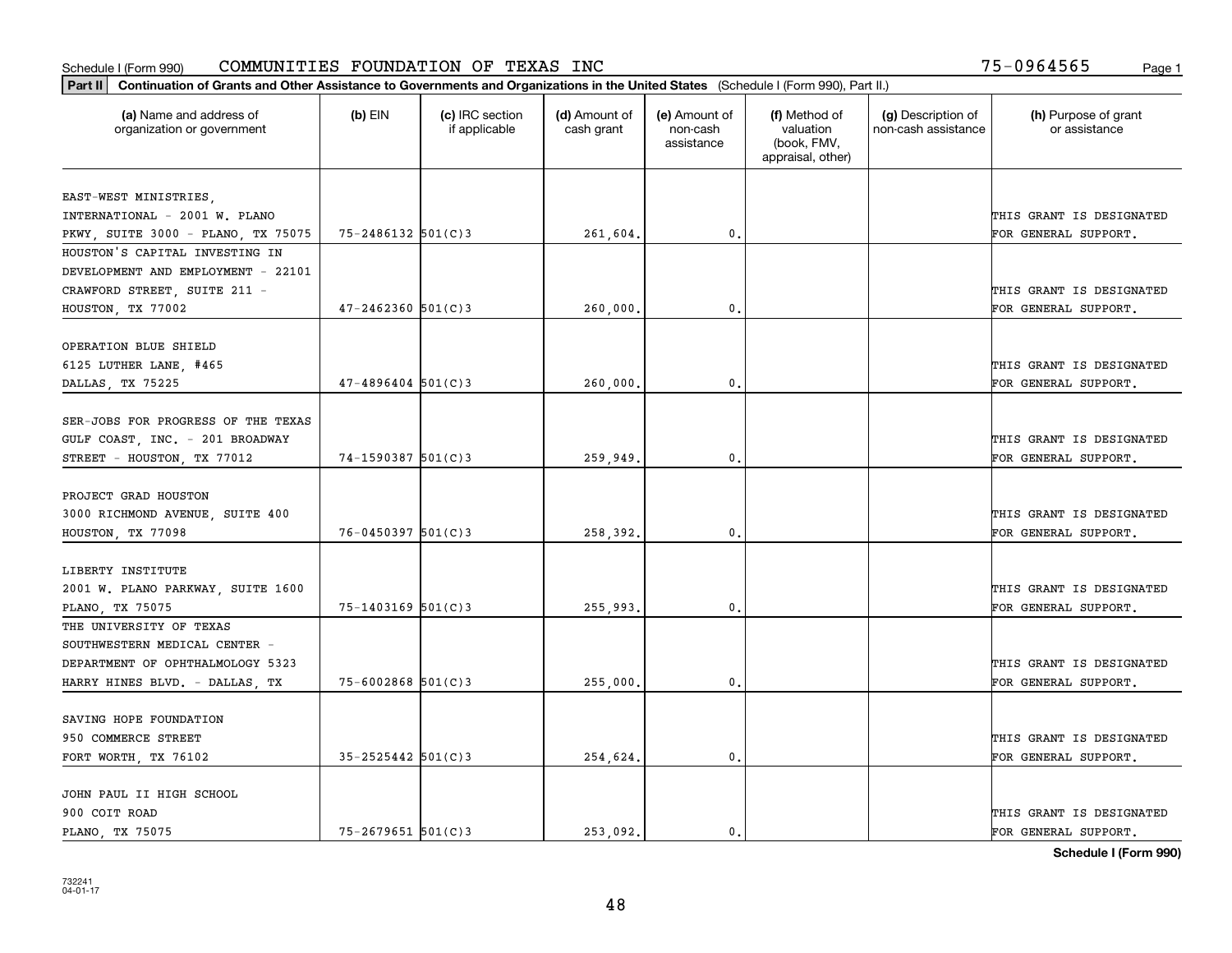Schedule I (Form 990) COMMUNITIES FOUNDATION OF TEXAS INC 75-0964565

**Part II** **Continuation of Grants and Other Assistance to Governments and Organizations in the United States** (Schedule I (Form 990), Part II.)

| (a) Name and address of organization or government | (b) EIN | (c) IRC section if applicable | (d) Amount of cash grant | (e) Amount of non-cash assistance | (f) Method of valuation (book, FMV, appraisal, other) | (g) Description of non-cash assistance | (h) Purpose of grant or assistance |
|---|---|---|---|---|---|---|---|
| EAST-WEST MINISTRIES, INTERNATIONAL - 2001 W. PLANO PKWY, SUITE 3000 - PLANO, TX 75075 | 75-2486132 | 501(C)3 | 261,604. | 0. | | | THIS GRANT IS DESIGNATED FOR GENERAL SUPPORT. |
| HOUSTON'S CAPITAL INVESTING IN DEVELOPMENT AND EMPLOYMENT - 22101 CRAWFORD STREET, SUITE 211 - HOUSTON, TX 77002 | 47-2462360 | 501(C)3 | 260,000. | 0. | | | THIS GRANT IS DESIGNATED FOR GENERAL SUPPORT. |
| OPERATION BLUE SHIELD 6125 LUTHER LANE, #465 DALLAS, TX 75225 | 47-4896404 | 501(C)3 | 260,000. | 0. | | | THIS GRANT IS DESIGNATED FOR GENERAL SUPPORT. |
| SER-JOBS FOR PROGRESS OF THE TEXAS GULF COAST, INC. - 201 BROADWAY STREET - HOUSTON, TX 77012 | 74-1590387 | 501(C)3 | 259,949. | 0. | | | THIS GRANT IS DESIGNATED FOR GENERAL SUPPORT. |
| PROJECT GRAD HOUSTON 3000 RICHMOND AVENUE, SUITE 400 HOUSTON, TX 77098 | 76-0450397 | 501(C)3 | 258,392. | 0. | | | THIS GRANT IS DESIGNATED FOR GENERAL SUPPORT. |
| LIBERTY INSTITUTE 2001 W. PLANO PARKWAY, SUITE 1600 PLANO, TX 75075 | 75-1403169 | 501(C)3 | 255,993. | 0. | | | THIS GRANT IS DESIGNATED FOR GENERAL SUPPORT. |
| THE UNIVERSITY OF TEXAS SOUTHWESTERN MEDICAL CENTER - DEPARTMENT OF OPHTHALMOLOGY 5323 HARRY HINES BLVD. - DALLAS, TX | 75-6002868 | 501(C)3 | 255,000. | 0. | | | THIS GRANT IS DESIGNATED FOR GENERAL SUPPORT. |
| SAVING HOPE FOUNDATION 950 COMMERCE STREET FORT WORTH, TX 76102 | 35-2525442 | 501(C)3 | 254,624. | 0. | | | THIS GRANT IS DESIGNATED FOR GENERAL SUPPORT. |
| JOHN PAUL II HIGH SCHOOL 900 COIT ROAD PLANO, TX 75075 | 75-2679651 | 501(C)3 | 253,092. | 0. | | | THIS GRANT IS DESIGNATED FOR GENERAL SUPPORT. |

**Schedule I (Form 990)**

732241 04-01-17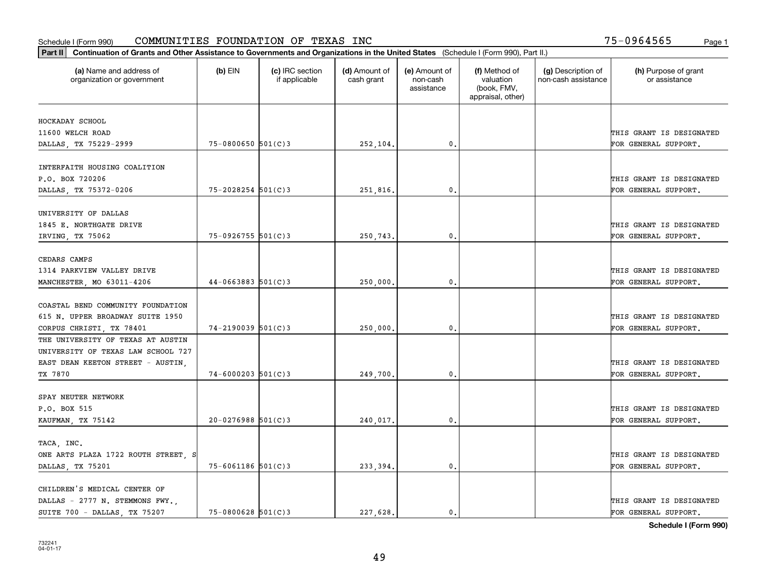Schedule I (Form 990) COMMUNITIES FOUNDATION OF TEXAS INC 75-0964565

**Part II** **Continuation of Grants and Other Assistance to Governments and Organizations in the United States** (Schedule I (Form 990), Part II.)

| (a) Name and address of organization or government | (b) EIN | (c) IRC section if applicable | (d) Amount of cash grant | (e) Amount of non-cash assistance | (f) Method of valuation (book, FMV, appraisal, other) | (g) Description of non-cash assistance | (h) Purpose of grant or assistance |
|---|---|---|---|---|---|---|---|
| HOCKADAY SCHOOL 11600 WELCH ROAD DALLAS, TX 75229-2999 | 75-0800650 | 501(C)3 | 252,104. | 0. | | | THIS GRANT IS DESIGNATED FOR GENERAL SUPPORT. |
| INTERFAITH HOUSING COALITION P.O. BOX 720206 DALLAS, TX 75372-0206 | 75-2028254 | 501(C)3 | 251,816. | 0. | | | THIS GRANT IS DESIGNATED FOR GENERAL SUPPORT. |
| UNIVERSITY OF DALLAS 1845 E. NORTHGATE DRIVE IRVING, TX 75062 | 75-0926755 | 501(C)3 | 250,743. | 0. | | | THIS GRANT IS DESIGNATED FOR GENERAL SUPPORT. |
| CEDARS CAMPS 1314 PARKVIEW VALLEY DRIVE MANCHESTER, MO 63011-4206 | 44-0663883 | 501(C)3 | 250,000. | 0. | | | THIS GRANT IS DESIGNATED FOR GENERAL SUPPORT. |
| COASTAL BEND COMMUNITY FOUNDATION 615 N. UPPER BROADWAY SUITE 1950 CORPUS CHRISTI, TX 78401 | 74-2190039 | 501(C)3 | 250,000. | 0. | | | THIS GRANT IS DESIGNATED FOR GENERAL SUPPORT. |
| THE UNIVERSITY OF TEXAS AT AUSTIN UNIVERSITY OF TEXAS LAW SCHOOL 727 EAST DEAN KEETON STREET - AUSTIN, TX 7870 | 74-6000203 | 501(C)3 | 249,700. | 0. | | | THIS GRANT IS DESIGNATED FOR GENERAL SUPPORT. |
| SPAY NEUTER NETWORK P.O. BOX 515 KAUFMAN, TX 75142 | 20-0276988 | 501(C)3 | 240,017. | 0. | | | THIS GRANT IS DESIGNATED FOR GENERAL SUPPORT. |
| TACA, INC. ONE ARTS PLAZA 1722 ROUTH STREET, S DALLAS, TX 75201 | 75-6061186 | 501(C)3 | 233,394. | 0. | | | THIS GRANT IS DESIGNATED FOR GENERAL SUPPORT. |
| CHILDREN'S MEDICAL CENTER OF DALLAS - 2777 N. STEMMONS FWY., SUITE 700 - DALLAS, TX 75207 | 75-0800628 | 501(C)3 | 227,628. | 0. | | | THIS GRANT IS DESIGNATED FOR GENERAL SUPPORT. |

**Schedule I (Form 990)**

732241 04-01-17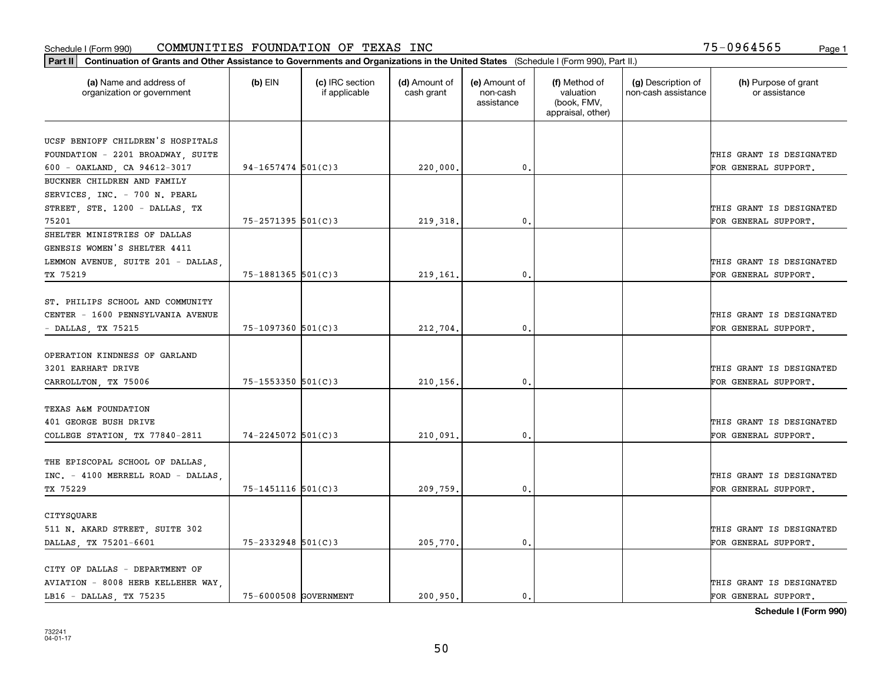Schedule I (Form 990) COMMUNITIES FOUNDATION OF TEXAS INC 75-0964565

**Part II Continuation of Grants and Other Assistance to Governments and Organizations in the United States** (Schedule I (Form 990), Part II.)

| (a) Name and address of organization or government | (b) EIN | (c) IRC section if applicable | (d) Amount of cash grant | (e) Amount of non-cash assistance | (f) Method of valuation (book, FMV, appraisal, other) | (g) Description of non-cash assistance | (h) Purpose of grant or assistance |
|---|---|---|---|---|---|---|---|
| UCSF BENIOFF CHILDREN'S HOSPITALS FOUNDATION - 2201 BROADWAY, SUITE 600 - OAKLAND, CA 94612-3017 | 94-1657474 | 501(C)3 | 220,000. | 0. | | | THIS GRANT IS DESIGNATED FOR GENERAL SUPPORT. |
| BUCKNER CHILDREN AND FAMILY SERVICES, INC. - 700 N. PEARL STREET, STE. 1200 - DALLAS, TX 75201 | 75-2571395 | 501(C)3 | 219,318. | 0. | | | THIS GRANT IS DESIGNATED FOR GENERAL SUPPORT. |
| SHELTER MINISTRIES OF DALLAS GENESIS WOMEN'S SHELTER 4411 LEMMON AVENUE, SUITE 201 - DALLAS, TX 75219 | 75-1881365 | 501(C)3 | 219,161. | 0. | | | THIS GRANT IS DESIGNATED FOR GENERAL SUPPORT. |
| ST. PHILIPS SCHOOL AND COMMUNITY CENTER - 1600 PENNSYLVANIA AVENUE - DALLAS, TX 75215 | 75-1097360 | 501(C)3 | 212,704. | 0. | | | THIS GRANT IS DESIGNATED FOR GENERAL SUPPORT. |
| OPERATION KINDNESS OF GARLAND 3201 EARHART DRIVE CARROLLTON, TX 75006 | 75-1553350 | 501(C)3 | 210,156. | 0. | | | THIS GRANT IS DESIGNATED FOR GENERAL SUPPORT. |
| TEXAS A&M FOUNDATION 401 GEORGE BUSH DRIVE COLLEGE STATION, TX 77840-2811 | 74-2245072 | 501(C)3 | 210,091. | 0. | | | THIS GRANT IS DESIGNATED FOR GENERAL SUPPORT. |
| THE EPISCOPAL SCHOOL OF DALLAS, INC. - 4100 MERRELL ROAD - DALLAS, TX 75229 | 75-1451116 | 501(C)3 | 209,759. | 0. | | | THIS GRANT IS DESIGNATED FOR GENERAL SUPPORT. |
| CITYSQUARE 511 N. AKARD STREET, SUITE 302 DALLAS, TX 75201-6601 | 75-2332948 | 501(C)3 | 205,770. | 0. | | | THIS GRANT IS DESIGNATED FOR GENERAL SUPPORT. |
| CITY OF DALLAS - DEPARTMENT OF AVIATION - 8008 HERB KELLEHER WAY, LB16 - DALLAS, TX 75235 | 75-6000508 | GOVERNMENT | 200,950. | 0. | | | THIS GRANT IS DESIGNATED FOR GENERAL SUPPORT. |

**Schedule I (Form 990)**

732241 04-01-17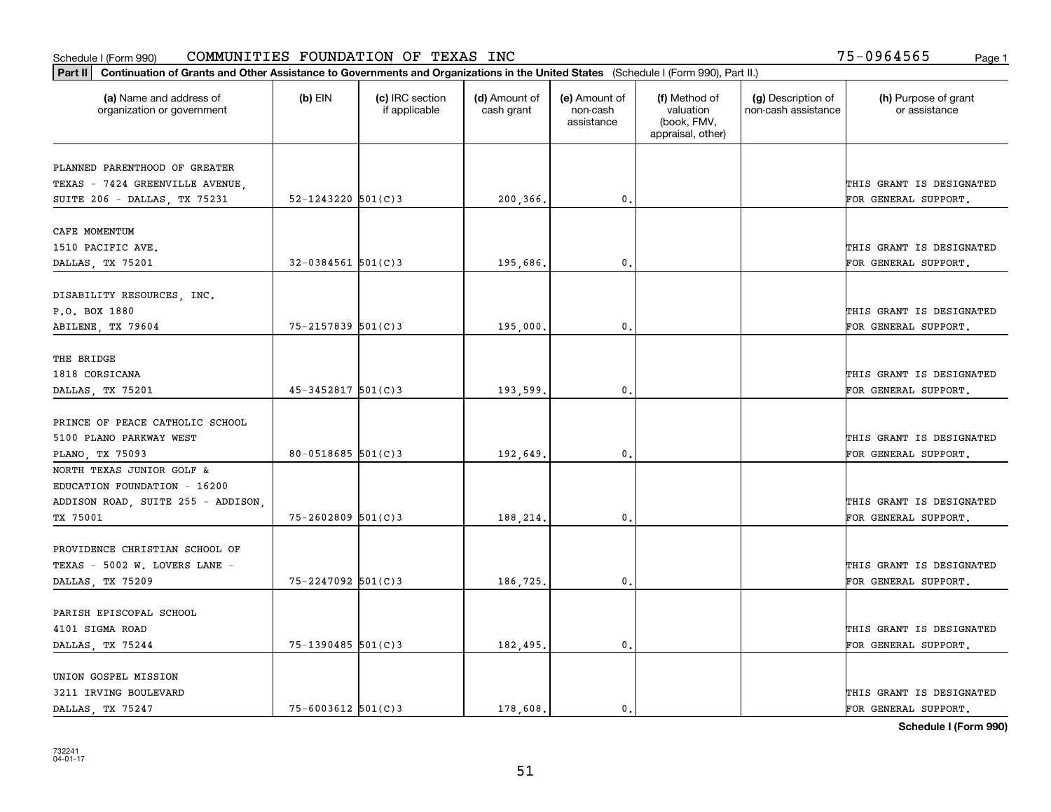Schedule I (Form 990) COMMUNITIES FOUNDATION OF TEXAS INC 75-0964565

**Part II** **Continuation of Grants and Other Assistance to Governments and Organizations in the United States** (Schedule I (Form 990), Part II.)

| (a) Name and address of organization or government | (b) EIN | (c) IRC section if applicable | (d) Amount of cash grant | (e) Amount of non-cash assistance | (f) Method of valuation (book, FMV, appraisal, other) | (g) Description of non-cash assistance | (h) Purpose of grant or assistance |
|---|---|---|---|---|---|---|---|
| PLANNED PARENTHOOD OF GREATER TEXAS - 7424 GREENVILLE AVENUE, SUITE 206 - DALLAS, TX 75231 | 52-1243220 | 501(C)3 | 200,366. | 0. | | | THIS GRANT IS DESIGNATED FOR GENERAL SUPPORT. |
| CAFE MOMENTUM 1510 PACIFIC AVE. DALLAS, TX 75201 | 32-0384561 | 501(C)3 | 195,686. | 0. | | | THIS GRANT IS DESIGNATED FOR GENERAL SUPPORT. |
| DISABILITY RESOURCES, INC. P.O. BOX 1880 ABILENE, TX 79604 | 75-2157839 | 501(C)3 | 195,000. | 0. | | | THIS GRANT IS DESIGNATED FOR GENERAL SUPPORT. |
| THE BRIDGE 1818 CORSICANA DALLAS, TX 75201 | 45-3452817 | 501(C)3 | 193,599. | 0. | | | THIS GRANT IS DESIGNATED FOR GENERAL SUPPORT. |
| PRINCE OF PEACE CATHOLIC SCHOOL 5100 PLANO PARKWAY WEST PLANO, TX 75093 | 80-0518685 | 501(C)3 | 192,649. | 0. | | | THIS GRANT IS DESIGNATED FOR GENERAL SUPPORT. |
| NORTH TEXAS JUNIOR GOLF & EDUCATION FOUNDATION - 16200 ADDISON ROAD, SUITE 255 - ADDISON, TX 75001 | 75-2602809 | 501(C)3 | 188,214. | 0. | | | THIS GRANT IS DESIGNATED FOR GENERAL SUPPORT. |
| PROVIDENCE CHRISTIAN SCHOOL OF TEXAS - 5002 W. LOVERS LANE - DALLAS, TX 75209 | 75-2247092 | 501(C)3 | 186,725. | 0. | | | THIS GRANT IS DESIGNATED FOR GENERAL SUPPORT. |
| PARISH EPISCOPAL SCHOOL 4101 SIGMA ROAD DALLAS, TX 75244 | 75-1390485 | 501(C)3 | 182,495. | 0. | | | THIS GRANT IS DESIGNATED FOR GENERAL SUPPORT. |
| UNION GOSPEL MISSION 3211 IRVING BOULEVARD DALLAS, TX 75247 | 75-6003612 | 501(C)3 | 178,608. | 0. | | | THIS GRANT IS DESIGNATED FOR GENERAL SUPPORT. |

**Schedule I (Form 990)**

732241
04-01-17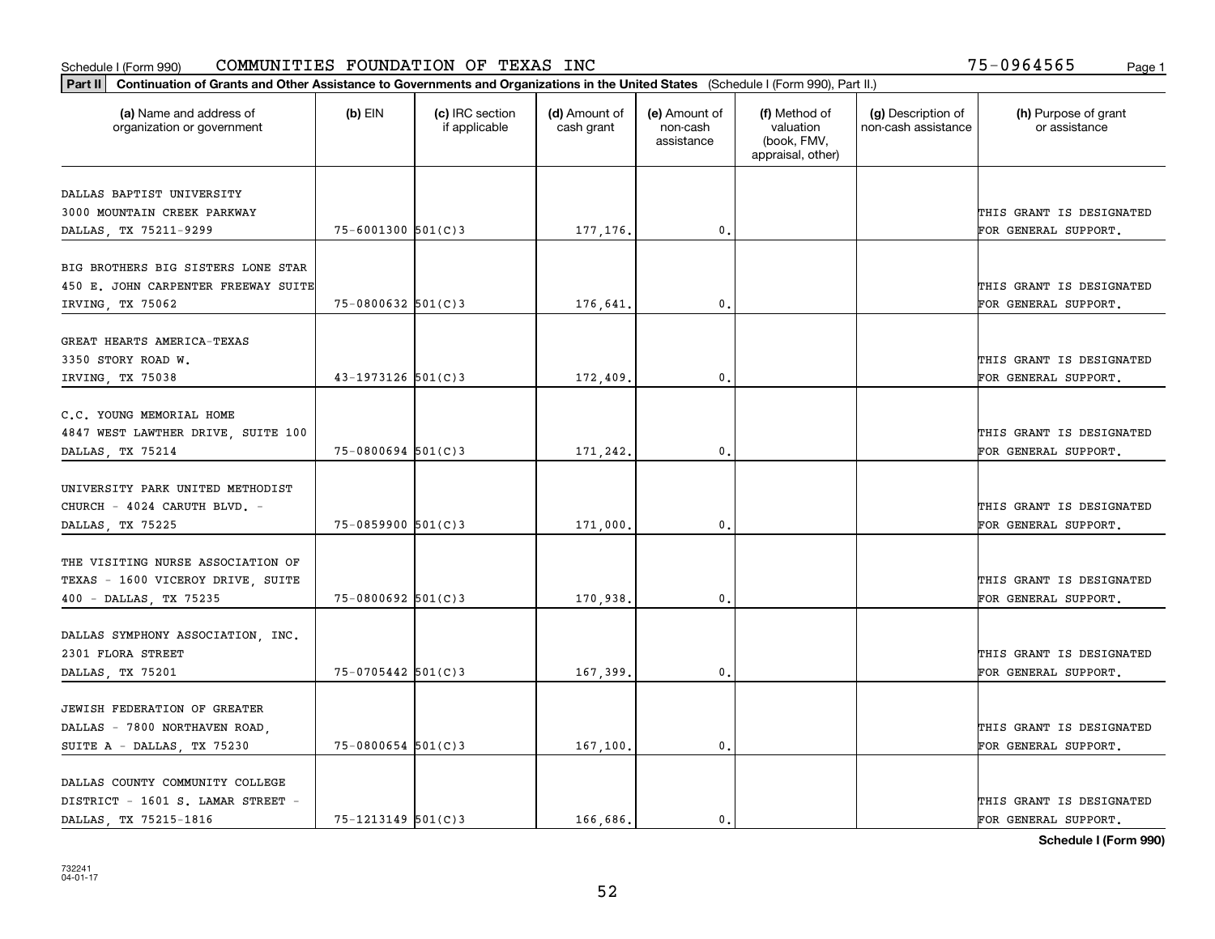Schedule I (Form 990) COMMUNITIES FOUNDATION OF TEXAS INC 75-0964565

**Part II** **Continuation of Grants and Other Assistance to Governments and Organizations in the United States** (Schedule I (Form 990), Part II.)

| (a) Name and address of organization or government | (b) EIN | (c) IRC section if applicable | (d) Amount of cash grant | (e) Amount of non-cash assistance | (f) Method of valuation (book, FMV, appraisal, other) | (g) Description of non-cash assistance | (h) Purpose of grant or assistance |
|---|---|---|---|---|---|---|---|
| DALLAS BAPTIST UNIVERSITY 3000 MOUNTAIN CREEK PARKWAY DALLAS, TX 75211-9299 | 75-6001300 | 501(C)3 | 177,176. | 0. | | | THIS GRANT IS DESIGNATED FOR GENERAL SUPPORT. |
| BIG BROTHERS BIG SISTERS LONE STAR 450 E. JOHN CARPENTER FREEWAY SUITE IRVING, TX 75062 | 75-0800632 | 501(C)3 | 176,641. | 0. | | | THIS GRANT IS DESIGNATED FOR GENERAL SUPPORT. |
| GREAT HEARTS AMERICA-TEXAS 3350 STORY ROAD W. IRVING, TX 75038 | 43-1973126 | 501(C)3 | 172,409. | 0. | | | THIS GRANT IS DESIGNATED FOR GENERAL SUPPORT. |
| C.C. YOUNG MEMORIAL HOME 4847 WEST LAWTHER DRIVE, SUITE 100 DALLAS, TX 75214 | 75-0800694 | 501(C)3 | 171,242. | 0. | | | THIS GRANT IS DESIGNATED FOR GENERAL SUPPORT. |
| UNIVERSITY PARK UNITED METHODIST CHURCH - 4024 CARUTH BLVD. - DALLAS, TX 75225 | 75-0859900 | 501(C)3 | 171,000. | 0. | | | THIS GRANT IS DESIGNATED FOR GENERAL SUPPORT. |
| THE VISITING NURSE ASSOCIATION OF TEXAS - 1600 VICEROY DRIVE, SUITE 400 - DALLAS, TX 75235 | 75-0800692 | 501(C)3 | 170,938. | 0. | | | THIS GRANT IS DESIGNATED FOR GENERAL SUPPORT. |
| DALLAS SYMPHONY ASSOCIATION, INC. 2301 FLORA STREET DALLAS, TX 75201 | 75-0705442 | 501(C)3 | 167,399. | 0. | | | THIS GRANT IS DESIGNATED FOR GENERAL SUPPORT. |
| JEWISH FEDERATION OF GREATER DALLAS - 7800 NORTHAVEN ROAD, SUITE A - DALLAS, TX 75230 | 75-0800654 | 501(C)3 | 167,100. | 0. | | | THIS GRANT IS DESIGNATED FOR GENERAL SUPPORT. |
| DALLAS COUNTY COMMUNITY COLLEGE DISTRICT - 1601 S. LAMAR STREET - DALLAS, TX 75215-1816 | 75-1213149 | 501(C)3 | 166,686. | 0. | | | THIS GRANT IS DESIGNATED FOR GENERAL SUPPORT. |

**Schedule I (Form 990)**

732241 04-01-17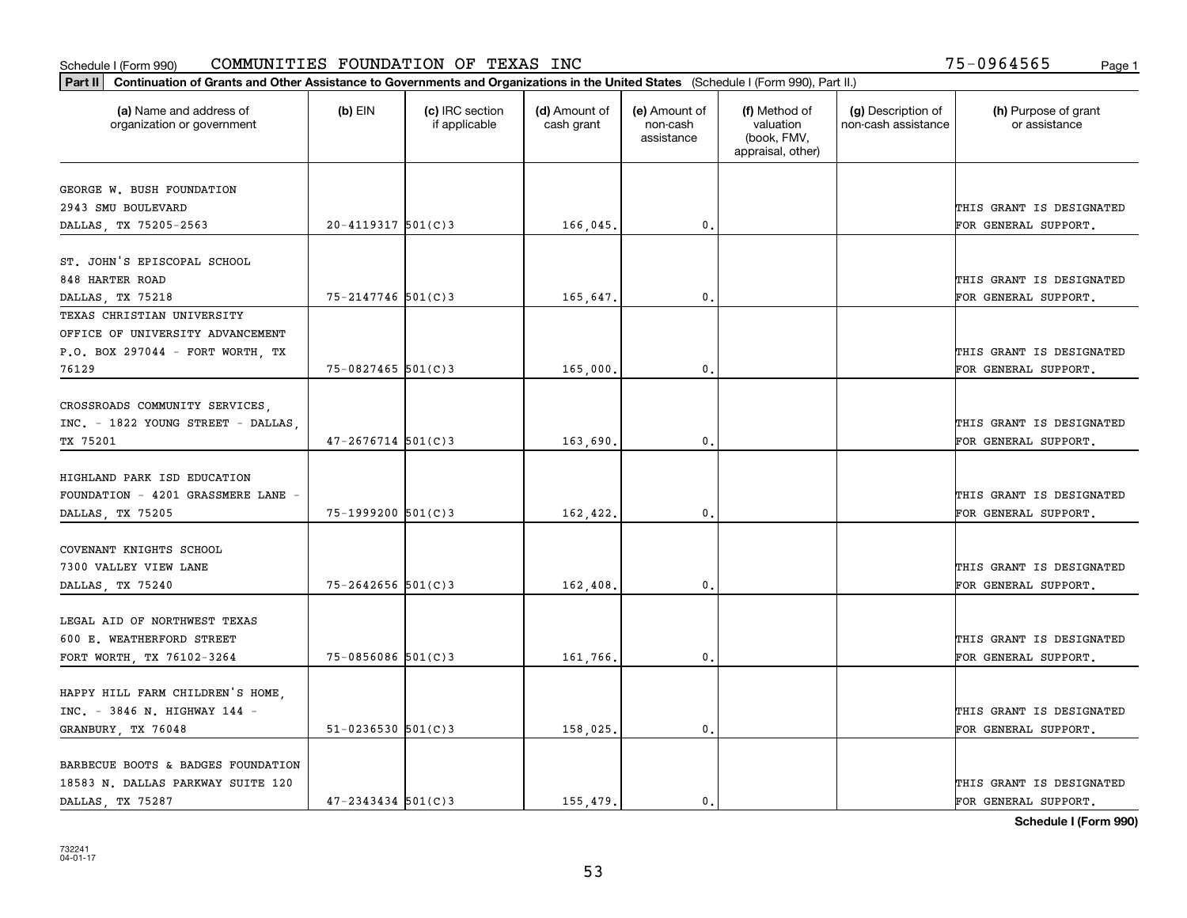Schedule I (Form 990) COMMUNITIES FOUNDATION OF TEXAS INC 75-0964565

**Part II Continuation of Grants and Other Assistance to Governments and Organizations in the United States** (Schedule I (Form 990), Part II.)

| (a) Name and address of organization or government | (b) EIN | (c) IRC section if applicable | (d) Amount of cash grant | (e) Amount of non-cash assistance | (f) Method of valuation (book, FMV, appraisal, other) | (g) Description of non-cash assistance | (h) Purpose of grant or assistance |
|---|---|---|---|---|---|---|---|
| GEORGE W. BUSH FOUNDATION 2943 SMU BOULEVARD DALLAS, TX 75205-2563 | 20-4119317 | 501(C)3 | 166,045. | 0. | | | THIS GRANT IS DESIGNATED FOR GENERAL SUPPORT. |
| ST. JOHN'S EPISCOPAL SCHOOL 848 HARTER ROAD DALLAS, TX 75218 | 75-2147746 | 501(C)3 | 165,647. | 0. | | | THIS GRANT IS DESIGNATED FOR GENERAL SUPPORT. |
| TEXAS CHRISTIAN UNIVERSITY OFFICE OF UNIVERSITY ADVANCEMENT P.O. BOX 297044 - FORT WORTH, TX 76129 | 75-0827465 | 501(C)3 | 165,000. | 0. | | | THIS GRANT IS DESIGNATED FOR GENERAL SUPPORT. |
| CROSSROADS COMMUNITY SERVICES, INC. - 1822 YOUNG STREET - DALLAS, TX 75201 | 47-2676714 | 501(C)3 | 163,690. | 0. | | | THIS GRANT IS DESIGNATED FOR GENERAL SUPPORT. |
| HIGHLAND PARK ISD EDUCATION FOUNDATION - 4201 GRASSMERE LANE - DALLAS, TX 75205 | 75-1999200 | 501(C)3 | 162,422. | 0. | | | THIS GRANT IS DESIGNATED FOR GENERAL SUPPORT. |
| COVENANT KNIGHTS SCHOOL 7300 VALLEY VIEW LANE DALLAS, TX 75240 | 75-2642656 | 501(C)3 | 162,408. | 0. | | | THIS GRANT IS DESIGNATED FOR GENERAL SUPPORT. |
| LEGAL AID OF NORTHWEST TEXAS 600 E. WEATHERFORD STREET FORT WORTH, TX 76102-3264 | 75-0856086 | 501(C)3 | 161,766. | 0. | | | THIS GRANT IS DESIGNATED FOR GENERAL SUPPORT. |
| HAPPY HILL FARM CHILDREN'S HOME, INC. - 3846 N. HIGHWAY 144 - GRANBURY, TX 76048 | 51-0236530 | 501(C)3 | 158,025. | 0. | | | THIS GRANT IS DESIGNATED FOR GENERAL SUPPORT. |
| BARBECUE BOOTS & BADGES FOUNDATION 18583 N. DALLAS PARKWAY SUITE 120 DALLAS, TX 75287 | 47-2343434 | 501(C)3 | 155,479. | 0. | | | THIS GRANT IS DESIGNATED FOR GENERAL SUPPORT. |

**Schedule I (Form 990)**

732241 04-01-17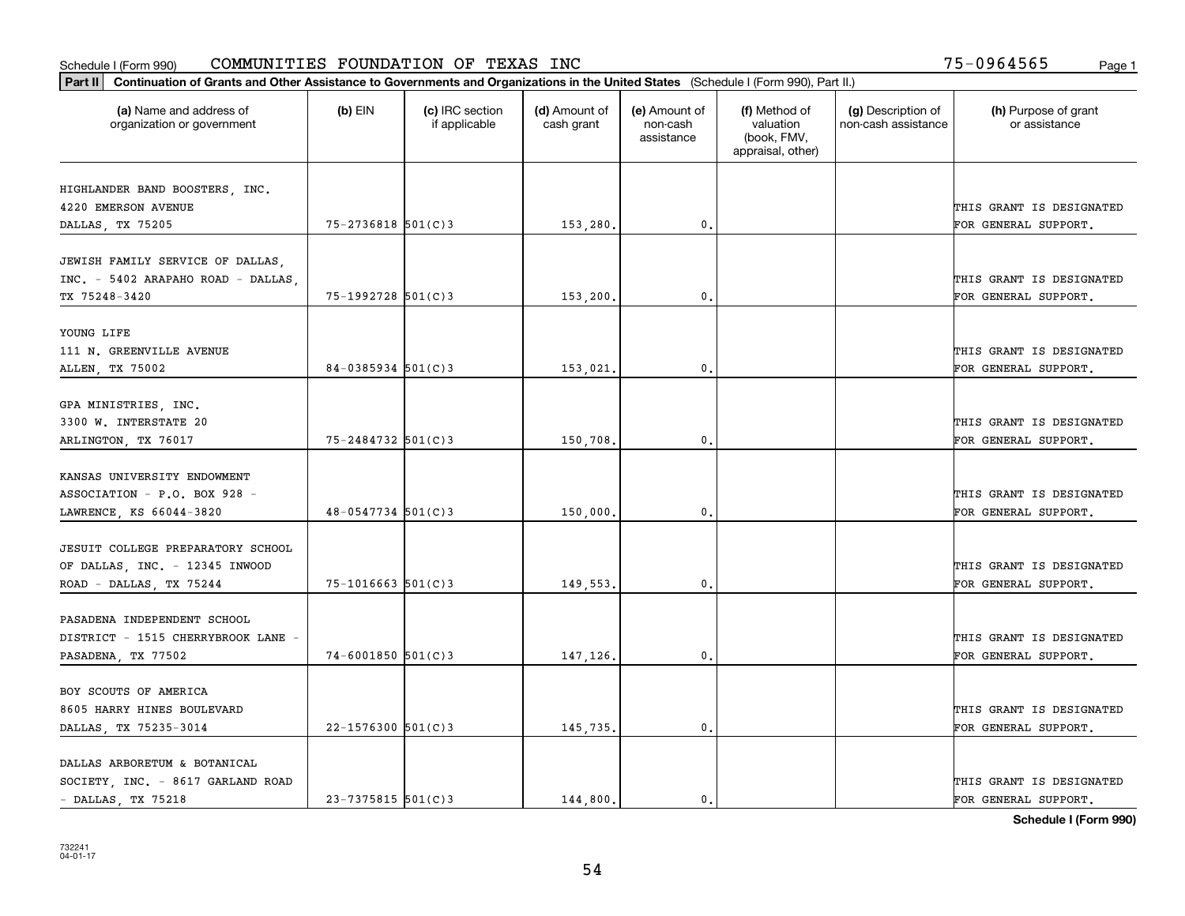Schedule I (Form 990) COMMUNITIES FOUNDATION OF TEXAS INC 75-0964565

**Part II** **Continuation of Grants and Other Assistance to Governments and Organizations in the United States** (Schedule I (Form 990), Part II.)

| (a) Name and address of organization or government | (b) EIN | (c) IRC section if applicable | (d) Amount of cash grant | (e) Amount of non-cash assistance | (f) Method of valuation (book, FMV, appraisal, other) | (g) Description of non-cash assistance | (h) Purpose of grant or assistance |
|---|---|---|---|---|---|---|---|
| HIGHLANDER BAND BOOSTERS, INC. 4220 EMERSON AVENUE DALLAS, TX 75205 | 75-2736818 | 501(C)3 | 153,280. | 0. | | | THIS GRANT IS DESIGNATED FOR GENERAL SUPPORT. |
| JEWISH FAMILY SERVICE OF DALLAS, INC. - 5402 ARAPAHO ROAD - DALLAS, TX 75248-3420 | 75-1992728 | 501(C)3 | 153,200. | 0. | | | THIS GRANT IS DESIGNATED FOR GENERAL SUPPORT. |
| YOUNG LIFE 111 N. GREENVILLE AVENUE ALLEN, TX 75002 | 84-0385934 | 501(C)3 | 153,021. | 0. | | | THIS GRANT IS DESIGNATED FOR GENERAL SUPPORT. |
| GPA MINISTRIES, INC. 3300 W. INTERSTATE 20 ARLINGTON, TX 76017 | 75-2484732 | 501(C)3 | 150,708. | 0. | | | THIS GRANT IS DESIGNATED FOR GENERAL SUPPORT. |
| KANSAS UNIVERSITY ENDOWMENT ASSOCIATION - P.O. BOX 928 - LAWRENCE, KS 66044-3820 | 48-0547734 | 501(C)3 | 150,000. | 0. | | | THIS GRANT IS DESIGNATED FOR GENERAL SUPPORT. |
| JESUIT COLLEGE PREPARATORY SCHOOL OF DALLAS, INC. - 12345 INWOOD ROAD - DALLAS, TX 75244 | 75-1016663 | 501(C)3 | 149,553. | 0. | | | THIS GRANT IS DESIGNATED FOR GENERAL SUPPORT. |
| PASADENA INDEPENDENT SCHOOL DISTRICT - 1515 CHERRYBROOK LANE - PASADENA, TX 77502 | 74-6001850 | 501(C)3 | 147,126. | 0. | | | THIS GRANT IS DESIGNATED FOR GENERAL SUPPORT. |
| BOY SCOUTS OF AMERICA 8605 HARRY HINES BOULEVARD DALLAS, TX 75235-3014 | 22-1576300 | 501(C)3 | 145,735. | 0. | | | THIS GRANT IS DESIGNATED FOR GENERAL SUPPORT. |
| DALLAS ARBORETUM & BOTANICAL SOCIETY, INC. - 8617 GARLAND ROAD - DALLAS, TX 75218 | 23-7375815 | 501(C)3 | 144,800. | 0. | | | THIS GRANT IS DESIGNATED FOR GENERAL SUPPORT. |

**Schedule I (Form 990)**

732241
04-01-17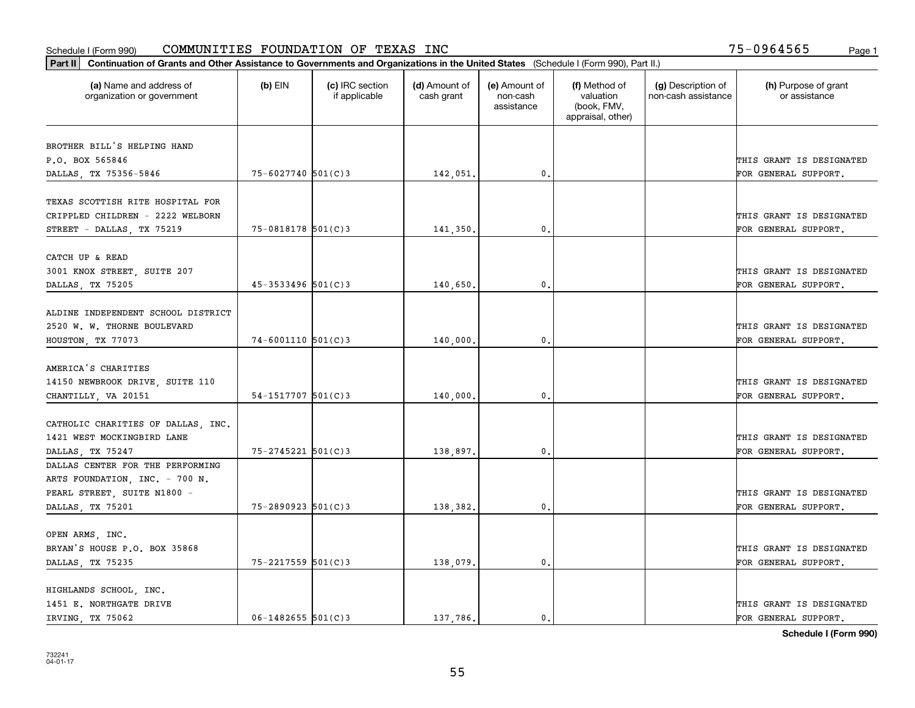Schedule I (Form 990) COMMUNITIES FOUNDATION OF TEXAS INC 75-0964565

**Part II** **Continuation of Grants and Other Assistance to Governments and Organizations in the United States** (Schedule I (Form 990), Part II.)

| (a) Name and address of organization or government | (b) EIN | (c) IRC section if applicable | (d) Amount of cash grant | (e) Amount of non-cash assistance | (f) Method of valuation (book, FMV, appraisal, other) | (g) Description of non-cash assistance | (h) Purpose of grant or assistance |
|---|---|---|---|---|---|---|---|
| BROTHER BILL'S HELPING HAND P.O. BOX 565846 DALLAS, TX 75356-5846 | 75-6027740 | 501(C)3 | 142,051. | 0. | | | THIS GRANT IS DESIGNATED FOR GENERAL SUPPORT. |
| TEXAS SCOTTISH RITE HOSPITAL FOR CRIPPLED CHILDREN - 2222 WELBORN STREET - DALLAS, TX 75219 | 75-0818178 | 501(C)3 | 141,350. | 0. | | | THIS GRANT IS DESIGNATED FOR GENERAL SUPPORT. |
| CATCH UP & READ 3001 KNOX STREET, SUITE 207 DALLAS, TX 75205 | 45-3533496 | 501(C)3 | 140,650. | 0. | | | THIS GRANT IS DESIGNATED FOR GENERAL SUPPORT. |
| ALDINE INDEPENDENT SCHOOL DISTRICT 2520 W. W. THORNE BOULEVARD HOUSTON, TX 77073 | 74-6001110 | 501(C)3 | 140,000. | 0. | | | THIS GRANT IS DESIGNATED FOR GENERAL SUPPORT. |
| AMERICA'S CHARITIES 14150 NEWBROOK DRIVE, SUITE 110 CHANTILLY, VA 20151 | 54-1517707 | 501(C)3 | 140,000. | 0. | | | THIS GRANT IS DESIGNATED FOR GENERAL SUPPORT. |
| CATHOLIC CHARITIES OF DALLAS, INC. 1421 WEST MOCKINGBIRD LANE DALLAS, TX 75247 | 75-2745221 | 501(C)3 | 138,897. | 0. | | | THIS GRANT IS DESIGNATED FOR GENERAL SUPPORT. |
| DALLAS CENTER FOR THE PERFORMING ARTS FOUNDATION, INC. - 700 N. PEARL STREET, SUITE N1800 - DALLAS, TX 75201 | 75-2890923 | 501(C)3 | 138,382. | 0. | | | THIS GRANT IS DESIGNATED FOR GENERAL SUPPORT. |
| OPEN ARMS, INC. BRYAN'S HOUSE P.O. BOX 35868 DALLAS, TX 75235 | 75-2217559 | 501(C)3 | 138,079. | 0. | | | THIS GRANT IS DESIGNATED FOR GENERAL SUPPORT. |
| HIGHLANDS SCHOOL, INC. 1451 E. NORTHGATE DRIVE IRVING, TX 75062 | 06-1482655 | 501(C)3 | 137,786. | 0. | | | THIS GRANT IS DESIGNATED FOR GENERAL SUPPORT. |

**Schedule I (Form 990)**

732241 04-01-17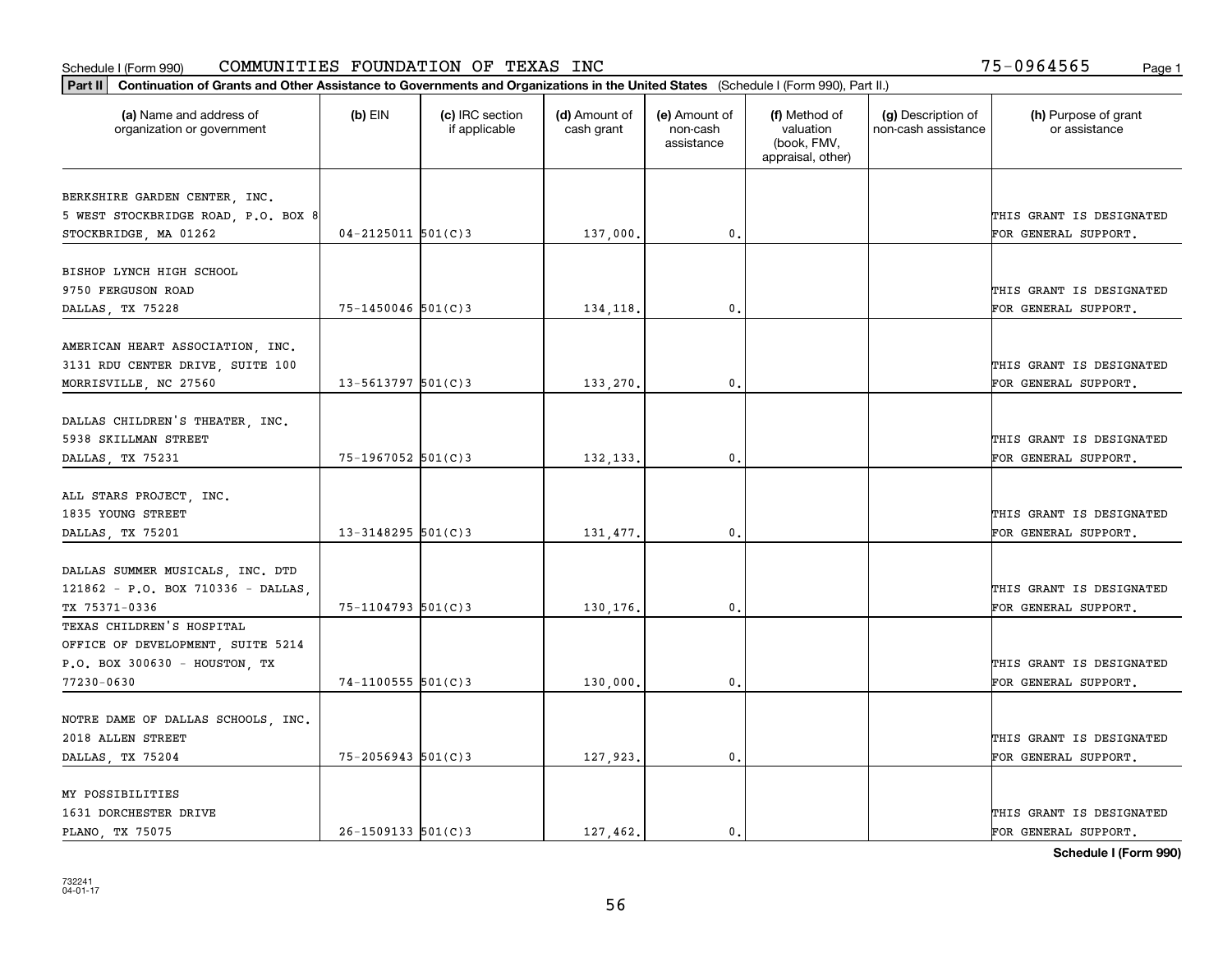Schedule I (Form 990) COMMUNITIES FOUNDATION OF TEXAS INC 75-0964565

**Part II** **Continuation of Grants and Other Assistance to Governments and Organizations in the United States** (Schedule I (Form 990), Part II.)

| (a) Name and address of organization or government | (b) EIN | (c) IRC section if applicable | (d) Amount of cash grant | (e) Amount of non-cash assistance | (f) Method of valuation (book, FMV, appraisal, other) | (g) Description of non-cash assistance | (h) Purpose of grant or assistance |
|---|---|---|---|---|---|---|---|
| BERKSHIRE GARDEN CENTER, INC. 5 WEST STOCKBRIDGE ROAD, P.O. BOX 8 STOCKBRIDGE, MA 01262 | 04-2125011 | 501(C)3 | 137,000. | 0. | | | THIS GRANT IS DESIGNATED FOR GENERAL SUPPORT. |
| BISHOP LYNCH HIGH SCHOOL 9750 FERGUSON ROAD DALLAS, TX 75228 | 75-1450046 | 501(C)3 | 134,118. | 0. | | | THIS GRANT IS DESIGNATED FOR GENERAL SUPPORT. |
| AMERICAN HEART ASSOCIATION, INC. 3131 RDU CENTER DRIVE, SUITE 100 MORRISVILLE, NC 27560 | 13-5613797 | 501(C)3 | 133,270. | 0. | | | THIS GRANT IS DESIGNATED FOR GENERAL SUPPORT. |
| DALLAS CHILDREN'S THEATER, INC. 5938 SKILLMAN STREET DALLAS, TX 75231 | 75-1967052 | 501(C)3 | 132,133. | 0. | | | THIS GRANT IS DESIGNATED FOR GENERAL SUPPORT. |
| ALL STARS PROJECT, INC. 1835 YOUNG STREET DALLAS, TX 75201 | 13-3148295 | 501(C)3 | 131,477. | 0. | | | THIS GRANT IS DESIGNATED FOR GENERAL SUPPORT. |
| DALLAS SUMMER MUSICALS, INC. DTD 121862 - P.O. BOX 710336 - DALLAS, TX 75371-0336 | 75-1104793 | 501(C)3 | 130,176. | 0. | | | THIS GRANT IS DESIGNATED FOR GENERAL SUPPORT. |
| TEXAS CHILDREN'S HOSPITAL OFFICE OF DEVELOPMENT, SUITE 5214 P.O. BOX 300630 - HOUSTON, TX 77230-0630 | 74-1100555 | 501(C)3 | 130,000. | 0. | | | THIS GRANT IS DESIGNATED FOR GENERAL SUPPORT. |
| NOTRE DAME OF DALLAS SCHOOLS, INC. 2018 ALLEN STREET DALLAS, TX 75204 | 75-2056943 | 501(C)3 | 127,923. | 0. | | | THIS GRANT IS DESIGNATED FOR GENERAL SUPPORT. |
| MY POSSIBILITIES 1631 DORCHESTER DRIVE PLANO, TX 75075 | 26-1509133 | 501(C)3 | 127,462. | 0. | | | THIS GRANT IS DESIGNATED FOR GENERAL SUPPORT. |

**Schedule I (Form 990)**

732241 04-01-17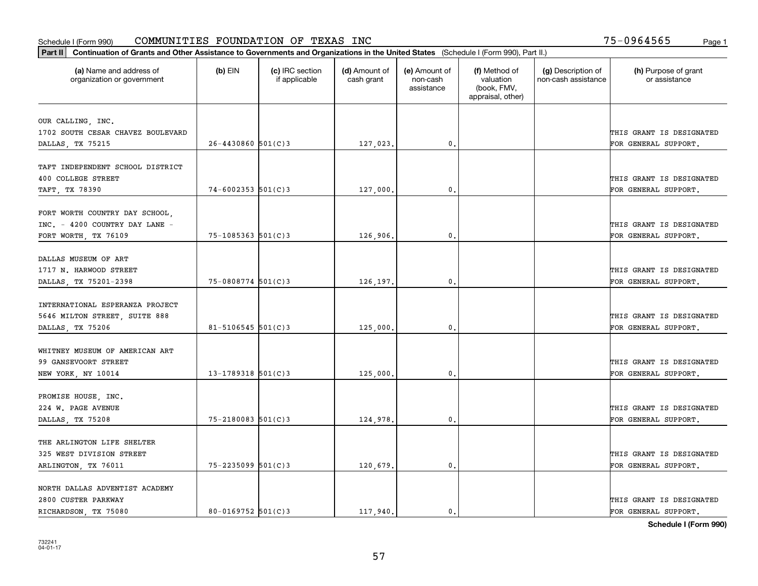Schedule I (Form 990) COMMUNITIES FOUNDATION OF TEXAS INC 75-0964565

**Part II** Continuation of Grants and Other Assistance to Governments and Organizations in the United States (Schedule I (Form 990), Part II.)

| (a) Name and address of organization or government | (b) EIN | (c) IRC section if applicable | (d) Amount of cash grant | (e) Amount of non-cash assistance | (f) Method of valuation (book, FMV, appraisal, other) | (g) Description of non-cash assistance | (h) Purpose of grant or assistance |
|---|---|---|---|---|---|---|---|
| OUR CALLING, INC. 1702 SOUTH CESAR CHAVEZ BOULEVARD DALLAS, TX 75215 | 26-4430860 | 501(C)3 | 127,023. | 0. | | | THIS GRANT IS DESIGNATED FOR GENERAL SUPPORT. |
| TAFT INDEPENDENT SCHOOL DISTRICT 400 COLLEGE STREET TAFT, TX 78390 | 74-6002353 | 501(C)3 | 127,000. | 0. | | | THIS GRANT IS DESIGNATED FOR GENERAL SUPPORT. |
| FORT WORTH COUNTRY DAY SCHOOL, INC. - 4200 COUNTRY DAY LANE - FORT WORTH, TX 76109 | 75-1085363 | 501(C)3 | 126,906. | 0. | | | THIS GRANT IS DESIGNATED FOR GENERAL SUPPORT. |
| DALLAS MUSEUM OF ART 1717 N. HARWOOD STREET DALLAS, TX 75201-2398 | 75-0808774 | 501(C)3 | 126,197. | 0. | | | THIS GRANT IS DESIGNATED FOR GENERAL SUPPORT. |
| INTERNATIONAL ESPERANZA PROJECT 5646 MILTON STREET, SUITE 888 DALLAS, TX 75206 | 81-5106545 | 501(C)3 | 125,000. | 0. | | | THIS GRANT IS DESIGNATED FOR GENERAL SUPPORT. |
| WHITNEY MUSEUM OF AMERICAN ART 99 GANSEVOORT STREET NEW YORK, NY 10014 | 13-1789318 | 501(C)3 | 125,000. | 0. | | | THIS GRANT IS DESIGNATED FOR GENERAL SUPPORT. |
| PROMISE HOUSE, INC. 224 W. PAGE AVENUE DALLAS, TX 75208 | 75-2180083 | 501(C)3 | 124,978. | 0. | | | THIS GRANT IS DESIGNATED FOR GENERAL SUPPORT. |
| THE ARLINGTON LIFE SHELTER 325 WEST DIVISION STREET ARLINGTON, TX 76011 | 75-2235099 | 501(C)3 | 120,679. | 0. | | | THIS GRANT IS DESIGNATED FOR GENERAL SUPPORT. |
| NORTH DALLAS ADVENTIST ACADEMY 2800 CUSTER PARKWAY RICHARDSON, TX 75080 | 80-0169752 | 501(C)3 | 117,940. | 0. | | | THIS GRANT IS DESIGNATED FOR GENERAL SUPPORT. |

**Schedule I (Form 990)**

732241
04-01-17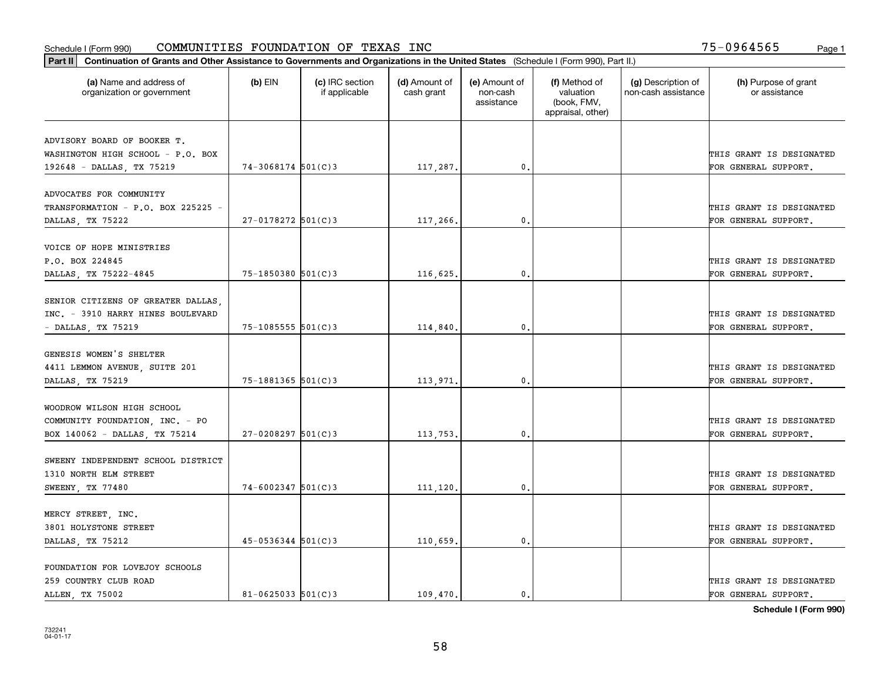Schedule I (Form 990) COMMUNITIES FOUNDATION OF TEXAS INC 75-0964565

**Part II** **Continuation of Grants and Other Assistance to Governments and Organizations in the United States** (Schedule I (Form 990), Part II.)

| (a) Name and address of organization or government | (b) EIN | (c) IRC section if applicable | (d) Amount of cash grant | (e) Amount of non-cash assistance | (f) Method of valuation (book, FMV, appraisal, other) | (g) Description of non-cash assistance | (h) Purpose of grant or assistance |
|---|---|---|---|---|---|---|---|
| ADVISORY BOARD OF BOOKER T. WASHINGTON HIGH SCHOOL - P.O. BOX 192648 - DALLAS, TX 75219 | 74-3068174 | 501(C)3 | 117,287. | 0. | | | THIS GRANT IS DESIGNATED FOR GENERAL SUPPORT. |
| ADVOCATES FOR COMMUNITY TRANSFORMATION - P.O. BOX 225225 - DALLAS, TX 75222 | 27-0178272 | 501(C)3 | 117,266. | 0. | | | THIS GRANT IS DESIGNATED FOR GENERAL SUPPORT. |
| VOICE OF HOPE MINISTRIES P.O. BOX 224845 DALLAS, TX 75222-4845 | 75-1850380 | 501(C)3 | 116,625. | 0. | | | THIS GRANT IS DESIGNATED FOR GENERAL SUPPORT. |
| SENIOR CITIZENS OF GREATER DALLAS, INC. - 3910 HARRY HINES BOULEVARD - DALLAS, TX 75219 | 75-1085555 | 501(C)3 | 114,840. | 0. | | | THIS GRANT IS DESIGNATED FOR GENERAL SUPPORT. |
| GENESIS WOMEN'S SHELTER 4411 LEMMON AVENUE, SUITE 201 DALLAS, TX 75219 | 75-1881365 | 501(C)3 | 113,971. | 0. | | | THIS GRANT IS DESIGNATED FOR GENERAL SUPPORT. |
| WOODROW WILSON HIGH SCHOOL COMMUNITY FOUNDATION, INC. - PO BOX 140062 - DALLAS, TX 75214 | 27-0208297 | 501(C)3 | 113,753. | 0. | | | THIS GRANT IS DESIGNATED FOR GENERAL SUPPORT. |
| SWEENY INDEPENDENT SCHOOL DISTRICT 1310 NORTH ELM STREET SWEENY, TX 77480 | 74-6002347 | 501(C)3 | 111,120. | 0. | | | THIS GRANT IS DESIGNATED FOR GENERAL SUPPORT. |
| MERCY STREET, INC. 3801 HOLYSTONE STREET DALLAS, TX 75212 | 45-0536344 | 501(C)3 | 110,659. | 0. | | | THIS GRANT IS DESIGNATED FOR GENERAL SUPPORT. |
| FOUNDATION FOR LOVEJOY SCHOOLS 259 COUNTRY CLUB ROAD ALLEN, TX 75002 | 81-0625033 | 501(C)3 | 109,470. | 0. | | | THIS GRANT IS DESIGNATED FOR GENERAL SUPPORT. |

**Schedule I (Form 990)**

732241 04-01-17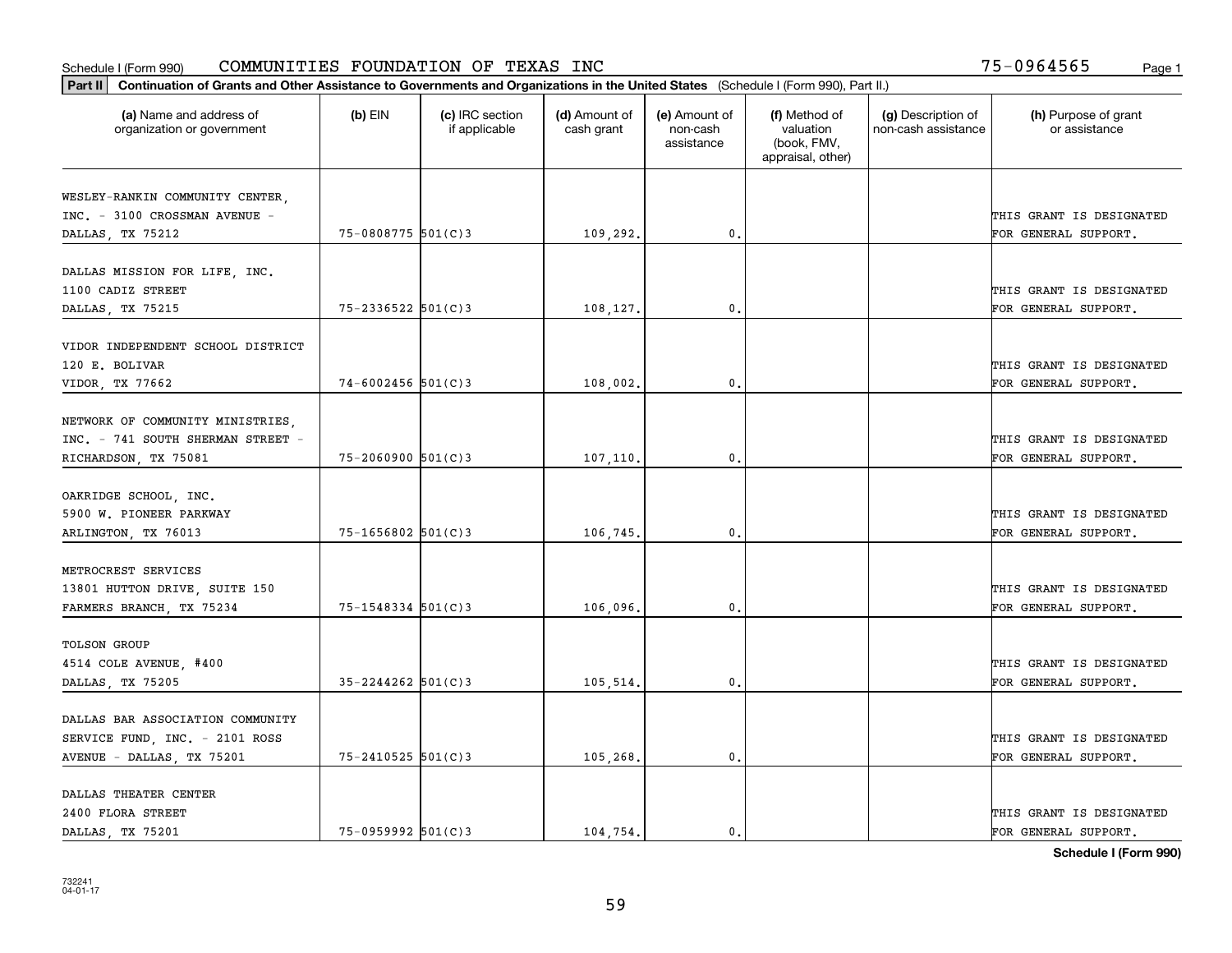Schedule I (Form 990) COMMUNITIES FOUNDATION OF TEXAS INC 75-0964565

**Part II Continuation of Grants and Other Assistance to Governments and Organizations in the United States** (Schedule I (Form 990), Part II.)

| (a) Name and address of organization or government | (b) EIN | (c) IRC section if applicable | (d) Amount of cash grant | (e) Amount of non-cash assistance | (f) Method of valuation (book, FMV, appraisal, other) | (g) Description of non-cash assistance | (h) Purpose of grant or assistance |
|---|---|---|---|---|---|---|---|
| WESLEY-RANKIN COMMUNITY CENTER, INC. - 3100 CROSSMAN AVENUE - DALLAS, TX 75212 | 75-0808775 | 501(C)3 | 109,292. | 0. | | | THIS GRANT IS DESIGNATED FOR GENERAL SUPPORT. |
| DALLAS MISSION FOR LIFE, INC. 1100 CADIZ STREET DALLAS, TX 75215 | 75-2336522 | 501(C)3 | 108,127. | 0. | | | THIS GRANT IS DESIGNATED FOR GENERAL SUPPORT. |
| VIDOR INDEPENDENT SCHOOL DISTRICT 120 E. BOLIVAR VIDOR, TX 77662 | 74-6002456 | 501(C)3 | 108,002. | 0. | | | THIS GRANT IS DESIGNATED FOR GENERAL SUPPORT. |
| NETWORK OF COMMUNITY MINISTRIES, INC. - 741 SOUTH SHERMAN STREET - RICHARDSON, TX 75081 | 75-2060900 | 501(C)3 | 107,110. | 0. | | | THIS GRANT IS DESIGNATED FOR GENERAL SUPPORT. |
| OAKRIDGE SCHOOL, INC. 5900 W. PIONEER PARKWAY ARLINGTON, TX 76013 | 75-1656802 | 501(C)3 | 106,745. | 0. | | | THIS GRANT IS DESIGNATED FOR GENERAL SUPPORT. |
| METROCREST SERVICES 13801 HUTTON DRIVE, SUITE 150 FARMERS BRANCH, TX 75234 | 75-1548334 | 501(C)3 | 106,096. | 0. | | | THIS GRANT IS DESIGNATED FOR GENERAL SUPPORT. |
| TOLSON GROUP 4514 COLE AVENUE, #400 DALLAS, TX 75205 | 35-2244262 | 501(C)3 | 105,514. | 0. | | | THIS GRANT IS DESIGNATED FOR GENERAL SUPPORT. |
| DALLAS BAR ASSOCIATION COMMUNITY SERVICE FUND, INC. - 2101 ROSS AVENUE - DALLAS, TX 75201 | 75-2410525 | 501(C)3 | 105,268. | 0. | | | THIS GRANT IS DESIGNATED FOR GENERAL SUPPORT. |
| DALLAS THEATER CENTER 2400 FLORA STREET DALLAS, TX 75201 | 75-0959992 | 501(C)3 | 104,754. | 0. | | | THIS GRANT IS DESIGNATED FOR GENERAL SUPPORT. |

Schedule I (Form 990)

732241 04-01-17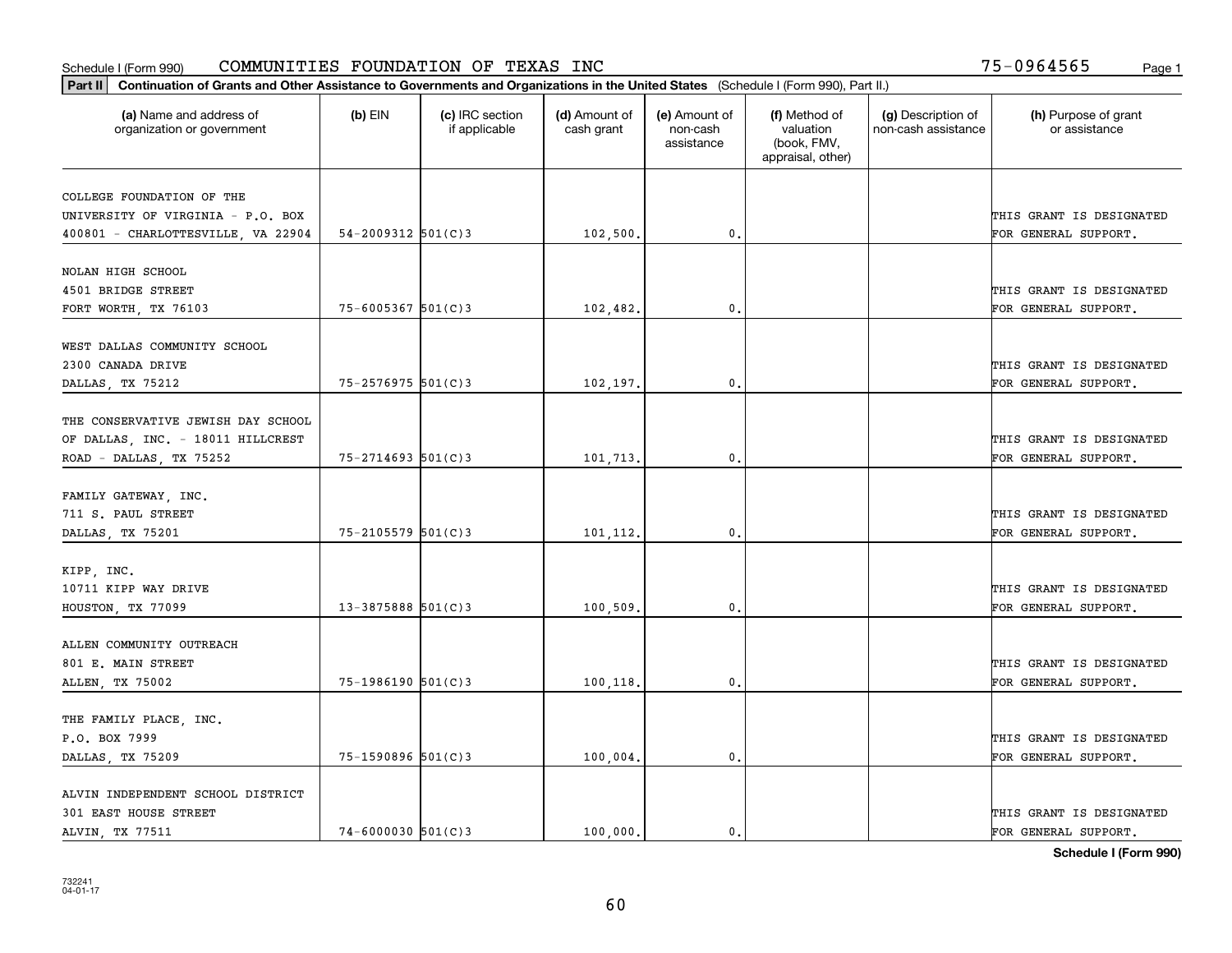Schedule I (Form 990) COMMUNITIES FOUNDATION OF TEXAS INC 75-0964565

**Part II** **Continuation of Grants and Other Assistance to Governments and Organizations in the United States** (Schedule I (Form 990), Part II.)

| (a) Name and address of organization or government | (b) EIN | (c) IRC section if applicable | (d) Amount of cash grant | (e) Amount of non-cash assistance | (f) Method of valuation (book, FMV, appraisal, other) | (g) Description of non-cash assistance | (h) Purpose of grant or assistance |
|---|---|---|---|---|---|---|---|
| COLLEGE FOUNDATION OF THE UNIVERSITY OF VIRGINIA - P.O. BOX 400801 - CHARLOTTESVILLE, VA 22904 | 54-2009312 | 501(C)3 | 102,500. | 0. | | | THIS GRANT IS DESIGNATED FOR GENERAL SUPPORT. |
| NOLAN HIGH SCHOOL 4501 BRIDGE STREET FORT WORTH, TX 76103 | 75-6005367 | 501(C)3 | 102,482. | 0. | | | THIS GRANT IS DESIGNATED FOR GENERAL SUPPORT. |
| WEST DALLAS COMMUNITY SCHOOL 2300 CANADA DRIVE DALLAS, TX 75212 | 75-2576975 | 501(C)3 | 102,197. | 0. | | | THIS GRANT IS DESIGNATED FOR GENERAL SUPPORT. |
| THE CONSERVATIVE JEWISH DAY SCHOOL OF DALLAS, INC. - 18011 HILLCREST ROAD - DALLAS, TX 75252 | 75-2714693 | 501(C)3 | 101,713. | 0. | | | THIS GRANT IS DESIGNATED FOR GENERAL SUPPORT. |
| FAMILY GATEWAY, INC. 711 S. PAUL STREET DALLAS, TX 75201 | 75-2105579 | 501(C)3 | 101,112. | 0. | | | THIS GRANT IS DESIGNATED FOR GENERAL SUPPORT. |
| KIPP, INC. 10711 KIPP WAY DRIVE HOUSTON, TX 77099 | 13-3875888 | 501(C)3 | 100,509. | 0. | | | THIS GRANT IS DESIGNATED FOR GENERAL SUPPORT. |
| ALLEN COMMUNITY OUTREACH 801 E. MAIN STREET ALLEN, TX 75002 | 75-1986190 | 501(C)3 | 100,118. | 0. | | | THIS GRANT IS DESIGNATED FOR GENERAL SUPPORT. |
| THE FAMILY PLACE, INC. P.O. BOX 7999 DALLAS, TX 75209 | 75-1590896 | 501(C)3 | 100,004. | 0. | | | THIS GRANT IS DESIGNATED FOR GENERAL SUPPORT. |
| ALVIN INDEPENDENT SCHOOL DISTRICT 301 EAST HOUSE STREET ALVIN, TX 77511 | 74-6000030 | 501(C)3 | 100,000. | 0. | | | THIS GRANT IS DESIGNATED FOR GENERAL SUPPORT. |

**Schedule I (Form 990)**

732241 04-01-17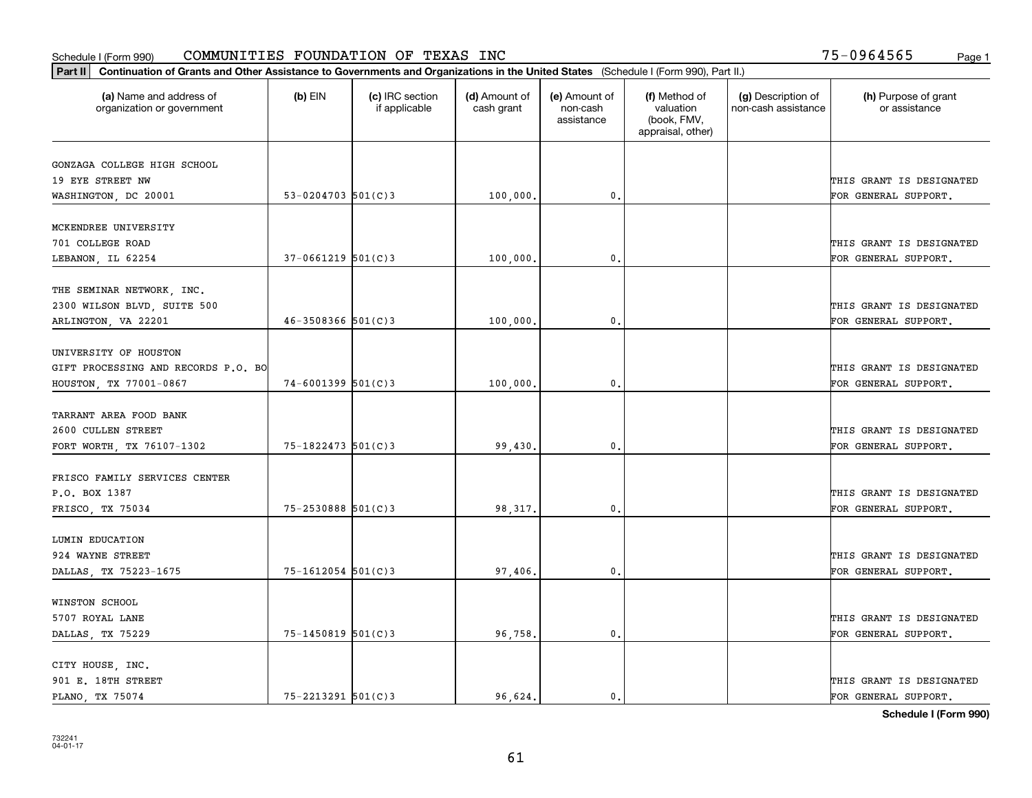Schedule I (Form 990) COMMUNITIES FOUNDATION OF TEXAS INC 75-0964565

**Part II Continuation of Grants and Other Assistance to Governments and Organizations in the United States** (Schedule I (Form 990), Part II.)

| (a) Name and address of organization or government | (b) EIN | (c) IRC section if applicable | (d) Amount of cash grant | (e) Amount of non-cash assistance | (f) Method of valuation (book, FMV, appraisal, other) | (g) Description of non-cash assistance | (h) Purpose of grant or assistance |
|---|---|---|---|---|---|---|---|
| GONZAGA COLLEGE HIGH SCHOOL<br>19 EYE STREET NW<br>WASHINGTON, DC 20001 | 53-0204703 | 501(C)3 | 100,000. | 0. | | | THIS GRANT IS DESIGNATED FOR GENERAL SUPPORT. |
| MCKENDREE UNIVERSITY<br>701 COLLEGE ROAD<br>LEBANON, IL 62254 | 37-0661219 | 501(C)3 | 100,000. | 0. | | | THIS GRANT IS DESIGNATED FOR GENERAL SUPPORT. |
| THE SEMINAR NETWORK, INC.<br>2300 WILSON BLVD, SUITE 500<br>ARLINGTON, VA 22201 | 46-3508366 | 501(C)3 | 100,000. | 0. | | | THIS GRANT IS DESIGNATED FOR GENERAL SUPPORT. |
| UNIVERSITY OF HOUSTON<br>GIFT PROCESSING AND RECORDS P.O. BO<br>HOUSTON, TX 77001-0867 | 74-6001399 | 501(C)3 | 100,000. | 0. | | | THIS GRANT IS DESIGNATED FOR GENERAL SUPPORT. |
| TARRANT AREA FOOD BANK<br>2600 CULLEN STREET<br>FORT WORTH, TX 76107-1302 | 75-1822473 | 501(C)3 | 99,430. | 0. | | | THIS GRANT IS DESIGNATED FOR GENERAL SUPPORT. |
| FRISCO FAMILY SERVICES CENTER<br>P.O. BOX 1387<br>FRISCO, TX 75034 | 75-2530888 | 501(C)3 | 98,317. | 0. | | | THIS GRANT IS DESIGNATED FOR GENERAL SUPPORT. |
| LUMIN EDUCATION<br>924 WAYNE STREET<br>DALLAS, TX 75223-1675 | 75-1612054 | 501(C)3 | 97,406. | 0. | | | THIS GRANT IS DESIGNATED FOR GENERAL SUPPORT. |
| WINSTON SCHOOL<br>5707 ROYAL LANE<br>DALLAS, TX 75229 | 75-1450819 | 501(C)3 | 96,758. | 0. | | | THIS GRANT IS DESIGNATED FOR GENERAL SUPPORT. |
| CITY HOUSE, INC.<br>901 E. 18TH STREET<br>PLANO, TX 75074 | 75-2213291 | 501(C)3 | 96,624. | 0. | | | THIS GRANT IS DESIGNATED FOR GENERAL SUPPORT. |

**Schedule I (Form 990)**

732241
04-01-17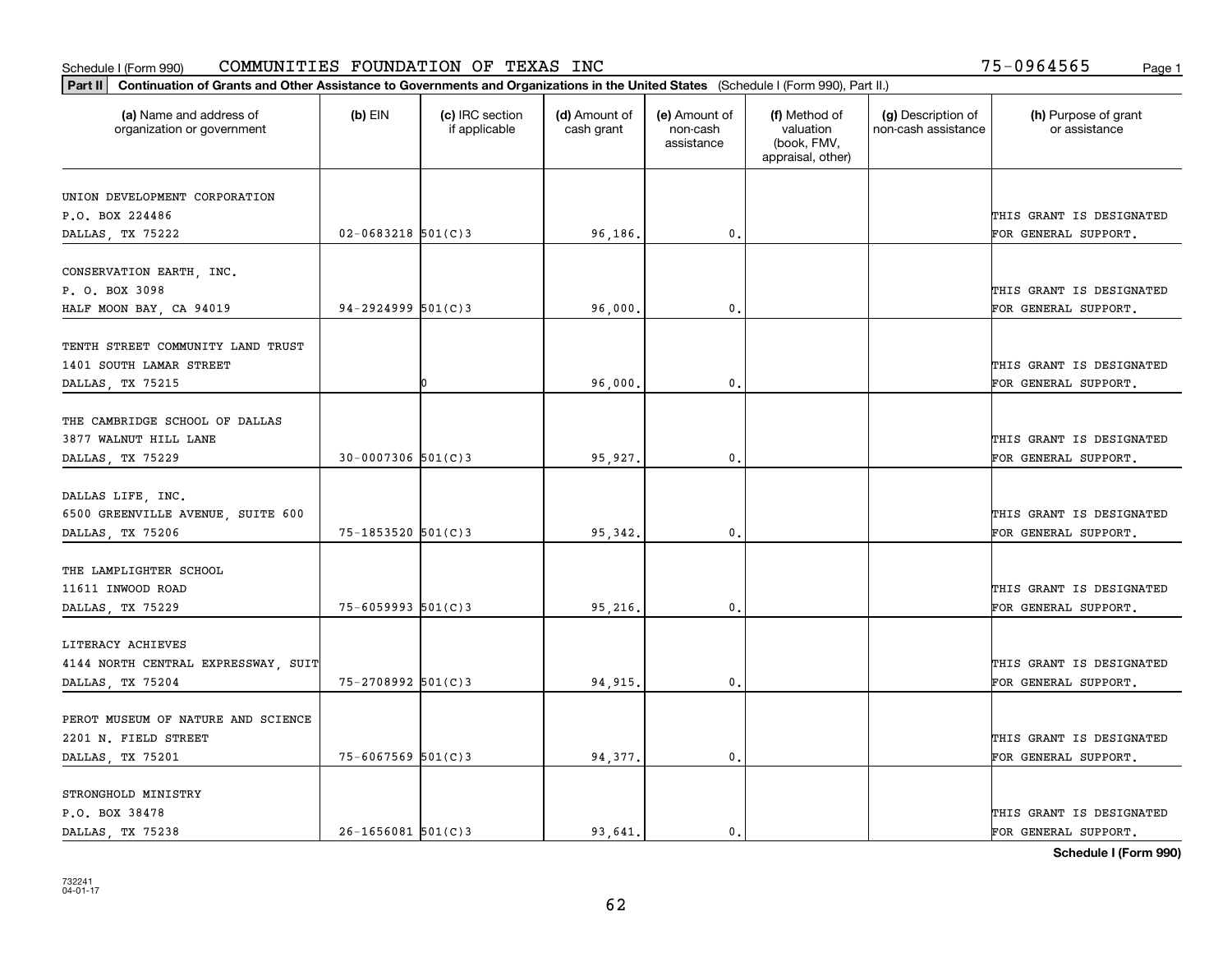Schedule I (Form 990) COMMUNITIES FOUNDATION OF TEXAS INC 75-0964565

**Part II Continuation of Grants and Other Assistance to Governments and Organizations in the United States** (Schedule I (Form 990), Part II.)

| (a) Name and address of organization or government | (b) EIN | (c) IRC section if applicable | (d) Amount of cash grant | (e) Amount of non-cash assistance | (f) Method of valuation (book, FMV, appraisal, other) | (g) Description of non-cash assistance | (h) Purpose of grant or assistance |
|---|---|---|---|---|---|---|---|
| UNION DEVELOPMENT CORPORATION P.O. BOX 224486 DALLAS, TX 75222 | 02-0683218 | 501(C)3 | 96,186. | 0. | | | THIS GRANT IS DESIGNATED FOR GENERAL SUPPORT. |
| CONSERVATION EARTH, INC. P. O. BOX 3098 HALF MOON BAY, CA 94019 | 94-2924999 | 501(C)3 | 96,000. | 0. | | | THIS GRANT IS DESIGNATED FOR GENERAL SUPPORT. |
| TENTH STREET COMMUNITY LAND TRUST 1401 SOUTH LAMAR STREET DALLAS, TX 75215 | | 0 | 96,000. | 0. | | | THIS GRANT IS DESIGNATED FOR GENERAL SUPPORT. |
| THE CAMBRIDGE SCHOOL OF DALLAS 3877 WALNUT HILL LANE DALLAS, TX 75229 | 30-0007306 | 501(C)3 | 95,927. | 0. | | | THIS GRANT IS DESIGNATED FOR GENERAL SUPPORT. |
| DALLAS LIFE, INC. 6500 GREENVILLE AVENUE, SUITE 600 DALLAS, TX 75206 | 75-1853520 | 501(C)3 | 95,342. | 0. | | | THIS GRANT IS DESIGNATED FOR GENERAL SUPPORT. |
| THE LAMPLIGHTER SCHOOL 11611 INWOOD ROAD DALLAS, TX 75229 | 75-6059993 | 501(C)3 | 95,216. | 0. | | | THIS GRANT IS DESIGNATED FOR GENERAL SUPPORT. |
| LITERACY ACHIEVES 4144 NORTH CENTRAL EXPRESSWAY, SUIT DALLAS, TX 75204 | 75-2708992 | 501(C)3 | 94,915. | 0. | | | THIS GRANT IS DESIGNATED FOR GENERAL SUPPORT. |
| PEROT MUSEUM OF NATURE AND SCIENCE 2201 N. FIELD STREET DALLAS, TX 75201 | 75-6067569 | 501(C)3 | 94,377. | 0. | | | THIS GRANT IS DESIGNATED FOR GENERAL SUPPORT. |
| STRONGHOLD MINISTRY P.O. BOX 38478 DALLAS, TX 75238 | 26-1656081 | 501(C)3 | 93,641. | 0. | | | THIS GRANT IS DESIGNATED FOR GENERAL SUPPORT. |

Schedule I (Form 990)

732241
04-01-17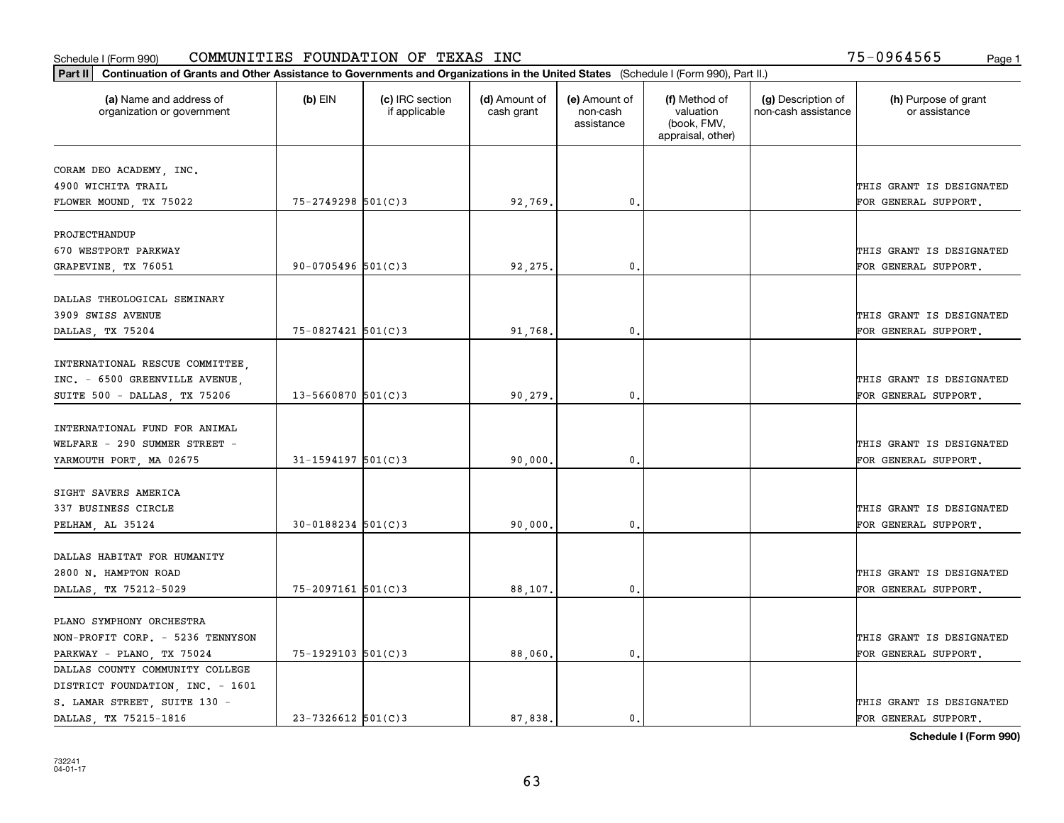Schedule I (Form 990) COMMUNITIES FOUNDATION OF TEXAS INC 75-0964565

**Part II** **Continuation of Grants and Other Assistance to Governments and Organizations in the United States** (Schedule I (Form 990), Part II.)

| (a) Name and address of organization or government | (b) EIN | (c) IRC section if applicable | (d) Amount of cash grant | (e) Amount of non-cash assistance | (f) Method of valuation (book, FMV, appraisal, other) | (g) Description of non-cash assistance | (h) Purpose of grant or assistance |
|---|---|---|---|---|---|---|---|
| CORAM DEO ACADEMY, INC. 4900 WICHITA TRAIL FLOWER MOUND, TX 75022 | 75-2749298 | 501(C)3 | 92,769. | 0. | | | THIS GRANT IS DESIGNATED FOR GENERAL SUPPORT. |
| PROJECTHANDUP 670 WESTPORT PARKWAY GRAPEVINE, TX 76051 | 90-0705496 | 501(C)3 | 92,275. | 0. | | | THIS GRANT IS DESIGNATED FOR GENERAL SUPPORT. |
| DALLAS THEOLOGICAL SEMINARY 3909 SWISS AVENUE DALLAS, TX 75204 | 75-0827421 | 501(C)3 | 91,768. | 0. | | | THIS GRANT IS DESIGNATED FOR GENERAL SUPPORT. |
| INTERNATIONAL RESCUE COMMITTEE, INC. - 6500 GREENVILLE AVENUE, SUITE 500 - DALLAS, TX 75206 | 13-5660870 | 501(C)3 | 90,279. | 0. | | | THIS GRANT IS DESIGNATED FOR GENERAL SUPPORT. |
| INTERNATIONAL FUND FOR ANIMAL WELFARE - 290 SUMMER STREET - YARMOUTH PORT, MA 02675 | 31-1594197 | 501(C)3 | 90,000. | 0. | | | THIS GRANT IS DESIGNATED FOR GENERAL SUPPORT. |
| SIGHT SAVERS AMERICA 337 BUSINESS CIRCLE PELHAM, AL 35124 | 30-0188234 | 501(C)3 | 90,000. | 0. | | | THIS GRANT IS DESIGNATED FOR GENERAL SUPPORT. |
| DALLAS HABITAT FOR HUMANITY 2800 N. HAMPTON ROAD DALLAS, TX 75212-5029 | 75-2097161 | 501(C)3 | 88,107. | 0. | | | THIS GRANT IS DESIGNATED FOR GENERAL SUPPORT. |
| PLANO SYMPHONY ORCHESTRA NON-PROFIT CORP. - 5236 TENNYSON PARKWAY - PLANO, TX 75024 | 75-1929103 | 501(C)3 | 88,060. | 0. | | | THIS GRANT IS DESIGNATED FOR GENERAL SUPPORT. |
| DALLAS COUNTY COMMUNITY COLLEGE DISTRICT FOUNDATION, INC. - 1601 S. LAMAR STREET, SUITE 130 - DALLAS, TX 75215-1816 | 23-7326612 | 501(C)3 | 87,838. | 0. | | | THIS GRANT IS DESIGNATED FOR GENERAL SUPPORT. |

**Schedule I (Form 990)**

732241 04-01-17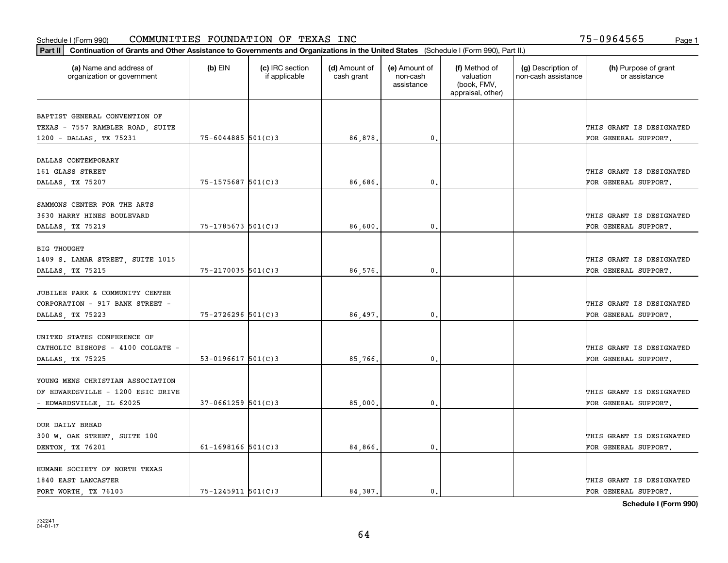Schedule I (Form 990) COMMUNITIES FOUNDATION OF TEXAS INC 75-0964565

**Part II** **Continuation of Grants and Other Assistance to Governments and Organizations in the United States** (Schedule I (Form 990), Part II.)

| (a) Name and address of organization or government | (b) EIN | (c) IRC section if applicable | (d) Amount of cash grant | (e) Amount of non-cash assistance | (f) Method of valuation (book, FMV, appraisal, other) | (g) Description of non-cash assistance | (h) Purpose of grant or assistance |
|---|---|---|---|---|---|---|---|
| BAPTIST GENERAL CONVENTION OF TEXAS - 7557 RAMBLER ROAD, SUITE 1200 - DALLAS, TX 75231 | 75-6044885 | 501(C)3 | 86,878. | 0. | | | THIS GRANT IS DESIGNATED FOR GENERAL SUPPORT. |
| DALLAS CONTEMPORARY 161 GLASS STREET DALLAS, TX 75207 | 75-1575687 | 501(C)3 | 86,686. | 0. | | | THIS GRANT IS DESIGNATED FOR GENERAL SUPPORT. |
| SAMMONS CENTER FOR THE ARTS 3630 HARRY HINES BOULEVARD DALLAS, TX 75219 | 75-1785673 | 501(C)3 | 86,600. | 0. | | | THIS GRANT IS DESIGNATED FOR GENERAL SUPPORT. |
| BIG THOUGHT 1409 S. LAMAR STREET, SUITE 1015 DALLAS, TX 75215 | 75-2170035 | 501(C)3 | 86,576. | 0. | | | THIS GRANT IS DESIGNATED FOR GENERAL SUPPORT. |
| JUBILEE PARK & COMMUNITY CENTER CORPORATION - 917 BANK STREET - DALLAS, TX 75223 | 75-2726296 | 501(C)3 | 86,497. | 0. | | | THIS GRANT IS DESIGNATED FOR GENERAL SUPPORT. |
| UNITED STATES CONFERENCE OF CATHOLIC BISHOPS - 4100 COLGATE - DALLAS, TX 75225 | 53-0196617 | 501(C)3 | 85,766. | 0. | | | THIS GRANT IS DESIGNATED FOR GENERAL SUPPORT. |
| YOUNG MENS CHRISTIAN ASSOCIATION OF EDWARDSVILLE - 1200 ESIC DRIVE - EDWARDSVILLE, IL 62025 | 37-0661259 | 501(C)3 | 85,000. | 0. | | | THIS GRANT IS DESIGNATED FOR GENERAL SUPPORT. |
| OUR DAILY BREAD 300 W. OAK STREET, SUITE 100 DENTON, TX 76201 | 61-1698166 | 501(C)3 | 84,866. | 0. | | | THIS GRANT IS DESIGNATED FOR GENERAL SUPPORT. |
| HUMANE SOCIETY OF NORTH TEXAS 1840 EAST LANCASTER FORT WORTH, TX 76103 | 75-1245911 | 501(C)3 | 84,387. | 0. | | | THIS GRANT IS DESIGNATED FOR GENERAL SUPPORT. |

**Schedule I (Form 990)**

732241 04-01-17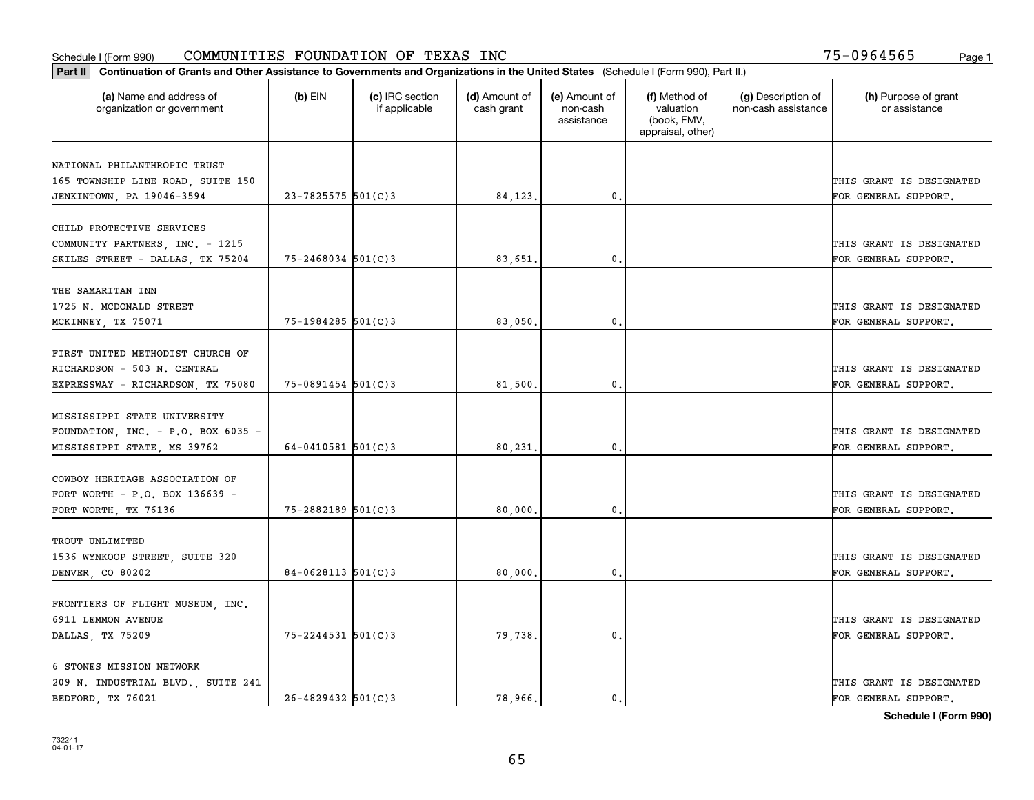Schedule I (Form 990) COMMUNITIES FOUNDATION OF TEXAS INC 75-0964565

**Part II** **Continuation of Grants and Other Assistance to Governments and Organizations in the United States** (Schedule I (Form 990), Part II.)

| (a) Name and address of organization or government | (b) EIN | (c) IRC section if applicable | (d) Amount of cash grant | (e) Amount of non-cash assistance | (f) Method of valuation (book, FMV, appraisal, other) | (g) Description of non-cash assistance | (h) Purpose of grant or assistance |
|---|---|---|---|---|---|---|---|
| NATIONAL PHILANTHROPIC TRUST 165 TOWNSHIP LINE ROAD, SUITE 150 JENKINTOWN, PA 19046-3594 | 23-7825575 | 501(C)3 | 84,123. | 0. | | | THIS GRANT IS DESIGNATED FOR GENERAL SUPPORT. |
| CHILD PROTECTIVE SERVICES COMMUNITY PARTNERS, INC. - 1215 SKILES STREET - DALLAS, TX 75204 | 75-2468034 | 501(C)3 | 83,651. | 0. | | | THIS GRANT IS DESIGNATED FOR GENERAL SUPPORT. |
| THE SAMARITAN INN 1725 N. MCDONALD STREET MCKINNEY, TX 75071 | 75-1984285 | 501(C)3 | 83,050. | 0. | | | THIS GRANT IS DESIGNATED FOR GENERAL SUPPORT. |
| FIRST UNITED METHODIST CHURCH OF RICHARDSON - 503 N. CENTRAL EXPRESSWAY - RICHARDSON, TX 75080 | 75-0891454 | 501(C)3 | 81,500. | 0. | | | THIS GRANT IS DESIGNATED FOR GENERAL SUPPORT. |
| MISSISSIPPI STATE UNIVERSITY FOUNDATION, INC. - P.O. BOX 6035 - MISSISSIPPI STATE, MS 39762 | 64-0410581 | 501(C)3 | 80,231. | 0. | | | THIS GRANT IS DESIGNATED FOR GENERAL SUPPORT. |
| COWBOY HERITAGE ASSOCIATION OF FORT WORTH - P.O. BOX 136639 - FORT WORTH, TX 76136 | 75-2882189 | 501(C)3 | 80,000. | 0. | | | THIS GRANT IS DESIGNATED FOR GENERAL SUPPORT. |
| TROUT UNLIMITED 1536 WYNKOOP STREET, SUITE 320 DENVER, CO 80202 | 84-0628113 | 501(C)3 | 80,000. | 0. | | | THIS GRANT IS DESIGNATED FOR GENERAL SUPPORT. |
| FRONTIERS OF FLIGHT MUSEUM, INC. 6911 LEMMON AVENUE DALLAS, TX 75209 | 75-2244531 | 501(C)3 | 79,738. | 0. | | | THIS GRANT IS DESIGNATED FOR GENERAL SUPPORT. |
| 6 STONES MISSION NETWORK 209 N. INDUSTRIAL BLVD., SUITE 241 BEDFORD, TX 76021 | 26-4829432 | 501(C)3 | 78,966. | 0. | | | THIS GRANT IS DESIGNATED FOR GENERAL SUPPORT. |

**Schedule I (Form 990)**

732241
04-01-17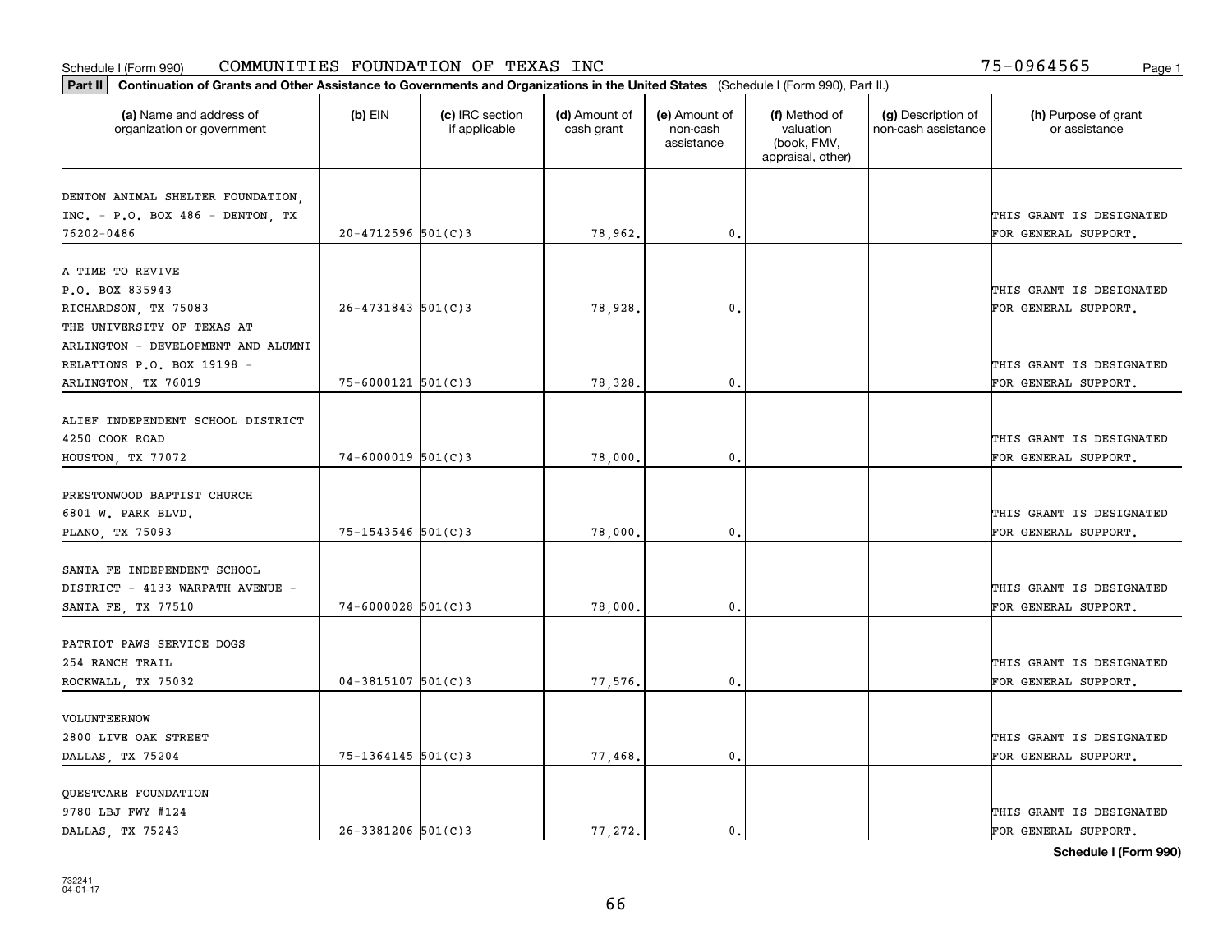Schedule I (Form 990) COMMUNITIES FOUNDATION OF TEXAS INC 75-0964565

**Part II** **Continuation of Grants and Other Assistance to Governments and Organizations in the United States** (Schedule I (Form 990), Part II.)

| (a) Name and address of organization or government | (b) EIN | (c) IRC section if applicable | (d) Amount of cash grant | (e) Amount of non-cash assistance | (f) Method of valuation (book, FMV, appraisal, other) | (g) Description of non-cash assistance | (h) Purpose of grant or assistance |
|---|---|---|---|---|---|---|---|
| DENTON ANIMAL SHELTER FOUNDATION, INC. - P.O. BOX 486 - DENTON, TX 76202-0486 | 20-4712596 | 501(C)3 | 78,962. | 0. | | | THIS GRANT IS DESIGNATED FOR GENERAL SUPPORT. |
| A TIME TO REVIVE P.O. BOX 835943 RICHARDSON, TX 75083 | 26-4731843 | 501(C)3 | 78,928. | 0. | | | THIS GRANT IS DESIGNATED FOR GENERAL SUPPORT. |
| THE UNIVERSITY OF TEXAS AT ARLINGTON - DEVELOPMENT AND ALUMNI RELATIONS P.O. BOX 19198 - ARLINGTON, TX 76019 | 75-6000121 | 501(C)3 | 78,328. | 0. | | | THIS GRANT IS DESIGNATED FOR GENERAL SUPPORT. |
| ALIEF INDEPENDENT SCHOOL DISTRICT 4250 COOK ROAD HOUSTON, TX 77072 | 74-6000019 | 501(C)3 | 78,000. | 0. | | | THIS GRANT IS DESIGNATED FOR GENERAL SUPPORT. |
| PRESTONWOOD BAPTIST CHURCH 6801 W. PARK BLVD. PLANO, TX 75093 | 75-1543546 | 501(C)3 | 78,000. | 0. | | | THIS GRANT IS DESIGNATED FOR GENERAL SUPPORT. |
| SANTA FE INDEPENDENT SCHOOL DISTRICT - 4133 WARPATH AVENUE - SANTA FE, TX 77510 | 74-6000028 | 501(C)3 | 78,000. | 0. | | | THIS GRANT IS DESIGNATED FOR GENERAL SUPPORT. |
| PATRIOT PAWS SERVICE DOGS 254 RANCH TRAIL ROCKWALL, TX 75032 | 04-3815107 | 501(C)3 | 77,576. | 0. | | | THIS GRANT IS DESIGNATED FOR GENERAL SUPPORT. |
| VOLUNTEERNOW 2800 LIVE OAK STREET DALLAS, TX 75204 | 75-1364145 | 501(C)3 | 77,468. | 0. | | | THIS GRANT IS DESIGNATED FOR GENERAL SUPPORT. |
| QUESTCARE FOUNDATION 9780 LBJ FWY #124 DALLAS, TX 75243 | 26-3381206 | 501(C)3 | 77,272. | 0. | | | THIS GRANT IS DESIGNATED FOR GENERAL SUPPORT. |

**Schedule I (Form 990)**

732241 04-01-17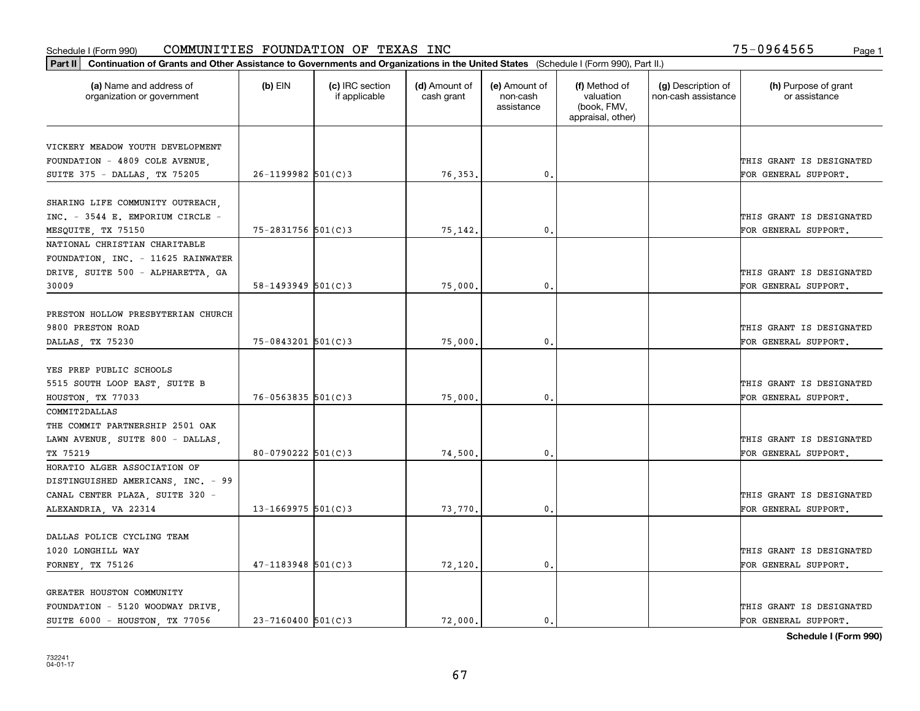Schedule I (Form 990) COMMUNITIES FOUNDATION OF TEXAS INC 75-0964565

**Part II** **Continuation of Grants and Other Assistance to Governments and Organizations in the United States** (Schedule I (Form 990), Part II.)

| (a) Name and address of organization or government | (b) EIN | (c) IRC section if applicable | (d) Amount of cash grant | (e) Amount of non-cash assistance | (f) Method of valuation (book, FMV, appraisal, other) | (g) Description of non-cash assistance | (h) Purpose of grant or assistance |
|---|---|---|---|---|---|---|---|
| VICKERY MEADOW YOUTH DEVELOPMENT FOUNDATION - 4809 COLE AVENUE, SUITE 375 - DALLAS, TX 75205 | 26-1199982 | 501(C)3 | 76,353. | 0. | | | THIS GRANT IS DESIGNATED FOR GENERAL SUPPORT. |
| SHARING LIFE COMMUNITY OUTREACH, INC. - 3544 E. EMPORIUM CIRCLE - MESQUITE, TX 75150 | 75-2831756 | 501(C)3 | 75,142. | 0. | | | THIS GRANT IS DESIGNATED FOR GENERAL SUPPORT. |
| NATIONAL CHRISTIAN CHARITABLE FOUNDATION, INC. - 11625 RAINWATER DRIVE, SUITE 500 - ALPHARETTA, GA 30009 | 58-1493949 | 501(C)3 | 75,000. | 0. | | | THIS GRANT IS DESIGNATED FOR GENERAL SUPPORT. |
| PRESTON HOLLOW PRESBYTERIAN CHURCH 9800 PRESTON ROAD DALLAS, TX 75230 | 75-0843201 | 501(C)3 | 75,000. | 0. | | | THIS GRANT IS DESIGNATED FOR GENERAL SUPPORT. |
| YES PREP PUBLIC SCHOOLS 5515 SOUTH LOOP EAST, SUITE B HOUSTON, TX 77033 | 76-0563835 | 501(C)3 | 75,000. | 0. | | | THIS GRANT IS DESIGNATED FOR GENERAL SUPPORT. |
| COMMIT2DALLAS THE COMMIT PARTNERSHIP 2501 OAK LAWN AVENUE, SUITE 800 - DALLAS, TX 75219 | 80-0790222 | 501(C)3 | 74,500. | 0. | | | THIS GRANT IS DESIGNATED FOR GENERAL SUPPORT. |
| HORATIO ALGER ASSOCIATION OF DISTINGUISHED AMERICANS, INC. - 99 CANAL CENTER PLAZA, SUITE 320 - ALEXANDRIA, VA 22314 | 13-1669975 | 501(C)3 | 73,770. | 0. | | | THIS GRANT IS DESIGNATED FOR GENERAL SUPPORT. |
| DALLAS POLICE CYCLING TEAM 1020 LONGHILL WAY FORNEY, TX 75126 | 47-1183948 | 501(C)3 | 72,120. | 0. | | | THIS GRANT IS DESIGNATED FOR GENERAL SUPPORT. |
| GREATER HOUSTON COMMUNITY FOUNDATION - 5120 WOODWAY DRIVE, SUITE 6000 - HOUSTON, TX 77056 | 23-7160400 | 501(C)3 | 72,000. | 0. | | | THIS GRANT IS DESIGNATED FOR GENERAL SUPPORT. |

**Schedule I (Form 990)**

732241
04-01-17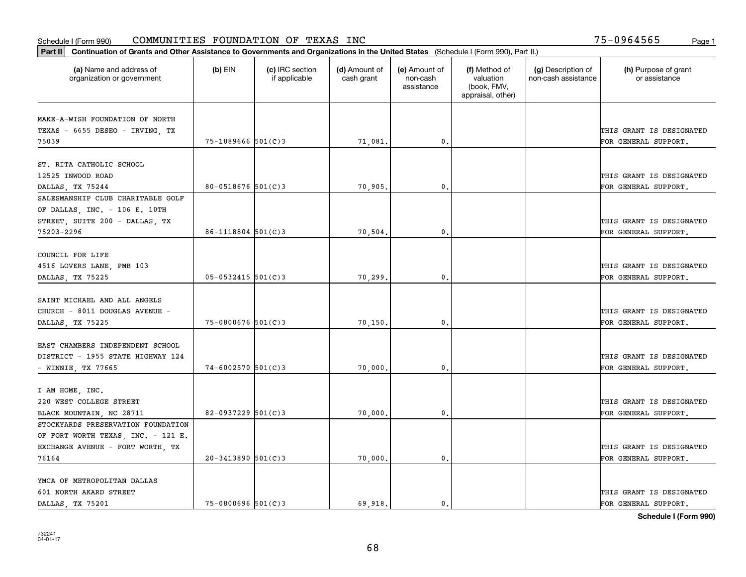Schedule I (Form 990) COMMUNITIES FOUNDATION OF TEXAS INC 75-0964565

**Part II** **Continuation of Grants and Other Assistance to Governments and Organizations in the United States** (Schedule I (Form 990), Part II.)

| (a) Name and address of organization or government | (b) EIN | (c) IRC section if applicable | (d) Amount of cash grant | (e) Amount of non-cash assistance | (f) Method of valuation (book, FMV, appraisal, other) | (g) Description of non-cash assistance | (h) Purpose of grant or assistance |
|---|---|---|---|---|---|---|---|
| MAKE-A-WISH FOUNDATION OF NORTH TEXAS - 6655 DESEO - IRVING, TX 75039 | 75-1889666 | 501(C)3 | 71,081. | 0. | | | THIS GRANT IS DESIGNATED FOR GENERAL SUPPORT. |
| ST. RITA CATHOLIC SCHOOL 12525 INWOOD ROAD DALLAS, TX 75244 | 80-0518676 | 501(C)3 | 70,905. | 0. | | | THIS GRANT IS DESIGNATED FOR GENERAL SUPPORT. |
| SALESMANSHIP CLUB CHARITABLE GOLF OF DALLAS, INC. - 106 E. 10TH STREET, SUITE 200 - DALLAS, TX 75203-2296 | 86-1118804 | 501(C)3 | 70,504. | 0. | | | THIS GRANT IS DESIGNATED FOR GENERAL SUPPORT. |
| COUNCIL FOR LIFE 4516 LOVERS LANE, PMB 103 DALLAS, TX 75225 | 05-0532415 | 501(C)3 | 70,299. | 0. | | | THIS GRANT IS DESIGNATED FOR GENERAL SUPPORT. |
| SAINT MICHAEL AND ALL ANGELS CHURCH - 8011 DOUGLAS AVENUE - DALLAS, TX 75225 | 75-0800676 | 501(C)3 | 70,150. | 0. | | | THIS GRANT IS DESIGNATED FOR GENERAL SUPPORT. |
| EAST CHAMBERS INDEPENDENT SCHOOL DISTRICT - 1955 STATE HIGHWAY 124 - WINNIE, TX 77665 | 74-6002570 | 501(C)3 | 70,000. | 0. | | | THIS GRANT IS DESIGNATED FOR GENERAL SUPPORT. |
| I AM HOME, INC. 220 WEST COLLEGE STREET BLACK MOUNTAIN, NC 28711 | 82-0937229 | 501(C)3 | 70,000. | 0. | | | THIS GRANT IS DESIGNATED FOR GENERAL SUPPORT. |
| STOCKYARDS PRESERVATION FOUNDATION OF FORT WORTH TEXAS, INC. - 121 E. EXCHANGE AVENUE - FORT WORTH, TX 76164 | 20-3413890 | 501(C)3 | 70,000. | 0. | | | THIS GRANT IS DESIGNATED FOR GENERAL SUPPORT. |
| YMCA OF METROPOLITAN DALLAS 601 NORTH AKARD STREET DALLAS, TX 75201 | 75-0800696 | 501(C)3 | 69,918. | 0. | | | THIS GRANT IS DESIGNATED FOR GENERAL SUPPORT. |

**Schedule I (Form 990)**

732241 04-01-17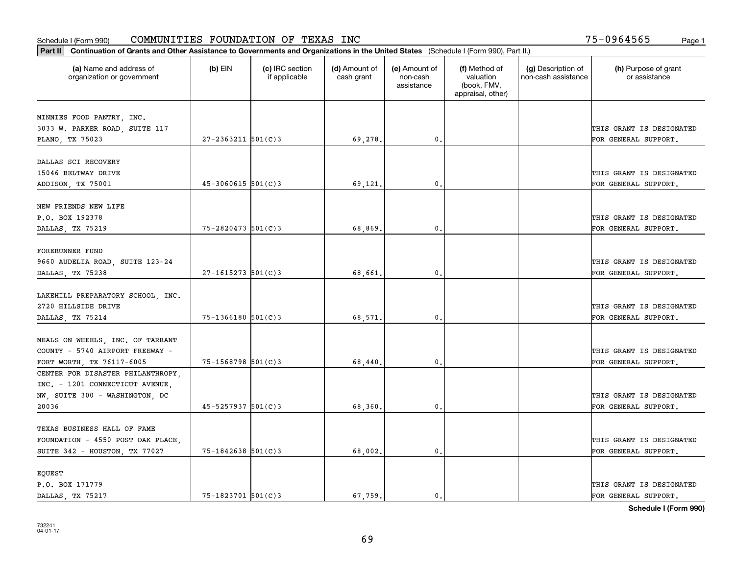Schedule I (Form 990) COMMUNITIES FOUNDATION OF TEXAS INC 75-0964565

**Part II** **Continuation of Grants and Other Assistance to Governments and Organizations in the United States** (Schedule I (Form 990), Part II.)

| (a) Name and address of organization or government | (b) EIN | (c) IRC section if applicable | (d) Amount of cash grant | (e) Amount of non-cash assistance | (f) Method of valuation (book, FMV, appraisal, other) | (g) Description of non-cash assistance | (h) Purpose of grant or assistance |
|---|---|---|---|---|---|---|---|
| MINNIES FOOD PANTRY, INC. 3033 W. PARKER ROAD, SUITE 117 PLANO, TX 75023 | 27-2363211 | 501(C)3 | 69,278. | 0. | | | THIS GRANT IS DESIGNATED FOR GENERAL SUPPORT. |
| DALLAS SCI RECOVERY 15046 BELTWAY DRIVE ADDISON, TX 75001 | 45-3060615 | 501(C)3 | 69,121. | 0. | | | THIS GRANT IS DESIGNATED FOR GENERAL SUPPORT. |
| NEW FRIENDS NEW LIFE P.O. BOX 192378 DALLAS, TX 75219 | 75-2820473 | 501(C)3 | 68,869. | 0. | | | THIS GRANT IS DESIGNATED FOR GENERAL SUPPORT. |
| FORERUNNER FUND 9660 AUDELIA ROAD, SUITE 123-24 DALLAS, TX 75238 | 27-1615273 | 501(C)3 | 68,661. | 0. | | | THIS GRANT IS DESIGNATED FOR GENERAL SUPPORT. |
| LAKEHILL PREPARATORY SCHOOL, INC. 2720 HILLSIDE DRIVE DALLAS, TX 75214 | 75-1366180 | 501(C)3 | 68,571. | 0. | | | THIS GRANT IS DESIGNATED FOR GENERAL SUPPORT. |
| MEALS ON WHEELS, INC. OF TARRANT COUNTY - 5740 AIRPORT FREEWAY - FORT WORTH, TX 76117-6005 | 75-1568798 | 501(C)3 | 68,440. | 0. | | | THIS GRANT IS DESIGNATED FOR GENERAL SUPPORT. |
| CENTER FOR DISASTER PHILANTHROPY, INC. - 1201 CONNECTICUT AVENUE, NW, SUITE 300 - WASHINGTON, DC 20036 | 45-5257937 | 501(C)3 | 68,360. | 0. | | | THIS GRANT IS DESIGNATED FOR GENERAL SUPPORT. |
| TEXAS BUSINESS HALL OF FAME FOUNDATION - 4550 POST OAK PLACE, SUITE 342 - HOUSTON, TX 77027 | 75-1842638 | 501(C)3 | 68,002. | 0. | | | THIS GRANT IS DESIGNATED FOR GENERAL SUPPORT. |
| EQUEST P.O. BOX 171779 DALLAS, TX 75217 | 75-1823701 | 501(C)3 | 67,759. | 0. | | | THIS GRANT IS DESIGNATED FOR GENERAL SUPPORT. |

**Schedule I (Form 990)**

732241 04-01-17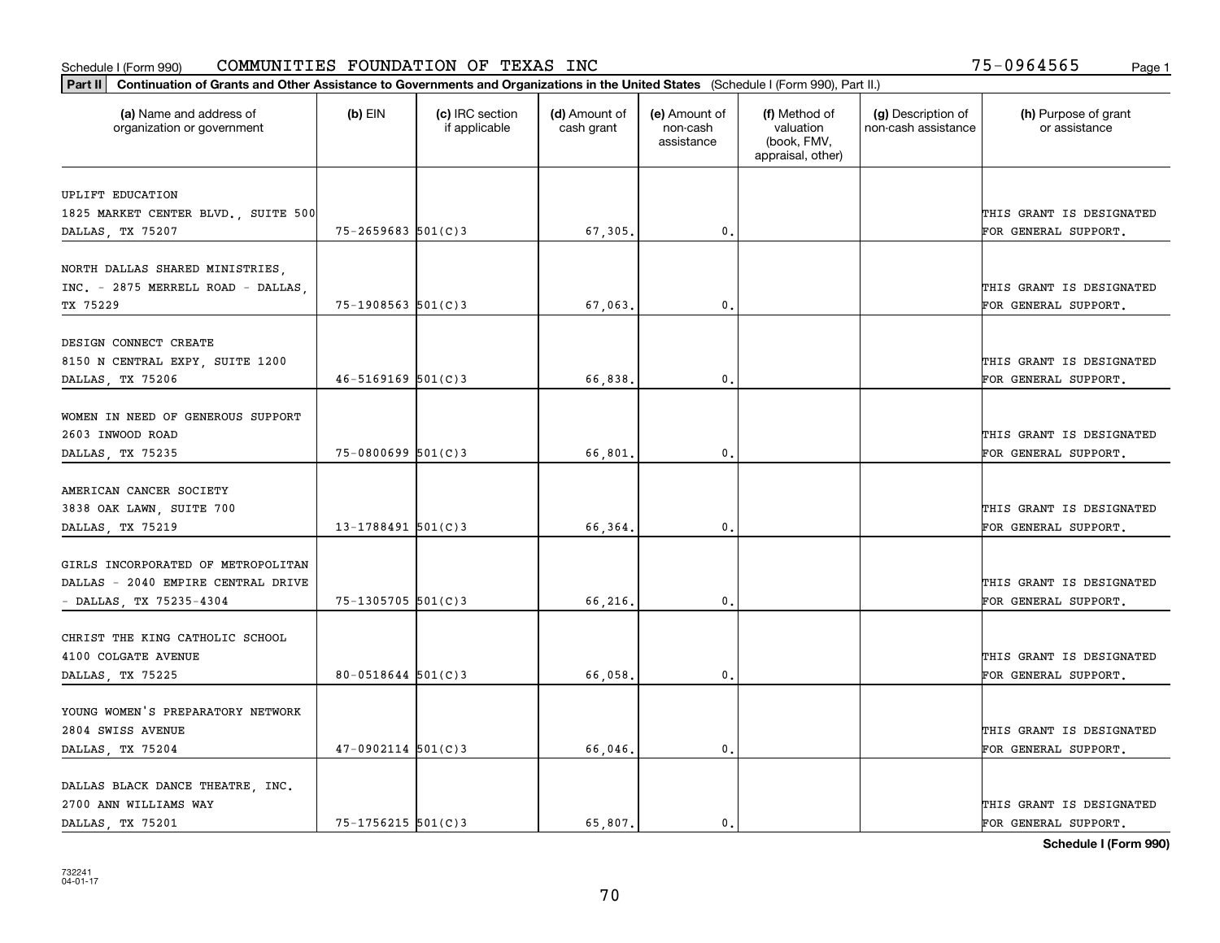Schedule I (Form 990) COMMUNITIES FOUNDATION OF TEXAS INC 75-0964565

**Part II** **Continuation of Grants and Other Assistance to Governments and Organizations in the United States** (Schedule I (Form 990), Part II.)

| (a) Name and address of organization or government | (b) EIN | (c) IRC section if applicable | (d) Amount of cash grant | (e) Amount of non-cash assistance | (f) Method of valuation (book, FMV, appraisal, other) | (g) Description of non-cash assistance | (h) Purpose of grant or assistance |
|---|---|---|---|---|---|---|---|
| UPLIFT EDUCATION 1825 MARKET CENTER BLVD., SUITE 500 DALLAS, TX 75207 | 75-2659683 | 501(C)3 | 67,305. | 0. | | | THIS GRANT IS DESIGNATED FOR GENERAL SUPPORT. |
| NORTH DALLAS SHARED MINISTRIES, INC. - 2875 MERRELL ROAD - DALLAS, TX 75229 | 75-1908563 | 501(C)3 | 67,063. | 0. | | | THIS GRANT IS DESIGNATED FOR GENERAL SUPPORT. |
| DESIGN CONNECT CREATE 8150 N CENTRAL EXPY, SUITE 1200 DALLAS, TX 75206 | 46-5169169 | 501(C)3 | 66,838. | 0. | | | THIS GRANT IS DESIGNATED FOR GENERAL SUPPORT. |
| WOMEN IN NEED OF GENEROUS SUPPORT 2603 INWOOD ROAD DALLAS, TX 75235 | 75-0800699 | 501(C)3 | 66,801. | 0. | | | THIS GRANT IS DESIGNATED FOR GENERAL SUPPORT. |
| AMERICAN CANCER SOCIETY 3838 OAK LAWN, SUITE 700 DALLAS, TX 75219 | 13-1788491 | 501(C)3 | 66,364. | 0. | | | THIS GRANT IS DESIGNATED FOR GENERAL SUPPORT. |
| GIRLS INCORPORATED OF METROPOLITAN DALLAS - 2040 EMPIRE CENTRAL DRIVE - DALLAS, TX 75235-4304 | 75-1305705 | 501(C)3 | 66,216. | 0. | | | THIS GRANT IS DESIGNATED FOR GENERAL SUPPORT. |
| CHRIST THE KING CATHOLIC SCHOOL 4100 COLGATE AVENUE DALLAS, TX 75225 | 80-0518644 | 501(C)3 | 66,058. | 0. | | | THIS GRANT IS DESIGNATED FOR GENERAL SUPPORT. |
| YOUNG WOMEN'S PREPARATORY NETWORK 2804 SWISS AVENUE DALLAS, TX 75204 | 47-0902114 | 501(C)3 | 66,046. | 0. | | | THIS GRANT IS DESIGNATED FOR GENERAL SUPPORT. |
| DALLAS BLACK DANCE THEATRE, INC. 2700 ANN WILLIAMS WAY DALLAS, TX 75201 | 75-1756215 | 501(C)3 | 65,807. | 0. | | | THIS GRANT IS DESIGNATED FOR GENERAL SUPPORT. |

**Schedule I (Form 990)**

732241 04-01-17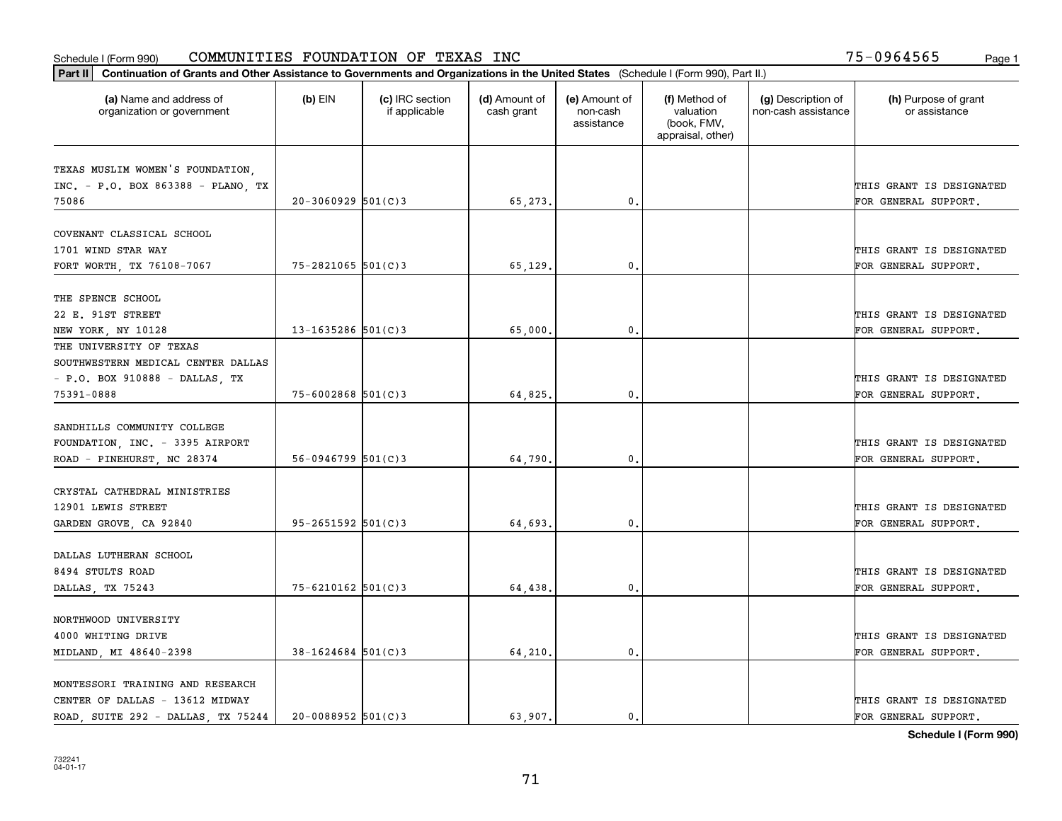Schedule I (Form 990) COMMUNITIES FOUNDATION OF TEXAS INC 75-0964565

**Part II** **Continuation of Grants and Other Assistance to Governments and Organizations in the United States** (Schedule I (Form 990), Part II.)

| (a) Name and address of organization or government | (b) EIN | (c) IRC section if applicable | (d) Amount of cash grant | (e) Amount of non-cash assistance | (f) Method of valuation (book, FMV, appraisal, other) | (g) Description of non-cash assistance | (h) Purpose of grant or assistance |
|---|---|---|---|---|---|---|---|
| TEXAS MUSLIM WOMEN'S FOUNDATION, INC. - P.O. BOX 863388 - PLANO, TX 75086 | 20-3060929 | 501(C)3 | 65,273. | 0. | | | THIS GRANT IS DESIGNATED FOR GENERAL SUPPORT. |
| COVENANT CLASSICAL SCHOOL 1701 WIND STAR WAY FORT WORTH, TX 76108-7067 | 75-2821065 | 501(C)3 | 65,129. | 0. | | | THIS GRANT IS DESIGNATED FOR GENERAL SUPPORT. |
| THE SPENCE SCHOOL 22 E. 91ST STREET NEW YORK, NY 10128 | 13-1635286 | 501(C)3 | 65,000. | 0. | | | THIS GRANT IS DESIGNATED FOR GENERAL SUPPORT. |
| THE UNIVERSITY OF TEXAS SOUTHWESTERN MEDICAL CENTER DALLAS - P.O. BOX 910888 - DALLAS, TX 75391-0888 | 75-6002868 | 501(C)3 | 64,825. | 0. | | | THIS GRANT IS DESIGNATED FOR GENERAL SUPPORT. |
| SANDHILLS COMMUNITY COLLEGE FOUNDATION, INC. - 3395 AIRPORT ROAD - PINEHURST, NC 28374 | 56-0946799 | 501(C)3 | 64,790. | 0. | | | THIS GRANT IS DESIGNATED FOR GENERAL SUPPORT. |
| CRYSTAL CATHEDRAL MINISTRIES 12901 LEWIS STREET GARDEN GROVE, CA 92840 | 95-2651592 | 501(C)3 | 64,693. | 0. | | | THIS GRANT IS DESIGNATED FOR GENERAL SUPPORT. |
| DALLAS LUTHERAN SCHOOL 8494 STULTS ROAD DALLAS, TX 75243 | 75-6210162 | 501(C)3 | 64,438. | 0. | | | THIS GRANT IS DESIGNATED FOR GENERAL SUPPORT. |
| NORTHWOOD UNIVERSITY 4000 WHITING DRIVE MIDLAND, MI 48640-2398 | 38-1624684 | 501(C)3 | 64,210. | 0. | | | THIS GRANT IS DESIGNATED FOR GENERAL SUPPORT. |
| MONTESSORI TRAINING AND RESEARCH CENTER OF DALLAS - 13612 MIDWAY ROAD, SUITE 292 - DALLAS, TX 75244 | 20-0088952 | 501(C)3 | 63,907. | 0. | | | THIS GRANT IS DESIGNATED FOR GENERAL SUPPORT. |

**Schedule I (Form 990)**

732241
04-01-17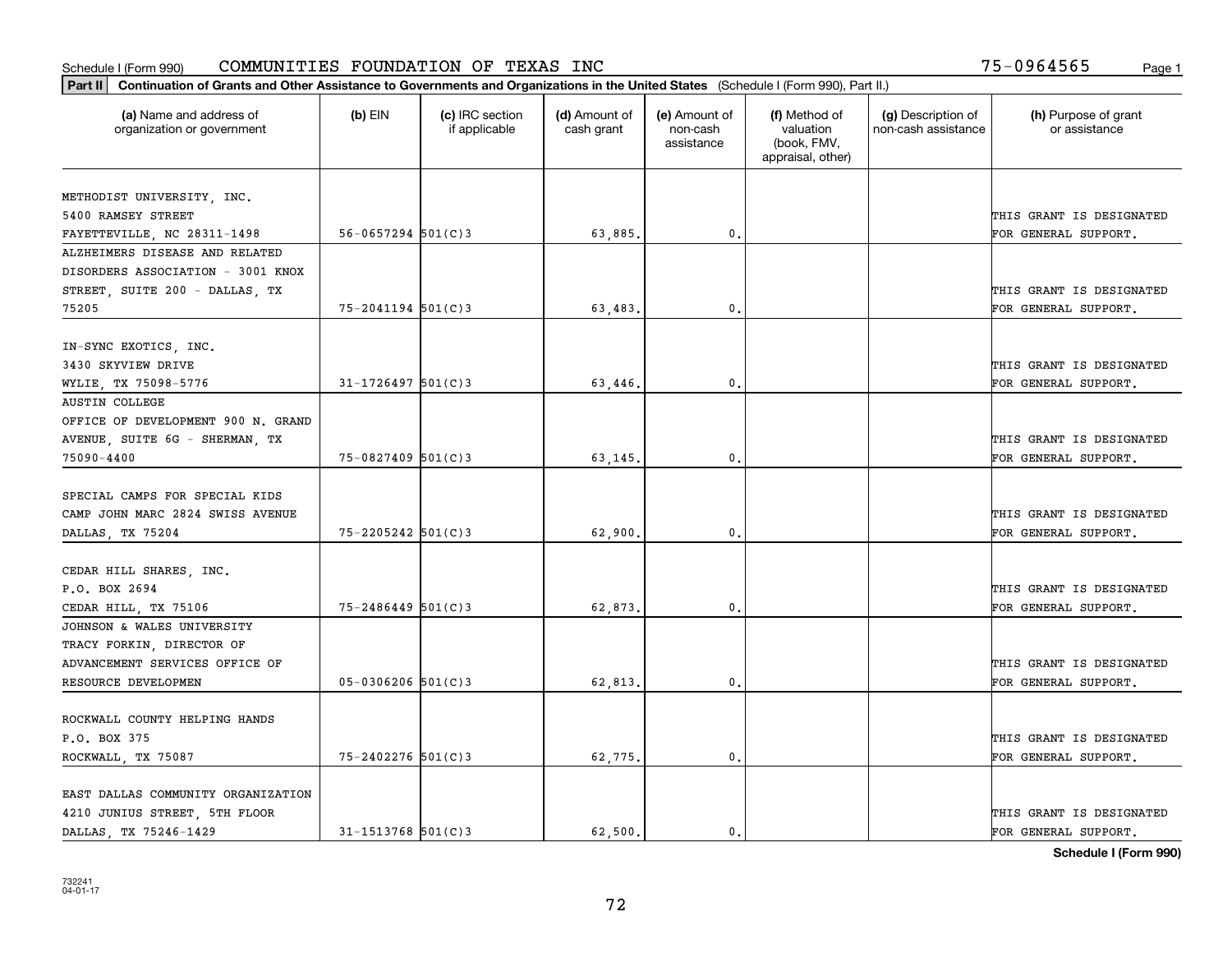Schedule I (Form 990) COMMUNITIES FOUNDATION OF TEXAS INC 75-0964565

**Part II** **Continuation of Grants and Other Assistance to Governments and Organizations in the United States** (Schedule I (Form 990), Part II.)

| (a) Name and address of organization or government | (b) EIN | (c) IRC section if applicable | (d) Amount of cash grant | (e) Amount of non-cash assistance | (f) Method of valuation (book, FMV, appraisal, other) | (g) Description of non-cash assistance | (h) Purpose of grant or assistance |
|---|---|---|---|---|---|---|---|
| METHODIST UNIVERSITY, INC. 5400 RAMSEY STREET FAYETTEVILLE, NC 28311-1498 | 56-0657294 | 501(C)3 | 63,885. | 0. | | | THIS GRANT IS DESIGNATED FOR GENERAL SUPPORT. |
| ALZHEIMERS DISEASE AND RELATED DISORDERS ASSOCIATION - 3001 KNOX STREET, SUITE 200 - DALLAS, TX 75205 | 75-2041194 | 501(C)3 | 63,483. | 0. | | | THIS GRANT IS DESIGNATED FOR GENERAL SUPPORT. |
| IN-SYNC EXOTICS, INC. 3430 SKYVIEW DRIVE WYLIE, TX 75098-5776 | 31-1726497 | 501(C)3 | 63,446. | 0. | | | THIS GRANT IS DESIGNATED FOR GENERAL SUPPORT. |
| AUSTIN COLLEGE OFFICE OF DEVELOPMENT 900 N. GRAND AVENUE, SUITE 6G - SHERMAN, TX 75090-4400 | 75-0827409 | 501(C)3 | 63,145. | 0. | | | THIS GRANT IS DESIGNATED FOR GENERAL SUPPORT. |
| SPECIAL CAMPS FOR SPECIAL KIDS CAMP JOHN MARC 2824 SWISS AVENUE DALLAS, TX 75204 | 75-2205242 | 501(C)3 | 62,900. | 0. | | | THIS GRANT IS DESIGNATED FOR GENERAL SUPPORT. |
| CEDAR HILL SHARES, INC. P.O. BOX 2694 CEDAR HILL, TX 75106 | 75-2486449 | 501(C)3 | 62,873. | 0. | | | THIS GRANT IS DESIGNATED FOR GENERAL SUPPORT. |
| JOHNSON & WALES UNIVERSITY TRACY FORKIN, DIRECTOR OF ADVANCEMENT SERVICES OFFICE OF RESOURCE DEVELOPMEN | 05-0306206 | 501(C)3 | 62,813. | 0. | | | THIS GRANT IS DESIGNATED FOR GENERAL SUPPORT. |
| ROCKWALL COUNTY HELPING HANDS P.O. BOX 375 ROCKWALL, TX 75087 | 75-2402276 | 501(C)3 | 62,775. | 0. | | | THIS GRANT IS DESIGNATED FOR GENERAL SUPPORT. |
| EAST DALLAS COMMUNITY ORGANIZATION 4210 JUNIUS STREET, 5TH FLOOR DALLAS, TX 75246-1429 | 31-1513768 | 501(C)3 | 62,500. | 0. | | | THIS GRANT IS DESIGNATED FOR GENERAL SUPPORT. |

**Schedule I (Form 990)**

732241 04-01-17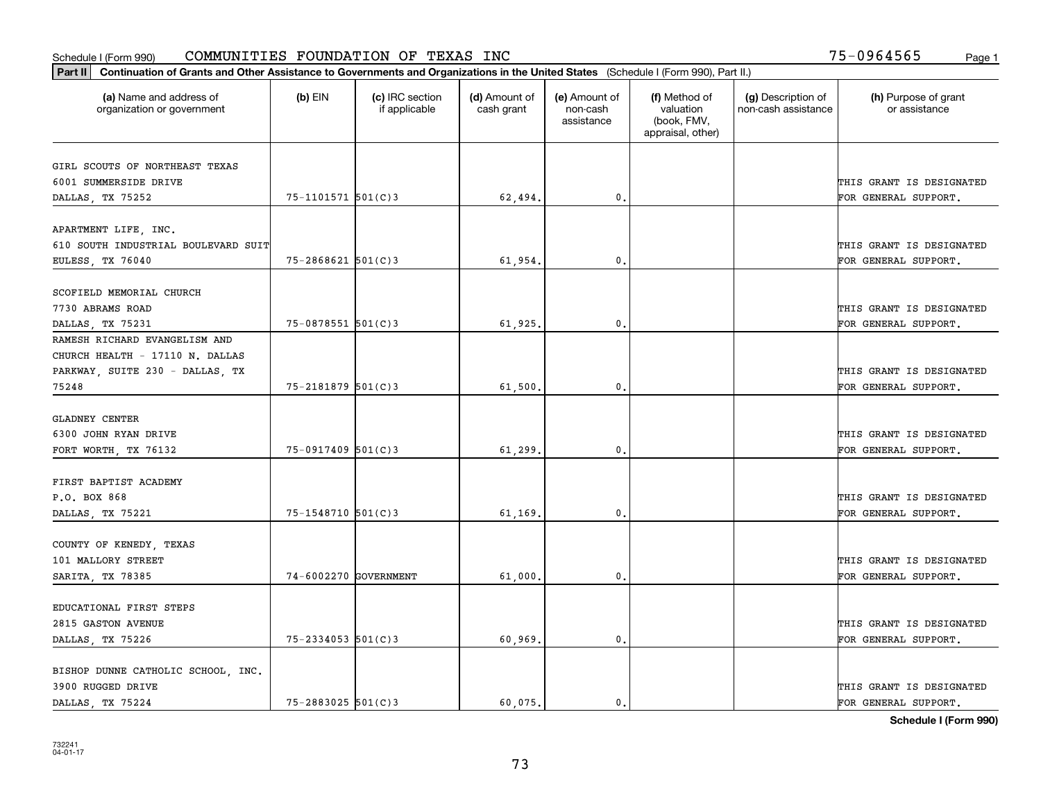Schedule I (Form 990) COMMUNITIES FOUNDATION OF TEXAS INC 75-0964565

**Part II** **Continuation of Grants and Other Assistance to Governments and Organizations in the United States** (Schedule I (Form 990), Part II.)

| (a) Name and address of organization or government | (b) EIN | (c) IRC section if applicable | (d) Amount of cash grant | (e) Amount of non-cash assistance | (f) Method of valuation (book, FMV, appraisal, other) | (g) Description of non-cash assistance | (h) Purpose of grant or assistance |
|---|---|---|---|---|---|---|---|
| GIRL SCOUTS OF NORTHEAST TEXAS 6001 SUMMERSIDE DRIVE DALLAS, TX 75252 | 75-1101571 | 501(C)3 | 62,494. | 0. | | | THIS GRANT IS DESIGNATED FOR GENERAL SUPPORT. |
| APARTMENT LIFE, INC. 610 SOUTH INDUSTRIAL BOULEVARD SUIT EULESS, TX 76040 | 75-2868621 | 501(C)3 | 61,954. | 0. | | | THIS GRANT IS DESIGNATED FOR GENERAL SUPPORT. |
| SCOFIELD MEMORIAL CHURCH 7730 ABRAMS ROAD DALLAS, TX 75231 | 75-0878551 | 501(C)3 | 61,925. | 0. | | | THIS GRANT IS DESIGNATED FOR GENERAL SUPPORT. |
| RAMESH RICHARD EVANGELISM AND CHURCH HEALTH - 17110 N. DALLAS PARKWAY, SUITE 230 - DALLAS, TX 75248 | 75-2181879 | 501(C)3 | 61,500. | 0. | | | THIS GRANT IS DESIGNATED FOR GENERAL SUPPORT. |
| GLADNEY CENTER 6300 JOHN RYAN DRIVE FORT WORTH, TX 76132 | 75-0917409 | 501(C)3 | 61,299. | 0. | | | THIS GRANT IS DESIGNATED FOR GENERAL SUPPORT. |
| FIRST BAPTIST ACADEMY P.O. BOX 868 DALLAS, TX 75221 | 75-1548710 | 501(C)3 | 61,169. | 0. | | | THIS GRANT IS DESIGNATED FOR GENERAL SUPPORT. |
| COUNTY OF KENEDY, TEXAS 101 MALLORY STREET SARITA, TX 78385 | 74-6002270 | GOVERNMENT | 61,000. | 0. | | | THIS GRANT IS DESIGNATED FOR GENERAL SUPPORT. |
| EDUCATIONAL FIRST STEPS 2815 GASTON AVENUE DALLAS, TX 75226 | 75-2334053 | 501(C)3 | 60,969. | 0. | | | THIS GRANT IS DESIGNATED FOR GENERAL SUPPORT. |
| BISHOP DUNNE CATHOLIC SCHOOL, INC. 3900 RUGGED DRIVE DALLAS, TX 75224 | 75-2883025 | 501(C)3 | 60,075. | 0. | | | THIS GRANT IS DESIGNATED FOR GENERAL SUPPORT. |

**Schedule I (Form 990)**

732241 04-01-17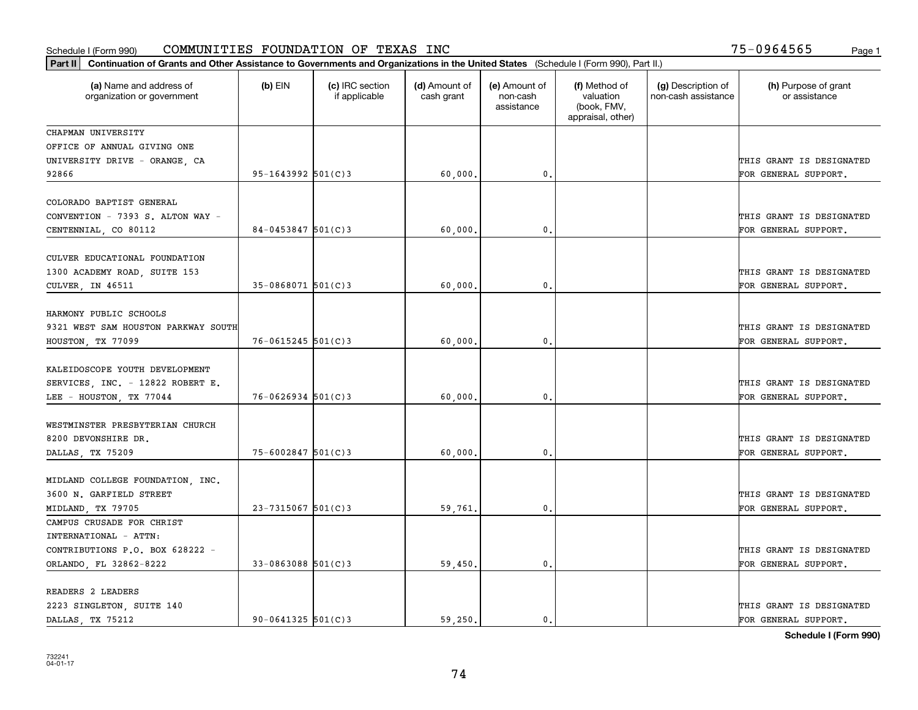Schedule I (Form 990) COMMUNITIES FOUNDATION OF TEXAS INC 75-0964565

**Part II** **Continuation of Grants and Other Assistance to Governments and Organizations in the United States** (Schedule I (Form 990), Part II.)

| (a) Name and address of organization or government | (b) EIN | (c) IRC section if applicable | (d) Amount of cash grant | (e) Amount of non-cash assistance | (f) Method of valuation (book, FMV, appraisal, other) | (g) Description of non-cash assistance | (h) Purpose of grant or assistance |
|---|---|---|---|---|---|---|---|
| CHAPMAN UNIVERSITY OFFICE OF ANNUAL GIVING ONE UNIVERSITY DRIVE - ORANGE, CA 92866 | 95-1643992 | 501(C)3 | 60,000. | 0. | | | THIS GRANT IS DESIGNATED FOR GENERAL SUPPORT. |
| COLORADO BAPTIST GENERAL CONVENTION - 7393 S. ALTON WAY - CENTENNIAL, CO 80112 | 84-0453847 | 501(C)3 | 60,000. | 0. | | | THIS GRANT IS DESIGNATED FOR GENERAL SUPPORT. |
| CULVER EDUCATIONAL FOUNDATION 1300 ACADEMY ROAD, SUITE 153 CULVER, IN 46511 | 35-0868071 | 501(C)3 | 60,000. | 0. | | | THIS GRANT IS DESIGNATED FOR GENERAL SUPPORT. |
| HARMONY PUBLIC SCHOOLS 9321 WEST SAM HOUSTON PARKWAY SOUTH HOUSTON, TX 77099 | 76-0615245 | 501(C)3 | 60,000. | 0. | | | THIS GRANT IS DESIGNATED FOR GENERAL SUPPORT. |
| KALEIDOSCOPE YOUTH DEVELOPMENT SERVICES, INC. - 12822 ROBERT E. LEE - HOUSTON, TX 77044 | 76-0626934 | 501(C)3 | 60,000. | 0. | | | THIS GRANT IS DESIGNATED FOR GENERAL SUPPORT. |
| WESTMINSTER PRESBYTERIAN CHURCH 8200 DEVONSHIRE DR. DALLAS, TX 75209 | 75-6002847 | 501(C)3 | 60,000. | 0. | | | THIS GRANT IS DESIGNATED FOR GENERAL SUPPORT. |
| MIDLAND COLLEGE FOUNDATION, INC. 3600 N. GARFIELD STREET MIDLAND, TX 79705 | 23-7315067 | 501(C)3 | 59,761. | 0. | | | THIS GRANT IS DESIGNATED FOR GENERAL SUPPORT. |
| CAMPUS CRUSADE FOR CHRIST INTERNATIONAL - ATTN: CONTRIBUTIONS P.O. BOX 628222 - ORLANDO, FL 32862-8222 | 33-0863088 | 501(C)3 | 59,450. | 0. | | | THIS GRANT IS DESIGNATED FOR GENERAL SUPPORT. |
| READERS 2 LEADERS 2223 SINGLETON, SUITE 140 DALLAS, TX 75212 | 90-0641325 | 501(C)3 | 59,250. | 0. | | | THIS GRANT IS DESIGNATED FOR GENERAL SUPPORT. |

**Schedule I (Form 990)**

732241
04-01-17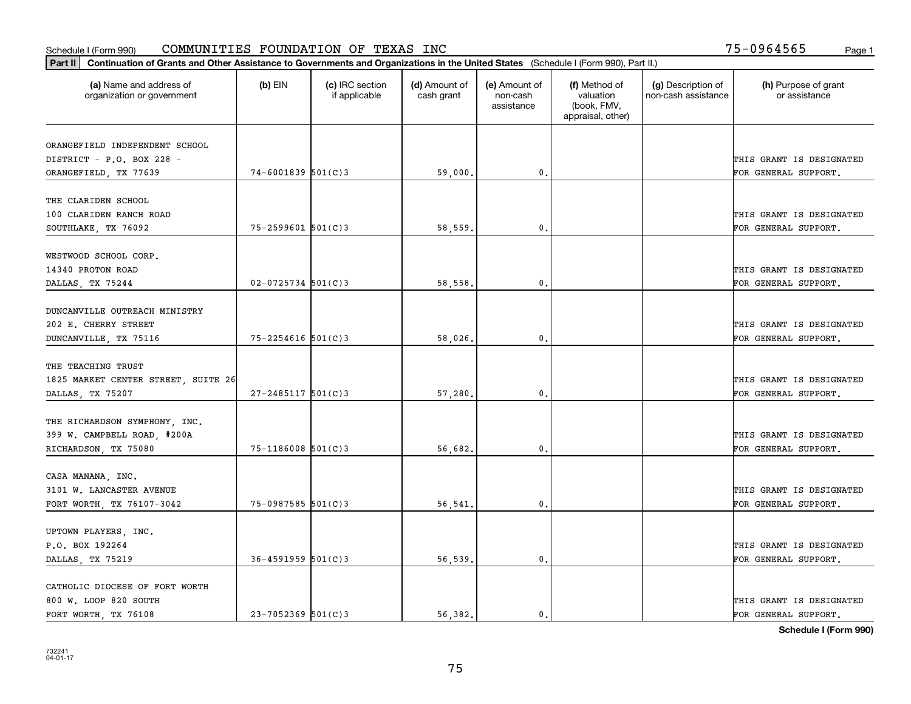Schedule I (Form 990) COMMUNITIES FOUNDATION OF TEXAS INC 75-0964565

**Part II** **Continuation of Grants and Other Assistance to Governments and Organizations in the United States** (Schedule I (Form 990), Part II.)

| (a) Name and address of organization or government | (b) EIN | (c) IRC section if applicable | (d) Amount of cash grant | (e) Amount of non-cash assistance | (f) Method of valuation (book, FMV, appraisal, other) | (g) Description of non-cash assistance | (h) Purpose of grant or assistance |
|---|---|---|---|---|---|---|---|
| ORANGEFIELD INDEPENDENT SCHOOL DISTRICT - P.O. BOX 228 - ORANGEFIELD, TX 77639 | 74-6001839 | 501(C)3 | 59,000. | 0. | | | THIS GRANT IS DESIGNATED FOR GENERAL SUPPORT. |
| THE CLARIDEN SCHOOL 100 CLARIDEN RANCH ROAD SOUTHLAKE, TX 76092 | 75-2599601 | 501(C)3 | 58,559. | 0. | | | THIS GRANT IS DESIGNATED FOR GENERAL SUPPORT. |
| WESTWOOD SCHOOL CORP. 14340 PROTON ROAD DALLAS, TX 75244 | 02-0725734 | 501(C)3 | 58,558. | 0. | | | THIS GRANT IS DESIGNATED FOR GENERAL SUPPORT. |
| DUNCANVILLE OUTREACH MINISTRY 202 E. CHERRY STREET DUNCANVILLE, TX 75116 | 75-2254616 | 501(C)3 | 58,026. | 0. | | | THIS GRANT IS DESIGNATED FOR GENERAL SUPPORT. |
| THE TEACHING TRUST 1825 MARKET CENTER STREET, SUITE 26 DALLAS, TX 75207 | 27-2485117 | 501(C)3 | 57,280. | 0. | | | THIS GRANT IS DESIGNATED FOR GENERAL SUPPORT. |
| THE RICHARDSON SYMPHONY, INC. 399 W. CAMPBELL ROAD, #200A RICHARDSON, TX 75080 | 75-1186008 | 501(C)3 | 56,682. | 0. | | | THIS GRANT IS DESIGNATED FOR GENERAL SUPPORT. |
| CASA MANANA, INC. 3101 W. LANCASTER AVENUE FORT WORTH, TX 76107-3042 | 75-0987585 | 501(C)3 | 56,541. | 0. | | | THIS GRANT IS DESIGNATED FOR GENERAL SUPPORT. |
| UPTOWN PLAYERS, INC. P.O. BOX 192264 DALLAS, TX 75219 | 36-4591959 | 501(C)3 | 56,539. | 0. | | | THIS GRANT IS DESIGNATED FOR GENERAL SUPPORT. |
| CATHOLIC DIOCESE OF FORT WORTH 800 W. LOOP 820 SOUTH FORT WORTH, TX 76108 | 23-7052369 | 501(C)3 | 56,382. | 0. | | | THIS GRANT IS DESIGNATED FOR GENERAL SUPPORT. |

**Schedule I (Form 990)**

732241
04-01-17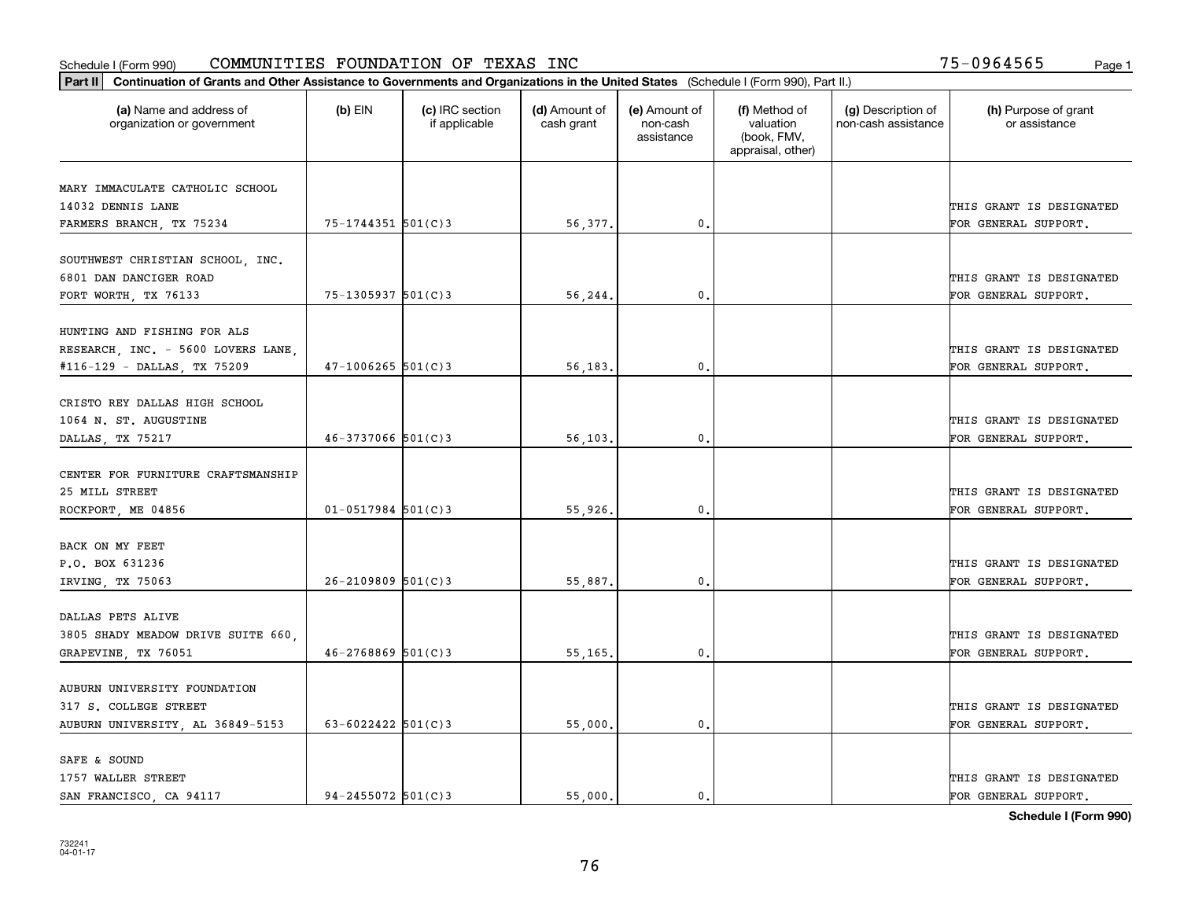Schedule I (Form 990) COMMUNITIES FOUNDATION OF TEXAS INC 75-0964565

**Part II** **Continuation of Grants and Other Assistance to Governments and Organizations in the United States** (Schedule I (Form 990), Part II.)

| (a) Name and address of organization or government | (b) EIN | (c) IRC section if applicable | (d) Amount of cash grant | (e) Amount of non-cash assistance | (f) Method of valuation (book, FMV, appraisal, other) | (g) Description of non-cash assistance | (h) Purpose of grant or assistance |
|---|---|---|---|---|---|---|---|
| MARY IMMACULATE CATHOLIC SCHOOL 14032 DENNIS LANE FARMERS BRANCH, TX 75234 | 75-1744351 | 501(C)3 | 56,377. | 0. | | | THIS GRANT IS DESIGNATED FOR GENERAL SUPPORT. |
| SOUTHWEST CHRISTIAN SCHOOL, INC. 6801 DAN DANCIGER ROAD FORT WORTH, TX 76133 | 75-1305937 | 501(C)3 | 56,244. | 0. | | | THIS GRANT IS DESIGNATED FOR GENERAL SUPPORT. |
| HUNTING AND FISHING FOR ALS RESEARCH, INC. - 5600 LOVERS LANE, #116-129 - DALLAS, TX 75209 | 47-1006265 | 501(C)3 | 56,183. | 0. | | | THIS GRANT IS DESIGNATED FOR GENERAL SUPPORT. |
| CRISTO REY DALLAS HIGH SCHOOL 1064 N. ST. AUGUSTINE DALLAS, TX 75217 | 46-3737066 | 501(C)3 | 56,103. | 0. | | | THIS GRANT IS DESIGNATED FOR GENERAL SUPPORT. |
| CENTER FOR FURNITURE CRAFTSMANSHIP 25 MILL STREET ROCKPORT, ME 04856 | 01-0517984 | 501(C)3 | 55,926. | 0. | | | THIS GRANT IS DESIGNATED FOR GENERAL SUPPORT. |
| BACK ON MY FEET P.O. BOX 631236 IRVING, TX 75063 | 26-2109809 | 501(C)3 | 55,887. | 0. | | | THIS GRANT IS DESIGNATED FOR GENERAL SUPPORT. |
| DALLAS PETS ALIVE 3805 SHADY MEADOW DRIVE SUITE 660, GRAPEVINE, TX 76051 | 46-2768869 | 501(C)3 | 55,165. | 0. | | | THIS GRANT IS DESIGNATED FOR GENERAL SUPPORT. |
| AUBURN UNIVERSITY FOUNDATION 317 S. COLLEGE STREET AUBURN UNIVERSITY, AL 36849-5153 | 63-6022422 | 501(C)3 | 55,000. | 0. | | | THIS GRANT IS DESIGNATED FOR GENERAL SUPPORT. |
| SAFE & SOUND 1757 WALLER STREET SAN FRANCISCO, CA 94117 | 94-2455072 | 501(C)3 | 55,000. | 0. | | | THIS GRANT IS DESIGNATED FOR GENERAL SUPPORT. |

**Schedule I (Form 990)**

732241 04-01-17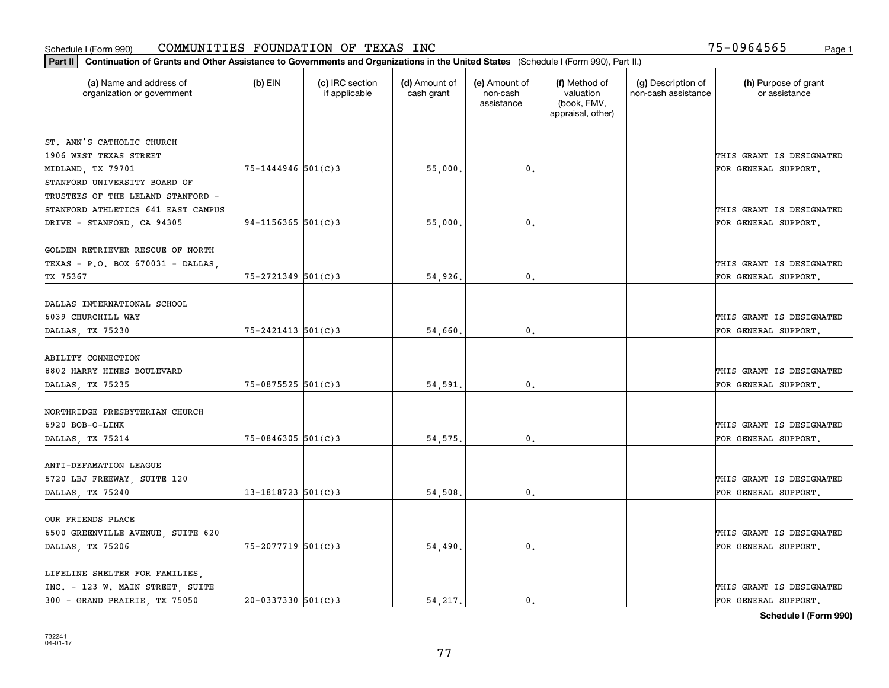Schedule I (Form 990) COMMUNITIES FOUNDATION OF TEXAS INC 75-0964565

**Part II Continuation of Grants and Other Assistance to Governments and Organizations in the United States** (Schedule I (Form 990), Part II.)

| (a) Name and address of organization or government | (b) EIN | (c) IRC section if applicable | (d) Amount of cash grant | (e) Amount of non-cash assistance | (f) Method of valuation (book, FMV, appraisal, other) | (g) Description of non-cash assistance | (h) Purpose of grant or assistance |
|---|---|---|---|---|---|---|---|
| ST. ANN'S CATHOLIC CHURCH 1906 WEST TEXAS STREET MIDLAND, TX 79701 | 75-1444946 | 501(C)3 | 55,000. | 0. | | | THIS GRANT IS DESIGNATED FOR GENERAL SUPPORT. |
| STANFORD UNIVERSITY BOARD OF TRUSTEES OF THE LELAND STANFORD - STANFORD ATHLETICS 641 EAST CAMPUS DRIVE - STANFORD, CA 94305 | 94-1156365 | 501(C)3 | 55,000. | 0. | | | THIS GRANT IS DESIGNATED FOR GENERAL SUPPORT. |
| GOLDEN RETRIEVER RESCUE OF NORTH TEXAS - P.O. BOX 670031 - DALLAS, TX 75367 | 75-2721349 | 501(C)3 | 54,926. | 0. | | | THIS GRANT IS DESIGNATED FOR GENERAL SUPPORT. |
| DALLAS INTERNATIONAL SCHOOL 6039 CHURCHILL WAY DALLAS, TX 75230 | 75-2421413 | 501(C)3 | 54,660. | 0. | | | THIS GRANT IS DESIGNATED FOR GENERAL SUPPORT. |
| ABILITY CONNECTION 8802 HARRY HINES BOULEVARD DALLAS, TX 75235 | 75-0875525 | 501(C)3 | 54,591. | 0. | | | THIS GRANT IS DESIGNATED FOR GENERAL SUPPORT. |
| NORTHRIDGE PRESBYTERIAN CHURCH 6920 BOB-O-LINK DALLAS, TX 75214 | 75-0846305 | 501(C)3 | 54,575. | 0. | | | THIS GRANT IS DESIGNATED FOR GENERAL SUPPORT. |
| ANTI-DEFAMATION LEAGUE 5720 LBJ FREEWAY, SUITE 120 DALLAS, TX 75240 | 13-1818723 | 501(C)3 | 54,508. | 0. | | | THIS GRANT IS DESIGNATED FOR GENERAL SUPPORT. |
| OUR FRIENDS PLACE 6500 GREENVILLE AVENUE, SUITE 620 DALLAS, TX 75206 | 75-2077719 | 501(C)3 | 54,490. | 0. | | | THIS GRANT IS DESIGNATED FOR GENERAL SUPPORT. |
| LIFELINE SHELTER FOR FAMILIES, INC. - 123 W. MAIN STREET, SUITE 300 - GRAND PRAIRIE, TX 75050 | 20-0337330 | 501(C)3 | 54,217. | 0. | | | THIS GRANT IS DESIGNATED FOR GENERAL SUPPORT. |

**Schedule I (Form 990)**

732241 04-01-17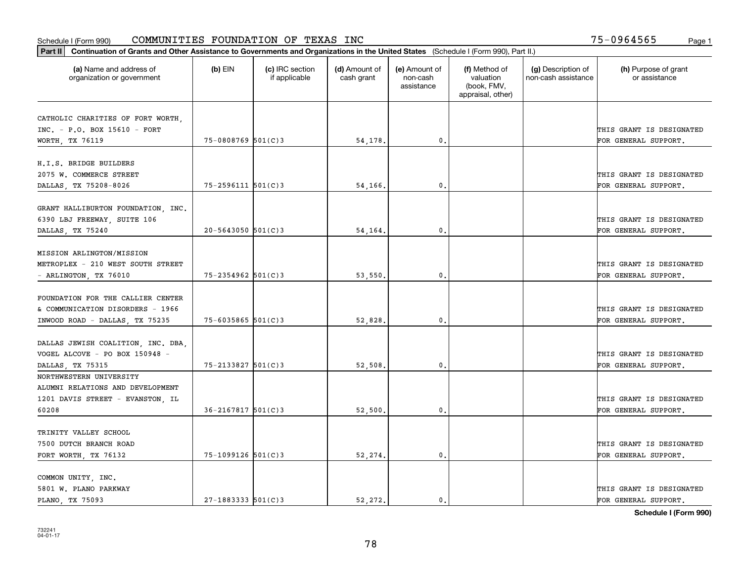Schedule I (Form 990) COMMUNITIES FOUNDATION OF TEXAS INC 75-0964565

**Part II** **Continuation of Grants and Other Assistance to Governments and Organizations in the United States** (Schedule I (Form 990), Part II.)

| (a) Name and address of organization or government | (b) EIN | (c) IRC section if applicable | (d) Amount of cash grant | (e) Amount of non-cash assistance | (f) Method of valuation (book, FMV, appraisal, other) | (g) Description of non-cash assistance | (h) Purpose of grant or assistance |
|---|---|---|---|---|---|---|---|
| CATHOLIC CHARITIES OF FORT WORTH, INC. - P.O. BOX 15610 - FORT WORTH, TX 76119 | 75-0808769 | 501(C)3 | 54,178. | 0. | | | THIS GRANT IS DESIGNATED FOR GENERAL SUPPORT. |
| H.I.S. BRIDGE BUILDERS 2075 W. COMMERCE STREET DALLAS, TX 75208-8026 | 75-2596111 | 501(C)3 | 54,166. | 0. | | | THIS GRANT IS DESIGNATED FOR GENERAL SUPPORT. |
| GRANT HALLIBURTON FOUNDATION, INC. 6390 LBJ FREEWAY, SUITE 106 DALLAS, TX 75240 | 20-5643050 | 501(C)3 | 54,164. | 0. | | | THIS GRANT IS DESIGNATED FOR GENERAL SUPPORT. |
| MISSION ARLINGTON/MISSION METROPLEX - 210 WEST SOUTH STREET - ARLINGTON, TX 76010 | 75-2354962 | 501(C)3 | 53,550. | 0. | | | THIS GRANT IS DESIGNATED FOR GENERAL SUPPORT. |
| FOUNDATION FOR THE CALLIER CENTER & COMMUNICATION DISORDERS - 1966 INWOOD ROAD - DALLAS, TX 75235 | 75-6035865 | 501(C)3 | 52,828. | 0. | | | THIS GRANT IS DESIGNATED FOR GENERAL SUPPORT. |
| DALLAS JEWISH COALITION, INC. DBA, VOGEL ALCOVE - PO BOX 150948 - DALLAS, TX 75315 | 75-2133827 | 501(C)3 | 52,508. | 0. | | | THIS GRANT IS DESIGNATED FOR GENERAL SUPPORT. |
| NORTHWESTERN UNIVERSITY ALUMNI RELATIONS AND DEVELOPMENT 1201 DAVIS STREET - EVANSTON, IL 60208 | 36-2167817 | 501(C)3 | 52,500. | 0. | | | THIS GRANT IS DESIGNATED FOR GENERAL SUPPORT. |
| TRINITY VALLEY SCHOOL 7500 DUTCH BRANCH ROAD FORT WORTH, TX 76132 | 75-1099126 | 501(C)3 | 52,274. | 0. | | | THIS GRANT IS DESIGNATED FOR GENERAL SUPPORT. |
| COMMON UNITY, INC. 5801 W. PLANO PARKWAY PLANO, TX 75093 | 27-1883333 | 501(C)3 | 52,272. | 0. | | | THIS GRANT IS DESIGNATED FOR GENERAL SUPPORT. |

**Schedule I (Form 990)**

732241 04-01-17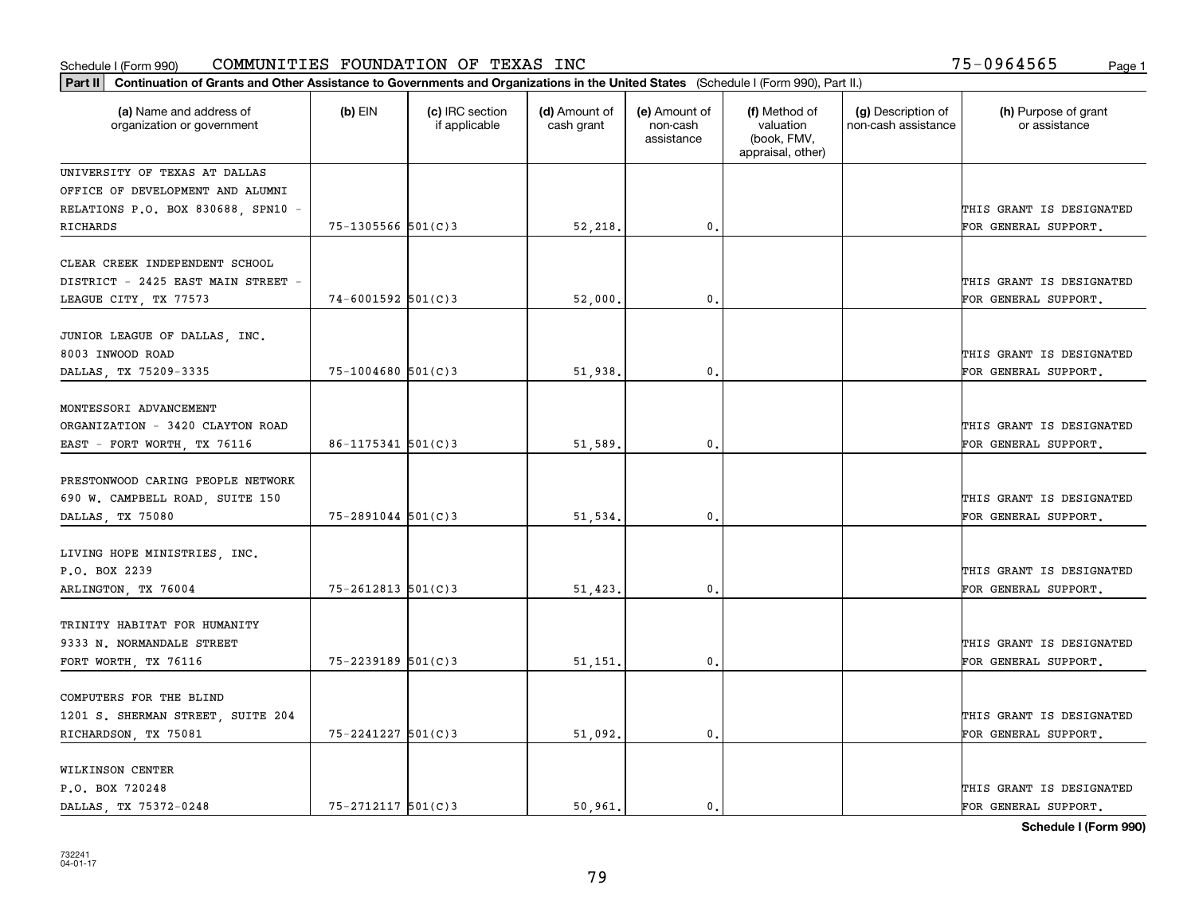Schedule I (Form 990) COMMUNITIES FOUNDATION OF TEXAS INC 75-0964565

**Part II Continuation of Grants and Other Assistance to Governments and Organizations in the United States** (Schedule I (Form 990), Part II.)

| (a) Name and address of organization or government | (b) EIN | (c) IRC section if applicable | (d) Amount of cash grant | (e) Amount of non-cash assistance | (f) Method of valuation (book, FMV, appraisal, other) | (g) Description of non-cash assistance | (h) Purpose of grant or assistance |
|---|---|---|---|---|---|---|---|
| UNIVERSITY OF TEXAS AT DALLAS OFFICE OF DEVELOPMENT AND ALUMNI RELATIONS P.O. BOX 830688, SPN10 - RICHARDS | 75-1305566 | 501(C)3 | 52,218. | 0. | | | THIS GRANT IS DESIGNATED FOR GENERAL SUPPORT. |
| CLEAR CREEK INDEPENDENT SCHOOL DISTRICT - 2425 EAST MAIN STREET - LEAGUE CITY, TX 77573 | 74-6001592 | 501(C)3 | 52,000. | 0. | | | THIS GRANT IS DESIGNATED FOR GENERAL SUPPORT. |
| JUNIOR LEAGUE OF DALLAS, INC. 8003 INWOOD ROAD DALLAS, TX 75209-3335 | 75-1004680 | 501(C)3 | 51,938. | 0. | | | THIS GRANT IS DESIGNATED FOR GENERAL SUPPORT. |
| MONTESSORI ADVANCEMENT ORGANIZATION - 3420 CLAYTON ROAD EAST - FORT WORTH, TX 76116 | 86-1175341 | 501(C)3 | 51,589. | 0. | | | THIS GRANT IS DESIGNATED FOR GENERAL SUPPORT. |
| PRESTONWOOD CARING PEOPLE NETWORK 690 W. CAMPBELL ROAD, SUITE 150 DALLAS, TX 75080 | 75-2891044 | 501(C)3 | 51,534. | 0. | | | THIS GRANT IS DESIGNATED FOR GENERAL SUPPORT. |
| LIVING HOPE MINISTRIES, INC. P.O. BOX 2239 ARLINGTON, TX 76004 | 75-2612813 | 501(C)3 | 51,423. | 0. | | | THIS GRANT IS DESIGNATED FOR GENERAL SUPPORT. |
| TRINITY HABITAT FOR HUMANITY 9333 N. NORMANDALE STREET FORT WORTH, TX 76116 | 75-2239189 | 501(C)3 | 51,151. | 0. | | | THIS GRANT IS DESIGNATED FOR GENERAL SUPPORT. |
| COMPUTERS FOR THE BLIND 1201 S. SHERMAN STREET, SUITE 204 RICHARDSON, TX 75081 | 75-2241227 | 501(C)3 | 51,092. | 0. | | | THIS GRANT IS DESIGNATED FOR GENERAL SUPPORT. |
| WILKINSON CENTER P.O. BOX 720248 DALLAS, TX 75372-0248 | 75-2712117 | 501(C)3 | 50,961. | 0. | | | THIS GRANT IS DESIGNATED FOR GENERAL SUPPORT. |

Schedule I (Form 990)

732241 04-01-17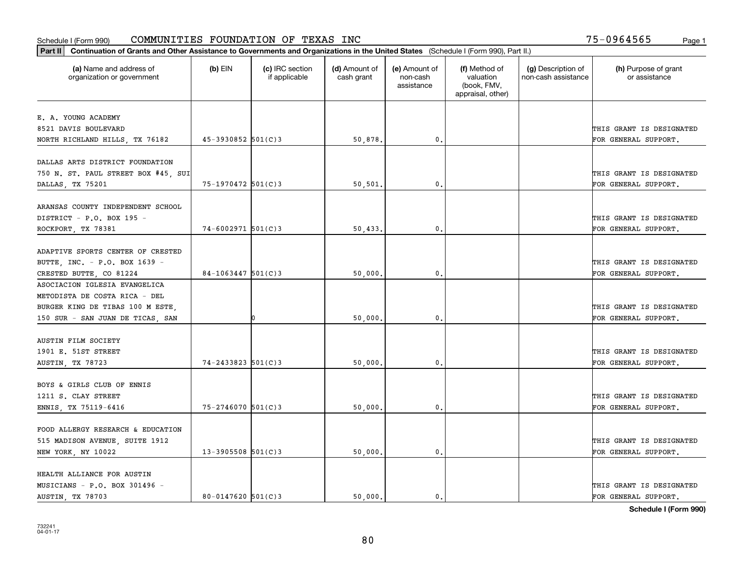Schedule I (Form 990) COMMUNITIES FOUNDATION OF TEXAS INC 75-0964565

**Part II** **Continuation of Grants and Other Assistance to Governments and Organizations in the United States** (Schedule I (Form 990), Part II.)

| (a) Name and address of organization or government | (b) EIN | (c) IRC section if applicable | (d) Amount of cash grant | (e) Amount of non-cash assistance | (f) Method of valuation (book, FMV, appraisal, other) | (g) Description of non-cash assistance | (h) Purpose of grant or assistance |
|---|---|---|---|---|---|---|---|
| E. A. YOUNG ACADEMY<br>8521 DAVIS BOULEVARD<br>NORTH RICHLAND HILLS, TX 76182 | 45-3930852 | 501(C)3 | 50,878. | 0. | | | THIS GRANT IS DESIGNATED FOR GENERAL SUPPORT. |
| DALLAS ARTS DISTRICT FOUNDATION<br>750 N. ST. PAUL STREET BOX #45, SUI<br>DALLAS, TX 75201 | 75-1970472 | 501(C)3 | 50,501. | 0. | | | THIS GRANT IS DESIGNATED FOR GENERAL SUPPORT. |
| ARANSAS COUNTY INDEPENDENT SCHOOL<br>DISTRICT - P.O. BOX 195 -<br>ROCKPORT, TX 78381 | 74-6002971 | 501(C)3 | 50,433. | 0. | | | THIS GRANT IS DESIGNATED FOR GENERAL SUPPORT. |
| ADAPTIVE SPORTS CENTER OF CRESTED<br>BUTTE, INC. - P.O. BOX 1639 -<br>CRESTED BUTTE, CO 81224 | 84-1063447 | 501(C)3 | 50,000. | 0. | | | THIS GRANT IS DESIGNATED FOR GENERAL SUPPORT. |
| ASOCIACION IGLESIA EVANGELICA<br>METODISTA DE COSTA RICA - DEL<br>BURGER KING DE TIBAS 100 M ESTE,<br>150 SUR - SAN JUAN DE TICAS, SAN | | 0 | 50,000. | 0. | | | THIS GRANT IS DESIGNATED FOR GENERAL SUPPORT. |
| AUSTIN FILM SOCIETY<br>1901 E. 51ST STREET<br>AUSTIN, TX 78723 | 74-2433823 | 501(C)3 | 50,000. | 0. | | | THIS GRANT IS DESIGNATED FOR GENERAL SUPPORT. |
| BOYS & GIRLS CLUB OF ENNIS<br>1211 S. CLAY STREET<br>ENNIS, TX 75119-6416 | 75-2746070 | 501(C)3 | 50,000. | 0. | | | THIS GRANT IS DESIGNATED FOR GENERAL SUPPORT. |
| FOOD ALLERGY RESEARCH & EDUCATION<br>515 MADISON AVENUE, SUITE 1912<br>NEW YORK, NY 10022 | 13-3905508 | 501(C)3 | 50,000. | 0. | | | THIS GRANT IS DESIGNATED FOR GENERAL SUPPORT. |
| HEALTH ALLIANCE FOR AUSTIN<br>MUSICIANS - P.O. BOX 301496 -<br>AUSTIN, TX 78703 | 80-0147620 | 501(C)3 | 50,000. | 0. | | | THIS GRANT IS DESIGNATED FOR GENERAL SUPPORT. |

**Schedule I (Form 990)**

732241
04-01-17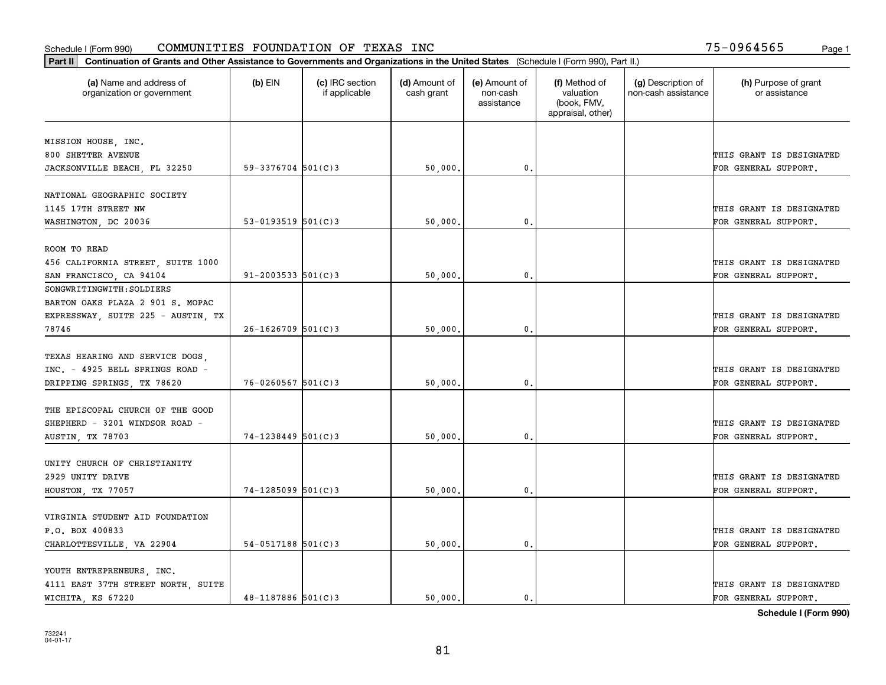Schedule I (Form 990) COMMUNITIES FOUNDATION OF TEXAS INC 75-0964565

**Part II** **Continuation of Grants and Other Assistance to Governments and Organizations in the United States** (Schedule I (Form 990), Part II.)

| (a) Name and address of organization or government | (b) EIN | (c) IRC section if applicable | (d) Amount of cash grant | (e) Amount of non-cash assistance | (f) Method of valuation (book, FMV, appraisal, other) | (g) Description of non-cash assistance | (h) Purpose of grant or assistance |
|---|---|---|---|---|---|---|---|
| MISSION HOUSE, INC. 800 SHETTER AVENUE JACKSONVILLE BEACH, FL 32250 | 59-3376704 | 501(C)3 | 50,000. | 0. | | | THIS GRANT IS DESIGNATED FOR GENERAL SUPPORT. |
| NATIONAL GEOGRAPHIC SOCIETY 1145 17TH STREET NW WASHINGTON, DC 20036 | 53-0193519 | 501(C)3 | 50,000. | 0. | | | THIS GRANT IS DESIGNATED FOR GENERAL SUPPORT. |
| ROOM TO READ 456 CALIFORNIA STREET, SUITE 1000 SAN FRANCISCO, CA 94104 | 91-2003533 | 501(C)3 | 50,000. | 0. | | | THIS GRANT IS DESIGNATED FOR GENERAL SUPPORT. |
| SONGWRITINGWITH:SOLDIERS BARTON OAKS PLAZA 2 901 S. MOPAC EXPRESSWAY, SUITE 225 - AUSTIN, TX 78746 | 26-1626709 | 501(C)3 | 50,000. | 0. | | | THIS GRANT IS DESIGNATED FOR GENERAL SUPPORT. |
| TEXAS HEARING AND SERVICE DOGS, INC. - 4925 BELL SPRINGS ROAD - DRIPPING SPRINGS, TX 78620 | 76-0260567 | 501(C)3 | 50,000. | 0. | | | THIS GRANT IS DESIGNATED FOR GENERAL SUPPORT. |
| THE EPISCOPAL CHURCH OF THE GOOD SHEPHERD - 3201 WINDSOR ROAD - AUSTIN, TX 78703 | 74-1238449 | 501(C)3 | 50,000. | 0. | | | THIS GRANT IS DESIGNATED FOR GENERAL SUPPORT. |
| UNITY CHURCH OF CHRISTIANITY 2929 UNITY DRIVE HOUSTON, TX 77057 | 74-1285099 | 501(C)3 | 50,000. | 0. | | | THIS GRANT IS DESIGNATED FOR GENERAL SUPPORT. |
| VIRGINIA STUDENT AID FOUNDATION P.O. BOX 400833 CHARLOTTESVILLE, VA 22904 | 54-0517188 | 501(C)3 | 50,000. | 0. | | | THIS GRANT IS DESIGNATED FOR GENERAL SUPPORT. |
| YOUTH ENTREPRENEURS, INC. 4111 EAST 37TH STREET NORTH, SUITE WICHITA, KS 67220 | 48-1187886 | 501(C)3 | 50,000. | 0. | | | THIS GRANT IS DESIGNATED FOR GENERAL SUPPORT. |

**Schedule I (Form 990)**

732241
04-01-17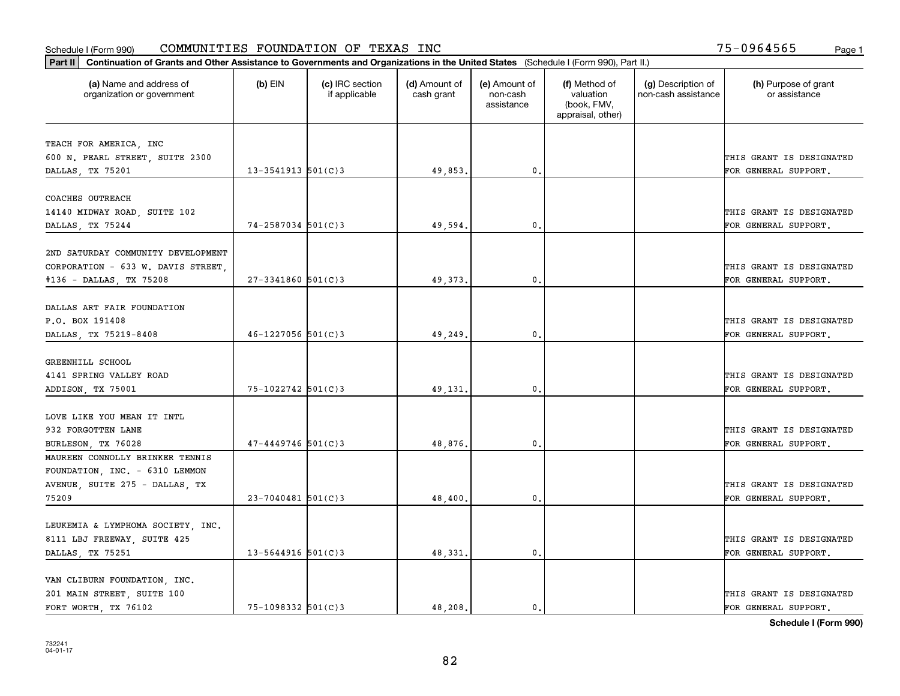Schedule I (Form 990) COMMUNITIES FOUNDATION OF TEXAS INC 75-0964565

**Part II** **Continuation of Grants and Other Assistance to Governments and Organizations in the United States** (Schedule I (Form 990), Part II.)

| (a) Name and address of organization or government | (b) EIN | (c) IRC section if applicable | (d) Amount of cash grant | (e) Amount of non-cash assistance | (f) Method of valuation (book, FMV, appraisal, other) | (g) Description of non-cash assistance | (h) Purpose of grant or assistance |
|---|---|---|---|---|---|---|---|
| TEACH FOR AMERICA, INC 600 N. PEARL STREET, SUITE 2300 DALLAS, TX 75201 | 13-3541913 | 501(C)3 | 49,853. | 0. | | | THIS GRANT IS DESIGNATED FOR GENERAL SUPPORT. |
| COACHES OUTREACH 14140 MIDWAY ROAD, SUITE 102 DALLAS, TX 75244 | 74-2587034 | 501(C)3 | 49,594. | 0. | | | THIS GRANT IS DESIGNATED FOR GENERAL SUPPORT. |
| 2ND SATURDAY COMMUNITY DEVELOPMENT CORPORATION - 633 W. DAVIS STREET, #136 - DALLAS, TX 75208 | 27-3341860 | 501(C)3 | 49,373. | 0. | | | THIS GRANT IS DESIGNATED FOR GENERAL SUPPORT. |
| DALLAS ART FAIR FOUNDATION P.O. BOX 191408 DALLAS, TX 75219-8408 | 46-1227056 | 501(C)3 | 49,249. | 0. | | | THIS GRANT IS DESIGNATED FOR GENERAL SUPPORT. |
| GREENHILL SCHOOL 4141 SPRING VALLEY ROAD ADDISON, TX 75001 | 75-1022742 | 501(C)3 | 49,131. | 0. | | | THIS GRANT IS DESIGNATED FOR GENERAL SUPPORT. |
| LOVE LIKE YOU MEAN IT INTL 932 FORGOTTEN LANE BURLESON, TX 76028 | 47-4449746 | 501(C)3 | 48,876. | 0. | | | THIS GRANT IS DESIGNATED FOR GENERAL SUPPORT. |
| MAUREEN CONNOLLY BRINKER TENNIS FOUNDATION, INC. - 6310 LEMMON AVENUE, SUITE 275 - DALLAS, TX 75209 | 23-7040481 | 501(C)3 | 48,400. | 0. | | | THIS GRANT IS DESIGNATED FOR GENERAL SUPPORT. |
| LEUKEMIA & LYMPHOMA SOCIETY, INC. 8111 LBJ FREEWAY, SUITE 425 DALLAS, TX 75251 | 13-5644916 | 501(C)3 | 48,331. | 0. | | | THIS GRANT IS DESIGNATED FOR GENERAL SUPPORT. |
| VAN CLIBURN FOUNDATION, INC. 201 MAIN STREET, SUITE 100 FORT WORTH, TX 76102 | 75-1098332 | 501(C)3 | 48,208. | 0. | | | THIS GRANT IS DESIGNATED FOR GENERAL SUPPORT. |

**Schedule I (Form 990)**

732241 04-01-17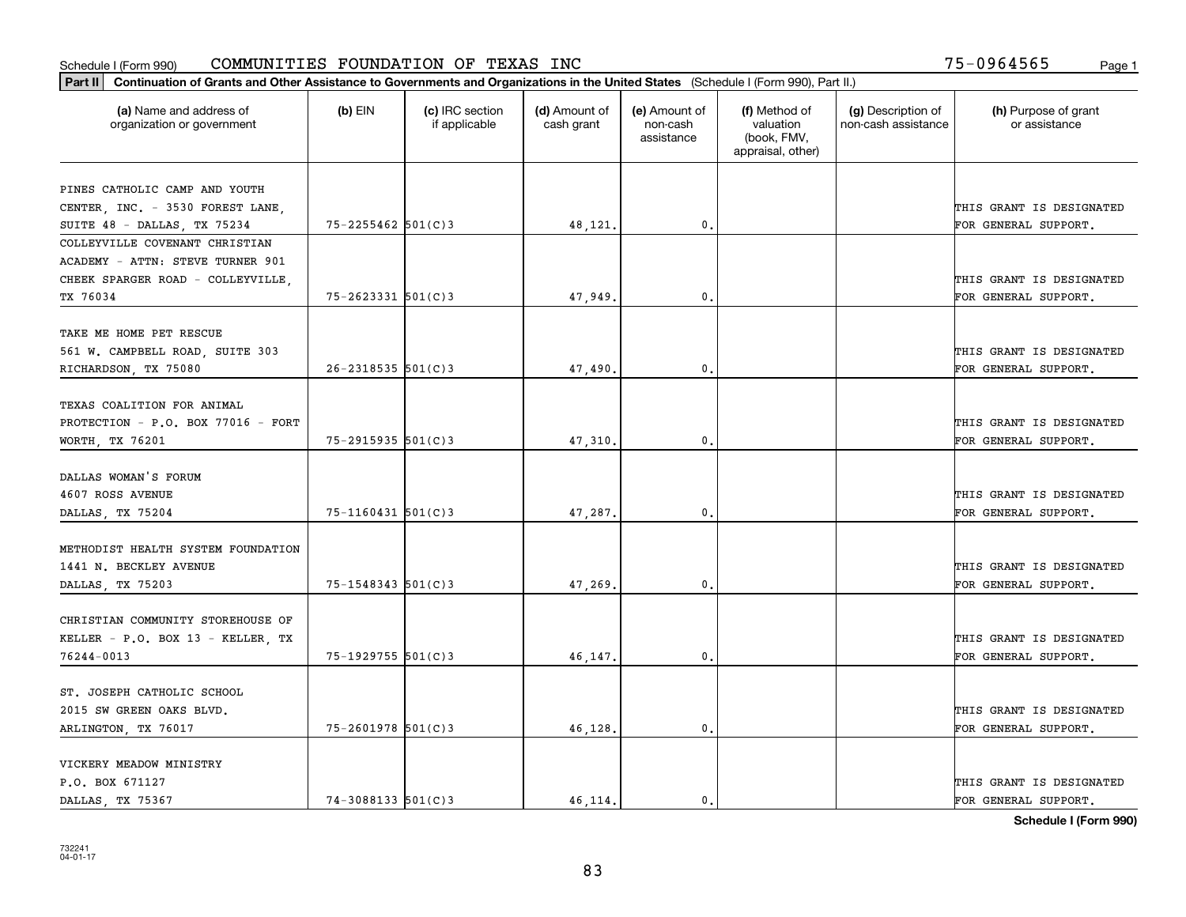Schedule I (Form 990) COMMUNITIES FOUNDATION OF TEXAS INC 75-0964565

**Part II Continuation of Grants and Other Assistance to Governments and Organizations in the United States** (Schedule I (Form 990), Part II.)

| (a) Name and address of organization or government | (b) EIN | (c) IRC section if applicable | (d) Amount of cash grant | (e) Amount of non-cash assistance | (f) Method of valuation (book, FMV, appraisal, other) | (g) Description of non-cash assistance | (h) Purpose of grant or assistance |
|---|---|---|---|---|---|---|---|
| PINES CATHOLIC CAMP AND YOUTH CENTER, INC. - 3530 FOREST LANE, SUITE 48 - DALLAS, TX 75234 | 75-2255462 | 501(C)3 | 48,121. | 0. | | | THIS GRANT IS DESIGNATED FOR GENERAL SUPPORT. |
| COLLEYVILLE COVENANT CHRISTIAN ACADEMY - ATTN: STEVE TURNER 901 CHEEK SPARGER ROAD - COLLEYVILLE, TX 76034 | 75-2623331 | 501(C)3 | 47,949. | 0. | | | THIS GRANT IS DESIGNATED FOR GENERAL SUPPORT. |
| TAKE ME HOME PET RESCUE 561 W. CAMPBELL ROAD, SUITE 303 RICHARDSON, TX 75080 | 26-2318535 | 501(C)3 | 47,490. | 0. | | | THIS GRANT IS DESIGNATED FOR GENERAL SUPPORT. |
| TEXAS COALITION FOR ANIMAL PROTECTION - P.O. BOX 77016 - FORT WORTH, TX 76201 | 75-2915935 | 501(C)3 | 47,310. | 0. | | | THIS GRANT IS DESIGNATED FOR GENERAL SUPPORT. |
| DALLAS WOMAN'S FORUM 4607 ROSS AVENUE DALLAS, TX 75204 | 75-1160431 | 501(C)3 | 47,287. | 0. | | | THIS GRANT IS DESIGNATED FOR GENERAL SUPPORT. |
| METHODIST HEALTH SYSTEM FOUNDATION 1441 N. BECKLEY AVENUE DALLAS, TX 75203 | 75-1548343 | 501(C)3 | 47,269. | 0. | | | THIS GRANT IS DESIGNATED FOR GENERAL SUPPORT. |
| CHRISTIAN COMMUNITY STOREHOUSE OF KELLER - P.O. BOX 13 - KELLER, TX 76244-0013 | 75-1929755 | 501(C)3 | 46,147. | 0. | | | THIS GRANT IS DESIGNATED FOR GENERAL SUPPORT. |
| ST. JOSEPH CATHOLIC SCHOOL 2015 SW GREEN OAKS BLVD. ARLINGTON, TX 76017 | 75-2601978 | 501(C)3 | 46,128. | 0. | | | THIS GRANT IS DESIGNATED FOR GENERAL SUPPORT. |
| VICKERY MEADOW MINISTRY P.O. BOX 671127 DALLAS, TX 75367 | 74-3088133 | 501(C)3 | 46,114. | 0. | | | THIS GRANT IS DESIGNATED FOR GENERAL SUPPORT. |

**Schedule I (Form 990)**

732241 04-01-17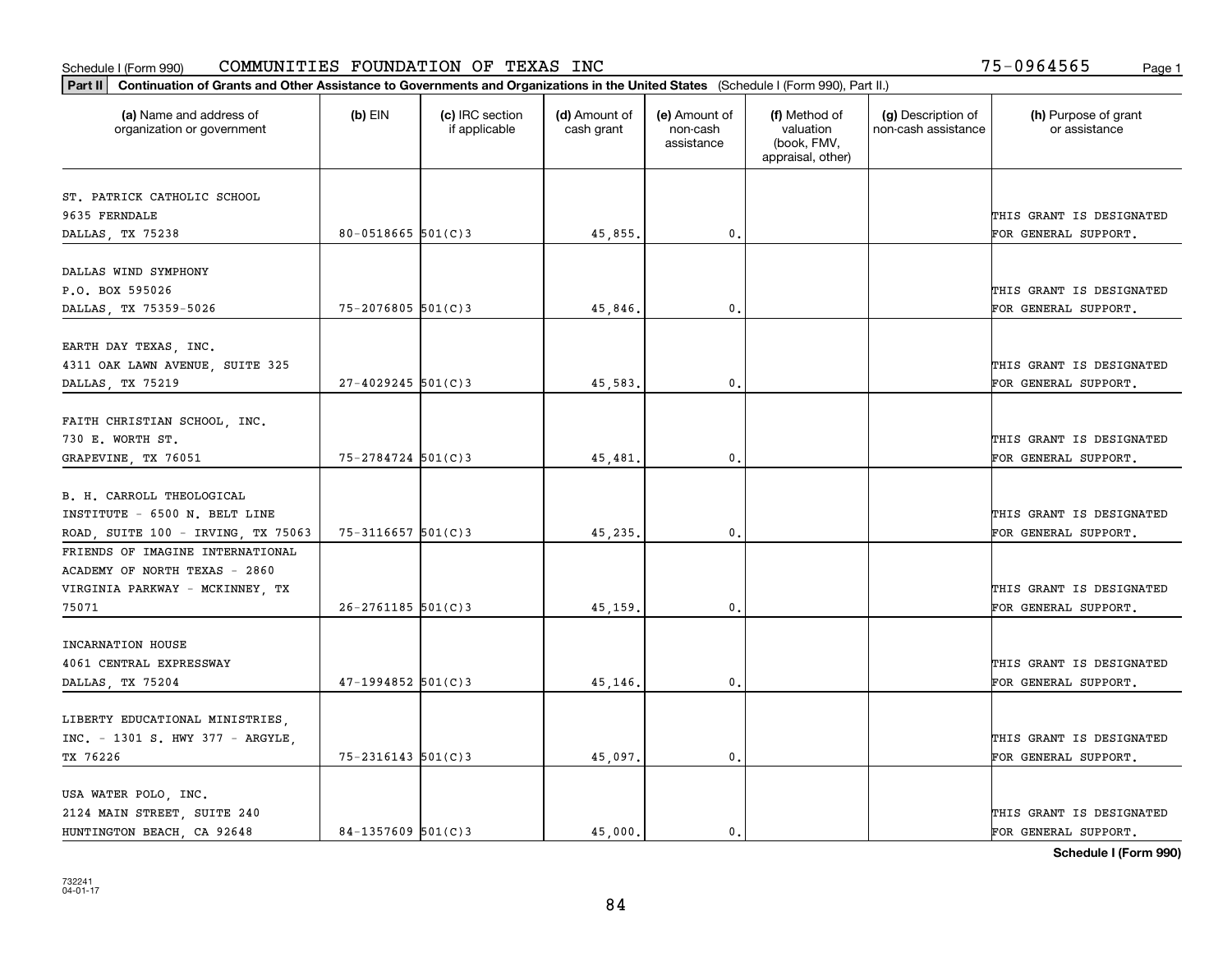Schedule I (Form 990) COMMUNITIES FOUNDATION OF TEXAS INC 75-0964565

**Part II** **Continuation of Grants and Other Assistance to Governments and Organizations in the United States** (Schedule I (Form 990), Part II.)

| (a) Name and address of organization or government | (b) EIN | (c) IRC section if applicable | (d) Amount of cash grant | (e) Amount of non-cash assistance | (f) Method of valuation (book, FMV, appraisal, other) | (g) Description of non-cash assistance | (h) Purpose of grant or assistance |
|---|---|---|---|---|---|---|---|
| ST. PATRICK CATHOLIC SCHOOL 9635 FERNDALE DALLAS, TX 75238 | 80-0518665 | 501(C)3 | 45,855. | 0. | | | THIS GRANT IS DESIGNATED FOR GENERAL SUPPORT. |
| DALLAS WIND SYMPHONY P.O. BOX 595026 DALLAS, TX 75359-5026 | 75-2076805 | 501(C)3 | 45,846. | 0. | | | THIS GRANT IS DESIGNATED FOR GENERAL SUPPORT. |
| EARTH DAY TEXAS, INC. 4311 OAK LAWN AVENUE, SUITE 325 DALLAS, TX 75219 | 27-4029245 | 501(C)3 | 45,583. | 0. | | | THIS GRANT IS DESIGNATED FOR GENERAL SUPPORT. |
| FAITH CHRISTIAN SCHOOL, INC. 730 E. WORTH ST. GRAPEVINE, TX 76051 | 75-2784724 | 501(C)3 | 45,481. | 0. | | | THIS GRANT IS DESIGNATED FOR GENERAL SUPPORT. |
| B. H. CARROLL THEOLOGICAL INSTITUTE - 6500 N. BELT LINE ROAD, SUITE 100 - IRVING, TX 75063 | 75-3116657 | 501(C)3 | 45,235. | 0. | | | THIS GRANT IS DESIGNATED FOR GENERAL SUPPORT. |
| FRIENDS OF IMAGINE INTERNATIONAL ACADEMY OF NORTH TEXAS - 2860 VIRGINIA PARKWAY - MCKINNEY, TX 75071 | 26-2761185 | 501(C)3 | 45,159. | 0. | | | THIS GRANT IS DESIGNATED FOR GENERAL SUPPORT. |
| INCARNATION HOUSE 4061 CENTRAL EXPRESSWAY DALLAS, TX 75204 | 47-1994852 | 501(C)3 | 45,146. | 0. | | | THIS GRANT IS DESIGNATED FOR GENERAL SUPPORT. |
| LIBERTY EDUCATIONAL MINISTRIES, INC. - 1301 S. HWY 377 - ARGYLE, TX 76226 | 75-2316143 | 501(C)3 | 45,097. | 0. | | | THIS GRANT IS DESIGNATED FOR GENERAL SUPPORT. |
| USA WATER POLO, INC. 2124 MAIN STREET, SUITE 240 HUNTINGTON BEACH, CA 92648 | 84-1357609 | 501(C)3 | 45,000. | 0. | | | THIS GRANT IS DESIGNATED FOR GENERAL SUPPORT. |

**Schedule I (Form 990)**

732241 04-01-17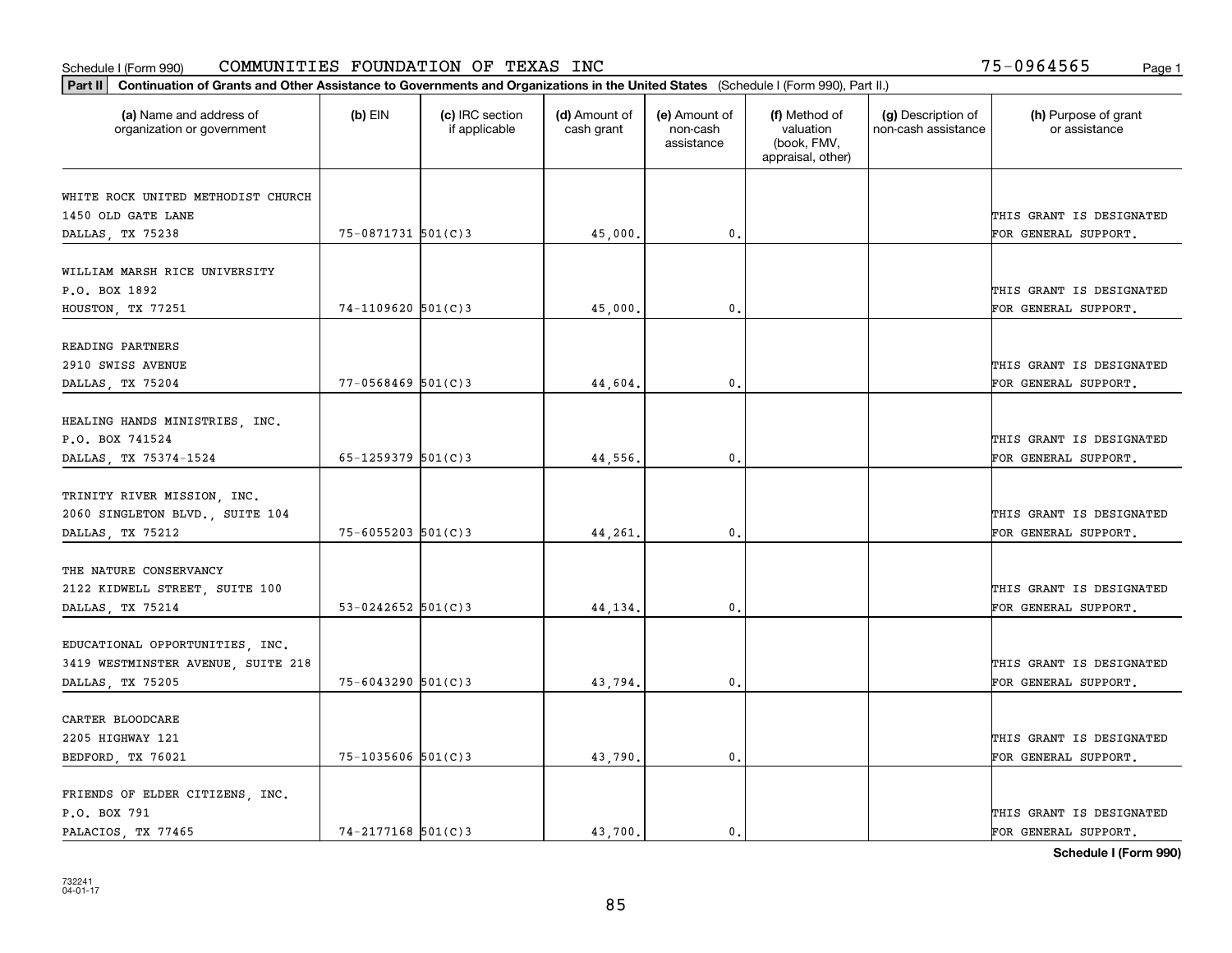Schedule I (Form 990) COMMUNITIES FOUNDATION OF TEXAS INC 75-0964565

**Part II Continuation of Grants and Other Assistance to Governments and Organizations in the United States** (Schedule I (Form 990), Part II.)

| (a) Name and address of organization or government | (b) EIN | (c) IRC section if applicable | (d) Amount of cash grant | (e) Amount of non-cash assistance | (f) Method of valuation (book, FMV, appraisal, other) | (g) Description of non-cash assistance | (h) Purpose of grant or assistance |
|---|---|---|---|---|---|---|---|
| WHITE ROCK UNITED METHODIST CHURCH 1450 OLD GATE LANE DALLAS, TX 75238 | 75-0871731 | 501(C)3 | 45,000. | 0. | | | THIS GRANT IS DESIGNATED FOR GENERAL SUPPORT. |
| WILLIAM MARSH RICE UNIVERSITY P.O. BOX 1892 HOUSTON, TX 77251 | 74-1109620 | 501(C)3 | 45,000. | 0. | | | THIS GRANT IS DESIGNATED FOR GENERAL SUPPORT. |
| READING PARTNERS 2910 SWISS AVENUE DALLAS, TX 75204 | 77-0568469 | 501(C)3 | 44,604. | 0. | | | THIS GRANT IS DESIGNATED FOR GENERAL SUPPORT. |
| HEALING HANDS MINISTRIES, INC. P.O. BOX 741524 DALLAS, TX 75374-1524 | 65-1259379 | 501(C)3 | 44,556. | 0. | | | THIS GRANT IS DESIGNATED FOR GENERAL SUPPORT. |
| TRINITY RIVER MISSION, INC. 2060 SINGLETON BLVD., SUITE 104 DALLAS, TX 75212 | 75-6055203 | 501(C)3 | 44,261. | 0. | | | THIS GRANT IS DESIGNATED FOR GENERAL SUPPORT. |
| THE NATURE CONSERVANCY 2122 KIDWELL STREET, SUITE 100 DALLAS, TX 75214 | 53-0242652 | 501(C)3 | 44,134. | 0. | | | THIS GRANT IS DESIGNATED FOR GENERAL SUPPORT. |
| EDUCATIONAL OPPORTUNITIES, INC. 3419 WESTMINSTER AVENUE, SUITE 218 DALLAS, TX 75205 | 75-6043290 | 501(C)3 | 43,794. | 0. | | | THIS GRANT IS DESIGNATED FOR GENERAL SUPPORT. |
| CARTER BLOODCARE 2205 HIGHWAY 121 BEDFORD, TX 76021 | 75-1035606 | 501(C)3 | 43,790. | 0. | | | THIS GRANT IS DESIGNATED FOR GENERAL SUPPORT. |
| FRIENDS OF ELDER CITIZENS, INC. P.O. BOX 791 PALACIOS, TX 77465 | 74-2177168 | 501(C)3 | 43,700. | 0. | | | THIS GRANT IS DESIGNATED FOR GENERAL SUPPORT. |

**Schedule I (Form 990)**

732241 04-01-17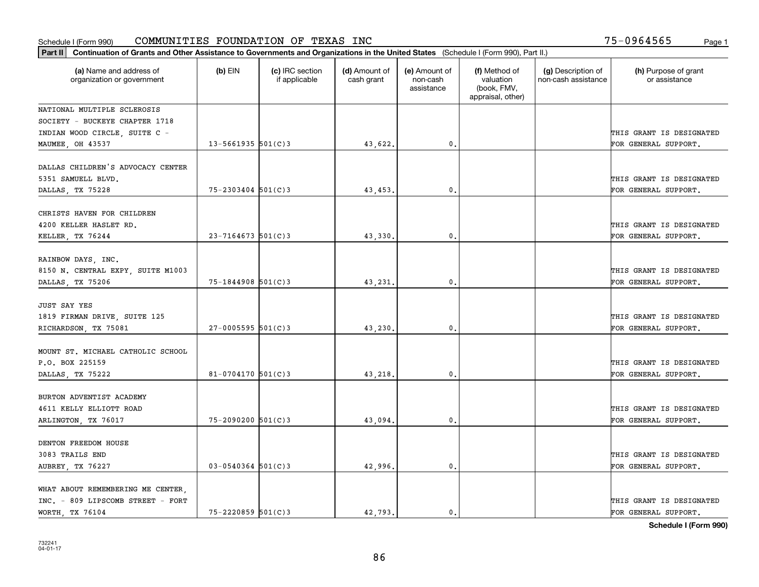Schedule I (Form 990) COMMUNITIES FOUNDATION OF TEXAS INC 75-0964565

**Part II** **Continuation of Grants and Other Assistance to Governments and Organizations in the United States** (Schedule I (Form 990), Part II.)

| (a) Name and address of organization or government | (b) EIN | (c) IRC section if applicable | (d) Amount of cash grant | (e) Amount of non-cash assistance | (f) Method of valuation (book, FMV, appraisal, other) | (g) Description of non-cash assistance | (h) Purpose of grant or assistance |
|---|---|---|---|---|---|---|---|
| NATIONAL MULTIPLE SCLEROSIS SOCIETY - BUCKEYE CHAPTER 1718 INDIAN WOOD CIRCLE, SUITE C - MAUMEE, OH 43537 | 13-5661935 | 501(C)3 | 43,622. | 0. | | | THIS GRANT IS DESIGNATED FOR GENERAL SUPPORT. |
| DALLAS CHILDREN'S ADVOCACY CENTER 5351 SAMUELL BLVD. DALLAS, TX 75228 | 75-2303404 | 501(C)3 | 43,453. | 0. | | | THIS GRANT IS DESIGNATED FOR GENERAL SUPPORT. |
| CHRISTS HAVEN FOR CHILDREN 4200 KELLER HASLET RD. KELLER, TX 76244 | 23-7164673 | 501(C)3 | 43,330. | 0. | | | THIS GRANT IS DESIGNATED FOR GENERAL SUPPORT. |
| RAINBOW DAYS, INC. 8150 N. CENTRAL EXPY, SUITE M1003 DALLAS, TX 75206 | 75-1844908 | 501(C)3 | 43,231. | 0. | | | THIS GRANT IS DESIGNATED FOR GENERAL SUPPORT. |
| JUST SAY YES 1819 FIRMAN DRIVE, SUITE 125 RICHARDSON, TX 75081 | 27-0005595 | 501(C)3 | 43,230. | 0. | | | THIS GRANT IS DESIGNATED FOR GENERAL SUPPORT. |
| MOUNT ST. MICHAEL CATHOLIC SCHOOL P.O. BOX 225159 DALLAS, TX 75222 | 81-0704170 | 501(C)3 | 43,218. | 0. | | | THIS GRANT IS DESIGNATED FOR GENERAL SUPPORT. |
| BURTON ADVENTIST ACADEMY 4611 KELLY ELLIOTT ROAD ARLINGTON, TX 76017 | 75-2090200 | 501(C)3 | 43,094. | 0. | | | THIS GRANT IS DESIGNATED FOR GENERAL SUPPORT. |
| DENTON FREEDOM HOUSE 3083 TRAILS END AUBREY, TX 76227 | 03-0540364 | 501(C)3 | 42,996. | 0. | | | THIS GRANT IS DESIGNATED FOR GENERAL SUPPORT. |
| WHAT ABOUT REMEMBERING ME CENTER, INC. - 809 LIPSCOMB STREET - FORT WORTH, TX 76104 | 75-2220859 | 501(C)3 | 42,793. | 0. | | | THIS GRANT IS DESIGNATED FOR GENERAL SUPPORT. |

**Schedule I (Form 990)**

732241 04-01-17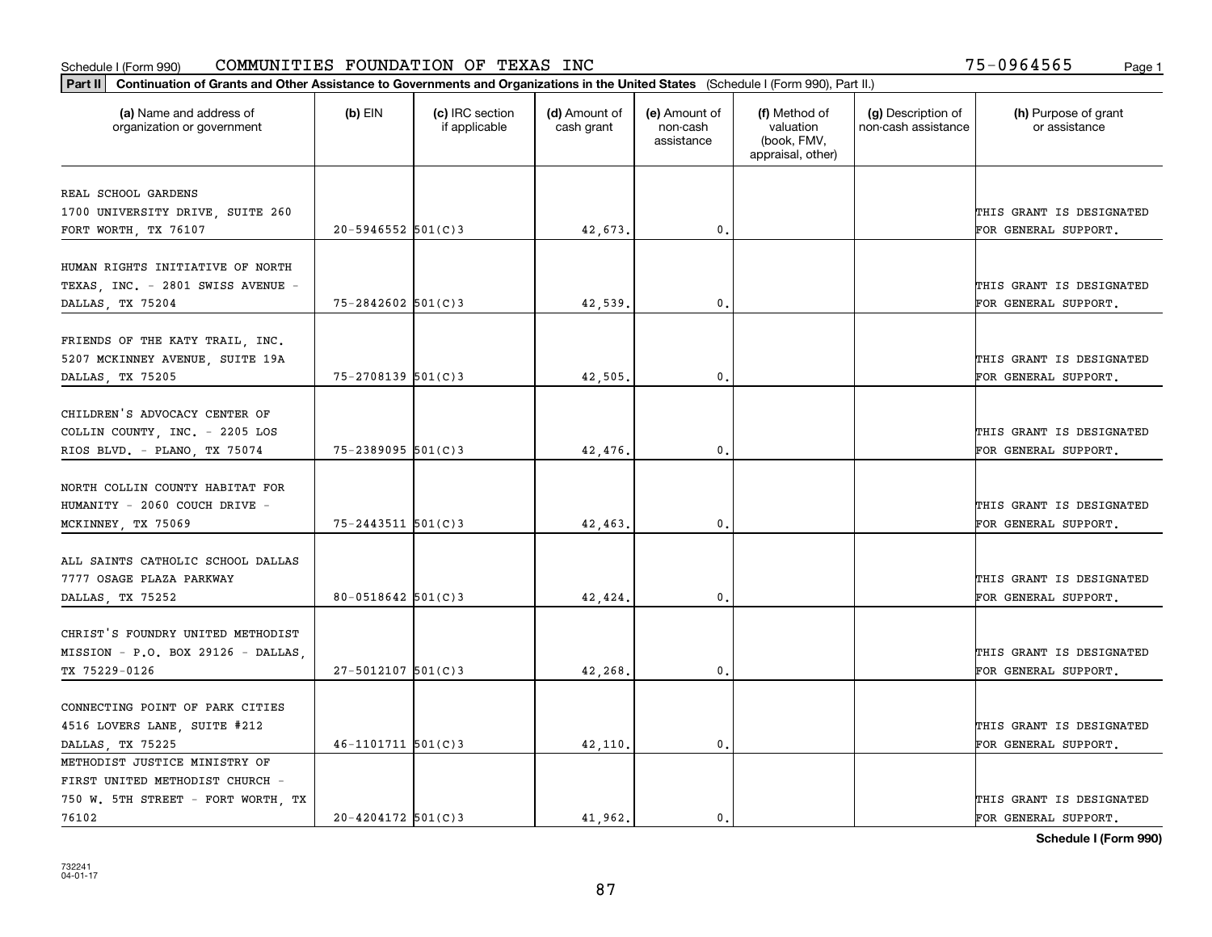Schedule I (Form 990) COMMUNITIES FOUNDATION OF TEXAS INC 75-0964565

**Part II** **Continuation of Grants and Other Assistance to Governments and Organizations in the United States** (Schedule I (Form 990), Part II.)

| (a) Name and address of organization or government | (b) EIN | (c) IRC section if applicable | (d) Amount of cash grant | (e) Amount of non-cash assistance | (f) Method of valuation (book, FMV, appraisal, other) | (g) Description of non-cash assistance | (h) Purpose of grant or assistance |
|---|---|---|---|---|---|---|---|
| REAL SCHOOL GARDENS 1700 UNIVERSITY DRIVE, SUITE 260 FORT WORTH, TX 76107 | 20-5946552 | 501(C)3 | 42,673. | 0. | | | THIS GRANT IS DESIGNATED FOR GENERAL SUPPORT. |
| HUMAN RIGHTS INITIATIVE OF NORTH TEXAS, INC. - 2801 SWISS AVENUE - DALLAS, TX 75204 | 75-2842602 | 501(C)3 | 42,539. | 0. | | | THIS GRANT IS DESIGNATED FOR GENERAL SUPPORT. |
| FRIENDS OF THE KATY TRAIL, INC. 5207 MCKINNEY AVENUE, SUITE 19A DALLAS, TX 75205 | 75-2708139 | 501(C)3 | 42,505. | 0. | | | THIS GRANT IS DESIGNATED FOR GENERAL SUPPORT. |
| CHILDREN'S ADVOCACY CENTER OF COLLIN COUNTY, INC. - 2205 LOS RIOS BLVD. - PLANO, TX 75074 | 75-2389095 | 501(C)3 | 42,476. | 0. | | | THIS GRANT IS DESIGNATED FOR GENERAL SUPPORT. |
| NORTH COLLIN COUNTY HABITAT FOR HUMANITY - 2060 COUCH DRIVE - MCKINNEY, TX 75069 | 75-2443511 | 501(C)3 | 42,463. | 0. | | | THIS GRANT IS DESIGNATED FOR GENERAL SUPPORT. |
| ALL SAINTS CATHOLIC SCHOOL DALLAS 7777 OSAGE PLAZA PARKWAY DALLAS, TX 75252 | 80-0518642 | 501(C)3 | 42,424. | 0. | | | THIS GRANT IS DESIGNATED FOR GENERAL SUPPORT. |
| CHRIST'S FOUNDRY UNITED METHODIST MISSION - P.O. BOX 29126 - DALLAS, TX 75229-0126 | 27-5012107 | 501(C)3 | 42,268. | 0. | | | THIS GRANT IS DESIGNATED FOR GENERAL SUPPORT. |
| CONNECTING POINT OF PARK CITIES 4516 LOVERS LANE, SUITE #212 DALLAS, TX 75225 | 46-1101711 | 501(C)3 | 42,110. | 0. | | | THIS GRANT IS DESIGNATED FOR GENERAL SUPPORT. |
| METHODIST JUSTICE MINISTRY OF FIRST UNITED METHODIST CHURCH - 750 W. 5TH STREET - FORT WORTH, TX 76102 | 20-4204172 | 501(C)3 | 41,962. | 0. | | | THIS GRANT IS DESIGNATED FOR GENERAL SUPPORT. |

**Schedule I (Form 990)**

732241 04-01-17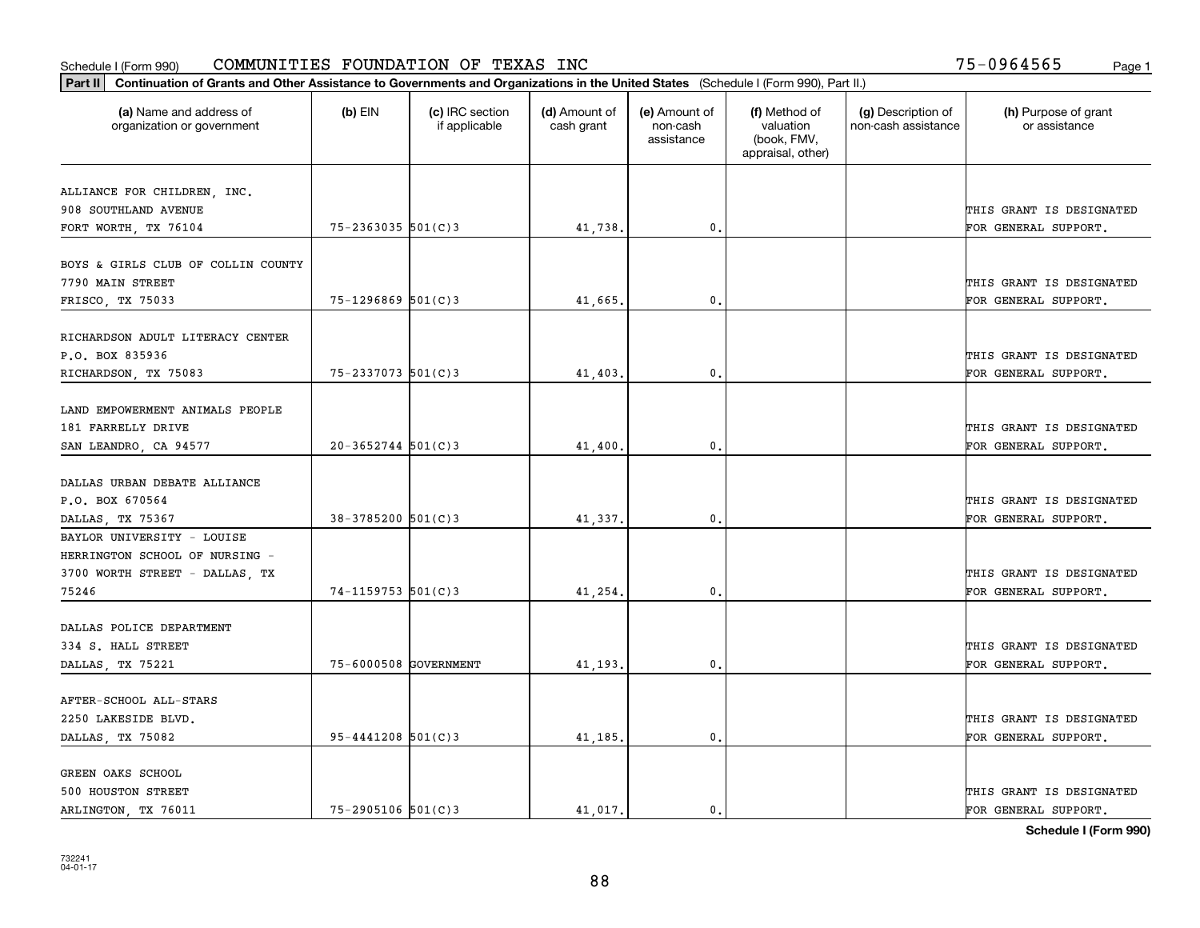Schedule I (Form 990) COMMUNITIES FOUNDATION OF TEXAS INC 75-0964565

**Part II Continuation of Grants and Other Assistance to Governments and Organizations in the United States** (Schedule I (Form 990), Part II.)

| (a) Name and address of organization or government | (b) EIN | (c) IRC section if applicable | (d) Amount of cash grant | (e) Amount of non-cash assistance | (f) Method of valuation (book, FMV, appraisal, other) | (g) Description of non-cash assistance | (h) Purpose of grant or assistance |
|---|---|---|---|---|---|---|---|
| ALLIANCE FOR CHILDREN, INC. 908 SOUTHLAND AVENUE FORT WORTH, TX 76104 | 75-2363035 | 501(C)3 | 41,738. | 0. | | | THIS GRANT IS DESIGNATED FOR GENERAL SUPPORT. |
| BOYS & GIRLS CLUB OF COLLIN COUNTY 7790 MAIN STREET FRISCO, TX 75033 | 75-1296869 | 501(C)3 | 41,665. | 0. | | | THIS GRANT IS DESIGNATED FOR GENERAL SUPPORT. |
| RICHARDSON ADULT LITERACY CENTER P.O. BOX 835936 RICHARDSON, TX 75083 | 75-2337073 | 501(C)3 | 41,403. | 0. | | | THIS GRANT IS DESIGNATED FOR GENERAL SUPPORT. |
| LAND EMPOWERMENT ANIMALS PEOPLE 181 FARRELLY DRIVE SAN LEANDRO, CA 94577 | 20-3652744 | 501(C)3 | 41,400. | 0. | | | THIS GRANT IS DESIGNATED FOR GENERAL SUPPORT. |
| DALLAS URBAN DEBATE ALLIANCE P.O. BOX 670564 DALLAS, TX 75367 | 38-3785200 | 501(C)3 | 41,337. | 0. | | | THIS GRANT IS DESIGNATED FOR GENERAL SUPPORT. |
| BAYLOR UNIVERSITY - LOUISE HERRINGTON SCHOOL OF NURSING - 3700 WORTH STREET - DALLAS, TX 75246 | 74-1159753 | 501(C)3 | 41,254. | 0. | | | THIS GRANT IS DESIGNATED FOR GENERAL SUPPORT. |
| DALLAS POLICE DEPARTMENT 334 S. HALL STREET DALLAS, TX 75221 | 75-6000508 | GOVERNMENT | 41,193. | 0. | | | THIS GRANT IS DESIGNATED FOR GENERAL SUPPORT. |
| AFTER-SCHOOL ALL-STARS 2250 LAKESIDE BLVD. DALLAS, TX 75082 | 95-4441208 | 501(C)3 | 41,185. | 0. | | | THIS GRANT IS DESIGNATED FOR GENERAL SUPPORT. |
| GREEN OAKS SCHOOL 500 HOUSTON STREET ARLINGTON, TX 76011 | 75-2905106 | 501(C)3 | 41,017. | 0. | | | THIS GRANT IS DESIGNATED FOR GENERAL SUPPORT. |

**Schedule I (Form 990)**

732241 04-01-17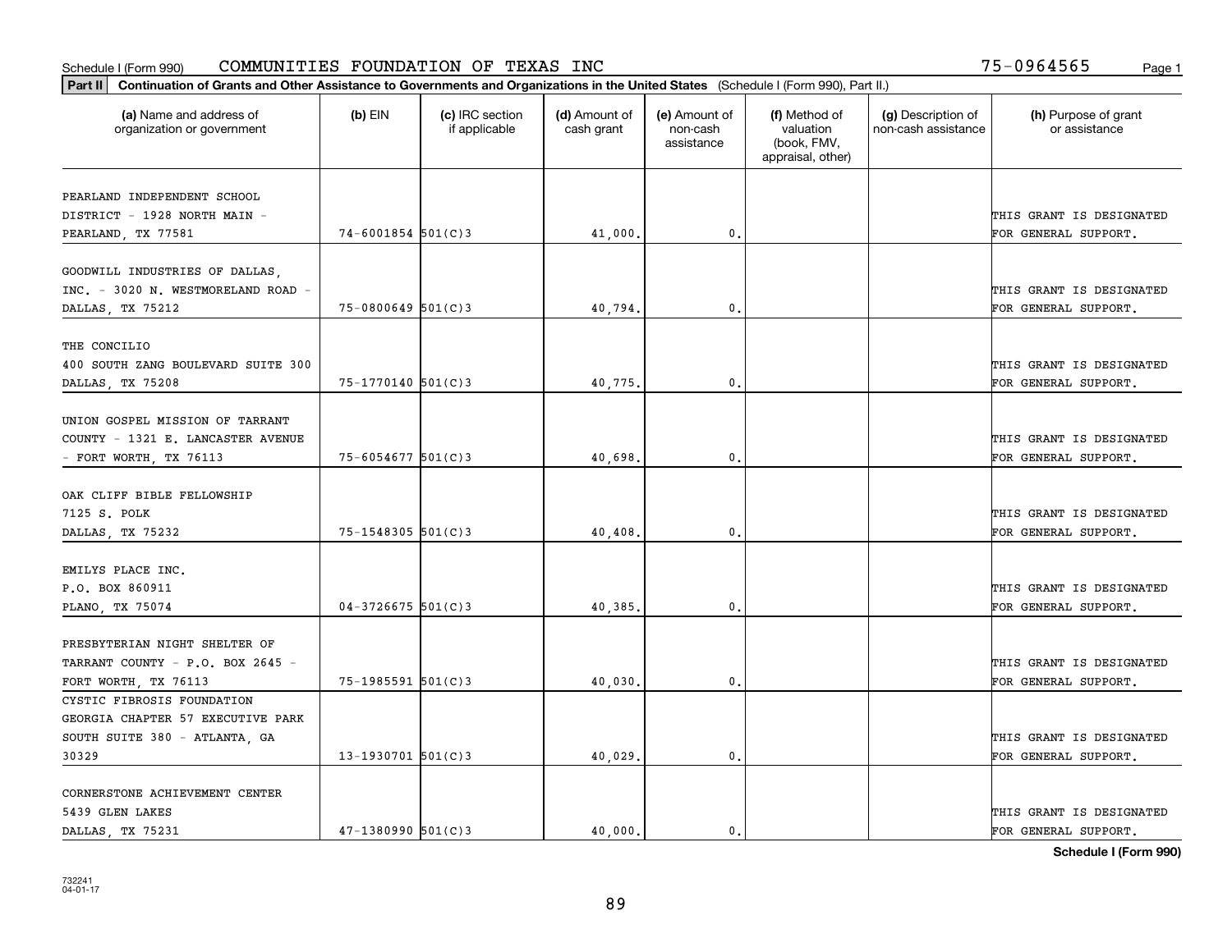Schedule I (Form 990) COMMUNITIES FOUNDATION OF TEXAS INC 75-0964565

**Part II Continuation of Grants and Other Assistance to Governments and Organizations in the United States** (Schedule I (Form 990), Part II.)

| (a) Name and address of organization or government | (b) EIN | (c) IRC section if applicable | (d) Amount of cash grant | (e) Amount of non-cash assistance | (f) Method of valuation (book, FMV, appraisal, other) | (g) Description of non-cash assistance | (h) Purpose of grant or assistance |
|---|---|---|---|---|---|---|---|
| PEARLAND INDEPENDENT SCHOOL DISTRICT - 1928 NORTH MAIN - PEARLAND, TX 77581 | 74-6001854 | 501(C)3 | 41,000. | 0. | | | THIS GRANT IS DESIGNATED FOR GENERAL SUPPORT. |
| GOODWILL INDUSTRIES OF DALLAS, INC. - 3020 N. WESTMORELAND ROAD - DALLAS, TX 75212 | 75-0800649 | 501(C)3 | 40,794. | 0. | | | THIS GRANT IS DESIGNATED FOR GENERAL SUPPORT. |
| THE CONCILIO 400 SOUTH ZANG BOULEVARD SUITE 300 DALLAS, TX 75208 | 75-1770140 | 501(C)3 | 40,775. | 0. | | | THIS GRANT IS DESIGNATED FOR GENERAL SUPPORT. |
| UNION GOSPEL MISSION OF TARRANT COUNTY - 1321 E. LANCASTER AVENUE - FORT WORTH, TX 76113 | 75-6054677 | 501(C)3 | 40,698. | 0. | | | THIS GRANT IS DESIGNATED FOR GENERAL SUPPORT. |
| OAK CLIFF BIBLE FELLOWSHIP 7125 S. POLK DALLAS, TX 75232 | 75-1548305 | 501(C)3 | 40,408. | 0. | | | THIS GRANT IS DESIGNATED FOR GENERAL SUPPORT. |
| EMILYS PLACE INC. P.O. BOX 860911 PLANO, TX 75074 | 04-3726675 | 501(C)3 | 40,385. | 0. | | | THIS GRANT IS DESIGNATED FOR GENERAL SUPPORT. |
| PRESBYTERIAN NIGHT SHELTER OF TARRANT COUNTY - P.O. BOX 2645 - FORT WORTH, TX 76113 | 75-1985591 | 501(C)3 | 40,030. | 0. | | | THIS GRANT IS DESIGNATED FOR GENERAL SUPPORT. |
| CYSTIC FIBROSIS FOUNDATION GEORGIA CHAPTER 57 EXECUTIVE PARK SOUTH SUITE 380 - ATLANTA, GA 30329 | 13-1930701 | 501(C)3 | 40,029. | 0. | | | THIS GRANT IS DESIGNATED FOR GENERAL SUPPORT. |
| CORNERSTONE ACHIEVEMENT CENTER 5439 GLEN LAKES DALLAS, TX 75231 | 47-1380990 | 501(C)3 | 40,000. | 0. | | | THIS GRANT IS DESIGNATED FOR GENERAL SUPPORT. |

**Schedule I (Form 990)**

732241
04-01-17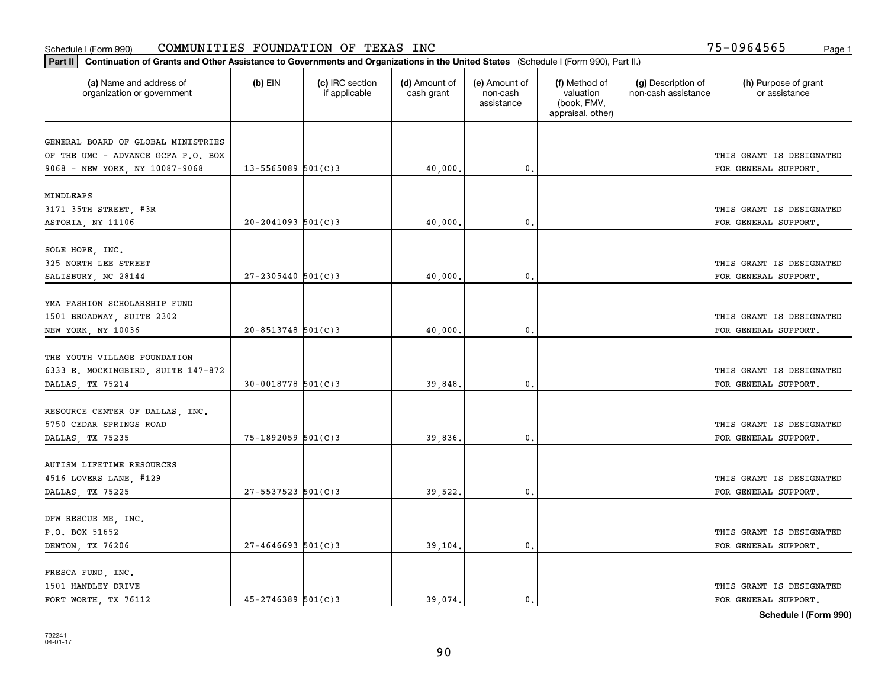Schedule I (Form 990) COMMUNITIES FOUNDATION OF TEXAS INC 75-0964565

**Part II | Continuation of Grants and Other Assistance to Governments and Organizations in the United States** (Schedule I (Form 990), Part II.)

| (a) Name and address of organization or government | (b) EIN | (c) IRC section if applicable | (d) Amount of cash grant | (e) Amount of non-cash assistance | (f) Method of valuation (book, FMV, appraisal, other) | (g) Description of non-cash assistance | (h) Purpose of grant or assistance |
|---|---|---|---|---|---|---|---|
| GENERAL BOARD OF GLOBAL MINISTRIES OF THE UMC - ADVANCE GCFA P.O. BOX 9068 - NEW YORK, NY 10087-9068 | 13-5565089 | 501(C)3 | 40,000. | 0. | | | THIS GRANT IS DESIGNATED FOR GENERAL SUPPORT. |
| MINDLEAPS 3171 35TH STREET, #3R ASTORIA, NY 11106 | 20-2041093 | 501(C)3 | 40,000. | 0. | | | THIS GRANT IS DESIGNATED FOR GENERAL SUPPORT. |
| SOLE HOPE, INC. 325 NORTH LEE STREET SALISBURY, NC 28144 | 27-2305440 | 501(C)3 | 40,000. | 0. | | | THIS GRANT IS DESIGNATED FOR GENERAL SUPPORT. |
| YMA FASHION SCHOLARSHIP FUND 1501 BROADWAY, SUITE 2302 NEW YORK, NY 10036 | 20-8513748 | 501(C)3 | 40,000. | 0. | | | THIS GRANT IS DESIGNATED FOR GENERAL SUPPORT. |
| THE YOUTH VILLAGE FOUNDATION 6333 E. MOCKINGBIRD, SUITE 147-872 DALLAS, TX 75214 | 30-0018778 | 501(C)3 | 39,848. | 0. | | | THIS GRANT IS DESIGNATED FOR GENERAL SUPPORT. |
| RESOURCE CENTER OF DALLAS, INC. 5750 CEDAR SPRINGS ROAD DALLAS, TX 75235 | 75-1892059 | 501(C)3 | 39,836. | 0. | | | THIS GRANT IS DESIGNATED FOR GENERAL SUPPORT. |
| AUTISM LIFETIME RESOURCES 4516 LOVERS LANE, #129 DALLAS, TX 75225 | 27-5537523 | 501(C)3 | 39,522. | 0. | | | THIS GRANT IS DESIGNATED FOR GENERAL SUPPORT. |
| DFW RESCUE ME, INC. P.O. BOX 51652 DENTON, TX 76206 | 27-4646693 | 501(C)3 | 39,104. | 0. | | | THIS GRANT IS DESIGNATED FOR GENERAL SUPPORT. |
| FRESCA FUND, INC. 1501 HANDLEY DRIVE FORT WORTH, TX 76112 | 45-2746389 | 501(C)3 | 39,074. | 0. | | | THIS GRANT IS DESIGNATED FOR GENERAL SUPPORT. |

**Schedule I (Form 990)**

732241
04-01-17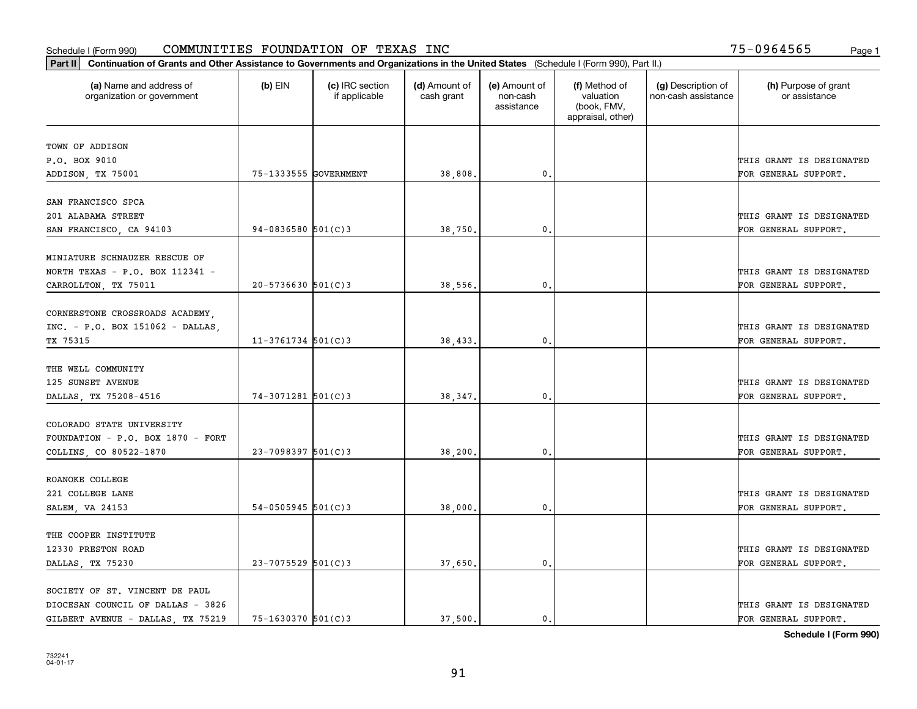Schedule I (Form 990) COMMUNITIES FOUNDATION OF TEXAS INC 75-0964565

**Part II** **Continuation of Grants and Other Assistance to Governments and Organizations in the United States** (Schedule I (Form 990), Part II.)

| (a) Name and address of organization or government | (b) EIN | (c) IRC section if applicable | (d) Amount of cash grant | (e) Amount of non-cash assistance | (f) Method of valuation (book, FMV, appraisal, other) | (g) Description of non-cash assistance | (h) Purpose of grant or assistance |
|---|---|---|---|---|---|---|---|
| TOWN OF ADDISON<br>P.O. BOX 9010<br>ADDISON, TX 75001 | 75-1333555 | GOVERNMENT | 38,808. | 0. | | | THIS GRANT IS DESIGNATED FOR GENERAL SUPPORT. |
| SAN FRANCISCO SPCA<br>201 ALABAMA STREET<br>SAN FRANCISCO, CA 94103 | 94-0836580 | 501(C)3 | 38,750. | 0. | | | THIS GRANT IS DESIGNATED FOR GENERAL SUPPORT. |
| MINIATURE SCHNAUZER RESCUE OF NORTH TEXAS - P.O. BOX 112341 - CARROLLTON, TX 75011 | 20-5736630 | 501(C)3 | 38,556. | 0. | | | THIS GRANT IS DESIGNATED FOR GENERAL SUPPORT. |
| CORNERSTONE CROSSROADS ACADEMY, INC. - P.O. BOX 151062 - DALLAS, TX 75315 | 11-3761734 | 501(C)3 | 38,433. | 0. | | | THIS GRANT IS DESIGNATED FOR GENERAL SUPPORT. |
| THE WELL COMMUNITY<br>125 SUNSET AVENUE<br>DALLAS, TX 75208-4516 | 74-3071281 | 501(C)3 | 38,347. | 0. | | | THIS GRANT IS DESIGNATED FOR GENERAL SUPPORT. |
| COLORADO STATE UNIVERSITY FOUNDATION - P.O. BOX 1870 - FORT COLLINS, CO 80522-1870 | 23-7098397 | 501(C)3 | 38,200. | 0. | | | THIS GRANT IS DESIGNATED FOR GENERAL SUPPORT. |
| ROANOKE COLLEGE<br>221 COLLEGE LANE<br>SALEM, VA 24153 | 54-0505945 | 501(C)3 | 38,000. | 0. | | | THIS GRANT IS DESIGNATED FOR GENERAL SUPPORT. |
| THE COOPER INSTITUTE<br>12330 PRESTON ROAD<br>DALLAS, TX 75230 | 23-7075529 | 501(C)3 | 37,650. | 0. | | | THIS GRANT IS DESIGNATED FOR GENERAL SUPPORT. |
| SOCIETY OF ST. VINCENT DE PAUL DIOCESAN COUNCIL OF DALLAS - 3826 GILBERT AVENUE - DALLAS, TX 75219 | 75-1630370 | 501(C)3 | 37,500. | 0. | | | THIS GRANT IS DESIGNATED FOR GENERAL SUPPORT. |

**Schedule I (Form 990)**

732241
04-01-17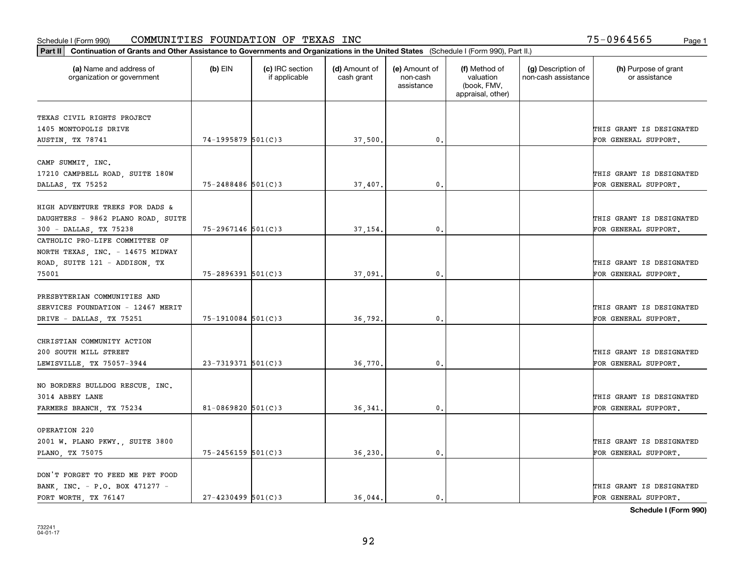Schedule I (Form 990) COMMUNITIES FOUNDATION OF TEXAS INC 75-0964565

**Part II Continuation of Grants and Other Assistance to Governments and Organizations in the United States** (Schedule I (Form 990), Part II.)

| (a) Name and address of organization or government | (b) EIN | (c) IRC section if applicable | (d) Amount of cash grant | (e) Amount of non-cash assistance | (f) Method of valuation (book, FMV, appraisal, other) | (g) Description of non-cash assistance | (h) Purpose of grant or assistance |
|---|---|---|---|---|---|---|---|
| TEXAS CIVIL RIGHTS PROJECT 1405 MONTOPOLIS DRIVE AUSTIN, TX 78741 | 74-1995879 | 501(C)3 | 37,500. | 0. | | | THIS GRANT IS DESIGNATED FOR GENERAL SUPPORT. |
| CAMP SUMMIT, INC. 17210 CAMPBELL ROAD, SUITE 180W DALLAS, TX 75252 | 75-2488486 | 501(C)3 | 37,407. | 0. | | | THIS GRANT IS DESIGNATED FOR GENERAL SUPPORT. |
| HIGH ADVENTURE TREKS FOR DADS & DAUGHTERS - 9862 PLANO ROAD, SUITE 300 - DALLAS, TX 75238 | 75-2967146 | 501(C)3 | 37,154. | 0. | | | THIS GRANT IS DESIGNATED FOR GENERAL SUPPORT. |
| CATHOLIC PRO-LIFE COMMITTEE OF NORTH TEXAS, INC. - 14675 MIDWAY ROAD, SUITE 121 - ADDISON, TX 75001 | 75-2896391 | 501(C)3 | 37,091. | 0. | | | THIS GRANT IS DESIGNATED FOR GENERAL SUPPORT. |
| PRESBYTERIAN COMMUNITIES AND SERVICES FOUNDATION - 12467 MERIT DRIVE - DALLAS, TX 75251 | 75-1910084 | 501(C)3 | 36,792. | 0. | | | THIS GRANT IS DESIGNATED FOR GENERAL SUPPORT. |
| CHRISTIAN COMMUNITY ACTION 200 SOUTH MILL STREET LEWISVILLE, TX 75057-3944 | 23-7319371 | 501(C)3 | 36,770. | 0. | | | THIS GRANT IS DESIGNATED FOR GENERAL SUPPORT. |
| NO BORDERS BULLDOG RESCUE, INC. 3014 ABBEY LANE FARMERS BRANCH, TX 75234 | 81-0869820 | 501(C)3 | 36,341. | 0. | | | THIS GRANT IS DESIGNATED FOR GENERAL SUPPORT. |
| OPERATION 220 2001 W. PLANO PKWY., SUITE 3800 PLANO, TX 75075 | 75-2456159 | 501(C)3 | 36,230. | 0. | | | THIS GRANT IS DESIGNATED FOR GENERAL SUPPORT. |
| DON'T FORGET TO FEED ME PET FOOD BANK, INC. - P.O. BOX 471277 - FORT WORTH, TX 76147 | 27-4230499 | 501(C)3 | 36,044. | 0. | | | THIS GRANT IS DESIGNATED FOR GENERAL SUPPORT. |

**Schedule I (Form 990)**

732241 04-01-17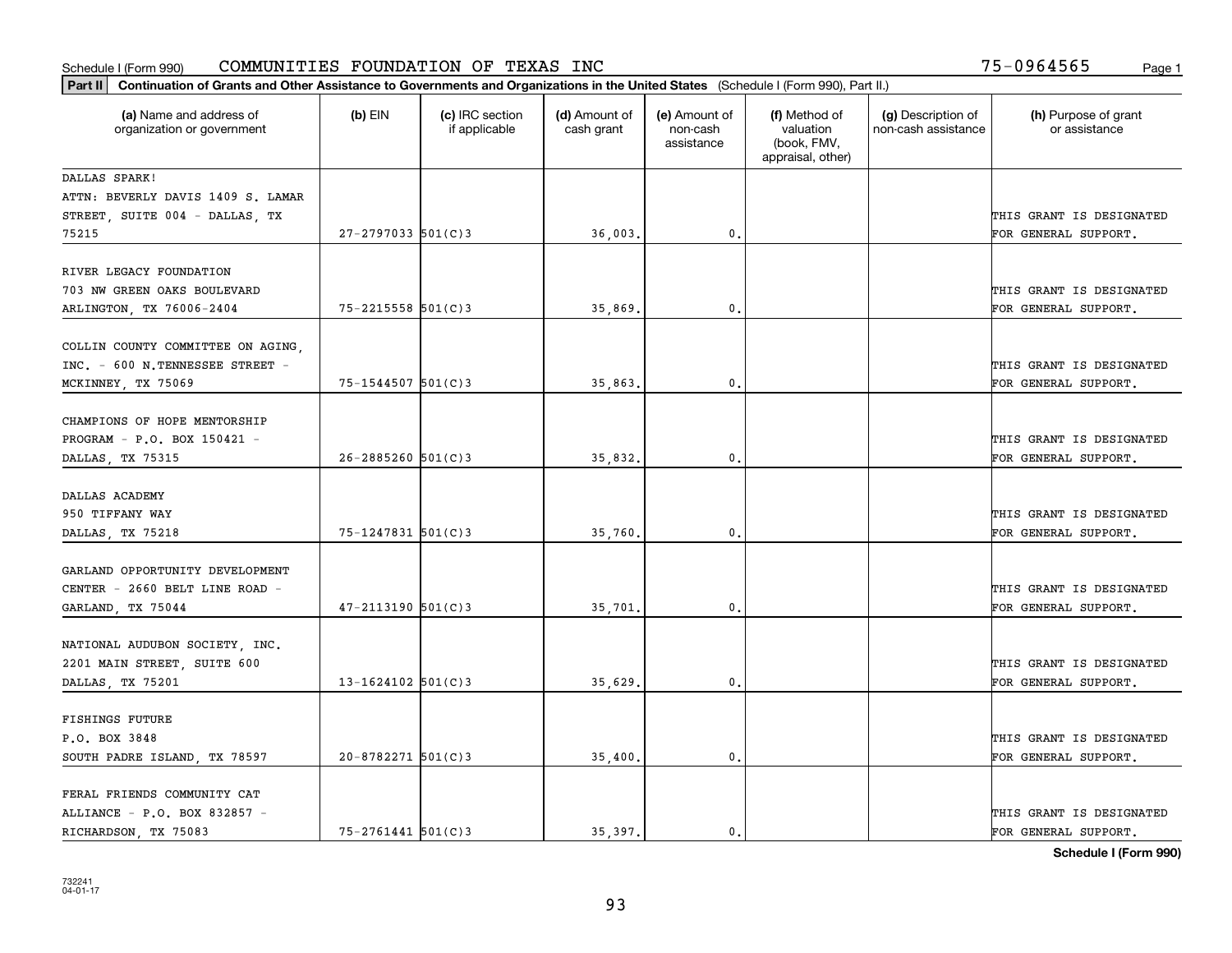Schedule I (Form 990) COMMUNITIES FOUNDATION OF TEXAS INC 75-0964565

**Part II** **Continuation of Grants and Other Assistance to Governments and Organizations in the United States** (Schedule I (Form 990), Part II.)

| (a) Name and address of organization or government | (b) EIN | (c) IRC section if applicable | (d) Amount of cash grant | (e) Amount of non-cash assistance | (f) Method of valuation (book, FMV, appraisal, other) | (g) Description of non-cash assistance | (h) Purpose of grant or assistance |
|---|---|---|---|---|---|---|---|
| DALLAS SPARK! ATTN: BEVERLY DAVIS 1409 S. LAMAR STREET, SUITE 004 - DALLAS, TX 75215 | 27-2797033 | 501(C)3 | 36,003. | 0. | | | THIS GRANT IS DESIGNATED FOR GENERAL SUPPORT. |
| RIVER LEGACY FOUNDATION 703 NW GREEN OAKS BOULEVARD ARLINGTON, TX 76006-2404 | 75-2215558 | 501(C)3 | 35,869. | 0. | | | THIS GRANT IS DESIGNATED FOR GENERAL SUPPORT. |
| COLLIN COUNTY COMMITTEE ON AGING, INC. - 600 N.TENNESSEE STREET - MCKINNEY, TX 75069 | 75-1544507 | 501(C)3 | 35,863. | 0. | | | THIS GRANT IS DESIGNATED FOR GENERAL SUPPORT. |
| CHAMPIONS OF HOPE MENTORSHIP PROGRAM - P.O. BOX 150421 - DALLAS, TX 75315 | 26-2885260 | 501(C)3 | 35,832. | 0. | | | THIS GRANT IS DESIGNATED FOR GENERAL SUPPORT. |
| DALLAS ACADEMY 950 TIFFANY WAY DALLAS, TX 75218 | 75-1247831 | 501(C)3 | 35,760. | 0. | | | THIS GRANT IS DESIGNATED FOR GENERAL SUPPORT. |
| GARLAND OPPORTUNITY DEVELOPMENT CENTER - 2660 BELT LINE ROAD - GARLAND, TX 75044 | 47-2113190 | 501(C)3 | 35,701. | 0. | | | THIS GRANT IS DESIGNATED FOR GENERAL SUPPORT. |
| NATIONAL AUDUBON SOCIETY, INC. 2201 MAIN STREET, SUITE 600 DALLAS, TX 75201 | 13-1624102 | 501(C)3 | 35,629. | 0. | | | THIS GRANT IS DESIGNATED FOR GENERAL SUPPORT. |
| FISHINGS FUTURE P.O. BOX 3848 SOUTH PADRE ISLAND, TX 78597 | 20-8782271 | 501(C)3 | 35,400. | 0. | | | THIS GRANT IS DESIGNATED FOR GENERAL SUPPORT. |
| FERAL FRIENDS COMMUNITY CAT ALLIANCE - P.O. BOX 832857 - RICHARDSON, TX 75083 | 75-2761441 | 501(C)3 | 35,397. | 0. | | | THIS GRANT IS DESIGNATED FOR GENERAL SUPPORT. |

Schedule I (Form 990)

732241 04-01-17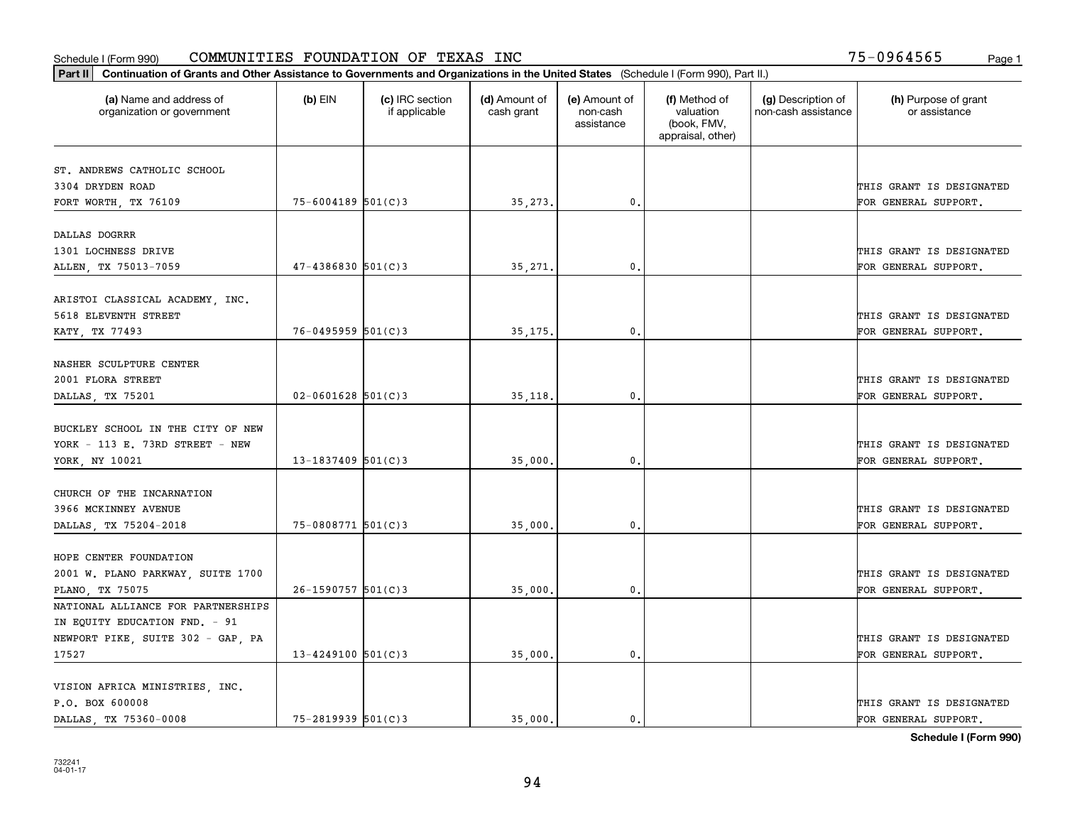Schedule I (Form 990) COMMUNITIES FOUNDATION OF TEXAS INC 75-0964565

**Part II Continuation of Grants and Other Assistance to Governments and Organizations in the United States** (Schedule I (Form 990), Part II.)

| (a) Name and address of organization or government | (b) EIN | (c) IRC section if applicable | (d) Amount of cash grant | (e) Amount of non-cash assistance | (f) Method of valuation (book, FMV, appraisal, other) | (g) Description of non-cash assistance | (h) Purpose of grant or assistance |
|---|---|---|---|---|---|---|---|
| ST. ANDREWS CATHOLIC SCHOOL 3304 DRYDEN ROAD FORT WORTH, TX 76109 | 75-6004189 | 501(C)3 | 35,273. | 0. | | | THIS GRANT IS DESIGNATED FOR GENERAL SUPPORT. |
| DALLAS DOGRRR 1301 LOCHNESS DRIVE ALLEN, TX 75013-7059 | 47-4386830 | 501(C)3 | 35,271. | 0. | | | THIS GRANT IS DESIGNATED FOR GENERAL SUPPORT. |
| ARISTOI CLASSICAL ACADEMY, INC. 5618 ELEVENTH STREET KATY, TX 77493 | 76-0495959 | 501(C)3 | 35,175. | 0. | | | THIS GRANT IS DESIGNATED FOR GENERAL SUPPORT. |
| NASHER SCULPTURE CENTER 2001 FLORA STREET DALLAS, TX 75201 | 02-0601628 | 501(C)3 | 35,118. | 0. | | | THIS GRANT IS DESIGNATED FOR GENERAL SUPPORT. |
| BUCKLEY SCHOOL IN THE CITY OF NEW YORK - 113 E. 73RD STREET - NEW YORK, NY 10021 | 13-1837409 | 501(C)3 | 35,000. | 0. | | | THIS GRANT IS DESIGNATED FOR GENERAL SUPPORT. |
| CHURCH OF THE INCARNATION 3966 MCKINNEY AVENUE DALLAS, TX 75204-2018 | 75-0808771 | 501(C)3 | 35,000. | 0. | | | THIS GRANT IS DESIGNATED FOR GENERAL SUPPORT. |
| HOPE CENTER FOUNDATION 2001 W. PLANO PARKWAY, SUITE 1700 PLANO, TX 75075 | 26-1590757 | 501(C)3 | 35,000. | 0. | | | THIS GRANT IS DESIGNATED FOR GENERAL SUPPORT. |
| NATIONAL ALLIANCE FOR PARTNERSHIPS IN EQUITY EDUCATION FND. - 91 NEWPORT PIKE, SUITE 302 - GAP, PA 17527 | 13-4249100 | 501(C)3 | 35,000. | 0. | | | THIS GRANT IS DESIGNATED FOR GENERAL SUPPORT. |
| VISION AFRICA MINISTRIES, INC. P.O. BOX 600008 DALLAS, TX 75360-0008 | 75-2819939 | 501(C)3 | 35,000. | 0. | | | THIS GRANT IS DESIGNATED FOR GENERAL SUPPORT. |

Schedule I (Form 990)

732241
04-01-17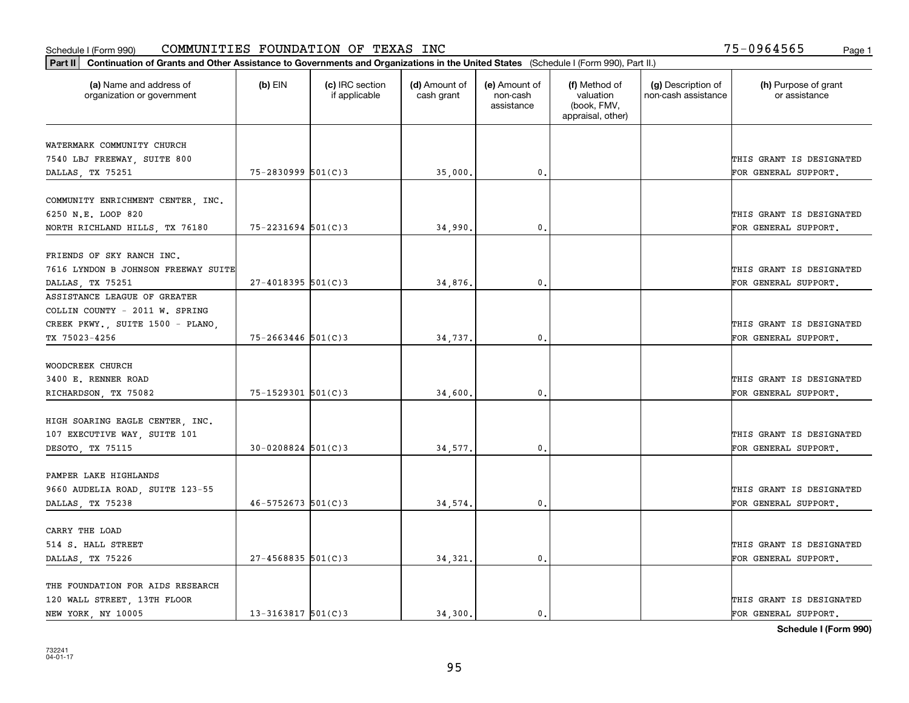Schedule I (Form 990) COMMUNITIES FOUNDATION OF TEXAS INC 75-0964565

**Part II** **Continuation of Grants and Other Assistance to Governments and Organizations in the United States** (Schedule I (Form 990), Part II.)

| (a) Name and address of organization or government | (b) EIN | (c) IRC section if applicable | (d) Amount of cash grant | (e) Amount of non-cash assistance | (f) Method of valuation (book, FMV, appraisal, other) | (g) Description of non-cash assistance | (h) Purpose of grant or assistance |
|---|---|---|---|---|---|---|---|
| WATERMARK COMMUNITY CHURCH 7540 LBJ FREEWAY, SUITE 800 DALLAS, TX 75251 | 75-2830999 | 501(C)3 | 35,000. | 0. | | | THIS GRANT IS DESIGNATED FOR GENERAL SUPPORT. |
| COMMUNITY ENRICHMENT CENTER, INC. 6250 N.E. LOOP 820 NORTH RICHLAND HILLS, TX 76180 | 75-2231694 | 501(C)3 | 34,990. | 0. | | | THIS GRANT IS DESIGNATED FOR GENERAL SUPPORT. |
| FRIENDS OF SKY RANCH INC. 7616 LYNDON B JOHNSON FREEWAY SUITE DALLAS, TX 75251 | 27-4018395 | 501(C)3 | 34,876. | 0. | | | THIS GRANT IS DESIGNATED FOR GENERAL SUPPORT. |
| ASSISTANCE LEAGUE OF GREATER COLLIN COUNTY - 2011 W. SPRING CREEK PKWY., SUITE 1500 - PLANO, TX 75023-4256 | 75-2663446 | 501(C)3 | 34,737. | 0. | | | THIS GRANT IS DESIGNATED FOR GENERAL SUPPORT. |
| WOODCREEK CHURCH 3400 E. RENNER ROAD RICHARDSON, TX 75082 | 75-1529301 | 501(C)3 | 34,600. | 0. | | | THIS GRANT IS DESIGNATED FOR GENERAL SUPPORT. |
| HIGH SOARING EAGLE CENTER, INC. 107 EXECUTIVE WAY, SUITE 101 DESOTO, TX 75115 | 30-0208824 | 501(C)3 | 34,577. | 0. | | | THIS GRANT IS DESIGNATED FOR GENERAL SUPPORT. |
| PAMPER LAKE HIGHLANDS 9660 AUDELIA ROAD, SUITE 123-55 DALLAS, TX 75238 | 46-5752673 | 501(C)3 | 34,574. | 0. | | | THIS GRANT IS DESIGNATED FOR GENERAL SUPPORT. |
| CARRY THE LOAD 514 S. HALL STREET DALLAS, TX 75226 | 27-4568835 | 501(C)3 | 34,321. | 0. | | | THIS GRANT IS DESIGNATED FOR GENERAL SUPPORT. |
| THE FOUNDATION FOR AIDS RESEARCH 120 WALL STREET, 13TH FLOOR NEW YORK, NY 10005 | 13-3163817 | 501(C)3 | 34,300. | 0. | | | THIS GRANT IS DESIGNATED FOR GENERAL SUPPORT. |

**Schedule I (Form 990)**

732241
04-01-17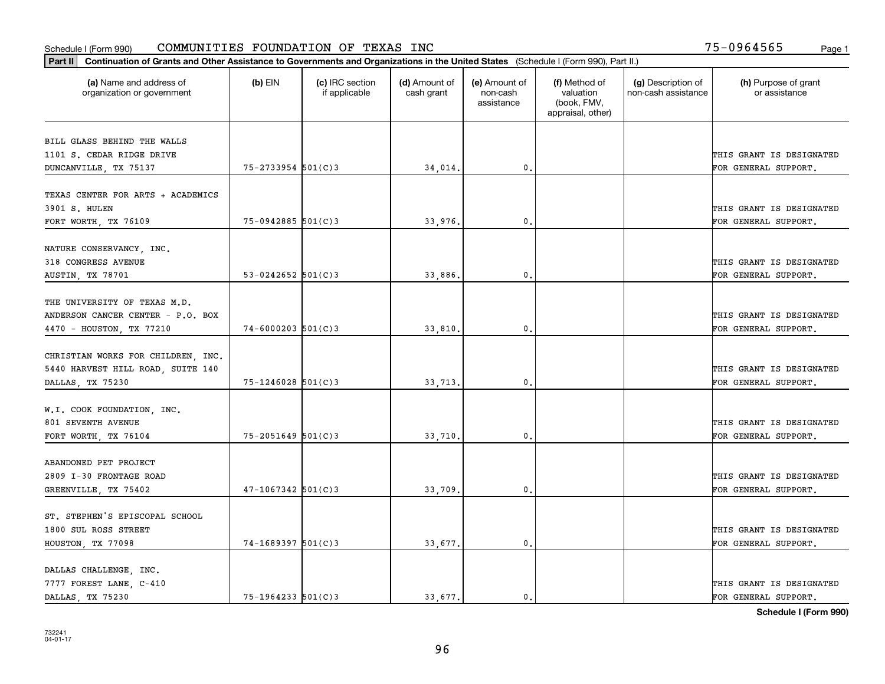Schedule I (Form 990) COMMUNITIES FOUNDATION OF TEXAS INC 75-0964565

**Part II** **Continuation of Grants and Other Assistance to Governments and Organizations in the United States** (Schedule I (Form 990), Part II.)

| (a) Name and address of organization or government | (b) EIN | (c) IRC section if applicable | (d) Amount of cash grant | (e) Amount of non-cash assistance | (f) Method of valuation (book, FMV, appraisal, other) | (g) Description of non-cash assistance | (h) Purpose of grant or assistance |
|---|---|---|---|---|---|---|---|
| BILL GLASS BEHIND THE WALLS 1101 S. CEDAR RIDGE DRIVE DUNCANVILLE, TX 75137 | 75-2733954 | 501(C)3 | 34,014. | 0. | | | THIS GRANT IS DESIGNATED FOR GENERAL SUPPORT. |
| TEXAS CENTER FOR ARTS + ACADEMICS 3901 S. HULEN FORT WORTH, TX 76109 | 75-0942885 | 501(C)3 | 33,976. | 0. | | | THIS GRANT IS DESIGNATED FOR GENERAL SUPPORT. |
| NATURE CONSERVANCY, INC. 318 CONGRESS AVENUE AUSTIN, TX 78701 | 53-0242652 | 501(C)3 | 33,886. | 0. | | | THIS GRANT IS DESIGNATED FOR GENERAL SUPPORT. |
| THE UNIVERSITY OF TEXAS M.D. ANDERSON CANCER CENTER - P.O. BOX 4470 - HOUSTON, TX 77210 | 74-6000203 | 501(C)3 | 33,810. | 0. | | | THIS GRANT IS DESIGNATED FOR GENERAL SUPPORT. |
| CHRISTIAN WORKS FOR CHILDREN, INC. 5440 HARVEST HILL ROAD, SUITE 140 DALLAS, TX 75230 | 75-1246028 | 501(C)3 | 33,713. | 0. | | | THIS GRANT IS DESIGNATED FOR GENERAL SUPPORT. |
| W.I. COOK FOUNDATION, INC. 801 SEVENTH AVENUE FORT WORTH, TX 76104 | 75-2051649 | 501(C)3 | 33,710. | 0. | | | THIS GRANT IS DESIGNATED FOR GENERAL SUPPORT. |
| ABANDONED PET PROJECT 2809 I-30 FRONTAGE ROAD GREENVILLE, TX 75402 | 47-1067342 | 501(C)3 | 33,709. | 0. | | | THIS GRANT IS DESIGNATED FOR GENERAL SUPPORT. |
| ST. STEPHEN'S EPISCOPAL SCHOOL 1800 SUL ROSS STREET HOUSTON, TX 77098 | 74-1689397 | 501(C)3 | 33,677. | 0. | | | THIS GRANT IS DESIGNATED FOR GENERAL SUPPORT. |
| DALLAS CHALLENGE, INC. 7777 FOREST LANE, C-410 DALLAS, TX 75230 | 75-1964233 | 501(C)3 | 33,677. | 0. | | | THIS GRANT IS DESIGNATED FOR GENERAL SUPPORT. |

**Schedule I (Form 990)**

732241 04-01-17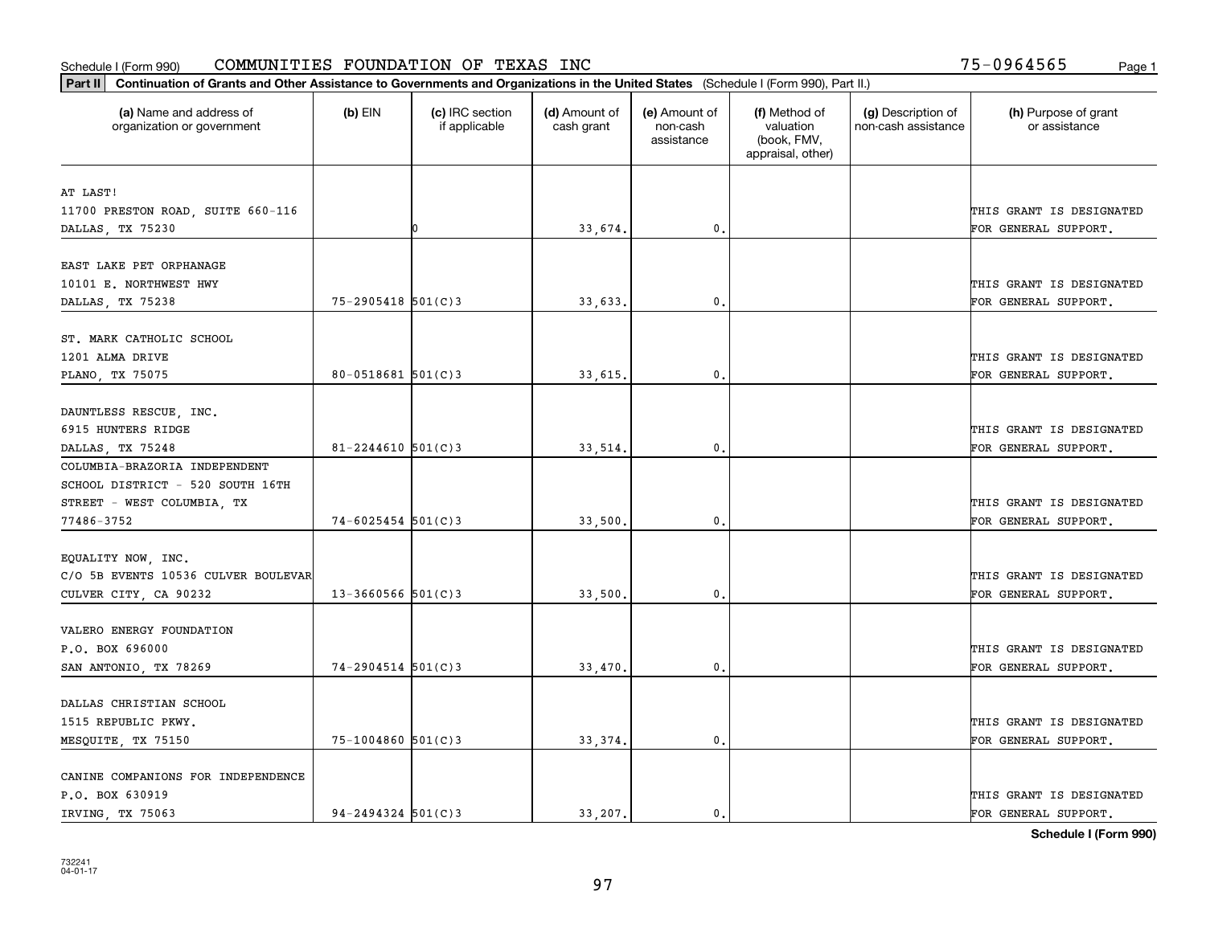Schedule I (Form 990) COMMUNITIES FOUNDATION OF TEXAS INC 75-0964565

**Part II** **Continuation of Grants and Other Assistance to Governments and Organizations in the United States** (Schedule I (Form 990), Part II.)

| (a) Name and address of organization or government | (b) EIN | (c) IRC section if applicable | (d) Amount of cash grant | (e) Amount of non-cash assistance | (f) Method of valuation (book, FMV, appraisal, other) | (g) Description of non-cash assistance | (h) Purpose of grant or assistance |
|---|---|---|---|---|---|---|---|
| AT LAST! 11700 PRESTON ROAD, SUITE 660-116 DALLAS, TX 75230 | | 0 | 33,674. | 0. | | | THIS GRANT IS DESIGNATED FOR GENERAL SUPPORT. |
| EAST LAKE PET ORPHANAGE 10101 E. NORTHWEST HWY DALLAS, TX 75238 | 75-2905418 | 501(C)3 | 33,633. | 0. | | | THIS GRANT IS DESIGNATED FOR GENERAL SUPPORT. |
| ST. MARK CATHOLIC SCHOOL 1201 ALMA DRIVE PLANO, TX 75075 | 80-0518681 | 501(C)3 | 33,615. | 0. | | | THIS GRANT IS DESIGNATED FOR GENERAL SUPPORT. |
| DAUNTLESS RESCUE, INC. 6915 HUNTERS RIDGE DALLAS, TX 75248 | 81-2244610 | 501(C)3 | 33,514. | 0. | | | THIS GRANT IS DESIGNATED FOR GENERAL SUPPORT. |
| COLUMBIA-BRAZORIA INDEPENDENT SCHOOL DISTRICT - 520 SOUTH 16TH STREET - WEST COLUMBIA, TX 77486-3752 | 74-6025454 | 501(C)3 | 33,500. | 0. | | | THIS GRANT IS DESIGNATED FOR GENERAL SUPPORT. |
| EQUALITY NOW, INC. C/O 5B EVENTS 10536 CULVER BOULEVAR CULVER CITY, CA 90232 | 13-3660566 | 501(C)3 | 33,500. | 0. | | | THIS GRANT IS DESIGNATED FOR GENERAL SUPPORT. |
| VALERO ENERGY FOUNDATION P.O. BOX 696000 SAN ANTONIO, TX 78269 | 74-2904514 | 501(C)3 | 33,470. | 0. | | | THIS GRANT IS DESIGNATED FOR GENERAL SUPPORT. |
| DALLAS CHRISTIAN SCHOOL 1515 REPUBLIC PKWY. MESQUITE, TX 75150 | 75-1004860 | 501(C)3 | 33,374. | 0. | | | THIS GRANT IS DESIGNATED FOR GENERAL SUPPORT. |
| CANINE COMPANIONS FOR INDEPENDENCE P.O. BOX 630919 IRVING, TX 75063 | 94-2494324 | 501(C)3 | 33,207. | 0. | | | THIS GRANT IS DESIGNATED FOR GENERAL SUPPORT. |

**Schedule I (Form 990)**

732241 04-01-17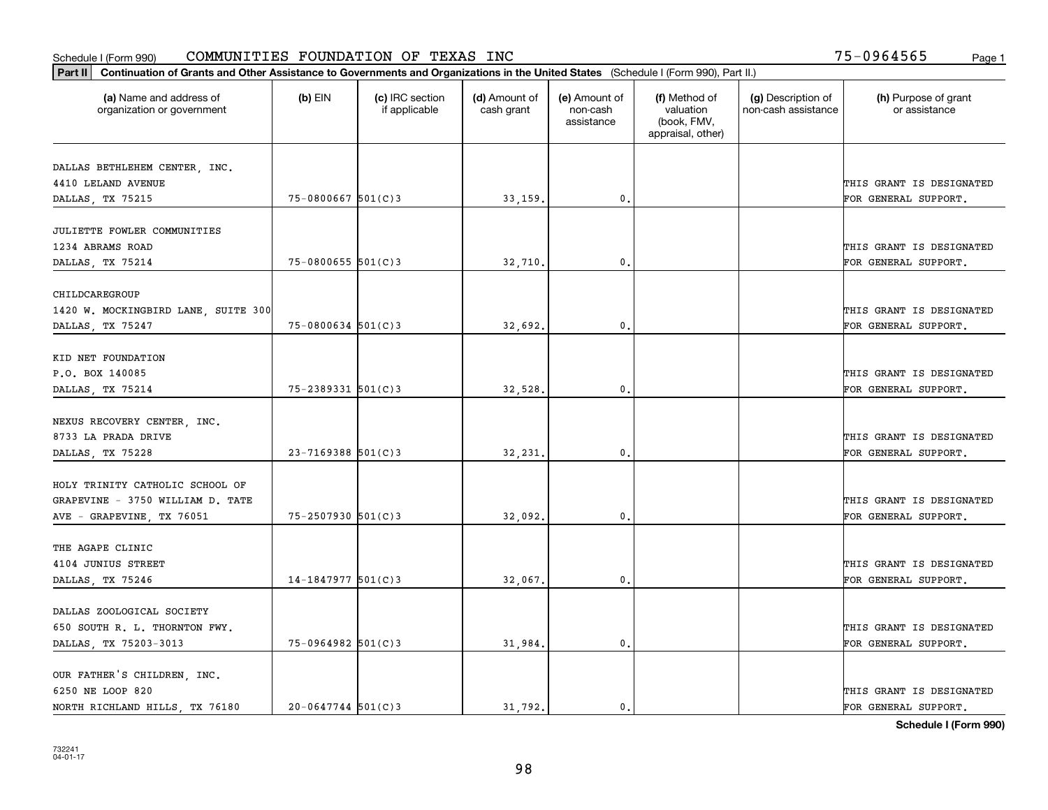Schedule I (Form 990) COMMUNITIES FOUNDATION OF TEXAS INC 75-0964565

**Part II Continuation of Grants and Other Assistance to Governments and Organizations in the United States** (Schedule I (Form 990), Part II.)

| (a) Name and address of organization or government | (b) EIN | (c) IRC section if applicable | (d) Amount of cash grant | (e) Amount of non-cash assistance | (f) Method of valuation (book, FMV, appraisal, other) | (g) Description of non-cash assistance | (h) Purpose of grant or assistance |
|---|---|---|---|---|---|---|---|
| DALLAS BETHLEHEM CENTER, INC. 4410 LELAND AVENUE DALLAS, TX 75215 | 75-0800667 | 501(C)3 | 33,159. | 0. | | | THIS GRANT IS DESIGNATED FOR GENERAL SUPPORT. |
| JULIETTE FOWLER COMMUNITIES 1234 ABRAMS ROAD DALLAS, TX 75214 | 75-0800655 | 501(C)3 | 32,710. | 0. | | | THIS GRANT IS DESIGNATED FOR GENERAL SUPPORT. |
| CHILDCAREGROUP 1420 W. MOCKINGBIRD LANE, SUITE 300 DALLAS, TX 75247 | 75-0800634 | 501(C)3 | 32,692. | 0. | | | THIS GRANT IS DESIGNATED FOR GENERAL SUPPORT. |
| KID NET FOUNDATION P.O. BOX 140085 DALLAS, TX 75214 | 75-2389331 | 501(C)3 | 32,528. | 0. | | | THIS GRANT IS DESIGNATED FOR GENERAL SUPPORT. |
| NEXUS RECOVERY CENTER, INC. 8733 LA PRADA DRIVE DALLAS, TX 75228 | 23-7169388 | 501(C)3 | 32,231. | 0. | | | THIS GRANT IS DESIGNATED FOR GENERAL SUPPORT. |
| HOLY TRINITY CATHOLIC SCHOOL OF GRAPEVINE - 3750 WILLIAM D. TATE AVE - GRAPEVINE, TX 76051 | 75-2507930 | 501(C)3 | 32,092. | 0. | | | THIS GRANT IS DESIGNATED FOR GENERAL SUPPORT. |
| THE AGAPE CLINIC 4104 JUNIUS STREET DALLAS, TX 75246 | 14-1847977 | 501(C)3 | 32,067. | 0. | | | THIS GRANT IS DESIGNATED FOR GENERAL SUPPORT. |
| DALLAS ZOOLOGICAL SOCIETY 650 SOUTH R. L. THORNTON FWY. DALLAS, TX 75203-3013 | 75-0964982 | 501(C)3 | 31,984. | 0. | | | THIS GRANT IS DESIGNATED FOR GENERAL SUPPORT. |
| OUR FATHER'S CHILDREN, INC. 6250 NE LOOP 820 NORTH RICHLAND HILLS, TX 76180 | 20-0647744 | 501(C)3 | 31,792. | 0. | | | THIS GRANT IS DESIGNATED FOR GENERAL SUPPORT. |

**Schedule I (Form 990)**

732241 04-01-17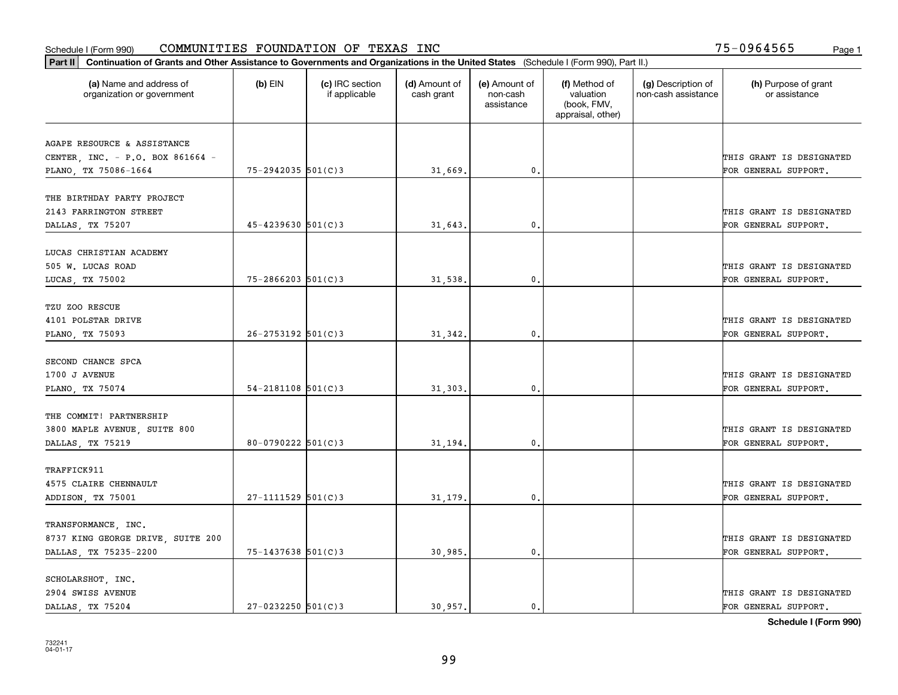Schedule I (Form 990) COMMUNITIES FOUNDATION OF TEXAS INC 75-0964565

**Part II** **Continuation of Grants and Other Assistance to Governments and Organizations in the United States** (Schedule I (Form 990), Part II.)

| (a) Name and address of organization or government | (b) EIN | (c) IRC section if applicable | (d) Amount of cash grant | (e) Amount of non-cash assistance | (f) Method of valuation (book, FMV, appraisal, other) | (g) Description of non-cash assistance | (h) Purpose of grant or assistance |
|---|---|---|---|---|---|---|---|
| AGAPE RESOURCE & ASSISTANCE CENTER, INC. - P.O. BOX 861664 - PLANO, TX 75086-1664 | 75-2942035 | 501(C)3 | 31,669. | 0. | | | THIS GRANT IS DESIGNATED FOR GENERAL SUPPORT. |
| THE BIRTHDAY PARTY PROJECT 2143 FARRINGTON STREET DALLAS, TX 75207 | 45-4239630 | 501(C)3 | 31,643. | 0. | | | THIS GRANT IS DESIGNATED FOR GENERAL SUPPORT. |
| LUCAS CHRISTIAN ACADEMY 505 W. LUCAS ROAD LUCAS, TX 75002 | 75-2866203 | 501(C)3 | 31,538. | 0. | | | THIS GRANT IS DESIGNATED FOR GENERAL SUPPORT. |
| TZU ZOO RESCUE 4101 POLSTAR DRIVE PLANO, TX 75093 | 26-2753192 | 501(C)3 | 31,342. | 0. | | | THIS GRANT IS DESIGNATED FOR GENERAL SUPPORT. |
| SECOND CHANCE SPCA 1700 J AVENUE PLANO, TX 75074 | 54-2181108 | 501(C)3 | 31,303. | 0. | | | THIS GRANT IS DESIGNATED FOR GENERAL SUPPORT. |
| THE COMMIT! PARTNERSHIP 3800 MAPLE AVENUE, SUITE 800 DALLAS, TX 75219 | 80-0790222 | 501(C)3 | 31,194. | 0. | | | THIS GRANT IS DESIGNATED FOR GENERAL SUPPORT. |
| TRAFFICK911 4575 CLAIRE CHENNAULT ADDISON, TX 75001 | 27-1111529 | 501(C)3 | 31,179. | 0. | | | THIS GRANT IS DESIGNATED FOR GENERAL SUPPORT. |
| TRANSFORMANCE, INC. 8737 KING GEORGE DRIVE, SUITE 200 DALLAS, TX 75235-2200 | 75-1437638 | 501(C)3 | 30,985. | 0. | | | THIS GRANT IS DESIGNATED FOR GENERAL SUPPORT. |
| SCHOLARSHOT, INC. 2904 SWISS AVENUE DALLAS, TX 75204 | 27-0232250 | 501(C)3 | 30,957. | 0. | | | THIS GRANT IS DESIGNATED FOR GENERAL SUPPORT. |

**Schedule I (Form 990)**

732241 04-01-17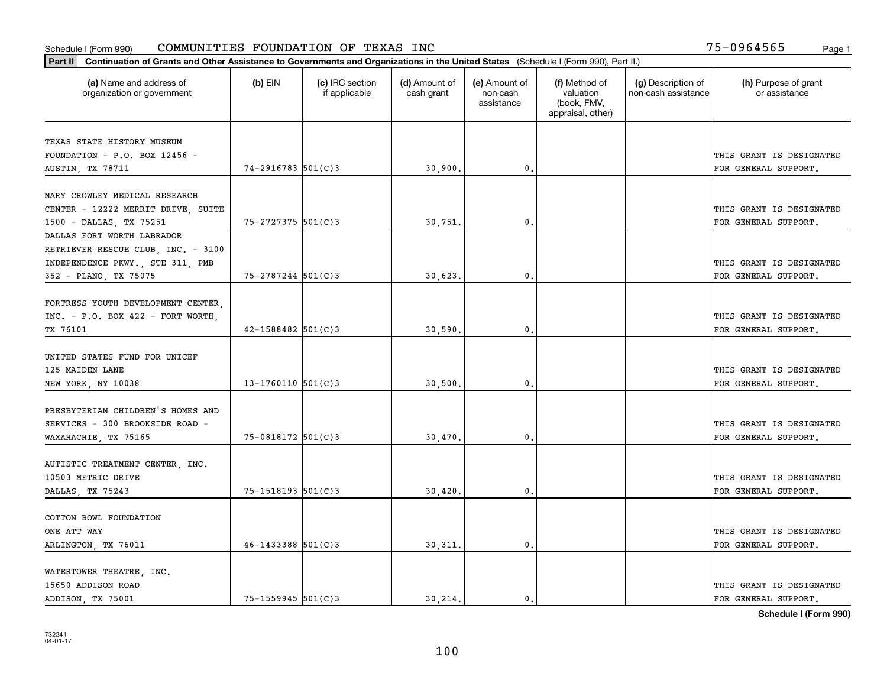Schedule I (Form 990) COMMUNITIES FOUNDATION OF TEXAS INC 75-0964565

**Part II Continuation of Grants and Other Assistance to Governments and Organizations in the United States** (Schedule I (Form 990), Part II.)

| (a) Name and address of organization or government | (b) EIN | (c) IRC section if applicable | (d) Amount of cash grant | (e) Amount of non-cash assistance | (f) Method of valuation (book, FMV, appraisal, other) | (g) Description of non-cash assistance | (h) Purpose of grant or assistance |
|---|---|---|---|---|---|---|---|
| TEXAS STATE HISTORY MUSEUM FOUNDATION - P.O. BOX 12456 - AUSTIN, TX 78711 | 74-2916783 | 501(C)3 | 30,900. | 0. | | | THIS GRANT IS DESIGNATED FOR GENERAL SUPPORT. |
| MARY CROWLEY MEDICAL RESEARCH CENTER - 12222 MERRIT DRIVE, SUITE 1500 - DALLAS, TX 75251 | 75-2727375 | 501(C)3 | 30,751. | 0. | | | THIS GRANT IS DESIGNATED FOR GENERAL SUPPORT. |
| DALLAS FORT WORTH LABRADOR RETRIEVER RESCUE CLUB, INC. - 3100 INDEPENDENCE PKWY., STE 311, PMB 352 - PLANO, TX 75075 | 75-2787244 | 501(C)3 | 30,623. | 0. | | | THIS GRANT IS DESIGNATED FOR GENERAL SUPPORT. |
| FORTRESS YOUTH DEVELOPMENT CENTER, INC. - P.O. BOX 422 - FORT WORTH, TX 76101 | 42-1588482 | 501(C)3 | 30,590. | 0. | | | THIS GRANT IS DESIGNATED FOR GENERAL SUPPORT. |
| UNITED STATES FUND FOR UNICEF 125 MAIDEN LANE NEW YORK, NY 10038 | 13-1760110 | 501(C)3 | 30,500. | 0. | | | THIS GRANT IS DESIGNATED FOR GENERAL SUPPORT. |
| PRESBYTERIAN CHILDREN'S HOMES AND SERVICES - 300 BROOKSIDE ROAD - WAXAHACHIE, TX 75165 | 75-0818172 | 501(C)3 | 30,470. | 0. | | | THIS GRANT IS DESIGNATED FOR GENERAL SUPPORT. |
| AUTISTIC TREATMENT CENTER, INC. 10503 METRIC DRIVE DALLAS, TX 75243 | 75-1518193 | 501(C)3 | 30,420. | 0. | | | THIS GRANT IS DESIGNATED FOR GENERAL SUPPORT. |
| COTTON BOWL FOUNDATION ONE ATT WAY ARLINGTON, TX 76011 | 46-1433388 | 501(C)3 | 30,311. | 0. | | | THIS GRANT IS DESIGNATED FOR GENERAL SUPPORT. |
| WATERTOWER THEATRE, INC. 15650 ADDISON ROAD ADDISON, TX 75001 | 75-1559945 | 501(C)3 | 30,214. | 0. | | | THIS GRANT IS DESIGNATED FOR GENERAL SUPPORT. |

Schedule I (Form 990)

732241 04-01-17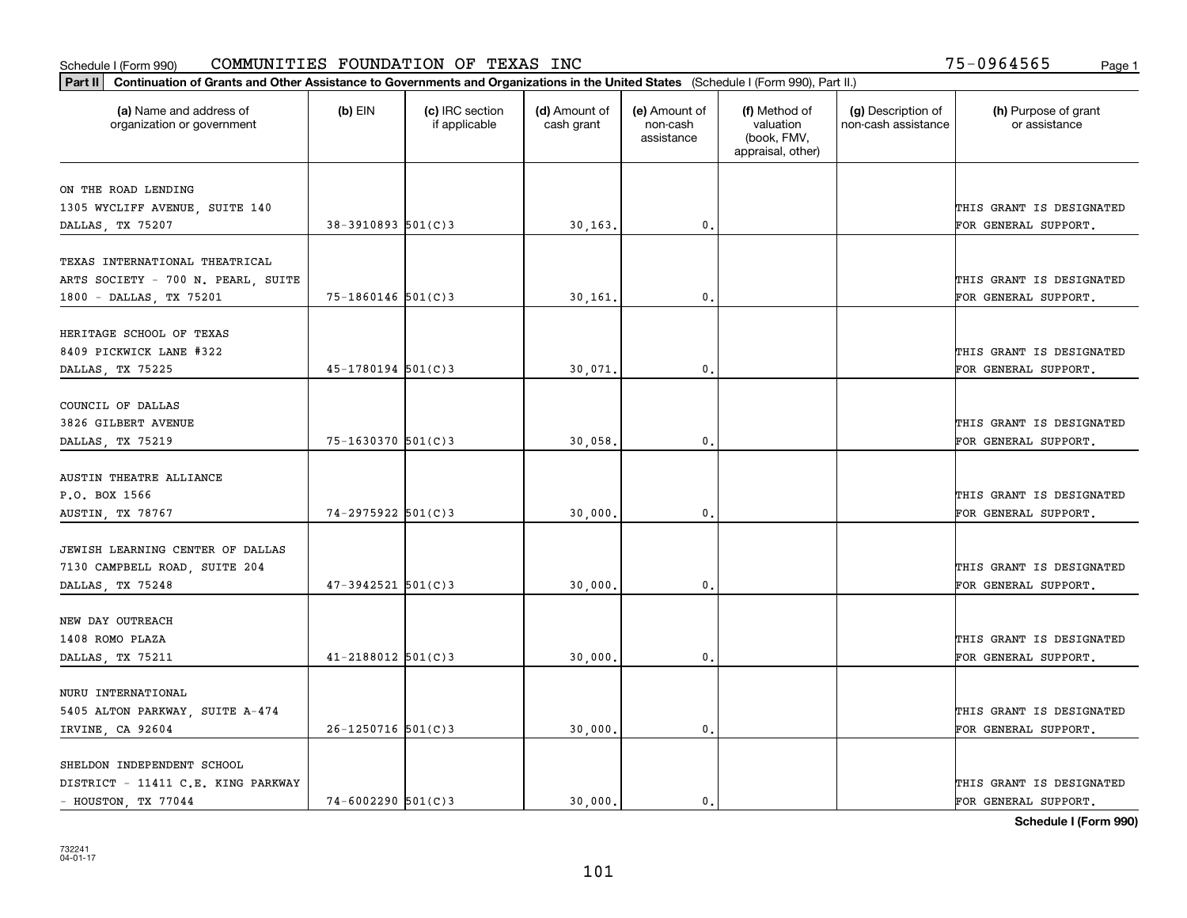Schedule I (Form 990) COMMUNITIES FOUNDATION OF TEXAS INC 75-0964565

**Part II** **Continuation of Grants and Other Assistance to Governments and Organizations in the United States** (Schedule I (Form 990), Part II.)

| (a) Name and address of organization or government | (b) EIN | (c) IRC section if applicable | (d) Amount of cash grant | (e) Amount of non-cash assistance | (f) Method of valuation (book, FMV, appraisal, other) | (g) Description of non-cash assistance | (h) Purpose of grant or assistance |
|---|---|---|---|---|---|---|---|
| ON THE ROAD LENDING<br>1305 WYCLIFF AVENUE, SUITE 140<br>DALLAS, TX 75207 | 38-3910893 | 501(C)3 | 30,163. | 0. | | | THIS GRANT IS DESIGNATED FOR GENERAL SUPPORT. |
| TEXAS INTERNATIONAL THEATRICAL ARTS SOCIETY - 700 N. PEARL, SUITE 1800 - DALLAS, TX 75201 | 75-1860146 | 501(C)3 | 30,161. | 0. | | | THIS GRANT IS DESIGNATED FOR GENERAL SUPPORT. |
| HERITAGE SCHOOL OF TEXAS<br>8409 PICKWICK LANE #322<br>DALLAS, TX 75225 | 45-1780194 | 501(C)3 | 30,071. | 0. | | | THIS GRANT IS DESIGNATED FOR GENERAL SUPPORT. |
| COUNCIL OF DALLAS<br>3826 GILBERT AVENUE<br>DALLAS, TX 75219 | 75-1630370 | 501(C)3 | 30,058. | 0. | | | THIS GRANT IS DESIGNATED FOR GENERAL SUPPORT. |
| AUSTIN THEATRE ALLIANCE<br>P.O. BOX 1566<br>AUSTIN, TX 78767 | 74-2975922 | 501(C)3 | 30,000. | 0. | | | THIS GRANT IS DESIGNATED FOR GENERAL SUPPORT. |
| JEWISH LEARNING CENTER OF DALLAS<br>7130 CAMPBELL ROAD, SUITE 204<br>DALLAS, TX 75248 | 47-3942521 | 501(C)3 | 30,000. | 0. | | | THIS GRANT IS DESIGNATED FOR GENERAL SUPPORT. |
| NEW DAY OUTREACH<br>1408 ROMO PLAZA<br>DALLAS, TX 75211 | 41-2188012 | 501(C)3 | 30,000. | 0. | | | THIS GRANT IS DESIGNATED FOR GENERAL SUPPORT. |
| NURU INTERNATIONAL<br>5405 ALTON PARKWAY, SUITE A-474<br>IRVINE, CA 92604 | 26-1250716 | 501(C)3 | 30,000. | 0. | | | THIS GRANT IS DESIGNATED FOR GENERAL SUPPORT. |
| SHELDON INDEPENDENT SCHOOL DISTRICT - 11411 C.E. KING PARKWAY - HOUSTON, TX 77044 | 74-6002290 | 501(C)3 | 30,000. | 0. | | | THIS GRANT IS DESIGNATED FOR GENERAL SUPPORT. |

**Schedule I (Form 990)**

732241
04-01-17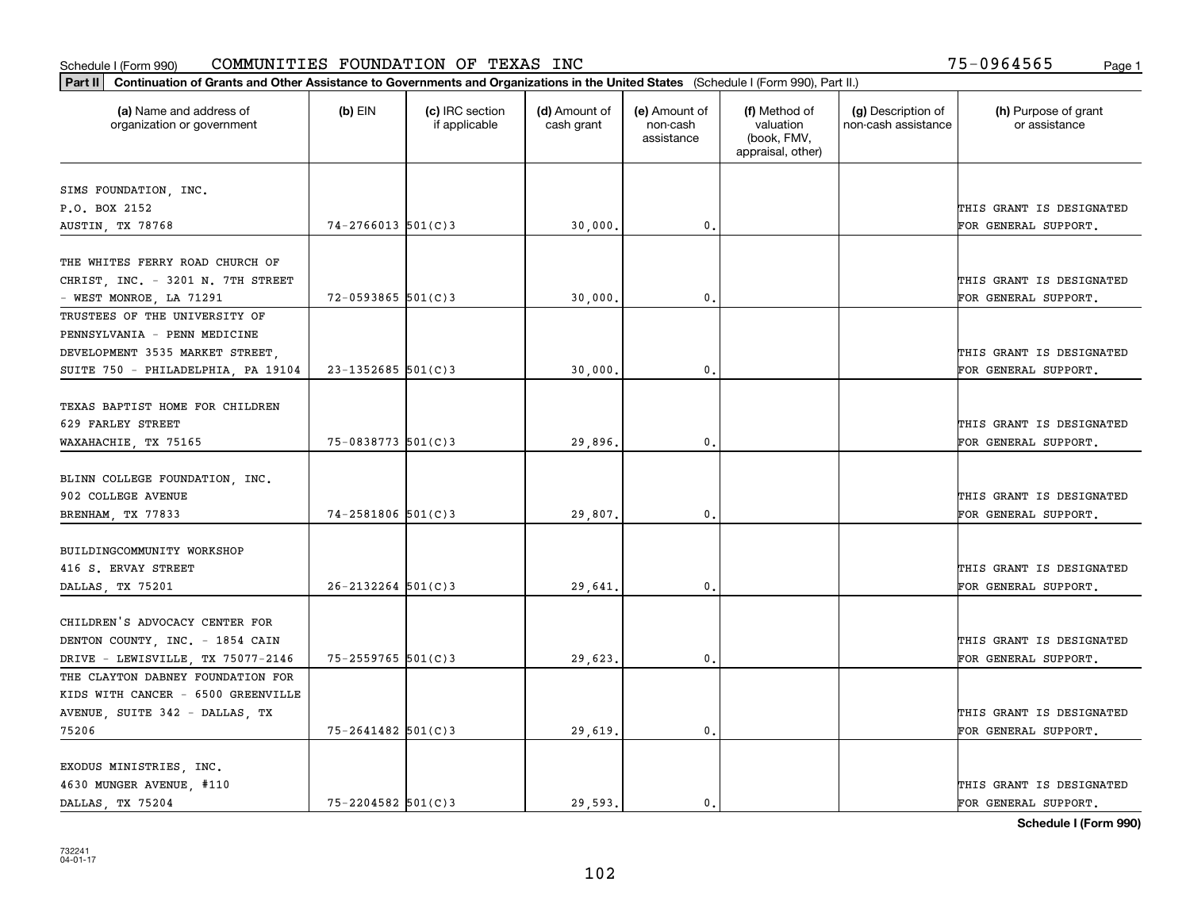Schedule I (Form 990) COMMUNITIES FOUNDATION OF TEXAS INC 75-0964565

**Part II** **Continuation of Grants and Other Assistance to Governments and Organizations in the United States** (Schedule I (Form 990), Part II.)

| (a) Name and address of organization or government | (b) EIN | (c) IRC section if applicable | (d) Amount of cash grant | (e) Amount of non-cash assistance | (f) Method of valuation (book, FMV, appraisal, other) | (g) Description of non-cash assistance | (h) Purpose of grant or assistance |
|---|---|---|---|---|---|---|---|
| SIMS FOUNDATION, INC. P.O. BOX 2152 AUSTIN, TX 78768 | 74-2766013 | 501(C)3 | 30,000. | 0. | | | THIS GRANT IS DESIGNATED FOR GENERAL SUPPORT. |
| THE WHITES FERRY ROAD CHURCH OF CHRIST, INC. - 3201 N. 7TH STREET - WEST MONROE, LA 71291 | 72-0593865 | 501(C)3 | 30,000. | 0. | | | THIS GRANT IS DESIGNATED FOR GENERAL SUPPORT. |
| TRUSTEES OF THE UNIVERSITY OF PENNSYLVANIA - PENN MEDICINE DEVELOPMENT 3535 MARKET STREET, SUITE 750 - PHILADELPHIA, PA 19104 | 23-1352685 | 501(C)3 | 30,000. | 0. | | | THIS GRANT IS DESIGNATED FOR GENERAL SUPPORT. |
| TEXAS BAPTIST HOME FOR CHILDREN 629 FARLEY STREET WAXAHACHIE, TX 75165 | 75-0838773 | 501(C)3 | 29,896. | 0. | | | THIS GRANT IS DESIGNATED FOR GENERAL SUPPORT. |
| BLINN COLLEGE FOUNDATION, INC. 902 COLLEGE AVENUE BRENHAM, TX 77833 | 74-2581806 | 501(C)3 | 29,807. | 0. | | | THIS GRANT IS DESIGNATED FOR GENERAL SUPPORT. |
| BUILDINGCOMMUNITY WORKSHOP 416 S. ERVAY STREET DALLAS, TX 75201 | 26-2132264 | 501(C)3 | 29,641. | 0. | | | THIS GRANT IS DESIGNATED FOR GENERAL SUPPORT. |
| CHILDREN'S ADVOCACY CENTER FOR DENTON COUNTY, INC. - 1854 CAIN DRIVE - LEWISVILLE, TX 75077-2146 | 75-2559765 | 501(C)3 | 29,623. | 0. | | | THIS GRANT IS DESIGNATED FOR GENERAL SUPPORT. |
| THE CLAYTON DABNEY FOUNDATION FOR KIDS WITH CANCER - 6500 GREENVILLE AVENUE, SUITE 342 - DALLAS, TX 75206 | 75-2641482 | 501(C)3 | 29,619. | 0. | | | THIS GRANT IS DESIGNATED FOR GENERAL SUPPORT. |
| EXODUS MINISTRIES, INC. 4630 MUNGER AVENUE, #110 DALLAS, TX 75204 | 75-2204582 | 501(C)3 | 29,593. | 0. | | | THIS GRANT IS DESIGNATED FOR GENERAL SUPPORT. |

**Schedule I (Form 990)**

732241 04-01-17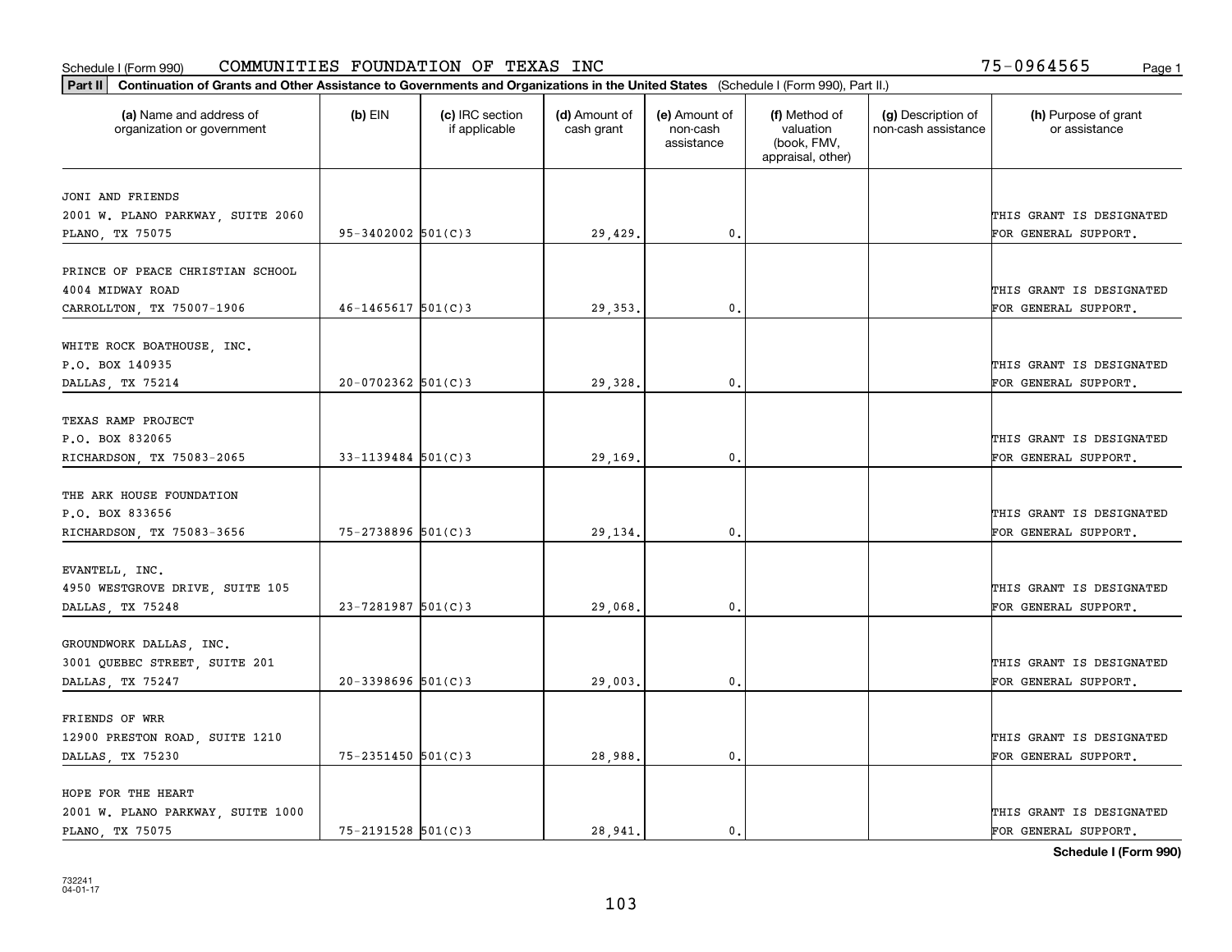Schedule I (Form 990) COMMUNITIES FOUNDATION OF TEXAS INC 75-0964565

**Part II** **Continuation of Grants and Other Assistance to Governments and Organizations in the United States** (Schedule I (Form 990), Part II.)

| (a) Name and address of organization or government | (b) EIN | (c) IRC section if applicable | (d) Amount of cash grant | (e) Amount of non-cash assistance | (f) Method of valuation (book, FMV, appraisal, other) | (g) Description of non-cash assistance | (h) Purpose of grant or assistance |
|---|---|---|---|---|---|---|---|
| JONI AND FRIENDS<br>2001 W. PLANO PARKWAY, SUITE 2060<br>PLANO, TX 75075 | 95-3402002 | 501(C)3 | 29,429. | 0. | | | THIS GRANT IS DESIGNATED FOR GENERAL SUPPORT. |
| PRINCE OF PEACE CHRISTIAN SCHOOL<br>4004 MIDWAY ROAD<br>CARROLLTON, TX 75007-1906 | 46-1465617 | 501(C)3 | 29,353. | 0. | | | THIS GRANT IS DESIGNATED FOR GENERAL SUPPORT. |
| WHITE ROCK BOATHOUSE, INC.<br>P.O. BOX 140935<br>DALLAS, TX 75214 | 20-0702362 | 501(C)3 | 29,328. | 0. | | | THIS GRANT IS DESIGNATED FOR GENERAL SUPPORT. |
| TEXAS RAMP PROJECT<br>P.O. BOX 832065<br>RICHARDSON, TX 75083-2065 | 33-1139484 | 501(C)3 | 29,169. | 0. | | | THIS GRANT IS DESIGNATED FOR GENERAL SUPPORT. |
| THE ARK HOUSE FOUNDATION<br>P.O. BOX 833656<br>RICHARDSON, TX 75083-3656 | 75-2738896 | 501(C)3 | 29,134. | 0. | | | THIS GRANT IS DESIGNATED FOR GENERAL SUPPORT. |
| EVANTELL, INC.<br>4950 WESTGROVE DRIVE, SUITE 105<br>DALLAS, TX 75248 | 23-7281987 | 501(C)3 | 29,068. | 0. | | | THIS GRANT IS DESIGNATED FOR GENERAL SUPPORT. |
| GROUNDWORK DALLAS, INC.<br>3001 QUEBEC STREET, SUITE 201<br>DALLAS, TX 75247 | 20-3398696 | 501(C)3 | 29,003. | 0. | | | THIS GRANT IS DESIGNATED FOR GENERAL SUPPORT. |
| FRIENDS OF WRR<br>12900 PRESTON ROAD, SUITE 1210<br>DALLAS, TX 75230 | 75-2351450 | 501(C)3 | 28,988. | 0. | | | THIS GRANT IS DESIGNATED FOR GENERAL SUPPORT. |
| HOPE FOR THE HEART<br>2001 W. PLANO PARKWAY, SUITE 1000<br>PLANO, TX 75075 | 75-2191528 | 501(C)3 | 28,941. | 0. | | | THIS GRANT IS DESIGNATED FOR GENERAL SUPPORT. |

**Schedule I (Form 990)**

732241
04-01-17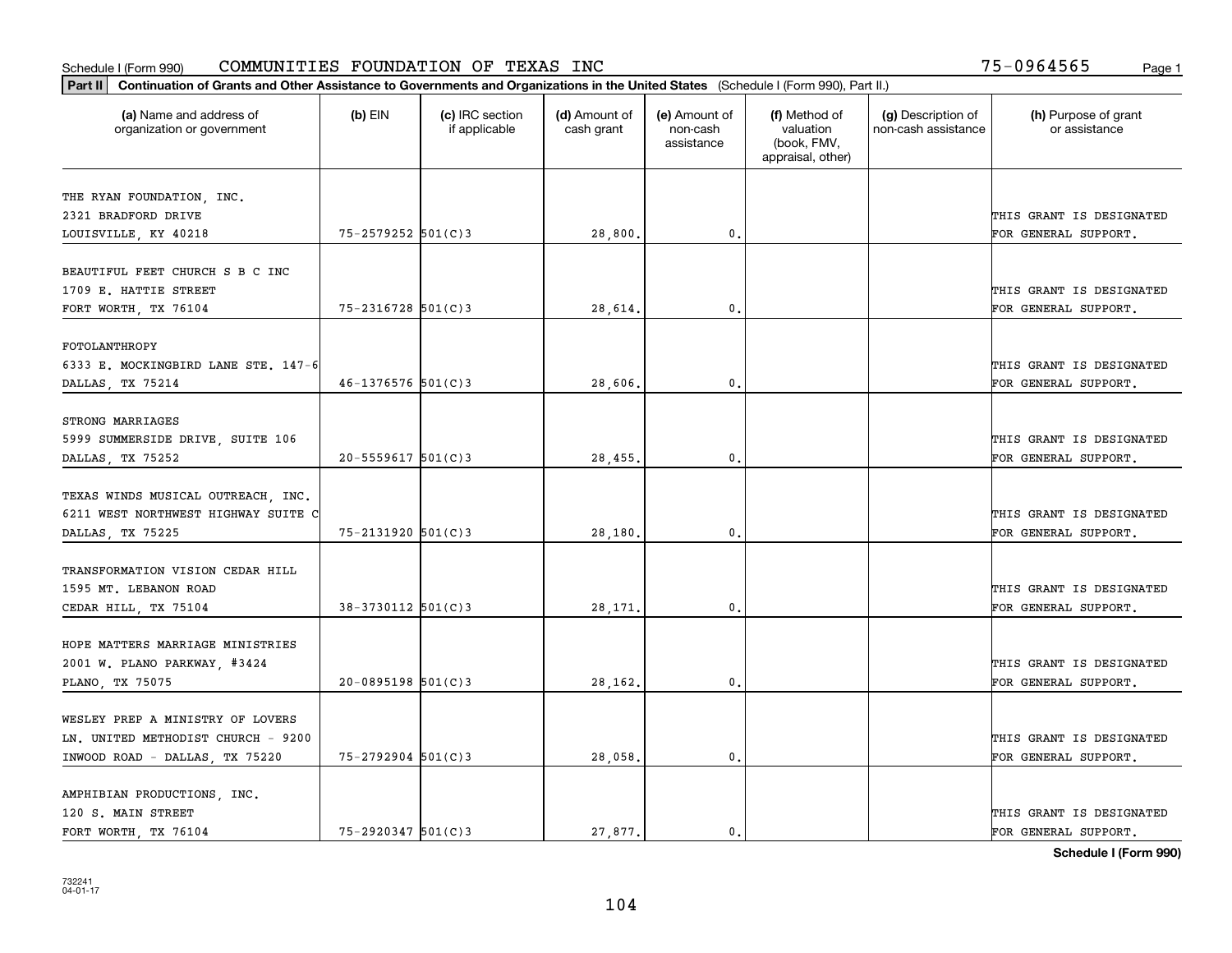Schedule I (Form 990) COMMUNITIES FOUNDATION OF TEXAS INC 75-0964565

**Part II** **Continuation of Grants and Other Assistance to Governments and Organizations in the United States** (Schedule I (Form 990), Part II.)

| (a) Name and address of organization or government | (b) EIN | (c) IRC section if applicable | (d) Amount of cash grant | (e) Amount of non-cash assistance | (f) Method of valuation (book, FMV, appraisal, other) | (g) Description of non-cash assistance | (h) Purpose of grant or assistance |
|---|---|---|---|---|---|---|---|
| THE RYAN FOUNDATION, INC. 2321 BRADFORD DRIVE LOUISVILLE, KY 40218 | 75-2579252 | 501(C)3 | 28,800. | 0. | | | THIS GRANT IS DESIGNATED FOR GENERAL SUPPORT. |
| BEAUTIFUL FEET CHURCH S B C INC 1709 E. HATTIE STREET FORT WORTH, TX 76104 | 75-2316728 | 501(C)3 | 28,614. | 0. | | | THIS GRANT IS DESIGNATED FOR GENERAL SUPPORT. |
| FOTOLANTHROPY 6333 E. MOCKINGBIRD LANE STE. 147-6 DALLAS, TX 75214 | 46-1376576 | 501(C)3 | 28,606. | 0. | | | THIS GRANT IS DESIGNATED FOR GENERAL SUPPORT. |
| STRONG MARRIAGES 5999 SUMMERSIDE DRIVE, SUITE 106 DALLAS, TX 75252 | 20-5559617 | 501(C)3 | 28,455. | 0. | | | THIS GRANT IS DESIGNATED FOR GENERAL SUPPORT. |
| TEXAS WINDS MUSICAL OUTREACH, INC. 6211 WEST NORTHWEST HIGHWAY SUITE C DALLAS, TX 75225 | 75-2131920 | 501(C)3 | 28,180. | 0. | | | THIS GRANT IS DESIGNATED FOR GENERAL SUPPORT. |
| TRANSFORMATION VISION CEDAR HILL 1595 MT. LEBANON ROAD CEDAR HILL, TX 75104 | 38-3730112 | 501(C)3 | 28,171. | 0. | | | THIS GRANT IS DESIGNATED FOR GENERAL SUPPORT. |
| HOPE MATTERS MARRIAGE MINISTRIES 2001 W. PLANO PARKWAY, #3424 PLANO, TX 75075 | 20-0895198 | 501(C)3 | 28,162. | 0. | | | THIS GRANT IS DESIGNATED FOR GENERAL SUPPORT. |
| WESLEY PREP A MINISTRY OF LOVERS LN. UNITED METHODIST CHURCH - 9200 INWOOD ROAD - DALLAS, TX 75220 | 75-2792904 | 501(C)3 | 28,058. | 0. | | | THIS GRANT IS DESIGNATED FOR GENERAL SUPPORT. |
| AMPHIBIAN PRODUCTIONS, INC. 120 S. MAIN STREET FORT WORTH, TX 76104 | 75-2920347 | 501(C)3 | 27,877. | 0. | | | THIS GRANT IS DESIGNATED FOR GENERAL SUPPORT. |

**Schedule I (Form 990)**

732241 04-01-17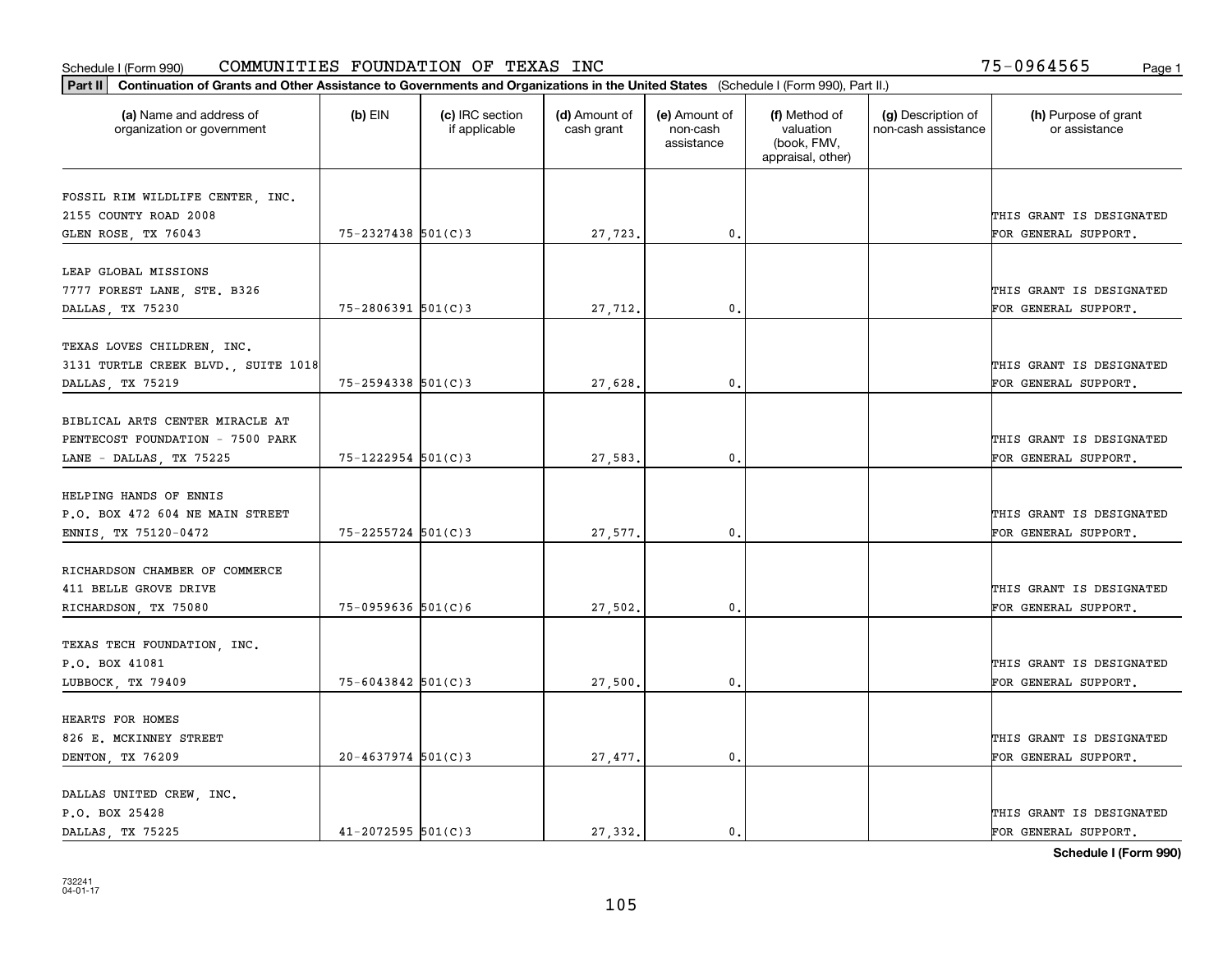Schedule I (Form 990) COMMUNITIES FOUNDATION OF TEXAS INC 75-0964565

**Part II Continuation of Grants and Other Assistance to Governments and Organizations in the United States** (Schedule I (Form 990), Part II.)

| (a) Name and address of organization or government | (b) EIN | (c) IRC section if applicable | (d) Amount of cash grant | (e) Amount of non-cash assistance | (f) Method of valuation (book, FMV, appraisal, other) | (g) Description of non-cash assistance | (h) Purpose of grant or assistance |
|---|---|---|---|---|---|---|---|
| FOSSIL RIM WILDLIFE CENTER, INC. 2155 COUNTY ROAD 2008 GLEN ROSE, TX 76043 | 75-2327438 | 501(C)3 | 27,723. | 0. | | | THIS GRANT IS DESIGNATED FOR GENERAL SUPPORT. |
| LEAP GLOBAL MISSIONS 7777 FOREST LANE, STE. B326 DALLAS, TX 75230 | 75-2806391 | 501(C)3 | 27,712. | 0. | | | THIS GRANT IS DESIGNATED FOR GENERAL SUPPORT. |
| TEXAS LOVES CHILDREN, INC. 3131 TURTLE CREEK BLVD., SUITE 1018 DALLAS, TX 75219 | 75-2594338 | 501(C)3 | 27,628. | 0. | | | THIS GRANT IS DESIGNATED FOR GENERAL SUPPORT. |
| BIBLICAL ARTS CENTER MIRACLE AT PENTECOST FOUNDATION - 7500 PARK LANE - DALLAS, TX 75225 | 75-1222954 | 501(C)3 | 27,583. | 0. | | | THIS GRANT IS DESIGNATED FOR GENERAL SUPPORT. |
| HELPING HANDS OF ENNIS P.O. BOX 472 604 NE MAIN STREET ENNIS, TX 75120-0472 | 75-2255724 | 501(C)3 | 27,577. | 0. | | | THIS GRANT IS DESIGNATED FOR GENERAL SUPPORT. |
| RICHARDSON CHAMBER OF COMMERCE 411 BELLE GROVE DRIVE RICHARDSON, TX 75080 | 75-0959636 | 501(C)6 | 27,502. | 0. | | | THIS GRANT IS DESIGNATED FOR GENERAL SUPPORT. |
| TEXAS TECH FOUNDATION, INC. P.O. BOX 41081 LUBBOCK, TX 79409 | 75-6043842 | 501(C)3 | 27,500. | 0. | | | THIS GRANT IS DESIGNATED FOR GENERAL SUPPORT. |
| HEARTS FOR HOMES 826 E. MCKINNEY STREET DENTON, TX 76209 | 20-4637974 | 501(C)3 | 27,477. | 0. | | | THIS GRANT IS DESIGNATED FOR GENERAL SUPPORT. |
| DALLAS UNITED CREW, INC. P.O. BOX 25428 DALLAS, TX 75225 | 41-2072595 | 501(C)3 | 27,332. | 0. | | | THIS GRANT IS DESIGNATED FOR GENERAL SUPPORT. |

**Schedule I (Form 990)**

732241 04-01-17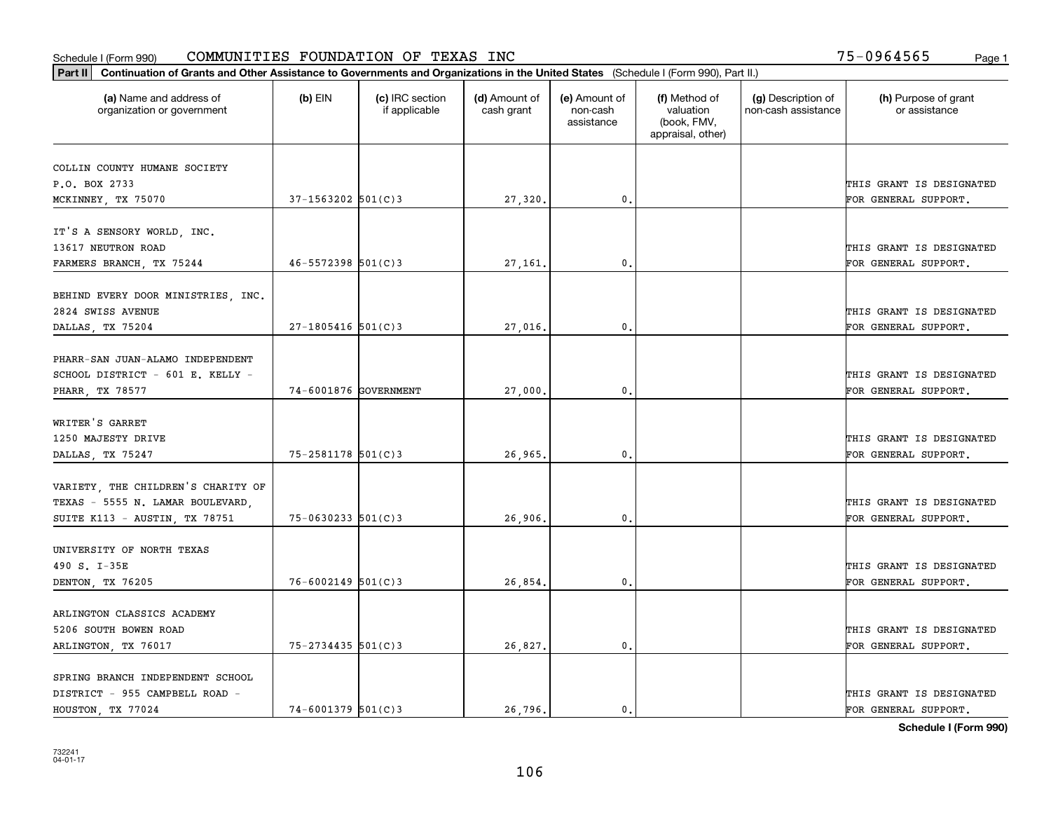Schedule I (Form 990) COMMUNITIES FOUNDATION OF TEXAS INC 75-0964565 Page 1

**Part II** **Continuation of Grants and Other Assistance to Governments and Organizations in the United States** (Schedule I (Form 990), Part II.)

| (a) Name and address of organization or government | (b) EIN | (c) IRC section if applicable | (d) Amount of cash grant | (e) Amount of non-cash assistance | (f) Method of valuation (book, FMV, appraisal, other) | (g) Description of non-cash assistance | (h) Purpose of grant or assistance |
|---|---|---|---|---|---|---|---|
| COLLIN COUNTY HUMANE SOCIETY P.O. BOX 2733 MCKINNEY, TX 75070 | 37-1563202 | 501(C)3 | 27,320. | 0. | | | THIS GRANT IS DESIGNATED FOR GENERAL SUPPORT. |
| IT'S A SENSORY WORLD, INC. 13617 NEUTRON ROAD FARMERS BRANCH, TX 75244 | 46-5572398 | 501(C)3 | 27,161. | 0. | | | THIS GRANT IS DESIGNATED FOR GENERAL SUPPORT. |
| BEHIND EVERY DOOR MINISTRIES, INC. 2824 SWISS AVENUE DALLAS, TX 75204 | 27-1805416 | 501(C)3 | 27,016. | 0. | | | THIS GRANT IS DESIGNATED FOR GENERAL SUPPORT. |
| PHARR-SAN JUAN-ALAMO INDEPENDENT SCHOOL DISTRICT - 601 E. KELLY - PHARR, TX 78577 | 74-6001876 | GOVERNMENT | 27,000. | 0. | | | THIS GRANT IS DESIGNATED FOR GENERAL SUPPORT. |
| WRITER'S GARRET 1250 MAJESTY DRIVE DALLAS, TX 75247 | 75-2581178 | 501(C)3 | 26,965. | 0. | | | THIS GRANT IS DESIGNATED FOR GENERAL SUPPORT. |
| VARIETY, THE CHILDREN'S CHARITY OF TEXAS - 5555 N. LAMAR BOULEVARD, SUITE K113 - AUSTIN, TX 78751 | 75-0630233 | 501(C)3 | 26,906. | 0. | | | THIS GRANT IS DESIGNATED FOR GENERAL SUPPORT. |
| UNIVERSITY OF NORTH TEXAS 490 S. I-35E DENTON, TX 76205 | 76-6002149 | 501(C)3 | 26,854. | 0. | | | THIS GRANT IS DESIGNATED FOR GENERAL SUPPORT. |
| ARLINGTON CLASSICS ACADEMY 5206 SOUTH BOWEN ROAD ARLINGTON, TX 76017 | 75-2734435 | 501(C)3 | 26,827. | 0. | | | THIS GRANT IS DESIGNATED FOR GENERAL SUPPORT. |
| SPRING BRANCH INDEPENDENT SCHOOL DISTRICT - 955 CAMPBELL ROAD - HOUSTON, TX 77024 | 74-6001379 | 501(C)3 | 26,796. | 0. | | | THIS GRANT IS DESIGNATED FOR GENERAL SUPPORT. |

**Schedule I (Form 990)**

732241
04-01-17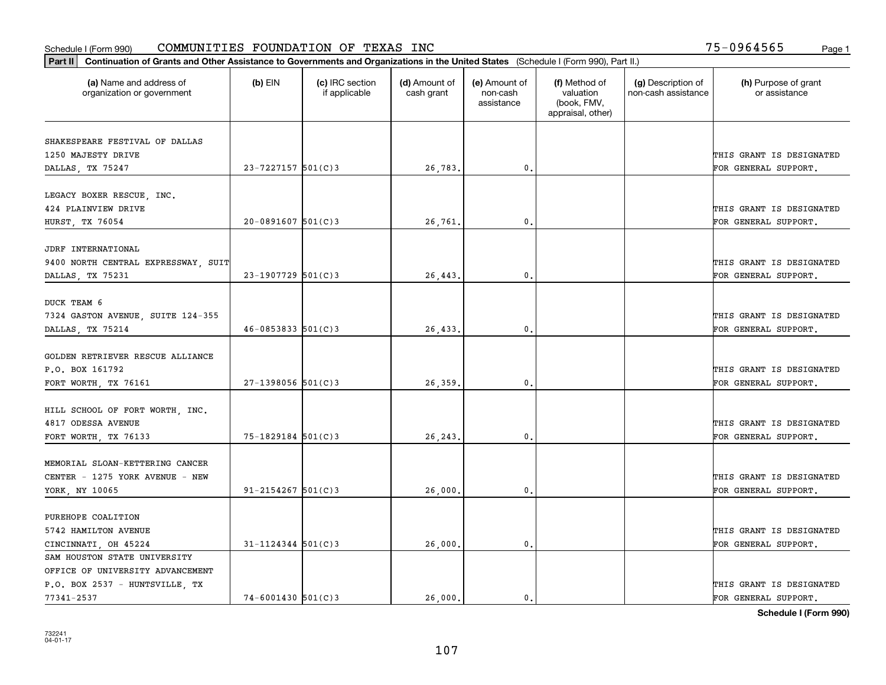Schedule I (Form 990) COMMUNITIES FOUNDATION OF TEXAS INC 75-0964565

**Part II** **Continuation of Grants and Other Assistance to Governments and Organizations in the United States** (Schedule I (Form 990), Part II.)

| (a) Name and address of organization or government | (b) EIN | (c) IRC section if applicable | (d) Amount of cash grant | (e) Amount of non-cash assistance | (f) Method of valuation (book, FMV, appraisal, other) | (g) Description of non-cash assistance | (h) Purpose of grant or assistance |
|---|---|---|---|---|---|---|---|
| SHAKESPEARE FESTIVAL OF DALLAS 1250 MAJESTY DRIVE DALLAS, TX 75247 | 23-7227157 | 501(C)3 | 26,783. | 0. | | | THIS GRANT IS DESIGNATED FOR GENERAL SUPPORT. |
| LEGACY BOXER RESCUE, INC. 424 PLAINVIEW DRIVE HURST, TX 76054 | 20-0891607 | 501(C)3 | 26,761. | 0. | | | THIS GRANT IS DESIGNATED FOR GENERAL SUPPORT. |
| JDRF INTERNATIONAL 9400 NORTH CENTRAL EXPRESSWAY, SUIT DALLAS, TX 75231 | 23-1907729 | 501(C)3 | 26,443. | 0. | | | THIS GRANT IS DESIGNATED FOR GENERAL SUPPORT. |
| DUCK TEAM 6 7324 GASTON AVENUE, SUITE 124-355 DALLAS, TX 75214 | 46-0853833 | 501(C)3 | 26,433. | 0. | | | THIS GRANT IS DESIGNATED FOR GENERAL SUPPORT. |
| GOLDEN RETRIEVER RESCUE ALLIANCE P.O. BOX 161792 FORT WORTH, TX 76161 | 27-1398056 | 501(C)3 | 26,359. | 0. | | | THIS GRANT IS DESIGNATED FOR GENERAL SUPPORT. |
| HILL SCHOOL OF FORT WORTH, INC. 4817 ODESSA AVENUE FORT WORTH, TX 76133 | 75-1829184 | 501(C)3 | 26,243. | 0. | | | THIS GRANT IS DESIGNATED FOR GENERAL SUPPORT. |
| MEMORIAL SLOAN-KETTERING CANCER CENTER - 1275 YORK AVENUE - NEW YORK, NY 10065 | 91-2154267 | 501(C)3 | 26,000. | 0. | | | THIS GRANT IS DESIGNATED FOR GENERAL SUPPORT. |
| PUREHOPE COALITION 5742 HAMILTON AVENUE CINCINNATI, OH 45224 | 31-1124344 | 501(C)3 | 26,000. | 0. | | | THIS GRANT IS DESIGNATED FOR GENERAL SUPPORT. |
| SAM HOUSTON STATE UNIVERSITY OFFICE OF UNIVERSITY ADVANCEMENT P.O. BOX 2537 - HUNTSVILLE, TX 77341-2537 | 74-6001430 | 501(C)3 | 26,000. | 0. | | | THIS GRANT IS DESIGNATED FOR GENERAL SUPPORT. |

**Schedule I (Form 990)**

732241 04-01-17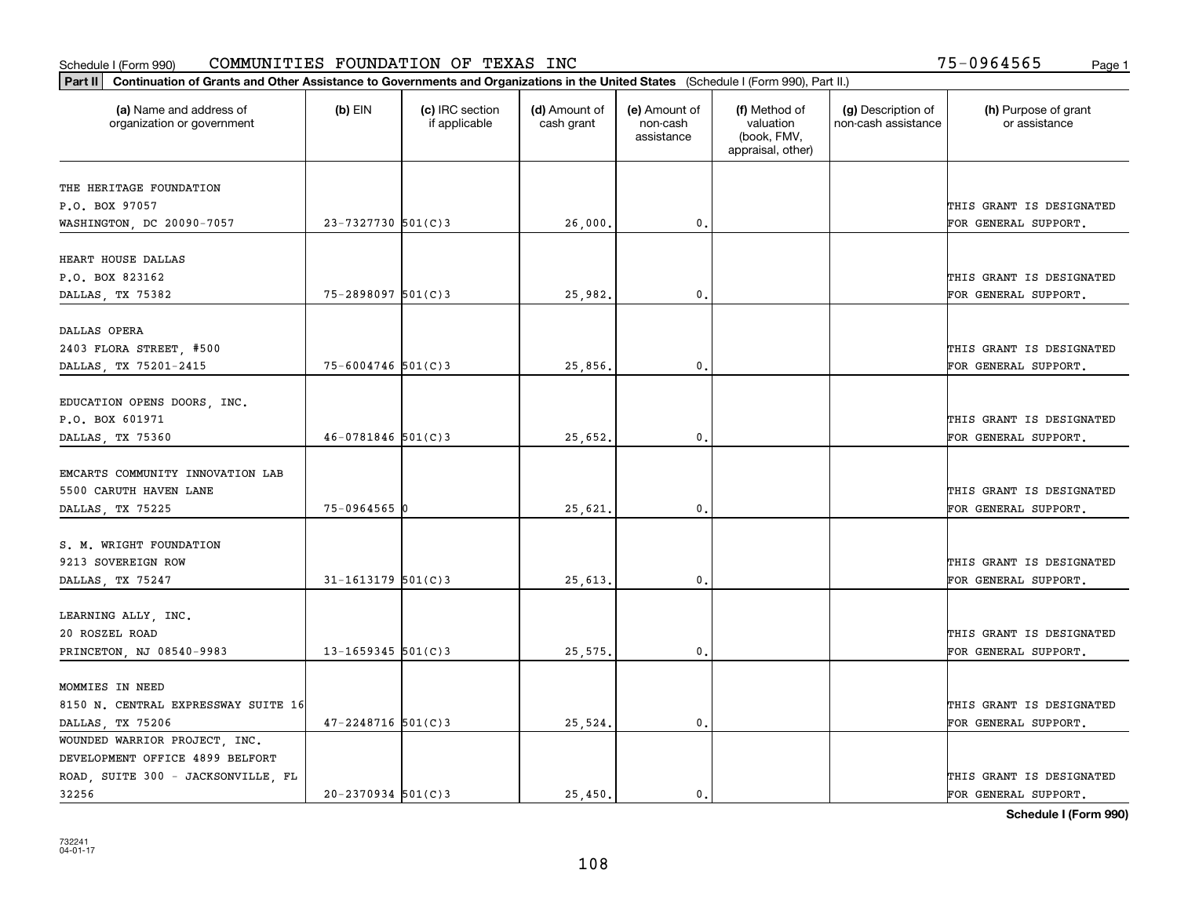Schedule I (Form 990) COMMUNITIES FOUNDATION OF TEXAS INC 75-0964565

**Part II Continuation of Grants and Other Assistance to Governments and Organizations in the United States** (Schedule I (Form 990), Part II.)

| (a) Name and address of organization or government | (b) EIN | (c) IRC section if applicable | (d) Amount of cash grant | (e) Amount of non-cash assistance | (f) Method of valuation (book, FMV, appraisal, other) | (g) Description of non-cash assistance | (h) Purpose of grant or assistance |
|---|---|---|---|---|---|---|---|
| THE HERITAGE FOUNDATION P.O. BOX 97057 WASHINGTON, DC 20090-7057 | 23-7327730 | 501(C)3 | 26,000. | 0. | | | THIS GRANT IS DESIGNATED FOR GENERAL SUPPORT. |
| HEART HOUSE DALLAS P.O. BOX 823162 DALLAS, TX 75382 | 75-2898097 | 501(C)3 | 25,982. | 0. | | | THIS GRANT IS DESIGNATED FOR GENERAL SUPPORT. |
| DALLAS OPERA 2403 FLORA STREET, #500 DALLAS, TX 75201-2415 | 75-6004746 | 501(C)3 | 25,856. | 0. | | | THIS GRANT IS DESIGNATED FOR GENERAL SUPPORT. |
| EDUCATION OPENS DOORS, INC. P.O. BOX 601971 DALLAS, TX 75360 | 46-0781846 | 501(C)3 | 25,652. | 0. | | | THIS GRANT IS DESIGNATED FOR GENERAL SUPPORT. |
| EMCARTS COMMUNITY INNOVATION LAB 5500 CARUTH HAVEN LANE DALLAS, TX 75225 | 75-0964565 | 0 | 25,621. | 0. | | | THIS GRANT IS DESIGNATED FOR GENERAL SUPPORT. |
| S. M. WRIGHT FOUNDATION 9213 SOVEREIGN ROW DALLAS, TX 75247 | 31-1613179 | 501(C)3 | 25,613. | 0. | | | THIS GRANT IS DESIGNATED FOR GENERAL SUPPORT. |
| LEARNING ALLY, INC. 20 ROSZEL ROAD PRINCETON, NJ 08540-9983 | 13-1659345 | 501(C)3 | 25,575. | 0. | | | THIS GRANT IS DESIGNATED FOR GENERAL SUPPORT. |
| MOMMIES IN NEED 8150 N. CENTRAL EXPRESSWAY SUITE 16 DALLAS, TX 75206 | 47-2248716 | 501(C)3 | 25,524. | 0. | | | THIS GRANT IS DESIGNATED FOR GENERAL SUPPORT. |
| WOUNDED WARRIOR PROJECT, INC. DEVELOPMENT OFFICE 4899 BELFORT ROAD, SUITE 300 - JACKSONVILLE, FL 32256 | 20-2370934 | 501(C)3 | 25,450. | 0. | | | THIS GRANT IS DESIGNATED FOR GENERAL SUPPORT. |

**Schedule I (Form 990)**

732241
04-01-17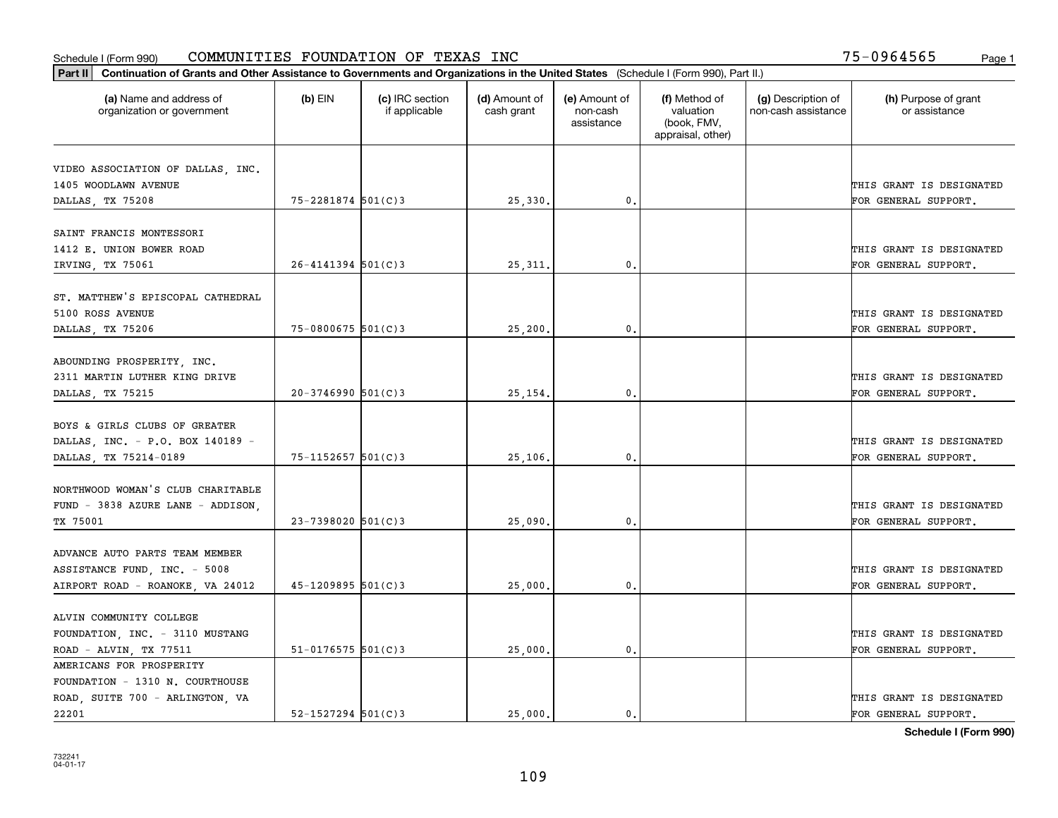Schedule I (Form 990) COMMUNITIES FOUNDATION OF TEXAS INC 75-0964565 Page 1

**Part II Continuation of Grants and Other Assistance to Governments and Organizations in the United States** (Schedule I (Form 990), Part II.)

| (a) Name and address of organization or government | (b) EIN | (c) IRC section if applicable | (d) Amount of cash grant | (e) Amount of non-cash assistance | (f) Method of valuation (book, FMV, appraisal, other) | (g) Description of non-cash assistance | (h) Purpose of grant or assistance |
|---|---|---|---|---|---|---|---|
| VIDEO ASSOCIATION OF DALLAS, INC. 1405 WOODLAWN AVENUE DALLAS, TX 75208 | 75-2281874 | 501(C)3 | 25,330. | 0. | | | THIS GRANT IS DESIGNATED FOR GENERAL SUPPORT. |
| SAINT FRANCIS MONTESSORI 1412 E. UNION BOWER ROAD IRVING, TX 75061 | 26-4141394 | 501(C)3 | 25,311. | 0. | | | THIS GRANT IS DESIGNATED FOR GENERAL SUPPORT. |
| ST. MATTHEW'S EPISCOPAL CATHEDRAL 5100 ROSS AVENUE DALLAS, TX 75206 | 75-0800675 | 501(C)3 | 25,200. | 0. | | | THIS GRANT IS DESIGNATED FOR GENERAL SUPPORT. |
| ABOUNDING PROSPERITY, INC. 2311 MARTIN LUTHER KING DRIVE DALLAS, TX 75215 | 20-3746990 | 501(C)3 | 25,154. | 0. | | | THIS GRANT IS DESIGNATED FOR GENERAL SUPPORT. |
| BOYS & GIRLS CLUBS OF GREATER DALLAS, INC. - P.O. BOX 140189 - DALLAS, TX 75214-0189 | 75-1152657 | 501(C)3 | 25,106. | 0. | | | THIS GRANT IS DESIGNATED FOR GENERAL SUPPORT. |
| NORTHWOOD WOMAN'S CLUB CHARITABLE FUND - 3838 AZURE LANE - ADDISON, TX 75001 | 23-7398020 | 501(C)3 | 25,090. | 0. | | | THIS GRANT IS DESIGNATED FOR GENERAL SUPPORT. |
| ADVANCE AUTO PARTS TEAM MEMBER ASSISTANCE FUND, INC. - 5008 AIRPORT ROAD - ROANOKE, VA 24012 | 45-1209895 | 501(C)3 | 25,000. | 0. | | | THIS GRANT IS DESIGNATED FOR GENERAL SUPPORT. |
| ALVIN COMMUNITY COLLEGE FOUNDATION, INC. - 3110 MUSTANG ROAD - ALVIN, TX 77511 | 51-0176575 | 501(C)3 | 25,000. | 0. | | | THIS GRANT IS DESIGNATED FOR GENERAL SUPPORT. |
| AMERICANS FOR PROSPERITY FOUNDATION - 1310 N. COURTHOUSE ROAD, SUITE 700 - ARLINGTON, VA 22201 | 52-1527294 | 501(C)3 | 25,000. | 0. | | | THIS GRANT IS DESIGNATED FOR GENERAL SUPPORT. |

**Schedule I (Form 990)**

732241 04-01-17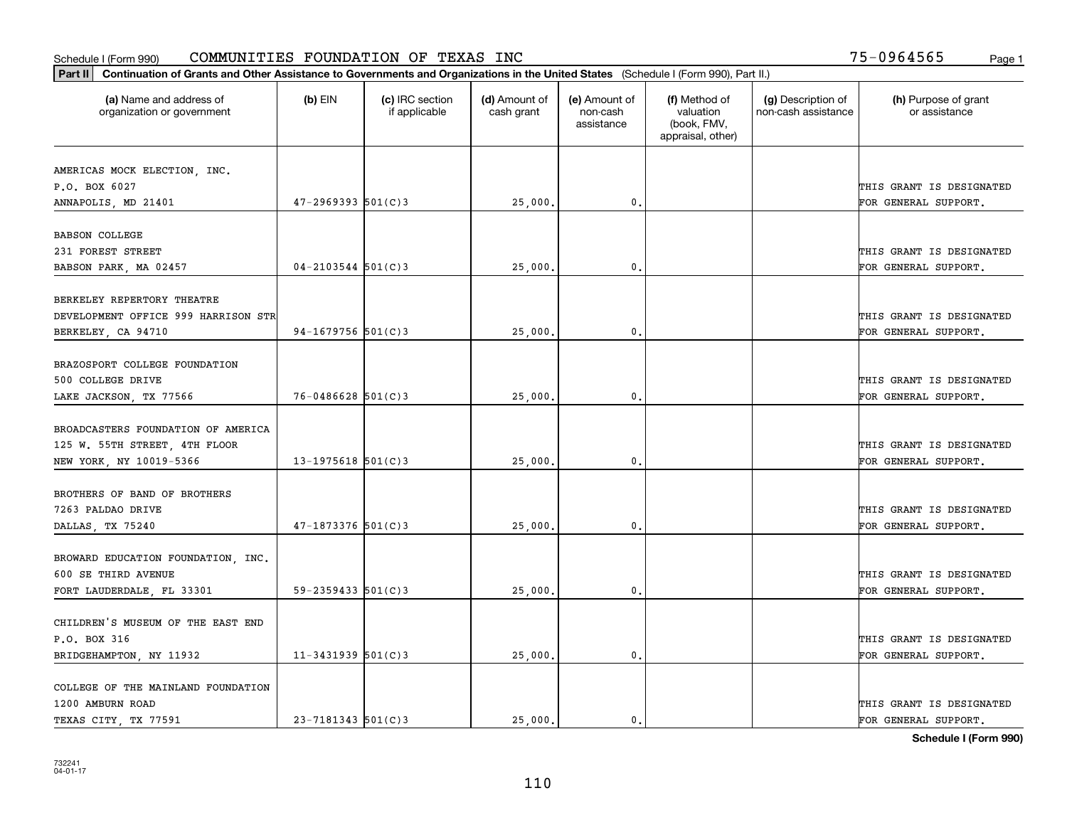Schedule I (Form 990) COMMUNITIES FOUNDATION OF TEXAS INC 75-0964565

**Part II Continuation of Grants and Other Assistance to Governments and Organizations in the United States** (Schedule I (Form 990), Part II.)

| (a) Name and address of organization or government | (b) EIN | (c) IRC section if applicable | (d) Amount of cash grant | (e) Amount of non-cash assistance | (f) Method of valuation (book, FMV, appraisal, other) | (g) Description of non-cash assistance | (h) Purpose of grant or assistance |
|---|---|---|---|---|---|---|---|
| AMERICAS MOCK ELECTION, INC.<br>P.O. BOX 6027<br>ANNAPOLIS, MD 21401 | 47-2969393 | 501(C)3 | 25,000. | 0. | | | THIS GRANT IS DESIGNATED FOR GENERAL SUPPORT. |
| BABSON COLLEGE<br>231 FOREST STREET<br>BABSON PARK, MA 02457 | 04-2103544 | 501(C)3 | 25,000. | 0. | | | THIS GRANT IS DESIGNATED FOR GENERAL SUPPORT. |
| BERKELEY REPERTORY THEATRE<br>DEVELOPMENT OFFICE 999 HARRISON STR<br>BERKELEY, CA 94710 | 94-1679756 | 501(C)3 | 25,000. | 0. | | | THIS GRANT IS DESIGNATED FOR GENERAL SUPPORT. |
| BRAZOSPORT COLLEGE FOUNDATION<br>500 COLLEGE DRIVE<br>LAKE JACKSON, TX 77566 | 76-0486628 | 501(C)3 | 25,000. | 0. | | | THIS GRANT IS DESIGNATED FOR GENERAL SUPPORT. |
| BROADCASTERS FOUNDATION OF AMERICA<br>125 W. 55TH STREET, 4TH FLOOR<br>NEW YORK, NY 10019-5366 | 13-1975618 | 501(C)3 | 25,000. | 0. | | | THIS GRANT IS DESIGNATED FOR GENERAL SUPPORT. |
| BROTHERS OF BAND OF BROTHERS<br>7263 PALDAO DRIVE<br>DALLAS, TX 75240 | 47-1873376 | 501(C)3 | 25,000. | 0. | | | THIS GRANT IS DESIGNATED FOR GENERAL SUPPORT. |
| BROWARD EDUCATION FOUNDATION, INC.<br>600 SE THIRD AVENUE<br>FORT LAUDERDALE, FL 33301 | 59-2359433 | 501(C)3 | 25,000. | 0. | | | THIS GRANT IS DESIGNATED FOR GENERAL SUPPORT. |
| CHILDREN'S MUSEUM OF THE EAST END<br>P.O. BOX 316<br>BRIDGEHAMPTON, NY 11932 | 11-3431939 | 501(C)3 | 25,000. | 0. | | | THIS GRANT IS DESIGNATED FOR GENERAL SUPPORT. |
| COLLEGE OF THE MAINLAND FOUNDATION<br>1200 AMBURN ROAD<br>TEXAS CITY, TX 77591 | 23-7181343 | 501(C)3 | 25,000. | 0. | | | THIS GRANT IS DESIGNATED FOR GENERAL SUPPORT. |

**Schedule I (Form 990)**

732241
04-01-17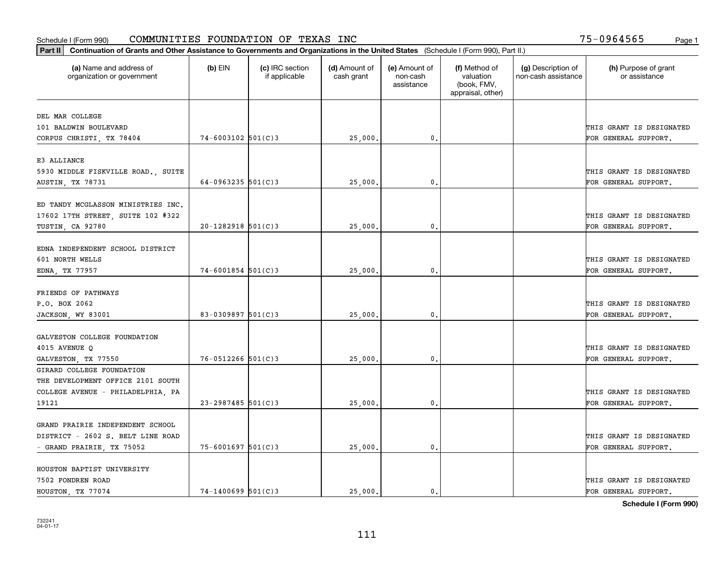Schedule I (Form 990) COMMUNITIES FOUNDATION OF TEXAS INC 75-0964565

**Part II Continuation of Grants and Other Assistance to Governments and Organizations in the United States** (Schedule I (Form 990), Part II.)

| (a) Name and address of organization or government | (b) EIN | (c) IRC section if applicable | (d) Amount of cash grant | (e) Amount of non-cash assistance | (f) Method of valuation (book, FMV, appraisal, other) | (g) Description of non-cash assistance | (h) Purpose of grant or assistance |
|---|---|---|---|---|---|---|---|
| DEL MAR COLLEGE 101 BALDWIN BOULEVARD CORPUS CHRISTI, TX 78404 | 74-6003102 | 501(C)3 | 25,000. | 0. | | | THIS GRANT IS DESIGNATED FOR GENERAL SUPPORT. |
| E3 ALLIANCE 5930 MIDDLE FISKVILLE ROAD., SUITE AUSTIN, TX 78731 | 64-0963235 | 501(C)3 | 25,000. | 0. | | | THIS GRANT IS DESIGNATED FOR GENERAL SUPPORT. |
| ED TANDY MCGLASSON MINISTRIES INC. 17602 17TH STREET, SUITE 102 #322 TUSTIN, CA 92780 | 20-1282918 | 501(C)3 | 25,000. | 0. | | | THIS GRANT IS DESIGNATED FOR GENERAL SUPPORT. |
| EDNA INDEPENDENT SCHOOL DISTRICT 601 NORTH WELLS EDNA, TX 77957 | 74-6001854 | 501(C)3 | 25,000. | 0. | | | THIS GRANT IS DESIGNATED FOR GENERAL SUPPORT. |
| FRIENDS OF PATHWAYS P.O. BOX 2062 JACKSON, WY 83001 | 83-0309897 | 501(C)3 | 25,000. | 0. | | | THIS GRANT IS DESIGNATED FOR GENERAL SUPPORT. |
| GALVESTON COLLEGE FOUNDATION 4015 AVENUE Q GALVESTON, TX 77550 | 76-0512266 | 501(C)3 | 25,000. | 0. | | | THIS GRANT IS DESIGNATED FOR GENERAL SUPPORT. |
| GIRARD COLLEGE FOUNDATION THE DEVELOPMENT OFFICE 2101 SOUTH COLLEGE AVENUE - PHILADELPHIA, PA 19121 | 23-2987485 | 501(C)3 | 25,000. | 0. | | | THIS GRANT IS DESIGNATED FOR GENERAL SUPPORT. |
| GRAND PRAIRIE INDEPENDENT SCHOOL DISTRICT - 2602 S. BELT LINE ROAD - GRAND PRAIRIE, TX 75052 | 75-6001697 | 501(C)3 | 25,000. | 0. | | | THIS GRANT IS DESIGNATED FOR GENERAL SUPPORT. |
| HOUSTON BAPTIST UNIVERSITY 7502 FONDREN ROAD HOUSTON, TX 77074 | 74-1400699 | 501(C)3 | 25,000. | 0. | | | THIS GRANT IS DESIGNATED FOR GENERAL SUPPORT. |

**Schedule I (Form 990)**

732241 04-01-17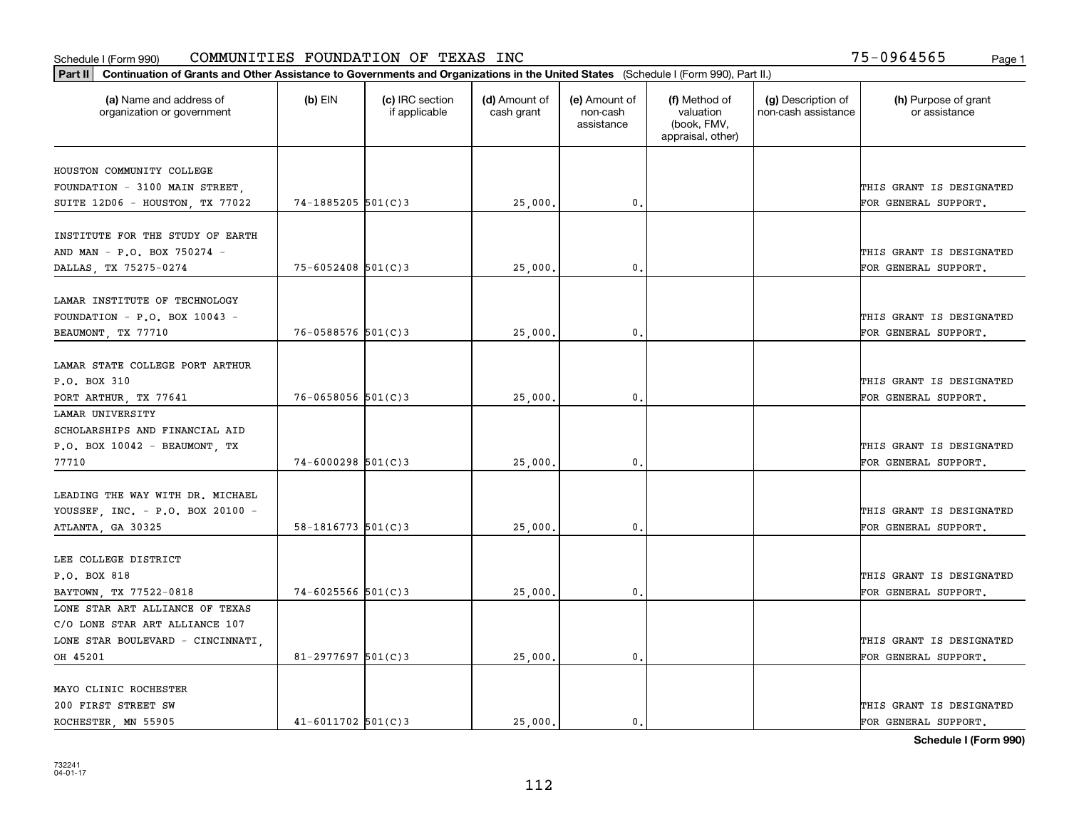Schedule I (Form 990) COMMUNITIES FOUNDATION OF TEXAS INC 75-0964565

**Part II** **Continuation of Grants and Other Assistance to Governments and Organizations in the United States** (Schedule I (Form 990), Part II.)

| (a) Name and address of organization or government | (b) EIN | (c) IRC section if applicable | (d) Amount of cash grant | (e) Amount of non-cash assistance | (f) Method of valuation (book, FMV, appraisal, other) | (g) Description of non-cash assistance | (h) Purpose of grant or assistance |
|---|---|---|---|---|---|---|---|
| HOUSTON COMMUNITY COLLEGE FOUNDATION - 3100 MAIN STREET, SUITE 12D06 - HOUSTON, TX 77022 | 74-1885205 | 501(C)3 | 25,000. | 0. | | | THIS GRANT IS DESIGNATED FOR GENERAL SUPPORT. |
| INSTITUTE FOR THE STUDY OF EARTH AND MAN - P.O. BOX 750274 - DALLAS, TX 75275-0274 | 75-6052408 | 501(C)3 | 25,000. | 0. | | | THIS GRANT IS DESIGNATED FOR GENERAL SUPPORT. |
| LAMAR INSTITUTE OF TECHNOLOGY FOUNDATION - P.O. BOX 10043 - BEAUMONT, TX 77710 | 76-0588576 | 501(C)3 | 25,000. | 0. | | | THIS GRANT IS DESIGNATED FOR GENERAL SUPPORT. |
| LAMAR STATE COLLEGE PORT ARTHUR P.O. BOX 310 PORT ARTHUR, TX 77641 | 76-0658056 | 501(C)3 | 25,000. | 0. | | | THIS GRANT IS DESIGNATED FOR GENERAL SUPPORT. |
| LAMAR UNIVERSITY SCHOLARSHIPS AND FINANCIAL AID P.O. BOX 10042 - BEAUMONT, TX 77710 | 74-6000298 | 501(C)3 | 25,000. | 0. | | | THIS GRANT IS DESIGNATED FOR GENERAL SUPPORT. |
| LEADING THE WAY WITH DR. MICHAEL YOUSSEF, INC. - P.O. BOX 20100 - ATLANTA, GA 30325 | 58-1816773 | 501(C)3 | 25,000. | 0. | | | THIS GRANT IS DESIGNATED FOR GENERAL SUPPORT. |
| LEE COLLEGE DISTRICT P.O. BOX 818 BAYTOWN, TX 77522-0818 | 74-6025566 | 501(C)3 | 25,000. | 0. | | | THIS GRANT IS DESIGNATED FOR GENERAL SUPPORT. |
| LONE STAR ART ALLIANCE OF TEXAS C/O LONE STAR ART ALLIANCE 107 LONE STAR BOULEVARD - CINCINNATI, OH 45201 | 81-2977697 | 501(C)3 | 25,000. | 0. | | | THIS GRANT IS DESIGNATED FOR GENERAL SUPPORT. |
| MAYO CLINIC ROCHESTER 200 FIRST STREET SW ROCHESTER, MN 55905 | 41-6011702 | 501(C)3 | 25,000. | 0. | | | THIS GRANT IS DESIGNATED FOR GENERAL SUPPORT. |

**Schedule I (Form 990)**

732241 04-01-17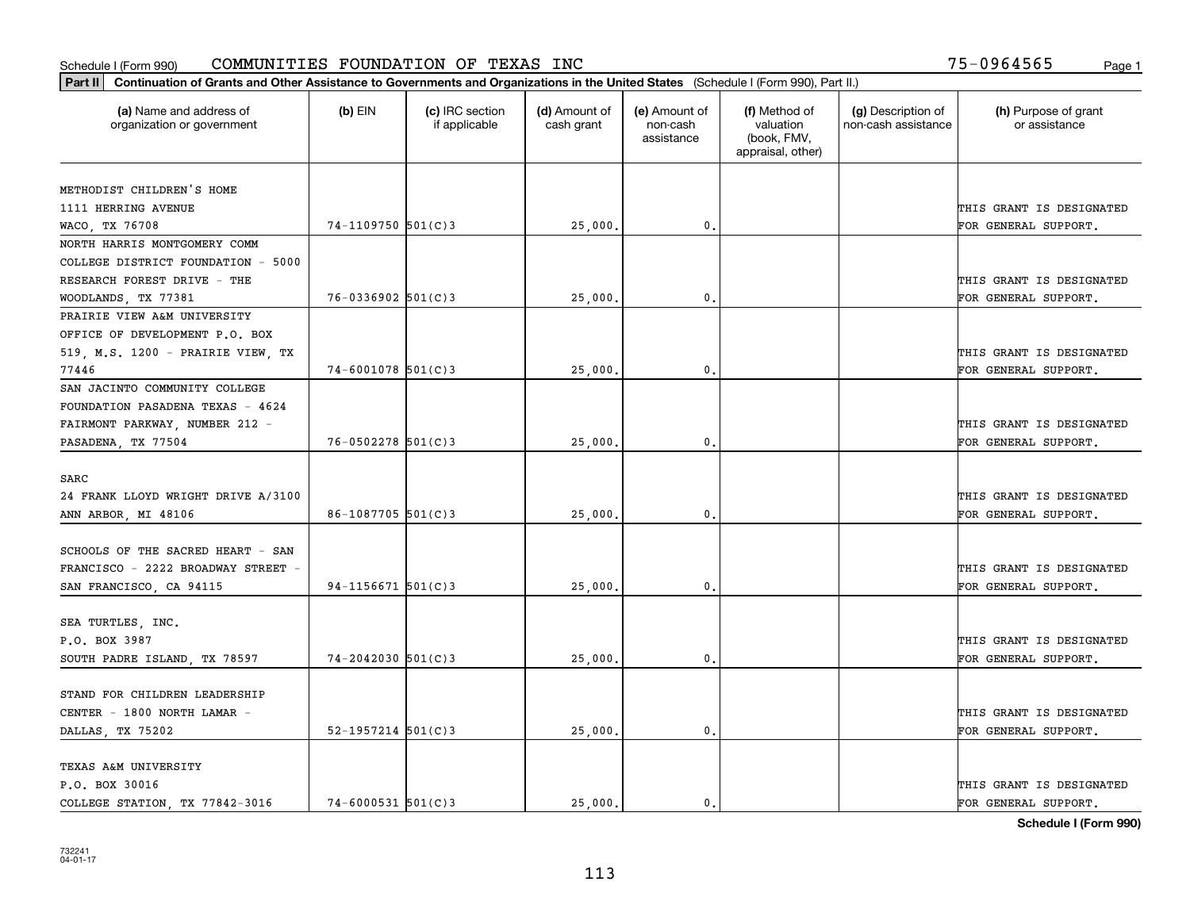Schedule I (Form 990) COMMUNITIES FOUNDATION OF TEXAS INC 75-0964565

**Part II** **Continuation of Grants and Other Assistance to Governments and Organizations in the United States** (Schedule I (Form 990), Part II.)

| (a) Name and address of organization or government | (b) EIN | (c) IRC section if applicable | (d) Amount of cash grant | (e) Amount of non-cash assistance | (f) Method of valuation (book, FMV, appraisal, other) | (g) Description of non-cash assistance | (h) Purpose of grant or assistance |
|---|---|---|---|---|---|---|---|
| METHODIST CHILDREN'S HOME<br>1111 HERRING AVENUE<br>WACO, TX 76708 | 74-1109750 | 501(C)3 | 25,000. | 0. | | | THIS GRANT IS DESIGNATED FOR GENERAL SUPPORT. |
| NORTH HARRIS MONTGOMERY COMM COLLEGE DISTRICT FOUNDATION - 5000 RESEARCH FOREST DRIVE - THE WOODLANDS, TX 77381 | 76-0336902 | 501(C)3 | 25,000. | 0. | | | THIS GRANT IS DESIGNATED FOR GENERAL SUPPORT. |
| PRAIRIE VIEW A&M UNIVERSITY OFFICE OF DEVELOPMENT P.O. BOX 519, M.S. 1200 - PRAIRIE VIEW, TX 77446 | 74-6001078 | 501(C)3 | 25,000. | 0. | | | THIS GRANT IS DESIGNATED FOR GENERAL SUPPORT. |
| SAN JACINTO COMMUNITY COLLEGE FOUNDATION PASADENA TEXAS - 4624 FAIRMONT PARKWAY, NUMBER 212 - PASADENA, TX 77504 | 76-0502278 | 501(C)3 | 25,000. | 0. | | | THIS GRANT IS DESIGNATED FOR GENERAL SUPPORT. |
| SARC<br>24 FRANK LLOYD WRIGHT DRIVE A/3100<br>ANN ARBOR, MI 48106 | 86-1087705 | 501(C)3 | 25,000. | 0. | | | THIS GRANT IS DESIGNATED FOR GENERAL SUPPORT. |
| SCHOOLS OF THE SACRED HEART - SAN FRANCISCO - 2222 BROADWAY STREET - SAN FRANCISCO, CA 94115 | 94-1156671 | 501(C)3 | 25,000. | 0. | | | THIS GRANT IS DESIGNATED FOR GENERAL SUPPORT. |
| SEA TURTLES, INC.<br>P.O. BOX 3987<br>SOUTH PADRE ISLAND, TX 78597 | 74-2042030 | 501(C)3 | 25,000. | 0. | | | THIS GRANT IS DESIGNATED FOR GENERAL SUPPORT. |
| STAND FOR CHILDREN LEADERSHIP CENTER - 1800 NORTH LAMAR - DALLAS, TX 75202 | 52-1957214 | 501(C)3 | 25,000. | 0. | | | THIS GRANT IS DESIGNATED FOR GENERAL SUPPORT. |
| TEXAS A&M UNIVERSITY<br>P.O. BOX 30016<br>COLLEGE STATION, TX 77842-3016 | 74-6000531 | 501(C)3 | 25,000. | 0. | | | THIS GRANT IS DESIGNATED FOR GENERAL SUPPORT. |

**Schedule I (Form 990)**

732241
04-01-17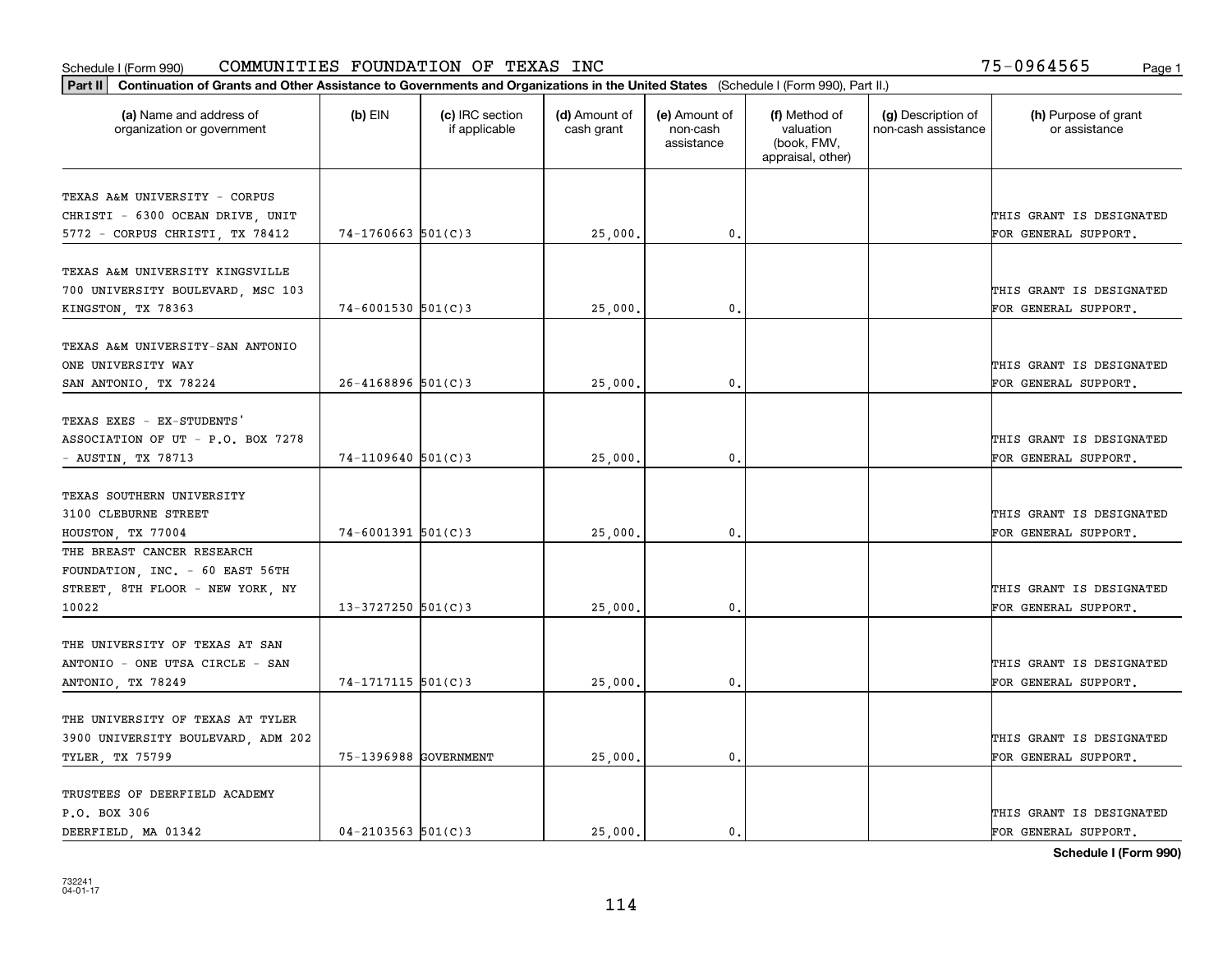Schedule I (Form 990) COMMUNITIES FOUNDATION OF TEXAS INC 75-0964565 Page 1

**Part II** **Continuation of Grants and Other Assistance to Governments and Organizations in the United States** (Schedule I (Form 990), Part II.)

| (a) Name and address of organization or government | (b) EIN | (c) IRC section if applicable | (d) Amount of cash grant | (e) Amount of non-cash assistance | (f) Method of valuation (book, FMV, appraisal, other) | (g) Description of non-cash assistance | (h) Purpose of grant or assistance |
|---|---|---|---|---|---|---|---|
| TEXAS A&M UNIVERSITY - CORPUS CHRISTI - 6300 OCEAN DRIVE, UNIT 5772 - CORPUS CHRISTI, TX 78412 | 74-1760663 | 501(C)3 | 25,000. | 0. | | | THIS GRANT IS DESIGNATED FOR GENERAL SUPPORT. |
| TEXAS A&M UNIVERSITY KINGSVILLE 700 UNIVERSITY BOULEVARD, MSC 103 KINGSTON, TX 78363 | 74-6001530 | 501(C)3 | 25,000. | 0. | | | THIS GRANT IS DESIGNATED FOR GENERAL SUPPORT. |
| TEXAS A&M UNIVERSITY-SAN ANTONIO ONE UNIVERSITY WAY SAN ANTONIO, TX 78224 | 26-4168896 | 501(C)3 | 25,000. | 0. | | | THIS GRANT IS DESIGNATED FOR GENERAL SUPPORT. |
| TEXAS EXES - EX-STUDENTS' ASSOCIATION OF UT - P.O. BOX 7278 - AUSTIN, TX 78713 | 74-1109640 | 501(C)3 | 25,000. | 0. | | | THIS GRANT IS DESIGNATED FOR GENERAL SUPPORT. |
| TEXAS SOUTHERN UNIVERSITY 3100 CLEBURNE STREET HOUSTON, TX 77004 | 74-6001391 | 501(C)3 | 25,000. | 0. | | | THIS GRANT IS DESIGNATED FOR GENERAL SUPPORT. |
| THE BREAST CANCER RESEARCH FOUNDATION, INC. - 60 EAST 56TH STREET, 8TH FLOOR - NEW YORK, NY 10022 | 13-3727250 | 501(C)3 | 25,000. | 0. | | | THIS GRANT IS DESIGNATED FOR GENERAL SUPPORT. |
| THE UNIVERSITY OF TEXAS AT SAN ANTONIO - ONE UTSA CIRCLE - SAN ANTONIO, TX 78249 | 74-1717115 | 501(C)3 | 25,000. | 0. | | | THIS GRANT IS DESIGNATED FOR GENERAL SUPPORT. |
| THE UNIVERSITY OF TEXAS AT TYLER 3900 UNIVERSITY BOULEVARD, ADM 202 TYLER, TX 75799 | 75-1396988 | GOVERNMENT | 25,000. | 0. | | | THIS GRANT IS DESIGNATED FOR GENERAL SUPPORT. |
| TRUSTEES OF DEERFIELD ACADEMY P.O. BOX 306 DEERFIELD, MA 01342 | 04-2103563 | 501(C)3 | 25,000. | 0. | | | THIS GRANT IS DESIGNATED FOR GENERAL SUPPORT. |

**Schedule I (Form 990)**

732241
04-01-17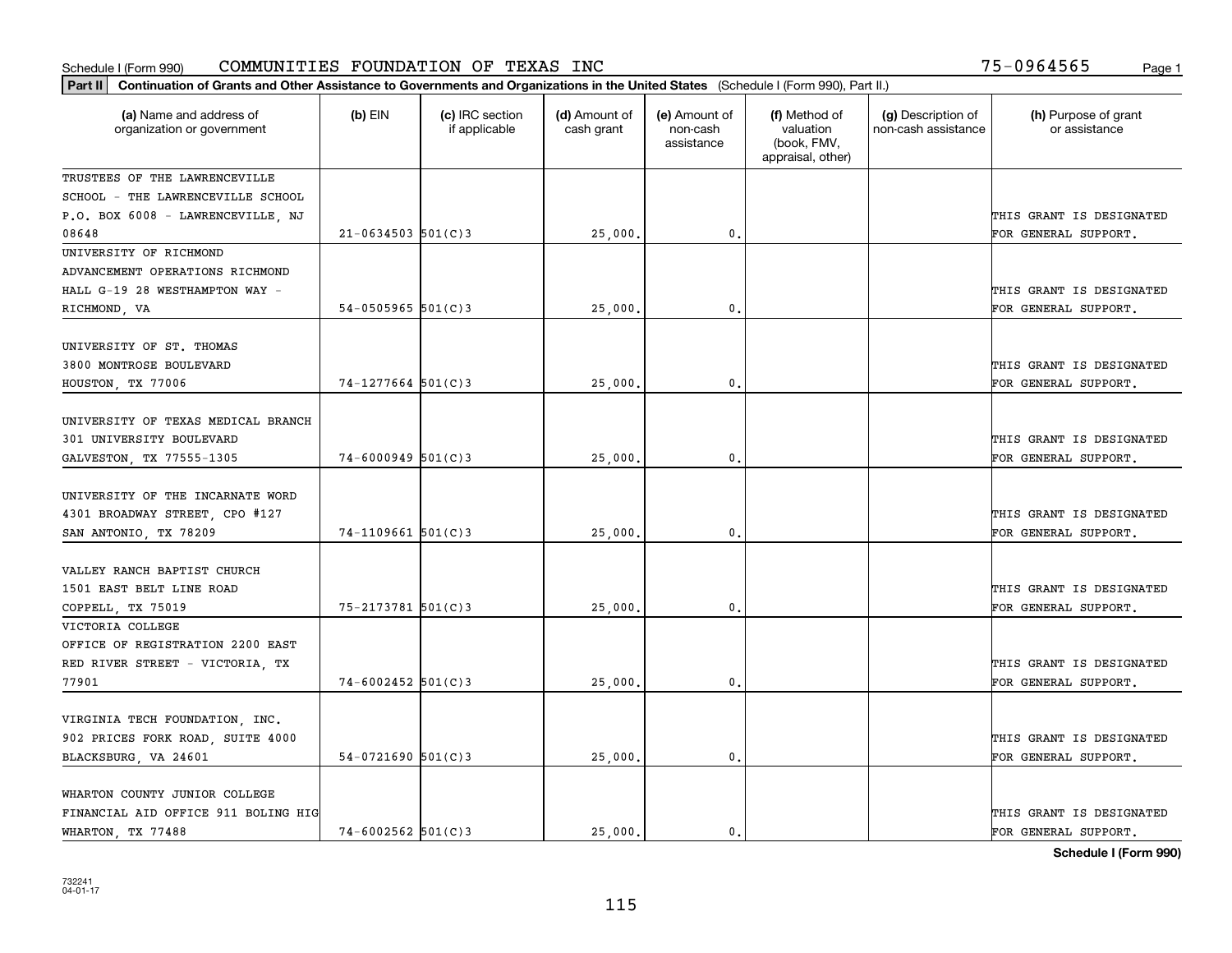Schedule I (Form 990) COMMUNITIES FOUNDATION OF TEXAS INC 75-0964565

**Part II** **Continuation of Grants and Other Assistance to Governments and Organizations in the United States** (Schedule I (Form 990), Part II.)

| (a) Name and address of organization or government | (b) EIN | (c) IRC section if applicable | (d) Amount of cash grant | (e) Amount of non-cash assistance | (f) Method of valuation (book, FMV, appraisal, other) | (g) Description of non-cash assistance | (h) Purpose of grant or assistance |
|---|---|---|---|---|---|---|---|
| TRUSTEES OF THE LAWRENCEVILLE SCHOOL - THE LAWRENCEVILLE SCHOOL P.O. BOX 6008 - LAWRENCEVILLE, NJ 08648 | 21-0634503 | 501(C)3 | 25,000. | 0. | | | THIS GRANT IS DESIGNATED FOR GENERAL SUPPORT. |
| UNIVERSITY OF RICHMOND ADVANCEMENT OPERATIONS RICHMOND HALL G-19 28 WESTHAMPTON WAY - RICHMOND, VA | 54-0505965 | 501(C)3 | 25,000. | 0. | | | THIS GRANT IS DESIGNATED FOR GENERAL SUPPORT. |
| UNIVERSITY OF ST. THOMAS 3800 MONTROSE BOULEVARD HOUSTON, TX 77006 | 74-1277664 | 501(C)3 | 25,000. | 0. | | | THIS GRANT IS DESIGNATED FOR GENERAL SUPPORT. |
| UNIVERSITY OF TEXAS MEDICAL BRANCH 301 UNIVERSITY BOULEVARD GALVESTON, TX 77555-1305 | 74-6000949 | 501(C)3 | 25,000. | 0. | | | THIS GRANT IS DESIGNATED FOR GENERAL SUPPORT. |
| UNIVERSITY OF THE INCARNATE WORD 4301 BROADWAY STREET, CPO #127 SAN ANTONIO, TX 78209 | 74-1109661 | 501(C)3 | 25,000. | 0. | | | THIS GRANT IS DESIGNATED FOR GENERAL SUPPORT. |
| VALLEY RANCH BAPTIST CHURCH 1501 EAST BELT LINE ROAD COPPELL, TX 75019 | 75-2173781 | 501(C)3 | 25,000. | 0. | | | THIS GRANT IS DESIGNATED FOR GENERAL SUPPORT. |
| VICTORIA COLLEGE OFFICE OF REGISTRATION 2200 EAST RED RIVER STREET - VICTORIA, TX 77901 | 74-6002452 | 501(C)3 | 25,000. | 0. | | | THIS GRANT IS DESIGNATED FOR GENERAL SUPPORT. |
| VIRGINIA TECH FOUNDATION, INC. 902 PRICES FORK ROAD, SUITE 4000 BLACKSBURG, VA 24601 | 54-0721690 | 501(C)3 | 25,000. | 0. | | | THIS GRANT IS DESIGNATED FOR GENERAL SUPPORT. |
| WHARTON COUNTY JUNIOR COLLEGE FINANCIAL AID OFFICE 911 BOLING HIG WHARTON, TX 77488 | 74-6002562 | 501(C)3 | 25,000. | 0. | | | THIS GRANT IS DESIGNATED FOR GENERAL SUPPORT. |

**Schedule I (Form 990)**

732241 04-01-17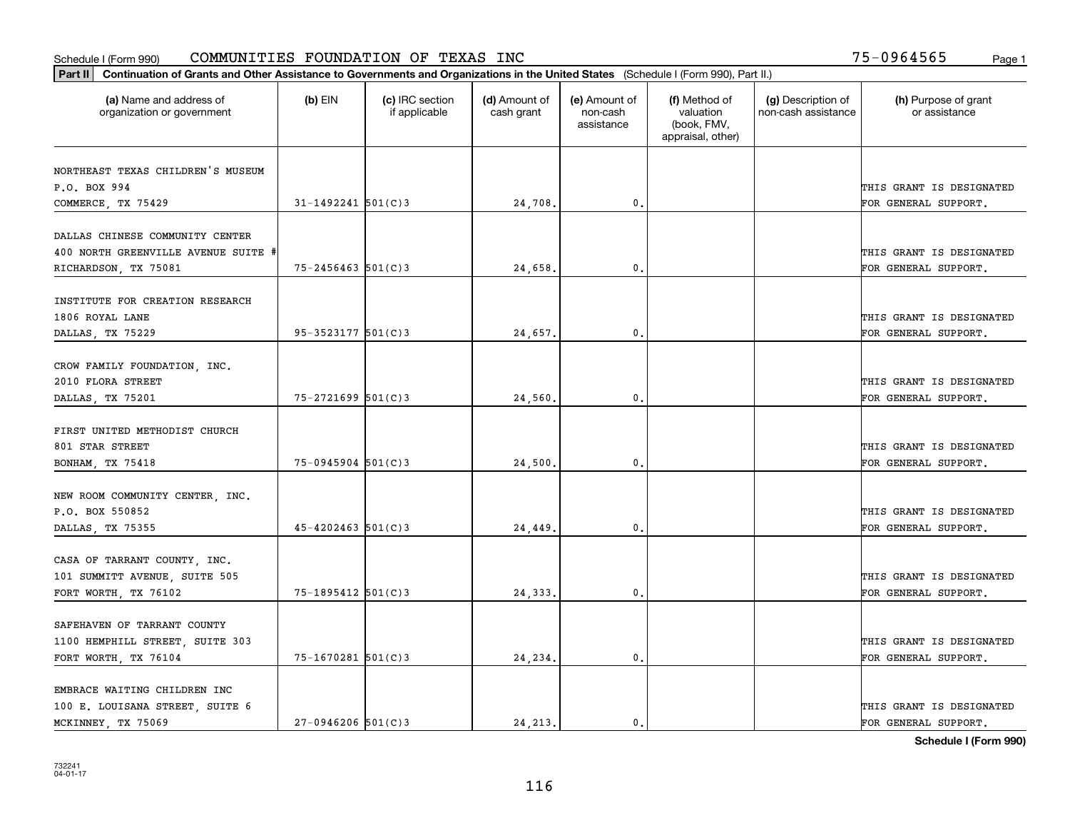Schedule I (Form 990) COMMUNITIES FOUNDATION OF TEXAS INC 75-0964565

**Part II** **Continuation of Grants and Other Assistance to Governments and Organizations in the United States** (Schedule I (Form 990), Part II.)

| (a) Name and address of organization or government | (b) EIN | (c) IRC section if applicable | (d) Amount of cash grant | (e) Amount of non-cash assistance | (f) Method of valuation (book, FMV, appraisal, other) | (g) Description of non-cash assistance | (h) Purpose of grant or assistance |
|---|---|---|---|---|---|---|---|
| NORTHEAST TEXAS CHILDREN'S MUSEUM<br>P.O. BOX 994<br>COMMERCE, TX 75429 | 31-1492241 | 501(C)3 | 24,708. | 0. | | | THIS GRANT IS DESIGNATED FOR GENERAL SUPPORT. |
| DALLAS CHINESE COMMUNITY CENTER<br>400 NORTH GREENVILLE AVENUE SUITE #<br>RICHARDSON, TX 75081 | 75-2456463 | 501(C)3 | 24,658. | 0. | | | THIS GRANT IS DESIGNATED FOR GENERAL SUPPORT. |
| INSTITUTE FOR CREATION RESEARCH<br>1806 ROYAL LANE<br>DALLAS, TX 75229 | 95-3523177 | 501(C)3 | 24,657. | 0. | | | THIS GRANT IS DESIGNATED FOR GENERAL SUPPORT. |
| CROW FAMILY FOUNDATION, INC.<br>2010 FLORA STREET<br>DALLAS, TX 75201 | 75-2721699 | 501(C)3 | 24,560. | 0. | | | THIS GRANT IS DESIGNATED FOR GENERAL SUPPORT. |
| FIRST UNITED METHODIST CHURCH<br>801 STAR STREET<br>BONHAM, TX 75418 | 75-0945904 | 501(C)3 | 24,500. | 0. | | | THIS GRANT IS DESIGNATED FOR GENERAL SUPPORT. |
| NEW ROOM COMMUNITY CENTER, INC.<br>P.O. BOX 550852<br>DALLAS, TX 75355 | 45-4202463 | 501(C)3 | 24,449. | 0. | | | THIS GRANT IS DESIGNATED FOR GENERAL SUPPORT. |
| CASA OF TARRANT COUNTY, INC.<br>101 SUMMITT AVENUE, SUITE 505<br>FORT WORTH, TX 76102 | 75-1895412 | 501(C)3 | 24,333. | 0. | | | THIS GRANT IS DESIGNATED FOR GENERAL SUPPORT. |
| SAFEHAVEN OF TARRANT COUNTY<br>1100 HEMPHILL STREET, SUITE 303<br>FORT WORTH, TX 76104 | 75-1670281 | 501(C)3 | 24,234. | 0. | | | THIS GRANT IS DESIGNATED FOR GENERAL SUPPORT. |
| EMBRACE WAITING CHILDREN INC<br>100 E. LOUISANA STREET, SUITE 6<br>MCKINNEY, TX 75069 | 27-0946206 | 501(C)3 | 24,213. | 0. | | | THIS GRANT IS DESIGNATED FOR GENERAL SUPPORT. |

**Schedule I (Form 990)**

732241
04-01-17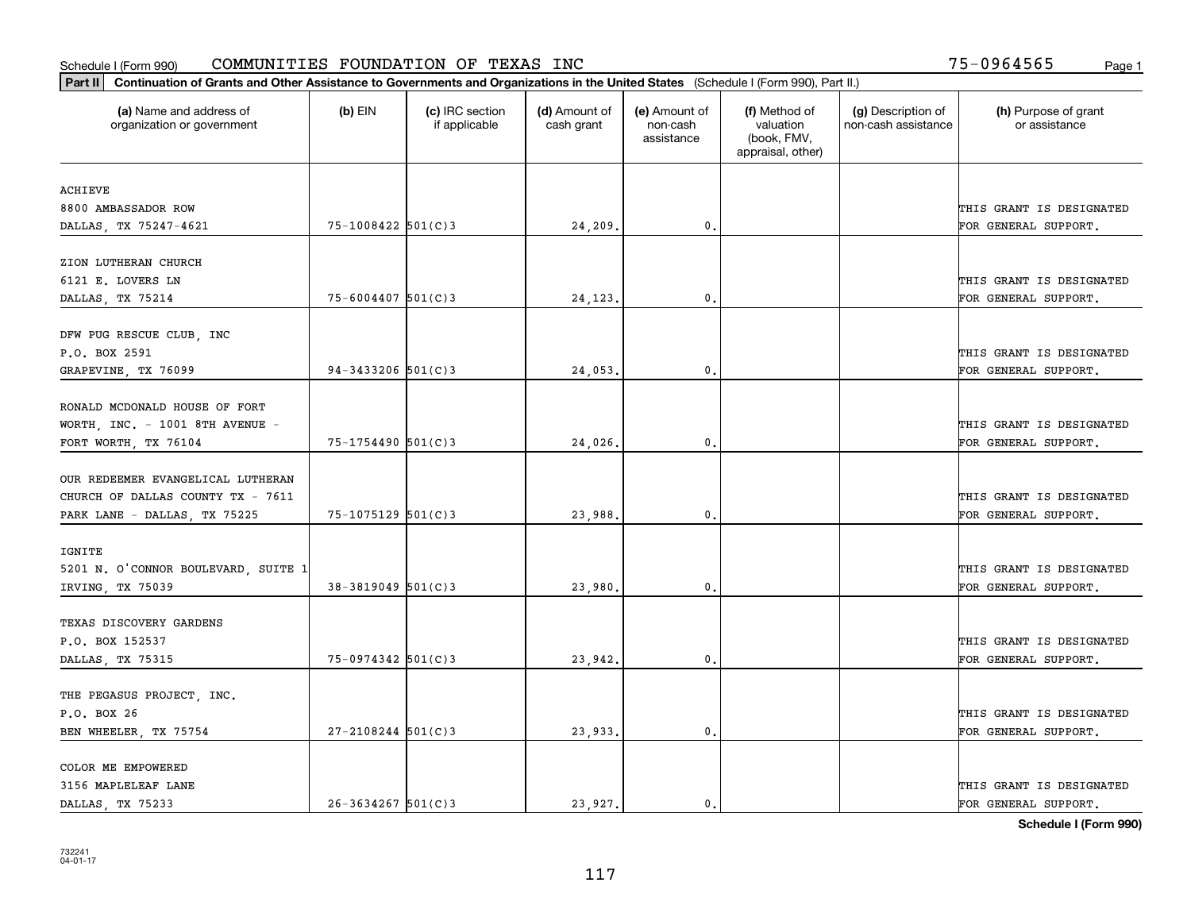Schedule I (Form 990) COMMUNITIES FOUNDATION OF TEXAS INC 75-0964565

**Part II** **Continuation of Grants and Other Assistance to Governments and Organizations in the United States** (Schedule I (Form 990), Part II.)

| (a) Name and address of organization or government | (b) EIN | (c) IRC section if applicable | (d) Amount of cash grant | (e) Amount of non-cash assistance | (f) Method of valuation (book, FMV, appraisal, other) | (g) Description of non-cash assistance | (h) Purpose of grant or assistance |
|---|---|---|---|---|---|---|---|
| ACHIEVE 8800 AMBASSADOR ROW DALLAS, TX 75247-4621 | 75-1008422 | 501(C)3 | 24,209. | 0. | | | THIS GRANT IS DESIGNATED FOR GENERAL SUPPORT. |
| ZION LUTHERAN CHURCH 6121 E. LOVERS LN DALLAS, TX 75214 | 75-6004407 | 501(C)3 | 24,123. | 0. | | | THIS GRANT IS DESIGNATED FOR GENERAL SUPPORT. |
| DFW PUG RESCUE CLUB, INC P.O. BOX 2591 GRAPEVINE, TX 76099 | 94-3433206 | 501(C)3 | 24,053. | 0. | | | THIS GRANT IS DESIGNATED FOR GENERAL SUPPORT. |
| RONALD MCDONALD HOUSE OF FORT WORTH, INC. - 1001 8TH AVENUE - FORT WORTH, TX 76104 | 75-1754490 | 501(C)3 | 24,026. | 0. | | | THIS GRANT IS DESIGNATED FOR GENERAL SUPPORT. |
| OUR REDEEMER EVANGELICAL LUTHERAN CHURCH OF DALLAS COUNTY TX - 7611 PARK LANE - DALLAS, TX 75225 | 75-1075129 | 501(C)3 | 23,988. | 0. | | | THIS GRANT IS DESIGNATED FOR GENERAL SUPPORT. |
| IGNITE 5201 N. O'CONNOR BOULEVARD, SUITE 1 IRVING, TX 75039 | 38-3819049 | 501(C)3 | 23,980. | 0. | | | THIS GRANT IS DESIGNATED FOR GENERAL SUPPORT. |
| TEXAS DISCOVERY GARDENS P.O. BOX 152537 DALLAS, TX 75315 | 75-0974342 | 501(C)3 | 23,942. | 0. | | | THIS GRANT IS DESIGNATED FOR GENERAL SUPPORT. |
| THE PEGASUS PROJECT, INC. P.O. BOX 26 BEN WHEELER, TX 75754 | 27-2108244 | 501(C)3 | 23,933. | 0. | | | THIS GRANT IS DESIGNATED FOR GENERAL SUPPORT. |
| COLOR ME EMPOWERED 3156 MAPLELEAF LANE DALLAS, TX 75233 | 26-3634267 | 501(C)3 | 23,927. | 0. | | | THIS GRANT IS DESIGNATED FOR GENERAL SUPPORT. |

Schedule I (Form 990)

732241 04-01-17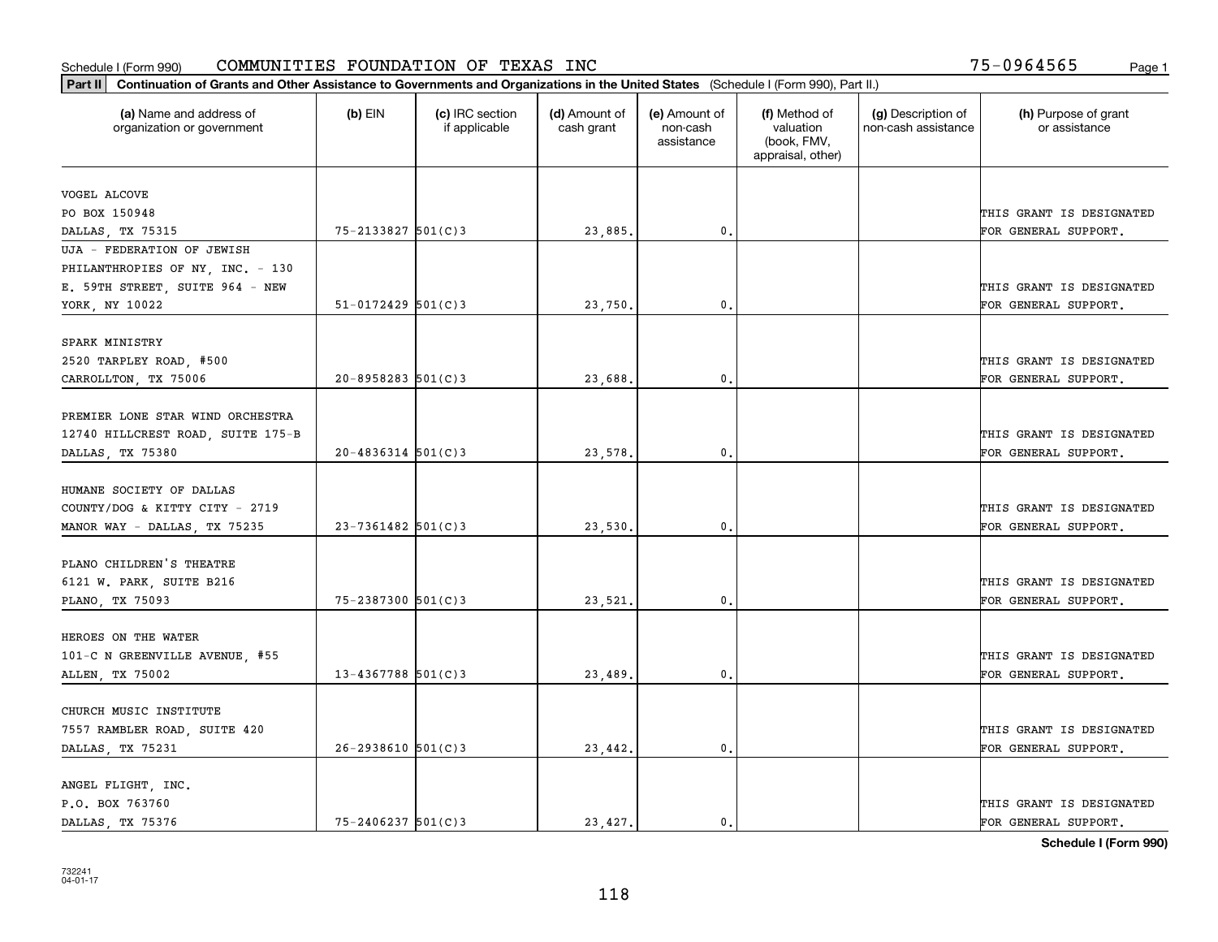Schedule I (Form 990) COMMUNITIES FOUNDATION OF TEXAS INC 75-0964565

**Part II Continuation of Grants and Other Assistance to Governments and Organizations in the United States** (Schedule I (Form 990), Part II.)

| (a) Name and address of organization or government | (b) EIN | (c) IRC section if applicable | (d) Amount of cash grant | (e) Amount of non-cash assistance | (f) Method of valuation (book, FMV, appraisal, other) | (g) Description of non-cash assistance | (h) Purpose of grant or assistance |
|---|---|---|---|---|---|---|---|
| VOGEL ALCOVE PO BOX 150948 DALLAS, TX 75315 | 75-2133827 | 501(C)3 | 23,885. | 0. | | | THIS GRANT IS DESIGNATED FOR GENERAL SUPPORT. |
| UJA - FEDERATION OF JEWISH PHILANTHROPIES OF NY, INC. - 130 E. 59TH STREET, SUITE 964 - NEW YORK, NY 10022 | 51-0172429 | 501(C)3 | 23,750. | 0. | | | THIS GRANT IS DESIGNATED FOR GENERAL SUPPORT. |
| SPARK MINISTRY 2520 TARPLEY ROAD, #500 CARROLLTON, TX 75006 | 20-8958283 | 501(C)3 | 23,688. | 0. | | | THIS GRANT IS DESIGNATED FOR GENERAL SUPPORT. |
| PREMIER LONE STAR WIND ORCHESTRA 12740 HILLCREST ROAD, SUITE 175-B DALLAS, TX 75380 | 20-4836314 | 501(C)3 | 23,578. | 0. | | | THIS GRANT IS DESIGNATED FOR GENERAL SUPPORT. |
| HUMANE SOCIETY OF DALLAS COUNTY/DOG & KITTY CITY - 2719 MANOR WAY - DALLAS, TX 75235 | 23-7361482 | 501(C)3 | 23,530. | 0. | | | THIS GRANT IS DESIGNATED FOR GENERAL SUPPORT. |
| PLANO CHILDREN'S THEATRE 6121 W. PARK, SUITE B216 PLANO, TX 75093 | 75-2387300 | 501(C)3 | 23,521. | 0. | | | THIS GRANT IS DESIGNATED FOR GENERAL SUPPORT. |
| HEROES ON THE WATER 101-C N GREENVILLE AVENUE, #55 ALLEN, TX 75002 | 13-4367788 | 501(C)3 | 23,489. | 0. | | | THIS GRANT IS DESIGNATED FOR GENERAL SUPPORT. |
| CHURCH MUSIC INSTITUTE 7557 RAMBLER ROAD, SUITE 420 DALLAS, TX 75231 | 26-2938610 | 501(C)3 | 23,442. | 0. | | | THIS GRANT IS DESIGNATED FOR GENERAL SUPPORT. |
| ANGEL FLIGHT, INC. P.O. BOX 763760 DALLAS, TX 75376 | 75-2406237 | 501(C)3 | 23,427. | 0. | | | THIS GRANT IS DESIGNATED FOR GENERAL SUPPORT. |

**Schedule I (Form 990)**

732241 04-01-17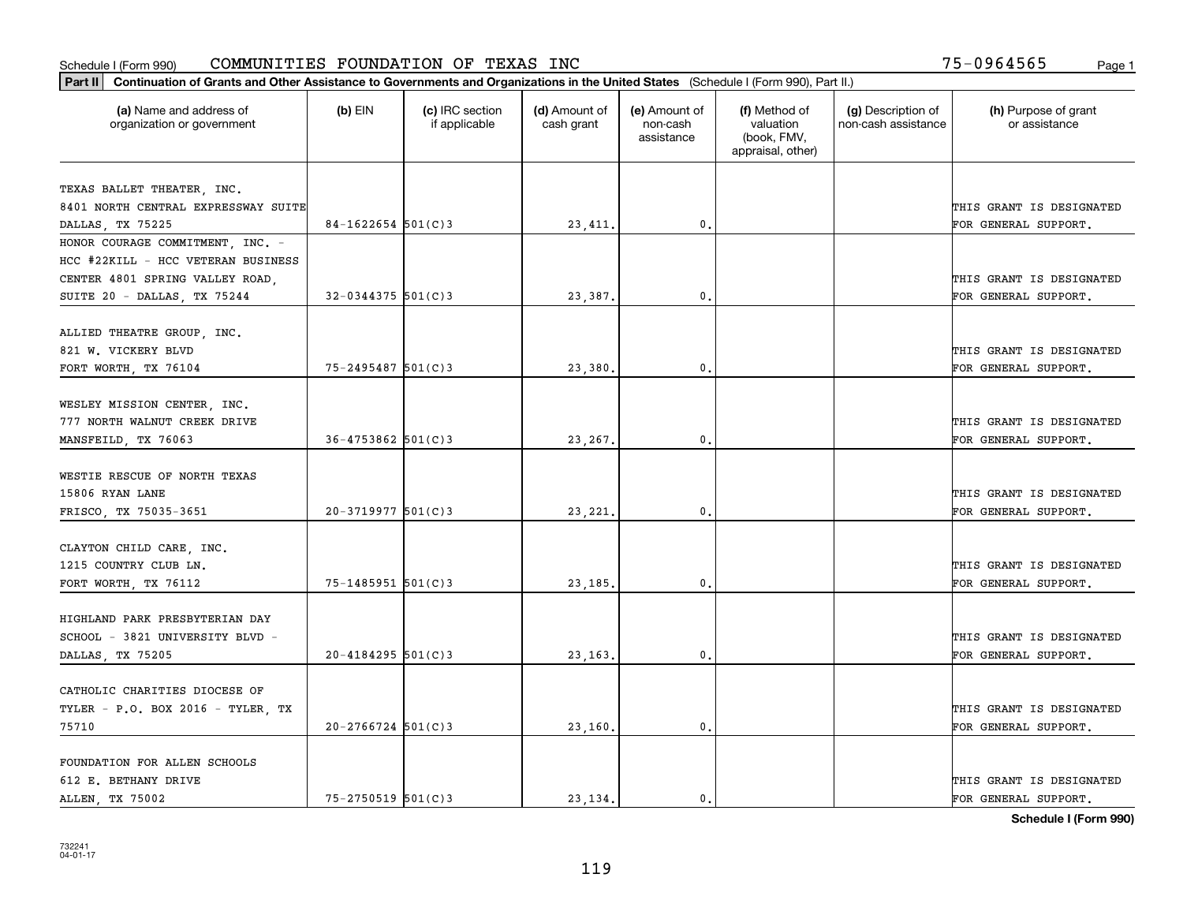Schedule I (Form 990) COMMUNITIES FOUNDATION OF TEXAS INC 75-0964565

**Part II Continuation of Grants and Other Assistance to Governments and Organizations in the United States** (Schedule I (Form 990), Part II.)

| (a) Name and address of organization or government | (b) EIN | (c) IRC section if applicable | (d) Amount of cash grant | (e) Amount of non-cash assistance | (f) Method of valuation (book, FMV, appraisal, other) | (g) Description of non-cash assistance | (h) Purpose of grant or assistance |
|---|---|---|---|---|---|---|---|
| TEXAS BALLET THEATER, INC. 8401 NORTH CENTRAL EXPRESSWAY SUITE DALLAS, TX 75225 | 84-1622654 | 501(C)3 | 23,411. | 0. | | | THIS GRANT IS DESIGNATED FOR GENERAL SUPPORT. |
| HONOR COURAGE COMMITMENT, INC. - HCC #22KILL - HCC VETERAN BUSINESS CENTER 4801 SPRING VALLEY ROAD, SUITE 20 - DALLAS, TX 75244 | 32-0344375 | 501(C)3 | 23,387. | 0. | | | THIS GRANT IS DESIGNATED FOR GENERAL SUPPORT. |
| ALLIED THEATRE GROUP, INC. 821 W. VICKERY BLVD FORT WORTH, TX 76104 | 75-2495487 | 501(C)3 | 23,380. | 0. | | | THIS GRANT IS DESIGNATED FOR GENERAL SUPPORT. |
| WESLEY MISSION CENTER, INC. 777 NORTH WALNUT CREEK DRIVE MANSFEILD, TX 76063 | 36-4753862 | 501(C)3 | 23,267. | 0. | | | THIS GRANT IS DESIGNATED FOR GENERAL SUPPORT. |
| WESTIE RESCUE OF NORTH TEXAS 15806 RYAN LANE FRISCO, TX 75035-3651 | 20-3719977 | 501(C)3 | 23,221. | 0. | | | THIS GRANT IS DESIGNATED FOR GENERAL SUPPORT. |
| CLAYTON CHILD CARE, INC. 1215 COUNTRY CLUB LN. FORT WORTH, TX 76112 | 75-1485951 | 501(C)3 | 23,185. | 0. | | | THIS GRANT IS DESIGNATED FOR GENERAL SUPPORT. |
| HIGHLAND PARK PRESBYTERIAN DAY SCHOOL - 3821 UNIVERSITY BLVD - DALLAS, TX 75205 | 20-4184295 | 501(C)3 | 23,163. | 0. | | | THIS GRANT IS DESIGNATED FOR GENERAL SUPPORT. |
| CATHOLIC CHARITIES DIOCESE OF TYLER - P.O. BOX 2016 - TYLER, TX 75710 | 20-2766724 | 501(C)3 | 23,160. | 0. | | | THIS GRANT IS DESIGNATED FOR GENERAL SUPPORT. |
| FOUNDATION FOR ALLEN SCHOOLS 612 E. BETHANY DRIVE ALLEN, TX 75002 | 75-2750519 | 501(C)3 | 23,134. | 0. | | | THIS GRANT IS DESIGNATED FOR GENERAL SUPPORT. |

**Schedule I (Form 990)**

732241
04-01-17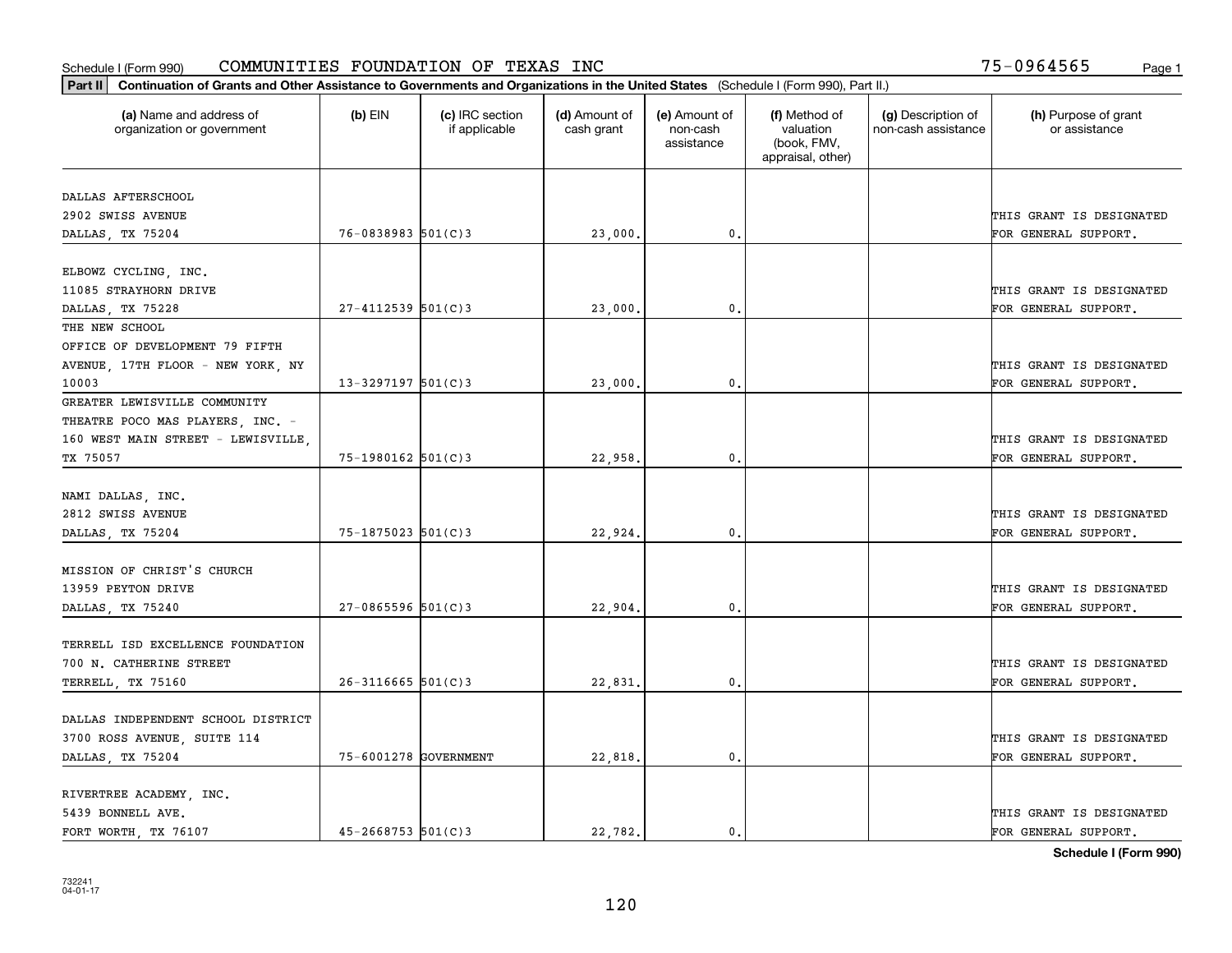Schedule I (Form 990) COMMUNITIES FOUNDATION OF TEXAS INC 75-0964565

**Part II** **Continuation of Grants and Other Assistance to Governments and Organizations in the United States** (Schedule I (Form 990), Part II.)

| (a) Name and address of organization or government | (b) EIN | (c) IRC section if applicable | (d) Amount of cash grant | (e) Amount of non-cash assistance | (f) Method of valuation (book, FMV, appraisal, other) | (g) Description of non-cash assistance | (h) Purpose of grant or assistance |
|---|---|---|---|---|---|---|---|
| DALLAS AFTERSCHOOL 2902 SWISS AVENUE DALLAS, TX 75204 | 76-0838983 | 501(C)3 | 23,000. | 0. | | | THIS GRANT IS DESIGNATED FOR GENERAL SUPPORT. |
| ELBOWZ CYCLING, INC. 11085 STRAYHORN DRIVE DALLAS, TX 75228 | 27-4112539 | 501(C)3 | 23,000. | 0. | | | THIS GRANT IS DESIGNATED FOR GENERAL SUPPORT. |
| THE NEW SCHOOL OFFICE OF DEVELOPMENT 79 FIFTH AVENUE, 17TH FLOOR - NEW YORK, NY 10003 | 13-3297197 | 501(C)3 | 23,000. | 0. | | | THIS GRANT IS DESIGNATED FOR GENERAL SUPPORT. |
| GREATER LEWISVILLE COMMUNITY THEATRE POCO MAS PLAYERS, INC. - 160 WEST MAIN STREET - LEWISVILLE, TX 75057 | 75-1980162 | 501(C)3 | 22,958. | 0. | | | THIS GRANT IS DESIGNATED FOR GENERAL SUPPORT. |
| NAMI DALLAS, INC. 2812 SWISS AVENUE DALLAS, TX 75204 | 75-1875023 | 501(C)3 | 22,924. | 0. | | | THIS GRANT IS DESIGNATED FOR GENERAL SUPPORT. |
| MISSION OF CHRIST'S CHURCH 13959 PEYTON DRIVE DALLAS, TX 75240 | 27-0865596 | 501(C)3 | 22,904. | 0. | | | THIS GRANT IS DESIGNATED FOR GENERAL SUPPORT. |
| TERRELL ISD EXCELLENCE FOUNDATION 700 N. CATHERINE STREET TERRELL, TX 75160 | 26-3116665 | 501(C)3 | 22,831. | 0. | | | THIS GRANT IS DESIGNATED FOR GENERAL SUPPORT. |
| DALLAS INDEPENDENT SCHOOL DISTRICT 3700 ROSS AVENUE, SUITE 114 DALLAS, TX 75204 | 75-6001278 | GOVERNMENT | 22,818. | 0. | | | THIS GRANT IS DESIGNATED FOR GENERAL SUPPORT. |
| RIVERTREE ACADEMY, INC. 5439 BONNELL AVE. FORT WORTH, TX 76107 | 45-2668753 | 501(C)3 | 22,782. | 0. | | | THIS GRANT IS DESIGNATED FOR GENERAL SUPPORT. |

**Schedule I (Form 990)**

732241 04-01-17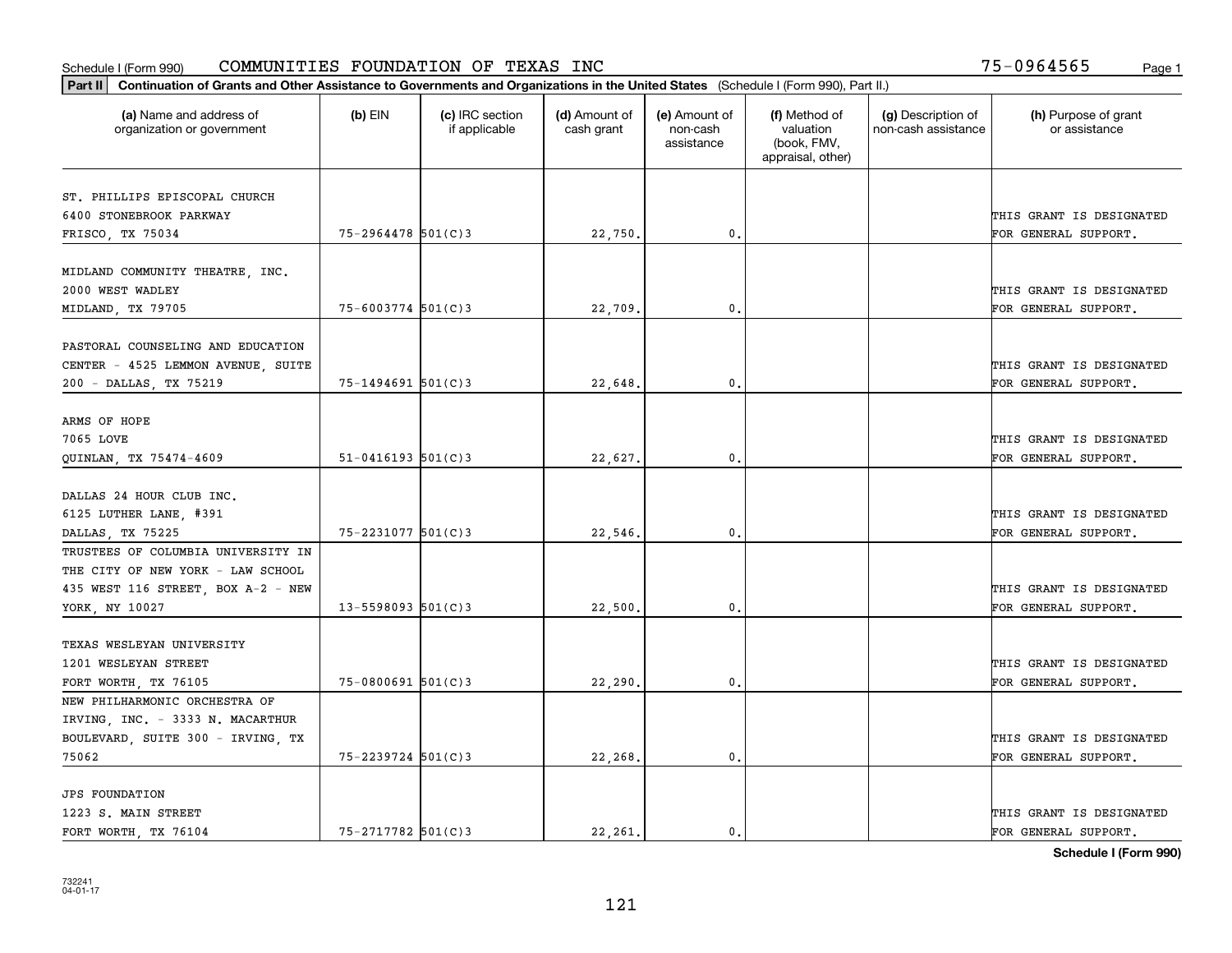Schedule I (Form 990) COMMUNITIES FOUNDATION OF TEXAS INC 75-0964565 Page 1

**Part II** **Continuation of Grants and Other Assistance to Governments and Organizations in the United States** (Schedule I (Form 990), Part II.)

| (a) Name and address of organization or government | (b) EIN | (c) IRC section if applicable | (d) Amount of cash grant | (e) Amount of non-cash assistance | (f) Method of valuation (book, FMV, appraisal, other) | (g) Description of non-cash assistance | (h) Purpose of grant or assistance |
|---|---|---|---|---|---|---|---|
| ST. PHILLIPS EPISCOPAL CHURCH 6400 STONEBROOK PARKWAY FRISCO, TX 75034 | 75-2964478 | 501(C)3 | 22,750. | 0. | | | THIS GRANT IS DESIGNATED FOR GENERAL SUPPORT. |
| MIDLAND COMMUNITY THEATRE, INC. 2000 WEST WADLEY MIDLAND, TX 79705 | 75-6003774 | 501(C)3 | 22,709. | 0. | | | THIS GRANT IS DESIGNATED FOR GENERAL SUPPORT. |
| PASTORAL COUNSELING AND EDUCATION CENTER - 4525 LEMMON AVENUE, SUITE 200 - DALLAS, TX 75219 | 75-1494691 | 501(C)3 | 22,648. | 0. | | | THIS GRANT IS DESIGNATED FOR GENERAL SUPPORT. |
| ARMS OF HOPE 7065 LOVE QUINLAN, TX 75474-4609 | 51-0416193 | 501(C)3 | 22,627. | 0. | | | THIS GRANT IS DESIGNATED FOR GENERAL SUPPORT. |
| DALLAS 24 HOUR CLUB INC. 6125 LUTHER LANE, #391 DALLAS, TX 75225 | 75-2231077 | 501(C)3 | 22,546. | 0. | | | THIS GRANT IS DESIGNATED FOR GENERAL SUPPORT. |
| TRUSTEES OF COLUMBIA UNIVERSITY IN THE CITY OF NEW YORK - LAW SCHOOL 435 WEST 116 STREET, BOX A-2 - NEW YORK, NY 10027 | 13-5598093 | 501(C)3 | 22,500. | 0. | | | THIS GRANT IS DESIGNATED FOR GENERAL SUPPORT. |
| TEXAS WESLEYAN UNIVERSITY 1201 WESLEYAN STREET FORT WORTH, TX 76105 | 75-0800691 | 501(C)3 | 22,290. | 0. | | | THIS GRANT IS DESIGNATED FOR GENERAL SUPPORT. |
| NEW PHILHARMONIC ORCHESTRA OF IRVING, INC. - 3333 N. MACARTHUR BOULEVARD, SUITE 300 - IRVING, TX 75062 | 75-2239724 | 501(C)3 | 22,268. | 0. | | | THIS GRANT IS DESIGNATED FOR GENERAL SUPPORT. |
| JPS FOUNDATION 1223 S. MAIN STREET FORT WORTH, TX 76104 | 75-2717782 | 501(C)3 | 22,261. | 0. | | | THIS GRANT IS DESIGNATED FOR GENERAL SUPPORT. |

**Schedule I (Form 990)**

732241 04-01-17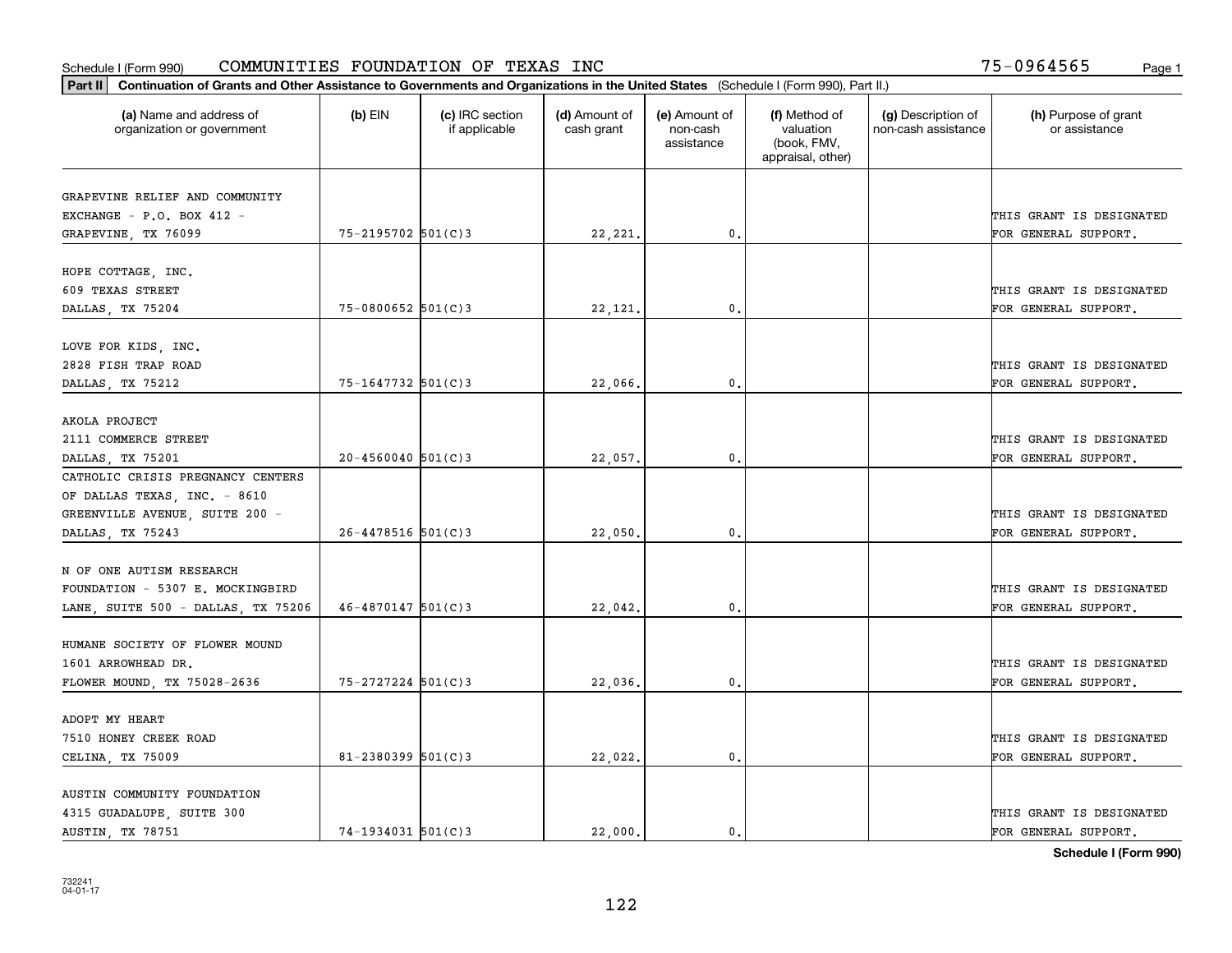Schedule I (Form 990) COMMUNITIES FOUNDATION OF TEXAS INC 75-0964565

**Part II** **Continuation of Grants and Other Assistance to Governments and Organizations in the United States** (Schedule I (Form 990), Part II.)

| (a) Name and address of organization or government | (b) EIN | (c) IRC section if applicable | (d) Amount of cash grant | (e) Amount of non-cash assistance | (f) Method of valuation (book, FMV, appraisal, other) | (g) Description of non-cash assistance | (h) Purpose of grant or assistance |
|---|---|---|---|---|---|---|---|
| GRAPEVINE RELIEF AND COMMUNITY EXCHANGE - P.O. BOX 412 - GRAPEVINE, TX 76099 | 75-2195702 | 501(C)3 | 22,221. | 0. | | | THIS GRANT IS DESIGNATED FOR GENERAL SUPPORT. |
| HOPE COTTAGE, INC. 609 TEXAS STREET DALLAS, TX 75204 | 75-0800652 | 501(C)3 | 22,121. | 0. | | | THIS GRANT IS DESIGNATED FOR GENERAL SUPPORT. |
| LOVE FOR KIDS, INC. 2828 FISH TRAP ROAD DALLAS, TX 75212 | 75-1647732 | 501(C)3 | 22,066. | 0. | | | THIS GRANT IS DESIGNATED FOR GENERAL SUPPORT. |
| AKOLA PROJECT 2111 COMMERCE STREET DALLAS, TX 75201 | 20-4560040 | 501(C)3 | 22,057. | 0. | | | THIS GRANT IS DESIGNATED FOR GENERAL SUPPORT. |
| CATHOLIC CRISIS PREGNANCY CENTERS OF DALLAS TEXAS, INC. - 8610 GREENVILLE AVENUE, SUITE 200 - DALLAS, TX 75243 | 26-4478516 | 501(C)3 | 22,050. | 0. | | | THIS GRANT IS DESIGNATED FOR GENERAL SUPPORT. |
| N OF ONE AUTISM RESEARCH FOUNDATION - 5307 E. MOCKINGBIRD LANE, SUITE 500 - DALLAS, TX 75206 | 46-4870147 | 501(C)3 | 22,042. | 0. | | | THIS GRANT IS DESIGNATED FOR GENERAL SUPPORT. |
| HUMANE SOCIETY OF FLOWER MOUND 1601 ARROWHEAD DR. FLOWER MOUND, TX 75028-2636 | 75-2727224 | 501(C)3 | 22,036. | 0. | | | THIS GRANT IS DESIGNATED FOR GENERAL SUPPORT. |
| ADOPT MY HEART 7510 HONEY CREEK ROAD CELINA, TX 75009 | 81-2380399 | 501(C)3 | 22,022. | 0. | | | THIS GRANT IS DESIGNATED FOR GENERAL SUPPORT. |
| AUSTIN COMMUNITY FOUNDATION 4315 GUADALUPE, SUITE 300 AUSTIN, TX 78751 | 74-1934031 | 501(C)3 | 22,000. | 0. | | | THIS GRANT IS DESIGNATED FOR GENERAL SUPPORT. |

**Schedule I (Form 990)**

732241
04-01-17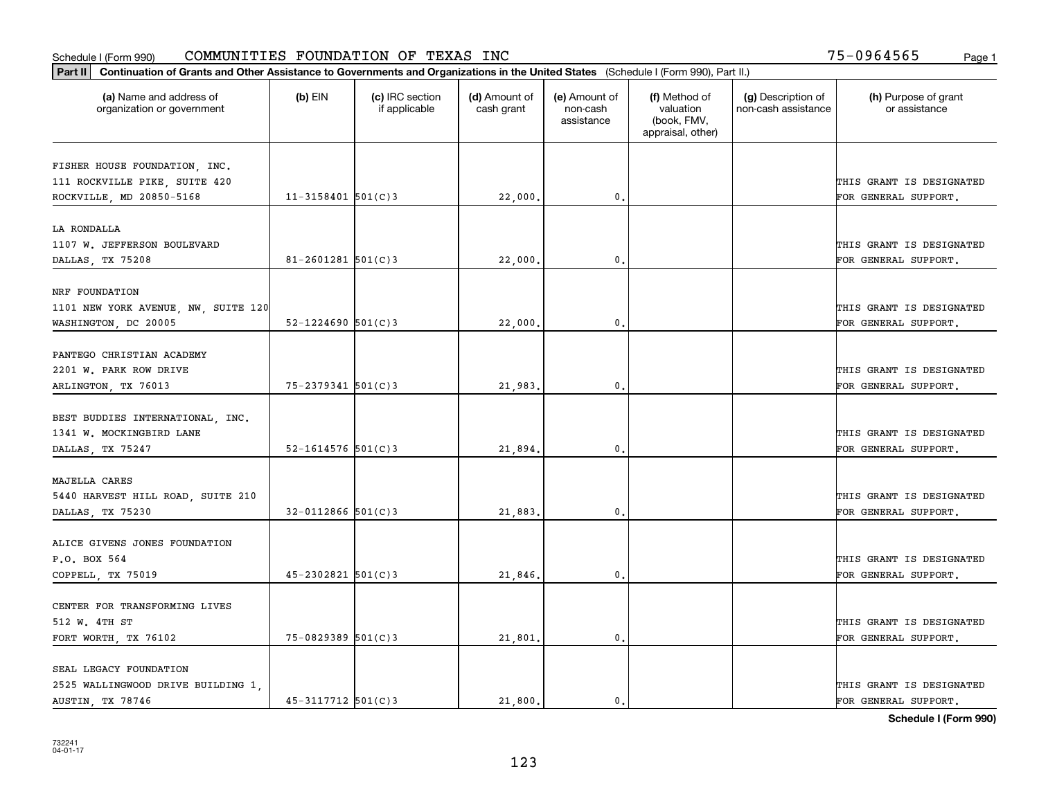Schedule I (Form 990) COMMUNITIES FOUNDATION OF TEXAS INC 75-0964565

**Part II Continuation of Grants and Other Assistance to Governments and Organizations in the United States** (Schedule I (Form 990), Part II.)

| (a) Name and address of organization or government | (b) EIN | (c) IRC section if applicable | (d) Amount of cash grant | (e) Amount of non-cash assistance | (f) Method of valuation (book, FMV, appraisal, other) | (g) Description of non-cash assistance | (h) Purpose of grant or assistance |
|---|---|---|---|---|---|---|---|
| FISHER HOUSE FOUNDATION, INC. 111 ROCKVILLE PIKE, SUITE 420 ROCKVILLE, MD 20850-5168 | 11-3158401 | 501(C)3 | 22,000. | 0. | | | THIS GRANT IS DESIGNATED FOR GENERAL SUPPORT. |
| LA RONDALLA 1107 W. JEFFERSON BOULEVARD DALLAS, TX 75208 | 81-2601281 | 501(C)3 | 22,000. | 0. | | | THIS GRANT IS DESIGNATED FOR GENERAL SUPPORT. |
| NRF FOUNDATION 1101 NEW YORK AVENUE, NW, SUITE 120 WASHINGTON, DC 20005 | 52-1224690 | 501(C)3 | 22,000. | 0. | | | THIS GRANT IS DESIGNATED FOR GENERAL SUPPORT. |
| PANTEGO CHRISTIAN ACADEMY 2201 W. PARK ROW DRIVE ARLINGTON, TX 76013 | 75-2379341 | 501(C)3 | 21,983. | 0. | | | THIS GRANT IS DESIGNATED FOR GENERAL SUPPORT. |
| BEST BUDDIES INTERNATIONAL, INC. 1341 W. MOCKINGBIRD LANE DALLAS, TX 75247 | 52-1614576 | 501(C)3 | 21,894. | 0. | | | THIS GRANT IS DESIGNATED FOR GENERAL SUPPORT. |
| MAJELLA CARES 5440 HARVEST HILL ROAD, SUITE 210 DALLAS, TX 75230 | 32-0112866 | 501(C)3 | 21,883. | 0. | | | THIS GRANT IS DESIGNATED FOR GENERAL SUPPORT. |
| ALICE GIVENS JONES FOUNDATION P.O. BOX 564 COPPELL, TX 75019 | 45-2302821 | 501(C)3 | 21,846. | 0. | | | THIS GRANT IS DESIGNATED FOR GENERAL SUPPORT. |
| CENTER FOR TRANSFORMING LIVES 512 W. 4TH ST FORT WORTH, TX 76102 | 75-0829389 | 501(C)3 | 21,801. | 0. | | | THIS GRANT IS DESIGNATED FOR GENERAL SUPPORT. |
| SEAL LEGACY FOUNDATION 2525 WALLINGWOOD DRIVE BUILDING 1, AUSTIN, TX 78746 | 45-3117712 | 501(C)3 | 21,800. | 0. | | | THIS GRANT IS DESIGNATED FOR GENERAL SUPPORT. |

Schedule I (Form 990)

732241 04-01-17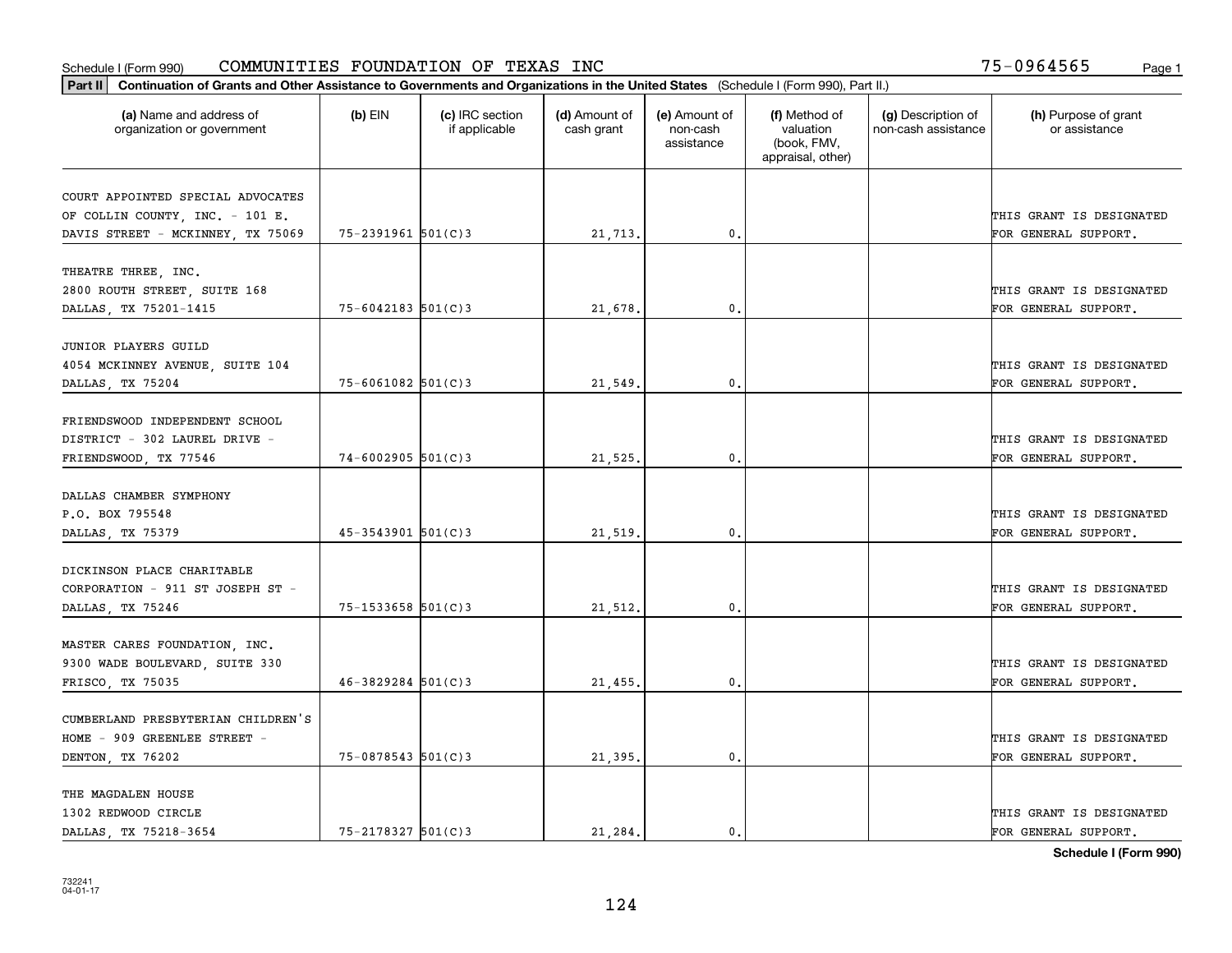Schedule I (Form 990) COMMUNITIES FOUNDATION OF TEXAS INC 75-0964565

**Part II Continuation of Grants and Other Assistance to Governments and Organizations in the United States** (Schedule I (Form 990), Part II.)

| (a) Name and address of organization or government | (b) EIN | (c) IRC section if applicable | (d) Amount of cash grant | (e) Amount of non-cash assistance | (f) Method of valuation (book, FMV, appraisal, other) | (g) Description of non-cash assistance | (h) Purpose of grant or assistance |
|---|---|---|---|---|---|---|---|
| COURT APPOINTED SPECIAL ADVOCATES OF COLLIN COUNTY, INC. - 101 E. DAVIS STREET - MCKINNEY, TX 75069 | 75-2391961 | 501(C)3 | 21,713. | 0. | | | THIS GRANT IS DESIGNATED FOR GENERAL SUPPORT. |
| THEATRE THREE, INC. 2800 ROUTH STREET, SUITE 168 DALLAS, TX 75201-1415 | 75-6042183 | 501(C)3 | 21,678. | 0. | | | THIS GRANT IS DESIGNATED FOR GENERAL SUPPORT. |
| JUNIOR PLAYERS GUILD 4054 MCKINNEY AVENUE, SUITE 104 DALLAS, TX 75204 | 75-6061082 | 501(C)3 | 21,549. | 0. | | | THIS GRANT IS DESIGNATED FOR GENERAL SUPPORT. |
| FRIENDSWOOD INDEPENDENT SCHOOL DISTRICT - 302 LAUREL DRIVE - FRIENDSWOOD, TX 77546 | 74-6002905 | 501(C)3 | 21,525. | 0. | | | THIS GRANT IS DESIGNATED FOR GENERAL SUPPORT. |
| DALLAS CHAMBER SYMPHONY P.O. BOX 795548 DALLAS, TX 75379 | 45-3543901 | 501(C)3 | 21,519. | 0. | | | THIS GRANT IS DESIGNATED FOR GENERAL SUPPORT. |
| DICKINSON PLACE CHARITABLE CORPORATION - 911 ST JOSEPH ST - DALLAS, TX 75246 | 75-1533658 | 501(C)3 | 21,512. | 0. | | | THIS GRANT IS DESIGNATED FOR GENERAL SUPPORT. |
| MASTER CARES FOUNDATION, INC. 9300 WADE BOULEVARD, SUITE 330 FRISCO, TX 75035 | 46-3829284 | 501(C)3 | 21,455. | 0. | | | THIS GRANT IS DESIGNATED FOR GENERAL SUPPORT. |
| CUMBERLAND PRESBYTERIAN CHILDREN'S HOME - 909 GREENLEE STREET - DENTON, TX 76202 | 75-0878543 | 501(C)3 | 21,395. | 0. | | | THIS GRANT IS DESIGNATED FOR GENERAL SUPPORT. |
| THE MAGDALEN HOUSE 1302 REDWOOD CIRCLE DALLAS, TX 75218-3654 | 75-2178327 | 501(C)3 | 21,284. | 0. | | | THIS GRANT IS DESIGNATED FOR GENERAL SUPPORT. |

**Schedule I (Form 990)**

732241 04-01-17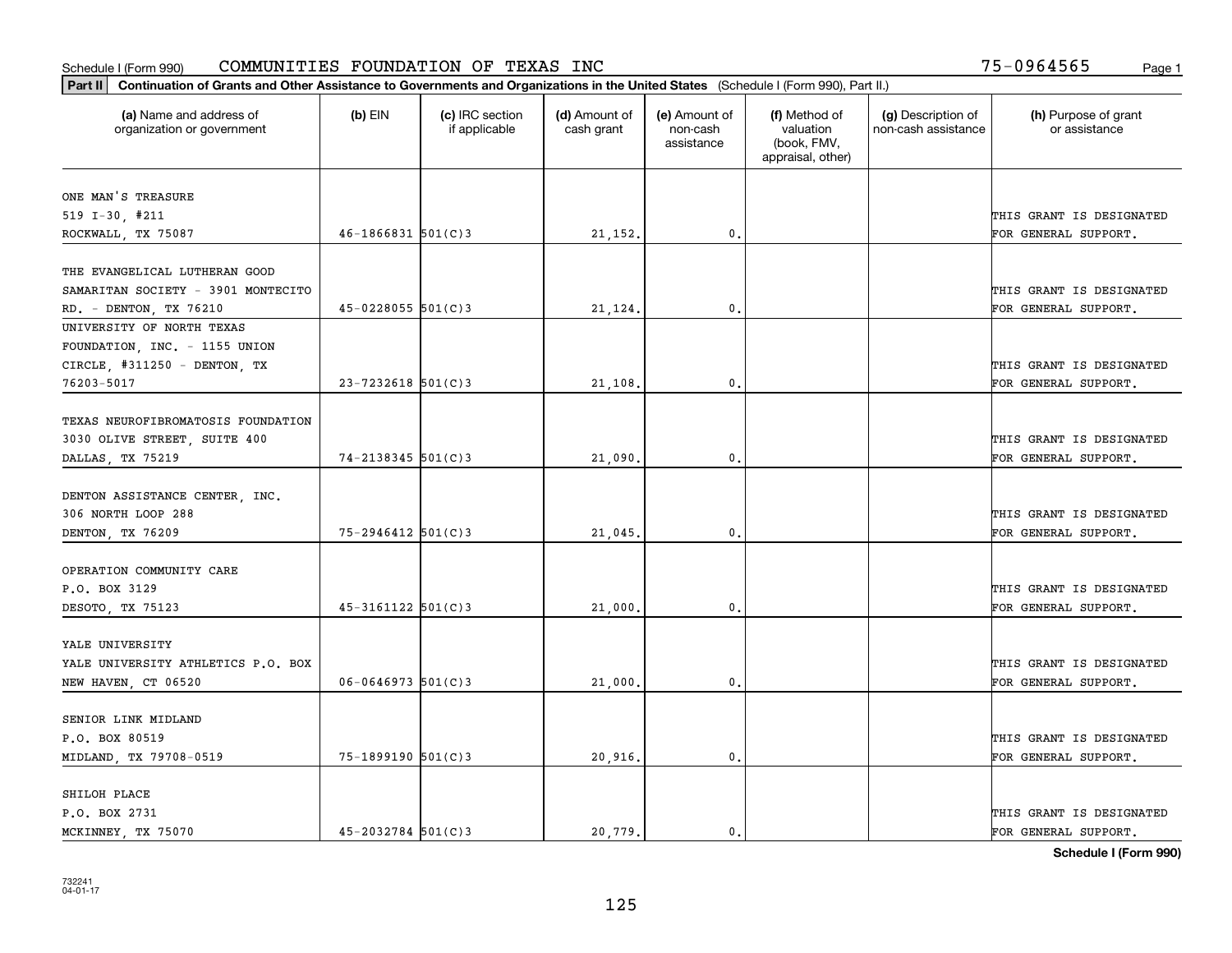Schedule I (Form 990) COMMUNITIES FOUNDATION OF TEXAS INC 75-0964565

**Part II** **Continuation of Grants and Other Assistance to Governments and Organizations in the United States** (Schedule I (Form 990), Part II.)

| (a) Name and address of organization or government | (b) EIN | (c) IRC section if applicable | (d) Amount of cash grant | (e) Amount of non-cash assistance | (f) Method of valuation (book, FMV, appraisal, other) | (g) Description of non-cash assistance | (h) Purpose of grant or assistance |
|---|---|---|---|---|---|---|---|
| ONE MAN'S TREASURE 519 I-30, #211 ROCKWALL, TX 75087 | 46-1866831 | 501(C)3 | 21,152. | 0. | | | THIS GRANT IS DESIGNATED FOR GENERAL SUPPORT. |
| THE EVANGELICAL LUTHERAN GOOD SAMARITAN SOCIETY - 3901 MONTECITO RD. - DENTON, TX 76210 | 45-0228055 | 501(C)3 | 21,124. | 0. | | | THIS GRANT IS DESIGNATED FOR GENERAL SUPPORT. |
| UNIVERSITY OF NORTH TEXAS FOUNDATION, INC. - 1155 UNION CIRCLE, #311250 - DENTON, TX 76203-5017 | 23-7232618 | 501(C)3 | 21,108. | 0. | | | THIS GRANT IS DESIGNATED FOR GENERAL SUPPORT. |
| TEXAS NEUROFIBROMATOSIS FOUNDATION 3030 OLIVE STREET, SUITE 400 DALLAS, TX 75219 | 74-2138345 | 501(C)3 | 21,090. | 0. | | | THIS GRANT IS DESIGNATED FOR GENERAL SUPPORT. |
| DENTON ASSISTANCE CENTER, INC. 306 NORTH LOOP 288 DENTON, TX 76209 | 75-2946412 | 501(C)3 | 21,045. | 0. | | | THIS GRANT IS DESIGNATED FOR GENERAL SUPPORT. |
| OPERATION COMMUNITY CARE P.O. BOX 3129 DESOTO, TX 75123 | 45-3161122 | 501(C)3 | 21,000. | 0. | | | THIS GRANT IS DESIGNATED FOR GENERAL SUPPORT. |
| YALE UNIVERSITY YALE UNIVERSITY ATHLETICS P.O. BOX NEW HAVEN, CT 06520 | 06-0646973 | 501(C)3 | 21,000. | 0. | | | THIS GRANT IS DESIGNATED FOR GENERAL SUPPORT. |
| SENIOR LINK MIDLAND P.O. BOX 80519 MIDLAND, TX 79708-0519 | 75-1899190 | 501(C)3 | 20,916. | 0. | | | THIS GRANT IS DESIGNATED FOR GENERAL SUPPORT. |
| SHILOH PLACE P.O. BOX 2731 MCKINNEY, TX 75070 | 45-2032784 | 501(C)3 | 20,779. | 0. | | | THIS GRANT IS DESIGNATED FOR GENERAL SUPPORT. |

**Schedule I (Form 990)**

732241 04-01-17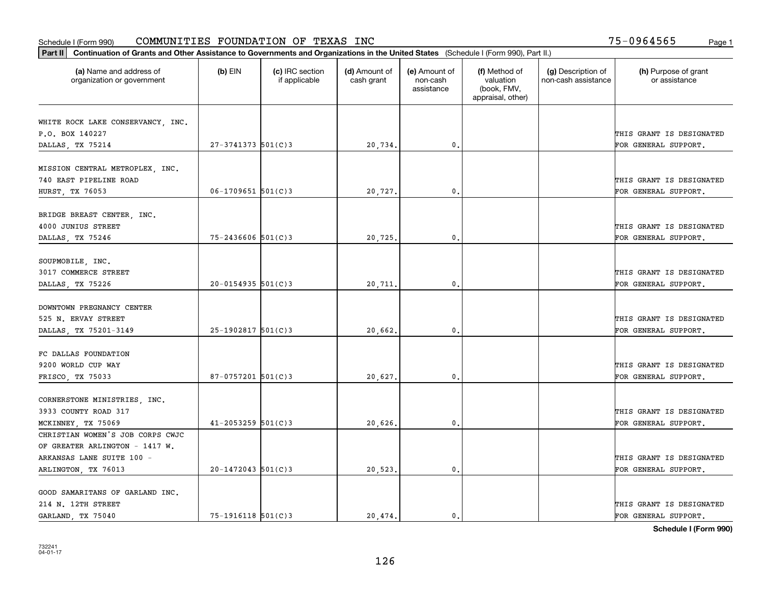Schedule I (Form 990) COMMUNITIES FOUNDATION OF TEXAS INC 75-0964565

**Part II Continuation of Grants and Other Assistance to Governments and Organizations in the United States** (Schedule I (Form 990), Part II.)

| (a) Name and address of organization or government | (b) EIN | (c) IRC section if applicable | (d) Amount of cash grant | (e) Amount of non-cash assistance | (f) Method of valuation (book, FMV, appraisal, other) | (g) Description of non-cash assistance | (h) Purpose of grant or assistance |
|---|---|---|---|---|---|---|---|
| WHITE ROCK LAKE CONSERVANCY, INC.<br>P.O. BOX 140227<br>DALLAS, TX 75214 | 27-3741373 | 501(C)3 | 20,734. | 0. | | | THIS GRANT IS DESIGNATED FOR GENERAL SUPPORT. |
| MISSION CENTRAL METROPLEX, INC.<br>740 EAST PIPELINE ROAD<br>HURST, TX 76053 | 06-1709651 | 501(C)3 | 20,727. | 0. | | | THIS GRANT IS DESIGNATED FOR GENERAL SUPPORT. |
| BRIDGE BREAST CENTER, INC.<br>4000 JUNIUS STREET<br>DALLAS, TX 75246 | 75-2436606 | 501(C)3 | 20,725. | 0. | | | THIS GRANT IS DESIGNATED FOR GENERAL SUPPORT. |
| SOUPMOBILE, INC.<br>3017 COMMERCE STREET<br>DALLAS, TX 75226 | 20-0154935 | 501(C)3 | 20,711. | 0. | | | THIS GRANT IS DESIGNATED FOR GENERAL SUPPORT. |
| DOWNTOWN PREGNANCY CENTER<br>525 N. ERVAY STREET<br>DALLAS, TX 75201-3149 | 25-1902817 | 501(C)3 | 20,662. | 0. | | | THIS GRANT IS DESIGNATED FOR GENERAL SUPPORT. |
| FC DALLAS FOUNDATION<br>9200 WORLD CUP WAY<br>FRISCO, TX 75033 | 87-0757201 | 501(C)3 | 20,627. | 0. | | | THIS GRANT IS DESIGNATED FOR GENERAL SUPPORT. |
| CORNERSTONE MINISTRIES, INC.<br>3933 COUNTY ROAD 317<br>MCKINNEY, TX 75069 | 41-2053259 | 501(C)3 | 20,626. | 0. | | | THIS GRANT IS DESIGNATED FOR GENERAL SUPPORT. |
| CHRISTIAN WOMEN'S JOB CORPS CWJC OF GREATER ARLINGTON - 1417 W. ARKANSAS LANE SUITE 100 -<br>ARLINGTON, TX 76013 | 20-1472043 | 501(C)3 | 20,523. | 0. | | | THIS GRANT IS DESIGNATED FOR GENERAL SUPPORT. |
| GOOD SAMARITANS OF GARLAND INC.<br>214 N. 12TH STREET<br>GARLAND, TX 75040 | 75-1916118 | 501(C)3 | 20,474. | 0. | | | THIS GRANT IS DESIGNATED FOR GENERAL SUPPORT. |

**Schedule I (Form 990)**

732241
04-01-17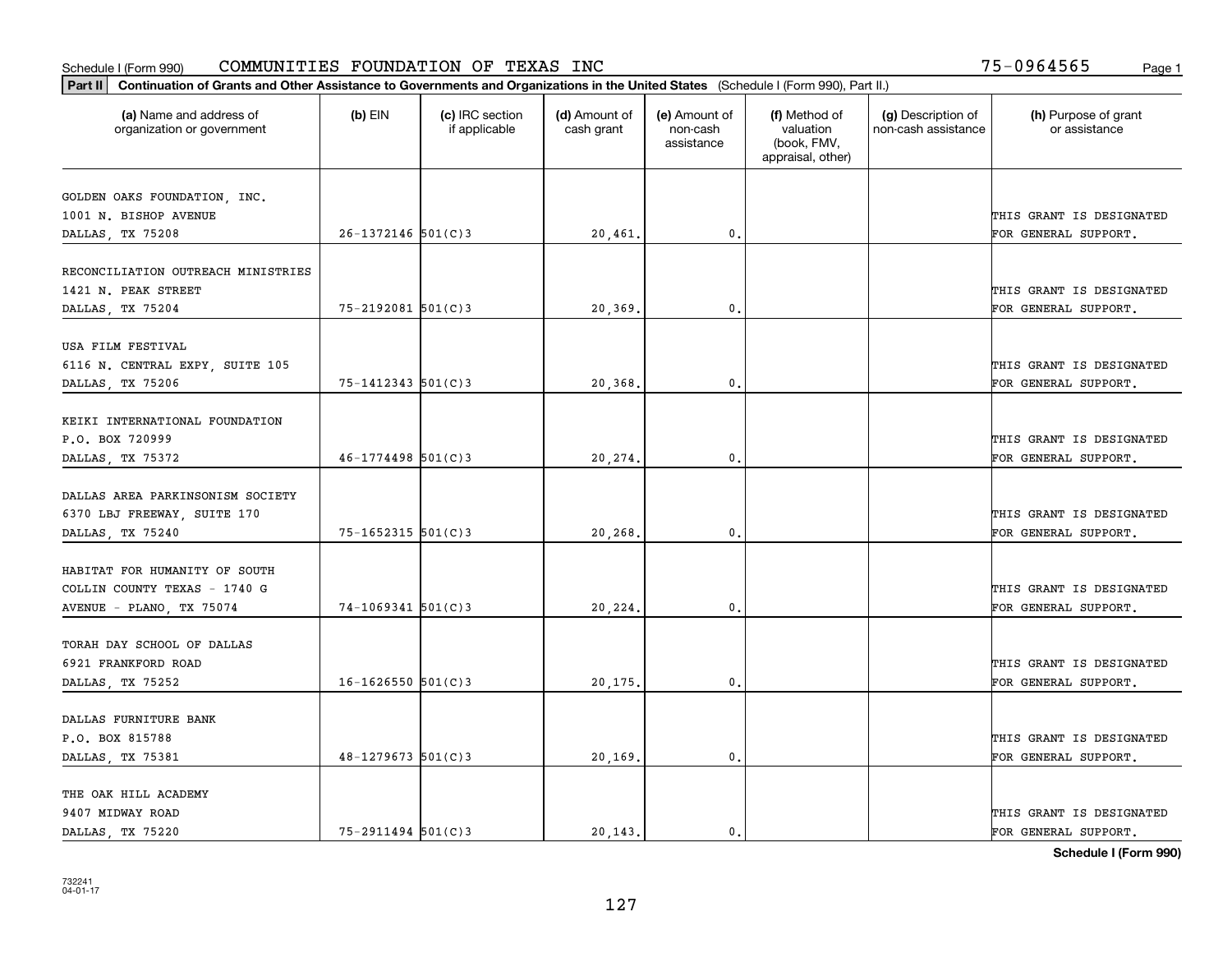Schedule I (Form 990) COMMUNITIES FOUNDATION OF TEXAS INC 75-0964565

**Part II** **Continuation of Grants and Other Assistance to Governments and Organizations in the United States** (Schedule I (Form 990), Part II.)

| (a) Name and address of organization or government | (b) EIN | (c) IRC section if applicable | (d) Amount of cash grant | (e) Amount of non-cash assistance | (f) Method of valuation (book, FMV, appraisal, other) | (g) Description of non-cash assistance | (h) Purpose of grant or assistance |
|---|---|---|---|---|---|---|---|
| GOLDEN OAKS FOUNDATION, INC.<br>1001 N. BISHOP AVENUE<br>DALLAS, TX 75208 | 26-1372146 | 501(C)3 | 20,461. | 0. | | | THIS GRANT IS DESIGNATED FOR GENERAL SUPPORT. |
| RECONCILIATION OUTREACH MINISTRIES<br>1421 N. PEAK STREET<br>DALLAS, TX 75204 | 75-2192081 | 501(C)3 | 20,369. | 0. | | | THIS GRANT IS DESIGNATED FOR GENERAL SUPPORT. |
| USA FILM FESTIVAL<br>6116 N. CENTRAL EXPY, SUITE 105<br>DALLAS, TX 75206 | 75-1412343 | 501(C)3 | 20,368. | 0. | | | THIS GRANT IS DESIGNATED FOR GENERAL SUPPORT. |
| KEIKI INTERNATIONAL FOUNDATION<br>P.O. BOX 720999<br>DALLAS, TX 75372 | 46-1774498 | 501(C)3 | 20,274. | 0. | | | THIS GRANT IS DESIGNATED FOR GENERAL SUPPORT. |
| DALLAS AREA PARKINSONISM SOCIETY<br>6370 LBJ FREEWAY, SUITE 170<br>DALLAS, TX 75240 | 75-1652315 | 501(C)3 | 20,268. | 0. | | | THIS GRANT IS DESIGNATED FOR GENERAL SUPPORT. |
| HABITAT FOR HUMANITY OF SOUTH COLLIN COUNTY TEXAS - 1740 G AVENUE - PLANO, TX 75074 | 74-1069341 | 501(C)3 | 20,224. | 0. | | | THIS GRANT IS DESIGNATED FOR GENERAL SUPPORT. |
| TORAH DAY SCHOOL OF DALLAS<br>6921 FRANKFORD ROAD<br>DALLAS, TX 75252 | 16-1626550 | 501(C)3 | 20,175. | 0. | | | THIS GRANT IS DESIGNATED FOR GENERAL SUPPORT. |
| DALLAS FURNITURE BANK<br>P.O. BOX 815788<br>DALLAS, TX 75381 | 48-1279673 | 501(C)3 | 20,169. | 0. | | | THIS GRANT IS DESIGNATED FOR GENERAL SUPPORT. |
| THE OAK HILL ACADEMY<br>9407 MIDWAY ROAD<br>DALLAS, TX 75220 | 75-2911494 | 501(C)3 | 20,143. | 0. | | | THIS GRANT IS DESIGNATED FOR GENERAL SUPPORT. |

**Schedule I (Form 990)**

732241
04-01-17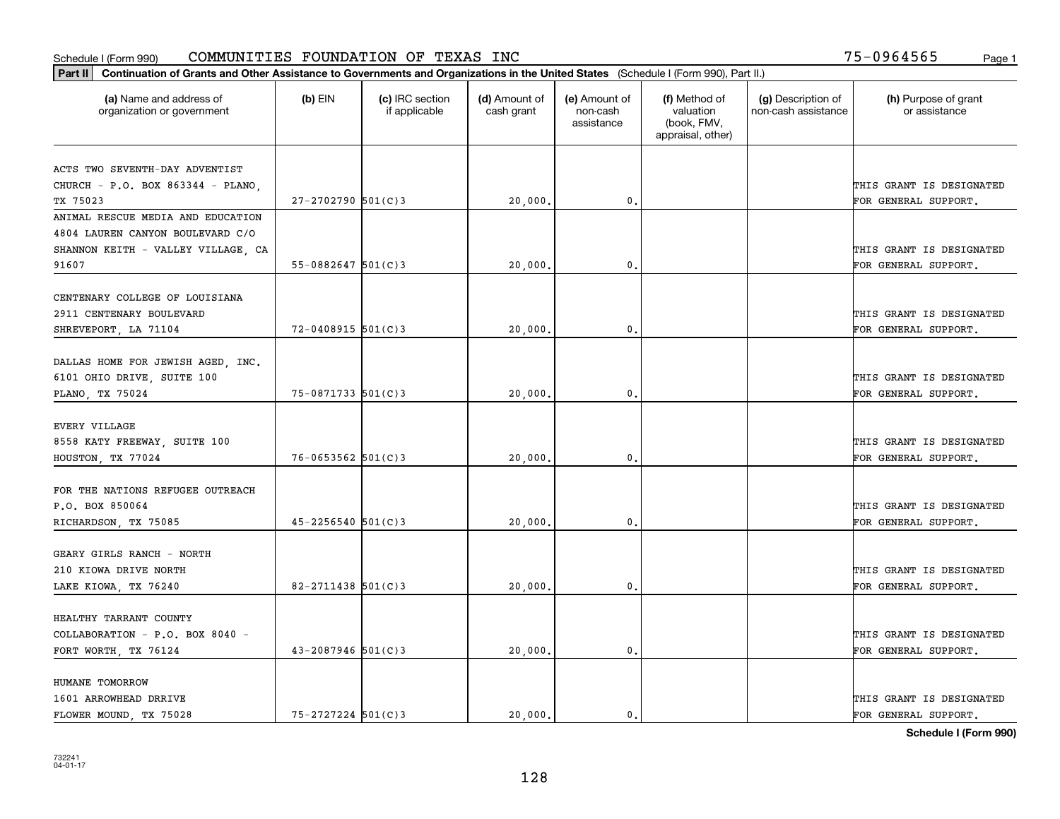Schedule I (Form 990) COMMUNITIES FOUNDATION OF TEXAS INC 75-0964565

**Part II Continuation of Grants and Other Assistance to Governments and Organizations in the United States** (Schedule I (Form 990), Part II.)

| (a) Name and address of organization or government | (b) EIN | (c) IRC section if applicable | (d) Amount of cash grant | (e) Amount of non-cash assistance | (f) Method of valuation (book, FMV, appraisal, other) | (g) Description of non-cash assistance | (h) Purpose of grant or assistance |
|---|---|---|---|---|---|---|---|
| ACTS TWO SEVENTH-DAY ADVENTIST CHURCH - P.O. BOX 863344 - PLANO, TX 75023 | 27-2702790 | 501(C)3 | 20,000. | 0. | | | THIS GRANT IS DESIGNATED FOR GENERAL SUPPORT. |
| ANIMAL RESCUE MEDIA AND EDUCATION 4804 LAUREN CANYON BOULEVARD C/O SHANNON KEITH - VALLEY VILLAGE, CA 91607 | 55-0882647 | 501(C)3 | 20,000. | 0. | | | THIS GRANT IS DESIGNATED FOR GENERAL SUPPORT. |
| CENTENARY COLLEGE OF LOUISIANA 2911 CENTENARY BOULEVARD SHREVEPORT, LA 71104 | 72-0408915 | 501(C)3 | 20,000. | 0. | | | THIS GRANT IS DESIGNATED FOR GENERAL SUPPORT. |
| DALLAS HOME FOR JEWISH AGED, INC. 6101 OHIO DRIVE, SUITE 100 PLANO, TX 75024 | 75-0871733 | 501(C)3 | 20,000. | 0. | | | THIS GRANT IS DESIGNATED FOR GENERAL SUPPORT. |
| EVERY VILLAGE 8558 KATY FREEWAY, SUITE 100 HOUSTON, TX 77024 | 76-0653562 | 501(C)3 | 20,000. | 0. | | | THIS GRANT IS DESIGNATED FOR GENERAL SUPPORT. |
| FOR THE NATIONS REFUGEE OUTREACH P.O. BOX 850064 RICHARDSON, TX 75085 | 45-2256540 | 501(C)3 | 20,000. | 0. | | | THIS GRANT IS DESIGNATED FOR GENERAL SUPPORT. |
| GEARY GIRLS RANCH - NORTH 210 KIOWA DRIVE NORTH LAKE KIOWA, TX 76240 | 82-2711438 | 501(C)3 | 20,000. | 0. | | | THIS GRANT IS DESIGNATED FOR GENERAL SUPPORT. |
| HEALTHY TARRANT COUNTY COLLABORATION - P.O. BOX 8040 - FORT WORTH, TX 76124 | 43-2087946 | 501(C)3 | 20,000. | 0. | | | THIS GRANT IS DESIGNATED FOR GENERAL SUPPORT. |
| HUMANE TOMORROW 1601 ARROWHEAD DRRIVE FLOWER MOUND, TX 75028 | 75-2727224 | 501(C)3 | 20,000. | 0. | | | THIS GRANT IS DESIGNATED FOR GENERAL SUPPORT. |

**Schedule I (Form 990)**

732241 04-01-17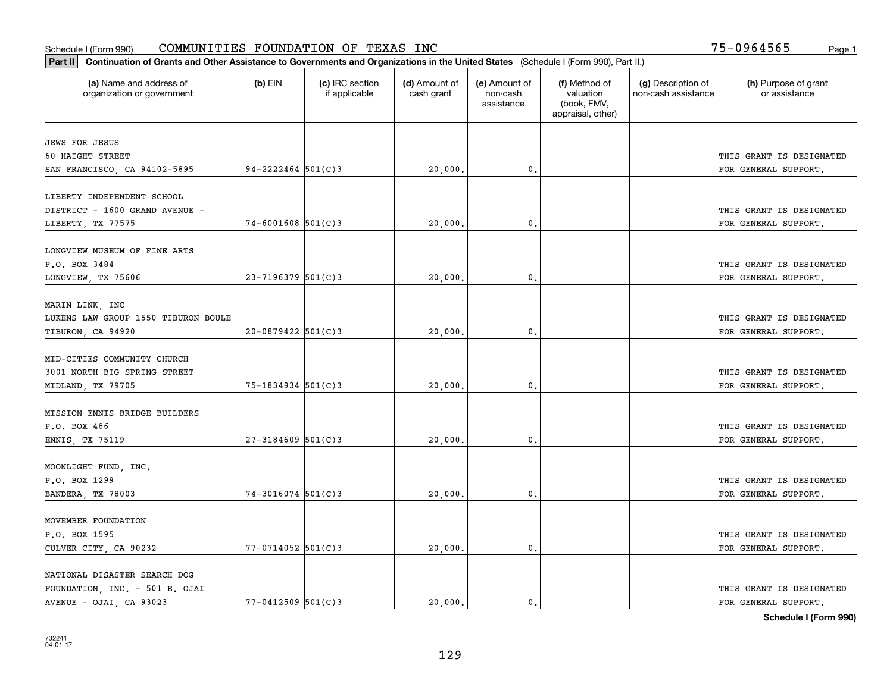Schedule I (Form 990) COMMUNITIES FOUNDATION OF TEXAS INC 75-0964565

**Part II** **Continuation of Grants and Other Assistance to Governments and Organizations in the United States** (Schedule I (Form 990), Part II.)

| (a) Name and address of organization or government | (b) EIN | (c) IRC section if applicable | (d) Amount of cash grant | (e) Amount of non-cash assistance | (f) Method of valuation (book, FMV, appraisal, other) | (g) Description of non-cash assistance | (h) Purpose of grant or assistance |
|---|---|---|---|---|---|---|---|
| JEWS FOR JESUS<br>60 HAIGHT STREET<br>SAN FRANCISCO, CA 94102-5895 | 94-2222464 | 501(C)3 | 20,000. | 0. | | | THIS GRANT IS DESIGNATED FOR GENERAL SUPPORT. |
| LIBERTY INDEPENDENT SCHOOL DISTRICT - 1600 GRAND AVENUE - LIBERTY, TX 77575 | 74-6001608 | 501(C)3 | 20,000. | 0. | | | THIS GRANT IS DESIGNATED FOR GENERAL SUPPORT. |
| LONGVIEW MUSEUM OF FINE ARTS<br>P.O. BOX 3484<br>LONGVIEW, TX 75606 | 23-7196379 | 501(C)3 | 20,000. | 0. | | | THIS GRANT IS DESIGNATED FOR GENERAL SUPPORT. |
| MARIN LINK, INC<br>LUKENS LAW GROUP 1550 TIBURON BOULE<br>TIBURON, CA 94920 | 20-0879422 | 501(C)3 | 20,000. | 0. | | | THIS GRANT IS DESIGNATED FOR GENERAL SUPPORT. |
| MID-CITIES COMMUNITY CHURCH<br>3001 NORTH BIG SPRING STREET<br>MIDLAND, TX 79705 | 75-1834934 | 501(C)3 | 20,000. | 0. | | | THIS GRANT IS DESIGNATED FOR GENERAL SUPPORT. |
| MISSION ENNIS BRIDGE BUILDERS<br>P.O. BOX 486<br>ENNIS, TX 75119 | 27-3184609 | 501(C)3 | 20,000. | 0. | | | THIS GRANT IS DESIGNATED FOR GENERAL SUPPORT. |
| MOONLIGHT FUND, INC.<br>P.O. BOX 1299<br>BANDERA, TX 78003 | 74-3016074 | 501(C)3 | 20,000. | 0. | | | THIS GRANT IS DESIGNATED FOR GENERAL SUPPORT. |
| MOVEMBER FOUNDATION<br>P.O. BOX 1595<br>CULVER CITY, CA 90232 | 77-0714052 | 501(C)3 | 20,000. | 0. | | | THIS GRANT IS DESIGNATED FOR GENERAL SUPPORT. |
| NATIONAL DISASTER SEARCH DOG FOUNDATION, INC. - 501 E. OJAI AVENUE - OJAI, CA 93023 | 77-0412509 | 501(C)3 | 20,000. | 0. | | | THIS GRANT IS DESIGNATED FOR GENERAL SUPPORT. |

**Schedule I (Form 990)**

732241
04-01-17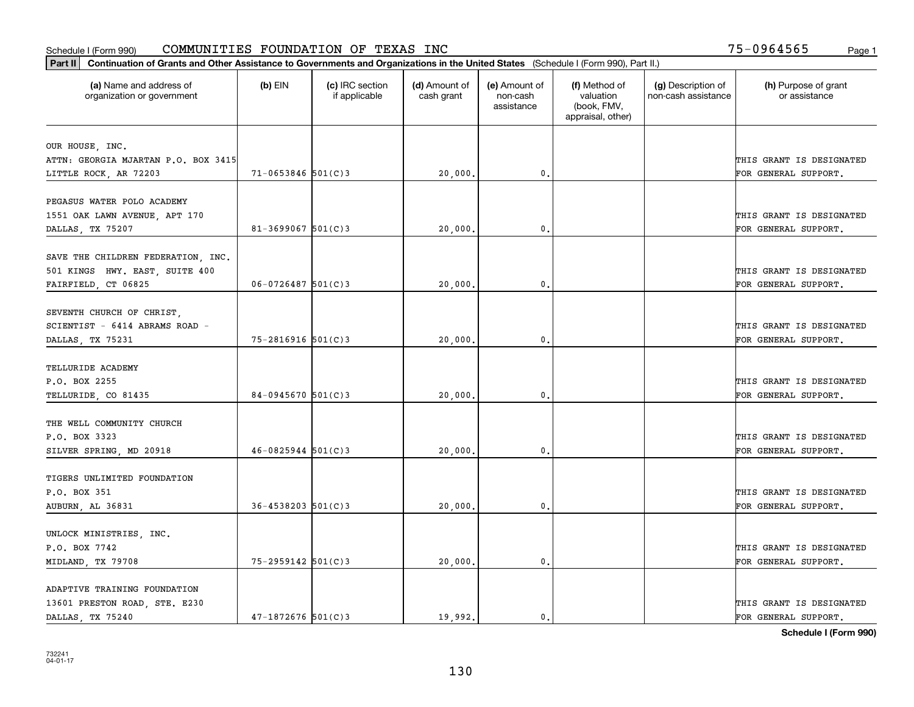Schedule I (Form 990) COMMUNITIES FOUNDATION OF TEXAS INC 75-0964565 Page 1

**Part II Continuation of Grants and Other Assistance to Governments and Organizations in the United States** (Schedule I (Form 990), Part II.)

| (a) Name and address of organization or government | (b) EIN | (c) IRC section if applicable | (d) Amount of cash grant | (e) Amount of non-cash assistance | (f) Method of valuation (book, FMV, appraisal, other) | (g) Description of non-cash assistance | (h) Purpose of grant or assistance |
|---|---|---|---|---|---|---|---|
| OUR HOUSE, INC. ATTN: GEORGIA MJARTAN P.O. BOX 3415 LITTLE ROCK, AR 72203 | 71-0653846 | 501(C)3 | 20,000. | 0. | | | THIS GRANT IS DESIGNATED FOR GENERAL SUPPORT. |
| PEGASUS WATER POLO ACADEMY 1551 OAK LAWN AVENUE, APT 170 DALLAS, TX 75207 | 81-3699067 | 501(C)3 | 20,000. | 0. | | | THIS GRANT IS DESIGNATED FOR GENERAL SUPPORT. |
| SAVE THE CHILDREN FEDERATION, INC. 501 KINGS HWY. EAST, SUITE 400 FAIRFIELD, CT 06825 | 06-0726487 | 501(C)3 | 20,000. | 0. | | | THIS GRANT IS DESIGNATED FOR GENERAL SUPPORT. |
| SEVENTH CHURCH OF CHRIST, SCIENTIST - 6414 ABRAMS ROAD - DALLAS, TX 75231 | 75-2816916 | 501(C)3 | 20,000. | 0. | | | THIS GRANT IS DESIGNATED FOR GENERAL SUPPORT. |
| TELLURIDE ACADEMY P.O. BOX 2255 TELLURIDE, CO 81435 | 84-0945670 | 501(C)3 | 20,000. | 0. | | | THIS GRANT IS DESIGNATED FOR GENERAL SUPPORT. |
| THE WELL COMMUNITY CHURCH P.O. BOX 3323 SILVER SPRING, MD 20918 | 46-0825944 | 501(C)3 | 20,000. | 0. | | | THIS GRANT IS DESIGNATED FOR GENERAL SUPPORT. |
| TIGERS UNLIMITED FOUNDATION P.O. BOX 351 AUBURN, AL 36831 | 36-4538203 | 501(C)3 | 20,000. | 0. | | | THIS GRANT IS DESIGNATED FOR GENERAL SUPPORT. |
| UNLOCK MINISTRIES, INC. P.O. BOX 7742 MIDLAND, TX 79708 | 75-2959142 | 501(C)3 | 20,000. | 0. | | | THIS GRANT IS DESIGNATED FOR GENERAL SUPPORT. |
| ADAPTIVE TRAINING FOUNDATION 13601 PRESTON ROAD, STE. E230 DALLAS, TX 75240 | 47-1872676 | 501(C)3 | 19,992. | 0. | | | THIS GRANT IS DESIGNATED FOR GENERAL SUPPORT. |

**Schedule I (Form 990)**

732241
04-01-17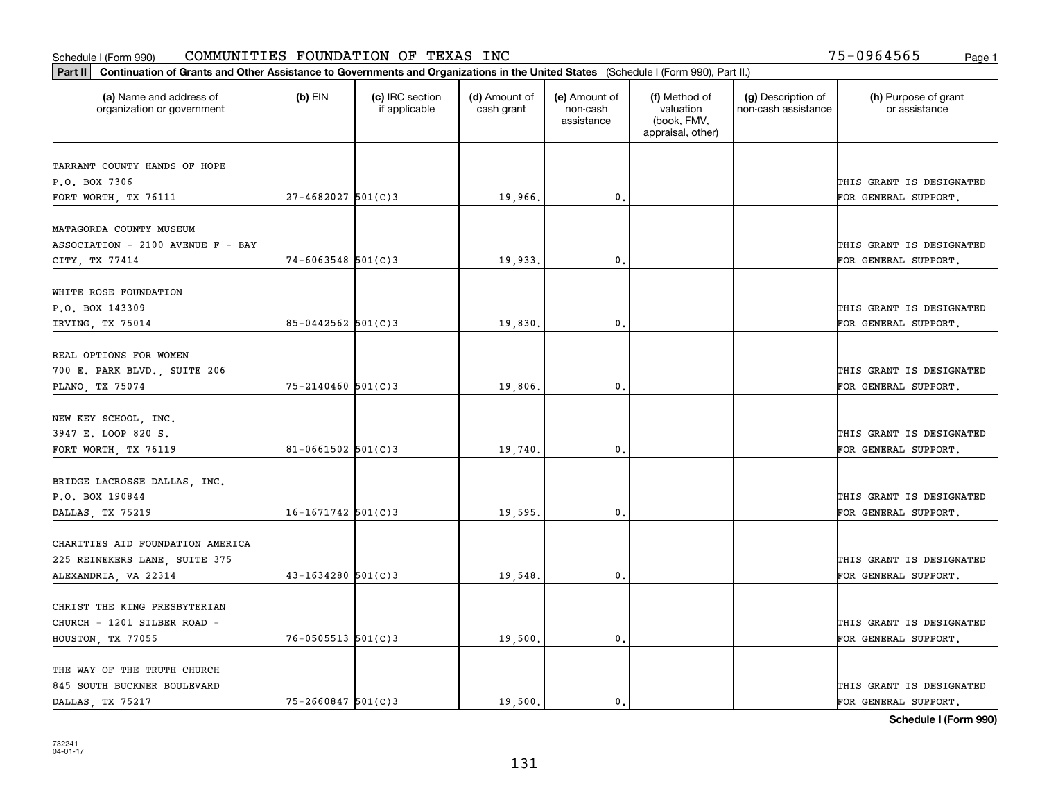Schedule I (Form 990) COMMUNITIES FOUNDATION OF TEXAS INC 75-0964565

**Part II** **Continuation of Grants and Other Assistance to Governments and Organizations in the United States** (Schedule I (Form 990), Part II.)

| (a) Name and address of organization or government | (b) EIN | (c) IRC section if applicable | (d) Amount of cash grant | (e) Amount of non-cash assistance | (f) Method of valuation (book, FMV, appraisal, other) | (g) Description of non-cash assistance | (h) Purpose of grant or assistance |
|---|---|---|---|---|---|---|---|
| TARRANT COUNTY HANDS OF HOPE P.O. BOX 7306 FORT WORTH, TX 76111 | 27-4682027 | 501(C)3 | 19,966. | 0. | | | THIS GRANT IS DESIGNATED FOR GENERAL SUPPORT. |
| MATAGORDA COUNTY MUSEUM ASSOCIATION - 2100 AVENUE F - BAY CITY, TX 77414 | 74-6063548 | 501(C)3 | 19,933. | 0. | | | THIS GRANT IS DESIGNATED FOR GENERAL SUPPORT. |
| WHITE ROSE FOUNDATION P.O. BOX 143309 IRVING, TX 75014 | 85-0442562 | 501(C)3 | 19,830. | 0. | | | THIS GRANT IS DESIGNATED FOR GENERAL SUPPORT. |
| REAL OPTIONS FOR WOMEN 700 E. PARK BLVD., SUITE 206 PLANO, TX 75074 | 75-2140460 | 501(C)3 | 19,806. | 0. | | | THIS GRANT IS DESIGNATED FOR GENERAL SUPPORT. |
| NEW KEY SCHOOL, INC. 3947 E. LOOP 820 S. FORT WORTH, TX 76119 | 81-0661502 | 501(C)3 | 19,740. | 0. | | | THIS GRANT IS DESIGNATED FOR GENERAL SUPPORT. |
| BRIDGE LACROSSE DALLAS, INC. P.O. BOX 190844 DALLAS, TX 75219 | 16-1671742 | 501(C)3 | 19,595. | 0. | | | THIS GRANT IS DESIGNATED FOR GENERAL SUPPORT. |
| CHARITIES AID FOUNDATION AMERICA 225 REINEKERS LANE, SUITE 375 ALEXANDRIA, VA 22314 | 43-1634280 | 501(C)3 | 19,548. | 0. | | | THIS GRANT IS DESIGNATED FOR GENERAL SUPPORT. |
| CHRIST THE KING PRESBYTERIAN CHURCH - 1201 SILBER ROAD - HOUSTON, TX 77055 | 76-0505513 | 501(C)3 | 19,500. | 0. | | | THIS GRANT IS DESIGNATED FOR GENERAL SUPPORT. |
| THE WAY OF THE TRUTH CHURCH 845 SOUTH BUCKNER BOULEVARD DALLAS, TX 75217 | 75-2660847 | 501(C)3 | 19,500. | 0. | | | THIS GRANT IS DESIGNATED FOR GENERAL SUPPORT. |

**Schedule I (Form 990)**

732241 04-01-17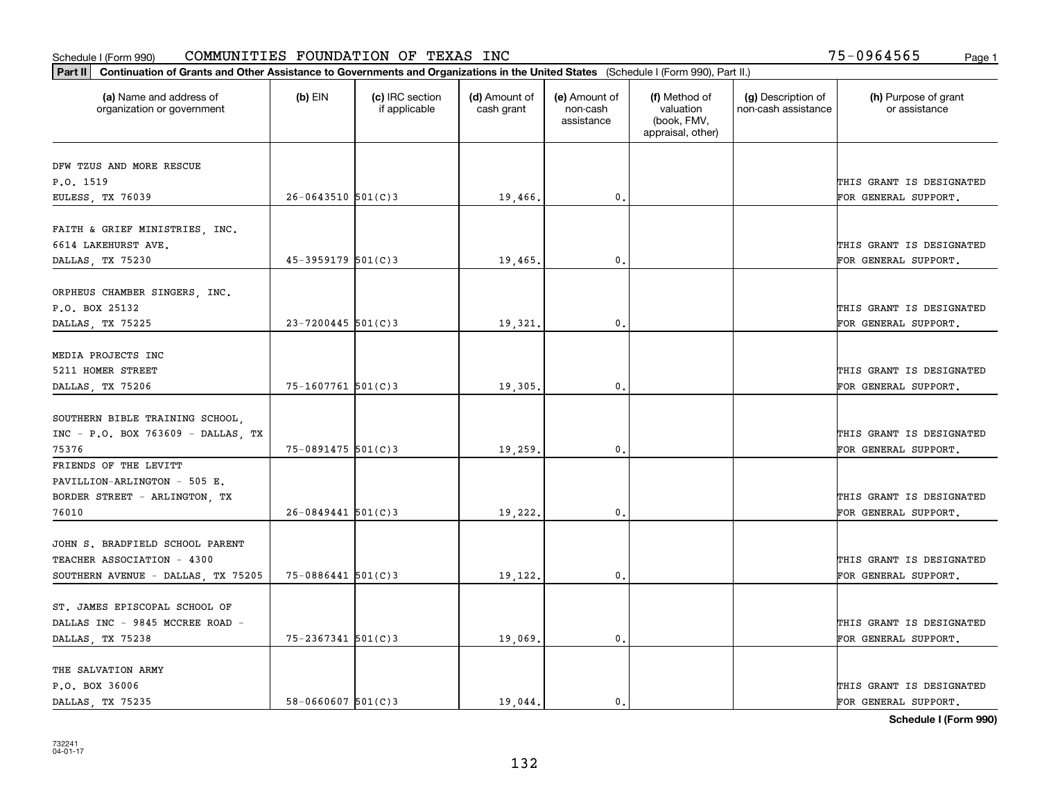Schedule I (Form 990) COMMUNITIES FOUNDATION OF TEXAS INC 75-0964565

**Part II** **Continuation of Grants and Other Assistance to Governments and Organizations in the United States** (Schedule I (Form 990), Part II.)

| (a) Name and address of organization or government | (b) EIN | (c) IRC section if applicable | (d) Amount of cash grant | (e) Amount of non-cash assistance | (f) Method of valuation (book, FMV, appraisal, other) | (g) Description of non-cash assistance | (h) Purpose of grant or assistance |
|---|---|---|---|---|---|---|---|
| DFW TZUS AND MORE RESCUE P.O. 1519 EULESS, TX 76039 | 26-0643510 | 501(C)3 | 19,466. | 0. | | | THIS GRANT IS DESIGNATED FOR GENERAL SUPPORT. |
| FAITH & GRIEF MINISTRIES, INC. 6614 LAKEHURST AVE. DALLAS, TX 75230 | 45-3959179 | 501(C)3 | 19,465. | 0. | | | THIS GRANT IS DESIGNATED FOR GENERAL SUPPORT. |
| ORPHEUS CHAMBER SINGERS, INC. P.O. BOX 25132 DALLAS, TX 75225 | 23-7200445 | 501(C)3 | 19,321. | 0. | | | THIS GRANT IS DESIGNATED FOR GENERAL SUPPORT. |
| MEDIA PROJECTS INC 5211 HOMER STREET DALLAS, TX 75206 | 75-1607761 | 501(C)3 | 19,305. | 0. | | | THIS GRANT IS DESIGNATED FOR GENERAL SUPPORT. |
| SOUTHERN BIBLE TRAINING SCHOOL, INC - P.O. BOX 763609 - DALLAS, TX 75376 | 75-0891475 | 501(C)3 | 19,259. | 0. | | | THIS GRANT IS DESIGNATED FOR GENERAL SUPPORT. |
| FRIENDS OF THE LEVITT PAVILLION-ARLINGTON - 505 E. BORDER STREET - ARLINGTON, TX 76010 | 26-0849441 | 501(C)3 | 19,222. | 0. | | | THIS GRANT IS DESIGNATED FOR GENERAL SUPPORT. |
| JOHN S. BRADFIELD SCHOOL PARENT TEACHER ASSOCIATION - 4300 SOUTHERN AVENUE - DALLAS, TX 75205 | 75-0886441 | 501(C)3 | 19,122. | 0. | | | THIS GRANT IS DESIGNATED FOR GENERAL SUPPORT. |
| ST. JAMES EPISCOPAL SCHOOL OF DALLAS INC - 9845 MCCREE ROAD - DALLAS, TX 75238 | 75-2367341 | 501(C)3 | 19,069. | 0. | | | THIS GRANT IS DESIGNATED FOR GENERAL SUPPORT. |
| THE SALVATION ARMY P.O. BOX 36006 DALLAS, TX 75235 | 58-0660607 | 501(C)3 | 19,044. | 0. | | | THIS GRANT IS DESIGNATED FOR GENERAL SUPPORT. |

**Schedule I (Form 990)**

732241 04-01-17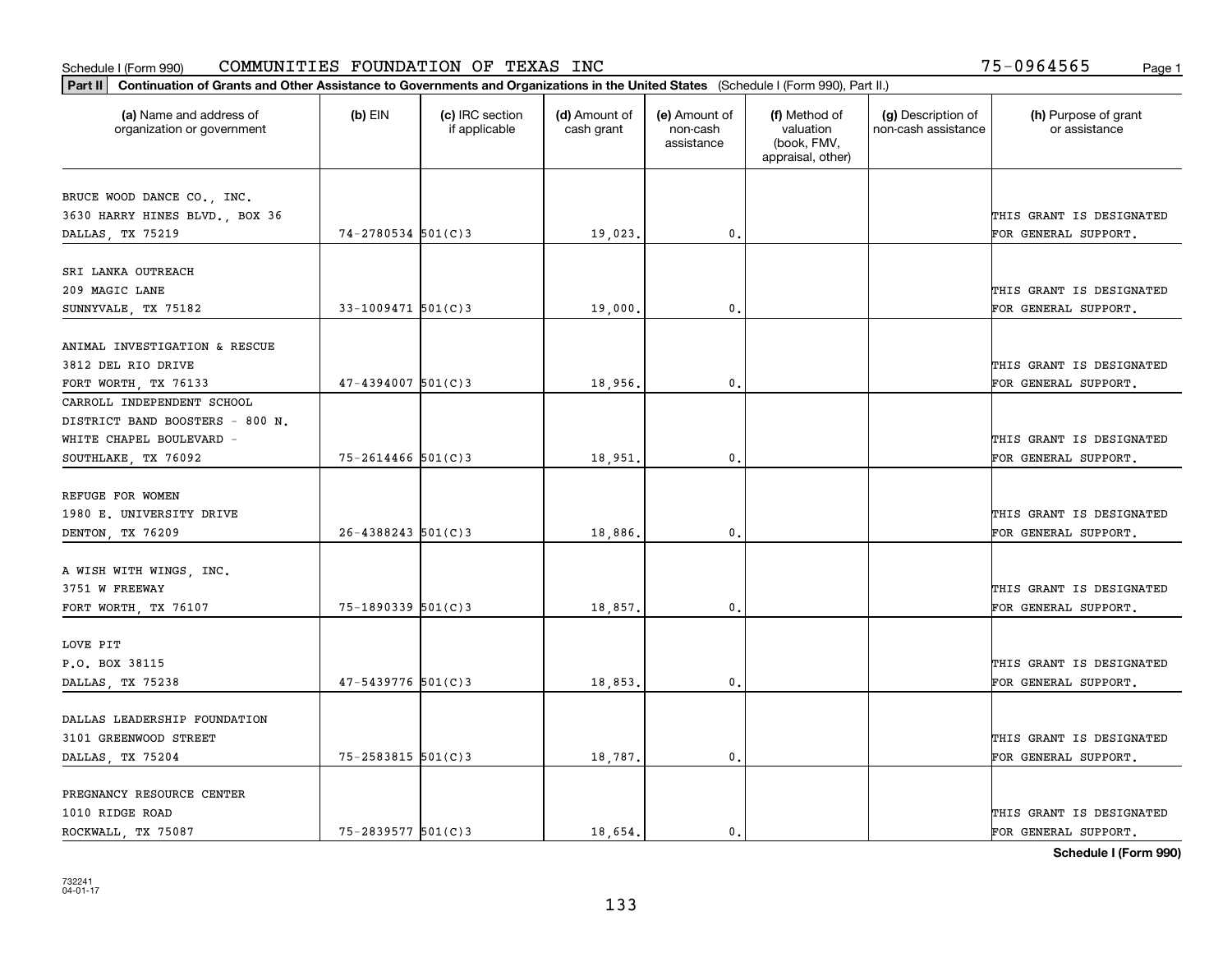Schedule I (Form 990) COMMUNITIES FOUNDATION OF TEXAS INC 75-0964565

**Part II Continuation of Grants and Other Assistance to Governments and Organizations in the United States** (Schedule I (Form 990), Part II.)

| (a) Name and address of organization or government | (b) EIN | (c) IRC section if applicable | (d) Amount of cash grant | (e) Amount of non-cash assistance | (f) Method of valuation (book, FMV, appraisal, other) | (g) Description of non-cash assistance | (h) Purpose of grant or assistance |
|---|---|---|---|---|---|---|---|
| BRUCE WOOD DANCE CO., INC. 3630 HARRY HINES BLVD., BOX 36 DALLAS, TX 75219 | 74-2780534 | 501(C)3 | 19,023. | 0. | | | THIS GRANT IS DESIGNATED FOR GENERAL SUPPORT. |
| SRI LANKA OUTREACH 209 MAGIC LANE SUNNYVALE, TX 75182 | 33-1009471 | 501(C)3 | 19,000. | 0. | | | THIS GRANT IS DESIGNATED FOR GENERAL SUPPORT. |
| ANIMAL INVESTIGATION & RESCUE 3812 DEL RIO DRIVE FORT WORTH, TX 76133 | 47-4394007 | 501(C)3 | 18,956. | 0. | | | THIS GRANT IS DESIGNATED FOR GENERAL SUPPORT. |
| CARROLL INDEPENDENT SCHOOL DISTRICT BAND BOOSTERS - 800 N. WHITE CHAPEL BOULEVARD - SOUTHLAKE, TX 76092 | 75-2614466 | 501(C)3 | 18,951. | 0. | | | THIS GRANT IS DESIGNATED FOR GENERAL SUPPORT. |
| REFUGE FOR WOMEN 1980 E. UNIVERSITY DRIVE DENTON, TX 76209 | 26-4388243 | 501(C)3 | 18,886. | 0. | | | THIS GRANT IS DESIGNATED FOR GENERAL SUPPORT. |
| A WISH WITH WINGS, INC. 3751 W FREEWAY FORT WORTH, TX 76107 | 75-1890339 | 501(C)3 | 18,857. | 0. | | | THIS GRANT IS DESIGNATED FOR GENERAL SUPPORT. |
| LOVE PIT P.O. BOX 38115 DALLAS, TX 75238 | 47-5439776 | 501(C)3 | 18,853. | 0. | | | THIS GRANT IS DESIGNATED FOR GENERAL SUPPORT. |
| DALLAS LEADERSHIP FOUNDATION 3101 GREENWOOD STREET DALLAS, TX 75204 | 75-2583815 | 501(C)3 | 18,787. | 0. | | | THIS GRANT IS DESIGNATED FOR GENERAL SUPPORT. |
| PREGNANCY RESOURCE CENTER 1010 RIDGE ROAD ROCKWALL, TX 75087 | 75-2839577 | 501(C)3 | 18,654. | 0. | | | THIS GRANT IS DESIGNATED FOR GENERAL SUPPORT. |

**Schedule I (Form 990)**

732241 04-01-17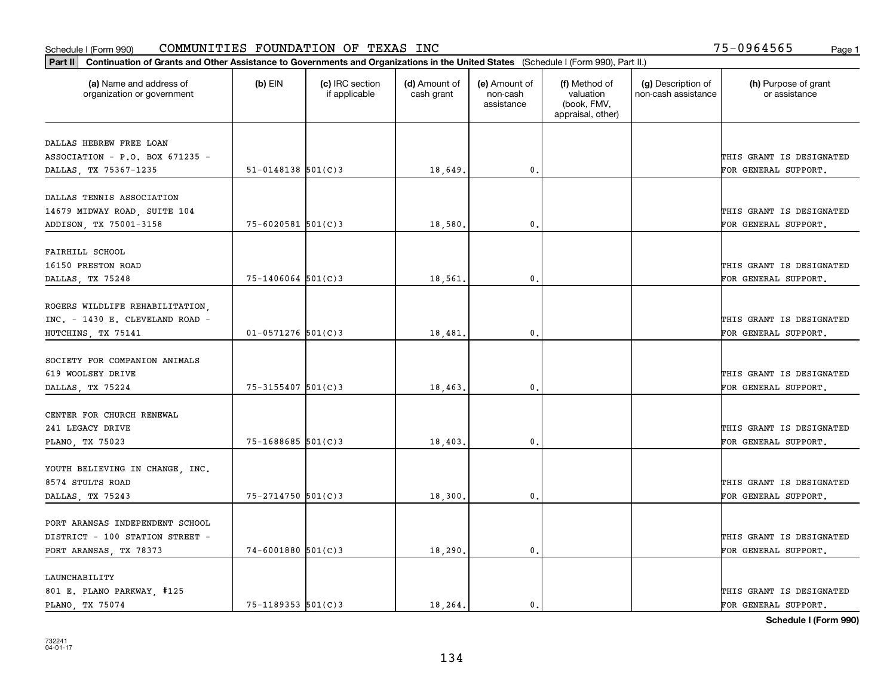Schedule I (Form 990) COMMUNITIES FOUNDATION OF TEXAS INC 75-0964565

**Part II** **Continuation of Grants and Other Assistance to Governments and Organizations in the United States** (Schedule I (Form 990), Part II.)

| (a) Name and address of organization or government | (b) EIN | (c) IRC section if applicable | (d) Amount of cash grant | (e) Amount of non-cash assistance | (f) Method of valuation (book, FMV, appraisal, other) | (g) Description of non-cash assistance | (h) Purpose of grant or assistance |
|---|---|---|---|---|---|---|---|
| DALLAS HEBREW FREE LOAN ASSOCIATION - P.O. BOX 671235 - DALLAS, TX 75367-1235 | 51-0148138 | 501(C)3 | 18,649. | 0. | | | THIS GRANT IS DESIGNATED FOR GENERAL SUPPORT. |
| DALLAS TENNIS ASSOCIATION 14679 MIDWAY ROAD, SUITE 104 ADDISON, TX 75001-3158 | 75-6020581 | 501(C)3 | 18,580. | 0. | | | THIS GRANT IS DESIGNATED FOR GENERAL SUPPORT. |
| FAIRHILL SCHOOL 16150 PRESTON ROAD DALLAS, TX 75248 | 75-1406064 | 501(C)3 | 18,561. | 0. | | | THIS GRANT IS DESIGNATED FOR GENERAL SUPPORT. |
| ROGERS WILDLIFE REHABILITATION, INC. - 1430 E. CLEVELAND ROAD - HUTCHINS, TX 75141 | 01-0571276 | 501(C)3 | 18,481. | 0. | | | THIS GRANT IS DESIGNATED FOR GENERAL SUPPORT. |
| SOCIETY FOR COMPANION ANIMALS 619 WOOLSEY DRIVE DALLAS, TX 75224 | 75-3155407 | 501(C)3 | 18,463. | 0. | | | THIS GRANT IS DESIGNATED FOR GENERAL SUPPORT. |
| CENTER FOR CHURCH RENEWAL 241 LEGACY DRIVE PLANO, TX 75023 | 75-1688685 | 501(C)3 | 18,403. | 0. | | | THIS GRANT IS DESIGNATED FOR GENERAL SUPPORT. |
| YOUTH BELIEVING IN CHANGE, INC. 8574 STULTS ROAD DALLAS, TX 75243 | 75-2714750 | 501(C)3 | 18,300. | 0. | | | THIS GRANT IS DESIGNATED FOR GENERAL SUPPORT. |
| PORT ARANSAS INDEPENDENT SCHOOL DISTRICT - 100 STATION STREET - PORT ARANSAS, TX 78373 | 74-6001880 | 501(C)3 | 18,290. | 0. | | | THIS GRANT IS DESIGNATED FOR GENERAL SUPPORT. |
| LAUNCHABILITY 801 E. PLANO PARKWAY, #125 PLANO, TX 75074 | 75-1189353 | 501(C)3 | 18,264. | 0. | | | THIS GRANT IS DESIGNATED FOR GENERAL SUPPORT. |

**Schedule I (Form 990)**

732241 04-01-17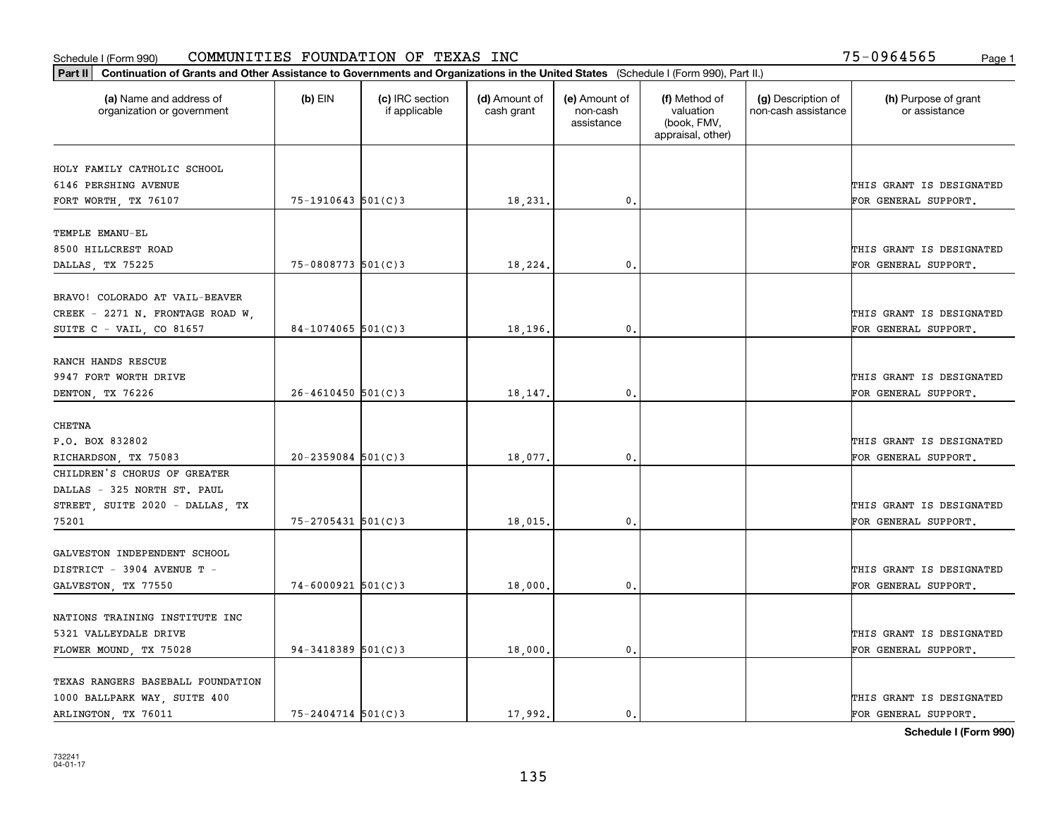Schedule I (Form 990) COMMUNITIES FOUNDATION OF TEXAS INC 75-0964565

**Part II Continuation of Grants and Other Assistance to Governments and Organizations in the United States** (Schedule I (Form 990), Part II.)

| (a) Name and address of organization or government | (b) EIN | (c) IRC section if applicable | (d) Amount of cash grant | (e) Amount of non-cash assistance | (f) Method of valuation (book, FMV, appraisal, other) | (g) Description of non-cash assistance | (h) Purpose of grant or assistance |
|---|---|---|---|---|---|---|---|
| HOLY FAMILY CATHOLIC SCHOOL 6146 PERSHING AVENUE FORT WORTH, TX 76107 | 75-1910643 | 501(C)3 | 18,231. | 0. | | | THIS GRANT IS DESIGNATED FOR GENERAL SUPPORT. |
| TEMPLE EMANU-EL 8500 HILLCREST ROAD DALLAS, TX 75225 | 75-0808773 | 501(C)3 | 18,224. | 0. | | | THIS GRANT IS DESIGNATED FOR GENERAL SUPPORT. |
| BRAVO! COLORADO AT VAIL-BEAVER CREEK - 2271 N. FRONTAGE ROAD W, SUITE C - VAIL, CO 81657 | 84-1074065 | 501(C)3 | 18,196. | 0. | | | THIS GRANT IS DESIGNATED FOR GENERAL SUPPORT. |
| RANCH HANDS RESCUE 9947 FORT WORTH DRIVE DENTON, TX 76226 | 26-4610450 | 501(C)3 | 18,147. | 0. | | | THIS GRANT IS DESIGNATED FOR GENERAL SUPPORT. |
| CHETNA P.O. BOX 832802 RICHARDSON, TX 75083 | 20-2359084 | 501(C)3 | 18,077. | 0. | | | THIS GRANT IS DESIGNATED FOR GENERAL SUPPORT. |
| CHILDREN'S CHORUS OF GREATER DALLAS - 325 NORTH ST. PAUL STREET, SUITE 2020 - DALLAS, TX 75201 | 75-2705431 | 501(C)3 | 18,015. | 0. | | | THIS GRANT IS DESIGNATED FOR GENERAL SUPPORT. |
| GALVESTON INDEPENDENT SCHOOL DISTRICT - 3904 AVENUE T - GALVESTON, TX 77550 | 74-6000921 | 501(C)3 | 18,000. | 0. | | | THIS GRANT IS DESIGNATED FOR GENERAL SUPPORT. |
| NATIONS TRAINING INSTITUTE INC 5321 VALLEYDALE DRIVE FLOWER MOUND, TX 75028 | 94-3418389 | 501(C)3 | 18,000. | 0. | | | THIS GRANT IS DESIGNATED FOR GENERAL SUPPORT. |
| TEXAS RANGERS BASEBALL FOUNDATION 1000 BALLPARK WAY, SUITE 400 ARLINGTON, TX 76011 | 75-2404714 | 501(C)3 | 17,992. | 0. | | | THIS GRANT IS DESIGNATED FOR GENERAL SUPPORT. |

**Schedule I (Form 990)**

732241
04-01-17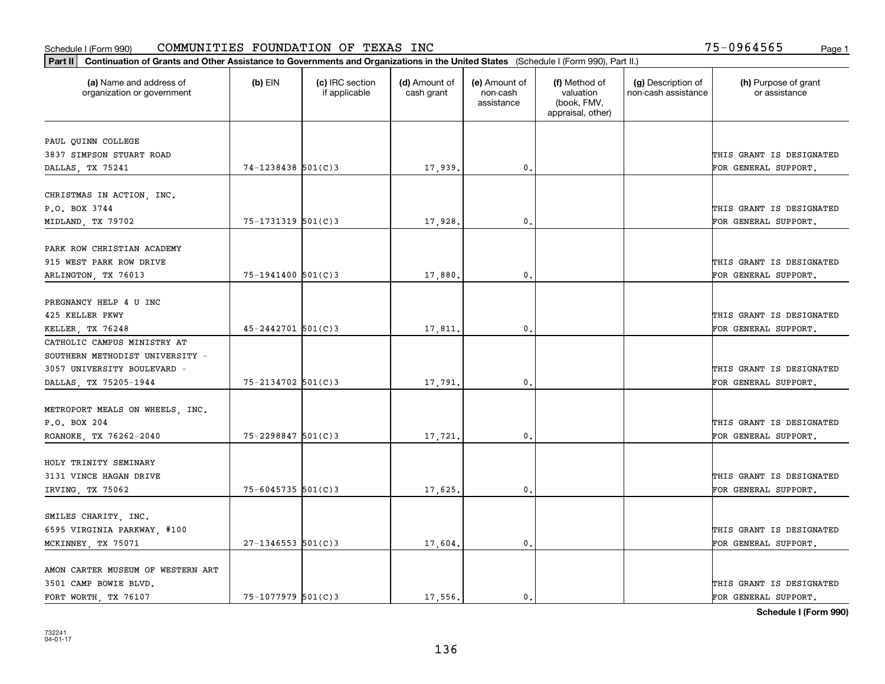Schedule I (Form 990) COMMUNITIES FOUNDATION OF TEXAS INC 75-0964565

**Part II** Continuation of Grants and Other Assistance to Governments and Organizations in the United States (Schedule I (Form 990), Part II.)

| (a) Name and address of organization or government | (b) EIN | (c) IRC section if applicable | (d) Amount of cash grant | (e) Amount of non-cash assistance | (f) Method of valuation (book, FMV, appraisal, other) | (g) Description of non-cash assistance | (h) Purpose of grant or assistance |
|---|---|---|---|---|---|---|---|
| PAUL QUINN COLLEGE 3837 SIMPSON STUART ROAD DALLAS, TX 75241 | 74-1238438 | 501(C)3 | 17,939. | 0. | | | THIS GRANT IS DESIGNATED FOR GENERAL SUPPORT. |
| CHRISTMAS IN ACTION, INC. P.O. BOX 3744 MIDLAND, TX 79702 | 75-1731319 | 501(C)3 | 17,928. | 0. | | | THIS GRANT IS DESIGNATED FOR GENERAL SUPPORT. |
| PARK ROW CHRISTIAN ACADEMY 915 WEST PARK ROW DRIVE ARLINGTON, TX 76013 | 75-1941400 | 501(C)3 | 17,880. | 0. | | | THIS GRANT IS DESIGNATED FOR GENERAL SUPPORT. |
| PREGNANCY HELP 4 U INC 425 KELLER PKWY KELLER, TX 76248 | 45-2442701 | 501(C)3 | 17,811. | 0. | | | THIS GRANT IS DESIGNATED FOR GENERAL SUPPORT. |
| CATHOLIC CAMPUS MINISTRY AT SOUTHERN METHODIST UNIVERSITY - 3057 UNIVERSITY BOULEVARD - DALLAS, TX 75205-1944 | 75-2134702 | 501(C)3 | 17,791. | 0. | | | THIS GRANT IS DESIGNATED FOR GENERAL SUPPORT. |
| METROPORT MEALS ON WHEELS, INC. P.O. BOX 204 ROANOKE, TX 76262-2040 | 75-2298847 | 501(C)3 | 17,721. | 0. | | | THIS GRANT IS DESIGNATED FOR GENERAL SUPPORT. |
| HOLY TRINITY SEMINARY 3131 VINCE HAGAN DRIVE IRVING, TX 75062 | 75-6045735 | 501(C)3 | 17,625. | 0. | | | THIS GRANT IS DESIGNATED FOR GENERAL SUPPORT. |
| SMILES CHARITY, INC. 6595 VIRGINIA PARKWAY, #100 MCKINNEY, TX 75071 | 27-1346553 | 501(C)3 | 17,604. | 0. | | | THIS GRANT IS DESIGNATED FOR GENERAL SUPPORT. |
| AMON CARTER MUSEUM OF WESTERN ART 3501 CAMP BOWIE BLVD. FORT WORTH, TX 76107 | 75-1077979 | 501(C)3 | 17,556. | 0. | | | THIS GRANT IS DESIGNATED FOR GENERAL SUPPORT. |

Schedule I (Form 990)

732241 04-01-17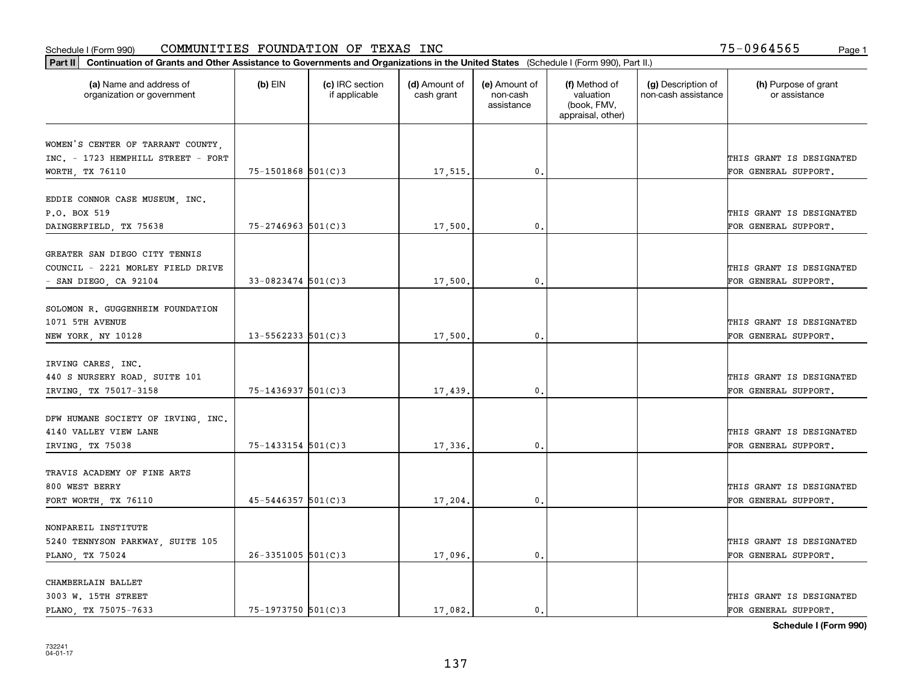Schedule I (Form 990) COMMUNITIES FOUNDATION OF TEXAS INC 75-0964565

**Part II** **Continuation of Grants and Other Assistance to Governments and Organizations in the United States** (Schedule I (Form 990), Part II.)

| (a) Name and address of organization or government | (b) EIN | (c) IRC section if applicable | (d) Amount of cash grant | (e) Amount of non-cash assistance | (f) Method of valuation (book, FMV, appraisal, other) | (g) Description of non-cash assistance | (h) Purpose of grant or assistance |
|---|---|---|---|---|---|---|---|
| WOMEN'S CENTER OF TARRANT COUNTY, INC. - 1723 HEMPHILL STREET - FORT WORTH, TX 76110 | 75-1501868 | 501(C)3 | 17,515. | 0. | | | THIS GRANT IS DESIGNATED FOR GENERAL SUPPORT. |
| EDDIE CONNOR CASE MUSEUM, INC. P.O. BOX 519 DAINGERFIELD, TX 75638 | 75-2746963 | 501(C)3 | 17,500. | 0. | | | THIS GRANT IS DESIGNATED FOR GENERAL SUPPORT. |
| GREATER SAN DIEGO CITY TENNIS COUNCIL - 2221 MORLEY FIELD DRIVE - SAN DIEGO, CA 92104 | 33-0823474 | 501(C)3 | 17,500. | 0. | | | THIS GRANT IS DESIGNATED FOR GENERAL SUPPORT. |
| SOLOMON R. GUGGENHEIM FOUNDATION 1071 5TH AVENUE NEW YORK, NY 10128 | 13-5562233 | 501(C)3 | 17,500. | 0. | | | THIS GRANT IS DESIGNATED FOR GENERAL SUPPORT. |
| IRVING CARES, INC. 440 S NURSERY ROAD, SUITE 101 IRVING, TX 75017-3158 | 75-1436937 | 501(C)3 | 17,439. | 0. | | | THIS GRANT IS DESIGNATED FOR GENERAL SUPPORT. |
| DFW HUMANE SOCIETY OF IRVING, INC. 4140 VALLEY VIEW LANE IRVING, TX 75038 | 75-1433154 | 501(C)3 | 17,336. | 0. | | | THIS GRANT IS DESIGNATED FOR GENERAL SUPPORT. |
| TRAVIS ACADEMY OF FINE ARTS 800 WEST BERRY FORT WORTH, TX 76110 | 45-5446357 | 501(C)3 | 17,204. | 0. | | | THIS GRANT IS DESIGNATED FOR GENERAL SUPPORT. |
| NONPAREIL INSTITUTE 5240 TENNYSON PARKWAY, SUITE 105 PLANO, TX 75024 | 26-3351005 | 501(C)3 | 17,096. | 0. | | | THIS GRANT IS DESIGNATED FOR GENERAL SUPPORT. |
| CHAMBERLAIN BALLET 3003 W. 15TH STREET PLANO, TX 75075-7633 | 75-1973750 | 501(C)3 | 17,082. | 0. | | | THIS GRANT IS DESIGNATED FOR GENERAL SUPPORT. |

**Schedule I (Form 990)**

732241 04-01-17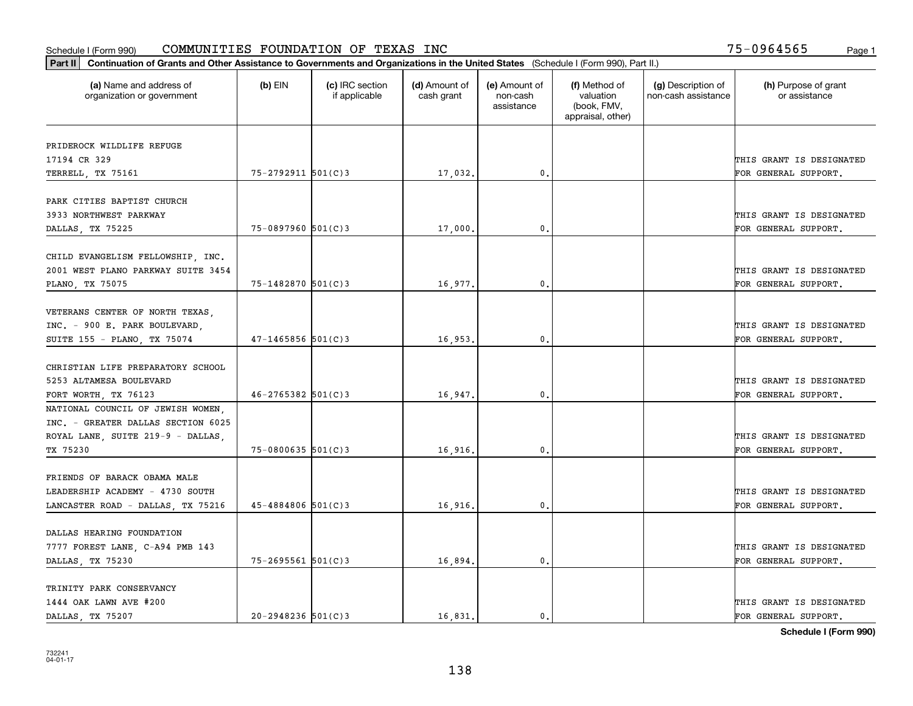Schedule I (Form 990) COMMUNITIES FOUNDATION OF TEXAS INC 75-0964565

**Part II Continuation of Grants and Other Assistance to Governments and Organizations in the United States** (Schedule I (Form 990), Part II.)

| (a) Name and address of organization or government | (b) EIN | (c) IRC section if applicable | (d) Amount of cash grant | (e) Amount of non-cash assistance | (f) Method of valuation (book, FMV, appraisal, other) | (g) Description of non-cash assistance | (h) Purpose of grant or assistance |
|---|---|---|---|---|---|---|---|
| PRIDEROCK WILDLIFE REFUGE 17194 CR 329 TERRELL, TX 75161 | 75-2792911 | 501(C)3 | 17,032. | 0. | | | THIS GRANT IS DESIGNATED FOR GENERAL SUPPORT. |
| PARK CITIES BAPTIST CHURCH 3933 NORTHWEST PARKWAY DALLAS, TX 75225 | 75-0897960 | 501(C)3 | 17,000. | 0. | | | THIS GRANT IS DESIGNATED FOR GENERAL SUPPORT. |
| CHILD EVANGELISM FELLOWSHIP, INC. 2001 WEST PLANO PARKWAY SUITE 3454 PLANO, TX 75075 | 75-1482870 | 501(C)3 | 16,977. | 0. | | | THIS GRANT IS DESIGNATED FOR GENERAL SUPPORT. |
| VETERANS CENTER OF NORTH TEXAS, INC. - 900 E. PARK BOULEVARD, SUITE 155 - PLANO, TX 75074 | 47-1465856 | 501(C)3 | 16,953. | 0. | | | THIS GRANT IS DESIGNATED FOR GENERAL SUPPORT. |
| CHRISTIAN LIFE PREPARATORY SCHOOL 5253 ALTAMESA BOULEVARD FORT WORTH, TX 76123 | 46-2765382 | 501(C)3 | 16,947. | 0. | | | THIS GRANT IS DESIGNATED FOR GENERAL SUPPORT. |
| NATIONAL COUNCIL OF JEWISH WOMEN, INC. - GREATER DALLAS SECTION 6025 ROYAL LANE, SUITE 219-9 - DALLAS, TX 75230 | 75-0800635 | 501(C)3 | 16,916. | 0. | | | THIS GRANT IS DESIGNATED FOR GENERAL SUPPORT. |
| FRIENDS OF BARACK OBAMA MALE LEADERSHIP ACADEMY - 4730 SOUTH LANCASTER ROAD - DALLAS, TX 75216 | 45-4884806 | 501(C)3 | 16,916. | 0. | | | THIS GRANT IS DESIGNATED FOR GENERAL SUPPORT. |
| DALLAS HEARING FOUNDATION 7777 FOREST LANE, C-A94 PMB 143 DALLAS, TX 75230 | 75-2695561 | 501(C)3 | 16,894. | 0. | | | THIS GRANT IS DESIGNATED FOR GENERAL SUPPORT. |
| TRINITY PARK CONSERVANCY 1444 OAK LAWN AVE #200 DALLAS, TX 75207 | 20-2948236 | 501(C)3 | 16,831. | 0. | | | THIS GRANT IS DESIGNATED FOR GENERAL SUPPORT. |

Schedule I (Form 990)

732241 04-01-17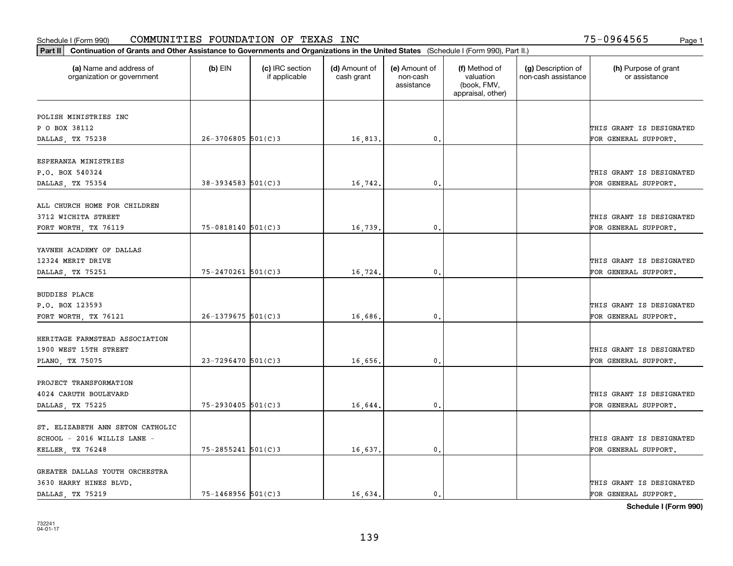Schedule I (Form 990) COMMUNITIES FOUNDATION OF TEXAS INC 75-0964565

**Part II** **Continuation of Grants and Other Assistance to Governments and Organizations in the United States** (Schedule I (Form 990), Part II.)

| (a) Name and address of organization or government | (b) EIN | (c) IRC section if applicable | (d) Amount of cash grant | (e) Amount of non-cash assistance | (f) Method of valuation (book, FMV, appraisal, other) | (g) Description of non-cash assistance | (h) Purpose of grant or assistance |
|---|---|---|---|---|---|---|---|
| POLISH MINISTRIES INC<br>P O BOX 38112<br>DALLAS, TX 75238 | 26-3706805 | 501(C)3 | 16,813. | 0. | | | THIS GRANT IS DESIGNATED FOR GENERAL SUPPORT. |
| ESPERANZA MINISTRIES<br>P.O. BOX 540324<br>DALLAS, TX 75354 | 38-3934583 | 501(C)3 | 16,742. | 0. | | | THIS GRANT IS DESIGNATED FOR GENERAL SUPPORT. |
| ALL CHURCH HOME FOR CHILDREN<br>3712 WICHITA STREET<br>FORT WORTH, TX 76119 | 75-0818140 | 501(C)3 | 16,739. | 0. | | | THIS GRANT IS DESIGNATED FOR GENERAL SUPPORT. |
| YAVNEH ACADEMY OF DALLAS<br>12324 MERIT DRIVE<br>DALLAS, TX 75251 | 75-2470261 | 501(C)3 | 16,724. | 0. | | | THIS GRANT IS DESIGNATED FOR GENERAL SUPPORT. |
| BUDDIES PLACE<br>P.O. BOX 123593<br>FORT WORTH, TX 76121 | 26-1379675 | 501(C)3 | 16,686. | 0. | | | THIS GRANT IS DESIGNATED FOR GENERAL SUPPORT. |
| HERITAGE FARMSTEAD ASSOCIATION<br>1900 WEST 15TH STREET<br>PLANO, TX 75075 | 23-7296470 | 501(C)3 | 16,656. | 0. | | | THIS GRANT IS DESIGNATED FOR GENERAL SUPPORT. |
| PROJECT TRANSFORMATION<br>4024 CARUTH BOULEVARD<br>DALLAS, TX 75225 | 75-2930405 | 501(C)3 | 16,644. | 0. | | | THIS GRANT IS DESIGNATED FOR GENERAL SUPPORT. |
| ST. ELIZABETH ANN SETON CATHOLIC<br>SCHOOL - 2016 WILLIS LANE -<br>KELLER, TX 76248 | 75-2855241 | 501(C)3 | 16,637. | 0. | | | THIS GRANT IS DESIGNATED FOR GENERAL SUPPORT. |
| GREATER DALLAS YOUTH ORCHESTRA<br>3630 HARRY HINES BLVD.<br>DALLAS, TX 75219 | 75-1468956 | 501(C)3 | 16,634. | 0. | | | THIS GRANT IS DESIGNATED FOR GENERAL SUPPORT. |

**Schedule I (Form 990)**

732241
04-01-17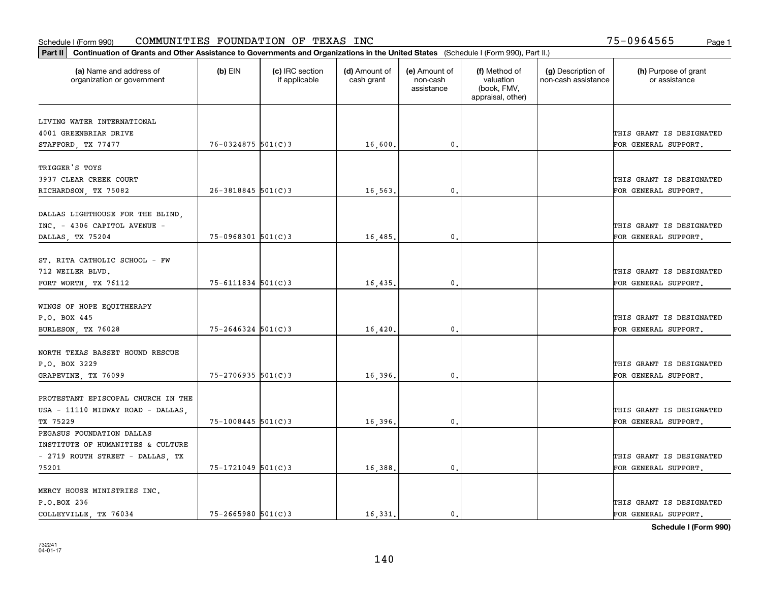Schedule I (Form 990) COMMUNITIES FOUNDATION OF TEXAS INC 75-0964565

**Part II** **Continuation of Grants and Other Assistance to Governments and Organizations in the United States** (Schedule I (Form 990), Part II.)

| (a) Name and address of organization or government | (b) EIN | (c) IRC section if applicable | (d) Amount of cash grant | (e) Amount of non-cash assistance | (f) Method of valuation (book, FMV, appraisal, other) | (g) Description of non-cash assistance | (h) Purpose of grant or assistance |
|---|---|---|---|---|---|---|---|
| LIVING WATER INTERNATIONAL 4001 GREENBRIAR DRIVE STAFFORD, TX 77477 | 76-0324875 | 501(C)3 | 16,600. | 0. | | | THIS GRANT IS DESIGNATED FOR GENERAL SUPPORT. |
| TRIGGER'S TOYS 3937 CLEAR CREEK COURT RICHARDSON, TX 75082 | 26-3818845 | 501(C)3 | 16,563. | 0. | | | THIS GRANT IS DESIGNATED FOR GENERAL SUPPORT. |
| DALLAS LIGHTHOUSE FOR THE BLIND, INC. - 4306 CAPITOL AVENUE - DALLAS, TX 75204 | 75-0968301 | 501(C)3 | 16,485. | 0. | | | THIS GRANT IS DESIGNATED FOR GENERAL SUPPORT. |
| ST. RITA CATHOLIC SCHOOL - FW 712 WEILER BLVD. FORT WORTH, TX 76112 | 75-6111834 | 501(C)3 | 16,435. | 0. | | | THIS GRANT IS DESIGNATED FOR GENERAL SUPPORT. |
| WINGS OF HOPE EQUITHERAPY P.O. BOX 445 BURLESON, TX 76028 | 75-2646324 | 501(C)3 | 16,420. | 0. | | | THIS GRANT IS DESIGNATED FOR GENERAL SUPPORT. |
| NORTH TEXAS BASSET HOUND RESCUE P.O. BOX 3229 GRAPEVINE, TX 76099 | 75-2706935 | 501(C)3 | 16,396. | 0. | | | THIS GRANT IS DESIGNATED FOR GENERAL SUPPORT. |
| PROTESTANT EPISCOPAL CHURCH IN THE USA - 11110 MIDWAY ROAD - DALLAS, TX 75229 | 75-1008445 | 501(C)3 | 16,396. | 0. | | | THIS GRANT IS DESIGNATED FOR GENERAL SUPPORT. |
| PEGASUS FOUNDATION DALLAS INSTITUTE OF HUMANITIES & CULTURE - 2719 ROUTH STREET - DALLAS, TX 75201 | 75-1721049 | 501(C)3 | 16,388. | 0. | | | THIS GRANT IS DESIGNATED FOR GENERAL SUPPORT. |
| MERCY HOUSE MINISTRIES INC. P.O.BOX 236 COLLEYVILLE, TX 76034 | 75-2665980 | 501(C)3 | 16,331. | 0. | | | THIS GRANT IS DESIGNATED FOR GENERAL SUPPORT. |

**Schedule I (Form 990)**

732241 04-01-17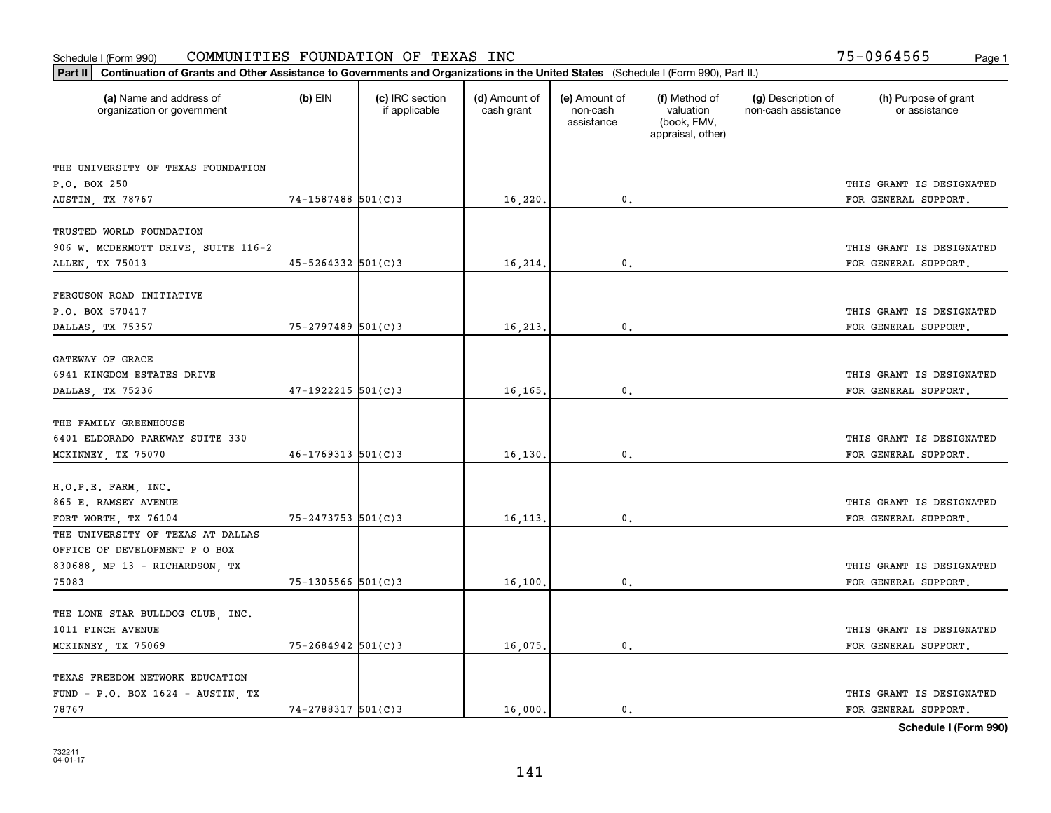Schedule I (Form 990) COMMUNITIES FOUNDATION OF TEXAS INC 75-0964565

**Part II** **Continuation of Grants and Other Assistance to Governments and Organizations in the United States** (Schedule I (Form 990), Part II.)

| (a) Name and address of organization or government | (b) EIN | (c) IRC section if applicable | (d) Amount of cash grant | (e) Amount of non-cash assistance | (f) Method of valuation (book, FMV, appraisal, other) | (g) Description of non-cash assistance | (h) Purpose of grant or assistance |
|---|---|---|---|---|---|---|---|
| THE UNIVERSITY OF TEXAS FOUNDATION P.O. BOX 250 AUSTIN, TX 78767 | 74-1587488 | 501(C)3 | 16,220. | 0. | | | THIS GRANT IS DESIGNATED FOR GENERAL SUPPORT. |
| TRUSTED WORLD FOUNDATION 906 W. MCDERMOTT DRIVE, SUITE 116-2 ALLEN, TX 75013 | 45-5264332 | 501(C)3 | 16,214. | 0. | | | THIS GRANT IS DESIGNATED FOR GENERAL SUPPORT. |
| FERGUSON ROAD INITIATIVE P.O. BOX 570417 DALLAS, TX 75357 | 75-2797489 | 501(C)3 | 16,213. | 0. | | | THIS GRANT IS DESIGNATED FOR GENERAL SUPPORT. |
| GATEWAY OF GRACE 6941 KINGDOM ESTATES DRIVE DALLAS, TX 75236 | 47-1922215 | 501(C)3 | 16,165. | 0. | | | THIS GRANT IS DESIGNATED FOR GENERAL SUPPORT. |
| THE FAMILY GREENHOUSE 6401 ELDORADO PARKWAY SUITE 330 MCKINNEY, TX 75070 | 46-1769313 | 501(C)3 | 16,130. | 0. | | | THIS GRANT IS DESIGNATED FOR GENERAL SUPPORT. |
| H.O.P.E. FARM, INC. 865 E. RAMSEY AVENUE FORT WORTH, TX 76104 | 75-2473753 | 501(C)3 | 16,113. | 0. | | | THIS GRANT IS DESIGNATED FOR GENERAL SUPPORT. |
| THE UNIVERSITY OF TEXAS AT DALLAS OFFICE OF DEVELOPMENT P O BOX 830688, MP 13 - RICHARDSON, TX 75083 | 75-1305566 | 501(C)3 | 16,100. | 0. | | | THIS GRANT IS DESIGNATED FOR GENERAL SUPPORT. |
| THE LONE STAR BULLDOG CLUB, INC. 1011 FINCH AVENUE MCKINNEY, TX 75069 | 75-2684942 | 501(C)3 | 16,075. | 0. | | | THIS GRANT IS DESIGNATED FOR GENERAL SUPPORT. |
| TEXAS FREEDOM NETWORK EDUCATION FUND - P.O. BOX 1624 - AUSTIN, TX 78767 | 74-2788317 | 501(C)3 | 16,000. | 0. | | | THIS GRANT IS DESIGNATED FOR GENERAL SUPPORT. |

**Schedule I (Form 990)**

732241 04-01-17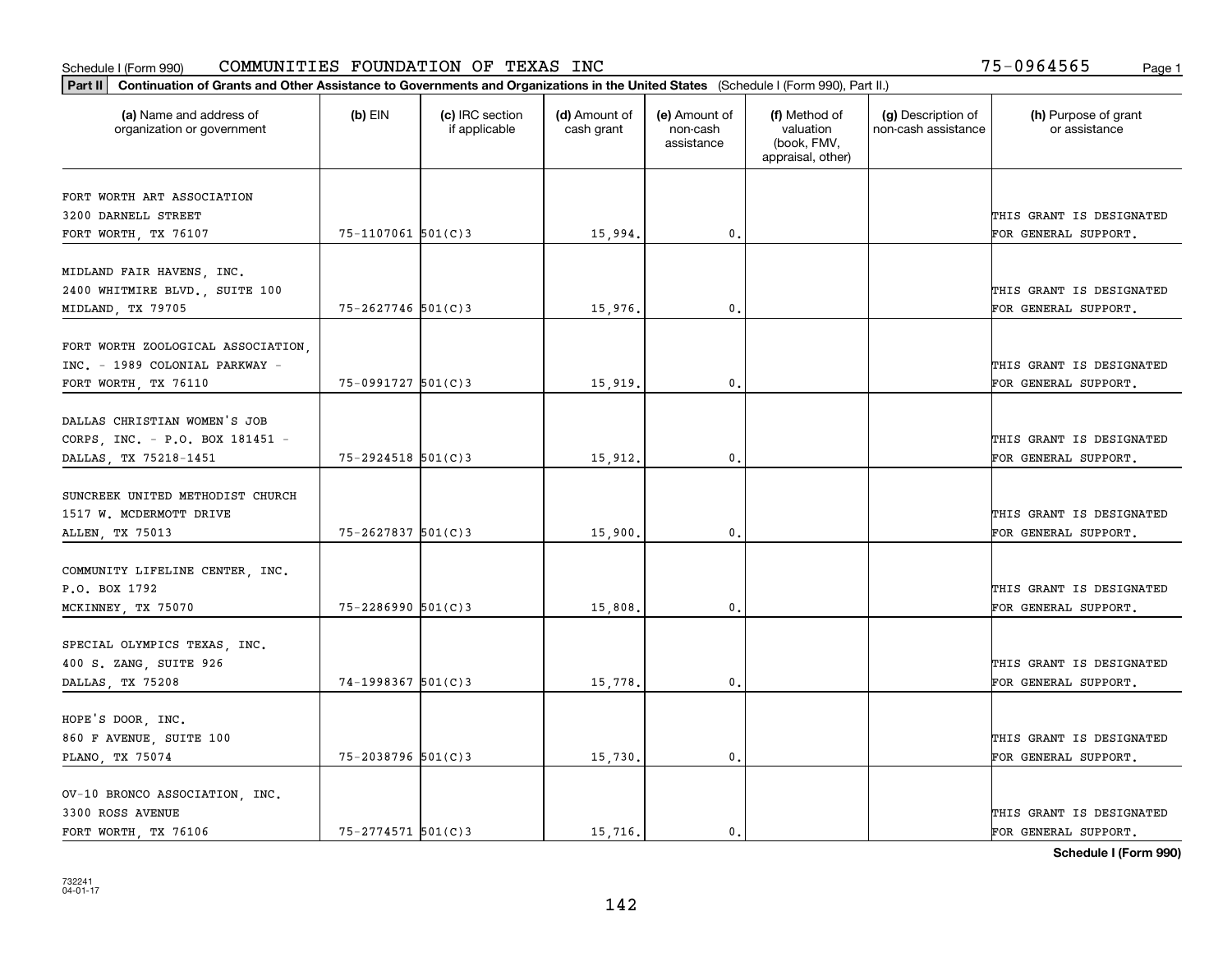Schedule I (Form 990) COMMUNITIES FOUNDATION OF TEXAS INC 75-0964565

**Part II** **Continuation of Grants and Other Assistance to Governments and Organizations in the United States** (Schedule I (Form 990), Part II.)

| (a) Name and address of organization or government | (b) EIN | (c) IRC section if applicable | (d) Amount of cash grant | (e) Amount of non-cash assistance | (f) Method of valuation (book, FMV, appraisal, other) | (g) Description of non-cash assistance | (h) Purpose of grant or assistance |
|---|---|---|---|---|---|---|---|
| FORT WORTH ART ASSOCIATION 3200 DARNELL STREET FORT WORTH, TX 76107 | 75-1107061 | 501(C)3 | 15,994. | 0. | | | THIS GRANT IS DESIGNATED FOR GENERAL SUPPORT. |
| MIDLAND FAIR HAVENS, INC. 2400 WHITMIRE BLVD., SUITE 100 MIDLAND, TX 79705 | 75-2627746 | 501(C)3 | 15,976. | 0. | | | THIS GRANT IS DESIGNATED FOR GENERAL SUPPORT. |
| FORT WORTH ZOOLOGICAL ASSOCIATION, INC. - 1989 COLONIAL PARKWAY - FORT WORTH, TX 76110 | 75-0991727 | 501(C)3 | 15,919. | 0. | | | THIS GRANT IS DESIGNATED FOR GENERAL SUPPORT. |
| DALLAS CHRISTIAN WOMEN'S JOB CORPS, INC. - P.O. BOX 181451 - DALLAS, TX 75218-1451 | 75-2924518 | 501(C)3 | 15,912. | 0. | | | THIS GRANT IS DESIGNATED FOR GENERAL SUPPORT. |
| SUNCREEK UNITED METHODIST CHURCH 1517 W. MCDERMOTT DRIVE ALLEN, TX 75013 | 75-2627837 | 501(C)3 | 15,900. | 0. | | | THIS GRANT IS DESIGNATED FOR GENERAL SUPPORT. |
| COMMUNITY LIFELINE CENTER, INC. P.O. BOX 1792 MCKINNEY, TX 75070 | 75-2286990 | 501(C)3 | 15,808. | 0. | | | THIS GRANT IS DESIGNATED FOR GENERAL SUPPORT. |
| SPECIAL OLYMPICS TEXAS, INC. 400 S. ZANG, SUITE 926 DALLAS, TX 75208 | 74-1998367 | 501(C)3 | 15,778. | 0. | | | THIS GRANT IS DESIGNATED FOR GENERAL SUPPORT. |
| HOPE'S DOOR, INC. 860 F AVENUE, SUITE 100 PLANO, TX 75074 | 75-2038796 | 501(C)3 | 15,730. | 0. | | | THIS GRANT IS DESIGNATED FOR GENERAL SUPPORT. |
| OV-10 BRONCO ASSOCIATION, INC. 3300 ROSS AVENUE FORT WORTH, TX 76106 | 75-2774571 | 501(C)3 | 15,716. | 0. | | | THIS GRANT IS DESIGNATED FOR GENERAL SUPPORT. |

**Schedule I (Form 990)**

732241
04-01-17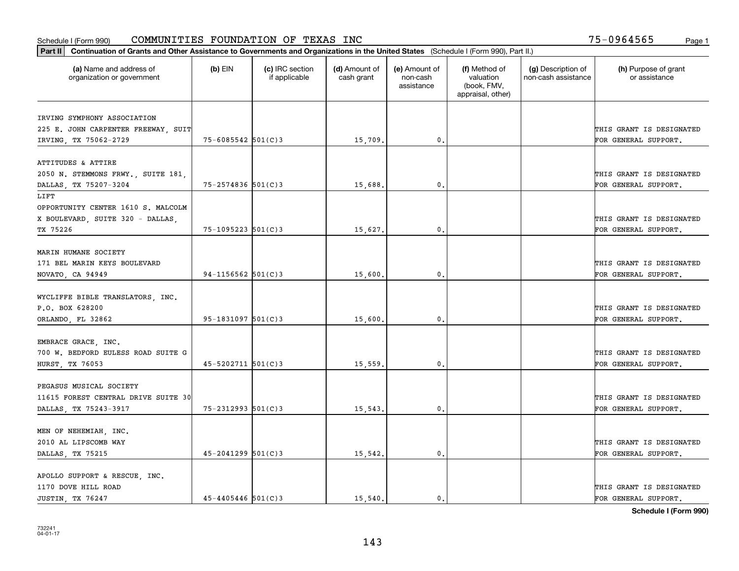Schedule I (Form 990) COMMUNITIES FOUNDATION OF TEXAS INC 75-0964565

**Part II Continuation of Grants and Other Assistance to Governments and Organizations in the United States** (Schedule I (Form 990), Part II.)

| (a) Name and address of organization or government | (b) EIN | (c) IRC section if applicable | (d) Amount of cash grant | (e) Amount of non-cash assistance | (f) Method of valuation (book, FMV, appraisal, other) | (g) Description of non-cash assistance | (h) Purpose of grant or assistance |
|---|---|---|---|---|---|---|---|
| IRVING SYMPHONY ASSOCIATION 225 E. JOHN CARPENTER FREEWAY, SUIT IRVING, TX 75062-2729 | 75-6085542 | 501(C)3 | 15,709. | 0. | | | THIS GRANT IS DESIGNATED FOR GENERAL SUPPORT. |
| ATTITUDES & ATTIRE 2050 N. STEMMONS FRWY., SUITE 181, DALLAS, TX 75207-3204 | 75-2574836 | 501(C)3 | 15,688. | 0. | | | THIS GRANT IS DESIGNATED FOR GENERAL SUPPORT. |
| LIFT OPPORTUNITY CENTER 1610 S. MALCOLM X BOULEVARD, SUITE 320 - DALLAS, TX 75226 | 75-1095223 | 501(C)3 | 15,627. | 0. | | | THIS GRANT IS DESIGNATED FOR GENERAL SUPPORT. |
| MARIN HUMANE SOCIETY 171 BEL MARIN KEYS BOULEVARD NOVATO, CA 94949 | 94-1156562 | 501(C)3 | 15,600. | 0. | | | THIS GRANT IS DESIGNATED FOR GENERAL SUPPORT. |
| WYCLIFFE BIBLE TRANSLATORS, INC. P.O. BOX 628200 ORLANDO, FL 32862 | 95-1831097 | 501(C)3 | 15,600. | 0. | | | THIS GRANT IS DESIGNATED FOR GENERAL SUPPORT. |
| EMBRACE GRACE, INC. 700 W. BEDFORD EULESS ROAD SUITE G HURST, TX 76053 | 45-5202711 | 501(C)3 | 15,559. | 0. | | | THIS GRANT IS DESIGNATED FOR GENERAL SUPPORT. |
| PEGASUS MUSICAL SOCIETY 11615 FOREST CENTRAL DRIVE SUITE 30 DALLAS, TX 75243-3917 | 75-2312993 | 501(C)3 | 15,543. | 0. | | | THIS GRANT IS DESIGNATED FOR GENERAL SUPPORT. |
| MEN OF NEHEMIAH, INC. 2010 AL LIPSCOMB WAY DALLAS, TX 75215 | 45-2041299 | 501(C)3 | 15,542. | 0. | | | THIS GRANT IS DESIGNATED FOR GENERAL SUPPORT. |
| APOLLO SUPPORT & RESCUE, INC. 1170 DOVE HILL ROAD JUSTIN, TX 76247 | 45-4405446 | 501(C)3 | 15,540. | 0. | | | THIS GRANT IS DESIGNATED FOR GENERAL SUPPORT. |

**Schedule I (Form 990)**

732241 04-01-17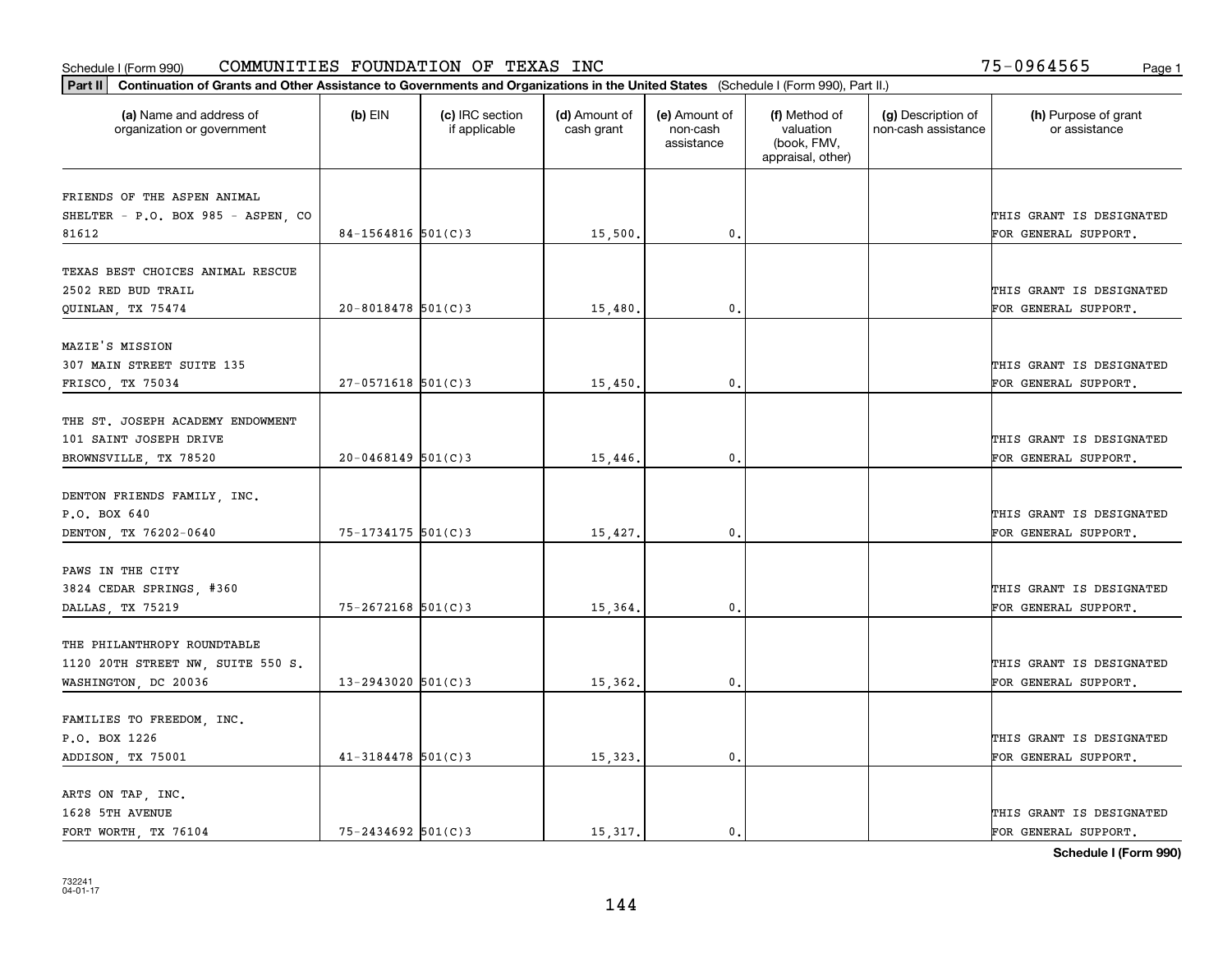Schedule I (Form 990) COMMUNITIES FOUNDATION OF TEXAS INC 75-0964565

**Part II** **Continuation of Grants and Other Assistance to Governments and Organizations in the United States** (Schedule I (Form 990), Part II.)

| (a) Name and address of organization or government | (b) EIN | (c) IRC section if applicable | (d) Amount of cash grant | (e) Amount of non-cash assistance | (f) Method of valuation (book, FMV, appraisal, other) | (g) Description of non-cash assistance | (h) Purpose of grant or assistance |
|---|---|---|---|---|---|---|---|
| FRIENDS OF THE ASPEN ANIMAL SHELTER - P.O. BOX 985 - ASPEN, CO 81612 | 84-1564816 | 501(C)3 | 15,500. | 0. | | | THIS GRANT IS DESIGNATED FOR GENERAL SUPPORT. |
| TEXAS BEST CHOICES ANIMAL RESCUE 2502 RED BUD TRAIL QUINLAN, TX 75474 | 20-8018478 | 501(C)3 | 15,480. | 0. | | | THIS GRANT IS DESIGNATED FOR GENERAL SUPPORT. |
| MAZIE'S MISSION 307 MAIN STREET SUITE 135 FRISCO, TX 75034 | 27-0571618 | 501(C)3 | 15,450. | 0. | | | THIS GRANT IS DESIGNATED FOR GENERAL SUPPORT. |
| THE ST. JOSEPH ACADEMY ENDOWMENT 101 SAINT JOSEPH DRIVE BROWNSVILLE, TX 78520 | 20-0468149 | 501(C)3 | 15,446. | 0. | | | THIS GRANT IS DESIGNATED FOR GENERAL SUPPORT. |
| DENTON FRIENDS FAMILY, INC. P.O. BOX 640 DENTON, TX 76202-0640 | 75-1734175 | 501(C)3 | 15,427. | 0. | | | THIS GRANT IS DESIGNATED FOR GENERAL SUPPORT. |
| PAWS IN THE CITY 3824 CEDAR SPRINGS, #360 DALLAS, TX 75219 | 75-2672168 | 501(C)3 | 15,364. | 0. | | | THIS GRANT IS DESIGNATED FOR GENERAL SUPPORT. |
| THE PHILANTHROPY ROUNDTABLE 1120 20TH STREET NW, SUITE 550 S. WASHINGTON, DC 20036 | 13-2943020 | 501(C)3 | 15,362. | 0. | | | THIS GRANT IS DESIGNATED FOR GENERAL SUPPORT. |
| FAMILIES TO FREEDOM, INC. P.O. BOX 1226 ADDISON, TX 75001 | 41-3184478 | 501(C)3 | 15,323. | 0. | | | THIS GRANT IS DESIGNATED FOR GENERAL SUPPORT. |
| ARTS ON TAP, INC. 1628 5TH AVENUE FORT WORTH, TX 76104 | 75-2434692 | 501(C)3 | 15,317. | 0. | | | THIS GRANT IS DESIGNATED FOR GENERAL SUPPORT. |

**Schedule I (Form 990)**

732241 04-01-17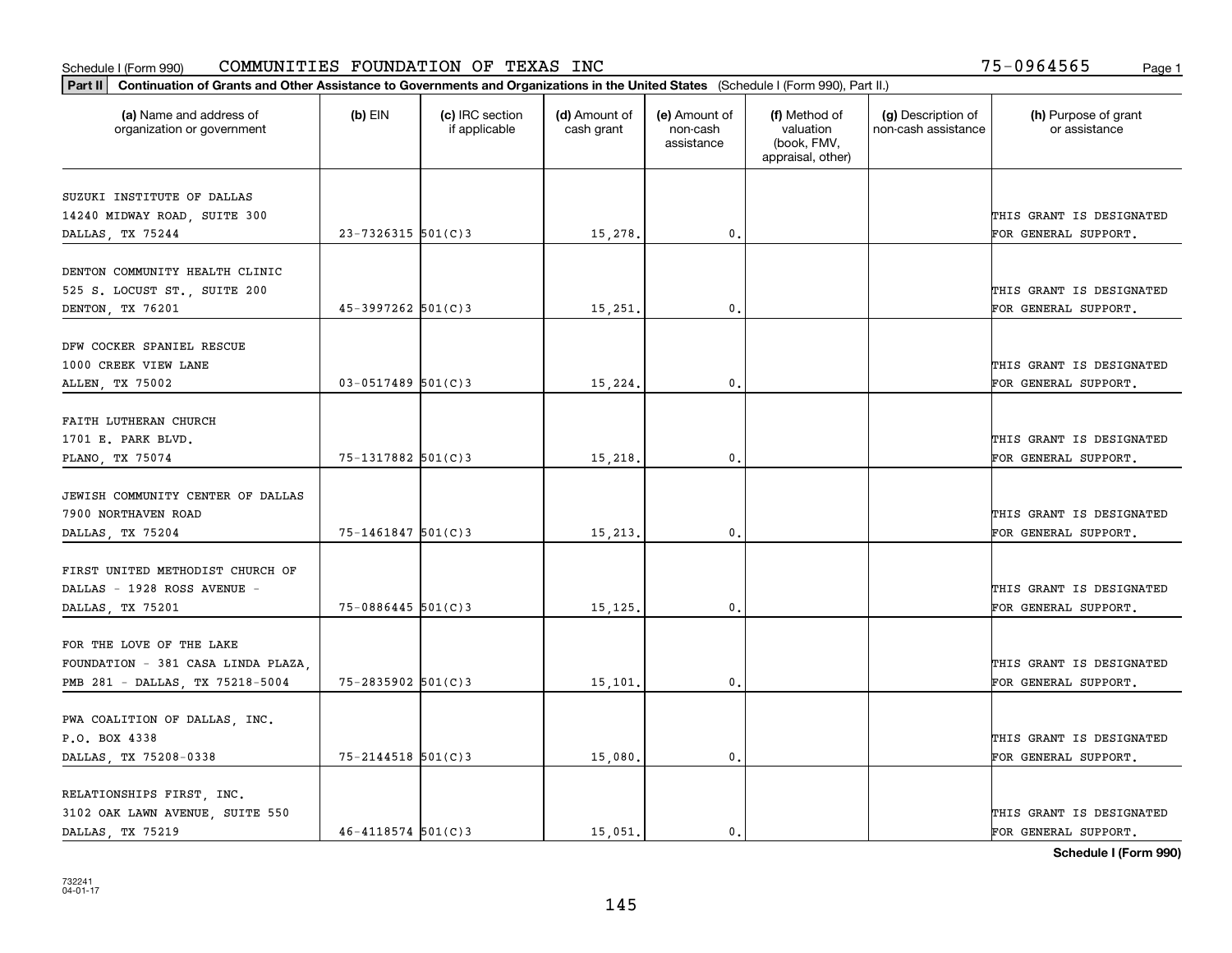Schedule I (Form 990) COMMUNITIES FOUNDATION OF TEXAS INC 75-0964565

**Part II** **Continuation of Grants and Other Assistance to Governments and Organizations in the United States** (Schedule I (Form 990), Part II.)

| (a) Name and address of organization or government | (b) EIN | (c) IRC section if applicable | (d) Amount of cash grant | (e) Amount of non-cash assistance | (f) Method of valuation (book, FMV, appraisal, other) | (g) Description of non-cash assistance | (h) Purpose of grant or assistance |
|---|---|---|---|---|---|---|---|
| SUZUKI INSTITUTE OF DALLAS 14240 MIDWAY ROAD, SUITE 300 DALLAS, TX 75244 | 23-7326315 | 501(C)3 | 15,278. | 0. | | | THIS GRANT IS DESIGNATED FOR GENERAL SUPPORT. |
| DENTON COMMUNITY HEALTH CLINIC 525 S. LOCUST ST., SUITE 200 DENTON, TX 76201 | 45-3997262 | 501(C)3 | 15,251. | 0. | | | THIS GRANT IS DESIGNATED FOR GENERAL SUPPORT. |
| DFW COCKER SPANIEL RESCUE 1000 CREEK VIEW LANE ALLEN, TX 75002 | 03-0517489 | 501(C)3 | 15,224. | 0. | | | THIS GRANT IS DESIGNATED FOR GENERAL SUPPORT. |
| FAITH LUTHERAN CHURCH 1701 E. PARK BLVD. PLANO, TX 75074 | 75-1317882 | 501(C)3 | 15,218. | 0. | | | THIS GRANT IS DESIGNATED FOR GENERAL SUPPORT. |
| JEWISH COMMUNITY CENTER OF DALLAS 7900 NORTHAVEN ROAD DALLAS, TX 75204 | 75-1461847 | 501(C)3 | 15,213. | 0. | | | THIS GRANT IS DESIGNATED FOR GENERAL SUPPORT. |
| FIRST UNITED METHODIST CHURCH OF DALLAS - 1928 ROSS AVENUE - DALLAS, TX 75201 | 75-0886445 | 501(C)3 | 15,125. | 0. | | | THIS GRANT IS DESIGNATED FOR GENERAL SUPPORT. |
| FOR THE LOVE OF THE LAKE FOUNDATION - 381 CASA LINDA PLAZA, PMB 281 - DALLAS, TX 75218-5004 | 75-2835902 | 501(C)3 | 15,101. | 0. | | | THIS GRANT IS DESIGNATED FOR GENERAL SUPPORT. |
| PWA COALITION OF DALLAS, INC. P.O. BOX 4338 DALLAS, TX 75208-0338 | 75-2144518 | 501(C)3 | 15,080. | 0. | | | THIS GRANT IS DESIGNATED FOR GENERAL SUPPORT. |
| RELATIONSHIPS FIRST, INC. 3102 OAK LAWN AVENUE, SUITE 550 DALLAS, TX 75219 | 46-4118574 | 501(C)3 | 15,051. | 0. | | | THIS GRANT IS DESIGNATED FOR GENERAL SUPPORT. |

**Schedule I (Form 990)**

732241
04-01-17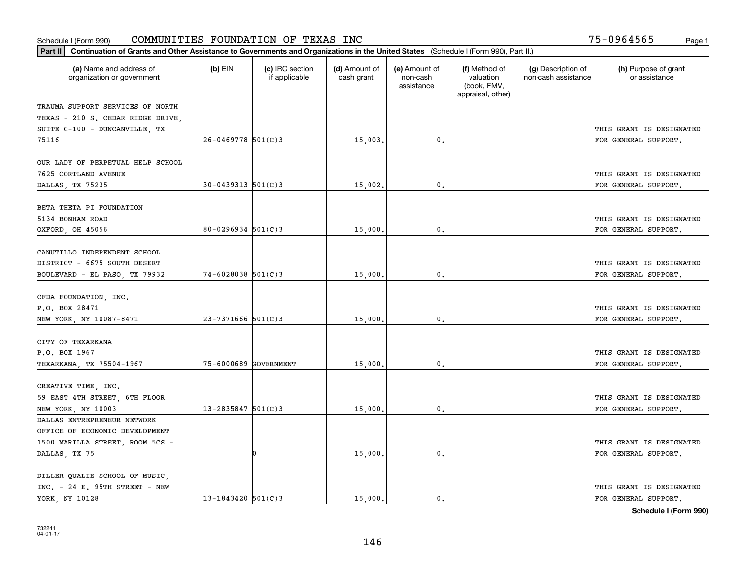Schedule I (Form 990) COMMUNITIES FOUNDATION OF TEXAS INC 75-0964565 Page 1

**Part II** **Continuation of Grants and Other Assistance to Governments and Organizations in the United States** (Schedule I (Form 990), Part II.)

| (a) Name and address of organization or government | (b) EIN | (c) IRC section if applicable | (d) Amount of cash grant | (e) Amount of non-cash assistance | (f) Method of valuation (book, FMV, appraisal, other) | (g) Description of non-cash assistance | (h) Purpose of grant or assistance |
|---|---|---|---|---|---|---|---|
| TRAUMA SUPPORT SERVICES OF NORTH TEXAS - 210 S. CEDAR RIDGE DRIVE, SUITE C-100 - DUNCANVILLE, TX 75116 | 26-0469778 | 501(C)3 | 15,003. | 0. | | | THIS GRANT IS DESIGNATED FOR GENERAL SUPPORT. |
| OUR LADY OF PERPETUAL HELP SCHOOL 7625 CORTLAND AVENUE DALLAS, TX 75235 | 30-0439313 | 501(C)3 | 15,002. | 0. | | | THIS GRANT IS DESIGNATED FOR GENERAL SUPPORT. |
| BETA THETA PI FOUNDATION 5134 BONHAM ROAD OXFORD, OH 45056 | 80-0296934 | 501(C)3 | 15,000. | 0. | | | THIS GRANT IS DESIGNATED FOR GENERAL SUPPORT. |
| CANUTILLO INDEPENDENT SCHOOL DISTRICT - 6675 SOUTH DESERT BOULEVARD - EL PASO, TX 79932 | 74-6028038 | 501(C)3 | 15,000. | 0. | | | THIS GRANT IS DESIGNATED FOR GENERAL SUPPORT. |
| CFDA FOUNDATION, INC. P.O. BOX 28471 NEW YORK, NY 10087-8471 | 23-7371666 | 501(C)3 | 15,000. | 0. | | | THIS GRANT IS DESIGNATED FOR GENERAL SUPPORT. |
| CITY OF TEXARKANA P.O. BOX 1967 TEXARKANA, TX 75504-1967 | 75-6000689 | GOVERNMENT | 15,000. | 0. | | | THIS GRANT IS DESIGNATED FOR GENERAL SUPPORT. |
| CREATIVE TIME, INC. 59 EAST 4TH STREET, 6TH FLOOR NEW YORK, NY 10003 | 13-2835847 | 501(C)3 | 15,000. | 0. | | | THIS GRANT IS DESIGNATED FOR GENERAL SUPPORT. |
| DALLAS ENTREPRENEUR NETWORK OFFICE OF ECONOMIC DEVELOPMENT 1500 MARILLA STREET, ROOM 5CS - DALLAS, TX 75 | | 0 | 15,000. | 0. | | | THIS GRANT IS DESIGNATED FOR GENERAL SUPPORT. |
| DILLER-QUALIE SCHOOL OF MUSIC, INC. - 24 E. 95TH STREET - NEW YORK, NY 10128 | 13-1843420 | 501(C)3 | 15,000. | 0. | | | THIS GRANT IS DESIGNATED FOR GENERAL SUPPORT. |

**Schedule I (Form 990)**

732241
04-01-17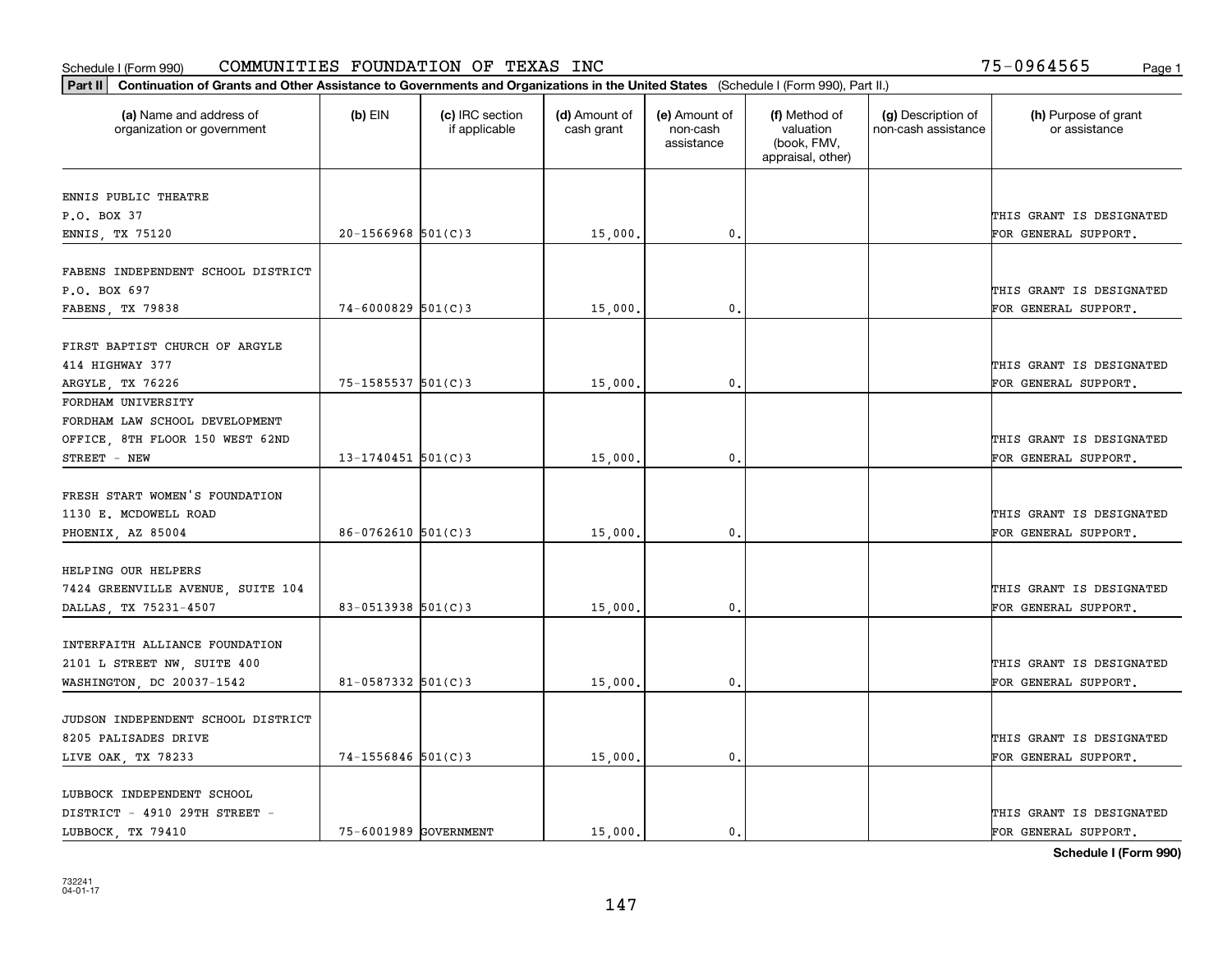Schedule I (Form 990) COMMUNITIES FOUNDATION OF TEXAS INC 75-0964565

**Part II Continuation of Grants and Other Assistance to Governments and Organizations in the United States** (Schedule I (Form 990), Part II.)

| (a) Name and address of organization or government | (b) EIN | (c) IRC section if applicable | (d) Amount of cash grant | (e) Amount of non-cash assistance | (f) Method of valuation (book, FMV, appraisal, other) | (g) Description of non-cash assistance | (h) Purpose of grant or assistance |
|---|---|---|---|---|---|---|---|
| ENNIS PUBLIC THEATRE<br>P.O. BOX 37<br>ENNIS, TX 75120 | 20-1566968 | 501(C)3 | 15,000. | 0. | | | THIS GRANT IS DESIGNATED FOR GENERAL SUPPORT. |
| FABENS INDEPENDENT SCHOOL DISTRICT<br>P.O. BOX 697<br>FABENS, TX 79838 | 74-6000829 | 501(C)3 | 15,000. | 0. | | | THIS GRANT IS DESIGNATED FOR GENERAL SUPPORT. |
| FIRST BAPTIST CHURCH OF ARGYLE<br>414 HIGHWAY 377<br>ARGYLE, TX 76226 | 75-1585537 | 501(C)3 | 15,000. | 0. | | | THIS GRANT IS DESIGNATED FOR GENERAL SUPPORT. |
| FORDHAM UNIVERSITY<br>FORDHAM LAW SCHOOL DEVELOPMENT<br>OFFICE, 8TH FLOOR 150 WEST 62ND<br>STREET - NEW | 13-1740451 | 501(C)3 | 15,000. | 0. | | | THIS GRANT IS DESIGNATED FOR GENERAL SUPPORT. |
| FRESH START WOMEN'S FOUNDATION<br>1130 E. MCDOWELL ROAD<br>PHOENIX, AZ 85004 | 86-0762610 | 501(C)3 | 15,000. | 0. | | | THIS GRANT IS DESIGNATED FOR GENERAL SUPPORT. |
| HELPING OUR HELPERS<br>7424 GREENVILLE AVENUE, SUITE 104<br>DALLAS, TX 75231-4507 | 83-0513938 | 501(C)3 | 15,000. | 0. | | | THIS GRANT IS DESIGNATED FOR GENERAL SUPPORT. |
| INTERFAITH ALLIANCE FOUNDATION<br>2101 L STREET NW, SUITE 400<br>WASHINGTON, DC 20037-1542 | 81-0587332 | 501(C)3 | 15,000. | 0. | | | THIS GRANT IS DESIGNATED FOR GENERAL SUPPORT. |
| JUDSON INDEPENDENT SCHOOL DISTRICT<br>8205 PALISADES DRIVE<br>LIVE OAK, TX 78233 | 74-1556846 | 501(C)3 | 15,000. | 0. | | | THIS GRANT IS DESIGNATED FOR GENERAL SUPPORT. |
| LUBBOCK INDEPENDENT SCHOOL<br>DISTRICT - 4910 29TH STREET -<br>LUBBOCK, TX 79410 | 75-6001989 | GOVERNMENT | 15,000. | 0. | | | THIS GRANT IS DESIGNATED FOR GENERAL SUPPORT. |

**Schedule I (Form 990)**

732241
04-01-17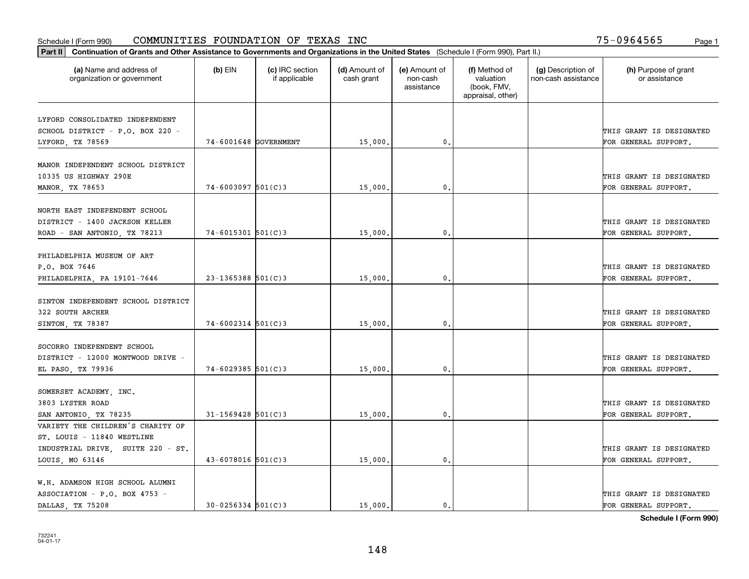Schedule I (Form 990) COMMUNITIES FOUNDATION OF TEXAS INC 75-0964565

**Part II** **Continuation of Grants and Other Assistance to Governments and Organizations in the United States** (Schedule I (Form 990), Part II.)

| (a) Name and address of organization or government | (b) EIN | (c) IRC section if applicable | (d) Amount of cash grant | (e) Amount of non-cash assistance | (f) Method of valuation (book, FMV, appraisal, other) | (g) Description of non-cash assistance | (h) Purpose of grant or assistance |
|---|---|---|---|---|---|---|---|
| LYFORD CONSOLIDATED INDEPENDENT SCHOOL DISTRICT - P.O. BOX 220 - LYFORD, TX 78569 | 74-6001648 | GOVERNMENT | 15,000. | 0. | | | THIS GRANT IS DESIGNATED FOR GENERAL SUPPORT. |
| MANOR INDEPENDENT SCHOOL DISTRICT 10335 US HIGHWAY 290E MANOR, TX 78653 | 74-6003097 | 501(C)3 | 15,000. | 0. | | | THIS GRANT IS DESIGNATED FOR GENERAL SUPPORT. |
| NORTH EAST INDEPENDENT SCHOOL DISTRICT - 1400 JACKSON KELLER ROAD - SAN ANTONIO, TX 78213 | 74-6015301 | 501(C)3 | 15,000. | 0. | | | THIS GRANT IS DESIGNATED FOR GENERAL SUPPORT. |
| PHILADELPHIA MUSEUM OF ART P.O. BOX 7646 PHILADELPHIA, PA 19101-7646 | 23-1365388 | 501(C)3 | 15,000. | 0. | | | THIS GRANT IS DESIGNATED FOR GENERAL SUPPORT. |
| SINTON INDEPENDENT SCHOOL DISTRICT 322 SOUTH ARCHER SINTON, TX 78387 | 74-6002314 | 501(C)3 | 15,000. | 0. | | | THIS GRANT IS DESIGNATED FOR GENERAL SUPPORT. |
| SOCORRO INDEPENDENT SCHOOL DISTRICT - 12000 MONTWOOD DRIVE - EL PASO, TX 79936 | 74-6029385 | 501(C)3 | 15,000. | 0. | | | THIS GRANT IS DESIGNATED FOR GENERAL SUPPORT. |
| SOMERSET ACADEMY, INC. 3803 LYSTER ROAD SAN ANTONIO, TX 78235 | 31-1569428 | 501(C)3 | 15,000. | 0. | | | THIS GRANT IS DESIGNATED FOR GENERAL SUPPORT. |
| VARIETY THE CHILDREN'S CHARITY OF ST. LOUIS - 11840 WESTLINE INDUSTRIAL DRIVE, SUITE 220 - ST. LOUIS, MO 63146 | 43-6078016 | 501(C)3 | 15,000. | 0. | | | THIS GRANT IS DESIGNATED FOR GENERAL SUPPORT. |
| W.H. ADAMSON HIGH SCHOOL ALUMNI ASSOCIATION - P.O. BOX 4753 - DALLAS, TX 75208 | 30-0256334 | 501(C)3 | 15,000. | 0. | | | THIS GRANT IS DESIGNATED FOR GENERAL SUPPORT. |

**Schedule I (Form 990)**

732241 04-01-17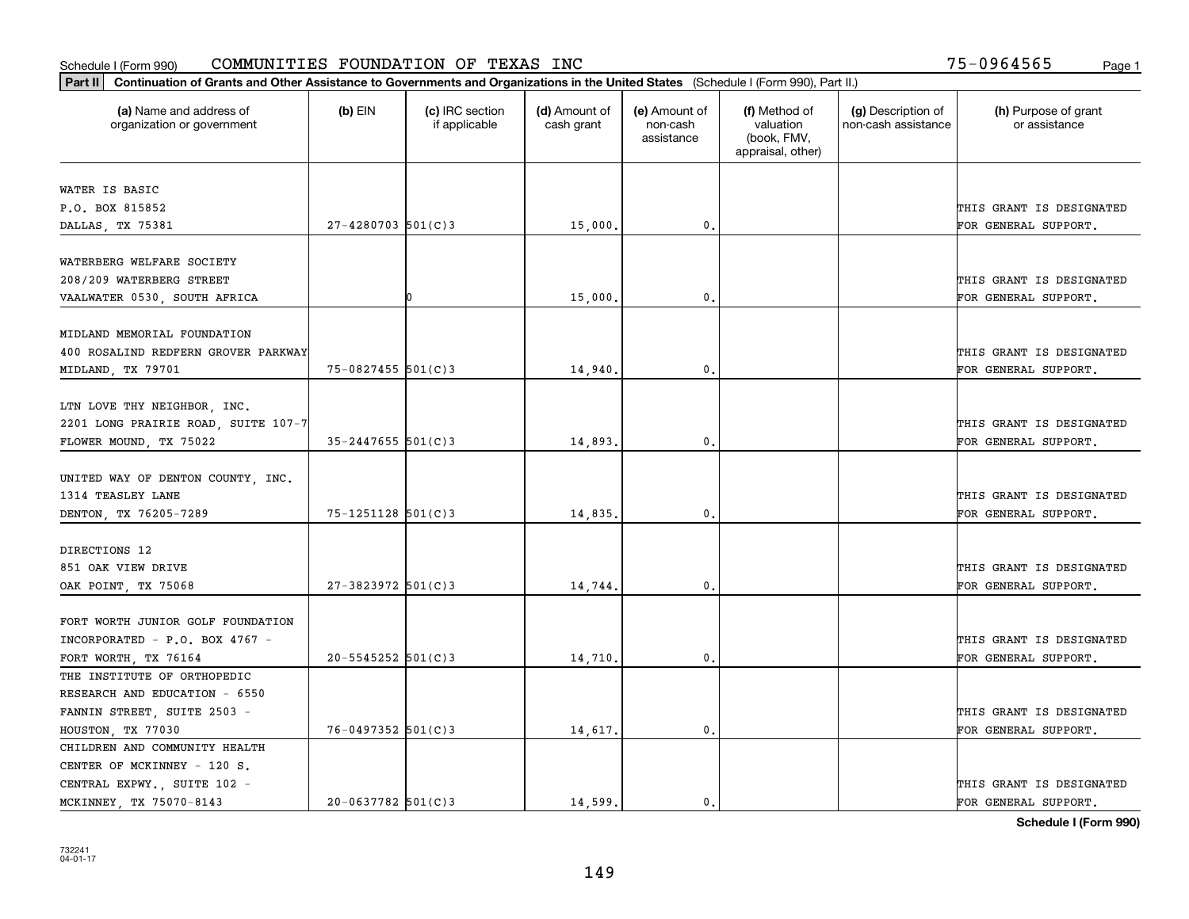Schedule I (Form 990) COMMUNITIES FOUNDATION OF TEXAS INC 75-0964565 Page 1

**Part II Continuation of Grants and Other Assistance to Governments and Organizations in the United States** (Schedule I (Form 990), Part II.)

| (a) Name and address of organization or government | (b) EIN | (c) IRC section if applicable | (d) Amount of cash grant | (e) Amount of non-cash assistance | (f) Method of valuation (book, FMV, appraisal, other) | (g) Description of non-cash assistance | (h) Purpose of grant or assistance |
|---|---|---|---|---|---|---|---|
| WATER IS BASIC<br>P.O. BOX 815852<br>DALLAS, TX 75381 | 27-4280703 | 501(C)3 | 15,000. | 0. | | | THIS GRANT IS DESIGNATED FOR GENERAL SUPPORT. |
| WATERBERG WELFARE SOCIETY<br>208/209 WATERBERG STREET<br>VAALWATER 0530, SOUTH AFRICA | | 0 | 15,000. | 0. | | | THIS GRANT IS DESIGNATED FOR GENERAL SUPPORT. |
| MIDLAND MEMORIAL FOUNDATION<br>400 ROSALIND REDFERN GROVER PARKWAY<br>MIDLAND, TX 79701 | 75-0827455 | 501(C)3 | 14,940. | 0. | | | THIS GRANT IS DESIGNATED FOR GENERAL SUPPORT. |
| LTN LOVE THY NEIGHBOR, INC.<br>2201 LONG PRAIRIE ROAD, SUITE 107-7<br>FLOWER MOUND, TX 75022 | 35-2447655 | 501(C)3 | 14,893. | 0. | | | THIS GRANT IS DESIGNATED FOR GENERAL SUPPORT. |
| UNITED WAY OF DENTON COUNTY, INC.<br>1314 TEASLEY LANE<br>DENTON, TX 76205-7289 | 75-1251128 | 501(C)3 | 14,835. | 0. | | | THIS GRANT IS DESIGNATED FOR GENERAL SUPPORT. |
| DIRECTIONS 12<br>851 OAK VIEW DRIVE<br>OAK POINT, TX 75068 | 27-3823972 | 501(C)3 | 14,744. | 0. | | | THIS GRANT IS DESIGNATED FOR GENERAL SUPPORT. |
| FORT WORTH JUNIOR GOLF FOUNDATION INCORPORATED - P.O. BOX 4767 -<br>FORT WORTH, TX 76164 | 20-5545252 | 501(C)3 | 14,710. | 0. | | | THIS GRANT IS DESIGNATED FOR GENERAL SUPPORT. |
| THE INSTITUTE OF ORTHOPEDIC RESEARCH AND EDUCATION - 6550 FANNIN STREET, SUITE 2503 -<br>HOUSTON, TX 77030 | 76-0497352 | 501(C)3 | 14,617. | 0. | | | THIS GRANT IS DESIGNATED FOR GENERAL SUPPORT. |
| CHILDREN AND COMMUNITY HEALTH CENTER OF MCKINNEY - 120 S. CENTRAL EXPWY., SUITE 102 -<br>MCKINNEY, TX 75070-8143 | 20-0637782 | 501(C)3 | 14,599. | 0. | | | THIS GRANT IS DESIGNATED FOR GENERAL SUPPORT. |

**Schedule I (Form 990)**

732241
04-01-17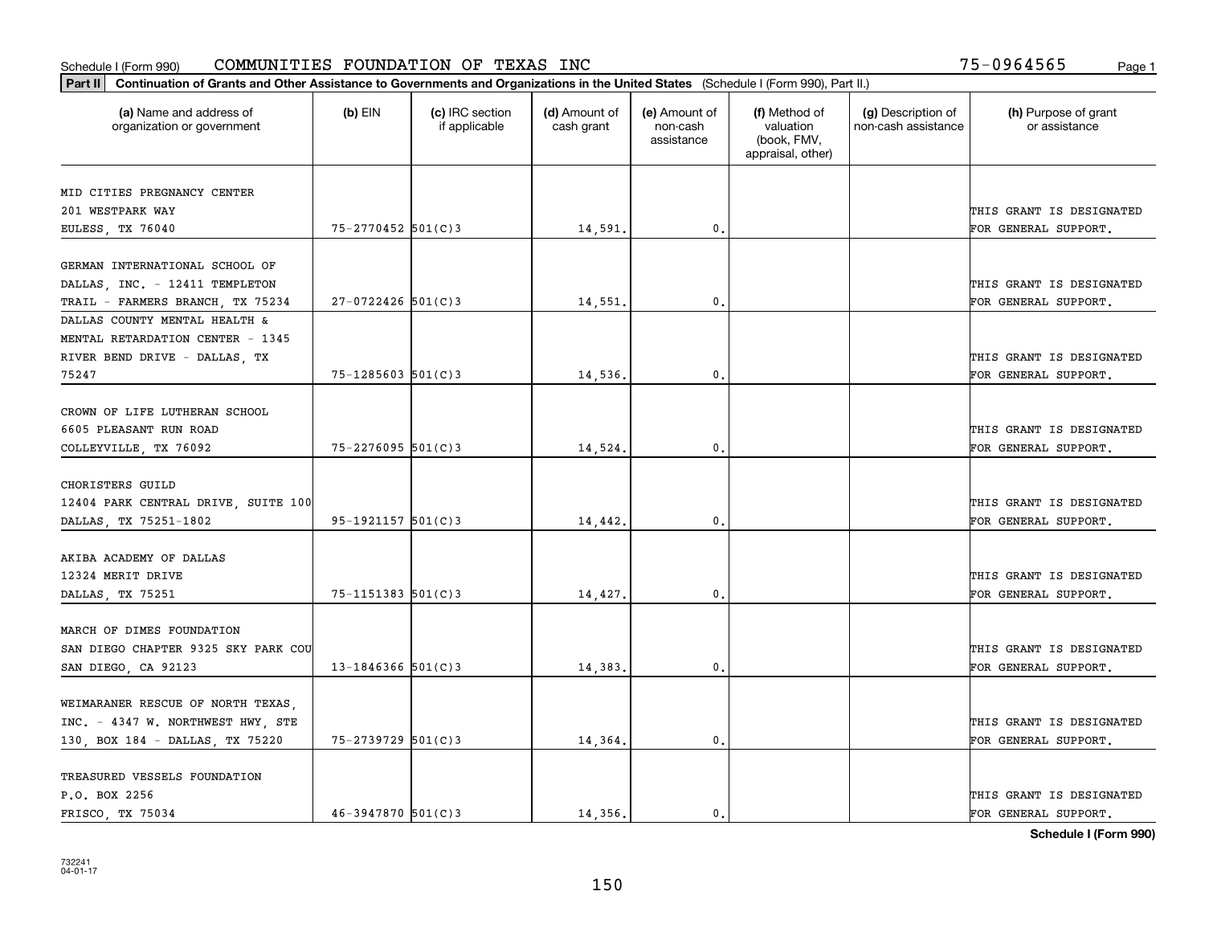Schedule I (Form 990) COMMUNITIES FOUNDATION OF TEXAS INC 75-0964565

**Part II** **Continuation of Grants and Other Assistance to Governments and Organizations in the United States** (Schedule I (Form 990), Part II.)

| (a) Name and address of organization or government | (b) EIN | (c) IRC section if applicable | (d) Amount of cash grant | (e) Amount of non-cash assistance | (f) Method of valuation (book, FMV, appraisal, other) | (g) Description of non-cash assistance | (h) Purpose of grant or assistance |
|---|---|---|---|---|---|---|---|
| MID CITIES PREGNANCY CENTER 201 WESTPARK WAY EULESS, TX 76040 | 75-2770452 | 501(C)3 | 14,591. | 0. | | | THIS GRANT IS DESIGNATED FOR GENERAL SUPPORT. |
| GERMAN INTERNATIONAL SCHOOL OF DALLAS, INC. - 12411 TEMPLETON TRAIL - FARMERS BRANCH, TX 75234 | 27-0722426 | 501(C)3 | 14,551. | 0. | | | THIS GRANT IS DESIGNATED FOR GENERAL SUPPORT. |
| DALLAS COUNTY MENTAL HEALTH & MENTAL RETARDATION CENTER - 1345 RIVER BEND DRIVE - DALLAS, TX 75247 | 75-1285603 | 501(C)3 | 14,536. | 0. | | | THIS GRANT IS DESIGNATED FOR GENERAL SUPPORT. |
| CROWN OF LIFE LUTHERAN SCHOOL 6605 PLEASANT RUN ROAD COLLEYVILLE, TX 76092 | 75-2276095 | 501(C)3 | 14,524. | 0. | | | THIS GRANT IS DESIGNATED FOR GENERAL SUPPORT. |
| CHORISTERS GUILD 12404 PARK CENTRAL DRIVE, SUITE 100 DALLAS, TX 75251-1802 | 95-1921157 | 501(C)3 | 14,442. | 0. | | | THIS GRANT IS DESIGNATED FOR GENERAL SUPPORT. |
| AKIBA ACADEMY OF DALLAS 12324 MERIT DRIVE DALLAS, TX 75251 | 75-1151383 | 501(C)3 | 14,427. | 0. | | | THIS GRANT IS DESIGNATED FOR GENERAL SUPPORT. |
| MARCH OF DIMES FOUNDATION SAN DIEGO CHAPTER 9325 SKY PARK COU SAN DIEGO, CA 92123 | 13-1846366 | 501(C)3 | 14,383. | 0. | | | THIS GRANT IS DESIGNATED FOR GENERAL SUPPORT. |
| WEIMARANER RESCUE OF NORTH TEXAS, INC. - 4347 W. NORTHWEST HWY, STE 130, BOX 184 - DALLAS, TX 75220 | 75-2739729 | 501(C)3 | 14,364. | 0. | | | THIS GRANT IS DESIGNATED FOR GENERAL SUPPORT. |
| TREASURED VESSELS FOUNDATION P.O. BOX 2256 FRISCO, TX 75034 | 46-3947870 | 501(C)3 | 14,356. | 0. | | | THIS GRANT IS DESIGNATED FOR GENERAL SUPPORT. |

**Schedule I (Form 990)**

732241 04-01-17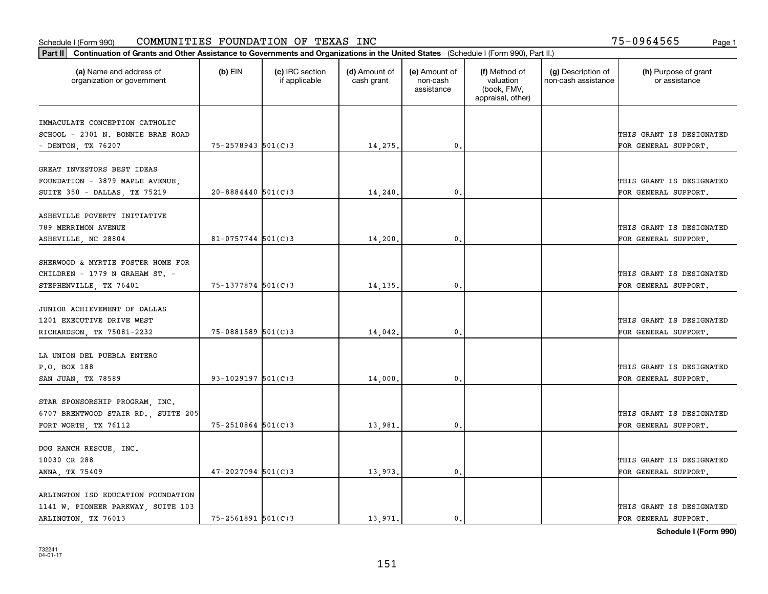Schedule I (Form 990) COMMUNITIES FOUNDATION OF TEXAS INC 75-0964565

**Part II** **Continuation of Grants and Other Assistance to Governments and Organizations in the United States** (Schedule I (Form 990), Part II.)

| (a) Name and address of organization or government | (b) EIN | (c) IRC section if applicable | (d) Amount of cash grant | (e) Amount of non-cash assistance | (f) Method of valuation (book, FMV, appraisal, other) | (g) Description of non-cash assistance | (h) Purpose of grant or assistance |
|---|---|---|---|---|---|---|---|
| IMMACULATE CONCEPTION CATHOLIC SCHOOL - 2301 N. BONNIE BRAE ROAD - DENTON, TX 76207 | 75-2578943 | 501(C)3 | 14,275. | 0. | | | THIS GRANT IS DESIGNATED FOR GENERAL SUPPORT. |
| GREAT INVESTORS BEST IDEAS FOUNDATION - 3879 MAPLE AVENUE, SUITE 350 - DALLAS, TX 75219 | 20-8884440 | 501(C)3 | 14,240. | 0. | | | THIS GRANT IS DESIGNATED FOR GENERAL SUPPORT. |
| ASHEVILLE POVERTY INITIATIVE 789 MERRIMON AVENUE ASHEVILLE, NC 28804 | 81-0757744 | 501(C)3 | 14,200. | 0. | | | THIS GRANT IS DESIGNATED FOR GENERAL SUPPORT. |
| SHERWOOD & MYRTIE FOSTER HOME FOR CHILDREN - 1779 N GRAHAM ST. - STEPHENVILLE, TX 76401 | 75-1377874 | 501(C)3 | 14,135. | 0. | | | THIS GRANT IS DESIGNATED FOR GENERAL SUPPORT. |
| JUNIOR ACHIEVEMENT OF DALLAS 1201 EXECUTIVE DRIVE WEST RICHARDSON, TX 75081-2232 | 75-0881589 | 501(C)3 | 14,042. | 0. | | | THIS GRANT IS DESIGNATED FOR GENERAL SUPPORT. |
| LA UNION DEL PUEBLA ENTERO P.O. BOX 188 SAN JUAN, TX 78589 | 93-1029197 | 501(C)3 | 14,000. | 0. | | | THIS GRANT IS DESIGNATED FOR GENERAL SUPPORT. |
| STAR SPONSORSHIP PROGRAM, INC. 6707 BRENTWOOD STAIR RD., SUITE 205 FORT WORTH, TX 76112 | 75-2510864 | 501(C)3 | 13,981. | 0. | | | THIS GRANT IS DESIGNATED FOR GENERAL SUPPORT. |
| DOG RANCH RESCUE, INC. 10030 CR 288 ANNA, TX 75409 | 47-2027094 | 501(C)3 | 13,973. | 0. | | | THIS GRANT IS DESIGNATED FOR GENERAL SUPPORT. |
| ARLINGTON ISD EDUCATION FOUNDATION 1141 W. PIONEER PARKWAY, SUITE 103 ARLINGTON, TX 76013 | 75-2561891 | 501(C)3 | 13,971. | 0. | | | THIS GRANT IS DESIGNATED FOR GENERAL SUPPORT. |

**Schedule I (Form 990)**

732241 04-01-17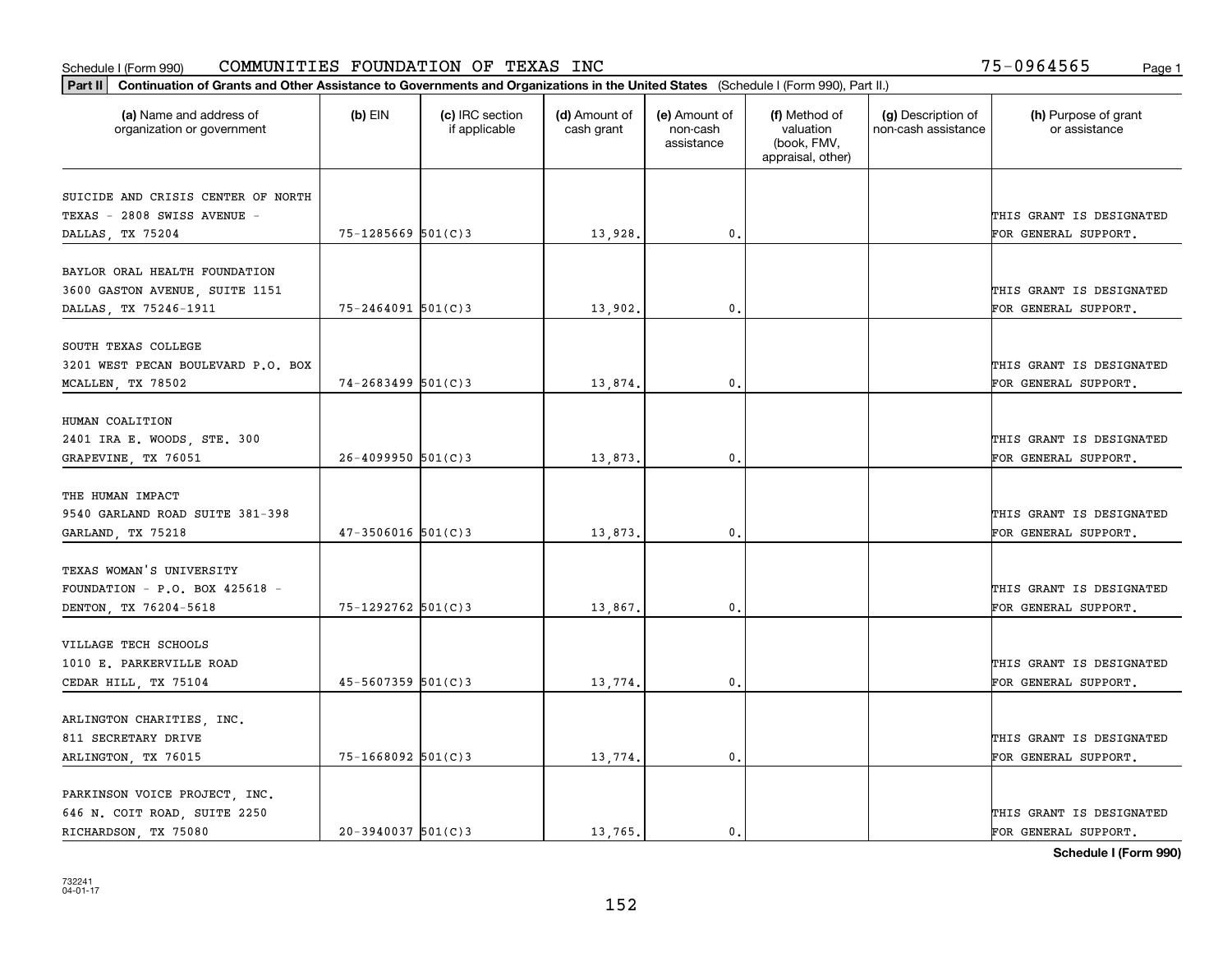Schedule I (Form 990) COMMUNITIES FOUNDATION OF TEXAS INC 75-0964565 Page 1

**Part II** **Continuation of Grants and Other Assistance to Governments and Organizations in the United States** (Schedule I (Form 990), Part II.)

| (a) Name and address of organization or government | (b) EIN | (c) IRC section if applicable | (d) Amount of cash grant | (e) Amount of non-cash assistance | (f) Method of valuation (book, FMV, appraisal, other) | (g) Description of non-cash assistance | (h) Purpose of grant or assistance |
|---|---|---|---|---|---|---|---|
| SUICIDE AND CRISIS CENTER OF NORTH TEXAS - 2808 SWISS AVENUE - DALLAS, TX 75204 | 75-1285669 | 501(C)3 | 13,928. | 0. | | | THIS GRANT IS DESIGNATED FOR GENERAL SUPPORT. |
| BAYLOR ORAL HEALTH FOUNDATION 3600 GASTON AVENUE, SUITE 1151 DALLAS, TX 75246-1911 | 75-2464091 | 501(C)3 | 13,902. | 0. | | | THIS GRANT IS DESIGNATED FOR GENERAL SUPPORT. |
| SOUTH TEXAS COLLEGE 3201 WEST PECAN BOULEVARD P.O. BOX MCALLEN, TX 78502 | 74-2683499 | 501(C)3 | 13,874. | 0. | | | THIS GRANT IS DESIGNATED FOR GENERAL SUPPORT. |
| HUMAN COALITION 2401 IRA E. WOODS, STE. 300 GRAPEVINE, TX 76051 | 26-4099950 | 501(C)3 | 13,873. | 0. | | | THIS GRANT IS DESIGNATED FOR GENERAL SUPPORT. |
| THE HUMAN IMPACT 9540 GARLAND ROAD SUITE 381-398 GARLAND, TX 75218 | 47-3506016 | 501(C)3 | 13,873. | 0. | | | THIS GRANT IS DESIGNATED FOR GENERAL SUPPORT. |
| TEXAS WOMAN'S UNIVERSITY FOUNDATION - P.O. BOX 425618 - DENTON, TX 76204-5618 | 75-1292762 | 501(C)3 | 13,867. | 0. | | | THIS GRANT IS DESIGNATED FOR GENERAL SUPPORT. |
| VILLAGE TECH SCHOOLS 1010 E. PARKERVILLE ROAD CEDAR HILL, TX 75104 | 45-5607359 | 501(C)3 | 13,774. | 0. | | | THIS GRANT IS DESIGNATED FOR GENERAL SUPPORT. |
| ARLINGTON CHARITIES, INC. 811 SECRETARY DRIVE ARLINGTON, TX 76015 | 75-1668092 | 501(C)3 | 13,774. | 0. | | | THIS GRANT IS DESIGNATED FOR GENERAL SUPPORT. |
| PARKINSON VOICE PROJECT, INC. 646 N. COIT ROAD, SUITE 2250 RICHARDSON, TX 75080 | 20-3940037 | 501(C)3 | 13,765. | 0. | | | THIS GRANT IS DESIGNATED FOR GENERAL SUPPORT. |

**Schedule I (Form 990)**

732241
04-01-17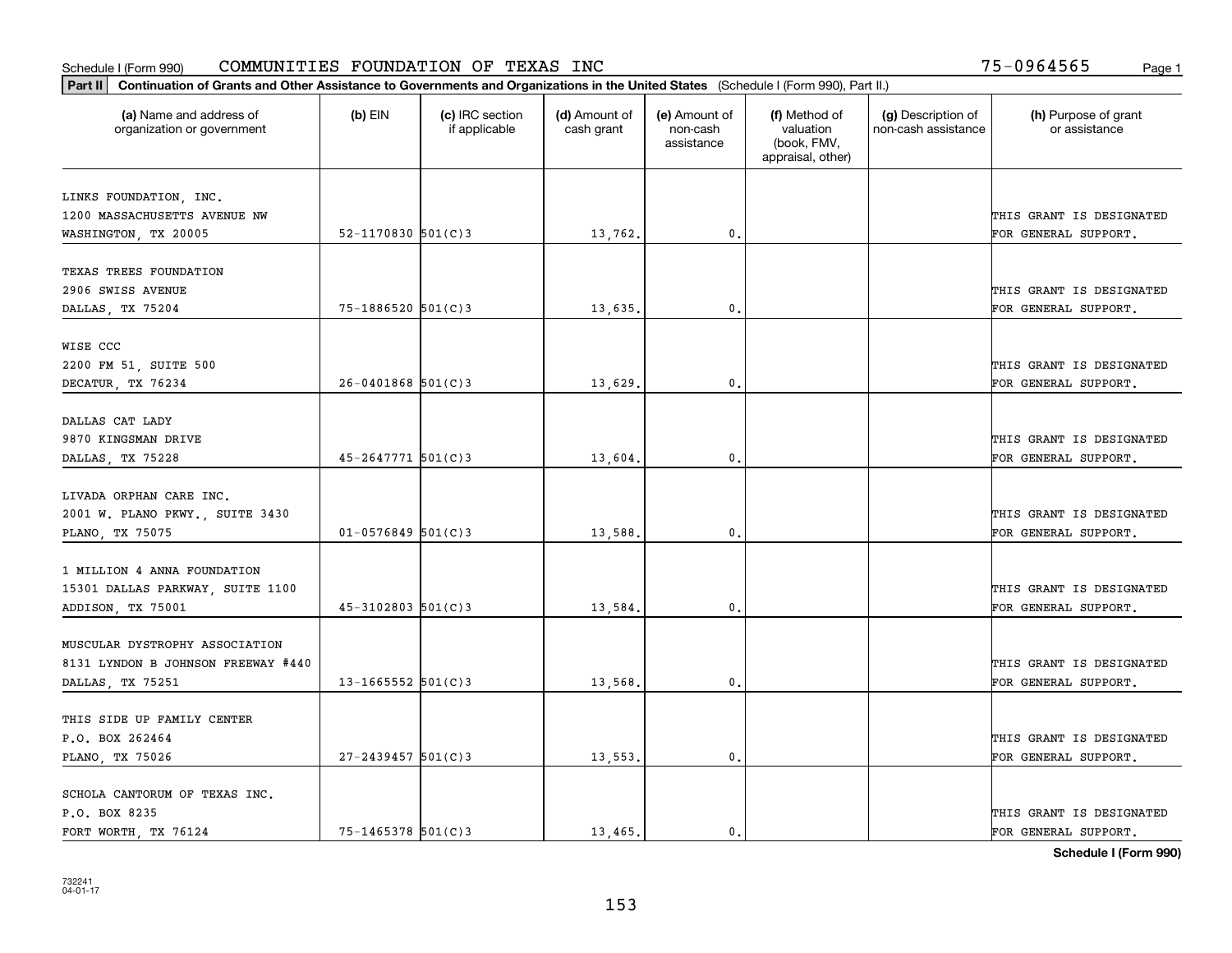Schedule I (Form 990) COMMUNITIES FOUNDATION OF TEXAS INC 75-0964565

**Part II** **Continuation of Grants and Other Assistance to Governments and Organizations in the United States** (Schedule I (Form 990), Part II.)

| (a) Name and address of organization or government | (b) EIN | (c) IRC section if applicable | (d) Amount of cash grant | (e) Amount of non-cash assistance | (f) Method of valuation (book, FMV, appraisal, other) | (g) Description of non-cash assistance | (h) Purpose of grant or assistance |
|---|---|---|---|---|---|---|---|
| LINKS FOUNDATION, INC. 1200 MASSACHUSETTS AVENUE NW WASHINGTON, TX 20005 | 52-1170830 | 501(C)3 | 13,762. | 0. | | | THIS GRANT IS DESIGNATED FOR GENERAL SUPPORT. |
| TEXAS TREES FOUNDATION 2906 SWISS AVENUE DALLAS, TX 75204 | 75-1886520 | 501(C)3 | 13,635. | 0. | | | THIS GRANT IS DESIGNATED FOR GENERAL SUPPORT. |
| WISE CCC 2200 FM 51, SUITE 500 DECATUR, TX 76234 | 26-0401868 | 501(C)3 | 13,629. | 0. | | | THIS GRANT IS DESIGNATED FOR GENERAL SUPPORT. |
| DALLAS CAT LADY 9870 KINGSMAN DRIVE DALLAS, TX 75228 | 45-2647771 | 501(C)3 | 13,604. | 0. | | | THIS GRANT IS DESIGNATED FOR GENERAL SUPPORT. |
| LIVADA ORPHAN CARE INC. 2001 W. PLANO PKWY., SUITE 3430 PLANO, TX 75075 | 01-0576849 | 501(C)3 | 13,588. | 0. | | | THIS GRANT IS DESIGNATED FOR GENERAL SUPPORT. |
| 1 MILLION 4 ANNA FOUNDATION 15301 DALLAS PARKWAY, SUITE 1100 ADDISON, TX 75001 | 45-3102803 | 501(C)3 | 13,584. | 0. | | | THIS GRANT IS DESIGNATED FOR GENERAL SUPPORT. |
| MUSCULAR DYSTROPHY ASSOCIATION 8131 LYNDON B JOHNSON FREEWAY #440 DALLAS, TX 75251 | 13-1665552 | 501(C)3 | 13,568. | 0. | | | THIS GRANT IS DESIGNATED FOR GENERAL SUPPORT. |
| THIS SIDE UP FAMILY CENTER P.O. BOX 262464 PLANO, TX 75026 | 27-2439457 | 501(C)3 | 13,553. | 0. | | | THIS GRANT IS DESIGNATED FOR GENERAL SUPPORT. |
| SCHOLA CANTORUM OF TEXAS INC. P.O. BOX 8235 FORT WORTH, TX 76124 | 75-1465378 | 501(C)3 | 13,465. | 0. | | | THIS GRANT IS DESIGNATED FOR GENERAL SUPPORT. |

**Schedule I (Form 990)**

732241
04-01-17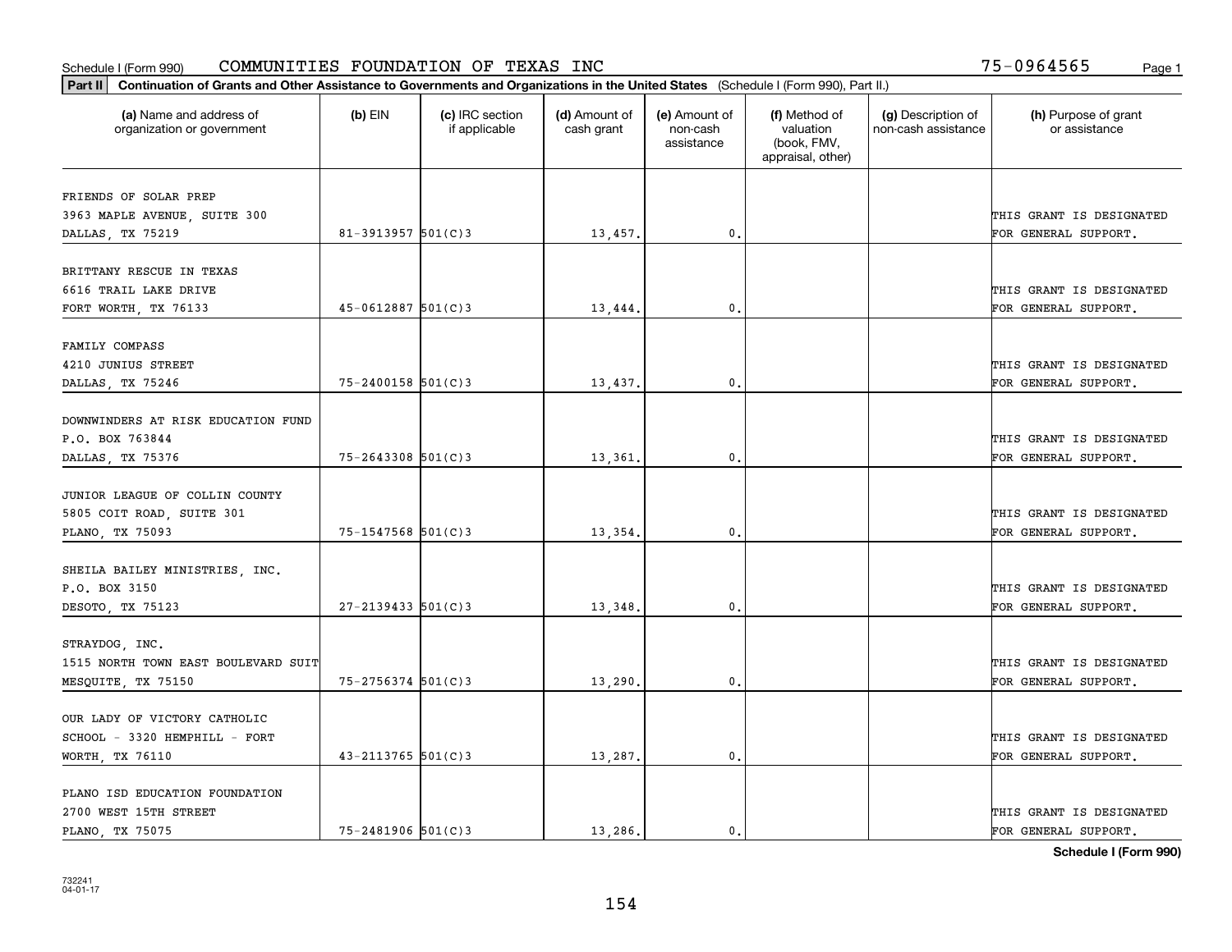Schedule I (Form 990) COMMUNITIES FOUNDATION OF TEXAS INC 75-0964565

**Part II** **Continuation of Grants and Other Assistance to Governments and Organizations in the United States** (Schedule I (Form 990), Part II.)

| (a) Name and address of organization or government | (b) EIN | (c) IRC section if applicable | (d) Amount of cash grant | (e) Amount of non-cash assistance | (f) Method of valuation (book, FMV, appraisal, other) | (g) Description of non-cash assistance | (h) Purpose of grant or assistance |
|---|---|---|---|---|---|---|---|
| FRIENDS OF SOLAR PREP 3963 MAPLE AVENUE, SUITE 300 DALLAS, TX 75219 | 81-3913957 | 501(C)3 | 13,457. | 0. | | | THIS GRANT IS DESIGNATED FOR GENERAL SUPPORT. |
| BRITTANY RESCUE IN TEXAS 6616 TRAIL LAKE DRIVE FORT WORTH, TX 76133 | 45-0612887 | 501(C)3 | 13,444. | 0. | | | THIS GRANT IS DESIGNATED FOR GENERAL SUPPORT. |
| FAMILY COMPASS 4210 JUNIUS STREET DALLAS, TX 75246 | 75-2400158 | 501(C)3 | 13,437. | 0. | | | THIS GRANT IS DESIGNATED FOR GENERAL SUPPORT. |
| DOWNWINDERS AT RISK EDUCATION FUND P.O. BOX 763844 DALLAS, TX 75376 | 75-2643308 | 501(C)3 | 13,361. | 0. | | | THIS GRANT IS DESIGNATED FOR GENERAL SUPPORT. |
| JUNIOR LEAGUE OF COLLIN COUNTY 5805 COIT ROAD, SUITE 301 PLANO, TX 75093 | 75-1547568 | 501(C)3 | 13,354. | 0. | | | THIS GRANT IS DESIGNATED FOR GENERAL SUPPORT. |
| SHEILA BAILEY MINISTRIES, INC. P.O. BOX 3150 DESOTO, TX 75123 | 27-2139433 | 501(C)3 | 13,348. | 0. | | | THIS GRANT IS DESIGNATED FOR GENERAL SUPPORT. |
| STRAYDOG, INC. 1515 NORTH TOWN EAST BOULEVARD SUIT MESQUITE, TX 75150 | 75-2756374 | 501(C)3 | 13,290. | 0. | | | THIS GRANT IS DESIGNATED FOR GENERAL SUPPORT. |
| OUR LADY OF VICTORY CATHOLIC SCHOOL - 3320 HEMPHILL - FORT WORTH, TX 76110 | 43-2113765 | 501(C)3 | 13,287. | 0. | | | THIS GRANT IS DESIGNATED FOR GENERAL SUPPORT. |
| PLANO ISD EDUCATION FOUNDATION 2700 WEST 15TH STREET PLANO, TX 75075 | 75-2481906 | 501(C)3 | 13,286. | 0. | | | THIS GRANT IS DESIGNATED FOR GENERAL SUPPORT. |

**Schedule I (Form 990)**

732241
04-01-17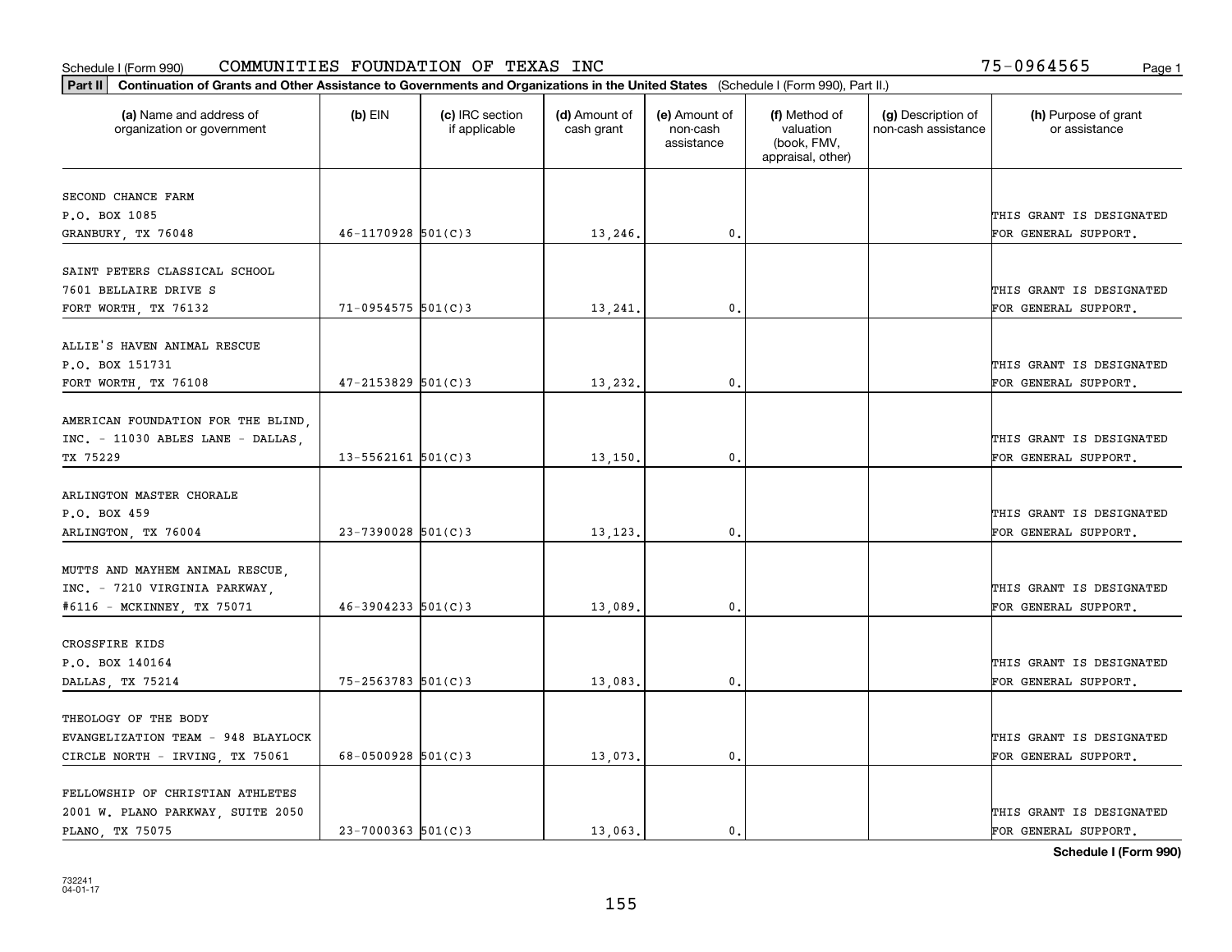Schedule I (Form 990) COMMUNITIES FOUNDATION OF TEXAS INC 75-0964565

**Part II** **Continuation of Grants and Other Assistance to Governments and Organizations in the United States** (Schedule I (Form 990), Part II.)

| (a) Name and address of organization or government | (b) EIN | (c) IRC section if applicable | (d) Amount of cash grant | (e) Amount of non-cash assistance | (f) Method of valuation (book, FMV, appraisal, other) | (g) Description of non-cash assistance | (h) Purpose of grant or assistance |
|---|---|---|---|---|---|---|---|
| SECOND CHANCE FARM P.O. BOX 1085 GRANBURY, TX 76048 | 46-1170928 | 501(C)3 | 13,246. | 0. | | | THIS GRANT IS DESIGNATED FOR GENERAL SUPPORT. |
| SAINT PETERS CLASSICAL SCHOOL 7601 BELLAIRE DRIVE S FORT WORTH, TX 76132 | 71-0954575 | 501(C)3 | 13,241. | 0. | | | THIS GRANT IS DESIGNATED FOR GENERAL SUPPORT. |
| ALLIE'S HAVEN ANIMAL RESCUE P.O. BOX 151731 FORT WORTH, TX 76108 | 47-2153829 | 501(C)3 | 13,232. | 0. | | | THIS GRANT IS DESIGNATED FOR GENERAL SUPPORT. |
| AMERICAN FOUNDATION FOR THE BLIND, INC. - 11030 ABLES LANE - DALLAS, TX 75229 | 13-5562161 | 501(C)3 | 13,150. | 0. | | | THIS GRANT IS DESIGNATED FOR GENERAL SUPPORT. |
| ARLINGTON MASTER CHORALE P.O. BOX 459 ARLINGTON, TX 76004 | 23-7390028 | 501(C)3 | 13,123. | 0. | | | THIS GRANT IS DESIGNATED FOR GENERAL SUPPORT. |
| MUTTS AND MAYHEM ANIMAL RESCUE, INC. - 7210 VIRGINIA PARKWAY, #6116 - MCKINNEY, TX 75071 | 46-3904233 | 501(C)3 | 13,089. | 0. | | | THIS GRANT IS DESIGNATED FOR GENERAL SUPPORT. |
| CROSSFIRE KIDS P.O. BOX 140164 DALLAS, TX 75214 | 75-2563783 | 501(C)3 | 13,083. | 0. | | | THIS GRANT IS DESIGNATED FOR GENERAL SUPPORT. |
| THEOLOGY OF THE BODY EVANGELIZATION TEAM - 948 BLAYLOCK CIRCLE NORTH - IRVING, TX 75061 | 68-0500928 | 501(C)3 | 13,073. | 0. | | | THIS GRANT IS DESIGNATED FOR GENERAL SUPPORT. |
| FELLOWSHIP OF CHRISTIAN ATHLETES 2001 W. PLANO PARKWAY, SUITE 2050 PLANO, TX 75075 | 23-7000363 | 501(C)3 | 13,063. | 0. | | | THIS GRANT IS DESIGNATED FOR GENERAL SUPPORT. |

**Schedule I (Form 990)**

732241 04-01-17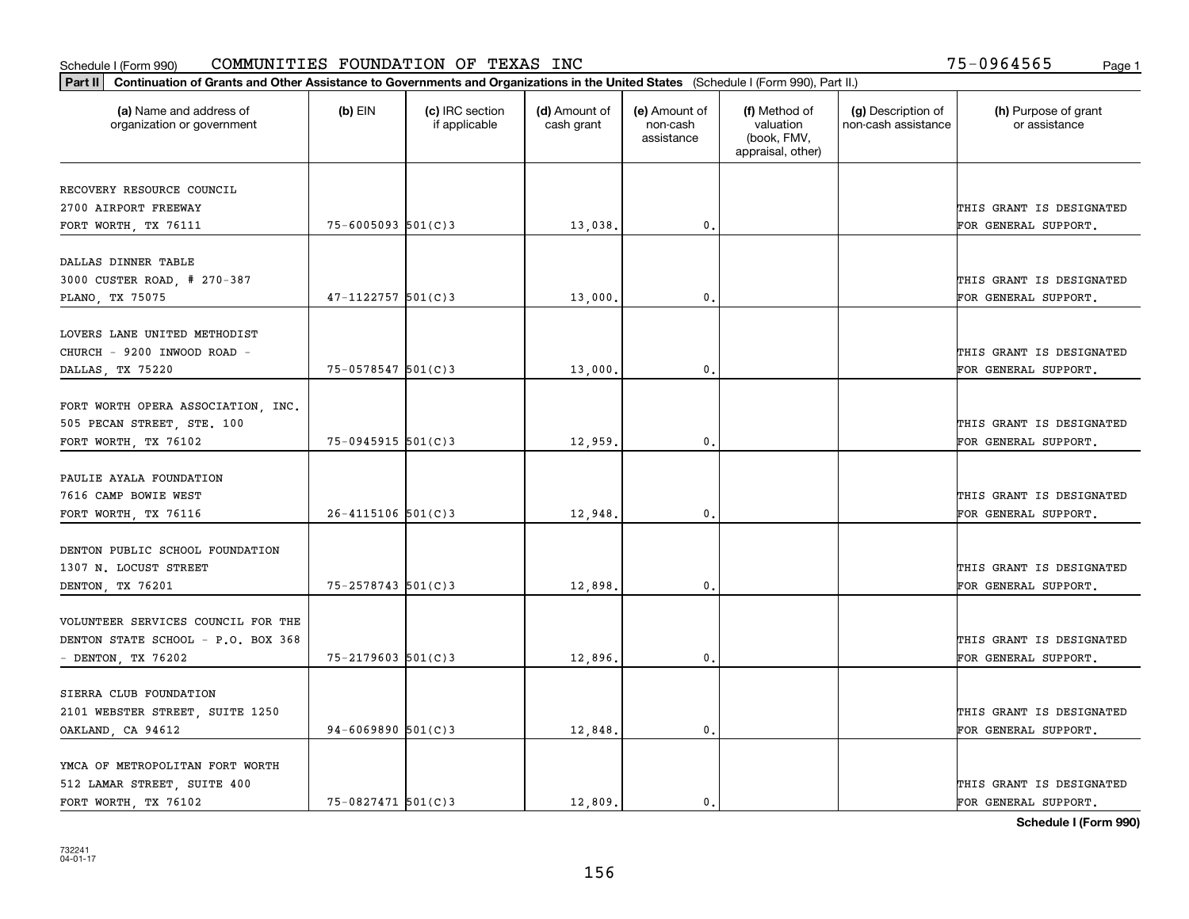Schedule I (Form 990) COMMUNITIES FOUNDATION OF TEXAS INC 75-0964565

**Part II** **Continuation of Grants and Other Assistance to Governments and Organizations in the United States** (Schedule I (Form 990), Part II.)

| (a) Name and address of organization or government | (b) EIN | (c) IRC section if applicable | (d) Amount of cash grant | (e) Amount of non-cash assistance | (f) Method of valuation (book, FMV, appraisal, other) | (g) Description of non-cash assistance | (h) Purpose of grant or assistance |
|---|---|---|---|---|---|---|---|
| RECOVERY RESOURCE COUNCIL 2700 AIRPORT FREEWAY FORT WORTH, TX 76111 | 75-6005093 | 501(C)3 | 13,038. | 0. | | | THIS GRANT IS DESIGNATED FOR GENERAL SUPPORT. |
| DALLAS DINNER TABLE 3000 CUSTER ROAD, # 270-387 PLANO, TX 75075 | 47-1122757 | 501(C)3 | 13,000. | 0. | | | THIS GRANT IS DESIGNATED FOR GENERAL SUPPORT. |
| LOVERS LANE UNITED METHODIST CHURCH - 9200 INWOOD ROAD - DALLAS, TX 75220 | 75-0578547 | 501(C)3 | 13,000. | 0. | | | THIS GRANT IS DESIGNATED FOR GENERAL SUPPORT. |
| FORT WORTH OPERA ASSOCIATION, INC. 505 PECAN STREET, STE. 100 FORT WORTH, TX 76102 | 75-0945915 | 501(C)3 | 12,959. | 0. | | | THIS GRANT IS DESIGNATED FOR GENERAL SUPPORT. |
| PAULIE AYALA FOUNDATION 7616 CAMP BOWIE WEST FORT WORTH, TX 76116 | 26-4115106 | 501(C)3 | 12,948. | 0. | | | THIS GRANT IS DESIGNATED FOR GENERAL SUPPORT. |
| DENTON PUBLIC SCHOOL FOUNDATION 1307 N. LOCUST STREET DENTON, TX 76201 | 75-2578743 | 501(C)3 | 12,898. | 0. | | | THIS GRANT IS DESIGNATED FOR GENERAL SUPPORT. |
| VOLUNTEER SERVICES COUNCIL FOR THE DENTON STATE SCHOOL - P.O. BOX 368 - DENTON, TX 76202 | 75-2179603 | 501(C)3 | 12,896. | 0. | | | THIS GRANT IS DESIGNATED FOR GENERAL SUPPORT. |
| SIERRA CLUB FOUNDATION 2101 WEBSTER STREET, SUITE 1250 OAKLAND, CA 94612 | 94-6069890 | 501(C)3 | 12,848. | 0. | | | THIS GRANT IS DESIGNATED FOR GENERAL SUPPORT. |
| YMCA OF METROPOLITAN FORT WORTH 512 LAMAR STREET, SUITE 400 FORT WORTH, TX 76102 | 75-0827471 | 501(C)3 | 12,809. | 0. | | | THIS GRANT IS DESIGNATED FOR GENERAL SUPPORT. |

**Schedule I (Form 990)**

732241
04-01-17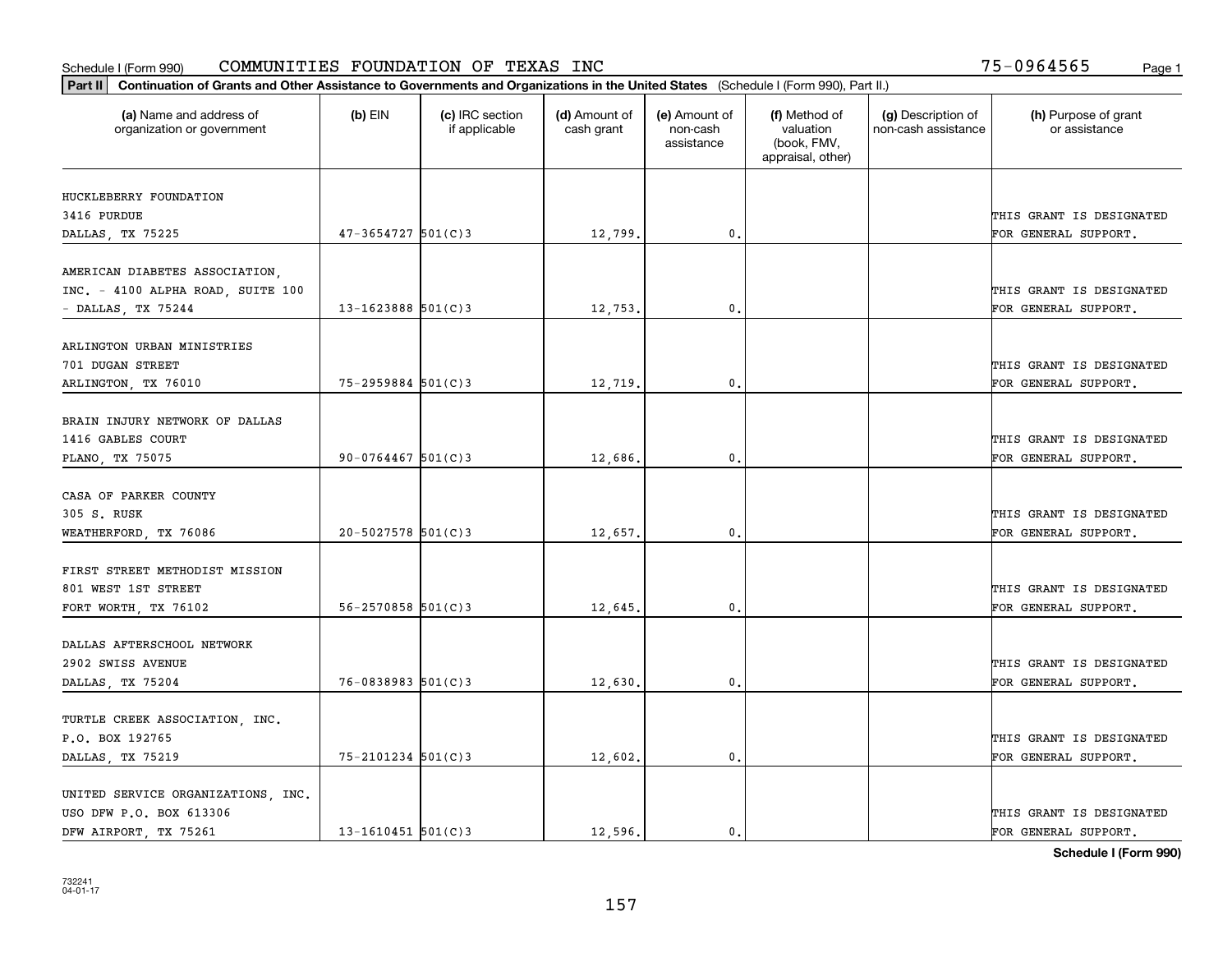Schedule I (Form 990) COMMUNITIES FOUNDATION OF TEXAS INC 75-0964565

**Part II** **Continuation of Grants and Other Assistance to Governments and Organizations in the United States** (Schedule I (Form 990), Part II.)

| (a) Name and address of organization or government | (b) EIN | (c) IRC section if applicable | (d) Amount of cash grant | (e) Amount of non-cash assistance | (f) Method of valuation (book, FMV, appraisal, other) | (g) Description of non-cash assistance | (h) Purpose of grant or assistance |
|---|---|---|---|---|---|---|---|
| HUCKLEBERRY FOUNDATION 3416 PURDUE DALLAS, TX 75225 | 47-3654727 | 501(C)3 | 12,799. | 0. | | | THIS GRANT IS DESIGNATED FOR GENERAL SUPPORT. |
| AMERICAN DIABETES ASSOCIATION, INC. - 4100 ALPHA ROAD, SUITE 100 - DALLAS, TX 75244 | 13-1623888 | 501(C)3 | 12,753. | 0. | | | THIS GRANT IS DESIGNATED FOR GENERAL SUPPORT. |
| ARLINGTON URBAN MINISTRIES 701 DUGAN STREET ARLINGTON, TX 76010 | 75-2959884 | 501(C)3 | 12,719. | 0. | | | THIS GRANT IS DESIGNATED FOR GENERAL SUPPORT. |
| BRAIN INJURY NETWORK OF DALLAS 1416 GABLES COURT PLANO, TX 75075 | 90-0764467 | 501(C)3 | 12,686. | 0. | | | THIS GRANT IS DESIGNATED FOR GENERAL SUPPORT. |
| CASA OF PARKER COUNTY 305 S. RUSK WEATHERFORD, TX 76086 | 20-5027578 | 501(C)3 | 12,657. | 0. | | | THIS GRANT IS DESIGNATED FOR GENERAL SUPPORT. |
| FIRST STREET METHODIST MISSION 801 WEST 1ST STREET FORT WORTH, TX 76102 | 56-2570858 | 501(C)3 | 12,645. | 0. | | | THIS GRANT IS DESIGNATED FOR GENERAL SUPPORT. |
| DALLAS AFTERSCHOOL NETWORK 2902 SWISS AVENUE DALLAS, TX 75204 | 76-0838983 | 501(C)3 | 12,630. | 0. | | | THIS GRANT IS DESIGNATED FOR GENERAL SUPPORT. |
| TURTLE CREEK ASSOCIATION, INC. P.O. BOX 192765 DALLAS, TX 75219 | 75-2101234 | 501(C)3 | 12,602. | 0. | | | THIS GRANT IS DESIGNATED FOR GENERAL SUPPORT. |
| UNITED SERVICE ORGANIZATIONS, INC. USO DFW P.O. BOX 613306 DFW AIRPORT, TX 75261 | 13-1610451 | 501(C)3 | 12,596. | 0. | | | THIS GRANT IS DESIGNATED FOR GENERAL SUPPORT. |

**Schedule I (Form 990)**

732241 04-01-17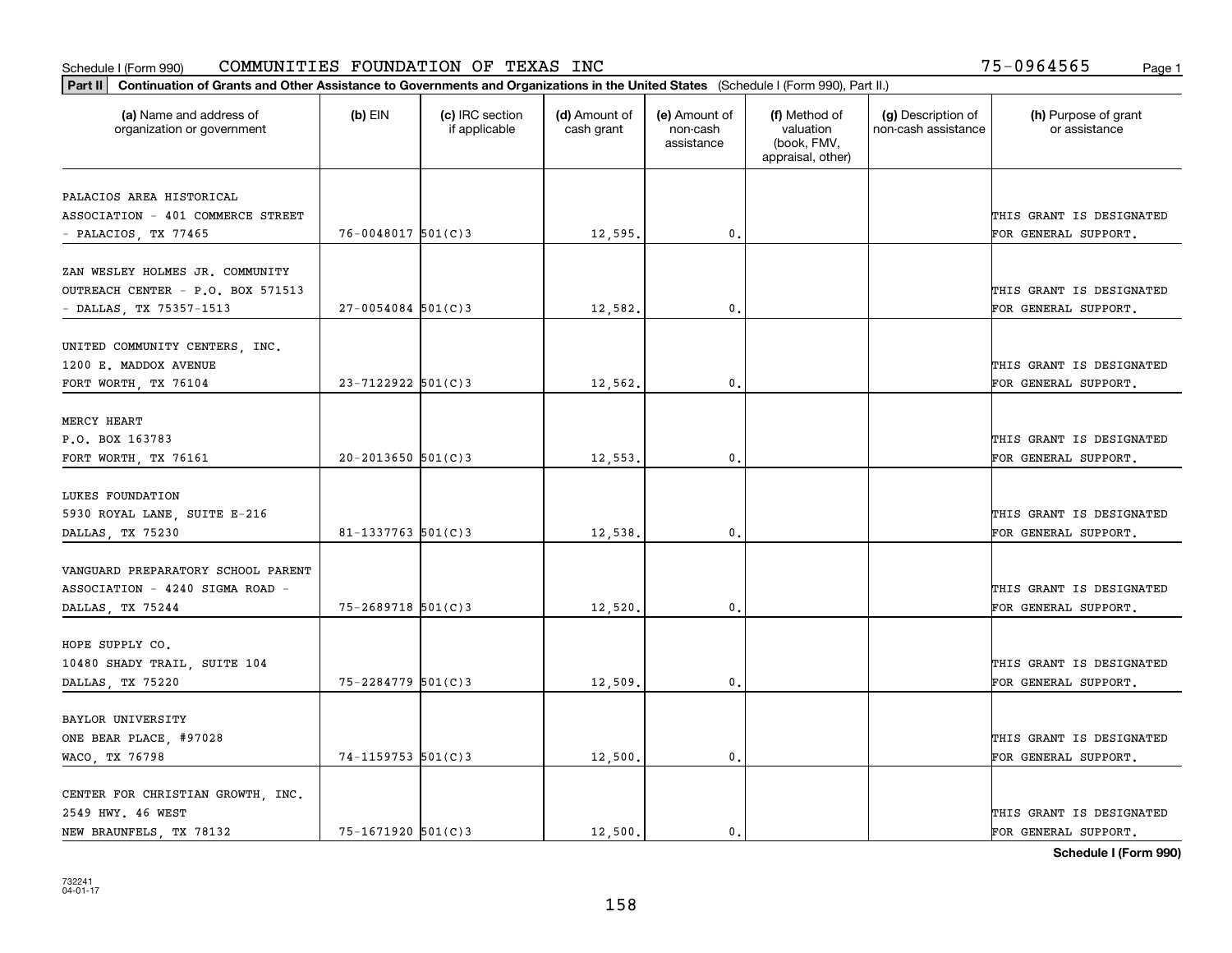Schedule I (Form 990) COMMUNITIES FOUNDATION OF TEXAS INC 75-0964565

**Part II | Continuation of Grants and Other Assistance to Governments and Organizations in the United States** (Schedule I (Form 990), Part II.)

| (a) Name and address of organization or government | (b) EIN | (c) IRC section if applicable | (d) Amount of cash grant | (e) Amount of non-cash assistance | (f) Method of valuation (book, FMV, appraisal, other) | (g) Description of non-cash assistance | (h) Purpose of grant or assistance |
|---|---|---|---|---|---|---|---|
| PALACIOS AREA HISTORICAL ASSOCIATION - 401 COMMERCE STREET - PALACIOS, TX 77465 | 76-0048017 | 501(C)3 | 12,595. | 0. | | | THIS GRANT IS DESIGNATED FOR GENERAL SUPPORT. |
| ZAN WESLEY HOLMES JR. COMMUNITY OUTREACH CENTER - P.O. BOX 571513 - DALLAS, TX 75357-1513 | 27-0054084 | 501(C)3 | 12,582. | 0. | | | THIS GRANT IS DESIGNATED FOR GENERAL SUPPORT. |
| UNITED COMMUNITY CENTERS, INC. 1200 E. MADDOX AVENUE FORT WORTH, TX 76104 | 23-7122922 | 501(C)3 | 12,562. | 0. | | | THIS GRANT IS DESIGNATED FOR GENERAL SUPPORT. |
| MERCY HEART P.O. BOX 163783 FORT WORTH, TX 76161 | 20-2013650 | 501(C)3 | 12,553. | 0. | | | THIS GRANT IS DESIGNATED FOR GENERAL SUPPORT. |
| LUKES FOUNDATION 5930 ROYAL LANE, SUITE E-216 DALLAS, TX 75230 | 81-1337763 | 501(C)3 | 12,538. | 0. | | | THIS GRANT IS DESIGNATED FOR GENERAL SUPPORT. |
| VANGUARD PREPARATORY SCHOOL PARENT ASSOCIATION - 4240 SIGMA ROAD - DALLAS, TX 75244 | 75-2689718 | 501(C)3 | 12,520. | 0. | | | THIS GRANT IS DESIGNATED FOR GENERAL SUPPORT. |
| HOPE SUPPLY CO. 10480 SHADY TRAIL, SUITE 104 DALLAS, TX 75220 | 75-2284779 | 501(C)3 | 12,509. | 0. | | | THIS GRANT IS DESIGNATED FOR GENERAL SUPPORT. |
| BAYLOR UNIVERSITY ONE BEAR PLACE, #97028 WACO, TX 76798 | 74-1159753 | 501(C)3 | 12,500. | 0. | | | THIS GRANT IS DESIGNATED FOR GENERAL SUPPORT. |
| CENTER FOR CHRISTIAN GROWTH, INC. 2549 HWY. 46 WEST NEW BRAUNFELS, TX 78132 | 75-1671920 | 501(C)3 | 12,500. | 0. | | | THIS GRANT IS DESIGNATED FOR GENERAL SUPPORT. |

**Schedule I (Form 990)**

732241
04-01-17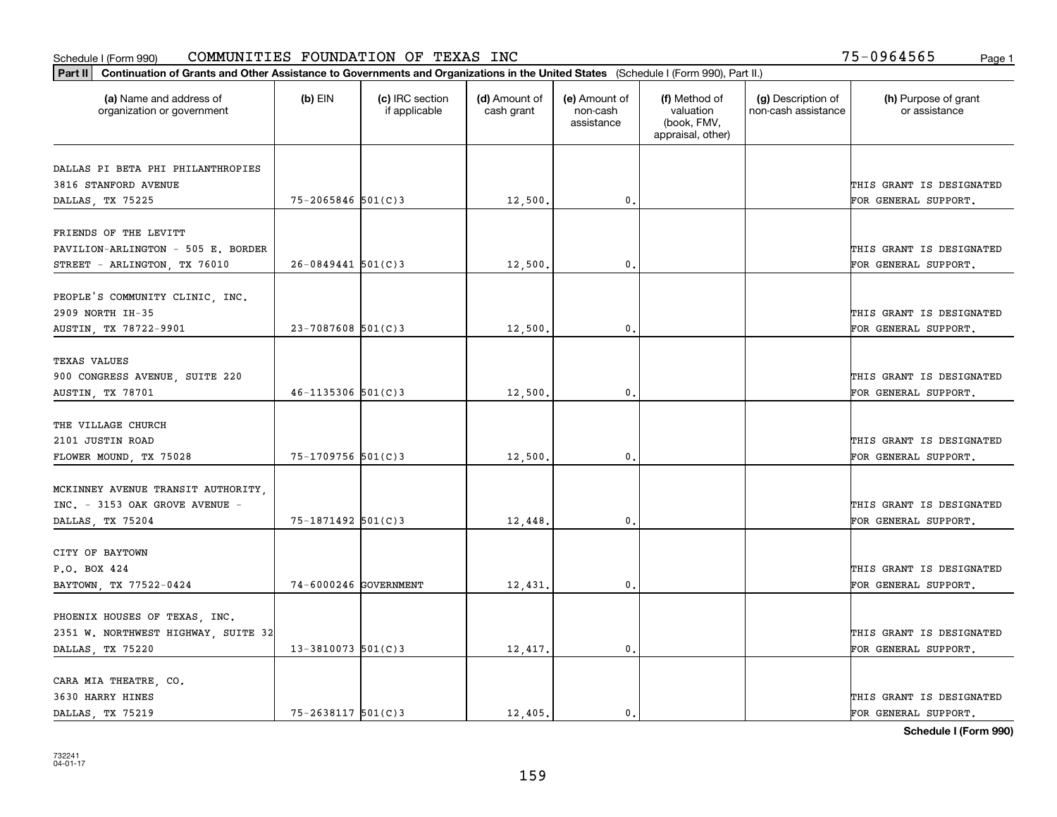Schedule I (Form 990) COMMUNITIES FOUNDATION OF TEXAS INC 75-0964565

**Part II** **Continuation of Grants and Other Assistance to Governments and Organizations in the United States** (Schedule I (Form 990), Part II.)

| (a) Name and address of organization or government | (b) EIN | (c) IRC section if applicable | (d) Amount of cash grant | (e) Amount of non-cash assistance | (f) Method of valuation (book, FMV, appraisal, other) | (g) Description of non-cash assistance | (h) Purpose of grant or assistance |
|---|---|---|---|---|---|---|---|
| DALLAS PI BETA PHI PHILANTHROPIES<br>3816 STANFORD AVENUE<br>DALLAS, TX 75225 | 75-2065846 | 501(C)3 | 12,500. | 0. | | | THIS GRANT IS DESIGNATED FOR GENERAL SUPPORT. |
| FRIENDS OF THE LEVITT<br>PAVILION-ARLINGTON - 505 E. BORDER<br>STREET - ARLINGTON, TX 76010 | 26-0849441 | 501(C)3 | 12,500. | 0. | | | THIS GRANT IS DESIGNATED FOR GENERAL SUPPORT. |
| PEOPLE'S COMMUNITY CLINIC, INC.<br>2909 NORTH IH-35<br>AUSTIN, TX 78722-9901 | 23-7087608 | 501(C)3 | 12,500. | 0. | | | THIS GRANT IS DESIGNATED FOR GENERAL SUPPORT. |
| TEXAS VALUES<br>900 CONGRESS AVENUE, SUITE 220<br>AUSTIN, TX 78701 | 46-1135306 | 501(C)3 | 12,500. | 0. | | | THIS GRANT IS DESIGNATED FOR GENERAL SUPPORT. |
| THE VILLAGE CHURCH<br>2101 JUSTIN ROAD<br>FLOWER MOUND, TX 75028 | 75-1709756 | 501(C)3 | 12,500. | 0. | | | THIS GRANT IS DESIGNATED FOR GENERAL SUPPORT. |
| MCKINNEY AVENUE TRANSIT AUTHORITY,<br>INC. - 3153 OAK GROVE AVENUE -<br>DALLAS, TX 75204 | 75-1871492 | 501(C)3 | 12,448. | 0. | | | THIS GRANT IS DESIGNATED FOR GENERAL SUPPORT. |
| CITY OF BAYTOWN<br>P.O. BOX 424<br>BAYTOWN, TX 77522-0424 | 74-6000246 | GOVERNMENT | 12,431. | 0. | | | THIS GRANT IS DESIGNATED FOR GENERAL SUPPORT. |
| PHOENIX HOUSES OF TEXAS, INC.<br>2351 W. NORTHWEST HIGHWAY, SUITE 32<br>DALLAS, TX 75220 | 13-3810073 | 501(C)3 | 12,417. | 0. | | | THIS GRANT IS DESIGNATED FOR GENERAL SUPPORT. |
| CARA MIA THEATRE, CO.<br>3630 HARRY HINES<br>DALLAS, TX 75219 | 75-2638117 | 501(C)3 | 12,405. | 0. | | | THIS GRANT IS DESIGNATED FOR GENERAL SUPPORT. |

**Schedule I (Form 990)**

732241
04-01-17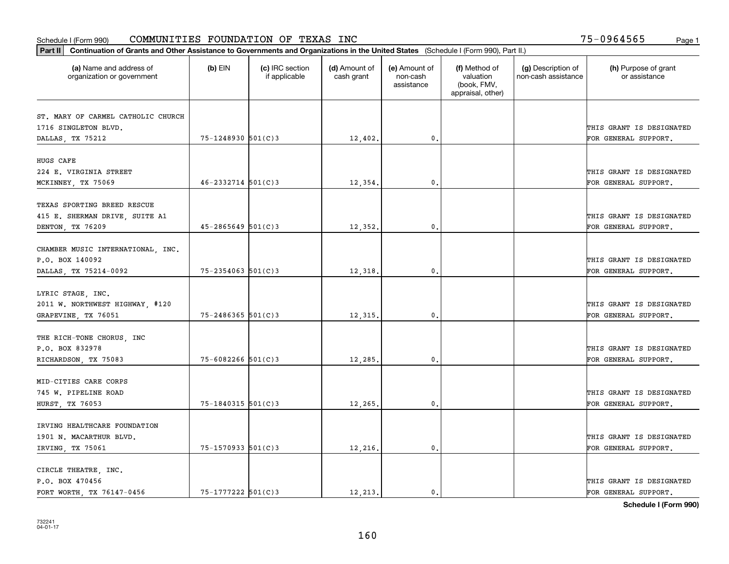Schedule I (Form 990) COMMUNITIES FOUNDATION OF TEXAS INC 75-0964565

**Part II** **Continuation of Grants and Other Assistance to Governments and Organizations in the United States** (Schedule I (Form 990), Part II.)

| (a) Name and address of organization or government | (b) EIN | (c) IRC section if applicable | (d) Amount of cash grant | (e) Amount of non-cash assistance | (f) Method of valuation (book, FMV, appraisal, other) | (g) Description of non-cash assistance | (h) Purpose of grant or assistance |
|---|---|---|---|---|---|---|---|
| ST. MARY OF CARMEL CATHOLIC CHURCH 1716 SINGLETON BLVD. DALLAS, TX 75212 | 75-1248930 | 501(C)3 | 12,402. | 0. | | | THIS GRANT IS DESIGNATED FOR GENERAL SUPPORT. |
| HUGS CAFE 224 E. VIRGINIA STREET MCKINNEY, TX 75069 | 46-2332714 | 501(C)3 | 12,354. | 0. | | | THIS GRANT IS DESIGNATED FOR GENERAL SUPPORT. |
| TEXAS SPORTING BREED RESCUE 415 E. SHERMAN DRIVE, SUITE A1 DENTON, TX 76209 | 45-2865649 | 501(C)3 | 12,352. | 0. | | | THIS GRANT IS DESIGNATED FOR GENERAL SUPPORT. |
| CHAMBER MUSIC INTERNATIONAL, INC. P.O. BOX 140092 DALLAS, TX 75214-0092 | 75-2354063 | 501(C)3 | 12,318. | 0. | | | THIS GRANT IS DESIGNATED FOR GENERAL SUPPORT. |
| LYRIC STAGE, INC. 2011 W. NORTHWEST HIGHWAY, #120 GRAPEVINE, TX 76051 | 75-2486365 | 501(C)3 | 12,315. | 0. | | | THIS GRANT IS DESIGNATED FOR GENERAL SUPPORT. |
| THE RICH-TONE CHORUS, INC P.O. BOX 832978 RICHARDSON, TX 75083 | 75-6082266 | 501(C)3 | 12,285. | 0. | | | THIS GRANT IS DESIGNATED FOR GENERAL SUPPORT. |
| MID-CITIES CARE CORPS 745 W. PIPELINE ROAD HURST, TX 76053 | 75-1840315 | 501(C)3 | 12,265. | 0. | | | THIS GRANT IS DESIGNATED FOR GENERAL SUPPORT. |
| IRVING HEALTHCARE FOUNDATION 1901 N. MACARTHUR BLVD. IRVING, TX 75061 | 75-1570933 | 501(C)3 | 12,216. | 0. | | | THIS GRANT IS DESIGNATED FOR GENERAL SUPPORT. |
| CIRCLE THEATRE, INC. P.O. BOX 470456 FORT WORTH, TX 76147-0456 | 75-1777222 | 501(C)3 | 12,213. | 0. | | | THIS GRANT IS DESIGNATED FOR GENERAL SUPPORT. |

**Schedule I (Form 990)**

732241 04-01-17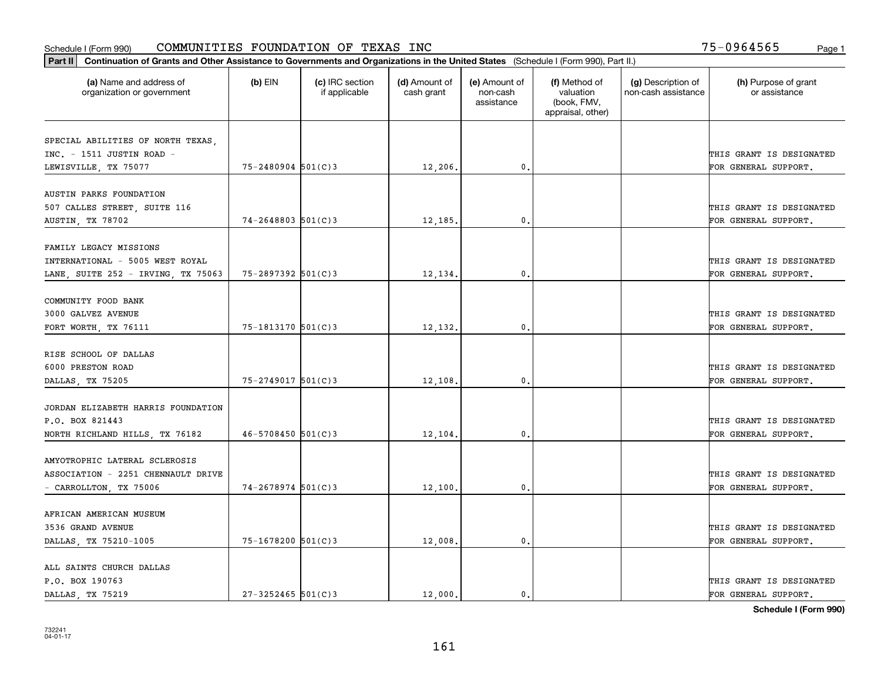Schedule I (Form 990) COMMUNITIES FOUNDATION OF TEXAS INC 75-0964565

**Part II** **Continuation of Grants and Other Assistance to Governments and Organizations in the United States** (Schedule I (Form 990), Part II.)

| (a) Name and address of organization or government | (b) EIN | (c) IRC section if applicable | (d) Amount of cash grant | (e) Amount of non-cash assistance | (f) Method of valuation (book, FMV, appraisal, other) | (g) Description of non-cash assistance | (h) Purpose of grant or assistance |
|---|---|---|---|---|---|---|---|
| SPECIAL ABILITIES OF NORTH TEXAS, INC. - 1511 JUSTIN ROAD - LEWISVILLE, TX 75077 | 75-2480904 | 501(C)3 | 12,206. | 0. | | | THIS GRANT IS DESIGNATED FOR GENERAL SUPPORT. |
| AUSTIN PARKS FOUNDATION 507 CALLES STREET, SUITE 116 AUSTIN, TX 78702 | 74-2648803 | 501(C)3 | 12,185. | 0. | | | THIS GRANT IS DESIGNATED FOR GENERAL SUPPORT. |
| FAMILY LEGACY MISSIONS INTERNATIONAL - 5005 WEST ROYAL LANE, SUITE 252 - IRVING, TX 75063 | 75-2897392 | 501(C)3 | 12,134. | 0. | | | THIS GRANT IS DESIGNATED FOR GENERAL SUPPORT. |
| COMMUNITY FOOD BANK 3000 GALVEZ AVENUE FORT WORTH, TX 76111 | 75-1813170 | 501(C)3 | 12,132. | 0. | | | THIS GRANT IS DESIGNATED FOR GENERAL SUPPORT. |
| RISE SCHOOL OF DALLAS 6000 PRESTON ROAD DALLAS, TX 75205 | 75-2749017 | 501(C)3 | 12,108. | 0. | | | THIS GRANT IS DESIGNATED FOR GENERAL SUPPORT. |
| JORDAN ELIZABETH HARRIS FOUNDATION P.O. BOX 821443 NORTH RICHLAND HILLS, TX 76182 | 46-5708450 | 501(C)3 | 12,104. | 0. | | | THIS GRANT IS DESIGNATED FOR GENERAL SUPPORT. |
| AMYOTROPHIC LATERAL SCLEROSIS ASSOCIATION - 2251 CHENNAULT DRIVE - CARROLLTON, TX 75006 | 74-2678974 | 501(C)3 | 12,100. | 0. | | | THIS GRANT IS DESIGNATED FOR GENERAL SUPPORT. |
| AFRICAN AMERICAN MUSEUM 3536 GRAND AVENUE DALLAS, TX 75210-1005 | 75-1678200 | 501(C)3 | 12,008. | 0. | | | THIS GRANT IS DESIGNATED FOR GENERAL SUPPORT. |
| ALL SAINTS CHURCH DALLAS P.O. BOX 190763 DALLAS, TX 75219 | 27-3252465 | 501(C)3 | 12,000. | 0. | | | THIS GRANT IS DESIGNATED FOR GENERAL SUPPORT. |

**Schedule I (Form 990)**

732241
04-01-17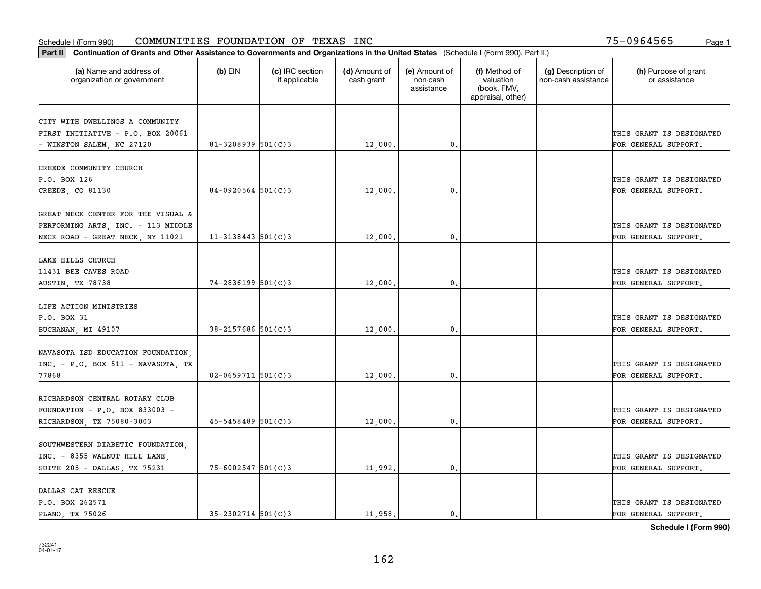Schedule I (Form 990) COMMUNITIES FOUNDATION OF TEXAS INC 75-0964565

**Part II** **Continuation of Grants and Other Assistance to Governments and Organizations in the United States** (Schedule I (Form 990), Part II.)

| (a) Name and address of organization or government | (b) EIN | (c) IRC section if applicable | (d) Amount of cash grant | (e) Amount of non-cash assistance | (f) Method of valuation (book, FMV, appraisal, other) | (g) Description of non-cash assistance | (h) Purpose of grant or assistance |
|---|---|---|---|---|---|---|---|
| CITY WITH DWELLINGS A COMMUNITY FIRST INITIATIVE - P.O. BOX 20061 - WINSTON SALEM, NC 27120 | 81-3208939 | 501(C)3 | 12,000. | 0. | | | THIS GRANT IS DESIGNATED FOR GENERAL SUPPORT. |
| CREEDE COMMUNITY CHURCH P.O. BOX 126 CREEDE, CO 81130 | 84-0920564 | 501(C)3 | 12,000. | 0. | | | THIS GRANT IS DESIGNATED FOR GENERAL SUPPORT. |
| GREAT NECK CENTER FOR THE VISUAL & PERFORMING ARTS, INC. - 113 MIDDLE NECK ROAD - GREAT NECK, NY 11021 | 11-3138443 | 501(C)3 | 12,000. | 0. | | | THIS GRANT IS DESIGNATED FOR GENERAL SUPPORT. |
| LAKE HILLS CHURCH 11431 BEE CAVES ROAD AUSTIN, TX 78738 | 74-2836199 | 501(C)3 | 12,000. | 0. | | | THIS GRANT IS DESIGNATED FOR GENERAL SUPPORT. |
| LIFE ACTION MINISTRIES P.O. BOX 31 BUCHANAN, MI 49107 | 38-2157686 | 501(C)3 | 12,000. | 0. | | | THIS GRANT IS DESIGNATED FOR GENERAL SUPPORT. |
| NAVASOTA ISD EDUCATION FOUNDATION, INC. - P.O. BOX 511 - NAVASOTA, TX 77868 | 02-0659711 | 501(C)3 | 12,000. | 0. | | | THIS GRANT IS DESIGNATED FOR GENERAL SUPPORT. |
| RICHARDSON CENTRAL ROTARY CLUB FOUNDATION - P.O. BOX 833003 - RICHARDSON, TX 75080-3003 | 45-5458489 | 501(C)3 | 12,000. | 0. | | | THIS GRANT IS DESIGNATED FOR GENERAL SUPPORT. |
| SOUTHWESTERN DIABETIC FOUNDATION, INC. - 8355 WALNUT HILL LANE, SUITE 205 - DALLAS, TX 75231 | 75-6002547 | 501(C)3 | 11,992. | 0. | | | THIS GRANT IS DESIGNATED FOR GENERAL SUPPORT. |
| DALLAS CAT RESCUE P.O. BOX 262571 PLANO, TX 75026 | 35-2302714 | 501(C)3 | 11,958. | 0. | | | THIS GRANT IS DESIGNATED FOR GENERAL SUPPORT. |

**Schedule I (Form 990)**

732241
04-01-17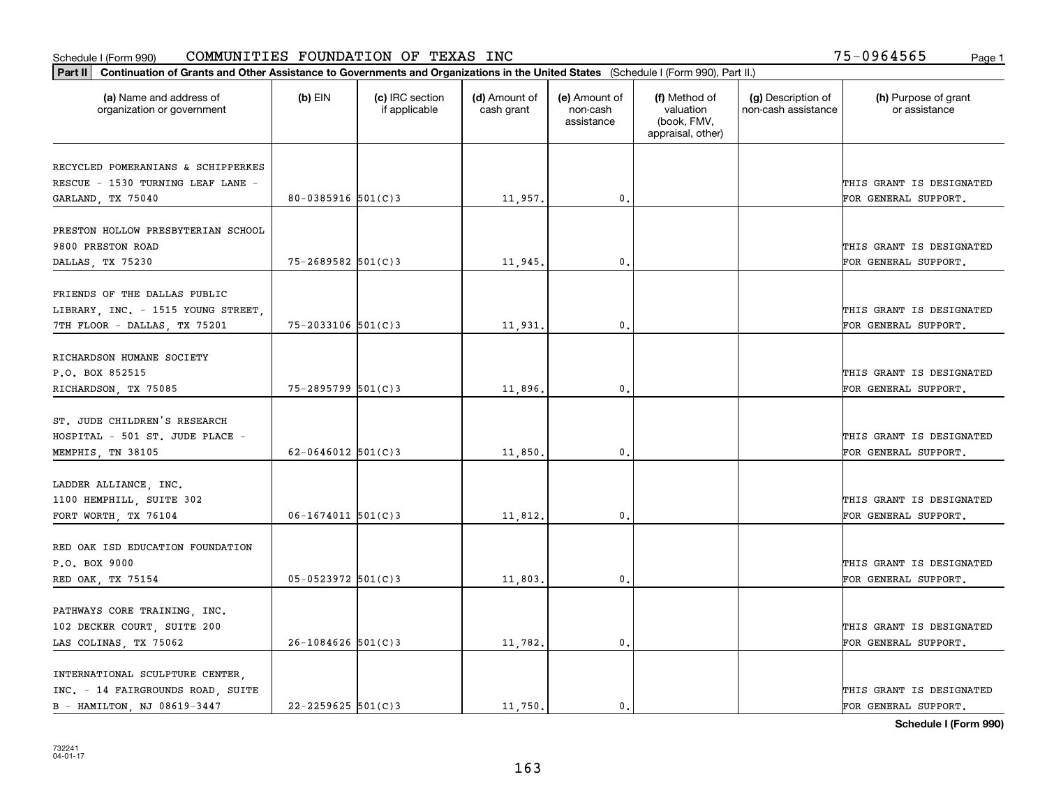Schedule I (Form 990) COMMUNITIES FOUNDATION OF TEXAS INC 75-0964565

**Part II Continuation of Grants and Other Assistance to Governments and Organizations in the United States** (Schedule I (Form 990), Part II.)

| (a) Name and address of organization or government | (b) EIN | (c) IRC section if applicable | (d) Amount of cash grant | (e) Amount of non-cash assistance | (f) Method of valuation (book, FMV, appraisal, other) | (g) Description of non-cash assistance | (h) Purpose of grant or assistance |
|---|---|---|---|---|---|---|---|
| RECYCLED POMERANIANS & SCHIPPERKES RESCUE - 1530 TURNING LEAF LANE - GARLAND, TX 75040 | 80-0385916 | 501(C)3 | 11,957. | 0. | | | THIS GRANT IS DESIGNATED FOR GENERAL SUPPORT. |
| PRESTON HOLLOW PRESBYTERIAN SCHOOL 9800 PRESTON ROAD DALLAS, TX 75230 | 75-2689582 | 501(C)3 | 11,945. | 0. | | | THIS GRANT IS DESIGNATED FOR GENERAL SUPPORT. |
| FRIENDS OF THE DALLAS PUBLIC LIBRARY, INC. - 1515 YOUNG STREET, 7TH FLOOR - DALLAS, TX 75201 | 75-2033106 | 501(C)3 | 11,931. | 0. | | | THIS GRANT IS DESIGNATED FOR GENERAL SUPPORT. |
| RICHARDSON HUMANE SOCIETY P.O. BOX 852515 RICHARDSON, TX 75085 | 75-2895799 | 501(C)3 | 11,896. | 0. | | | THIS GRANT IS DESIGNATED FOR GENERAL SUPPORT. |
| ST. JUDE CHILDREN'S RESEARCH HOSPITAL - 501 ST. JUDE PLACE - MEMPHIS, TN 38105 | 62-0646012 | 501(C)3 | 11,850. | 0. | | | THIS GRANT IS DESIGNATED FOR GENERAL SUPPORT. |
| LADDER ALLIANCE, INC. 1100 HEMPHILL, SUITE 302 FORT WORTH, TX 76104 | 06-1674011 | 501(C)3 | 11,812. | 0. | | | THIS GRANT IS DESIGNATED FOR GENERAL SUPPORT. |
| RED OAK ISD EDUCATION FOUNDATION P.O. BOX 9000 RED OAK, TX 75154 | 05-0523972 | 501(C)3 | 11,803. | 0. | | | THIS GRANT IS DESIGNATED FOR GENERAL SUPPORT. |
| PATHWAYS CORE TRAINING, INC. 102 DECKER COURT, SUITE 200 LAS COLINAS, TX 75062 | 26-1084626 | 501(C)3 | 11,782. | 0. | | | THIS GRANT IS DESIGNATED FOR GENERAL SUPPORT. |
| INTERNATIONAL SCULPTURE CENTER, INC. - 14 FAIRGROUNDS ROAD, SUITE B - HAMILTON, NJ 08619-3447 | 22-2259625 | 501(C)3 | 11,750. | 0. | | | THIS GRANT IS DESIGNATED FOR GENERAL SUPPORT. |

**Schedule I (Form 990)**

732241 04-01-17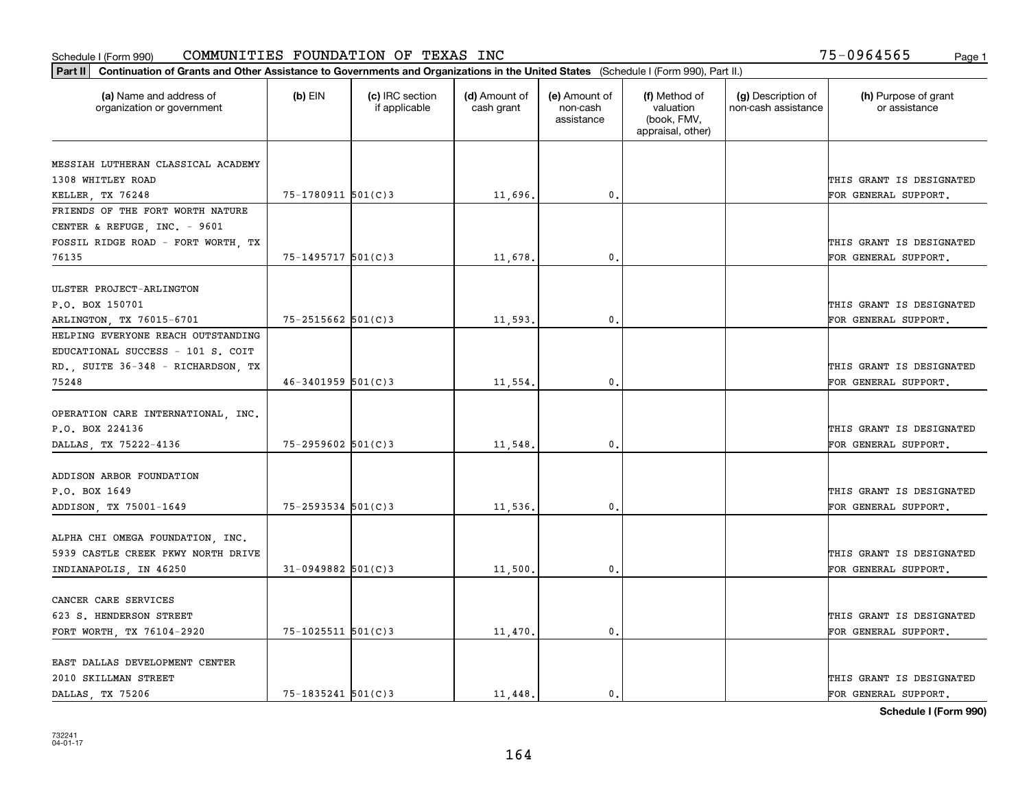Schedule I (Form 990) COMMUNITIES FOUNDATION OF TEXAS INC 75-0964565

**Part II** Continuation of Grants and Other Assistance to Governments and Organizations in the United States (Schedule I (Form 990), Part II.)

| (a) Name and address of organization or government | (b) EIN | (c) IRC section if applicable | (d) Amount of cash grant | (e) Amount of non-cash assistance | (f) Method of valuation (book, FMV, appraisal, other) | (g) Description of non-cash assistance | (h) Purpose of grant or assistance |
|---|---|---|---|---|---|---|---|
| MESSIAH LUTHERAN CLASSICAL ACADEMY 1308 WHITLEY ROAD KELLER, TX 76248 | 75-1780911 | 501(C)3 | 11,696. | 0. | | | THIS GRANT IS DESIGNATED FOR GENERAL SUPPORT. |
| FRIENDS OF THE FORT WORTH NATURE CENTER & REFUGE, INC. - 9601 FOSSIL RIDGE ROAD - FORT WORTH, TX 76135 | 75-1495717 | 501(C)3 | 11,678. | 0. | | | THIS GRANT IS DESIGNATED FOR GENERAL SUPPORT. |
| ULSTER PROJECT-ARLINGTON P.O. BOX 150701 ARLINGTON, TX 76015-6701 | 75-2515662 | 501(C)3 | 11,593. | 0. | | | THIS GRANT IS DESIGNATED FOR GENERAL SUPPORT. |
| HELPING EVERYONE REACH OUTSTANDING EDUCATIONAL SUCCESS - 101 S. COIT RD., SUITE 36-348 - RICHARDSON, TX 75248 | 46-3401959 | 501(C)3 | 11,554. | 0. | | | THIS GRANT IS DESIGNATED FOR GENERAL SUPPORT. |
| OPERATION CARE INTERNATIONAL, INC. P.O. BOX 224136 DALLAS, TX 75222-4136 | 75-2959602 | 501(C)3 | 11,548. | 0. | | | THIS GRANT IS DESIGNATED FOR GENERAL SUPPORT. |
| ADDISON ARBOR FOUNDATION P.O. BOX 1649 ADDISON, TX 75001-1649 | 75-2593534 | 501(C)3 | 11,536. | 0. | | | THIS GRANT IS DESIGNATED FOR GENERAL SUPPORT. |
| ALPHA CHI OMEGA FOUNDATION, INC. 5939 CASTLE CREEK PKWY NORTH DRIVE INDIANAPOLIS, IN 46250 | 31-0949882 | 501(C)3 | 11,500. | 0. | | | THIS GRANT IS DESIGNATED FOR GENERAL SUPPORT. |
| CANCER CARE SERVICES 623 S. HENDERSON STREET FORT WORTH, TX 76104-2920 | 75-1025511 | 501(C)3 | 11,470. | 0. | | | THIS GRANT IS DESIGNATED FOR GENERAL SUPPORT. |
| EAST DALLAS DEVELOPMENT CENTER 2010 SKILLMAN STREET DALLAS, TX 75206 | 75-1835241 | 501(C)3 | 11,448. | 0. | | | THIS GRANT IS DESIGNATED FOR GENERAL SUPPORT. |

Schedule I (Form 990)

732241 04-01-17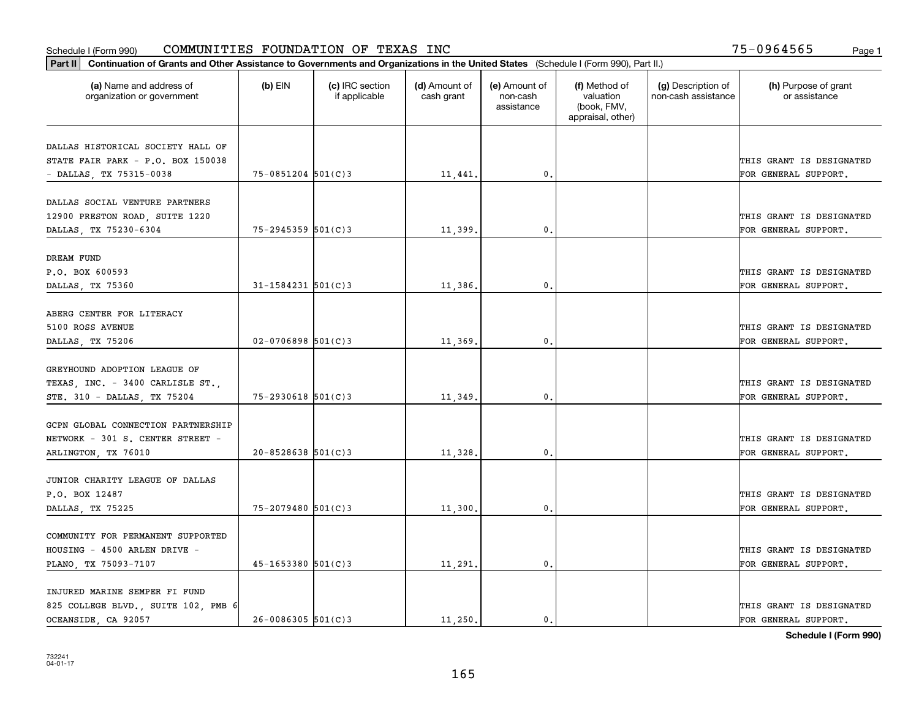Schedule I (Form 990) COMMUNITIES FOUNDATION OF TEXAS INC 75-0964565

**Part II Continuation of Grants and Other Assistance to Governments and Organizations in the United States** (Schedule I (Form 990), Part II.)

| (a) Name and address of organization or government | (b) EIN | (c) IRC section if applicable | (d) Amount of cash grant | (e) Amount of non-cash assistance | (f) Method of valuation (book, FMV, appraisal, other) | (g) Description of non-cash assistance | (h) Purpose of grant or assistance |
|---|---|---|---|---|---|---|---|
| DALLAS HISTORICAL SOCIETY HALL OF STATE FAIR PARK - P.O. BOX 150038 - DALLAS, TX 75315-0038 | 75-0851204 | 501(C)3 | 11,441. | 0. | | | THIS GRANT IS DESIGNATED FOR GENERAL SUPPORT. |
| DALLAS SOCIAL VENTURE PARTNERS 12900 PRESTON ROAD, SUITE 1220 DALLAS, TX 75230-6304 | 75-2945359 | 501(C)3 | 11,399. | 0. | | | THIS GRANT IS DESIGNATED FOR GENERAL SUPPORT. |
| DREAM FUND P.O. BOX 600593 DALLAS, TX 75360 | 31-1584231 | 501(C)3 | 11,386. | 0. | | | THIS GRANT IS DESIGNATED FOR GENERAL SUPPORT. |
| ABERG CENTER FOR LITERACY 5100 ROSS AVENUE DALLAS, TX 75206 | 02-0706898 | 501(C)3 | 11,369. | 0. | | | THIS GRANT IS DESIGNATED FOR GENERAL SUPPORT. |
| GREYHOUND ADOPTION LEAGUE OF TEXAS, INC. - 3400 CARLISLE ST., STE. 310 - DALLAS, TX 75204 | 75-2930618 | 501(C)3 | 11,349. | 0. | | | THIS GRANT IS DESIGNATED FOR GENERAL SUPPORT. |
| GCPN GLOBAL CONNECTION PARTNERSHIP NETWORK - 301 S. CENTER STREET - ARLINGTON, TX 76010 | 20-8528638 | 501(C)3 | 11,328. | 0. | | | THIS GRANT IS DESIGNATED FOR GENERAL SUPPORT. |
| JUNIOR CHARITY LEAGUE OF DALLAS P.O. BOX 12487 DALLAS, TX 75225 | 75-2079480 | 501(C)3 | 11,300. | 0. | | | THIS GRANT IS DESIGNATED FOR GENERAL SUPPORT. |
| COMMUNITY FOR PERMANENT SUPPORTED HOUSING - 4500 ARLEN DRIVE - PLANO, TX 75093-7107 | 45-1653380 | 501(C)3 | 11,291. | 0. | | | THIS GRANT IS DESIGNATED FOR GENERAL SUPPORT. |
| INJURED MARINE SEMPER FI FUND 825 COLLEGE BLVD., SUITE 102, PMB 6 OCEANSIDE, CA 92057 | 26-0086305 | 501(C)3 | 11,250. | 0. | | | THIS GRANT IS DESIGNATED FOR GENERAL SUPPORT. |

**Schedule I (Form 990)**

732241
04-01-17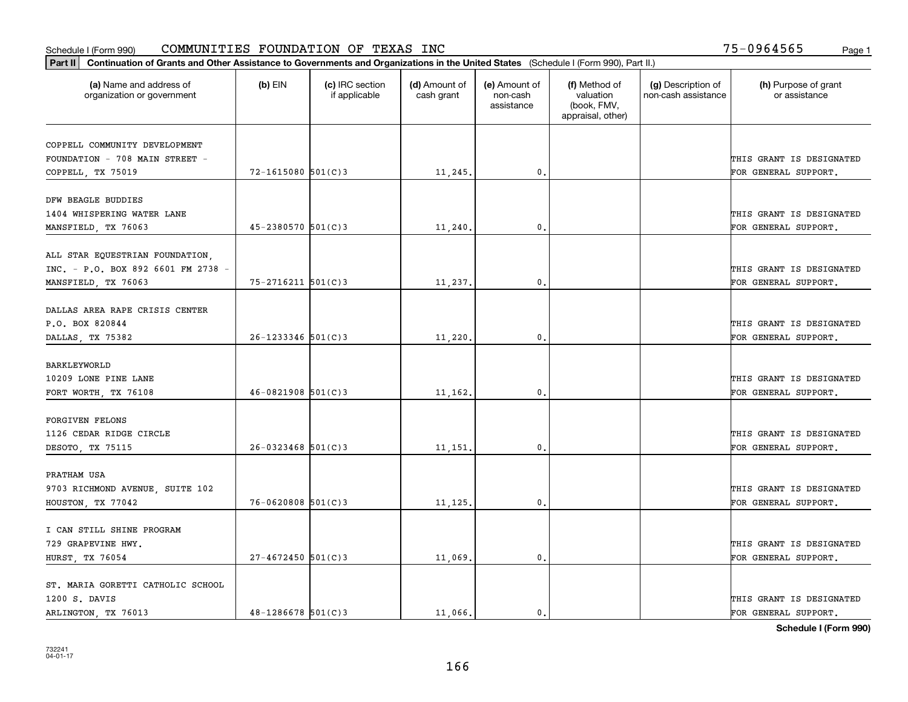Schedule I (Form 990) COMMUNITIES FOUNDATION OF TEXAS INC 75-0964565

**Part II** **Continuation of Grants and Other Assistance to Governments and Organizations in the United States** (Schedule I (Form 990), Part II.)

| (a) Name and address of organization or government | (b) EIN | (c) IRC section if applicable | (d) Amount of cash grant | (e) Amount of non-cash assistance | (f) Method of valuation (book, FMV, appraisal, other) | (g) Description of non-cash assistance | (h) Purpose of grant or assistance |
|---|---|---|---|---|---|---|---|
| COPPELL COMMUNITY DEVELOPMENT FOUNDATION - 708 MAIN STREET - COPPELL, TX 75019 | 72-1615080 | 501(C)3 | 11,245. | 0. | | | THIS GRANT IS DESIGNATED FOR GENERAL SUPPORT. |
| DFW BEAGLE BUDDIES 1404 WHISPERING WATER LANE MANSFIELD, TX 76063 | 45-2380570 | 501(C)3 | 11,240. | 0. | | | THIS GRANT IS DESIGNATED FOR GENERAL SUPPORT. |
| ALL STAR EQUESTRIAN FOUNDATION, INC. - P.O. BOX 892 6601 FM 2738 - MANSFIELD, TX 76063 | 75-2716211 | 501(C)3 | 11,237. | 0. | | | THIS GRANT IS DESIGNATED FOR GENERAL SUPPORT. |
| DALLAS AREA RAPE CRISIS CENTER P.O. BOX 820844 DALLAS, TX 75382 | 26-1233346 | 501(C)3 | 11,220. | 0. | | | THIS GRANT IS DESIGNATED FOR GENERAL SUPPORT. |
| BARKLEYWORLD 10209 LONE PINE LANE FORT WORTH, TX 76108 | 46-0821908 | 501(C)3 | 11,162. | 0. | | | THIS GRANT IS DESIGNATED FOR GENERAL SUPPORT. |
| FORGIVEN FELONS 1126 CEDAR RIDGE CIRCLE DESOTO, TX 75115 | 26-0323468 | 501(C)3 | 11,151. | 0. | | | THIS GRANT IS DESIGNATED FOR GENERAL SUPPORT. |
| PRATHAM USA 9703 RICHMOND AVENUE, SUITE 102 HOUSTON, TX 77042 | 76-0620808 | 501(C)3 | 11,125. | 0. | | | THIS GRANT IS DESIGNATED FOR GENERAL SUPPORT. |
| I CAN STILL SHINE PROGRAM 729 GRAPEVINE HWY. HURST, TX 76054 | 27-4672450 | 501(C)3 | 11,069. | 0. | | | THIS GRANT IS DESIGNATED FOR GENERAL SUPPORT. |
| ST. MARIA GORETTI CATHOLIC SCHOOL 1200 S. DAVIS ARLINGTON, TX 76013 | 48-1286678 | 501(C)3 | 11,066. | 0. | | | THIS GRANT IS DESIGNATED FOR GENERAL SUPPORT. |

**Schedule I (Form 990)**

732241 04-01-17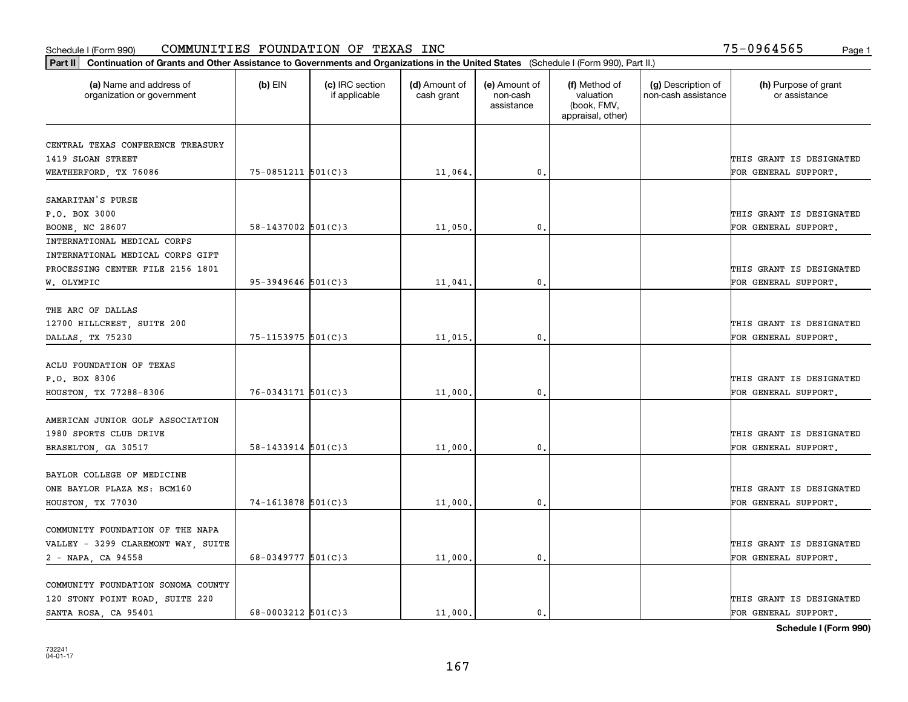Schedule I (Form 990) COMMUNITIES FOUNDATION OF TEXAS INC 75-0964565

**Part II** **Continuation of Grants and Other Assistance to Governments and Organizations in the United States** (Schedule I (Form 990), Part II.)

| (a) Name and address of organization or government | (b) EIN | (c) IRC section if applicable | (d) Amount of cash grant | (e) Amount of non-cash assistance | (f) Method of valuation (book, FMV, appraisal, other) | (g) Description of non-cash assistance | (h) Purpose of grant or assistance |
|---|---|---|---|---|---|---|---|
| CENTRAL TEXAS CONFERENCE TREASURY 1419 SLOAN STREET WEATHERFORD, TX 76086 | 75-0851211 | 501(C)3 | 11,064. | 0. | | | THIS GRANT IS DESIGNATED FOR GENERAL SUPPORT. |
| SAMARITAN'S PURSE P.O. BOX 3000 BOONE, NC 28607 | 58-1437002 | 501(C)3 | 11,050. | 0. | | | THIS GRANT IS DESIGNATED FOR GENERAL SUPPORT. |
| INTERNATIONAL MEDICAL CORPS INTERNATIONAL MEDICAL CORPS GIFT PROCESSING CENTER FILE 2156 1801 W. OLYMPIC | 95-3949646 | 501(C)3 | 11,041. | 0. | | | THIS GRANT IS DESIGNATED FOR GENERAL SUPPORT. |
| THE ARC OF DALLAS 12700 HILLCREST, SUITE 200 DALLAS, TX 75230 | 75-1153975 | 501(C)3 | 11,015. | 0. | | | THIS GRANT IS DESIGNATED FOR GENERAL SUPPORT. |
| ACLU FOUNDATION OF TEXAS P.O. BOX 8306 HOUSTON, TX 77288-8306 | 76-0343171 | 501(C)3 | 11,000. | 0. | | | THIS GRANT IS DESIGNATED FOR GENERAL SUPPORT. |
| AMERICAN JUNIOR GOLF ASSOCIATION 1980 SPORTS CLUB DRIVE BRASELTON, GA 30517 | 58-1433914 | 501(C)3 | 11,000. | 0. | | | THIS GRANT IS DESIGNATED FOR GENERAL SUPPORT. |
| BAYLOR COLLEGE OF MEDICINE ONE BAYLOR PLAZA MS: BCM160 HOUSTON, TX 77030 | 74-1613878 | 501(C)3 | 11,000. | 0. | | | THIS GRANT IS DESIGNATED FOR GENERAL SUPPORT. |
| COMMUNITY FOUNDATION OF THE NAPA VALLEY - 3299 CLAREMONT WAY, SUITE 2 - NAPA, CA 94558 | 68-0349777 | 501(C)3 | 11,000. | 0. | | | THIS GRANT IS DESIGNATED FOR GENERAL SUPPORT. |
| COMMUNITY FOUNDATION SONOMA COUNTY 120 STONY POINT ROAD, SUITE 220 SANTA ROSA, CA 95401 | 68-0003212 | 501(C)3 | 11,000. | 0. | | | THIS GRANT IS DESIGNATED FOR GENERAL SUPPORT. |

**Schedule I (Form 990)**

732241 04-01-17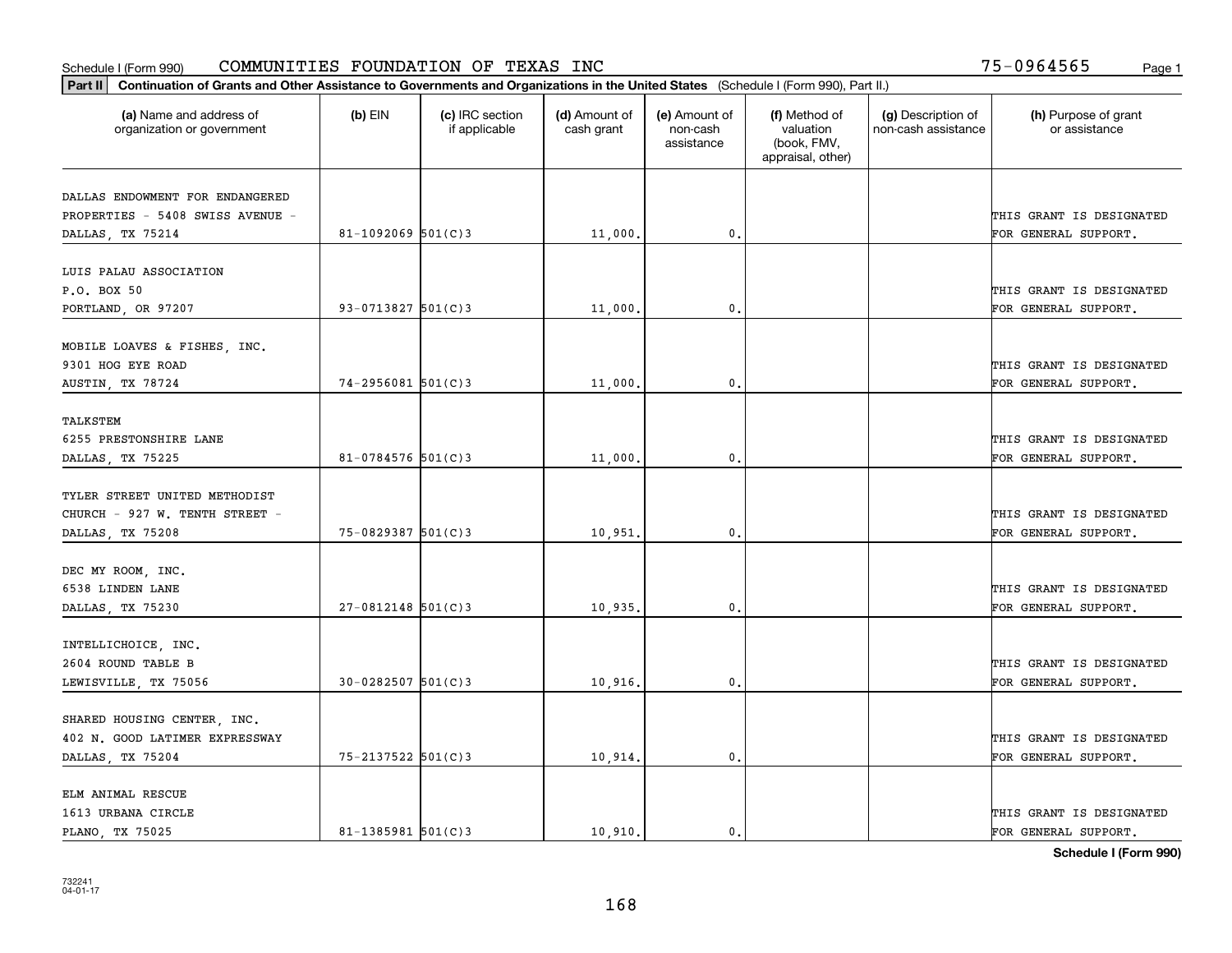Schedule I (Form 990) COMMUNITIES FOUNDATION OF TEXAS INC 75-0964565

**Part II** **Continuation of Grants and Other Assistance to Governments and Organizations in the United States** (Schedule I (Form 990), Part II.)

| (a) Name and address of organization or government | (b) EIN | (c) IRC section if applicable | (d) Amount of cash grant | (e) Amount of non-cash assistance | (f) Method of valuation (book, FMV, appraisal, other) | (g) Description of non-cash assistance | (h) Purpose of grant or assistance |
|---|---|---|---|---|---|---|---|
| DALLAS ENDOWMENT FOR ENDANGERED PROPERTIES - 5408 SWISS AVENUE - DALLAS, TX 75214 | 81-1092069 | 501(C)3 | 11,000. | 0. | | | THIS GRANT IS DESIGNATED FOR GENERAL SUPPORT. |
| LUIS PALAU ASSOCIATION P.O. BOX 50 PORTLAND, OR 97207 | 93-0713827 | 501(C)3 | 11,000. | 0. | | | THIS GRANT IS DESIGNATED FOR GENERAL SUPPORT. |
| MOBILE LOAVES & FISHES, INC. 9301 HOG EYE ROAD AUSTIN, TX 78724 | 74-2956081 | 501(C)3 | 11,000. | 0. | | | THIS GRANT IS DESIGNATED FOR GENERAL SUPPORT. |
| TALKSTEM 6255 PRESTONSHIRE LANE DALLAS, TX 75225 | 81-0784576 | 501(C)3 | 11,000. | 0. | | | THIS GRANT IS DESIGNATED FOR GENERAL SUPPORT. |
| TYLER STREET UNITED METHODIST CHURCH - 927 W. TENTH STREET - DALLAS, TX 75208 | 75-0829387 | 501(C)3 | 10,951. | 0. | | | THIS GRANT IS DESIGNATED FOR GENERAL SUPPORT. |
| DEC MY ROOM, INC. 6538 LINDEN LANE DALLAS, TX 75230 | 27-0812148 | 501(C)3 | 10,935. | 0. | | | THIS GRANT IS DESIGNATED FOR GENERAL SUPPORT. |
| INTELLICHOICE, INC. 2604 ROUND TABLE B LEWISVILLE, TX 75056 | 30-0282507 | 501(C)3 | 10,916. | 0. | | | THIS GRANT IS DESIGNATED FOR GENERAL SUPPORT. |
| SHARED HOUSING CENTER, INC. 402 N. GOOD LATIMER EXPRESSWAY DALLAS, TX 75204 | 75-2137522 | 501(C)3 | 10,914. | 0. | | | THIS GRANT IS DESIGNATED FOR GENERAL SUPPORT. |
| ELM ANIMAL RESCUE 1613 URBANA CIRCLE PLANO, TX 75025 | 81-1385981 | 501(C)3 | 10,910. | 0. | | | THIS GRANT IS DESIGNATED FOR GENERAL SUPPORT. |

**Schedule I (Form 990)**

732241 04-01-17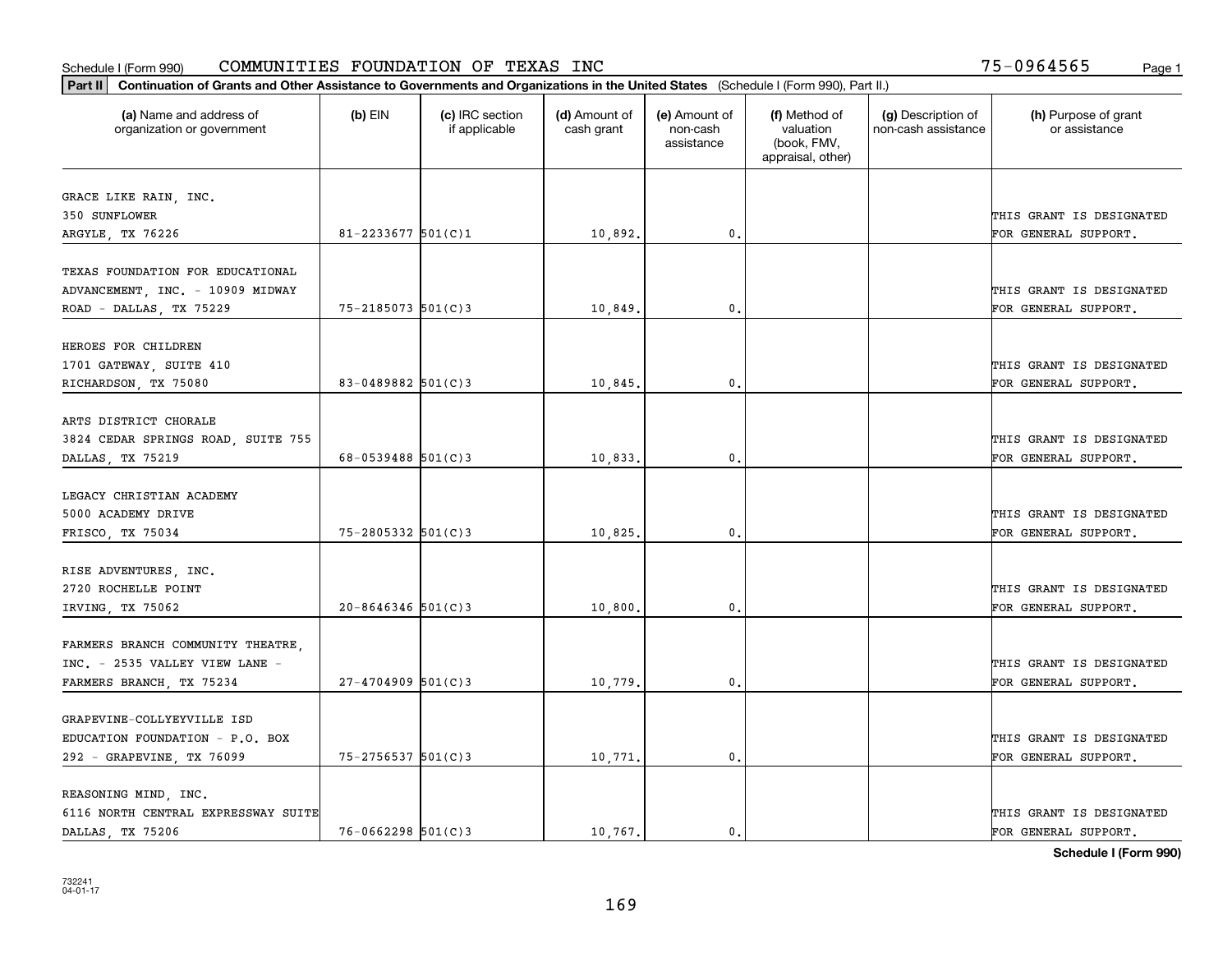Schedule I (Form 990) COMMUNITIES FOUNDATION OF TEXAS INC 75-0964565

**Part II** **Continuation of Grants and Other Assistance to Governments and Organizations in the United States** (Schedule I (Form 990), Part II.)

| (a) Name and address of organization or government | (b) EIN | (c) IRC section if applicable | (d) Amount of cash grant | (e) Amount of non-cash assistance | (f) Method of valuation (book, FMV, appraisal, other) | (g) Description of non-cash assistance | (h) Purpose of grant or assistance |
|---|---|---|---|---|---|---|---|
| GRACE LIKE RAIN, INC. 350 SUNFLOWER ARGYLE, TX 76226 | 81-2233677 | 501(C)1 | 10,892. | 0. | | | THIS GRANT IS DESIGNATED FOR GENERAL SUPPORT. |
| TEXAS FOUNDATION FOR EDUCATIONAL ADVANCEMENT, INC. - 10909 MIDWAY ROAD - DALLAS, TX 75229 | 75-2185073 | 501(C)3 | 10,849. | 0. | | | THIS GRANT IS DESIGNATED FOR GENERAL SUPPORT. |
| HEROES FOR CHILDREN 1701 GATEWAY, SUITE 410 RICHARDSON, TX 75080 | 83-0489882 | 501(C)3 | 10,845. | 0. | | | THIS GRANT IS DESIGNATED FOR GENERAL SUPPORT. |
| ARTS DISTRICT CHORALE 3824 CEDAR SPRINGS ROAD, SUITE 755 DALLAS, TX 75219 | 68-0539488 | 501(C)3 | 10,833. | 0. | | | THIS GRANT IS DESIGNATED FOR GENERAL SUPPORT. |
| LEGACY CHRISTIAN ACADEMY 5000 ACADEMY DRIVE FRISCO, TX 75034 | 75-2805332 | 501(C)3 | 10,825. | 0. | | | THIS GRANT IS DESIGNATED FOR GENERAL SUPPORT. |
| RISE ADVENTURES, INC. 2720 ROCHELLE POINT IRVING, TX 75062 | 20-8646346 | 501(C)3 | 10,800. | 0. | | | THIS GRANT IS DESIGNATED FOR GENERAL SUPPORT. |
| FARMERS BRANCH COMMUNITY THEATRE, INC. - 2535 VALLEY VIEW LANE - FARMERS BRANCH, TX 75234 | 27-4704909 | 501(C)3 | 10,779. | 0. | | | THIS GRANT IS DESIGNATED FOR GENERAL SUPPORT. |
| GRAPEVINE-COLLYEYVILLE ISD EDUCATION FOUNDATION - P.O. BOX 292 - GRAPEVINE, TX 76099 | 75-2756537 | 501(C)3 | 10,771. | 0. | | | THIS GRANT IS DESIGNATED FOR GENERAL SUPPORT. |
| REASONING MIND, INC. 6116 NORTH CENTRAL EXPRESSWAY SUITE DALLAS, TX 75206 | 76-0662298 | 501(C)3 | 10,767. | 0. | | | THIS GRANT IS DESIGNATED FOR GENERAL SUPPORT. |

**Schedule I (Form 990)**

732241 04-01-17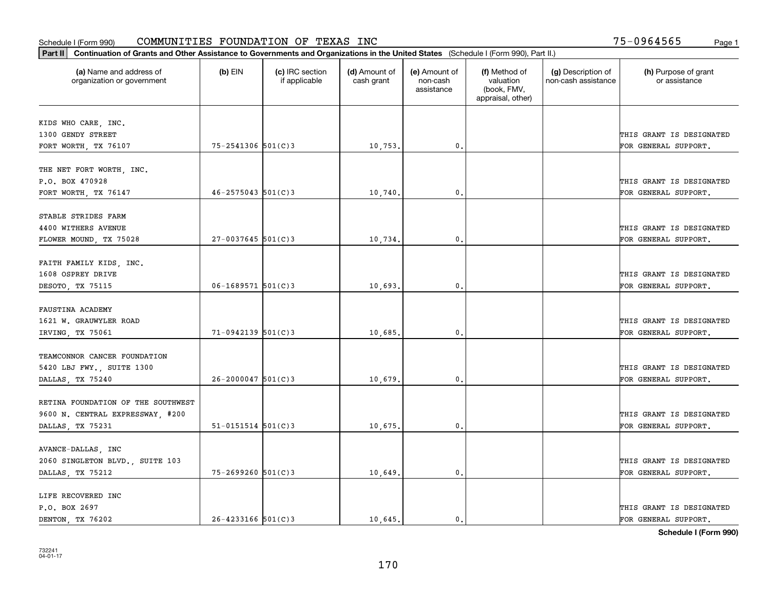Schedule I (Form 990) COMMUNITIES FOUNDATION OF TEXAS INC 75-0964565

**Part II** **Continuation of Grants and Other Assistance to Governments and Organizations in the United States** (Schedule I (Form 990), Part II.)

| (a) Name and address of organization or government | (b) EIN | (c) IRC section if applicable | (d) Amount of cash grant | (e) Amount of non-cash assistance | (f) Method of valuation (book, FMV, appraisal, other) | (g) Description of non-cash assistance | (h) Purpose of grant or assistance |
|---|---|---|---|---|---|---|---|
| KIDS WHO CARE, INC.<br>1300 GENDY STREET<br>FORT WORTH, TX 76107 | 75-2541306 | 501(C)3 | 10,753. | 0. | | | THIS GRANT IS DESIGNATED FOR GENERAL SUPPORT. |
| THE NET FORT WORTH, INC.<br>P.O. BOX 470928<br>FORT WORTH, TX 76147 | 46-2575043 | 501(C)3 | 10,740. | 0. | | | THIS GRANT IS DESIGNATED FOR GENERAL SUPPORT. |
| STABLE STRIDES FARM<br>4400 WITHERS AVENUE<br>FLOWER MOUND, TX 75028 | 27-0037645 | 501(C)3 | 10,734. | 0. | | | THIS GRANT IS DESIGNATED FOR GENERAL SUPPORT. |
| FAITH FAMILY KIDS, INC.<br>1608 OSPREY DRIVE<br>DESOTO, TX 75115 | 06-1689571 | 501(C)3 | 10,693. | 0. | | | THIS GRANT IS DESIGNATED FOR GENERAL SUPPORT. |
| FAUSTINA ACADEMY<br>1621 W. GRAUWYLER ROAD<br>IRVING, TX 75061 | 71-0942139 | 501(C)3 | 10,685. | 0. | | | THIS GRANT IS DESIGNATED FOR GENERAL SUPPORT. |
| TEAMCONNOR CANCER FOUNDATION<br>5420 LBJ FWY., SUITE 1300<br>DALLAS, TX 75240 | 26-2000047 | 501(C)3 | 10,679. | 0. | | | THIS GRANT IS DESIGNATED FOR GENERAL SUPPORT. |
| RETINA FOUNDATION OF THE SOUTHWEST<br>9600 N. CENTRAL EXPRESSWAY, #200<br>DALLAS, TX 75231 | 51-0151514 | 501(C)3 | 10,675. | 0. | | | THIS GRANT IS DESIGNATED FOR GENERAL SUPPORT. |
| AVANCE-DALLAS, INC<br>2060 SINGLETON BLVD., SUITE 103<br>DALLAS, TX 75212 | 75-2699260 | 501(C)3 | 10,649. | 0. | | | THIS GRANT IS DESIGNATED FOR GENERAL SUPPORT. |
| LIFE RECOVERED INC<br>P.O. BOX 2697<br>DENTON, TX 76202 | 26-4233166 | 501(C)3 | 10,645. | 0. | | | THIS GRANT IS DESIGNATED FOR GENERAL SUPPORT. |

**Schedule I (Form 990)**

732241
04-01-17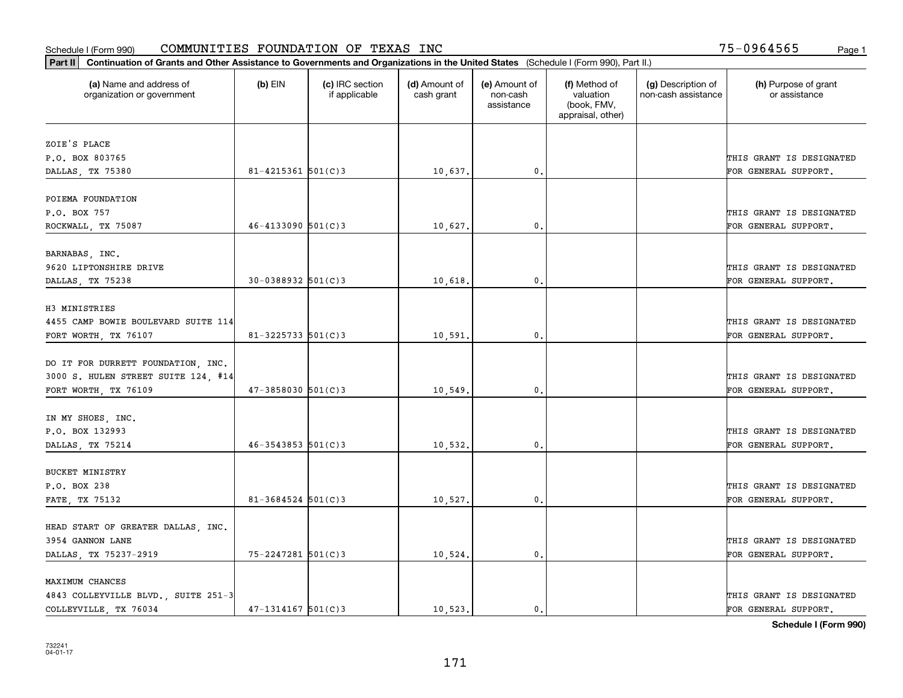Schedule I (Form 990) COMMUNITIES FOUNDATION OF TEXAS INC 75-0964565

**Part II Continuation of Grants and Other Assistance to Governments and Organizations in the United States** (Schedule I (Form 990), Part II.)

| (a) Name and address of organization or government | (b) EIN | (c) IRC section if applicable | (d) Amount of cash grant | (e) Amount of non-cash assistance | (f) Method of valuation (book, FMV, appraisal, other) | (g) Description of non-cash assistance | (h) Purpose of grant or assistance |
|---|---|---|---|---|---|---|---|
| ZOIE'S PLACE<br>P.O. BOX 803765<br>DALLAS, TX 75380 | 81-4215361 | 501(C)3 | 10,637. | 0. | | | THIS GRANT IS DESIGNATED FOR GENERAL SUPPORT. |
| POIEMA FOUNDATION<br>P.O. BOX 757<br>ROCKWALL, TX 75087 | 46-4133090 | 501(C)3 | 10,627. | 0. | | | THIS GRANT IS DESIGNATED FOR GENERAL SUPPORT. |
| BARNABAS, INC.<br>9620 LIPTONSHIRE DRIVE<br>DALLAS, TX 75238 | 30-0388932 | 501(C)3 | 10,618. | 0. | | | THIS GRANT IS DESIGNATED FOR GENERAL SUPPORT. |
| H3 MINISTRIES<br>4455 CAMP BOWIE BOULEVARD SUITE 114<br>FORT WORTH, TX 76107 | 81-3225733 | 501(C)3 | 10,591. | 0. | | | THIS GRANT IS DESIGNATED FOR GENERAL SUPPORT. |
| DO IT FOR DURRETT FOUNDATION, INC.<br>3000 S. HULEN STREET SUITE 124, #14<br>FORT WORTH, TX 76109 | 47-3858030 | 501(C)3 | 10,549. | 0. | | | THIS GRANT IS DESIGNATED FOR GENERAL SUPPORT. |
| IN MY SHOES, INC.<br>P.O. BOX 132993<br>DALLAS, TX 75214 | 46-3543853 | 501(C)3 | 10,532. | 0. | | | THIS GRANT IS DESIGNATED FOR GENERAL SUPPORT. |
| BUCKET MINISTRY<br>P.O. BOX 238<br>FATE, TX 75132 | 81-3684524 | 501(C)3 | 10,527. | 0. | | | THIS GRANT IS DESIGNATED FOR GENERAL SUPPORT. |
| HEAD START OF GREATER DALLAS, INC.<br>3954 GANNON LANE<br>DALLAS, TX 75237-2919 | 75-2247281 | 501(C)3 | 10,524. | 0. | | | THIS GRANT IS DESIGNATED FOR GENERAL SUPPORT. |
| MAXIMUM CHANCES<br>4843 COLLEYVILLE BLVD., SUITE 251-3<br>COLLEYVILLE, TX 76034 | 47-1314167 | 501(C)3 | 10,523. | 0. | | | THIS GRANT IS DESIGNATED FOR GENERAL SUPPORT. |

**Schedule I (Form 990)**

732241
04-01-17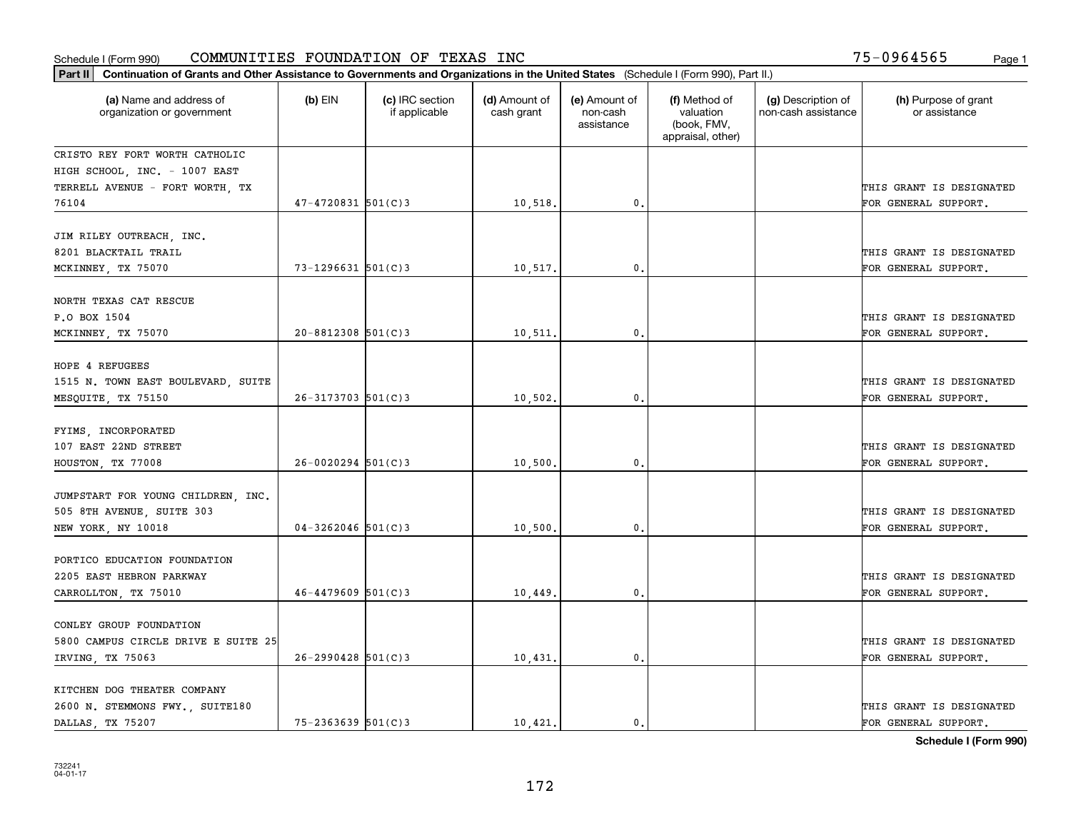Schedule I (Form 990) COMMUNITIES FOUNDATION OF TEXAS INC 75-0964565

**Part II** **Continuation of Grants and Other Assistance to Governments and Organizations in the United States** (Schedule I (Form 990), Part II.)

| (a) Name and address of organization or government | (b) EIN | (c) IRC section if applicable | (d) Amount of cash grant | (e) Amount of non-cash assistance | (f) Method of valuation (book, FMV, appraisal, other) | (g) Description of non-cash assistance | (h) Purpose of grant or assistance |
|---|---|---|---|---|---|---|---|
| CRISTO REY FORT WORTH CATHOLIC HIGH SCHOOL, INC. - 1007 EAST TERRELL AVENUE - FORT WORTH, TX 76104 | 47-4720831 | 501(C)3 | 10,518. | 0. | | | THIS GRANT IS DESIGNATED FOR GENERAL SUPPORT. |
| JIM RILEY OUTREACH, INC. 8201 BLACKTAIL TRAIL MCKINNEY, TX 75070 | 73-1296631 | 501(C)3 | 10,517. | 0. | | | THIS GRANT IS DESIGNATED FOR GENERAL SUPPORT. |
| NORTH TEXAS CAT RESCUE P.O BOX 1504 MCKINNEY, TX 75070 | 20-8812308 | 501(C)3 | 10,511. | 0. | | | THIS GRANT IS DESIGNATED FOR GENERAL SUPPORT. |
| HOPE 4 REFUGEES 1515 N. TOWN EAST BOULEVARD, SUITE MESQUITE, TX 75150 | 26-3173703 | 501(C)3 | 10,502. | 0. | | | THIS GRANT IS DESIGNATED FOR GENERAL SUPPORT. |
| FYIMS, INCORPORATED 107 EAST 22ND STREET HOUSTON, TX 77008 | 26-0020294 | 501(C)3 | 10,500. | 0. | | | THIS GRANT IS DESIGNATED FOR GENERAL SUPPORT. |
| JUMPSTART FOR YOUNG CHILDREN, INC. 505 8TH AVENUE, SUITE 303 NEW YORK, NY 10018 | 04-3262046 | 501(C)3 | 10,500. | 0. | | | THIS GRANT IS DESIGNATED FOR GENERAL SUPPORT. |
| PORTICO EDUCATION FOUNDATION 2205 EAST HEBRON PARKWAY CARROLLTON, TX 75010 | 46-4479609 | 501(C)3 | 10,449. | 0. | | | THIS GRANT IS DESIGNATED FOR GENERAL SUPPORT. |
| CONLEY GROUP FOUNDATION 5800 CAMPUS CIRCLE DRIVE E SUITE 25 IRVING, TX 75063 | 26-2990428 | 501(C)3 | 10,431. | 0. | | | THIS GRANT IS DESIGNATED FOR GENERAL SUPPORT. |
| KITCHEN DOG THEATER COMPANY 2600 N. STEMMONS FWY., SUITE180 DALLAS, TX 75207 | 75-2363639 | 501(C)3 | 10,421. | 0. | | | THIS GRANT IS DESIGNATED FOR GENERAL SUPPORT. |

**Schedule I (Form 990)**

732241 04-01-17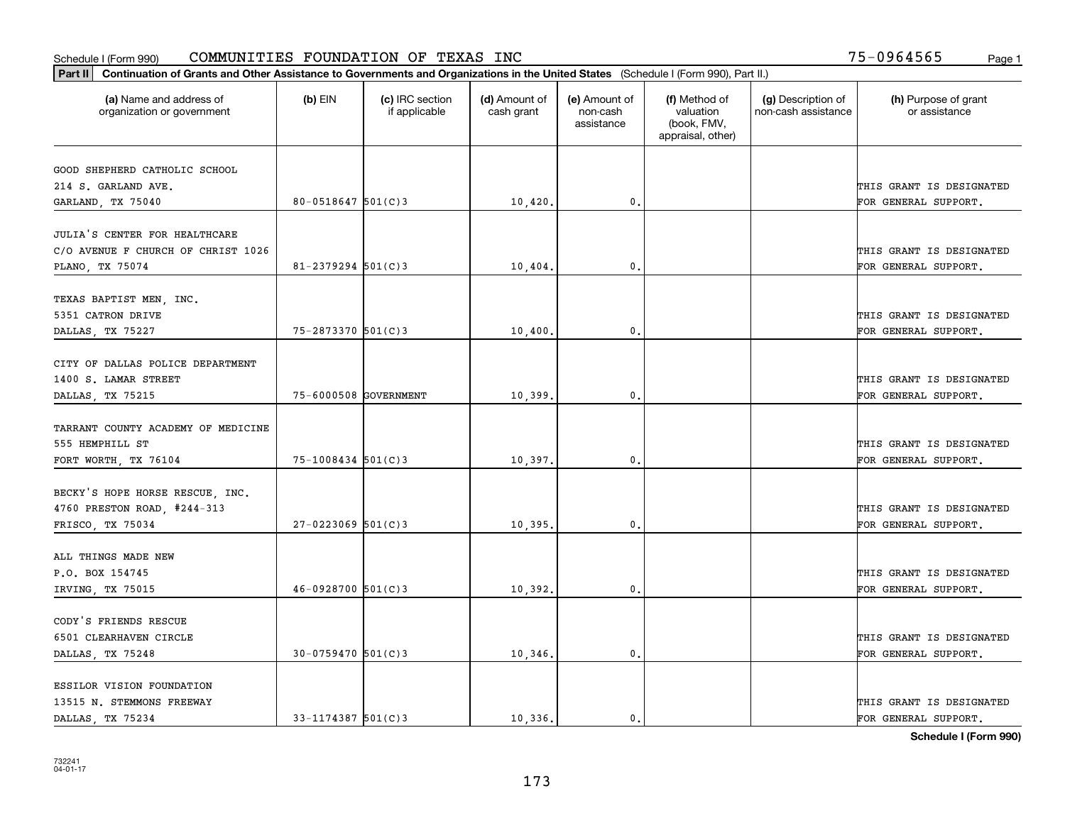Schedule I (Form 990) COMMUNITIES FOUNDATION OF TEXAS INC 75-0964565

**Part II** **Continuation of Grants and Other Assistance to Governments and Organizations in the United States** (Schedule I (Form 990), Part II.)

| (a) Name and address of organization or government | (b) EIN | (c) IRC section if applicable | (d) Amount of cash grant | (e) Amount of non-cash assistance | (f) Method of valuation (book, FMV, appraisal, other) | (g) Description of non-cash assistance | (h) Purpose of grant or assistance |
|---|---|---|---|---|---|---|---|
| GOOD SHEPHERD CATHOLIC SCHOOL<br>214 S. GARLAND AVE.<br>GARLAND, TX 75040 | 80-0518647 | 501(C)3 | 10,420. | 0. | | | THIS GRANT IS DESIGNATED FOR GENERAL SUPPORT. |
| JULIA'S CENTER FOR HEALTHCARE<br>C/O AVENUE F CHURCH OF CHRIST 1026<br>PLANO, TX 75074 | 81-2379294 | 501(C)3 | 10,404. | 0. | | | THIS GRANT IS DESIGNATED FOR GENERAL SUPPORT. |
| TEXAS BAPTIST MEN, INC.<br>5351 CATRON DRIVE<br>DALLAS, TX 75227 | 75-2873370 | 501(C)3 | 10,400. | 0. | | | THIS GRANT IS DESIGNATED FOR GENERAL SUPPORT. |
| CITY OF DALLAS POLICE DEPARTMENT<br>1400 S. LAMAR STREET<br>DALLAS, TX 75215 | 75-6000508 | GOVERNMENT | 10,399. | 0. | | | THIS GRANT IS DESIGNATED FOR GENERAL SUPPORT. |
| TARRANT COUNTY ACADEMY OF MEDICINE<br>555 HEMPHILL ST<br>FORT WORTH, TX 76104 | 75-1008434 | 501(C)3 | 10,397. | 0. | | | THIS GRANT IS DESIGNATED FOR GENERAL SUPPORT. |
| BECKY'S HOPE HORSE RESCUE, INC.<br>4760 PRESTON ROAD, #244-313<br>FRISCO, TX 75034 | 27-0223069 | 501(C)3 | 10,395. | 0. | | | THIS GRANT IS DESIGNATED FOR GENERAL SUPPORT. |
| ALL THINGS MADE NEW<br>P.O. BOX 154745<br>IRVING, TX 75015 | 46-0928700 | 501(C)3 | 10,392. | 0. | | | THIS GRANT IS DESIGNATED FOR GENERAL SUPPORT. |
| CODY'S FRIENDS RESCUE<br>6501 CLEARHAVEN CIRCLE<br>DALLAS, TX 75248 | 30-0759470 | 501(C)3 | 10,346. | 0. | | | THIS GRANT IS DESIGNATED FOR GENERAL SUPPORT. |
| ESSILOR VISION FOUNDATION<br>13515 N. STEMMONS FREEWAY<br>DALLAS, TX 75234 | 33-1174387 | 501(C)3 | 10,336. | 0. | | | THIS GRANT IS DESIGNATED FOR GENERAL SUPPORT. |

**Schedule I (Form 990)**

732241
04-01-17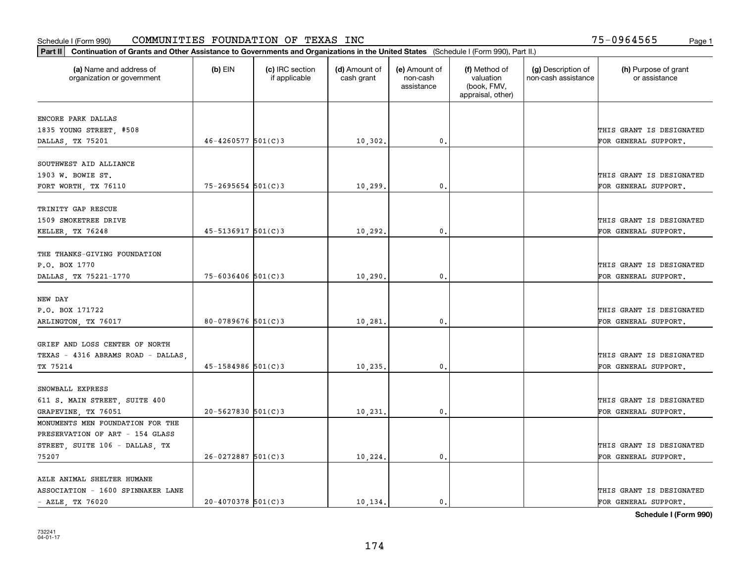Schedule I (Form 990) COMMUNITIES FOUNDATION OF TEXAS INC 75-0964565

**Part II** **Continuation of Grants and Other Assistance to Governments and Organizations in the United States** (Schedule I (Form 990), Part II.)

| (a) Name and address of organization or government | (b) EIN | (c) IRC section if applicable | (d) Amount of cash grant | (e) Amount of non-cash assistance | (f) Method of valuation (book, FMV, appraisal, other) | (g) Description of non-cash assistance | (h) Purpose of grant or assistance |
|---|---|---|---|---|---|---|---|
| ENCORE PARK DALLAS 1835 YOUNG STREET, #508 DALLAS, TX 75201 | 46-4260577 | 501(C)3 | 10,302. | 0. | | | THIS GRANT IS DESIGNATED FOR GENERAL SUPPORT. |
| SOUTHWEST AID ALLIANCE 1903 W. BOWIE ST. FORT WORTH, TX 76110 | 75-2695654 | 501(C)3 | 10,299. | 0. | | | THIS GRANT IS DESIGNATED FOR GENERAL SUPPORT. |
| TRINITY GAP RESCUE 1509 SMOKETREE DRIVE KELLER, TX 76248 | 45-5136917 | 501(C)3 | 10,292. | 0. | | | THIS GRANT IS DESIGNATED FOR GENERAL SUPPORT. |
| THE THANKS-GIVING FOUNDATION P.O. BOX 1770 DALLAS, TX 75221-1770 | 75-6036406 | 501(C)3 | 10,290. | 0. | | | THIS GRANT IS DESIGNATED FOR GENERAL SUPPORT. |
| NEW DAY P.O. BOX 171722 ARLINGTON, TX 76017 | 80-0789676 | 501(C)3 | 10,281. | 0. | | | THIS GRANT IS DESIGNATED FOR GENERAL SUPPORT. |
| GRIEF AND LOSS CENTER OF NORTH TEXAS - 4316 ABRAMS ROAD - DALLAS, TX 75214 | 45-1584986 | 501(C)3 | 10,235. | 0. | | | THIS GRANT IS DESIGNATED FOR GENERAL SUPPORT. |
| SNOWBALL EXPRESS 611 S. MAIN STREET, SUITE 400 GRAPEVINE, TX 76051 | 20-5627830 | 501(C)3 | 10,231. | 0. | | | THIS GRANT IS DESIGNATED FOR GENERAL SUPPORT. |
| MONUMENTS MEN FOUNDATION FOR THE PRESERVATION OF ART - 154 GLASS STREET, SUITE 106 - DALLAS, TX 75207 | 26-0272887 | 501(C)3 | 10,224. | 0. | | | THIS GRANT IS DESIGNATED FOR GENERAL SUPPORT. |
| AZLE ANIMAL SHELTER HUMANE ASSOCIATION - 1600 SPINNAKER LANE - AZLE, TX 76020 | 20-4070378 | 501(C)3 | 10,134. | 0. | | | THIS GRANT IS DESIGNATED FOR GENERAL SUPPORT. |

**Schedule I (Form 990)**

732241
04-01-17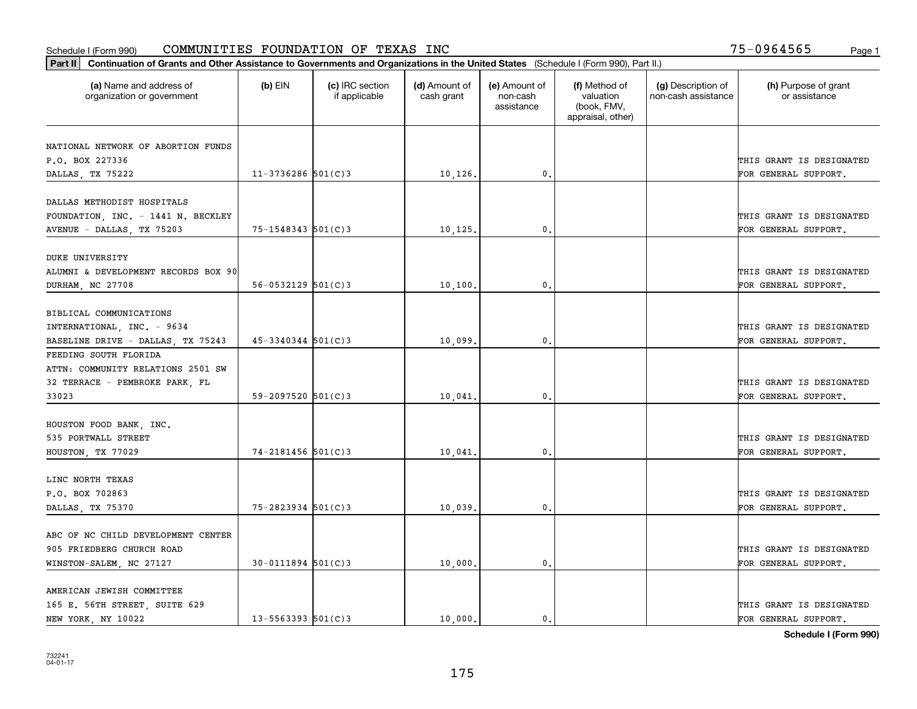Schedule I (Form 990) COMMUNITIES FOUNDATION OF TEXAS INC 75-0964565

**Part II** **Continuation of Grants and Other Assistance to Governments and Organizations in the United States** (Schedule I (Form 990), Part II.)

| (a) Name and address of organization or government | (b) EIN | (c) IRC section if applicable | (d) Amount of cash grant | (e) Amount of non-cash assistance | (f) Method of valuation (book, FMV, appraisal, other) | (g) Description of non-cash assistance | (h) Purpose of grant or assistance |
|---|---|---|---|---|---|---|---|
| NATIONAL NETWORK OF ABORTION FUNDS P.O. BOX 227336 DALLAS, TX 75222 | 11-3736286 | 501(C)3 | 10,126. | 0. | | | THIS GRANT IS DESIGNATED FOR GENERAL SUPPORT. |
| DALLAS METHODIST HOSPITALS FOUNDATION, INC. - 1441 N. BECKLEY AVENUE - DALLAS, TX 75203 | 75-1548343 | 501(C)3 | 10,125. | 0. | | | THIS GRANT IS DESIGNATED FOR GENERAL SUPPORT. |
| DUKE UNIVERSITY ALUMNI & DEVELOPMENT RECORDS BOX 90 DURHAM, NC 27708 | 56-0532129 | 501(C)3 | 10,100. | 0. | | | THIS GRANT IS DESIGNATED FOR GENERAL SUPPORT. |
| BIBLICAL COMMUNICATIONS INTERNATIONAL, INC. - 9634 BASELINE DRIVE - DALLAS, TX 75243 | 45-3340344 | 501(C)3 | 10,099. | 0. | | | THIS GRANT IS DESIGNATED FOR GENERAL SUPPORT. |
| FEEDING SOUTH FLORIDA ATTN: COMMUNITY RELATIONS 2501 SW 32 TERRACE - PEMBROKE PARK, FL 33023 | 59-2097520 | 501(C)3 | 10,041. | 0. | | | THIS GRANT IS DESIGNATED FOR GENERAL SUPPORT. |
| HOUSTON FOOD BANK, INC. 535 PORTWALL STREET HOUSTON, TX 77029 | 74-2181456 | 501(C)3 | 10,041. | 0. | | | THIS GRANT IS DESIGNATED FOR GENERAL SUPPORT. |
| LINC NORTH TEXAS P.O. BOX 702863 DALLAS, TX 75370 | 75-2823934 | 501(C)3 | 10,039. | 0. | | | THIS GRANT IS DESIGNATED FOR GENERAL SUPPORT. |
| ABC OF NC CHILD DEVELOPMENT CENTER 905 FRIEDBERG CHURCH ROAD WINSTON-SALEM, NC 27127 | 30-0111894 | 501(C)3 | 10,000. | 0. | | | THIS GRANT IS DESIGNATED FOR GENERAL SUPPORT. |
| AMERICAN JEWISH COMMITTEE 165 E. 56TH STREET, SUITE 629 NEW YORK, NY 10022 | 13-5563393 | 501(C)3 | 10,000. | 0. | | | THIS GRANT IS DESIGNATED FOR GENERAL SUPPORT. |

**Schedule I (Form 990)**

732241 04-01-17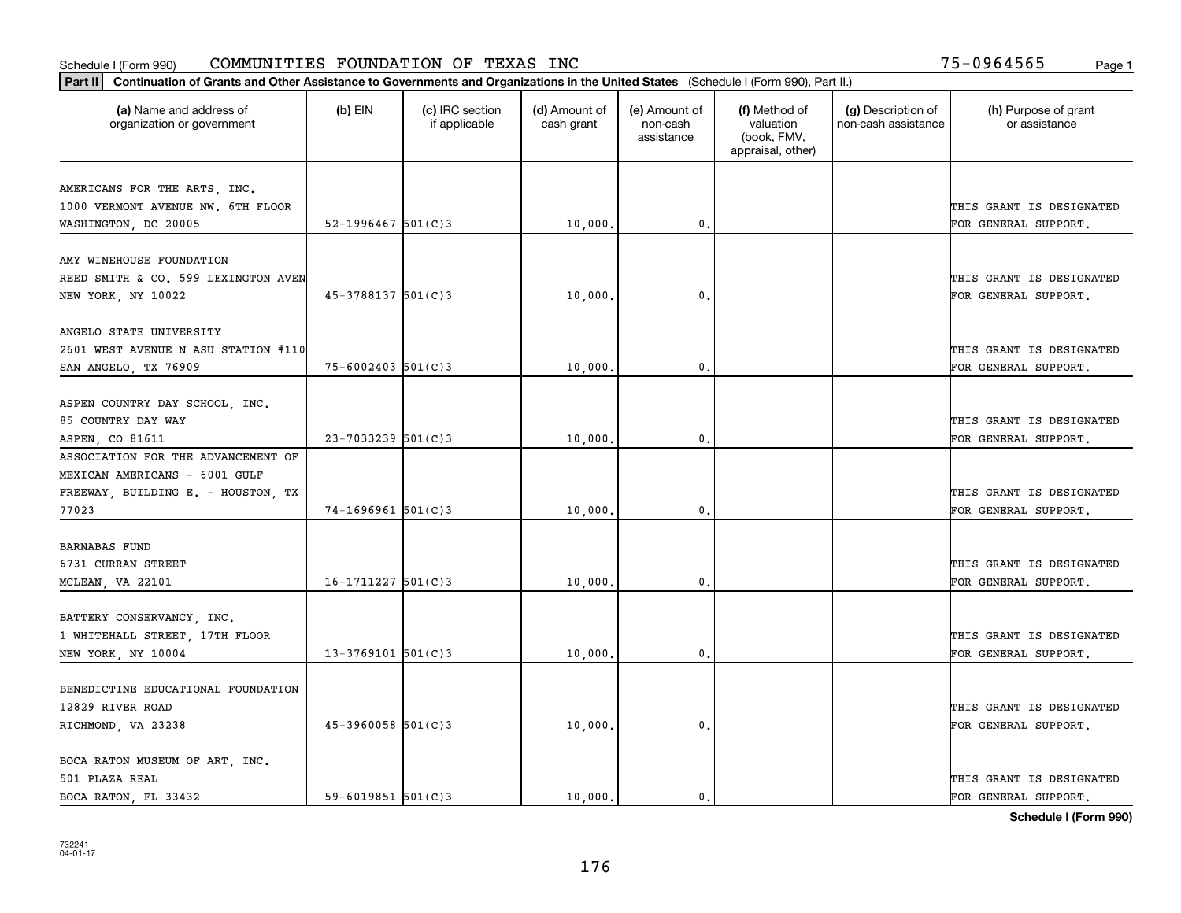Schedule I (Form 990) COMMUNITIES FOUNDATION OF TEXAS INC 75-0964565

**Part II** **Continuation of Grants and Other Assistance to Governments and Organizations in the United States** (Schedule I (Form 990), Part II.)

| (a) Name and address of organization or government | (b) EIN | (c) IRC section if applicable | (d) Amount of cash grant | (e) Amount of non-cash assistance | (f) Method of valuation (book, FMV, appraisal, other) | (g) Description of non-cash assistance | (h) Purpose of grant or assistance |
|---|---|---|---|---|---|---|---|
| AMERICANS FOR THE ARTS, INC. 1000 VERMONT AVENUE NW. 6TH FLOOR WASHINGTON, DC 20005 | 52-1996467 | 501(C)3 | 10,000. | 0. | | | THIS GRANT IS DESIGNATED FOR GENERAL SUPPORT. |
| AMY WINEHOUSE FOUNDATION REED SMITH & CO. 599 LEXINGTON AVEN NEW YORK, NY 10022 | 45-3788137 | 501(C)3 | 10,000. | 0. | | | THIS GRANT IS DESIGNATED FOR GENERAL SUPPORT. |
| ANGELO STATE UNIVERSITY 2601 WEST AVENUE N ASU STATION #110 SAN ANGELO, TX 76909 | 75-6002403 | 501(C)3 | 10,000. | 0. | | | THIS GRANT IS DESIGNATED FOR GENERAL SUPPORT. |
| ASPEN COUNTRY DAY SCHOOL, INC. 85 COUNTRY DAY WAY ASPEN, CO 81611 | 23-7033239 | 501(C)3 | 10,000. | 0. | | | THIS GRANT IS DESIGNATED FOR GENERAL SUPPORT. |
| ASSOCIATION FOR THE ADVANCEMENT OF MEXICAN AMERICANS - 6001 GULF FREEWAY, BUILDING E. - HOUSTON, TX 77023 | 74-1696961 | 501(C)3 | 10,000. | 0. | | | THIS GRANT IS DESIGNATED FOR GENERAL SUPPORT. |
| BARNABAS FUND 6731 CURRAN STREET MCLEAN, VA 22101 | 16-1711227 | 501(C)3 | 10,000. | 0. | | | THIS GRANT IS DESIGNATED FOR GENERAL SUPPORT. |
| BATTERY CONSERVANCY, INC. 1 WHITEHALL STREET, 17TH FLOOR NEW YORK, NY 10004 | 13-3769101 | 501(C)3 | 10,000. | 0. | | | THIS GRANT IS DESIGNATED FOR GENERAL SUPPORT. |
| BENEDICTINE EDUCATIONAL FOUNDATION 12829 RIVER ROAD RICHMOND, VA 23238 | 45-3960058 | 501(C)3 | 10,000. | 0. | | | THIS GRANT IS DESIGNATED FOR GENERAL SUPPORT. |
| BOCA RATON MUSEUM OF ART, INC. 501 PLAZA REAL BOCA RATON, FL 33432 | 59-6019851 | 501(C)3 | 10,000. | 0. | | | THIS GRANT IS DESIGNATED FOR GENERAL SUPPORT. |

**Schedule I (Form 990)**

732241 04-01-17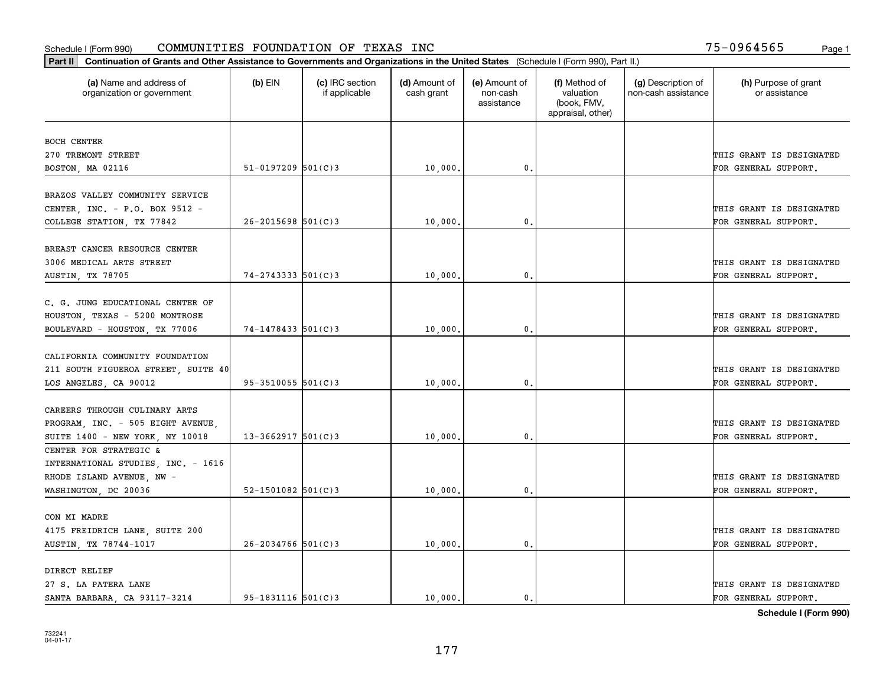Schedule I (Form 990) COMMUNITIES FOUNDATION OF TEXAS INC 75-0964565

**Part II** **Continuation of Grants and Other Assistance to Governments and Organizations in the United States** (Schedule I (Form 990), Part II.)

| (a) Name and address of organization or government | (b) EIN | (c) IRC section if applicable | (d) Amount of cash grant | (e) Amount of non-cash assistance | (f) Method of valuation (book, FMV, appraisal, other) | (g) Description of non-cash assistance | (h) Purpose of grant or assistance |
|---|---|---|---|---|---|---|---|
| BOCH CENTER 270 TREMONT STREET BOSTON, MA 02116 | 51-0197209 | 501(C)3 | 10,000. | 0. | | | THIS GRANT IS DESIGNATED FOR GENERAL SUPPORT. |
| BRAZOS VALLEY COMMUNITY SERVICE CENTER, INC. - P.O. BOX 9512 - COLLEGE STATION, TX 77842 | 26-2015698 | 501(C)3 | 10,000. | 0. | | | THIS GRANT IS DESIGNATED FOR GENERAL SUPPORT. |
| BREAST CANCER RESOURCE CENTER 3006 MEDICAL ARTS STREET AUSTIN, TX 78705 | 74-2743333 | 501(C)3 | 10,000. | 0. | | | THIS GRANT IS DESIGNATED FOR GENERAL SUPPORT. |
| C. G. JUNG EDUCATIONAL CENTER OF HOUSTON, TEXAS - 5200 MONTROSE BOULEVARD - HOUSTON, TX 77006 | 74-1478433 | 501(C)3 | 10,000. | 0. | | | THIS GRANT IS DESIGNATED FOR GENERAL SUPPORT. |
| CALIFORNIA COMMUNITY FOUNDATION 211 SOUTH FIGUEROA STREET, SUITE 40 LOS ANGELES, CA 90012 | 95-3510055 | 501(C)3 | 10,000. | 0. | | | THIS GRANT IS DESIGNATED FOR GENERAL SUPPORT. |
| CAREERS THROUGH CULINARY ARTS PROGRAM, INC. - 505 EIGHT AVENUE, SUITE 1400 - NEW YORK, NY 10018 | 13-3662917 | 501(C)3 | 10,000. | 0. | | | THIS GRANT IS DESIGNATED FOR GENERAL SUPPORT. |
| CENTER FOR STRATEGIC & INTERNATIONAL STUDIES, INC. - 1616 RHODE ISLAND AVENUE, NW - WASHINGTON, DC 20036 | 52-1501082 | 501(C)3 | 10,000. | 0. | | | THIS GRANT IS DESIGNATED FOR GENERAL SUPPORT. |
| CON MI MADRE 4175 FREIDRICH LANE, SUITE 200 AUSTIN, TX 78744-1017 | 26-2034766 | 501(C)3 | 10,000. | 0. | | | THIS GRANT IS DESIGNATED FOR GENERAL SUPPORT. |
| DIRECT RELIEF 27 S. LA PATERA LANE SANTA BARBARA, CA 93117-3214 | 95-1831116 | 501(C)3 | 10,000. | 0. | | | THIS GRANT IS DESIGNATED FOR GENERAL SUPPORT. |

**Schedule I (Form 990)**

732241 04-01-17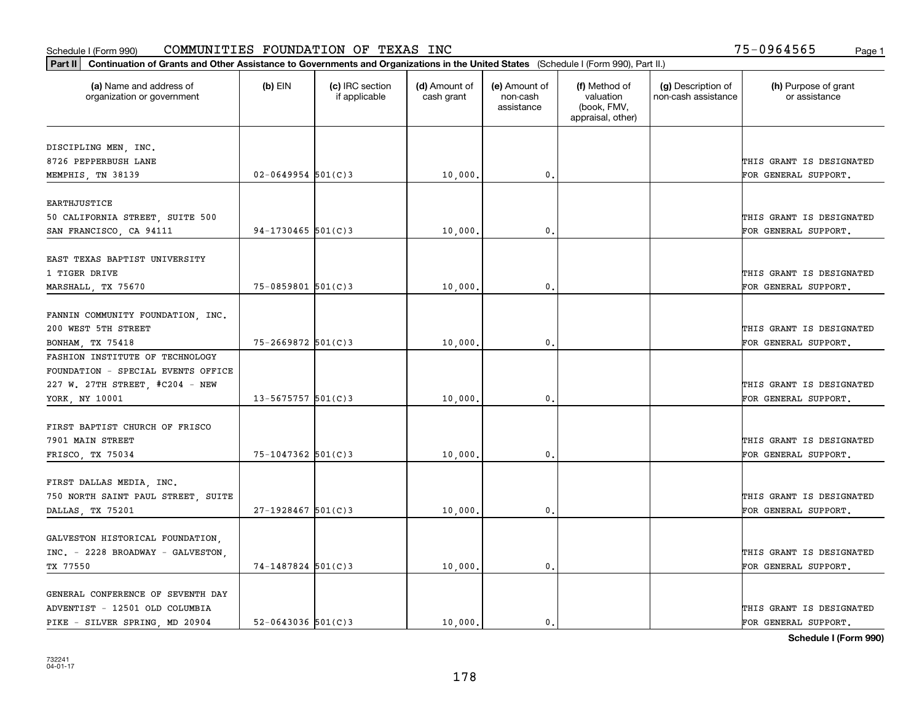Schedule I (Form 990) COMMUNITIES FOUNDATION OF TEXAS INC 75-0964565

**Part II Continuation of Grants and Other Assistance to Governments and Organizations in the United States** (Schedule I (Form 990), Part II.)

| (a) Name and address of organization or government | (b) EIN | (c) IRC section if applicable | (d) Amount of cash grant | (e) Amount of non-cash assistance | (f) Method of valuation (book, FMV, appraisal, other) | (g) Description of non-cash assistance | (h) Purpose of grant or assistance |
|---|---|---|---|---|---|---|---|
| DISCIPLING MEN, INC. 8726 PEPPERBUSH LANE MEMPHIS, TN 38139 | 02-0649954 | 501(C)3 | 10,000. | 0. | | | THIS GRANT IS DESIGNATED FOR GENERAL SUPPORT. |
| EARTHJUSTICE 50 CALIFORNIA STREET, SUITE 500 SAN FRANCISCO, CA 94111 | 94-1730465 | 501(C)3 | 10,000. | 0. | | | THIS GRANT IS DESIGNATED FOR GENERAL SUPPORT. |
| EAST TEXAS BAPTIST UNIVERSITY 1 TIGER DRIVE MARSHALL, TX 75670 | 75-0859801 | 501(C)3 | 10,000. | 0. | | | THIS GRANT IS DESIGNATED FOR GENERAL SUPPORT. |
| FANNIN COMMUNITY FOUNDATION, INC. 200 WEST 5TH STREET BONHAM, TX 75418 | 75-2669872 | 501(C)3 | 10,000. | 0. | | | THIS GRANT IS DESIGNATED FOR GENERAL SUPPORT. |
| FASHION INSTITUTE OF TECHNOLOGY FOUNDATION - SPECIAL EVENTS OFFICE 227 W. 27TH STREET, #C204 - NEW YORK, NY 10001 | 13-5675757 | 501(C)3 | 10,000. | 0. | | | THIS GRANT IS DESIGNATED FOR GENERAL SUPPORT. |
| FIRST BAPTIST CHURCH OF FRISCO 7901 MAIN STREET FRISCO, TX 75034 | 75-1047362 | 501(C)3 | 10,000. | 0. | | | THIS GRANT IS DESIGNATED FOR GENERAL SUPPORT. |
| FIRST DALLAS MEDIA, INC. 750 NORTH SAINT PAUL STREET, SUITE DALLAS, TX 75201 | 27-1928467 | 501(C)3 | 10,000. | 0. | | | THIS GRANT IS DESIGNATED FOR GENERAL SUPPORT. |
| GALVESTON HISTORICAL FOUNDATION, INC. - 2228 BROADWAY - GALVESTON, TX 77550 | 74-1487824 | 501(C)3 | 10,000. | 0. | | | THIS GRANT IS DESIGNATED FOR GENERAL SUPPORT. |
| GENERAL CONFERENCE OF SEVENTH DAY ADVENTIST - 12501 OLD COLUMBIA PIKE - SILVER SPRING, MD 20904 | 52-0643036 | 501(C)3 | 10,000. | 0. | | | THIS GRANT IS DESIGNATED FOR GENERAL SUPPORT. |

**Schedule I (Form 990)**

732241 04-01-17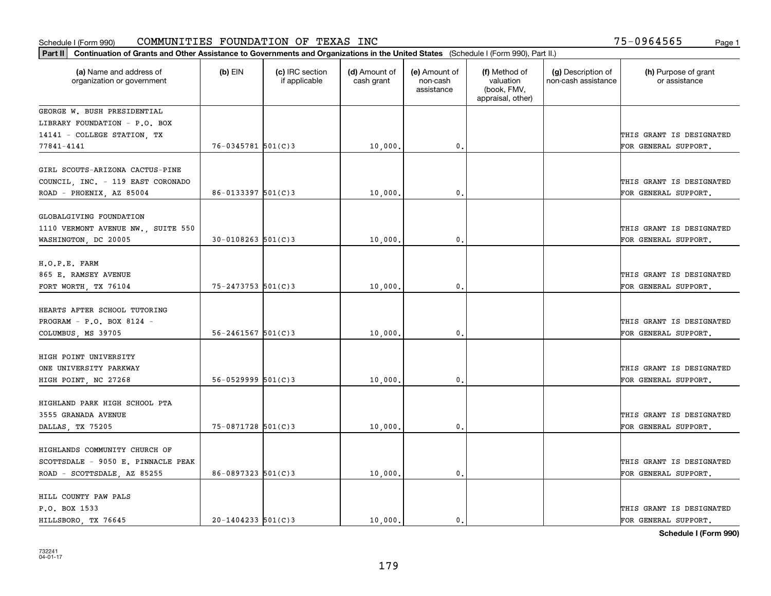Schedule I (Form 990) COMMUNITIES FOUNDATION OF TEXAS INC 75-0964565

**Part II** Continuation of Grants and Other Assistance to Governments and Organizations in the United States (Schedule I (Form 990), Part II.)

| (a) Name and address of organization or government | (b) EIN | (c) IRC section if applicable | (d) Amount of cash grant | (e) Amount of non-cash assistance | (f) Method of valuation (book, FMV, appraisal, other) | (g) Description of non-cash assistance | (h) Purpose of grant or assistance |
|---|---|---|---|---|---|---|---|
| GEORGE W. BUSH PRESIDENTIAL LIBRARY FOUNDATION - P.O. BOX 14141 - COLLEGE STATION, TX 77841-4141 | 76-0345781 | 501(C)3 | 10,000. | 0. | | | THIS GRANT IS DESIGNATED FOR GENERAL SUPPORT. |
| GIRL SCOUTS-ARIZONA CACTUS-PINE COUNCIL, INC. - 119 EAST CORONADO ROAD - PHOENIX, AZ 85004 | 86-0133397 | 501(C)3 | 10,000. | 0. | | | THIS GRANT IS DESIGNATED FOR GENERAL SUPPORT. |
| GLOBALGIVING FOUNDATION 1110 VERMONT AVENUE NW., SUITE 550 WASHINGTON, DC 20005 | 30-0108263 | 501(C)3 | 10,000. | 0. | | | THIS GRANT IS DESIGNATED FOR GENERAL SUPPORT. |
| H.O.P.E. FARM 865 E. RAMSEY AVENUE FORT WORTH, TX 76104 | 75-2473753 | 501(C)3 | 10,000. | 0. | | | THIS GRANT IS DESIGNATED FOR GENERAL SUPPORT. |
| HEARTS AFTER SCHOOL TUTORING PROGRAM - P.O. BOX 8124 - COLUMBUS, MS 39705 | 56-2461567 | 501(C)3 | 10,000. | 0. | | | THIS GRANT IS DESIGNATED FOR GENERAL SUPPORT. |
| HIGH POINT UNIVERSITY ONE UNIVERSITY PARKWAY HIGH POINT, NC 27268 | 56-0529999 | 501(C)3 | 10,000. | 0. | | | THIS GRANT IS DESIGNATED FOR GENERAL SUPPORT. |
| HIGHLAND PARK HIGH SCHOOL PTA 3555 GRANADA AVENUE DALLAS, TX 75205 | 75-0871728 | 501(C)3 | 10,000. | 0. | | | THIS GRANT IS DESIGNATED FOR GENERAL SUPPORT. |
| HIGHLANDS COMMUNITY CHURCH OF SCOTTSDALE - 9050 E. PINNACLE PEAK ROAD - SCOTTSDALE, AZ 85255 | 86-0897323 | 501(C)3 | 10,000. | 0. | | | THIS GRANT IS DESIGNATED FOR GENERAL SUPPORT. |
| HILL COUNTY PAW PALS P.O. BOX 1533 HILLSBORO, TX 76645 | 20-1404233 | 501(C)3 | 10,000. | 0. | | | THIS GRANT IS DESIGNATED FOR GENERAL SUPPORT. |

**Schedule I (Form 990)**

732241 04-01-17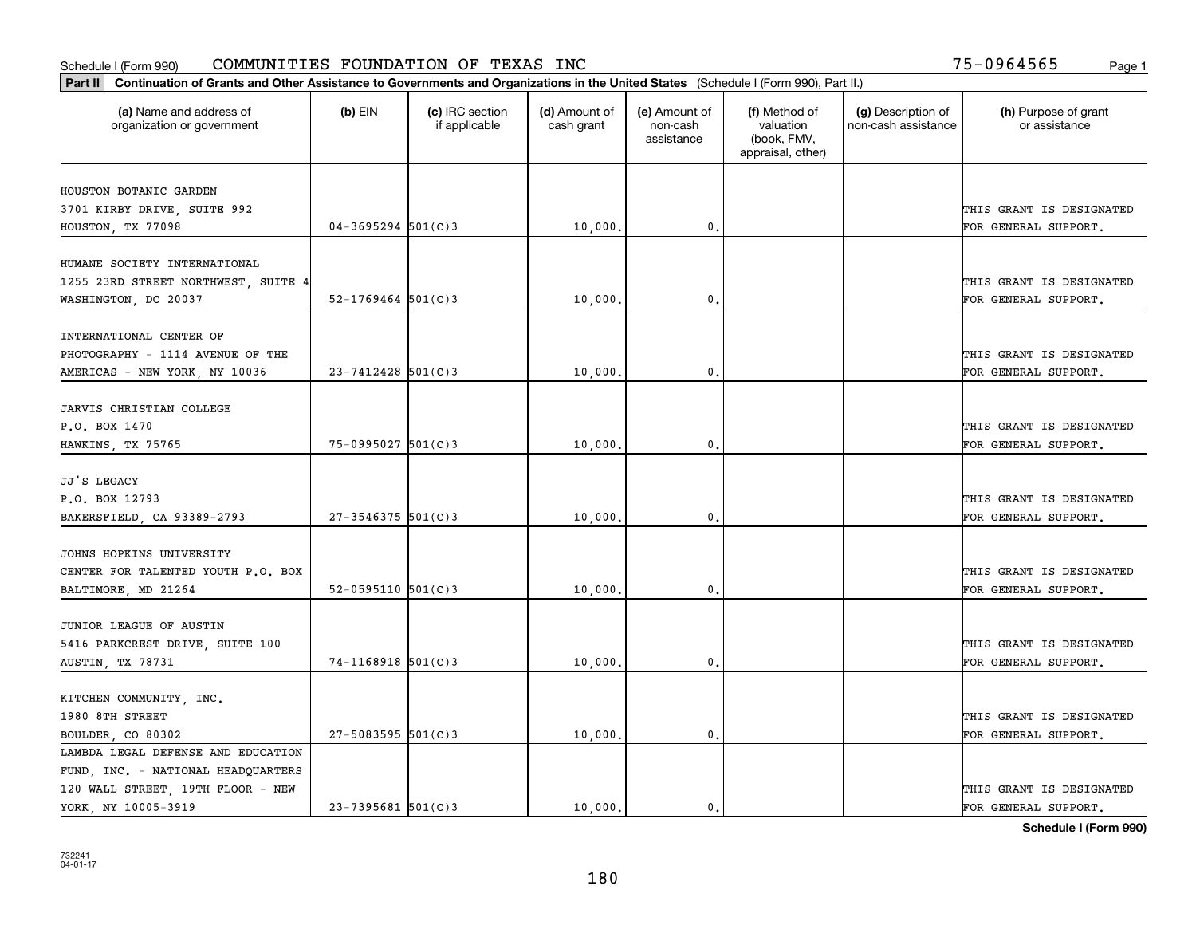Schedule I (Form 990) COMMUNITIES FOUNDATION OF TEXAS INC 75-0964565

**Part II** **Continuation of Grants and Other Assistance to Governments and Organizations in the United States** (Schedule I (Form 990), Part II.)

| (a) Name and address of organization or government | (b) EIN | (c) IRC section if applicable | (d) Amount of cash grant | (e) Amount of non-cash assistance | (f) Method of valuation (book, FMV, appraisal, other) | (g) Description of non-cash assistance | (h) Purpose of grant or assistance |
|---|---|---|---|---|---|---|---|
| HOUSTON BOTANIC GARDEN 3701 KIRBY DRIVE, SUITE 992 HOUSTON, TX 77098 | 04-3695294 | 501(C)3 | 10,000. | 0. | | | THIS GRANT IS DESIGNATED FOR GENERAL SUPPORT. |
| HUMANE SOCIETY INTERNATIONAL 1255 23RD STREET NORTHWEST, SUITE 4 WASHINGTON, DC 20037 | 52-1769464 | 501(C)3 | 10,000. | 0. | | | THIS GRANT IS DESIGNATED FOR GENERAL SUPPORT. |
| INTERNATIONAL CENTER OF PHOTOGRAPHY - 1114 AVENUE OF THE AMERICAS - NEW YORK, NY 10036 | 23-7412428 | 501(C)3 | 10,000. | 0. | | | THIS GRANT IS DESIGNATED FOR GENERAL SUPPORT. |
| JARVIS CHRISTIAN COLLEGE P.O. BOX 1470 HAWKINS, TX 75765 | 75-0995027 | 501(C)3 | 10,000. | 0. | | | THIS GRANT IS DESIGNATED FOR GENERAL SUPPORT. |
| JJ'S LEGACY P.O. BOX 12793 BAKERSFIELD, CA 93389-2793 | 27-3546375 | 501(C)3 | 10,000. | 0. | | | THIS GRANT IS DESIGNATED FOR GENERAL SUPPORT. |
| JOHNS HOPKINS UNIVERSITY CENTER FOR TALENTED YOUTH P.O. BOX BALTIMORE, MD 21264 | 52-0595110 | 501(C)3 | 10,000. | 0. | | | THIS GRANT IS DESIGNATED FOR GENERAL SUPPORT. |
| JUNIOR LEAGUE OF AUSTIN 5416 PARKCREST DRIVE, SUITE 100 AUSTIN, TX 78731 | 74-1168918 | 501(C)3 | 10,000. | 0. | | | THIS GRANT IS DESIGNATED FOR GENERAL SUPPORT. |
| KITCHEN COMMUNITY, INC. 1980 8TH STREET BOULDER, CO 80302 | 27-5083595 | 501(C)3 | 10,000. | 0. | | | THIS GRANT IS DESIGNATED FOR GENERAL SUPPORT. |
| LAMBDA LEGAL DEFENSE AND EDUCATION FUND, INC. - NATIONAL HEADQUARTERS 120 WALL STREET, 19TH FLOOR - NEW YORK, NY 10005-3919 | 23-7395681 | 501(C)3 | 10,000. | 0. | | | THIS GRANT IS DESIGNATED FOR GENERAL SUPPORT. |

**Schedule I (Form 990)**

732241
04-01-17

180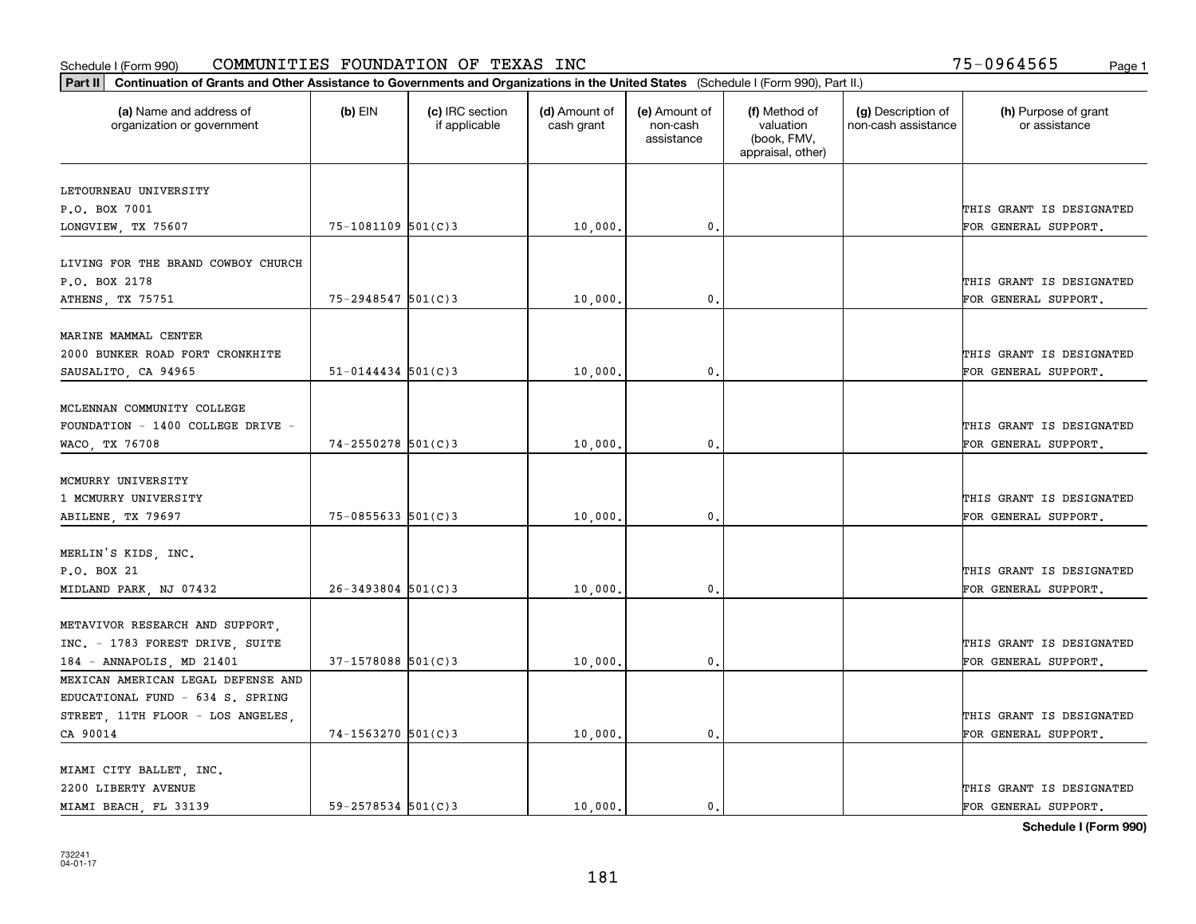Schedule I (Form 990) COMMUNITIES FOUNDATION OF TEXAS INC 75-0964565 Page 1

**Part II Continuation of Grants and Other Assistance to Governments and Organizations in the United States** (Schedule I (Form 990), Part II.)

| (a) Name and address of organization or government | (b) EIN | (c) IRC section if applicable | (d) Amount of cash grant | (e) Amount of non-cash assistance | (f) Method of valuation (book, FMV, appraisal, other) | (g) Description of non-cash assistance | (h) Purpose of grant or assistance |
|---|---|---|---|---|---|---|---|
| LETOURNEAU UNIVERSITY P.O. BOX 7001 LONGVIEW, TX 75607 | 75-1081109 | 501(C)3 | 10,000. | 0. | | | THIS GRANT IS DESIGNATED FOR GENERAL SUPPORT. |
| LIVING FOR THE BRAND COWBOY CHURCH P.O. BOX 2178 ATHENS, TX 75751 | 75-2948547 | 501(C)3 | 10,000. | 0. | | | THIS GRANT IS DESIGNATED FOR GENERAL SUPPORT. |
| MARINE MAMMAL CENTER 2000 BUNKER ROAD FORT CRONKHITE SAUSALITO, CA 94965 | 51-0144434 | 501(C)3 | 10,000. | 0. | | | THIS GRANT IS DESIGNATED FOR GENERAL SUPPORT. |
| MCLENNAN COMMUNITY COLLEGE FOUNDATION - 1400 COLLEGE DRIVE - WACO, TX 76708 | 74-2550278 | 501(C)3 | 10,000. | 0. | | | THIS GRANT IS DESIGNATED FOR GENERAL SUPPORT. |
| MCMURRY UNIVERSITY 1 MCMURRY UNIVERSITY ABILENE, TX 79697 | 75-0855633 | 501(C)3 | 10,000. | 0. | | | THIS GRANT IS DESIGNATED FOR GENERAL SUPPORT. |
| MERLIN'S KIDS, INC. P.O. BOX 21 MIDLAND PARK, NJ 07432 | 26-3493804 | 501(C)3 | 10,000. | 0. | | | THIS GRANT IS DESIGNATED FOR GENERAL SUPPORT. |
| METAVIVOR RESEARCH AND SUPPORT, INC. - 1783 FOREST DRIVE, SUITE 184 - ANNAPOLIS, MD 21401 | 37-1578088 | 501(C)3 | 10,000. | 0. | | | THIS GRANT IS DESIGNATED FOR GENERAL SUPPORT. |
| MEXICAN AMERICAN LEGAL DEFENSE AND EDUCATIONAL FUND - 634 S. SPRING STREET, 11TH FLOOR - LOS ANGELES, CA 90014 | 74-1563270 | 501(C)3 | 10,000. | 0. | | | THIS GRANT IS DESIGNATED FOR GENERAL SUPPORT. |
| MIAMI CITY BALLET, INC. 2200 LIBERTY AVENUE MIAMI BEACH, FL 33139 | 59-2578534 | 501(C)3 | 10,000. | 0. | | | THIS GRANT IS DESIGNATED FOR GENERAL SUPPORT. |

**Schedule I (Form 990)**

732241
04-01-17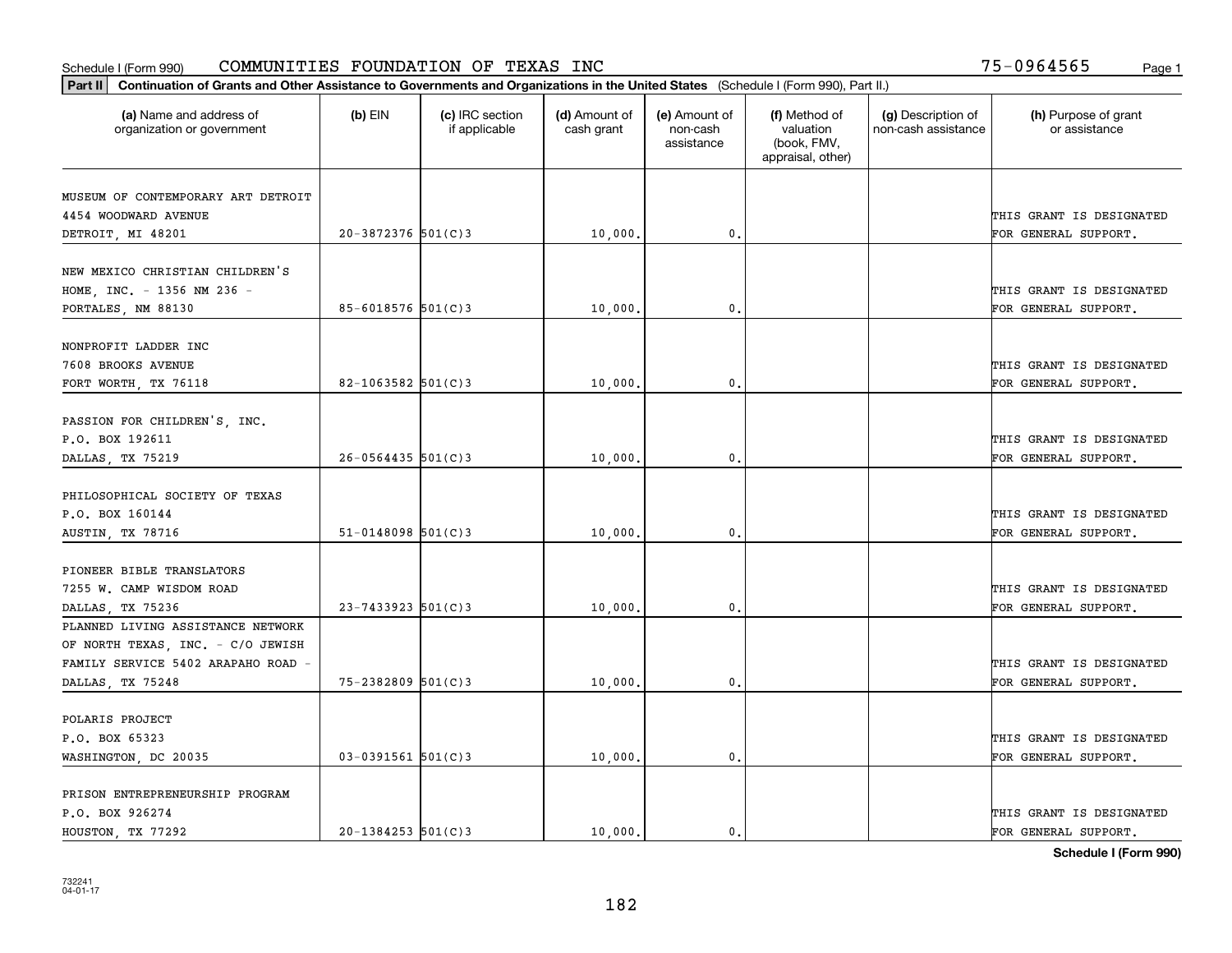Schedule I (Form 990) COMMUNITIES FOUNDATION OF TEXAS INC 75-0964565

**Part II** **Continuation of Grants and Other Assistance to Governments and Organizations in the United States** (Schedule I (Form 990), Part II.)

| (a) Name and address of organization or government | (b) EIN | (c) IRC section if applicable | (d) Amount of cash grant | (e) Amount of non-cash assistance | (f) Method of valuation (book, FMV, appraisal, other) | (g) Description of non-cash assistance | (h) Purpose of grant or assistance |
|---|---|---|---|---|---|---|---|
| MUSEUM OF CONTEMPORARY ART DETROIT 4454 WOODWARD AVENUE DETROIT, MI 48201 | 20-3872376 | 501(C)3 | 10,000. | 0. | | | THIS GRANT IS DESIGNATED FOR GENERAL SUPPORT. |
| NEW MEXICO CHRISTIAN CHILDREN'S HOME, INC. - 1356 NM 236 - PORTALES, NM 88130 | 85-6018576 | 501(C)3 | 10,000. | 0. | | | THIS GRANT IS DESIGNATED FOR GENERAL SUPPORT. |
| NONPROFIT LADDER INC 7608 BROOKS AVENUE FORT WORTH, TX 76118 | 82-1063582 | 501(C)3 | 10,000. | 0. | | | THIS GRANT IS DESIGNATED FOR GENERAL SUPPORT. |
| PASSION FOR CHILDREN'S, INC. P.O. BOX 192611 DALLAS, TX 75219 | 26-0564435 | 501(C)3 | 10,000. | 0. | | | THIS GRANT IS DESIGNATED FOR GENERAL SUPPORT. |
| PHILOSOPHICAL SOCIETY OF TEXAS P.O. BOX 160144 AUSTIN, TX 78716 | 51-0148098 | 501(C)3 | 10,000. | 0. | | | THIS GRANT IS DESIGNATED FOR GENERAL SUPPORT. |
| PIONEER BIBLE TRANSLATORS 7255 W. CAMP WISDOM ROAD DALLAS, TX 75236 | 23-7433923 | 501(C)3 | 10,000. | 0. | | | THIS GRANT IS DESIGNATED FOR GENERAL SUPPORT. |
| PLANNED LIVING ASSISTANCE NETWORK OF NORTH TEXAS, INC. - C/O JEWISH FAMILY SERVICE 5402 ARAPAHO ROAD - DALLAS, TX 75248 | 75-2382809 | 501(C)3 | 10,000. | 0. | | | THIS GRANT IS DESIGNATED FOR GENERAL SUPPORT. |
| POLARIS PROJECT P.O. BOX 65323 WASHINGTON, DC 20035 | 03-0391561 | 501(C)3 | 10,000. | 0. | | | THIS GRANT IS DESIGNATED FOR GENERAL SUPPORT. |
| PRISON ENTREPRENEURSHIP PROGRAM P.O. BOX 926274 HOUSTON, TX 77292 | 20-1384253 | 501(C)3 | 10,000. | 0. | | | THIS GRANT IS DESIGNATED FOR GENERAL SUPPORT. |

**Schedule I (Form 990)**

732241
04-01-17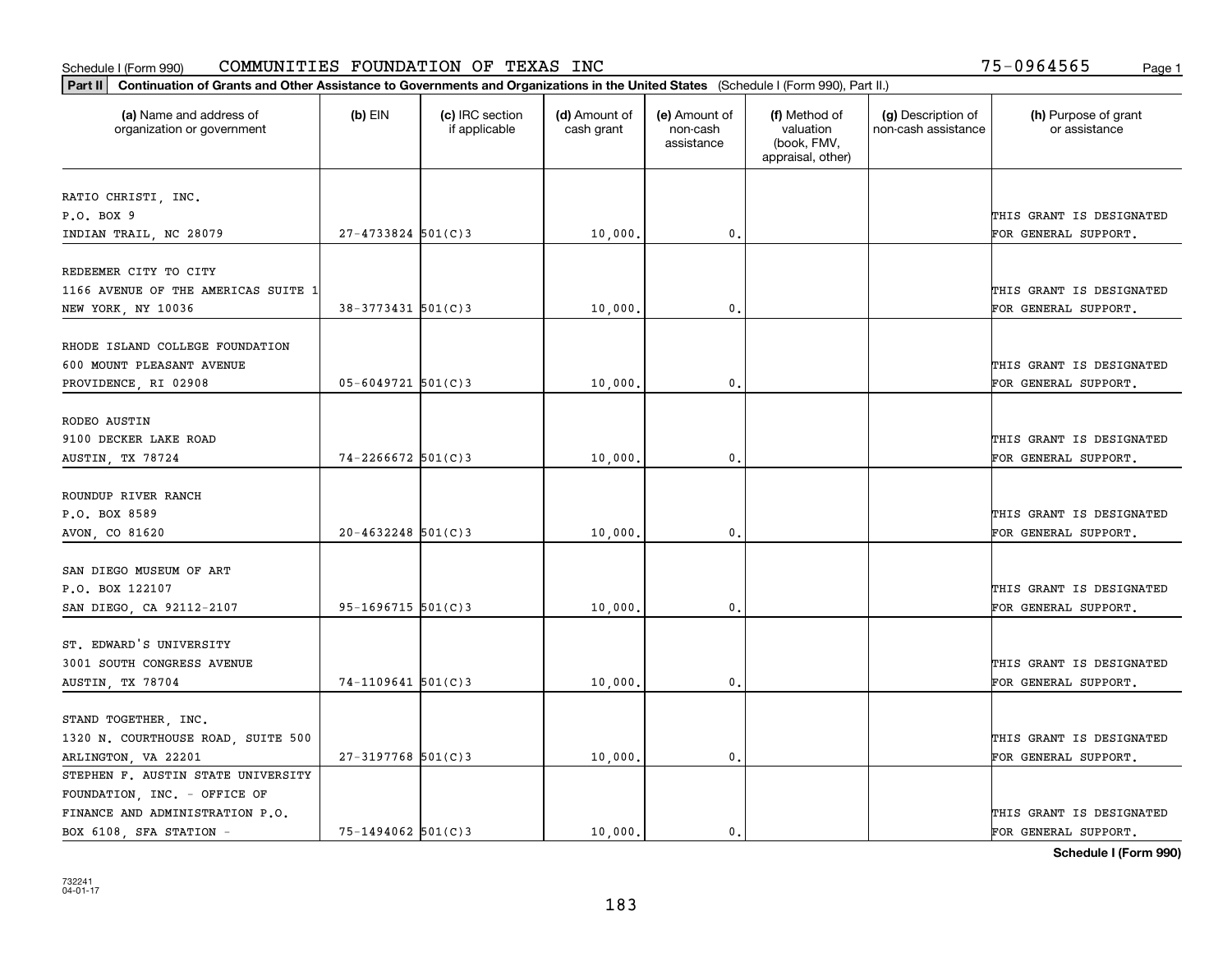Schedule I (Form 990) COMMUNITIES FOUNDATION OF TEXAS INC 75-0964565

**Part II** Continuation of Grants and Other Assistance to Governments and Organizations in the United States (Schedule I (Form 990), Part II.)

| (a) Name and address of organization or government | (b) EIN | (c) IRC section if applicable | (d) Amount of cash grant | (e) Amount of non-cash assistance | (f) Method of valuation (book, FMV, appraisal, other) | (g) Description of non-cash assistance | (h) Purpose of grant or assistance |
|---|---|---|---|---|---|---|---|
| RATIO CHRISTI, INC. P.O. BOX 9 INDIAN TRAIL, NC 28079 | 27-4733824 | 501(C)3 | 10,000. | 0. | | | THIS GRANT IS DESIGNATED FOR GENERAL SUPPORT. |
| REDEEMER CITY TO CITY 1166 AVENUE OF THE AMERICAS SUITE 1 NEW YORK, NY 10036 | 38-3773431 | 501(C)3 | 10,000. | 0. | | | THIS GRANT IS DESIGNATED FOR GENERAL SUPPORT. |
| RHODE ISLAND COLLEGE FOUNDATION 600 MOUNT PLEASANT AVENUE PROVIDENCE, RI 02908 | 05-6049721 | 501(C)3 | 10,000. | 0. | | | THIS GRANT IS DESIGNATED FOR GENERAL SUPPORT. |
| RODEO AUSTIN 9100 DECKER LAKE ROAD AUSTIN, TX 78724 | 74-2266672 | 501(C)3 | 10,000. | 0. | | | THIS GRANT IS DESIGNATED FOR GENERAL SUPPORT. |
| ROUNDUP RIVER RANCH P.O. BOX 8589 AVON, CO 81620 | 20-4632248 | 501(C)3 | 10,000. | 0. | | | THIS GRANT IS DESIGNATED FOR GENERAL SUPPORT. |
| SAN DIEGO MUSEUM OF ART P.O. BOX 122107 SAN DIEGO, CA 92112-2107 | 95-1696715 | 501(C)3 | 10,000. | 0. | | | THIS GRANT IS DESIGNATED FOR GENERAL SUPPORT. |
| ST. EDWARD'S UNIVERSITY 3001 SOUTH CONGRESS AVENUE AUSTIN, TX 78704 | 74-1109641 | 501(C)3 | 10,000. | 0. | | | THIS GRANT IS DESIGNATED FOR GENERAL SUPPORT. |
| STAND TOGETHER, INC. 1320 N. COURTHOUSE ROAD, SUITE 500 ARLINGTON, VA 22201 | 27-3197768 | 501(C)3 | 10,000. | 0. | | | THIS GRANT IS DESIGNATED FOR GENERAL SUPPORT. |
| STEPHEN F. AUSTIN STATE UNIVERSITY FOUNDATION, INC. - OFFICE OF FINANCE AND ADMINISTRATION P.O. BOX 6108, SFA STATION - | 75-1494062 | 501(C)3 | 10,000. | 0. | | | THIS GRANT IS DESIGNATED FOR GENERAL SUPPORT. |

Schedule I (Form 990)

732241 04-01-17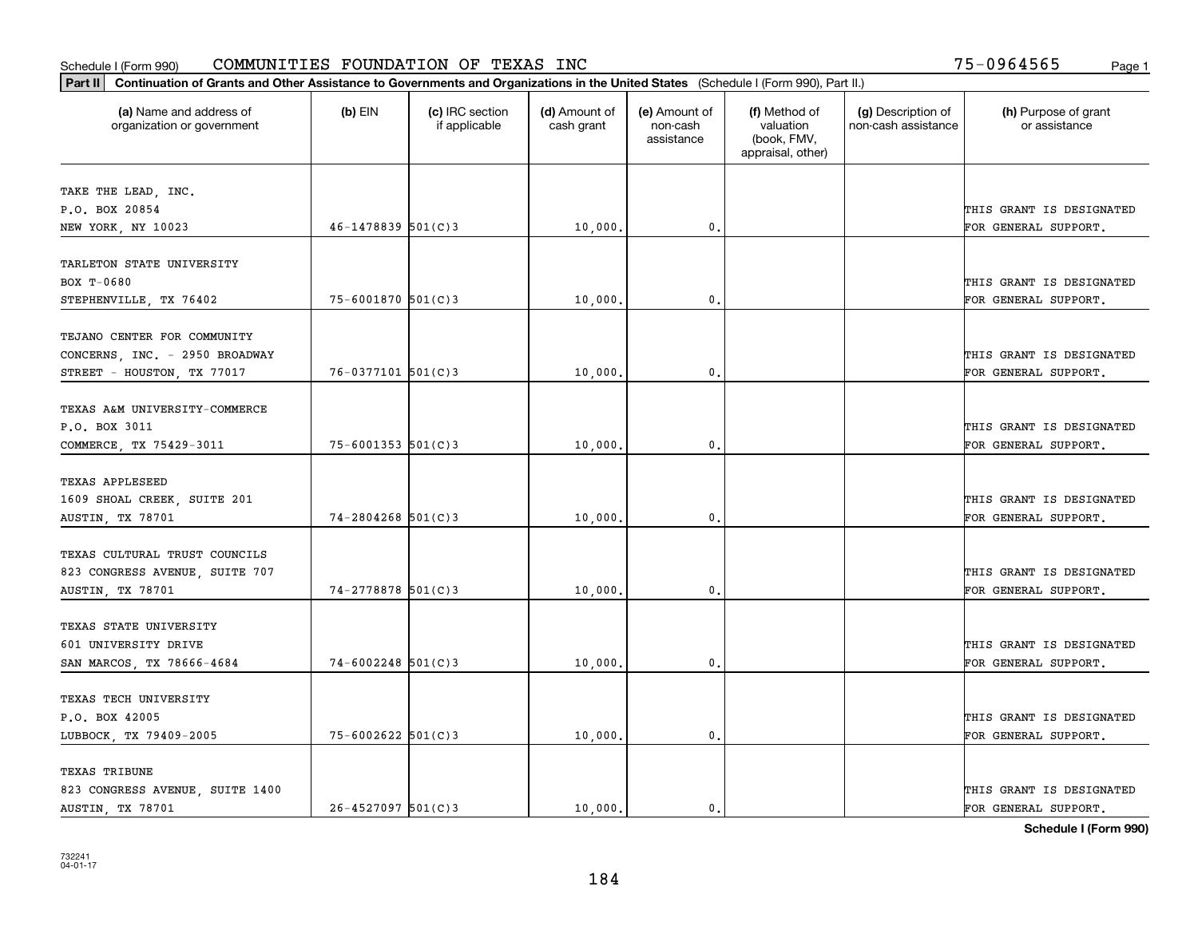Schedule I (Form 990) COMMUNITIES FOUNDATION OF TEXAS INC 75-0964565

**Part II** **Continuation of Grants and Other Assistance to Governments and Organizations in the United States** (Schedule I (Form 990), Part II.)

| (a) Name and address of organization or government | (b) EIN | (c) IRC section if applicable | (d) Amount of cash grant | (e) Amount of non-cash assistance | (f) Method of valuation (book, FMV, appraisal, other) | (g) Description of non-cash assistance | (h) Purpose of grant or assistance |
|---|---|---|---|---|---|---|---|
| TAKE THE LEAD, INC. P.O. BOX 20854 NEW YORK, NY 10023 | 46-1478839 | 501(C)3 | 10,000. | 0. | | | THIS GRANT IS DESIGNATED FOR GENERAL SUPPORT. |
| TARLETON STATE UNIVERSITY BOX T-0680 STEPHENVILLE, TX 76402 | 75-6001870 | 501(C)3 | 10,000. | 0. | | | THIS GRANT IS DESIGNATED FOR GENERAL SUPPORT. |
| TEJANO CENTER FOR COMMUNITY CONCERNS, INC. - 2950 BROADWAY STREET - HOUSTON, TX 77017 | 76-0377101 | 501(C)3 | 10,000. | 0. | | | THIS GRANT IS DESIGNATED FOR GENERAL SUPPORT. |
| TEXAS A&M UNIVERSITY-COMMERCE P.O. BOX 3011 COMMERCE, TX 75429-3011 | 75-6001353 | 501(C)3 | 10,000. | 0. | | | THIS GRANT IS DESIGNATED FOR GENERAL SUPPORT. |
| TEXAS APPLESEED 1609 SHOAL CREEK, SUITE 201 AUSTIN, TX 78701 | 74-2804268 | 501(C)3 | 10,000. | 0. | | | THIS GRANT IS DESIGNATED FOR GENERAL SUPPORT. |
| TEXAS CULTURAL TRUST COUNCILS 823 CONGRESS AVENUE, SUITE 707 AUSTIN, TX 78701 | 74-2778878 | 501(C)3 | 10,000. | 0. | | | THIS GRANT IS DESIGNATED FOR GENERAL SUPPORT. |
| TEXAS STATE UNIVERSITY 601 UNIVERSITY DRIVE SAN MARCOS, TX 78666-4684 | 74-6002248 | 501(C)3 | 10,000. | 0. | | | THIS GRANT IS DESIGNATED FOR GENERAL SUPPORT. |
| TEXAS TECH UNIVERSITY P.O. BOX 42005 LUBBOCK, TX 79409-2005 | 75-6002622 | 501(C)3 | 10,000. | 0. | | | THIS GRANT IS DESIGNATED FOR GENERAL SUPPORT. |
| TEXAS TRIBUNE 823 CONGRESS AVENUE, SUITE 1400 AUSTIN, TX 78701 | 26-4527097 | 501(C)3 | 10,000. | 0. | | | THIS GRANT IS DESIGNATED FOR GENERAL SUPPORT. |

**Schedule I (Form 990)**

732241 04-01-17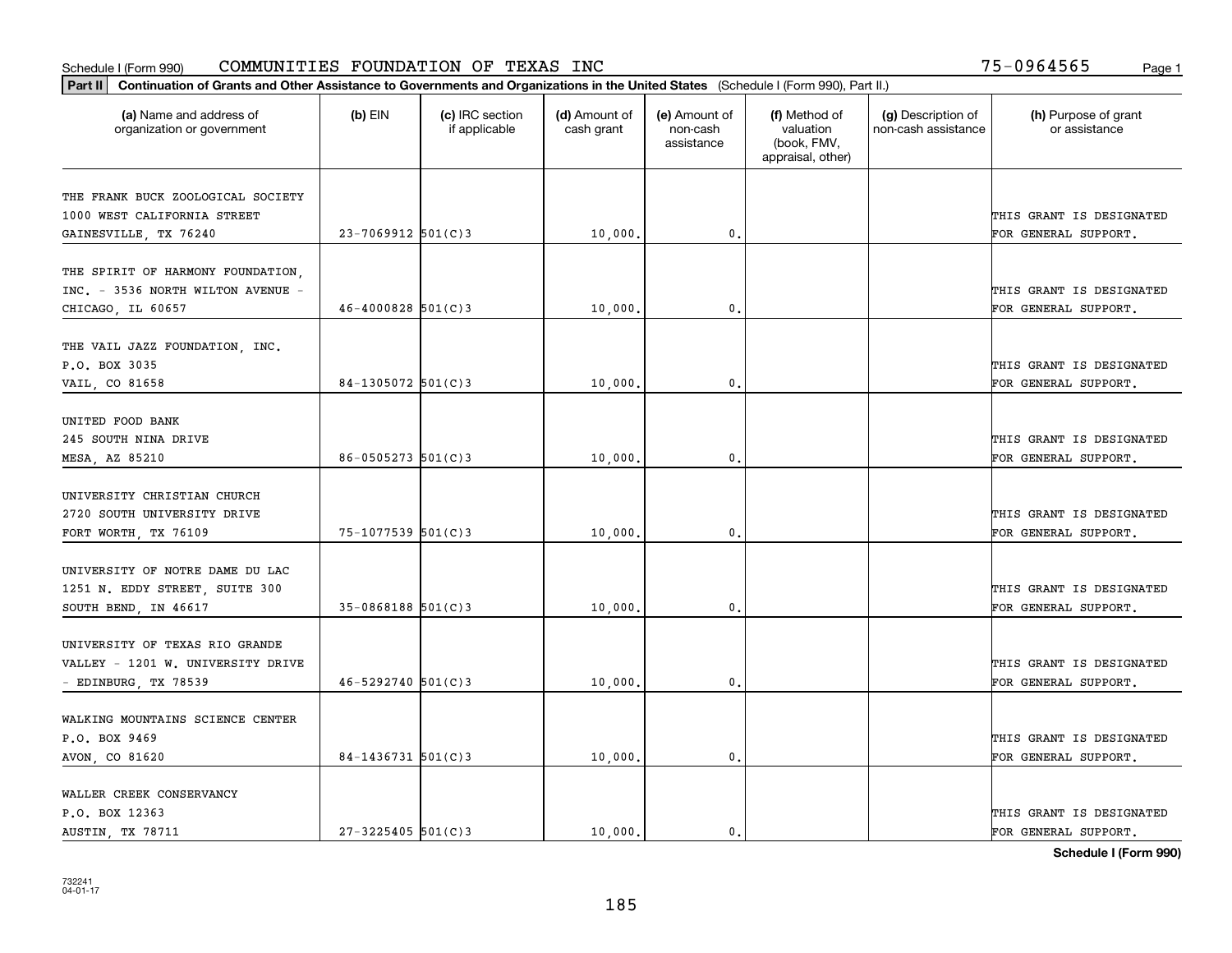Schedule I (Form 990) COMMUNITIES FOUNDATION OF TEXAS INC 75-0964565

**Part II** **Continuation of Grants and Other Assistance to Governments and Organizations in the United States** (Schedule I (Form 990), Part II.)

| (a) Name and address of organization or government | (b) EIN | (c) IRC section if applicable | (d) Amount of cash grant | (e) Amount of non-cash assistance | (f) Method of valuation (book, FMV, appraisal, other) | (g) Description of non-cash assistance | (h) Purpose of grant or assistance |
|---|---|---|---|---|---|---|---|
| THE FRANK BUCK ZOOLOGICAL SOCIETY 1000 WEST CALIFORNIA STREET GAINESVILLE, TX 76240 | 23-7069912 | 501(C)3 | 10,000. | 0. | | | THIS GRANT IS DESIGNATED FOR GENERAL SUPPORT. |
| THE SPIRIT OF HARMONY FOUNDATION, INC. - 3536 NORTH WILTON AVENUE - CHICAGO, IL 60657 | 46-4000828 | 501(C)3 | 10,000. | 0. | | | THIS GRANT IS DESIGNATED FOR GENERAL SUPPORT. |
| THE VAIL JAZZ FOUNDATION, INC. P.O. BOX 3035 VAIL, CO 81658 | 84-1305072 | 501(C)3 | 10,000. | 0. | | | THIS GRANT IS DESIGNATED FOR GENERAL SUPPORT. |
| UNITED FOOD BANK 245 SOUTH NINA DRIVE MESA, AZ 85210 | 86-0505273 | 501(C)3 | 10,000. | 0. | | | THIS GRANT IS DESIGNATED FOR GENERAL SUPPORT. |
| UNIVERSITY CHRISTIAN CHURCH 2720 SOUTH UNIVERSITY DRIVE FORT WORTH, TX 76109 | 75-1077539 | 501(C)3 | 10,000. | 0. | | | THIS GRANT IS DESIGNATED FOR GENERAL SUPPORT. |
| UNIVERSITY OF NOTRE DAME DU LAC 1251 N. EDDY STREET, SUITE 300 SOUTH BEND, IN 46617 | 35-0868188 | 501(C)3 | 10,000. | 0. | | | THIS GRANT IS DESIGNATED FOR GENERAL SUPPORT. |
| UNIVERSITY OF TEXAS RIO GRANDE VALLEY - 1201 W. UNIVERSITY DRIVE - EDINBURG, TX 78539 | 46-5292740 | 501(C)3 | 10,000. | 0. | | | THIS GRANT IS DESIGNATED FOR GENERAL SUPPORT. |
| WALKING MOUNTAINS SCIENCE CENTER P.O. BOX 9469 AVON, CO 81620 | 84-1436731 | 501(C)3 | 10,000. | 0. | | | THIS GRANT IS DESIGNATED FOR GENERAL SUPPORT. |
| WALLER CREEK CONSERVANCY P.O. BOX 12363 AUSTIN, TX 78711 | 27-3225405 | 501(C)3 | 10,000. | 0. | | | THIS GRANT IS DESIGNATED FOR GENERAL SUPPORT. |

**Schedule I (Form 990)**

732241
04-01-17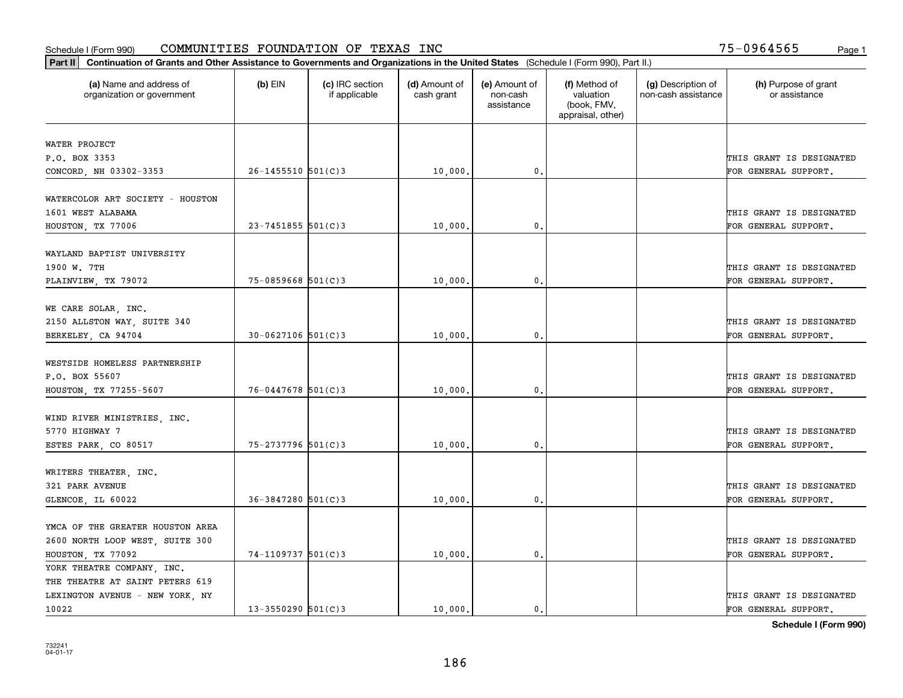Schedule I (Form 990) COMMUNITIES FOUNDATION OF TEXAS INC 75-0964565

**Part II** **Continuation of Grants and Other Assistance to Governments and Organizations in the United States** (Schedule I (Form 990), Part II.)

| (a) Name and address of organization or government | (b) EIN | (c) IRC section if applicable | (d) Amount of cash grant | (e) Amount of non-cash assistance | (f) Method of valuation (book, FMV, appraisal, other) | (g) Description of non-cash assistance | (h) Purpose of grant or assistance |
|---|---|---|---|---|---|---|---|
| WATER PROJECT<br>P.O. BOX 3353<br>CONCORD, NH 03302-3353 | 26-1455510 | 501(C)3 | 10,000. | 0. | | | THIS GRANT IS DESIGNATED FOR GENERAL SUPPORT. |
| WATERCOLOR ART SOCIETY - HOUSTON<br>1601 WEST ALABAMA<br>HOUSTON, TX 77006 | 23-7451855 | 501(C)3 | 10,000. | 0. | | | THIS GRANT IS DESIGNATED FOR GENERAL SUPPORT. |
| WAYLAND BAPTIST UNIVERSITY<br>1900 W. 7TH<br>PLAINVIEW, TX 79072 | 75-0859668 | 501(C)3 | 10,000. | 0. | | | THIS GRANT IS DESIGNATED FOR GENERAL SUPPORT. |
| WE CARE SOLAR, INC.<br>2150 ALLSTON WAY, SUITE 340<br>BERKELEY, CA 94704 | 30-0627106 | 501(C)3 | 10,000. | 0. | | | THIS GRANT IS DESIGNATED FOR GENERAL SUPPORT. |
| WESTSIDE HOMELESS PARTNERSHIP<br>P.O. BOX 55607<br>HOUSTON, TX 77255-5607 | 76-0447678 | 501(C)3 | 10,000. | 0. | | | THIS GRANT IS DESIGNATED FOR GENERAL SUPPORT. |
| WIND RIVER MINISTRIES, INC.<br>5770 HIGHWAY 7<br>ESTES PARK, CO 80517 | 75-2737796 | 501(C)3 | 10,000. | 0. | | | THIS GRANT IS DESIGNATED FOR GENERAL SUPPORT. |
| WRITERS THEATER, INC.<br>321 PARK AVENUE<br>GLENCOE, IL 60022 | 36-3847280 | 501(C)3 | 10,000. | 0. | | | THIS GRANT IS DESIGNATED FOR GENERAL SUPPORT. |
| YMCA OF THE GREATER HOUSTON AREA<br>2600 NORTH LOOP WEST, SUITE 300<br>HOUSTON, TX 77092 | 74-1109737 | 501(C)3 | 10,000. | 0. | | | THIS GRANT IS DESIGNATED FOR GENERAL SUPPORT. |
| YORK THEATRE COMPANY, INC.<br>THE THEATRE AT SAINT PETERS 619<br>LEXINGTON AVENUE - NEW YORK, NY<br>10022 | 13-3550290 | 501(C)3 | 10,000. | 0. | | | THIS GRANT IS DESIGNATED FOR GENERAL SUPPORT. |

**Schedule I (Form 990)**

732241
04-01-17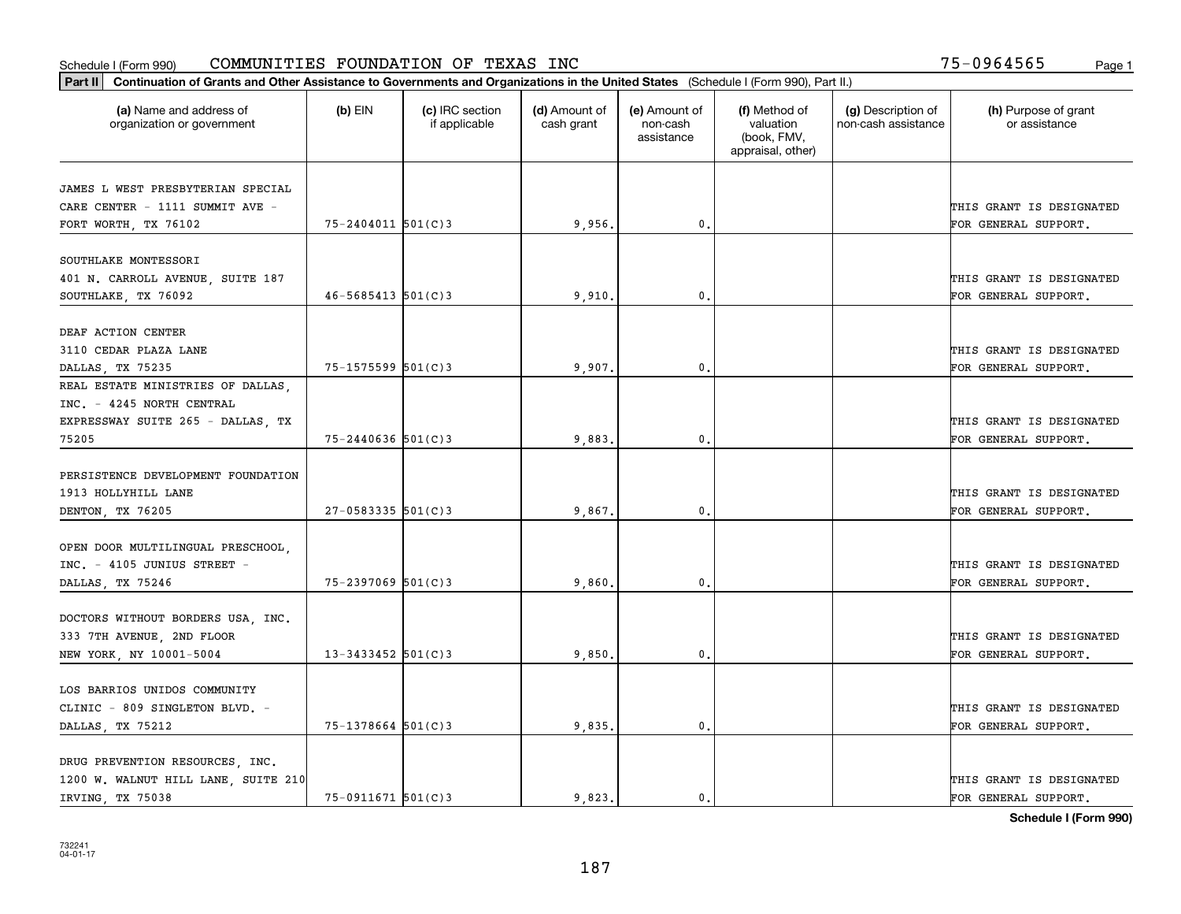Schedule I (Form 990) COMMUNITIES FOUNDATION OF TEXAS INC 75-0964565

**Part II Continuation of Grants and Other Assistance to Governments and Organizations in the United States** (Schedule I (Form 990), Part II.)

| (a) Name and address of organization or government | (b) EIN | (c) IRC section if applicable | (d) Amount of cash grant | (e) Amount of non-cash assistance | (f) Method of valuation (book, FMV, appraisal, other) | (g) Description of non-cash assistance | (h) Purpose of grant or assistance |
|---|---|---|---|---|---|---|---|
| JAMES L WEST PRESBYTERIAN SPECIAL CARE CENTER - 1111 SUMMIT AVE - FORT WORTH, TX 76102 | 75-2404011 | 501(C)3 | 9,956. | 0. | | | THIS GRANT IS DESIGNATED FOR GENERAL SUPPORT. |
| SOUTHLAKE MONTESSORI 401 N. CARROLL AVENUE, SUITE 187 SOUTHLAKE, TX 76092 | 46-5685413 | 501(C)3 | 9,910. | 0. | | | THIS GRANT IS DESIGNATED FOR GENERAL SUPPORT. |
| DEAF ACTION CENTER 3110 CEDAR PLAZA LANE DALLAS, TX 75235 | 75-1575599 | 501(C)3 | 9,907. | 0. | | | THIS GRANT IS DESIGNATED FOR GENERAL SUPPORT. |
| REAL ESTATE MINISTRIES OF DALLAS, INC. - 4245 NORTH CENTRAL EXPRESSWAY SUITE 265 - DALLAS, TX 75205 | 75-2440636 | 501(C)3 | 9,883. | 0. | | | THIS GRANT IS DESIGNATED FOR GENERAL SUPPORT. |
| PERSISTENCE DEVELOPMENT FOUNDATION 1913 HOLLYHILL LANE DENTON, TX 76205 | 27-0583335 | 501(C)3 | 9,867. | 0. | | | THIS GRANT IS DESIGNATED FOR GENERAL SUPPORT. |
| OPEN DOOR MULTILINGUAL PRESCHOOL, INC. - 4105 JUNIUS STREET - DALLAS, TX 75246 | 75-2397069 | 501(C)3 | 9,860. | 0. | | | THIS GRANT IS DESIGNATED FOR GENERAL SUPPORT. |
| DOCTORS WITHOUT BORDERS USA, INC. 333 7TH AVENUE, 2ND FLOOR NEW YORK, NY 10001-5004 | 13-3433452 | 501(C)3 | 9,850. | 0. | | | THIS GRANT IS DESIGNATED FOR GENERAL SUPPORT. |
| LOS BARRIOS UNIDOS COMMUNITY CLINIC - 809 SINGLETON BLVD. - DALLAS, TX 75212 | 75-1378664 | 501(C)3 | 9,835. | 0. | | | THIS GRANT IS DESIGNATED FOR GENERAL SUPPORT. |
| DRUG PREVENTION RESOURCES, INC. 1200 W. WALNUT HILL LANE, SUITE 210 IRVING, TX 75038 | 75-0911671 | 501(C)3 | 9,823. | 0. | | | THIS GRANT IS DESIGNATED FOR GENERAL SUPPORT. |

**Schedule I (Form 990)**

732241 04-01-17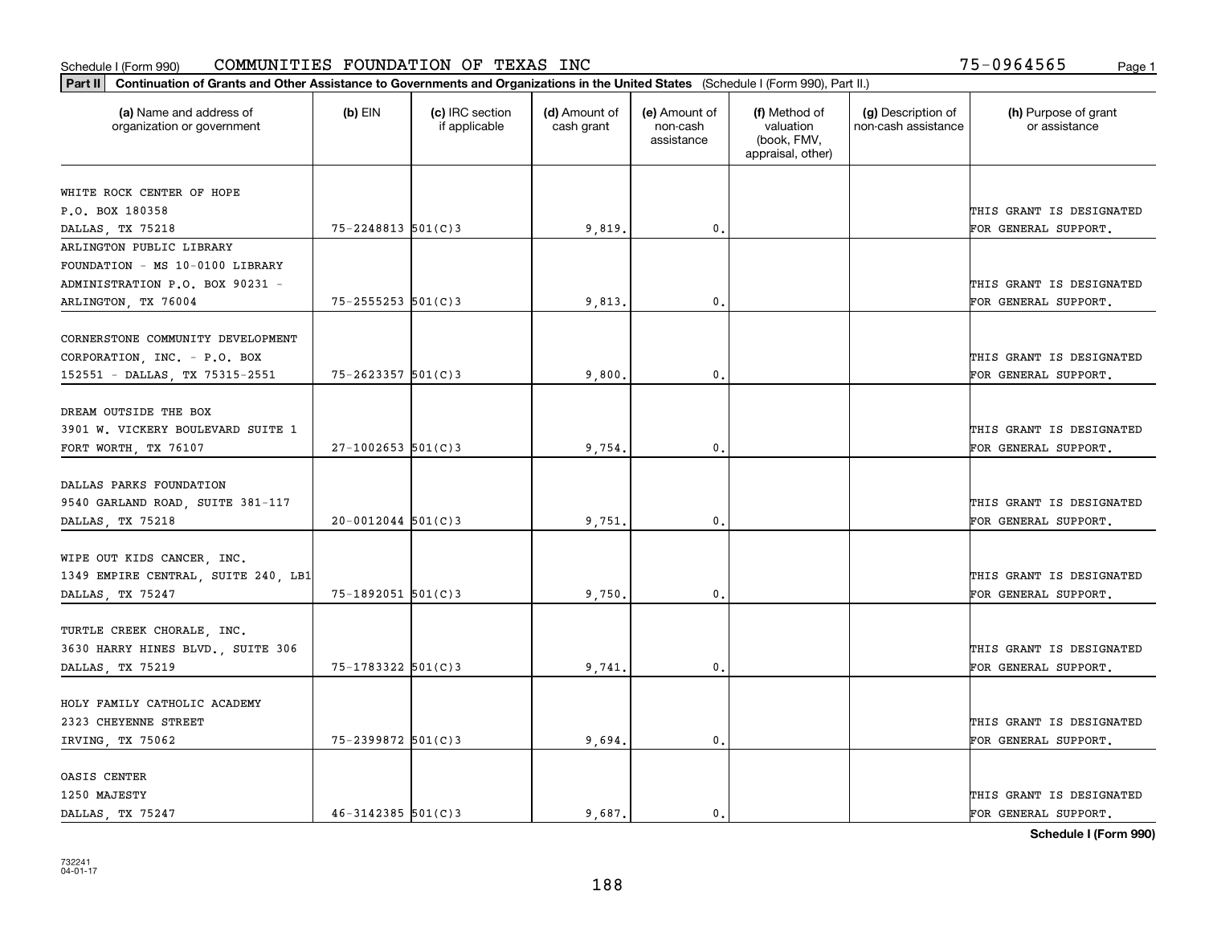Schedule I (Form 990) COMMUNITIES FOUNDATION OF TEXAS INC 75-0964565

**Part II** **Continuation of Grants and Other Assistance to Governments and Organizations in the United States** (Schedule I (Form 990), Part II.)

| (a) Name and address of organization or government | (b) EIN | (c) IRC section if applicable | (d) Amount of cash grant | (e) Amount of non-cash assistance | (f) Method of valuation (book, FMV, appraisal, other) | (g) Description of non-cash assistance | (h) Purpose of grant or assistance |
|---|---|---|---|---|---|---|---|
| WHITE ROCK CENTER OF HOPE<br>P.O. BOX 180358<br>DALLAS, TX 75218 | 75-2248813 | 501(C)3 | 9,819. | 0. | | | THIS GRANT IS DESIGNATED FOR GENERAL SUPPORT. |
| ARLINGTON PUBLIC LIBRARY FOUNDATION - MS 10-0100 LIBRARY ADMINISTRATION P.O. BOX 90231 - ARLINGTON, TX 76004 | 75-2555253 | 501(C)3 | 9,813. | 0. | | | THIS GRANT IS DESIGNATED FOR GENERAL SUPPORT. |
| CORNERSTONE COMMUNITY DEVELOPMENT CORPORATION, INC. - P.O. BOX 152551 - DALLAS, TX 75315-2551 | 75-2623357 | 501(C)3 | 9,800. | 0. | | | THIS GRANT IS DESIGNATED FOR GENERAL SUPPORT. |
| DREAM OUTSIDE THE BOX<br>3901 W. VICKERY BOULEVARD SUITE 1<br>FORT WORTH, TX 76107 | 27-1002653 | 501(C)3 | 9,754. | 0. | | | THIS GRANT IS DESIGNATED FOR GENERAL SUPPORT. |
| DALLAS PARKS FOUNDATION<br>9540 GARLAND ROAD, SUITE 381-117<br>DALLAS, TX 75218 | 20-0012044 | 501(C)3 | 9,751. | 0. | | | THIS GRANT IS DESIGNATED FOR GENERAL SUPPORT. |
| WIPE OUT KIDS CANCER, INC.<br>1349 EMPIRE CENTRAL, SUITE 240, LB1<br>DALLAS, TX 75247 | 75-1892051 | 501(C)3 | 9,750. | 0. | | | THIS GRANT IS DESIGNATED FOR GENERAL SUPPORT. |
| TURTLE CREEK CHORALE, INC.<br>3630 HARRY HINES BLVD., SUITE 306<br>DALLAS, TX 75219 | 75-1783322 | 501(C)3 | 9,741. | 0. | | | THIS GRANT IS DESIGNATED FOR GENERAL SUPPORT. |
| HOLY FAMILY CATHOLIC ACADEMY<br>2323 CHEYENNE STREET<br>IRVING, TX 75062 | 75-2399872 | 501(C)3 | 9,694. | 0. | | | THIS GRANT IS DESIGNATED FOR GENERAL SUPPORT. |
| OASIS CENTER<br>1250 MAJESTY<br>DALLAS, TX 75247 | 46-3142385 | 501(C)3 | 9,687. | 0. | | | THIS GRANT IS DESIGNATED FOR GENERAL SUPPORT. |

**Schedule I (Form 990)**

732241
04-01-17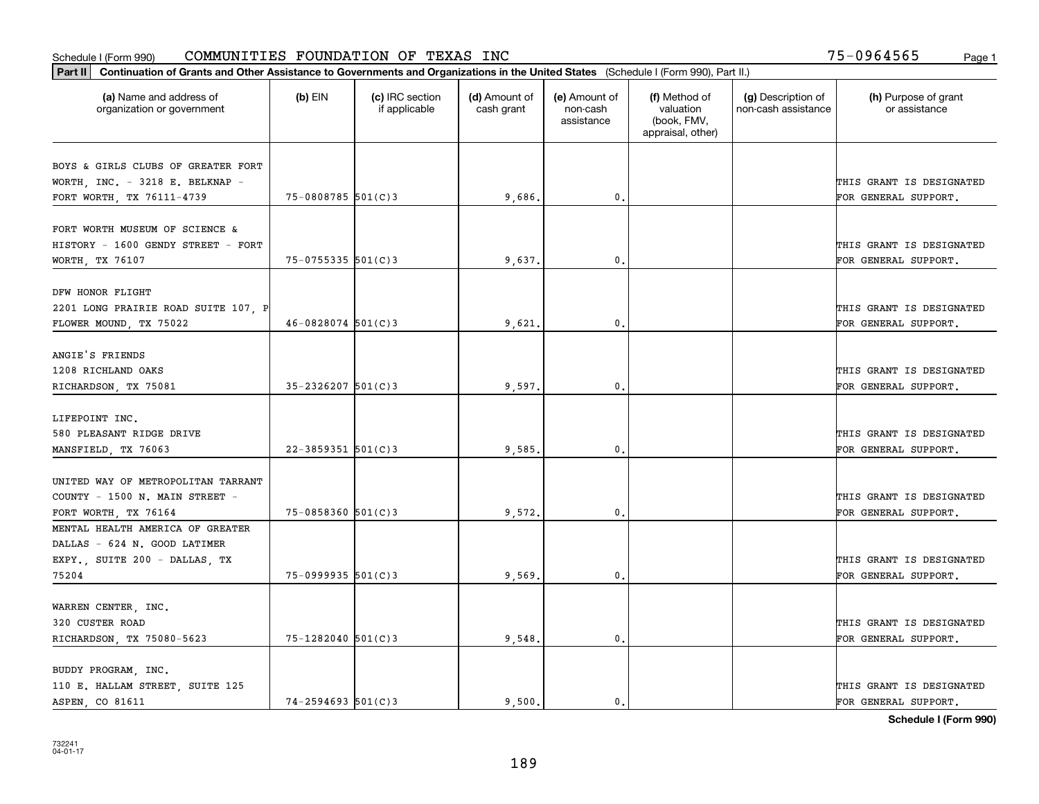Schedule I (Form 990) COMMUNITIES FOUNDATION OF TEXAS INC 75-0964565

**Part II Continuation of Grants and Other Assistance to Governments and Organizations in the United States** (Schedule I (Form 990), Part II.)

| (a) Name and address of organization or government | (b) EIN | (c) IRC section if applicable | (d) Amount of cash grant | (e) Amount of non-cash assistance | (f) Method of valuation (book, FMV, appraisal, other) | (g) Description of non-cash assistance | (h) Purpose of grant or assistance |
|---|---|---|---|---|---|---|---|
| BOYS & GIRLS CLUBS OF GREATER FORT WORTH, INC. - 3218 E. BELKNAP - FORT WORTH, TX 76111-4739 | 75-0808785 | 501(C)3 | 9,686. | 0. | | | THIS GRANT IS DESIGNATED FOR GENERAL SUPPORT. |
| FORT WORTH MUSEUM OF SCIENCE & HISTORY - 1600 GENDY STREET - FORT WORTH, TX 76107 | 75-0755335 | 501(C)3 | 9,637. | 0. | | | THIS GRANT IS DESIGNATED FOR GENERAL SUPPORT. |
| DFW HONOR FLIGHT 2201 LONG PRAIRIE ROAD SUITE 107, P FLOWER MOUND, TX 75022 | 46-0828074 | 501(C)3 | 9,621. | 0. | | | THIS GRANT IS DESIGNATED FOR GENERAL SUPPORT. |
| ANGIE'S FRIENDS 1208 RICHLAND OAKS RICHARDSON, TX 75081 | 35-2326207 | 501(C)3 | 9,597. | 0. | | | THIS GRANT IS DESIGNATED FOR GENERAL SUPPORT. |
| LIFEPOINT INC. 580 PLEASANT RIDGE DRIVE MANSFIELD, TX 76063 | 22-3859351 | 501(C)3 | 9,585. | 0. | | | THIS GRANT IS DESIGNATED FOR GENERAL SUPPORT. |
| UNITED WAY OF METROPOLITAN TARRANT COUNTY - 1500 N. MAIN STREET - FORT WORTH, TX 76164 | 75-0858360 | 501(C)3 | 9,572. | 0. | | | THIS GRANT IS DESIGNATED FOR GENERAL SUPPORT. |
| MENTAL HEALTH AMERICA OF GREATER DALLAS - 624 N. GOOD LATIMER EXPY., SUITE 200 - DALLAS, TX 75204 | 75-0999935 | 501(C)3 | 9,569. | 0. | | | THIS GRANT IS DESIGNATED FOR GENERAL SUPPORT. |
| WARREN CENTER, INC. 320 CUSTER ROAD RICHARDSON, TX 75080-5623 | 75-1282040 | 501(C)3 | 9,548. | 0. | | | THIS GRANT IS DESIGNATED FOR GENERAL SUPPORT. |
| BUDDY PROGRAM, INC. 110 E. HALLAM STREET, SUITE 125 ASPEN, CO 81611 | 74-2594693 | 501(C)3 | 9,500. | 0. | | | THIS GRANT IS DESIGNATED FOR GENERAL SUPPORT. |

Schedule I (Form 990)

732241 04-01-17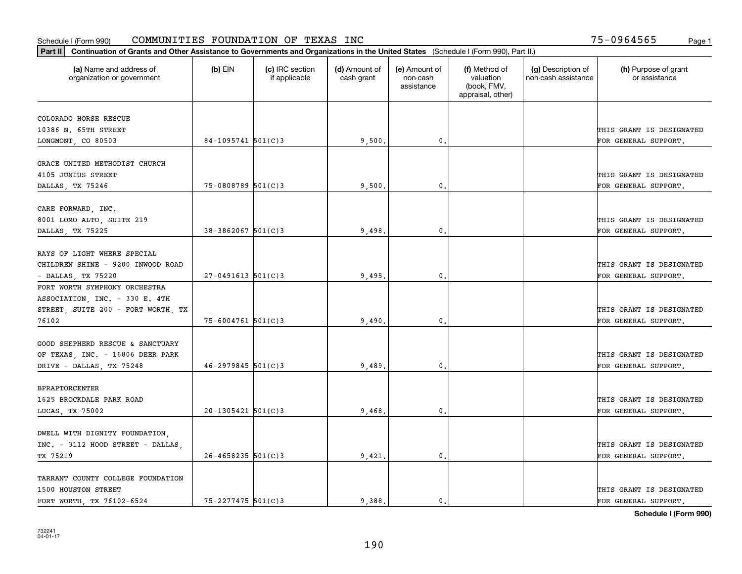Schedule I (Form 990) COMMUNITIES FOUNDATION OF TEXAS INC 75-0964565

**Part II** **Continuation of Grants and Other Assistance to Governments and Organizations in the United States** (Schedule I (Form 990), Part II.)

| (a) Name and address of organization or government | (b) EIN | (c) IRC section if applicable | (d) Amount of cash grant | (e) Amount of non-cash assistance | (f) Method of valuation (book, FMV, appraisal, other) | (g) Description of non-cash assistance | (h) Purpose of grant or assistance |
|---|---|---|---|---|---|---|---|
| COLORADO HORSE RESCUE 10386 N. 65TH STREET LONGMONT, CO 80503 | 84-1095741 | 501(C)3 | 9,500. | 0. | | | THIS GRANT IS DESIGNATED FOR GENERAL SUPPORT. |
| GRACE UNITED METHODIST CHURCH 4105 JUNIUS STREET DALLAS, TX 75246 | 75-0808789 | 501(C)3 | 9,500. | 0. | | | THIS GRANT IS DESIGNATED FOR GENERAL SUPPORT. |
| CARE FORWARD, INC. 8001 LOMO ALTO, SUITE 219 DALLAS, TX 75225 | 38-3862067 | 501(C)3 | 9,498. | 0. | | | THIS GRANT IS DESIGNATED FOR GENERAL SUPPORT. |
| RAYS OF LIGHT WHERE SPECIAL CHILDREN SHINE - 9200 INWOOD ROAD - DALLAS, TX 75220 | 27-0491613 | 501(C)3 | 9,495. | 0. | | | THIS GRANT IS DESIGNATED FOR GENERAL SUPPORT. |
| FORT WORTH SYMPHONY ORCHESTRA ASSOCIATION, INC. - 330 E. 4TH STREET, SUITE 200 - FORT WORTH, TX 76102 | 75-6004761 | 501(C)3 | 9,490. | 0. | | | THIS GRANT IS DESIGNATED FOR GENERAL SUPPORT. |
| GOOD SHEPHERD RESCUE & SANCTUARY OF TEXAS, INC. - 16806 DEER PARK DRIVE - DALLAS, TX 75248 | 46-2979845 | 501(C)3 | 9,489. | 0. | | | THIS GRANT IS DESIGNATED FOR GENERAL SUPPORT. |
| BPRAPTORCENTER 1625 BROCKDALE PARK ROAD LUCAS, TX 75002 | 20-1305421 | 501(C)3 | 9,468. | 0. | | | THIS GRANT IS DESIGNATED FOR GENERAL SUPPORT. |
| DWELL WITH DIGNITY FOUNDATION, INC. - 3112 HOOD STREET - DALLAS, TX 75219 | 26-4658235 | 501(C)3 | 9,421. | 0. | | | THIS GRANT IS DESIGNATED FOR GENERAL SUPPORT. |
| TARRANT COUNTY COLLEGE FOUNDATION 1500 HOUSTON STREET FORT WORTH, TX 76102-6524 | 75-2277475 | 501(C)3 | 9,388. | 0. | | | THIS GRANT IS DESIGNATED FOR GENERAL SUPPORT. |

**Schedule I (Form 990)**

732241 04-01-17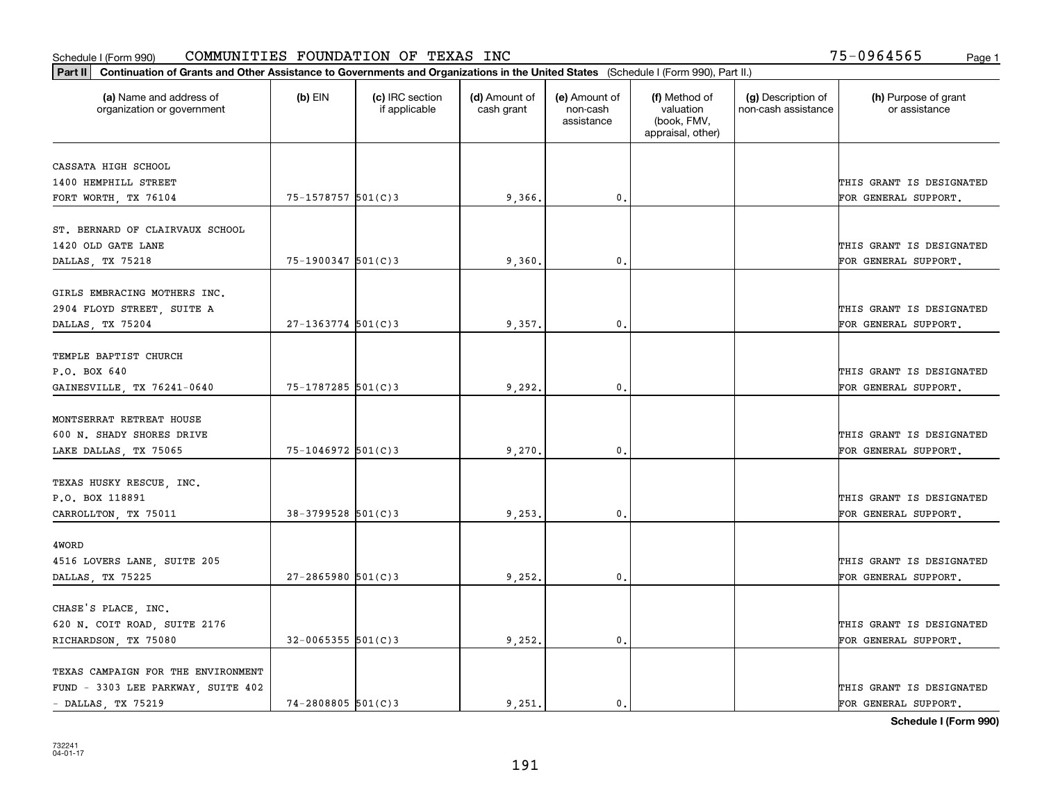Schedule I (Form 990) COMMUNITIES FOUNDATION OF TEXAS INC 75-0964565

**Part II** **Continuation of Grants and Other Assistance to Governments and Organizations in the United States** (Schedule I (Form 990), Part II.)

| (a) Name and address of organization or government | (b) EIN | (c) IRC section if applicable | (d) Amount of cash grant | (e) Amount of non-cash assistance | (f) Method of valuation (book, FMV, appraisal, other) | (g) Description of non-cash assistance | (h) Purpose of grant or assistance |
|---|---|---|---|---|---|---|---|
| CASSATA HIGH SCHOOL 1400 HEMPHILL STREET FORT WORTH, TX 76104 | 75-1578757 | 501(C)3 | 9,366. | 0. | | | THIS GRANT IS DESIGNATED FOR GENERAL SUPPORT. |
| ST. BERNARD OF CLAIRVAUX SCHOOL 1420 OLD GATE LANE DALLAS, TX 75218 | 75-1900347 | 501(C)3 | 9,360. | 0. | | | THIS GRANT IS DESIGNATED FOR GENERAL SUPPORT. |
| GIRLS EMBRACING MOTHERS INC. 2904 FLOYD STREET, SUITE A DALLAS, TX 75204 | 27-1363774 | 501(C)3 | 9,357. | 0. | | | THIS GRANT IS DESIGNATED FOR GENERAL SUPPORT. |
| TEMPLE BAPTIST CHURCH P.O. BOX 640 GAINESVILLE, TX 76241-0640 | 75-1787285 | 501(C)3 | 9,292. | 0. | | | THIS GRANT IS DESIGNATED FOR GENERAL SUPPORT. |
| MONTSERRAT RETREAT HOUSE 600 N. SHADY SHORES DRIVE LAKE DALLAS, TX 75065 | 75-1046972 | 501(C)3 | 9,270. | 0. | | | THIS GRANT IS DESIGNATED FOR GENERAL SUPPORT. |
| TEXAS HUSKY RESCUE, INC. P.O. BOX 118891 CARROLLTON, TX 75011 | 38-3799528 | 501(C)3 | 9,253. | 0. | | | THIS GRANT IS DESIGNATED FOR GENERAL SUPPORT. |
| 4WORD 4516 LOVERS LANE, SUITE 205 DALLAS, TX 75225 | 27-2865980 | 501(C)3 | 9,252. | 0. | | | THIS GRANT IS DESIGNATED FOR GENERAL SUPPORT. |
| CHASE'S PLACE, INC. 620 N. COIT ROAD, SUITE 2176 RICHARDSON, TX 75080 | 32-0065355 | 501(C)3 | 9,252. | 0. | | | THIS GRANT IS DESIGNATED FOR GENERAL SUPPORT. |
| TEXAS CAMPAIGN FOR THE ENVIRONMENT FUND - 3303 LEE PARKWAY, SUITE 402 - DALLAS, TX 75219 | 74-2808805 | 501(C)3 | 9,251. | 0. | | | THIS GRANT IS DESIGNATED FOR GENERAL SUPPORT. |

**Schedule I (Form 990)**

732241 04-01-17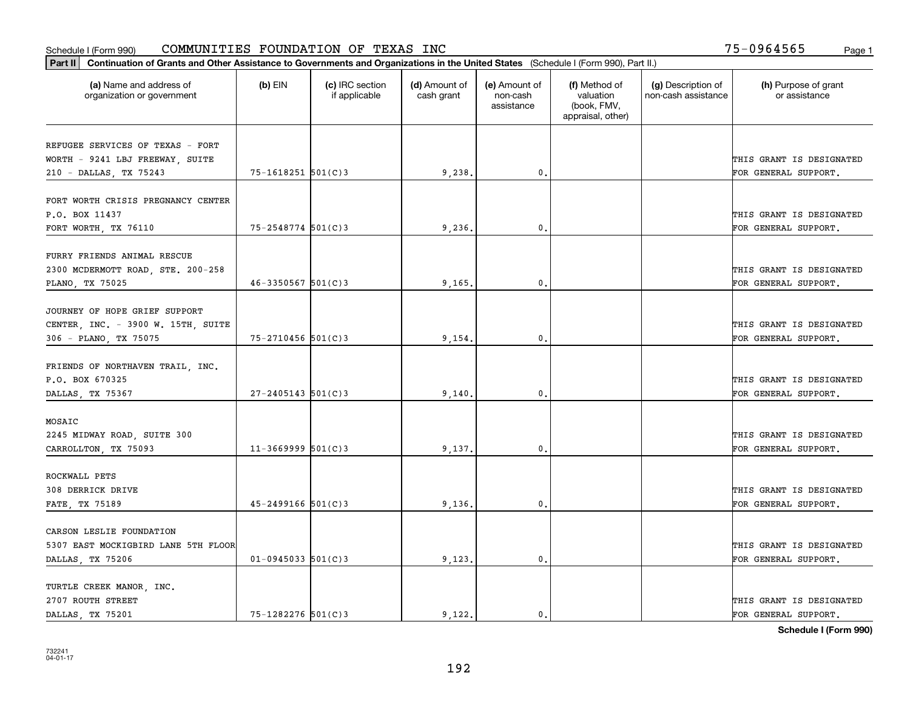Schedule I (Form 990) COMMUNITIES FOUNDATION OF TEXAS INC 75-0964565

**Part II** **Continuation of Grants and Other Assistance to Governments and Organizations in the United States** (Schedule I (Form 990), Part II.)

| (a) Name and address of organization or government | (b) EIN | (c) IRC section if applicable | (d) Amount of cash grant | (e) Amount of non-cash assistance | (f) Method of valuation (book, FMV, appraisal, other) | (g) Description of non-cash assistance | (h) Purpose of grant or assistance |
|---|---|---|---|---|---|---|---|
| REFUGEE SERVICES OF TEXAS - FORT WORTH - 9241 LBJ FREEWAY, SUITE 210 - DALLAS, TX 75243 | 75-1618251 | 501(C)3 | 9,238. | 0. | | | THIS GRANT IS DESIGNATED FOR GENERAL SUPPORT. |
| FORT WORTH CRISIS PREGNANCY CENTER P.O. BOX 11437 FORT WORTH, TX 76110 | 75-2548774 | 501(C)3 | 9,236. | 0. | | | THIS GRANT IS DESIGNATED FOR GENERAL SUPPORT. |
| FURRY FRIENDS ANIMAL RESCUE 2300 MCDERMOTT ROAD, STE. 200-258 PLANO, TX 75025 | 46-3350567 | 501(C)3 | 9,165. | 0. | | | THIS GRANT IS DESIGNATED FOR GENERAL SUPPORT. |
| JOURNEY OF HOPE GRIEF SUPPORT CENTER, INC. - 3900 W. 15TH, SUITE 306 - PLANO, TX 75075 | 75-2710456 | 501(C)3 | 9,154. | 0. | | | THIS GRANT IS DESIGNATED FOR GENERAL SUPPORT. |
| FRIENDS OF NORTHAVEN TRAIL, INC. P.O. BOX 670325 DALLAS, TX 75367 | 27-2405143 | 501(C)3 | 9,140. | 0. | | | THIS GRANT IS DESIGNATED FOR GENERAL SUPPORT. |
| MOSAIC 2245 MIDWAY ROAD, SUITE 300 CARROLLTON, TX 75093 | 11-3669999 | 501(C)3 | 9,137. | 0. | | | THIS GRANT IS DESIGNATED FOR GENERAL SUPPORT. |
| ROCKWALL PETS 308 DERRICK DRIVE FATE, TX 75189 | 45-2499166 | 501(C)3 | 9,136. | 0. | | | THIS GRANT IS DESIGNATED FOR GENERAL SUPPORT. |
| CARSON LESLIE FOUNDATION 5307 EAST MOCKIGBIRD LANE 5TH FLOOR DALLAS, TX 75206 | 01-0945033 | 501(C)3 | 9,123. | 0. | | | THIS GRANT IS DESIGNATED FOR GENERAL SUPPORT. |
| TURTLE CREEK MANOR, INC. 2707 ROUTH STREET DALLAS, TX 75201 | 75-1282276 | 501(C)3 | 9,122. | 0. | | | THIS GRANT IS DESIGNATED FOR GENERAL SUPPORT. |

**Schedule I (Form 990)**

732241 04-01-17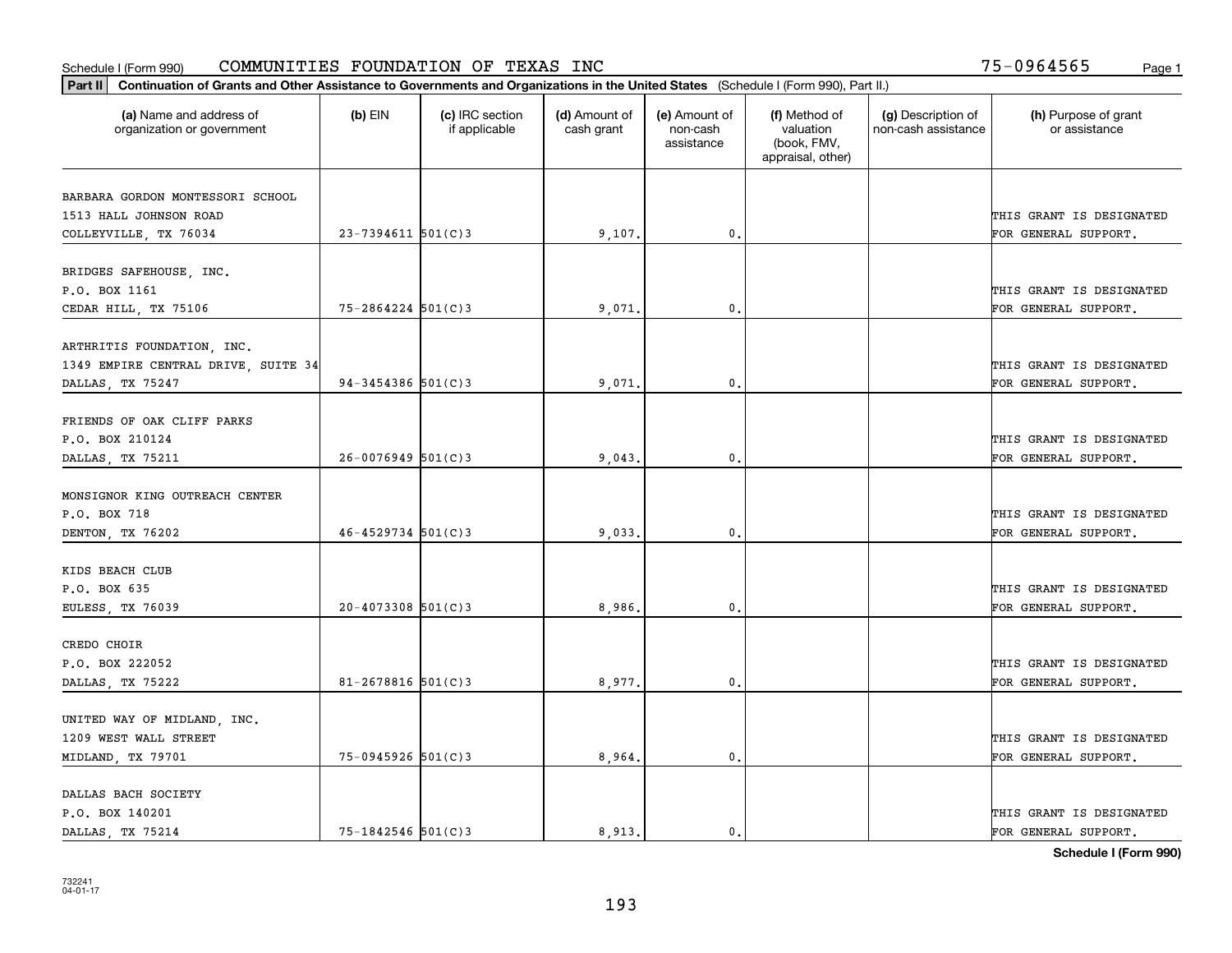Schedule I (Form 990) COMMUNITIES FOUNDATION OF TEXAS INC 75-0964565

**Part II** **Continuation of Grants and Other Assistance to Governments and Organizations in the United States** (Schedule I (Form 990), Part II.)

| (a) Name and address of organization or government | (b) EIN | (c) IRC section if applicable | (d) Amount of cash grant | (e) Amount of non-cash assistance | (f) Method of valuation (book, FMV, appraisal, other) | (g) Description of non-cash assistance | (h) Purpose of grant or assistance |
|---|---|---|---|---|---|---|---|
| BARBARA GORDON MONTESSORI SCHOOL 1513 HALL JOHNSON ROAD COLLEYVILLE, TX 76034 | 23-7394611 | 501(C)3 | 9,107. | 0. | | | THIS GRANT IS DESIGNATED FOR GENERAL SUPPORT. |
| BRIDGES SAFEHOUSE, INC. P.O. BOX 1161 CEDAR HILL, TX 75106 | 75-2864224 | 501(C)3 | 9,071. | 0. | | | THIS GRANT IS DESIGNATED FOR GENERAL SUPPORT. |
| ARTHRITIS FOUNDATION, INC. 1349 EMPIRE CENTRAL DRIVE, SUITE 34 DALLAS, TX 75247 | 94-3454386 | 501(C)3 | 9,071. | 0. | | | THIS GRANT IS DESIGNATED FOR GENERAL SUPPORT. |
| FRIENDS OF OAK CLIFF PARKS P.O. BOX 210124 DALLAS, TX 75211 | 26-0076949 | 501(C)3 | 9,043. | 0. | | | THIS GRANT IS DESIGNATED FOR GENERAL SUPPORT. |
| MONSIGNOR KING OUTREACH CENTER P.O. BOX 718 DENTON, TX 76202 | 46-4529734 | 501(C)3 | 9,033. | 0. | | | THIS GRANT IS DESIGNATED FOR GENERAL SUPPORT. |
| KIDS BEACH CLUB P.O. BOX 635 EULESS, TX 76039 | 20-4073308 | 501(C)3 | 8,986. | 0. | | | THIS GRANT IS DESIGNATED FOR GENERAL SUPPORT. |
| CREDO CHOIR P.O. BOX 222052 DALLAS, TX 75222 | 81-2678816 | 501(C)3 | 8,977. | 0. | | | THIS GRANT IS DESIGNATED FOR GENERAL SUPPORT. |
| UNITED WAY OF MIDLAND, INC. 1209 WEST WALL STREET MIDLAND, TX 79701 | 75-0945926 | 501(C)3 | 8,964. | 0. | | | THIS GRANT IS DESIGNATED FOR GENERAL SUPPORT. |
| DALLAS BACH SOCIETY P.O. BOX 140201 DALLAS, TX 75214 | 75-1842546 | 501(C)3 | 8,913. | 0. | | | THIS GRANT IS DESIGNATED FOR GENERAL SUPPORT. |

**Schedule I (Form 990)**

732241 04-01-17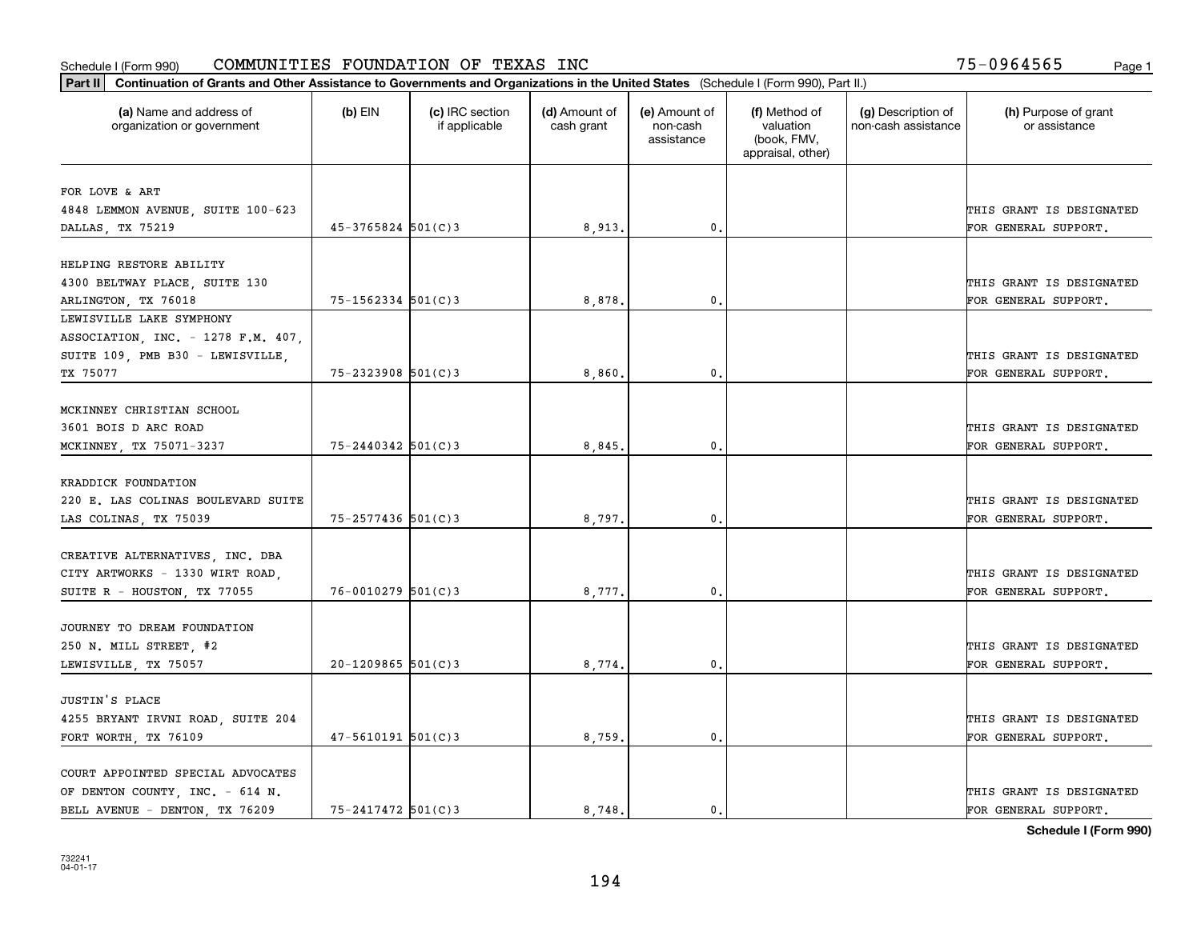Schedule I (Form 990) COMMUNITIES FOUNDATION OF TEXAS INC 75-0964565 Page 1

**Part II** **Continuation of Grants and Other Assistance to Governments and Organizations in the United States** (Schedule I (Form 990), Part II.)

| (a) Name and address of organization or government | (b) EIN | (c) IRC section if applicable | (d) Amount of cash grant | (e) Amount of non-cash assistance | (f) Method of valuation (book, FMV, appraisal, other) | (g) Description of non-cash assistance | (h) Purpose of grant or assistance |
|---|---|---|---|---|---|---|---|
| FOR LOVE & ART<br>4848 LEMMON AVENUE, SUITE 100-623<br>DALLAS, TX 75219 | 45-3765824 | 501(C)3 | 8,913. | 0. | | | THIS GRANT IS DESIGNATED FOR GENERAL SUPPORT. |
| HELPING RESTORE ABILITY<br>4300 BELTWAY PLACE, SUITE 130<br>ARLINGTON, TX 76018 | 75-1562334 | 501(C)3 | 8,878. | 0. | | | THIS GRANT IS DESIGNATED FOR GENERAL SUPPORT. |
| LEWISVILLE LAKE SYMPHONY ASSOCIATION, INC. - 1278 F.M. 407, SUITE 109, PMB B30 - LEWISVILLE, TX 75077 | 75-2323908 | 501(C)3 | 8,860. | 0. | | | THIS GRANT IS DESIGNATED FOR GENERAL SUPPORT. |
| MCKINNEY CHRISTIAN SCHOOL<br>3601 BOIS D ARC ROAD<br>MCKINNEY, TX 75071-3237 | 75-2440342 | 501(C)3 | 8,845. | 0. | | | THIS GRANT IS DESIGNATED FOR GENERAL SUPPORT. |
| KRADDICK FOUNDATION<br>220 E. LAS COLINAS BOULEVARD SUITE<br>LAS COLINAS, TX 75039 | 75-2577436 | 501(C)3 | 8,797. | 0. | | | THIS GRANT IS DESIGNATED FOR GENERAL SUPPORT. |
| CREATIVE ALTERNATIVES, INC. DBA CITY ARTWORKS - 1330 WIRT ROAD, SUITE R - HOUSTON, TX 77055 | 76-0010279 | 501(C)3 | 8,777. | 0. | | | THIS GRANT IS DESIGNATED FOR GENERAL SUPPORT. |
| JOURNEY TO DREAM FOUNDATION<br>250 N. MILL STREET, #2<br>LEWISVILLE, TX 75057 | 20-1209865 | 501(C)3 | 8,774. | 0. | | | THIS GRANT IS DESIGNATED FOR GENERAL SUPPORT. |
| JUSTIN'S PLACE<br>4255 BRYANT IRVNI ROAD, SUITE 204<br>FORT WORTH, TX 76109 | 47-5610191 | 501(C)3 | 8,759. | 0. | | | THIS GRANT IS DESIGNATED FOR GENERAL SUPPORT. |
| COURT APPOINTED SPECIAL ADVOCATES OF DENTON COUNTY, INC. - 614 N. BELL AVENUE - DENTON, TX 76209 | 75-2417472 | 501(C)3 | 8,748. | 0. | | | THIS GRANT IS DESIGNATED FOR GENERAL SUPPORT. |

**Schedule I (Form 990)**

732241
04-01-17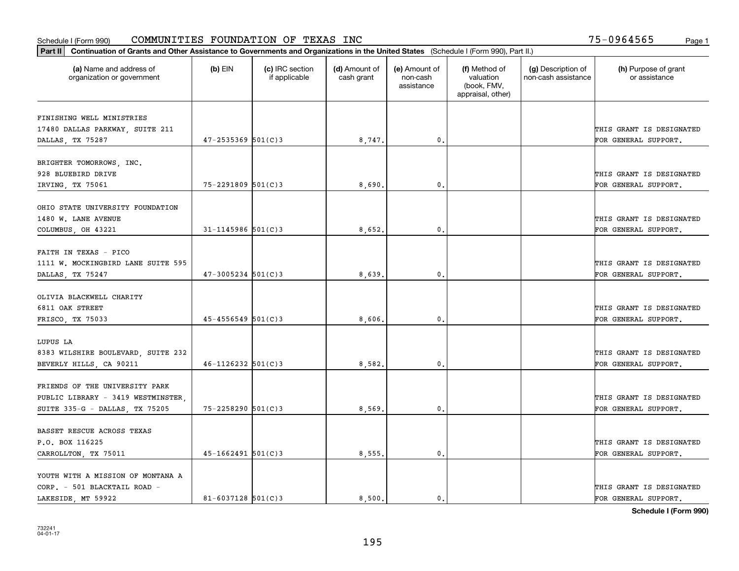Schedule I (Form 990) COMMUNITIES FOUNDATION OF TEXAS INC 75-0964565

**Part II Continuation of Grants and Other Assistance to Governments and Organizations in the United States** (Schedule I (Form 990), Part II.)

| (a) Name and address of organization or government | (b) EIN | (c) IRC section if applicable | (d) Amount of cash grant | (e) Amount of non-cash assistance | (f) Method of valuation (book, FMV, appraisal, other) | (g) Description of non-cash assistance | (h) Purpose of grant or assistance |
|---|---|---|---|---|---|---|---|
| FINISHING WELL MINISTRIES 17480 DALLAS PARKWAY, SUITE 211 DALLAS, TX 75287 | 47-2535369 | 501(C)3 | 8,747. | 0. | | | THIS GRANT IS DESIGNATED FOR GENERAL SUPPORT. |
| BRIGHTER TOMORROWS, INC. 928 BLUEBIRD DRIVE IRVING, TX 75061 | 75-2291809 | 501(C)3 | 8,690. | 0. | | | THIS GRANT IS DESIGNATED FOR GENERAL SUPPORT. |
| OHIO STATE UNIVERSITY FOUNDATION 1480 W. LANE AVENUE COLUMBUS, OH 43221 | 31-1145986 | 501(C)3 | 8,652. | 0. | | | THIS GRANT IS DESIGNATED FOR GENERAL SUPPORT. |
| FAITH IN TEXAS - PICO 1111 W. MOCKINGBIRD LANE SUITE 595 DALLAS, TX 75247 | 47-3005234 | 501(C)3 | 8,639. | 0. | | | THIS GRANT IS DESIGNATED FOR GENERAL SUPPORT. |
| OLIVIA BLACKWELL CHARITY 6811 OAK STREET FRISCO, TX 75033 | 45-4556549 | 501(C)3 | 8,606. | 0. | | | THIS GRANT IS DESIGNATED FOR GENERAL SUPPORT. |
| LUPUS LA 8383 WILSHIRE BOULEVARD, SUITE 232 BEVERLY HILLS, CA 90211 | 46-1126232 | 501(C)3 | 8,582. | 0. | | | THIS GRANT IS DESIGNATED FOR GENERAL SUPPORT. |
| FRIENDS OF THE UNIVERSITY PARK PUBLIC LIBRARY - 3419 WESTMINSTER, SUITE 335-G - DALLAS, TX 75205 | 75-2258290 | 501(C)3 | 8,569. | 0. | | | THIS GRANT IS DESIGNATED FOR GENERAL SUPPORT. |
| BASSET RESCUE ACROSS TEXAS P.O. BOX 116225 CARROLLTON, TX 75011 | 45-1662491 | 501(C)3 | 8,555. | 0. | | | THIS GRANT IS DESIGNATED FOR GENERAL SUPPORT. |
| YOUTH WITH A MISSION OF MONTANA A CORP. - 501 BLACKTAIL ROAD - LAKESIDE, MT 59922 | 81-6037128 | 501(C)3 | 8,500. | 0. | | | THIS GRANT IS DESIGNATED FOR GENERAL SUPPORT. |

**Schedule I (Form 990)**

732241
04-01-17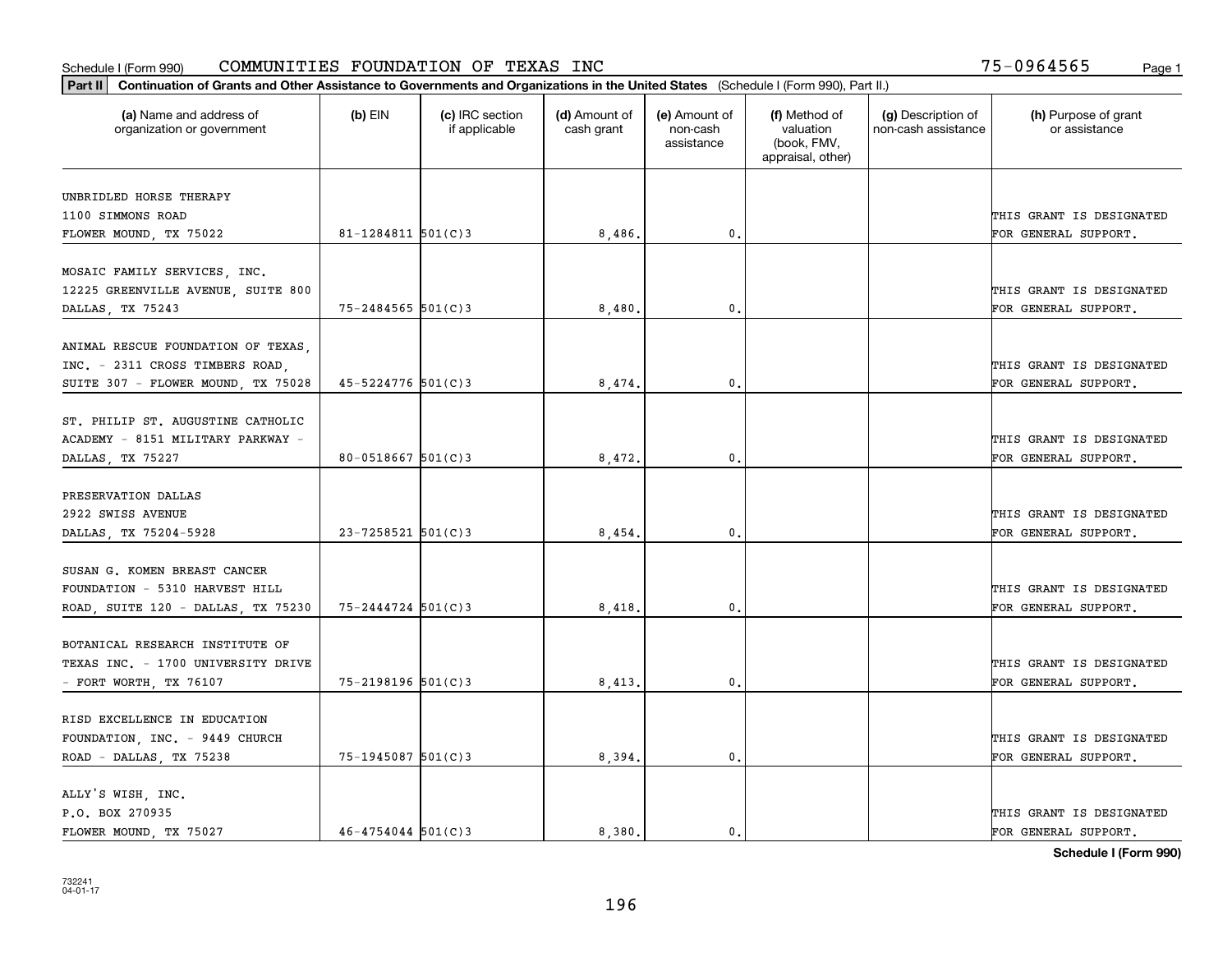Schedule I (Form 990) COMMUNITIES FOUNDATION OF TEXAS INC 75-0964565

**Part II** **Continuation of Grants and Other Assistance to Governments and Organizations in the United States** (Schedule I (Form 990), Part II.)

| (a) Name and address of organization or government | (b) EIN | (c) IRC section if applicable | (d) Amount of cash grant | (e) Amount of non-cash assistance | (f) Method of valuation (book, FMV, appraisal, other) | (g) Description of non-cash assistance | (h) Purpose of grant or assistance |
|---|---|---|---|---|---|---|---|
| UNBRIDLED HORSE THERAPY 1100 SIMMONS ROAD FLOWER MOUND, TX 75022 | 81-1284811 | 501(C)3 | 8,486. | 0. | | | THIS GRANT IS DESIGNATED FOR GENERAL SUPPORT. |
| MOSAIC FAMILY SERVICES, INC. 12225 GREENVILLE AVENUE, SUITE 800 DALLAS, TX 75243 | 75-2484565 | 501(C)3 | 8,480. | 0. | | | THIS GRANT IS DESIGNATED FOR GENERAL SUPPORT. |
| ANIMAL RESCUE FOUNDATION OF TEXAS, INC. - 2311 CROSS TIMBERS ROAD, SUITE 307 - FLOWER MOUND, TX 75028 | 45-5224776 | 501(C)3 | 8,474. | 0. | | | THIS GRANT IS DESIGNATED FOR GENERAL SUPPORT. |
| ST. PHILIP ST. AUGUSTINE CATHOLIC ACADEMY - 8151 MILITARY PARKWAY - DALLAS, TX 75227 | 80-0518667 | 501(C)3 | 8,472. | 0. | | | THIS GRANT IS DESIGNATED FOR GENERAL SUPPORT. |
| PRESERVATION DALLAS 2922 SWISS AVENUE DALLAS, TX 75204-5928 | 23-7258521 | 501(C)3 | 8,454. | 0. | | | THIS GRANT IS DESIGNATED FOR GENERAL SUPPORT. |
| SUSAN G. KOMEN BREAST CANCER FOUNDATION - 5310 HARVEST HILL ROAD, SUITE 120 - DALLAS, TX 75230 | 75-2444724 | 501(C)3 | 8,418. | 0. | | | THIS GRANT IS DESIGNATED FOR GENERAL SUPPORT. |
| BOTANICAL RESEARCH INSTITUTE OF TEXAS INC. - 1700 UNIVERSITY DRIVE - FORT WORTH, TX 76107 | 75-2198196 | 501(C)3 | 8,413. | 0. | | | THIS GRANT IS DESIGNATED FOR GENERAL SUPPORT. |
| RISD EXCELLENCE IN EDUCATION FOUNDATION, INC. - 9449 CHURCH ROAD - DALLAS, TX 75238 | 75-1945087 | 501(C)3 | 8,394. | 0. | | | THIS GRANT IS DESIGNATED FOR GENERAL SUPPORT. |
| ALLY'S WISH, INC. P.O. BOX 270935 FLOWER MOUND, TX 75027 | 46-4754044 | 501(C)3 | 8,380. | 0. | | | THIS GRANT IS DESIGNATED FOR GENERAL SUPPORT. |

**Schedule I (Form 990)**

732241 04-01-17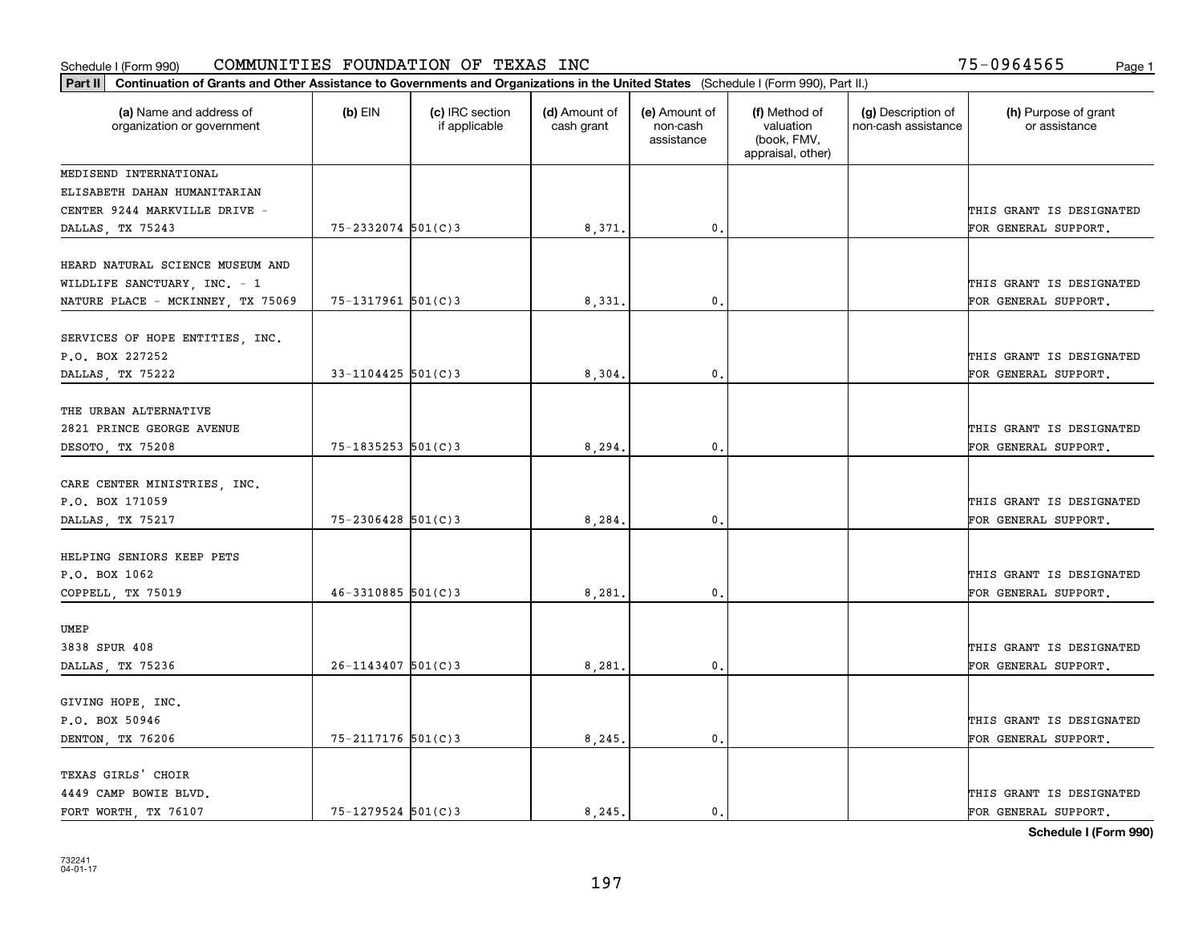Schedule I (Form 990) COMMUNITIES FOUNDATION OF TEXAS INC 75-0964565

**Part II Continuation of Grants and Other Assistance to Governments and Organizations in the United States** (Schedule I (Form 990), Part II.)

| (a) Name and address of organization or government | (b) EIN | (c) IRC section if applicable | (d) Amount of cash grant | (e) Amount of non-cash assistance | (f) Method of valuation (book, FMV, appraisal, other) | (g) Description of non-cash assistance | (h) Purpose of grant or assistance |
|---|---|---|---|---|---|---|---|
| MEDISEND INTERNATIONAL ELISABETH DAHAN HUMANITARIAN CENTER 9244 MARKVILLE DRIVE - DALLAS, TX 75243 | 75-2332074 | 501(C)3 | 8,371. | 0. | | | THIS GRANT IS DESIGNATED FOR GENERAL SUPPORT. |
| HEARD NATURAL SCIENCE MUSEUM AND WILDLIFE SANCTUARY, INC. - 1 NATURE PLACE - MCKINNEY, TX 75069 | 75-1317961 | 501(C)3 | 8,331. | 0. | | | THIS GRANT IS DESIGNATED FOR GENERAL SUPPORT. |
| SERVICES OF HOPE ENTITIES, INC. P.O. BOX 227252 DALLAS, TX 75222 | 33-1104425 | 501(C)3 | 8,304. | 0. | | | THIS GRANT IS DESIGNATED FOR GENERAL SUPPORT. |
| THE URBAN ALTERNATIVE 2821 PRINCE GEORGE AVENUE DESOTO, TX 75208 | 75-1835253 | 501(C)3 | 8,294. | 0. | | | THIS GRANT IS DESIGNATED FOR GENERAL SUPPORT. |
| CARE CENTER MINISTRIES, INC. P.O. BOX 171059 DALLAS, TX 75217 | 75-2306428 | 501(C)3 | 8,284. | 0. | | | THIS GRANT IS DESIGNATED FOR GENERAL SUPPORT. |
| HELPING SENIORS KEEP PETS P.O. BOX 1062 COPPELL, TX 75019 | 46-3310885 | 501(C)3 | 8,281. | 0. | | | THIS GRANT IS DESIGNATED FOR GENERAL SUPPORT. |
| UMEP 3838 SPUR 408 DALLAS, TX 75236 | 26-1143407 | 501(C)3 | 8,281. | 0. | | | THIS GRANT IS DESIGNATED FOR GENERAL SUPPORT. |
| GIVING HOPE, INC. P.O. BOX 50946 DENTON, TX 76206 | 75-2117176 | 501(C)3 | 8,245. | 0. | | | THIS GRANT IS DESIGNATED FOR GENERAL SUPPORT. |
| TEXAS GIRLS' CHOIR 4449 CAMP BOWIE BLVD. FORT WORTH, TX 76107 | 75-1279524 | 501(C)3 | 8,245. | 0. | | | THIS GRANT IS DESIGNATED FOR GENERAL SUPPORT. |

**Schedule I (Form 990)**

732241 04-01-17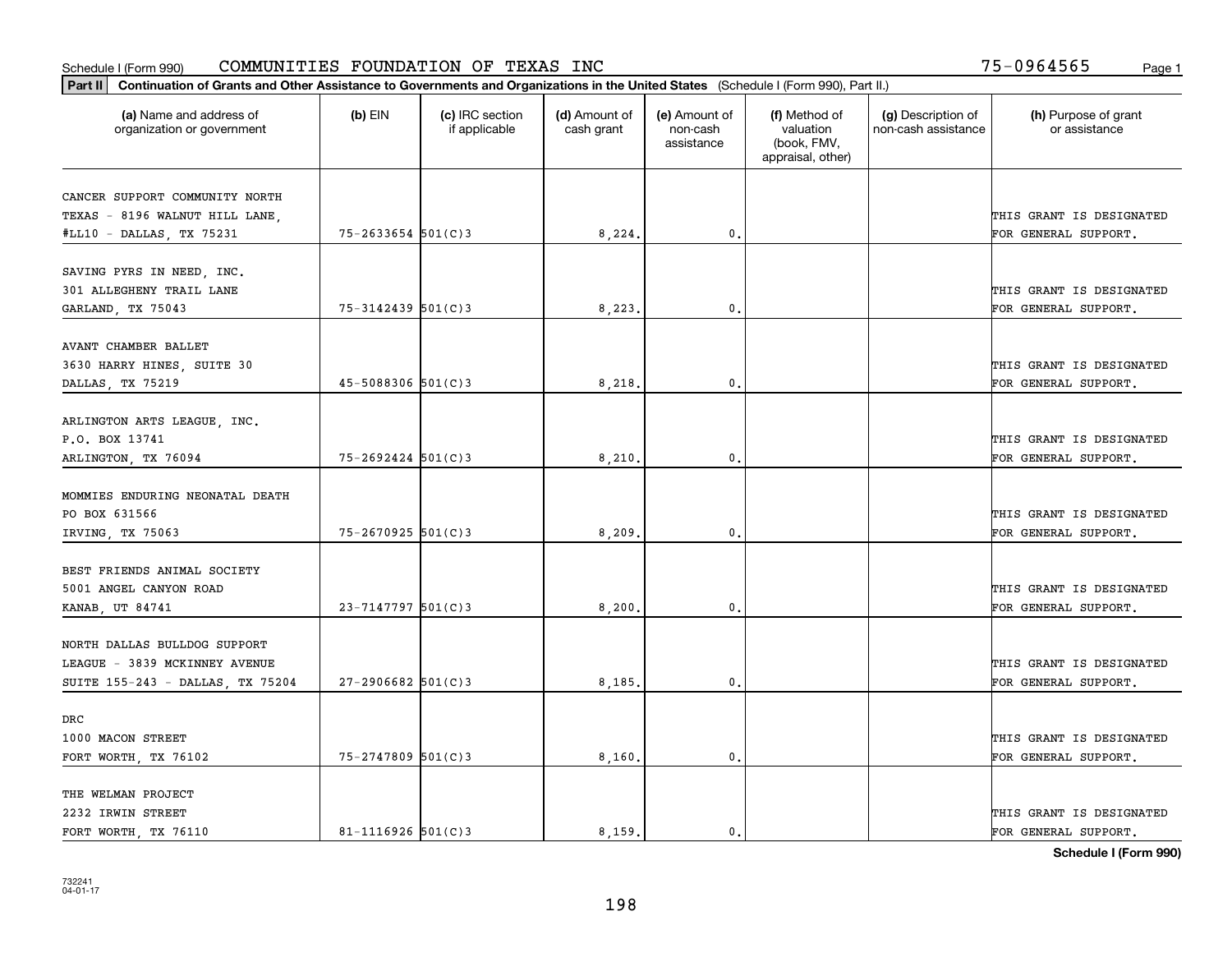Schedule I (Form 990) COMMUNITIES FOUNDATION OF TEXAS INC 75-0964565 Page 1

**Part II** **Continuation of Grants and Other Assistance to Governments and Organizations in the United States** (Schedule I (Form 990), Part II.)

| (a) Name and address of organization or government | (b) EIN | (c) IRC section if applicable | (d) Amount of cash grant | (e) Amount of non-cash assistance | (f) Method of valuation (book, FMV, appraisal, other) | (g) Description of non-cash assistance | (h) Purpose of grant or assistance |
|---|---|---|---|---|---|---|---|
| CANCER SUPPORT COMMUNITY NORTH TEXAS - 8196 WALNUT HILL LANE, #LL10 - DALLAS, TX 75231 | 75-2633654 | 501(C)3 | 8,224. | 0. | | | THIS GRANT IS DESIGNATED FOR GENERAL SUPPORT. |
| SAVING PYRS IN NEED, INC. 301 ALLEGHENY TRAIL LANE GARLAND, TX 75043 | 75-3142439 | 501(C)3 | 8,223. | 0. | | | THIS GRANT IS DESIGNATED FOR GENERAL SUPPORT. |
| AVANT CHAMBER BALLET 3630 HARRY HINES, SUITE 30 DALLAS, TX 75219 | 45-5088306 | 501(C)3 | 8,218. | 0. | | | THIS GRANT IS DESIGNATED FOR GENERAL SUPPORT. |
| ARLINGTON ARTS LEAGUE, INC. P.O. BOX 13741 ARLINGTON, TX 76094 | 75-2692424 | 501(C)3 | 8,210. | 0. | | | THIS GRANT IS DESIGNATED FOR GENERAL SUPPORT. |
| MOMMIES ENDURING NEONATAL DEATH PO BOX 631566 IRVING, TX 75063 | 75-2670925 | 501(C)3 | 8,209. | 0. | | | THIS GRANT IS DESIGNATED FOR GENERAL SUPPORT. |
| BEST FRIENDS ANIMAL SOCIETY 5001 ANGEL CANYON ROAD KANAB, UT 84741 | 23-7147797 | 501(C)3 | 8,200. | 0. | | | THIS GRANT IS DESIGNATED FOR GENERAL SUPPORT. |
| NORTH DALLAS BULLDOG SUPPORT LEAGUE - 3839 MCKINNEY AVENUE SUITE 155-243 - DALLAS, TX 75204 | 27-2906682 | 501(C)3 | 8,185. | 0. | | | THIS GRANT IS DESIGNATED FOR GENERAL SUPPORT. |
| DRC 1000 MACON STREET FORT WORTH, TX 76102 | 75-2747809 | 501(C)3 | 8,160. | 0. | | | THIS GRANT IS DESIGNATED FOR GENERAL SUPPORT. |
| THE WELMAN PROJECT 2232 IRWIN STREET FORT WORTH, TX 76110 | 81-1116926 | 501(C)3 | 8,159. | 0. | | | THIS GRANT IS DESIGNATED FOR GENERAL SUPPORT. |

**Schedule I (Form 990)**

732241 04-01-17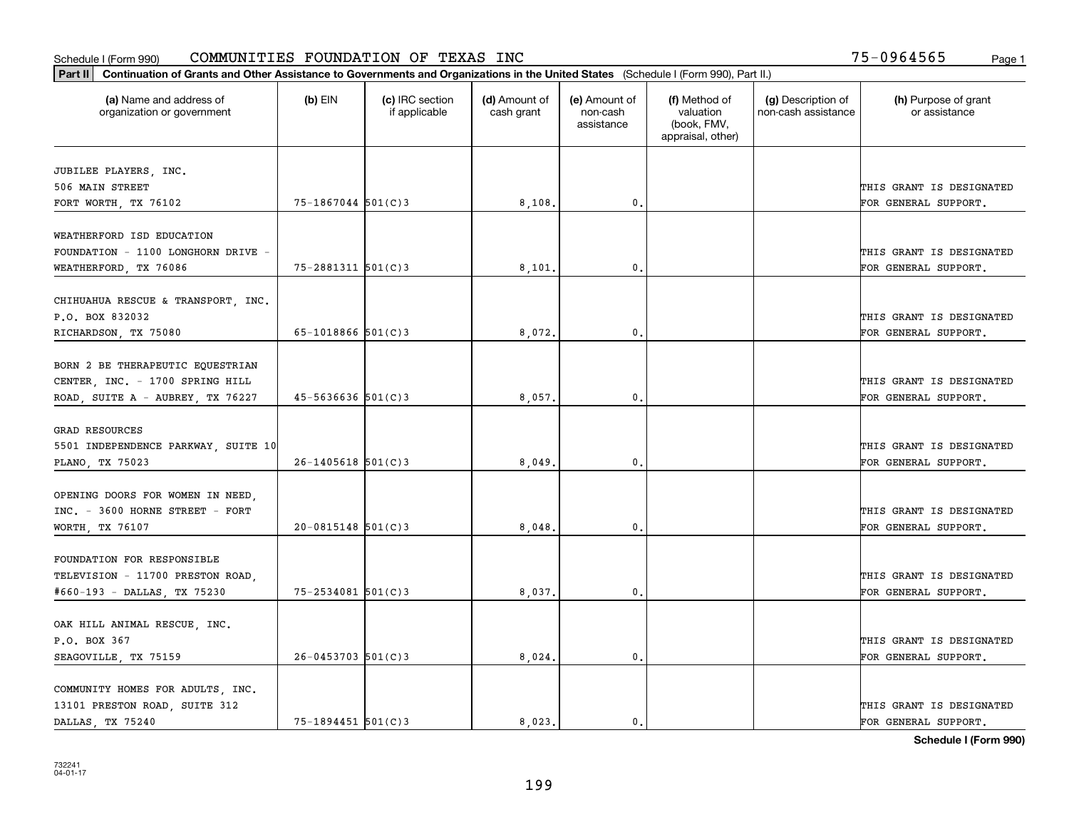Schedule I (Form 990) COMMUNITIES FOUNDATION OF TEXAS INC 75-0964565

**Part II** Continuation of Grants and Other Assistance to Governments and Organizations in the United States (Schedule I (Form 990), Part II.)

| (a) Name and address of organization or government | (b) EIN | (c) IRC section if applicable | (d) Amount of cash grant | (e) Amount of non-cash assistance | (f) Method of valuation (book, FMV, appraisal, other) | (g) Description of non-cash assistance | (h) Purpose of grant or assistance |
|---|---|---|---|---|---|---|---|
| JUBILEE PLAYERS, INC.<br>506 MAIN STREET<br>FORT WORTH, TX 76102 | 75-1867044 | 501(C)3 | 8,108. | 0. | | | THIS GRANT IS DESIGNATED FOR GENERAL SUPPORT. |
| WEATHERFORD ISD EDUCATION FOUNDATION - 1100 LONGHORN DRIVE - WEATHERFORD, TX 76086 | 75-2881311 | 501(C)3 | 8,101. | 0. | | | THIS GRANT IS DESIGNATED FOR GENERAL SUPPORT. |
| CHIHUAHUA RESCUE & TRANSPORT, INC.<br>P.O. BOX 832032<br>RICHARDSON, TX 75080 | 65-1018866 | 501(C)3 | 8,072. | 0. | | | THIS GRANT IS DESIGNATED FOR GENERAL SUPPORT. |
| BORN 2 BE THERAPEUTIC EQUESTRIAN CENTER, INC. - 1700 SPRING HILL ROAD, SUITE A - AUBREY, TX 76227 | 45-5636636 | 501(C)3 | 8,057. | 0. | | | THIS GRANT IS DESIGNATED FOR GENERAL SUPPORT. |
| GRAD RESOURCES<br>5501 INDEPENDENCE PARKWAY, SUITE 10<br>PLANO, TX 75023 | 26-1405618 | 501(C)3 | 8,049. | 0. | | | THIS GRANT IS DESIGNATED FOR GENERAL SUPPORT. |
| OPENING DOORS FOR WOMEN IN NEED, INC. - 3600 HORNE STREET - FORT WORTH, TX 76107 | 20-0815148 | 501(C)3 | 8,048. | 0. | | | THIS GRANT IS DESIGNATED FOR GENERAL SUPPORT. |
| FOUNDATION FOR RESPONSIBLE TELEVISION - 11700 PRESTON ROAD, #660-193 - DALLAS, TX 75230 | 75-2534081 | 501(C)3 | 8,037. | 0. | | | THIS GRANT IS DESIGNATED FOR GENERAL SUPPORT. |
| OAK HILL ANIMAL RESCUE, INC.<br>P.O. BOX 367<br>SEAGOVILLE, TX 75159 | 26-0453703 | 501(C)3 | 8,024. | 0. | | | THIS GRANT IS DESIGNATED FOR GENERAL SUPPORT. |
| COMMUNITY HOMES FOR ADULTS, INC.<br>13101 PRESTON ROAD, SUITE 312<br>DALLAS, TX 75240 | 75-1894451 | 501(C)3 | 8,023. | 0. | | | THIS GRANT IS DESIGNATED FOR GENERAL SUPPORT. |

**Schedule I (Form 990)**

732241
04-01-17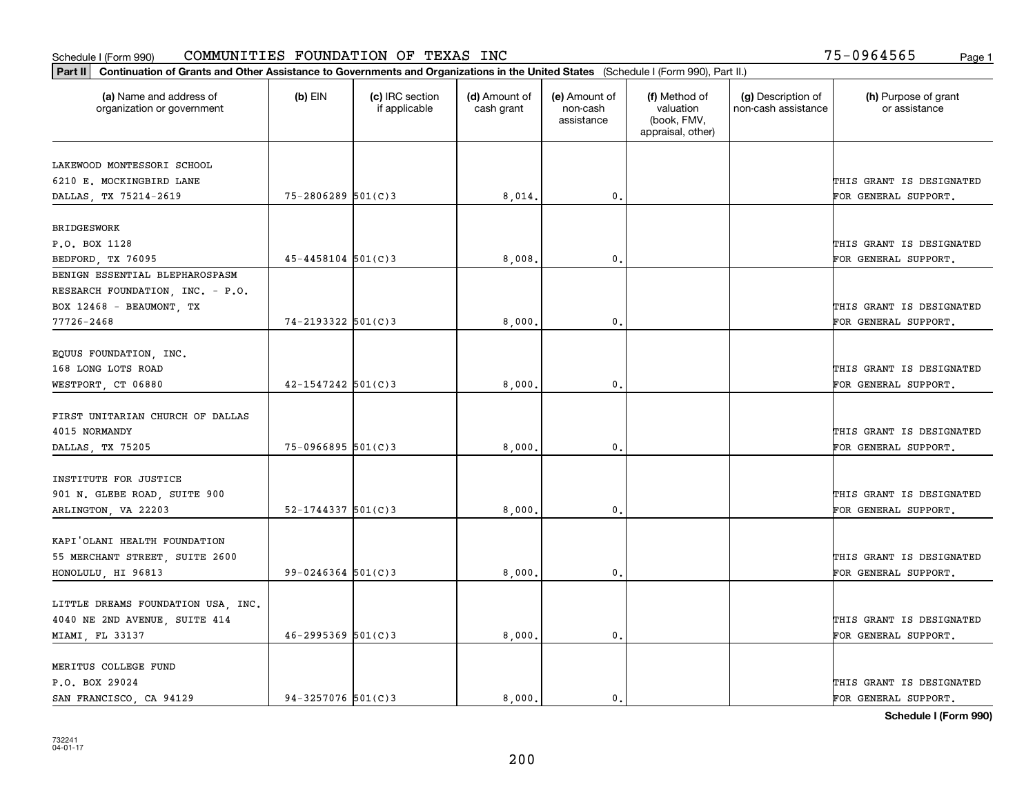Schedule I (Form 990) COMMUNITIES FOUNDATION OF TEXAS INC 75-0964565

**Part II** **Continuation of Grants and Other Assistance to Governments and Organizations in the United States** (Schedule I (Form 990), Part II.)

| (a) Name and address of organization or government | (b) EIN | (c) IRC section if applicable | (d) Amount of cash grant | (e) Amount of non-cash assistance | (f) Method of valuation (book, FMV, appraisal, other) | (g) Description of non-cash assistance | (h) Purpose of grant or assistance |
|---|---|---|---|---|---|---|---|
| LAKEWOOD MONTESSORI SCHOOL 6210 E. MOCKINGBIRD LANE DALLAS, TX 75214-2619 | 75-2806289 | 501(C)3 | 8,014. | 0. | | | THIS GRANT IS DESIGNATED FOR GENERAL SUPPORT. |
| BRIDGESWORK P.O. BOX 1128 BEDFORD, TX 76095 | 45-4458104 | 501(C)3 | 8,008. | 0. | | | THIS GRANT IS DESIGNATED FOR GENERAL SUPPORT. |
| BENIGN ESSENTIAL BLEPHAROSPASM RESEARCH FOUNDATION, INC. - P.O. BOX 12468 - BEAUMONT, TX 77726-2468 | 74-2193322 | 501(C)3 | 8,000. | 0. | | | THIS GRANT IS DESIGNATED FOR GENERAL SUPPORT. |
| EQUUS FOUNDATION, INC. 168 LONG LOTS ROAD WESTPORT, CT 06880 | 42-1547242 | 501(C)3 | 8,000. | 0. | | | THIS GRANT IS DESIGNATED FOR GENERAL SUPPORT. |
| FIRST UNITARIAN CHURCH OF DALLAS 4015 NORMANDY DALLAS, TX 75205 | 75-0966895 | 501(C)3 | 8,000. | 0. | | | THIS GRANT IS DESIGNATED FOR GENERAL SUPPORT. |
| INSTITUTE FOR JUSTICE 901 N. GLEBE ROAD, SUITE 900 ARLINGTON, VA 22203 | 52-1744337 | 501(C)3 | 8,000. | 0. | | | THIS GRANT IS DESIGNATED FOR GENERAL SUPPORT. |
| KAPI'OLANI HEALTH FOUNDATION 55 MERCHANT STREET, SUITE 2600 HONOLULU, HI 96813 | 99-0246364 | 501(C)3 | 8,000. | 0. | | | THIS GRANT IS DESIGNATED FOR GENERAL SUPPORT. |
| LITTLE DREAMS FOUNDATION USA, INC. 4040 NE 2ND AVENUE, SUITE 414 MIAMI, FL 33137 | 46-2995369 | 501(C)3 | 8,000. | 0. | | | THIS GRANT IS DESIGNATED FOR GENERAL SUPPORT. |
| MERITUS COLLEGE FUND P.O. BOX 29024 SAN FRANCISCO, CA 94129 | 94-3257076 | 501(C)3 | 8,000. | 0. | | | THIS GRANT IS DESIGNATED FOR GENERAL SUPPORT. |

**Schedule I (Form 990)**

732241 04-01-17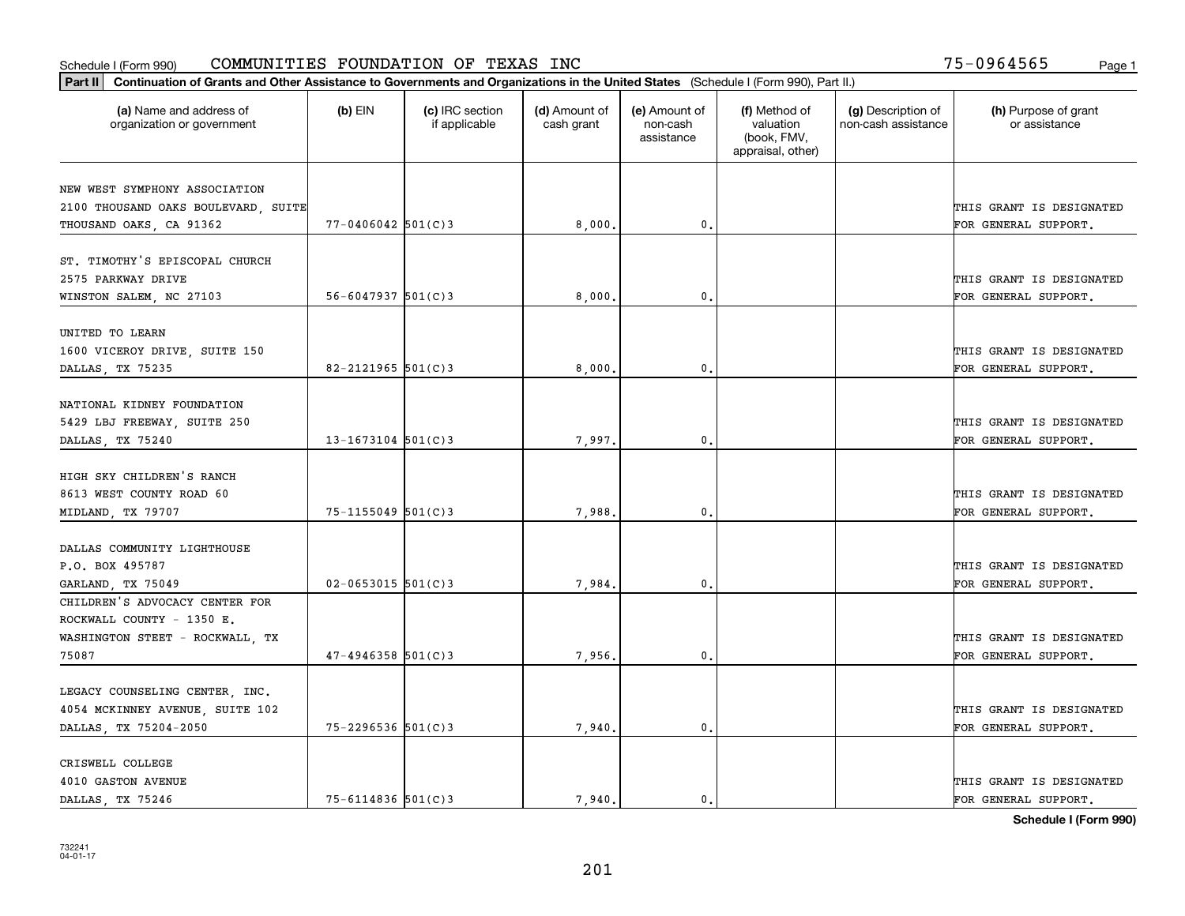Schedule I (Form 990) COMMUNITIES FOUNDATION OF TEXAS INC 75-0964565

**Part II** Continuation of Grants and Other Assistance to Governments and Organizations in the United States (Schedule I (Form 990), Part II.)

| (a) Name and address of organization or government | (b) EIN | (c) IRC section if applicable | (d) Amount of cash grant | (e) Amount of non-cash assistance | (f) Method of valuation (book, FMV, appraisal, other) | (g) Description of non-cash assistance | (h) Purpose of grant or assistance |
|---|---|---|---|---|---|---|---|
| NEW WEST SYMPHONY ASSOCIATION 2100 THOUSAND OAKS BOULEVARD, SUITE THOUSAND OAKS, CA 91362 | 77-0406042 | 501(C)3 | 8,000. | 0. | | | THIS GRANT IS DESIGNATED FOR GENERAL SUPPORT. |
| ST. TIMOTHY'S EPISCOPAL CHURCH 2575 PARKWAY DRIVE WINSTON SALEM, NC 27103 | 56-6047937 | 501(C)3 | 8,000. | 0. | | | THIS GRANT IS DESIGNATED FOR GENERAL SUPPORT. |
| UNITED TO LEARN 1600 VICEROY DRIVE, SUITE 150 DALLAS, TX 75235 | 82-2121965 | 501(C)3 | 8,000. | 0. | | | THIS GRANT IS DESIGNATED FOR GENERAL SUPPORT. |
| NATIONAL KIDNEY FOUNDATION 5429 LBJ FREEWAY, SUITE 250 DALLAS, TX 75240 | 13-1673104 | 501(C)3 | 7,997. | 0. | | | THIS GRANT IS DESIGNATED FOR GENERAL SUPPORT. |
| HIGH SKY CHILDREN'S RANCH 8613 WEST COUNTY ROAD 60 MIDLAND, TX 79707 | 75-1155049 | 501(C)3 | 7,988. | 0. | | | THIS GRANT IS DESIGNATED FOR GENERAL SUPPORT. |
| DALLAS COMMUNITY LIGHTHOUSE P.O. BOX 495787 GARLAND, TX 75049 | 02-0653015 | 501(C)3 | 7,984. | 0. | | | THIS GRANT IS DESIGNATED FOR GENERAL SUPPORT. |
| CHILDREN'S ADVOCACY CENTER FOR ROCKWALL COUNTY - 1350 E. WASHINGTON STEET - ROCKWALL, TX 75087 | 47-4946358 | 501(C)3 | 7,956. | 0. | | | THIS GRANT IS DESIGNATED FOR GENERAL SUPPORT. |
| LEGACY COUNSELING CENTER, INC. 4054 MCKINNEY AVENUE, SUITE 102 DALLAS, TX 75204-2050 | 75-2296536 | 501(C)3 | 7,940. | 0. | | | THIS GRANT IS DESIGNATED FOR GENERAL SUPPORT. |
| CRISWELL COLLEGE 4010 GASTON AVENUE DALLAS, TX 75246 | 75-6114836 | 501(C)3 | 7,940. | 0. | | | THIS GRANT IS DESIGNATED FOR GENERAL SUPPORT. |

**Schedule I (Form 990)**

732241 04-01-17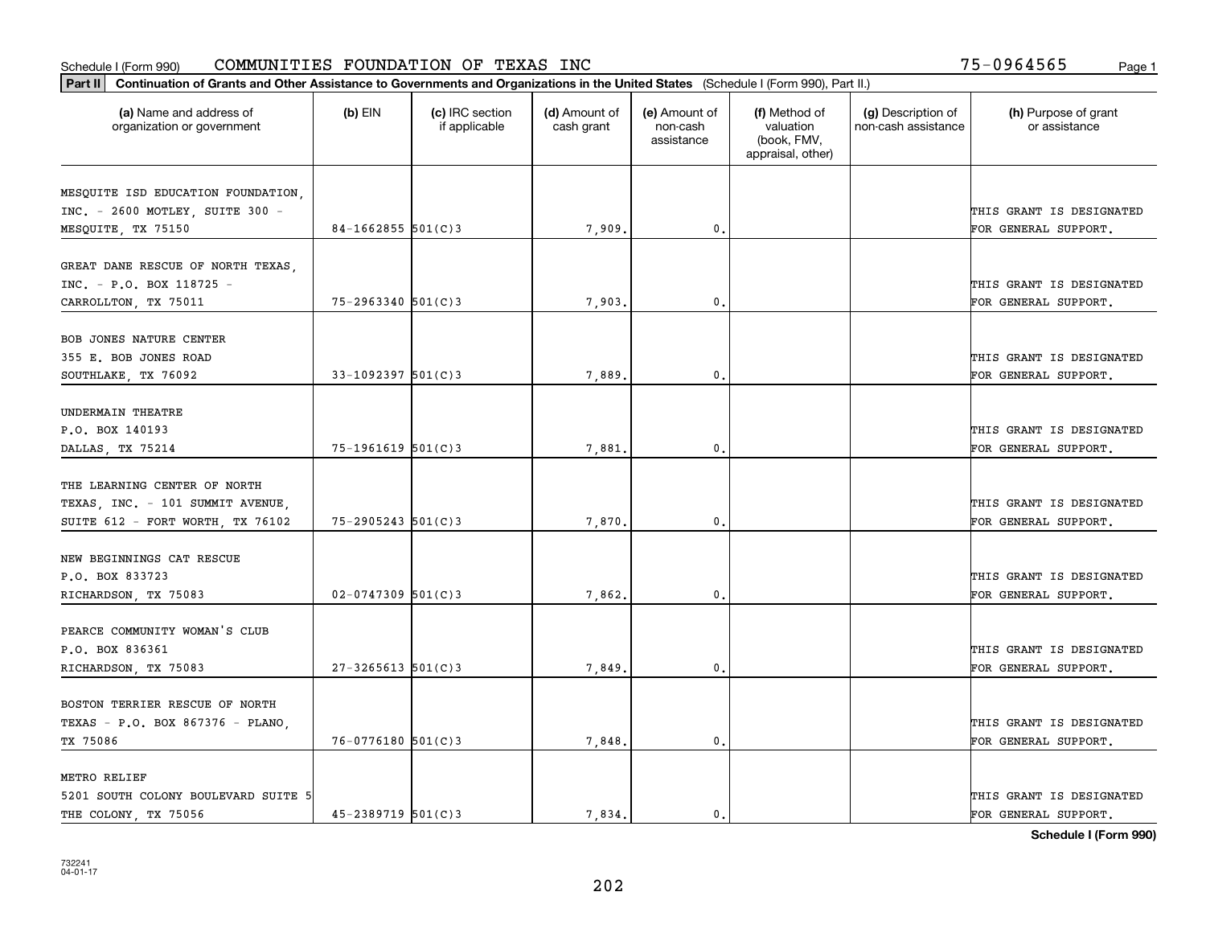Schedule I (Form 990) COMMUNITIES FOUNDATION OF TEXAS INC 75-0964565

**Part II** **Continuation of Grants and Other Assistance to Governments and Organizations in the United States** (Schedule I (Form 990), Part II.)

| (a) Name and address of organization or government | (b) EIN | (c) IRC section if applicable | (d) Amount of cash grant | (e) Amount of non-cash assistance | (f) Method of valuation (book, FMV, appraisal, other) | (g) Description of non-cash assistance | (h) Purpose of grant or assistance |
|---|---|---|---|---|---|---|---|
| MESQUITE ISD EDUCATION FOUNDATION, INC. - 2600 MOTLEY, SUITE 300 - MESQUITE, TX 75150 | 84-1662855 | 501(C)3 | 7,909. | 0. | | | THIS GRANT IS DESIGNATED FOR GENERAL SUPPORT. |
| GREAT DANE RESCUE OF NORTH TEXAS, INC. - P.O. BOX 118725 - CARROLLTON, TX 75011 | 75-2963340 | 501(C)3 | 7,903. | 0. | | | THIS GRANT IS DESIGNATED FOR GENERAL SUPPORT. |
| BOB JONES NATURE CENTER 355 E. BOB JONES ROAD SOUTHLAKE, TX 76092 | 33-1092397 | 501(C)3 | 7,889. | 0. | | | THIS GRANT IS DESIGNATED FOR GENERAL SUPPORT. |
| UNDERMAIN THEATRE P.O. BOX 140193 DALLAS, TX 75214 | 75-1961619 | 501(C)3 | 7,881. | 0. | | | THIS GRANT IS DESIGNATED FOR GENERAL SUPPORT. |
| THE LEARNING CENTER OF NORTH TEXAS, INC. - 101 SUMMIT AVENUE, SUITE 612 - FORT WORTH, TX 76102 | 75-2905243 | 501(C)3 | 7,870. | 0. | | | THIS GRANT IS DESIGNATED FOR GENERAL SUPPORT. |
| NEW BEGINNINGS CAT RESCUE P.O. BOX 833723 RICHARDSON, TX 75083 | 02-0747309 | 501(C)3 | 7,862. | 0. | | | THIS GRANT IS DESIGNATED FOR GENERAL SUPPORT. |
| PEARCE COMMUNITY WOMAN'S CLUB P.O. BOX 836361 RICHARDSON, TX 75083 | 27-3265613 | 501(C)3 | 7,849. | 0. | | | THIS GRANT IS DESIGNATED FOR GENERAL SUPPORT. |
| BOSTON TERRIER RESCUE OF NORTH TEXAS - P.O. BOX 867376 - PLANO, TX 75086 | 76-0776180 | 501(C)3 | 7,848. | 0. | | | THIS GRANT IS DESIGNATED FOR GENERAL SUPPORT. |
| METRO RELIEF 5201 SOUTH COLONY BOULEVARD SUITE 5 THE COLONY, TX 75056 | 45-2389719 | 501(C)3 | 7,834. | 0. | | | THIS GRANT IS DESIGNATED FOR GENERAL SUPPORT. |

**Schedule I (Form 990)**

732241 04-01-17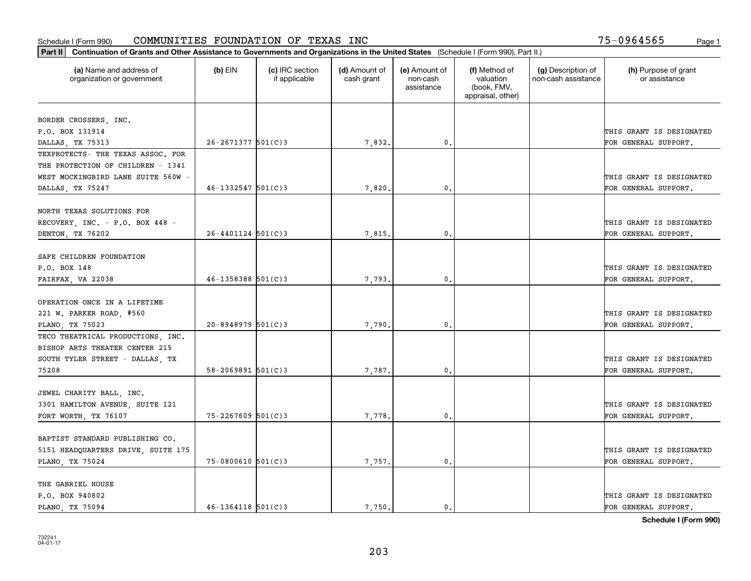Schedule I (Form 990) COMMUNITIES FOUNDATION OF TEXAS INC 75-0964565

**Part II Continuation of Grants and Other Assistance to Governments and Organizations in the United States** (Schedule I (Form 990), Part II.)

| (a) Name and address of organization or government | (b) EIN | (c) IRC section if applicable | (d) Amount of cash grant | (e) Amount of non-cash assistance | (f) Method of valuation (book, FMV, appraisal, other) | (g) Description of non-cash assistance | (h) Purpose of grant or assistance |
|---|---|---|---|---|---|---|---|
| BORDER CROSSERS, INC. P.O. BOX 131914 DALLAS, TX 75313 | 26-2671377 | 501(C)3 | 7,832. | 0. | | | THIS GRANT IS DESIGNATED FOR GENERAL SUPPORT. |
| TEXPROTECTS- THE TEXAS ASSOC. FOR THE PROTECTION OF CHILDREN - 1341 WEST MOCKINGBIRD LANE SUITE 560W - DALLAS, TX 75247 | 46-1332547 | 501(C)3 | 7,820. | 0. | | | THIS GRANT IS DESIGNATED FOR GENERAL SUPPORT. |
| NORTH TEXAS SOLUTIONS FOR RECOVERY, INC. - P.O. BOX 448 - DENTON, TX 76202 | 26-4401124 | 501(C)3 | 7,815. | 0. | | | THIS GRANT IS DESIGNATED FOR GENERAL SUPPORT. |
| SAFE CHILDREN FOUNDATION P.O. BOX 148 FAIRFAX, VA 22038 | 46-1358388 | 501(C)3 | 7,793. | 0. | | | THIS GRANT IS DESIGNATED FOR GENERAL SUPPORT. |
| OPERATION ONCE IN A LIFETIME 221 W. PARKER ROAD, #560 PLANO, TX 75023 | 20-8948979 | 501(C)3 | 7,790. | 0. | | | THIS GRANT IS DESIGNATED FOR GENERAL SUPPORT. |
| TECO THEATRICAL PRODUCTIONS, INC. BISHOP ARTS THEATER CENTER 215 SOUTH TYLER STREET - DALLAS, TX 75208 | 58-2069891 | 501(C)3 | 7,787. | 0. | | | THIS GRANT IS DESIGNATED FOR GENERAL SUPPORT. |
| JEWEL CHARITY BALL, INC. 3301 HAMILTON AVENUE, SUITE 121 FORT WORTH, TX 76107 | 75-2267609 | 501(C)3 | 7,778. | 0. | | | THIS GRANT IS DESIGNATED FOR GENERAL SUPPORT. |
| BAPTIST STANDARD PUBLISHING CO. 5151 HEADQUARTERS DRIVE, SUITE 175 PLANO, TX 75024 | 75-0800610 | 501(C)3 | 7,757. | 0. | | | THIS GRANT IS DESIGNATED FOR GENERAL SUPPORT. |
| THE GABRIEL HOUSE P.O. BOX 940802 PLANO, TX 75094 | 46-1364118 | 501(C)3 | 7,750. | 0. | | | THIS GRANT IS DESIGNATED FOR GENERAL SUPPORT. |

**Schedule I (Form 990)**

732241
04-01-17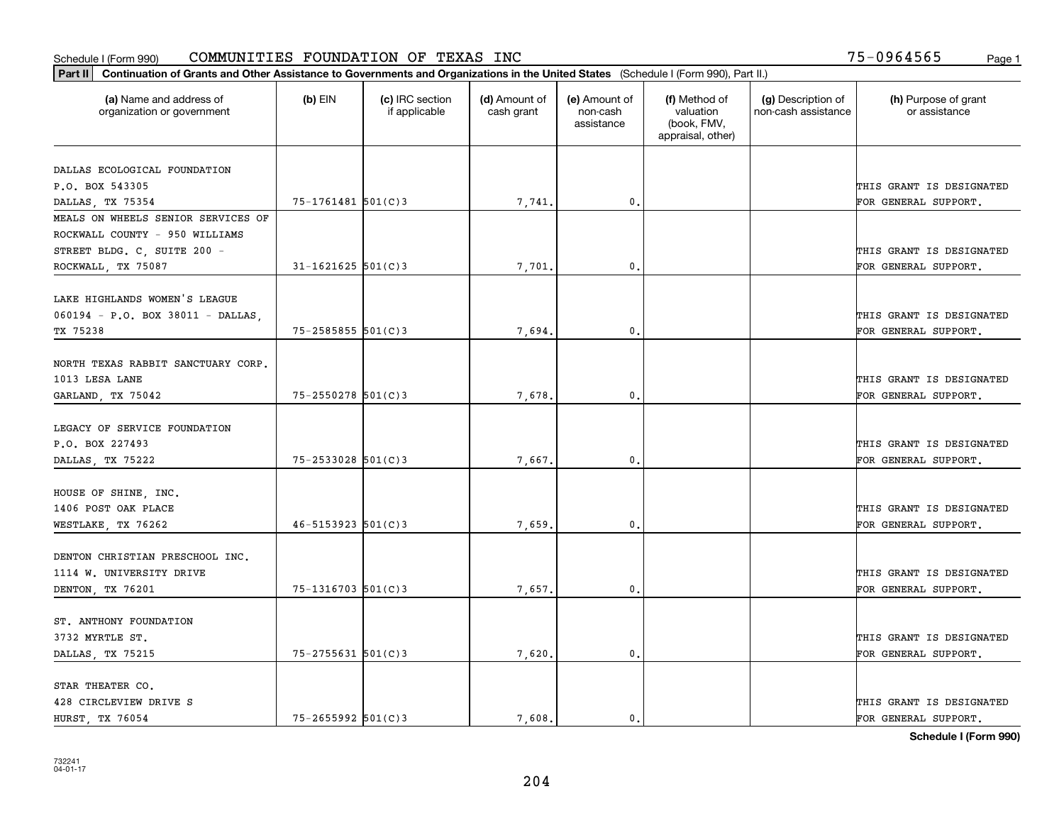Schedule I (Form 990) COMMUNITIES FOUNDATION OF TEXAS INC 75-0964565

**Part II** **Continuation of Grants and Other Assistance to Governments and Organizations in the United States** (Schedule I (Form 990), Part II.)

| (a) Name and address of organization or government | (b) EIN | (c) IRC section if applicable | (d) Amount of cash grant | (e) Amount of non-cash assistance | (f) Method of valuation (book, FMV, appraisal, other) | (g) Description of non-cash assistance | (h) Purpose of grant or assistance |
|---|---|---|---|---|---|---|---|
| DALLAS ECOLOGICAL FOUNDATION P.O. BOX 543305 DALLAS, TX 75354 | 75-1761481 | 501(C)3 | 7,741. | 0. | | | THIS GRANT IS DESIGNATED FOR GENERAL SUPPORT. |
| MEALS ON WHEELS SENIOR SERVICES OF ROCKWALL COUNTY - 950 WILLIAMS STREET BLDG. C, SUITE 200 - ROCKWALL, TX 75087 | 31-1621625 | 501(C)3 | 7,701. | 0. | | | THIS GRANT IS DESIGNATED FOR GENERAL SUPPORT. |
| LAKE HIGHLANDS WOMEN'S LEAGUE 060194 - P.O. BOX 38011 - DALLAS, TX 75238 | 75-2585855 | 501(C)3 | 7,694. | 0. | | | THIS GRANT IS DESIGNATED FOR GENERAL SUPPORT. |
| NORTH TEXAS RABBIT SANCTUARY CORP. 1013 LESA LANE GARLAND, TX 75042 | 75-2550278 | 501(C)3 | 7,678. | 0. | | | THIS GRANT IS DESIGNATED FOR GENERAL SUPPORT. |
| LEGACY OF SERVICE FOUNDATION P.O. BOX 227493 DALLAS, TX 75222 | 75-2533028 | 501(C)3 | 7,667. | 0. | | | THIS GRANT IS DESIGNATED FOR GENERAL SUPPORT. |
| HOUSE OF SHINE, INC. 1406 POST OAK PLACE WESTLAKE, TX 76262 | 46-5153923 | 501(C)3 | 7,659. | 0. | | | THIS GRANT IS DESIGNATED FOR GENERAL SUPPORT. |
| DENTON CHRISTIAN PRESCHOOL INC. 1114 W. UNIVERSITY DRIVE DENTON, TX 76201 | 75-1316703 | 501(C)3 | 7,657. | 0. | | | THIS GRANT IS DESIGNATED FOR GENERAL SUPPORT. |
| ST. ANTHONY FOUNDATION 3732 MYRTLE ST. DALLAS, TX 75215 | 75-2755631 | 501(C)3 | 7,620. | 0. | | | THIS GRANT IS DESIGNATED FOR GENERAL SUPPORT. |
| STAR THEATER CO. 428 CIRCLEVIEW DRIVE S HURST, TX 76054 | 75-2655992 | 501(C)3 | 7,608. | 0. | | | THIS GRANT IS DESIGNATED FOR GENERAL SUPPORT. |

**Schedule I (Form 990)**

732241
04-01-17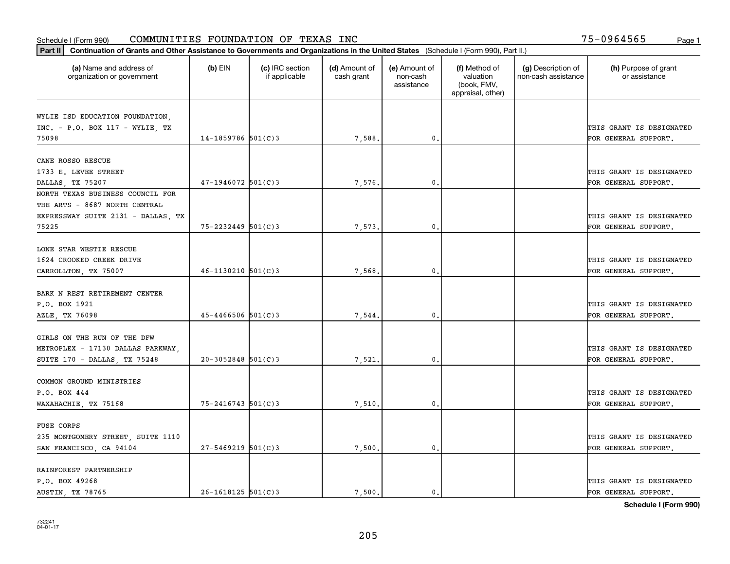Schedule I (Form 990) COMMUNITIES FOUNDATION OF TEXAS INC 75-0964565

**Part II** **Continuation of Grants and Other Assistance to Governments and Organizations in the United States** (Schedule I (Form 990), Part II.)

| (a) Name and address of organization or government | (b) EIN | (c) IRC section if applicable | (d) Amount of cash grant | (e) Amount of non-cash assistance | (f) Method of valuation (book, FMV, appraisal, other) | (g) Description of non-cash assistance | (h) Purpose of grant or assistance |
|---|---|---|---|---|---|---|---|
| WYLIE ISD EDUCATION FOUNDATION, INC. - P.O. BOX 117 - WYLIE, TX 75098 | 14-1859786 | 501(C)3 | 7,588. | 0. | | | THIS GRANT IS DESIGNATED FOR GENERAL SUPPORT. |
| CANE ROSSO RESCUE 1733 E. LEVEE STREET DALLAS, TX 75207 | 47-1946072 | 501(C)3 | 7,576. | 0. | | | THIS GRANT IS DESIGNATED FOR GENERAL SUPPORT. |
| NORTH TEXAS BUSINESS COUNCIL FOR THE ARTS - 8687 NORTH CENTRAL EXPRESSWAY SUITE 2131 - DALLAS, TX 75225 | 75-2232449 | 501(C)3 | 7,573. | 0. | | | THIS GRANT IS DESIGNATED FOR GENERAL SUPPORT. |
| LONE STAR WESTIE RESCUE 1624 CROOKED CREEK DRIVE CARROLLTON, TX 75007 | 46-1130210 | 501(C)3 | 7,568. | 0. | | | THIS GRANT IS DESIGNATED FOR GENERAL SUPPORT. |
| BARK N REST RETIREMENT CENTER P.O. BOX 1921 AZLE, TX 76098 | 45-4466506 | 501(C)3 | 7,544. | 0. | | | THIS GRANT IS DESIGNATED FOR GENERAL SUPPORT. |
| GIRLS ON THE RUN OF THE DFW METROPLEX - 17130 DALLAS PARKWAY, SUITE 170 - DALLAS, TX 75248 | 20-3052848 | 501(C)3 | 7,521. | 0. | | | THIS GRANT IS DESIGNATED FOR GENERAL SUPPORT. |
| COMMON GROUND MINISTRIES P.O. BOX 444 WAXAHACHIE, TX 75168 | 75-2416743 | 501(C)3 | 7,510. | 0. | | | THIS GRANT IS DESIGNATED FOR GENERAL SUPPORT. |
| FUSE CORPS 235 MONTGOMERY STREET, SUITE 1110 SAN FRANCISCO, CA 94104 | 27-5469219 | 501(C)3 | 7,500. | 0. | | | THIS GRANT IS DESIGNATED FOR GENERAL SUPPORT. |
| RAINFOREST PARTNERSHIP P.O. BOX 49268 AUSTIN, TX 78765 | 26-1618125 | 501(C)3 | 7,500. | 0. | | | THIS GRANT IS DESIGNATED FOR GENERAL SUPPORT. |

**Schedule I (Form 990)**

732241
04-01-17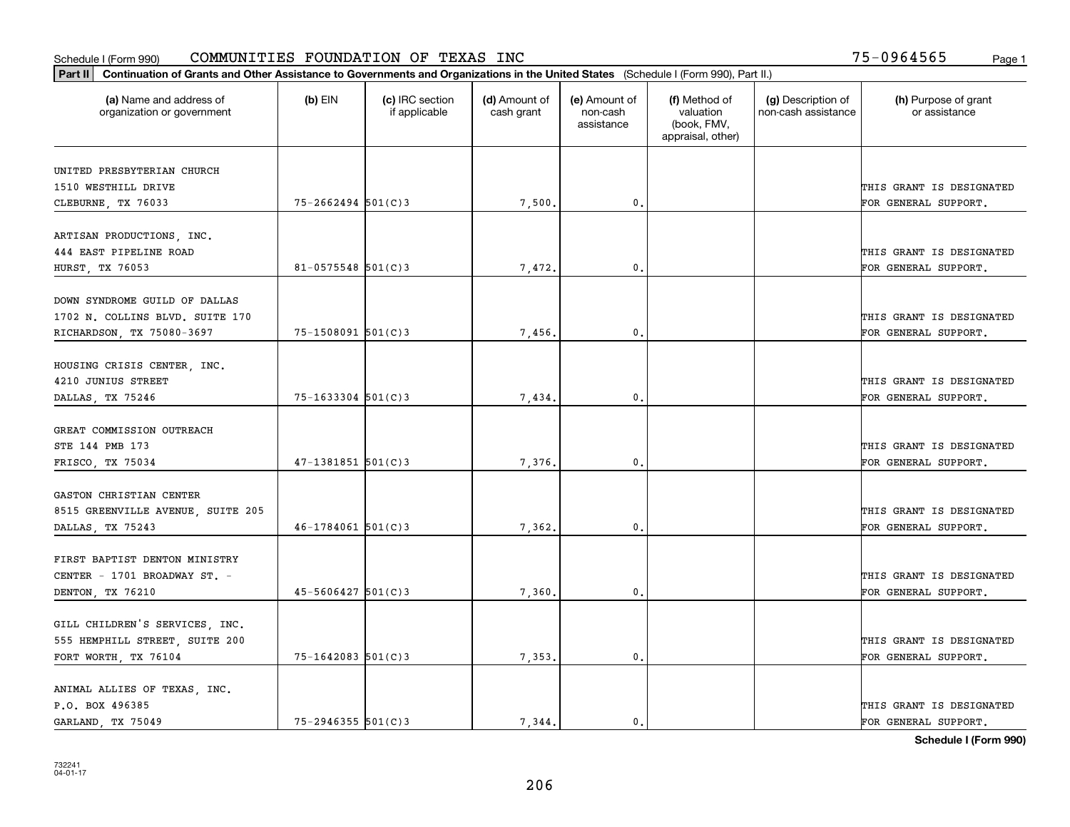Schedule I (Form 990) COMMUNITIES FOUNDATION OF TEXAS INC 75-0964565

**Part II** **Continuation of Grants and Other Assistance to Governments and Organizations in the United States** (Schedule I (Form 990), Part II.)

| (a) Name and address of organization or government | (b) EIN | (c) IRC section if applicable | (d) Amount of cash grant | (e) Amount of non-cash assistance | (f) Method of valuation (book, FMV, appraisal, other) | (g) Description of non-cash assistance | (h) Purpose of grant or assistance |
|---|---|---|---|---|---|---|---|
| UNITED PRESBYTERIAN CHURCH<br>1510 WESTHILL DRIVE<br>CLEBURNE, TX 76033 | 75-2662494 | 501(C)3 | 7,500. | 0. | | | THIS GRANT IS DESIGNATED FOR GENERAL SUPPORT. |
| ARTISAN PRODUCTIONS, INC.<br>444 EAST PIPELINE ROAD<br>HURST, TX 76053 | 81-0575548 | 501(C)3 | 7,472. | 0. | | | THIS GRANT IS DESIGNATED FOR GENERAL SUPPORT. |
| DOWN SYNDROME GUILD OF DALLAS<br>1702 N. COLLINS BLVD. SUITE 170<br>RICHARDSON, TX 75080-3697 | 75-1508091 | 501(C)3 | 7,456. | 0. | | | THIS GRANT IS DESIGNATED FOR GENERAL SUPPORT. |
| HOUSING CRISIS CENTER, INC.<br>4210 JUNIUS STREET<br>DALLAS, TX 75246 | 75-1633304 | 501(C)3 | 7,434. | 0. | | | THIS GRANT IS DESIGNATED FOR GENERAL SUPPORT. |
| GREAT COMMISSION OUTREACH<br>STE 144 PMB 173<br>FRISCO, TX 75034 | 47-1381851 | 501(C)3 | 7,376. | 0. | | | THIS GRANT IS DESIGNATED FOR GENERAL SUPPORT. |
| GASTON CHRISTIAN CENTER<br>8515 GREENVILLE AVENUE, SUITE 205<br>DALLAS, TX 75243 | 46-1784061 | 501(C)3 | 7,362. | 0. | | | THIS GRANT IS DESIGNATED FOR GENERAL SUPPORT. |
| FIRST BAPTIST DENTON MINISTRY<br>CENTER - 1701 BROADWAY ST. -<br>DENTON, TX 76210 | 45-5606427 | 501(C)3 | 7,360. | 0. | | | THIS GRANT IS DESIGNATED FOR GENERAL SUPPORT. |
| GILL CHILDREN'S SERVICES, INC.<br>555 HEMPHILL STREET, SUITE 200<br>FORT WORTH, TX 76104 | 75-1642083 | 501(C)3 | 7,353. | 0. | | | THIS GRANT IS DESIGNATED FOR GENERAL SUPPORT. |
| ANIMAL ALLIES OF TEXAS, INC.<br>P.O. BOX 496385<br>GARLAND, TX 75049 | 75-2946355 | 501(C)3 | 7,344. | 0. | | | THIS GRANT IS DESIGNATED FOR GENERAL SUPPORT. |

**Schedule I (Form 990)**

732241
04-01-17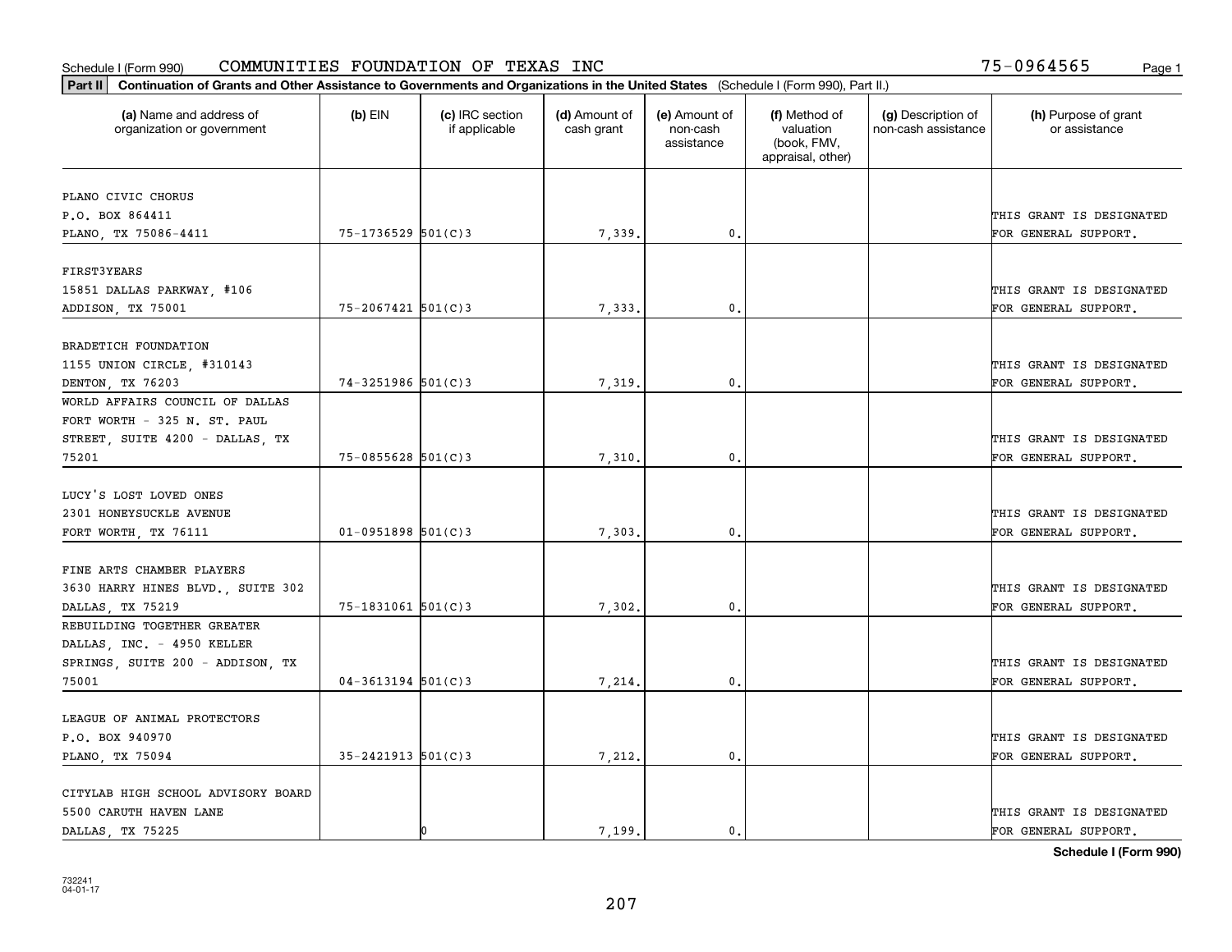Schedule I (Form 990) COMMUNITIES FOUNDATION OF TEXAS INC 75-0964565

**Part II Continuation of Grants and Other Assistance to Governments and Organizations in the United States** (Schedule I (Form 990), Part II.)

| (a) Name and address of organization or government | (b) EIN | (c) IRC section if applicable | (d) Amount of cash grant | (e) Amount of non-cash assistance | (f) Method of valuation (book, FMV, appraisal, other) | (g) Description of non-cash assistance | (h) Purpose of grant or assistance |
|---|---|---|---|---|---|---|---|
| PLANO CIVIC CHORUS P.O. BOX 864411 PLANO, TX 75086-4411 | 75-1736529 | 501(C)3 | 7,339. | 0. | | | THIS GRANT IS DESIGNATED FOR GENERAL SUPPORT. |
| FIRST3YEARS 15851 DALLAS PARKWAY, #106 ADDISON, TX 75001 | 75-2067421 | 501(C)3 | 7,333. | 0. | | | THIS GRANT IS DESIGNATED FOR GENERAL SUPPORT. |
| BRADETICH FOUNDATION 1155 UNION CIRCLE, #310143 DENTON, TX 76203 | 74-3251986 | 501(C)3 | 7,319. | 0. | | | THIS GRANT IS DESIGNATED FOR GENERAL SUPPORT. |
| WORLD AFFAIRS COUNCIL OF DALLAS FORT WORTH - 325 N. ST. PAUL STREET, SUITE 4200 - DALLAS, TX 75201 | 75-0855628 | 501(C)3 | 7,310. | 0. | | | THIS GRANT IS DESIGNATED FOR GENERAL SUPPORT. |
| LUCY'S LOST LOVED ONES 2301 HONEYSUCKLE AVENUE FORT WORTH, TX 76111 | 01-0951898 | 501(C)3 | 7,303. | 0. | | | THIS GRANT IS DESIGNATED FOR GENERAL SUPPORT. |
| FINE ARTS CHAMBER PLAYERS 3630 HARRY HINES BLVD., SUITE 302 DALLAS, TX 75219 | 75-1831061 | 501(C)3 | 7,302. | 0. | | | THIS GRANT IS DESIGNATED FOR GENERAL SUPPORT. |
| REBUILDING TOGETHER GREATER DALLAS, INC. - 4950 KELLER SPRINGS, SUITE 200 - ADDISON, TX 75001 | 04-3613194 | 501(C)3 | 7,214. | 0. | | | THIS GRANT IS DESIGNATED FOR GENERAL SUPPORT. |
| LEAGUE OF ANIMAL PROTECTORS P.O. BOX 940970 PLANO, TX 75094 | 35-2421913 | 501(C)3 | 7,212. | 0. | | | THIS GRANT IS DESIGNATED FOR GENERAL SUPPORT. |
| CITYLAB HIGH SCHOOL ADVISORY BOARD 5500 CARUTH HAVEN LANE DALLAS, TX 75225 | | 0 | 7,199. | 0. | | | THIS GRANT IS DESIGNATED FOR GENERAL SUPPORT. |

**Schedule I (Form 990)**

732241 04-01-17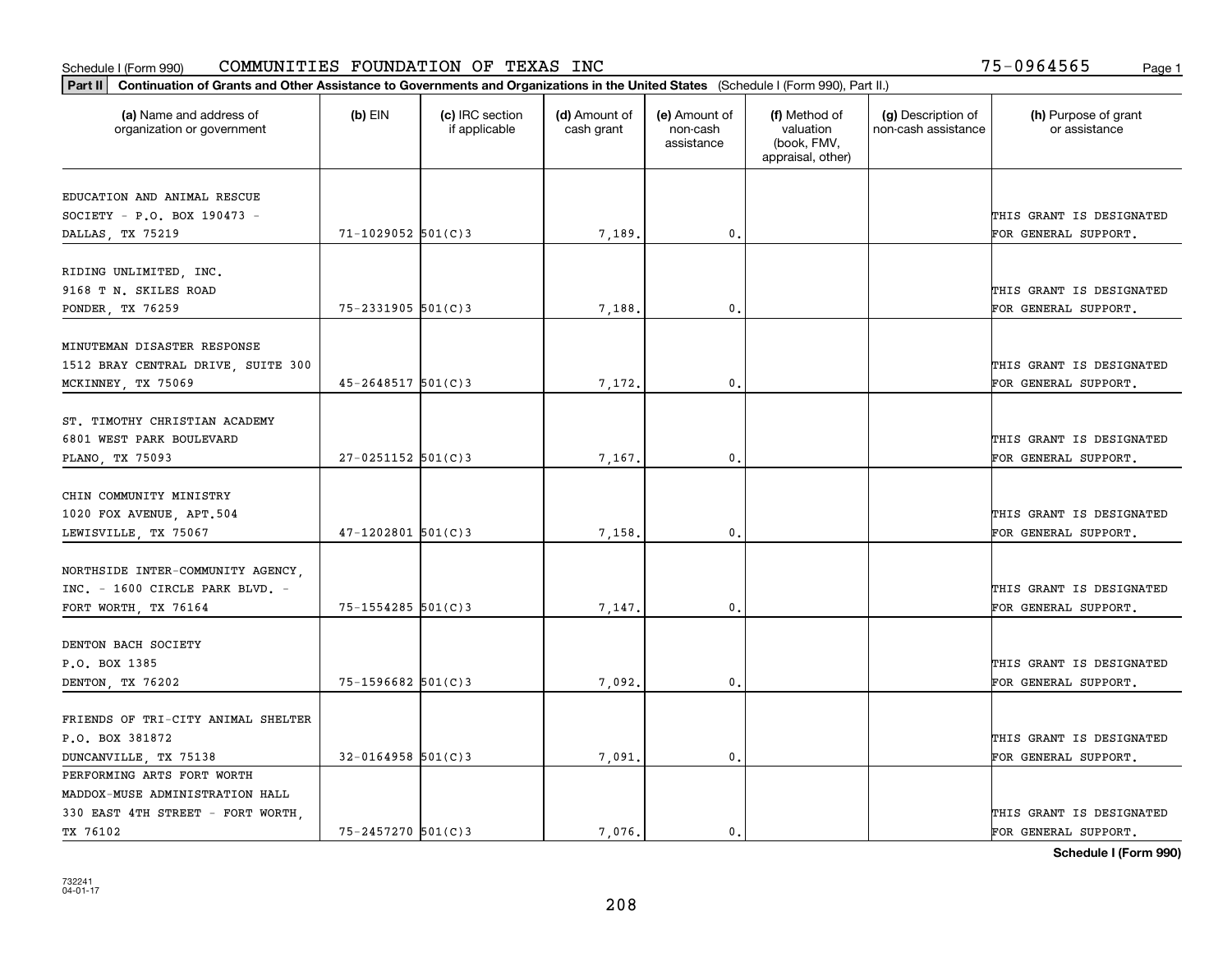Schedule I (Form 990) COMMUNITIES FOUNDATION OF TEXAS INC 75-0964565

**Part II** **Continuation of Grants and Other Assistance to Governments and Organizations in the United States** (Schedule I (Form 990), Part II.)

| (a) Name and address of organization or government | (b) EIN | (c) IRC section if applicable | (d) Amount of cash grant | (e) Amount of non-cash assistance | (f) Method of valuation (book, FMV, appraisal, other) | (g) Description of non-cash assistance | (h) Purpose of grant or assistance |
|---|---|---|---|---|---|---|---|
| EDUCATION AND ANIMAL RESCUE SOCIETY - P.O. BOX 190473 - DALLAS, TX 75219 | 71-1029052 | 501(C)3 | 7,189. | 0. | | | THIS GRANT IS DESIGNATED FOR GENERAL SUPPORT. |
| RIDING UNLIMITED, INC. 9168 T N. SKILES ROAD PONDER, TX 76259 | 75-2331905 | 501(C)3 | 7,188. | 0. | | | THIS GRANT IS DESIGNATED FOR GENERAL SUPPORT. |
| MINUTEMAN DISASTER RESPONSE 1512 BRAY CENTRAL DRIVE, SUITE 300 MCKINNEY, TX 75069 | 45-2648517 | 501(C)3 | 7,172. | 0. | | | THIS GRANT IS DESIGNATED FOR GENERAL SUPPORT. |
| ST. TIMOTHY CHRISTIAN ACADEMY 6801 WEST PARK BOULEVARD PLANO, TX 75093 | 27-0251152 | 501(C)3 | 7,167. | 0. | | | THIS GRANT IS DESIGNATED FOR GENERAL SUPPORT. |
| CHIN COMMUNITY MINISTRY 1020 FOX AVENUE, APT.504 LEWISVILLE, TX 75067 | 47-1202801 | 501(C)3 | 7,158. | 0. | | | THIS GRANT IS DESIGNATED FOR GENERAL SUPPORT. |
| NORTHSIDE INTER-COMMUNITY AGENCY, INC. - 1600 CIRCLE PARK BLVD. - FORT WORTH, TX 76164 | 75-1554285 | 501(C)3 | 7,147. | 0. | | | THIS GRANT IS DESIGNATED FOR GENERAL SUPPORT. |
| DENTON BACH SOCIETY P.O. BOX 1385 DENTON, TX 76202 | 75-1596682 | 501(C)3 | 7,092. | 0. | | | THIS GRANT IS DESIGNATED FOR GENERAL SUPPORT. |
| FRIENDS OF TRI-CITY ANIMAL SHELTER P.O. BOX 381872 DUNCANVILLE, TX 75138 | 32-0164958 | 501(C)3 | 7,091. | 0. | | | THIS GRANT IS DESIGNATED FOR GENERAL SUPPORT. |
| PERFORMING ARTS FORT WORTH MADDOX-MUSE ADMINISTRATION HALL 330 EAST 4TH STREET - FORT WORTH, TX 76102 | 75-2457270 | 501(C)3 | 7,076. | 0. | | | THIS GRANT IS DESIGNATED FOR GENERAL SUPPORT. |

**Schedule I (Form 990)**

732241 04-01-17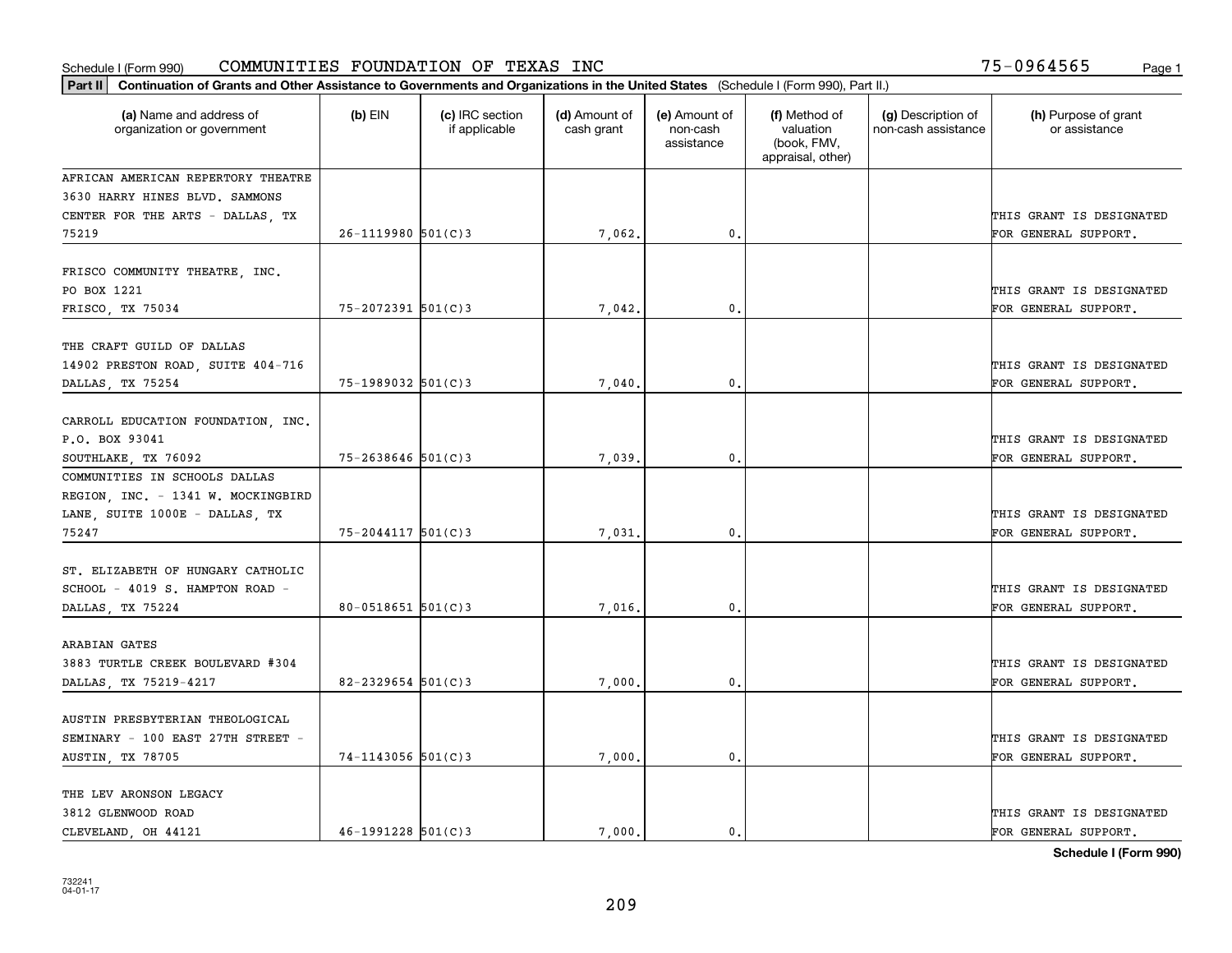Schedule I (Form 990) COMMUNITIES FOUNDATION OF TEXAS INC 75-0964565

**Part II** **Continuation of Grants and Other Assistance to Governments and Organizations in the United States** (Schedule I (Form 990), Part II.)

| (a) Name and address of organization or government | (b) EIN | (c) IRC section if applicable | (d) Amount of cash grant | (e) Amount of non-cash assistance | (f) Method of valuation (book, FMV, appraisal, other) | (g) Description of non-cash assistance | (h) Purpose of grant or assistance |
|---|---|---|---|---|---|---|---|
| AFRICAN AMERICAN REPERTORY THEATRE 3630 HARRY HINES BLVD. SAMMONS CENTER FOR THE ARTS - DALLAS, TX 75219 | 26-1119980 | 501(C)3 | 7,062. | 0. | | | THIS GRANT IS DESIGNATED FOR GENERAL SUPPORT. |
| FRISCO COMMUNITY THEATRE, INC. PO BOX 1221 FRISCO, TX 75034 | 75-2072391 | 501(C)3 | 7,042. | 0. | | | THIS GRANT IS DESIGNATED FOR GENERAL SUPPORT. |
| THE CRAFT GUILD OF DALLAS 14902 PRESTON ROAD, SUITE 404-716 DALLAS, TX 75254 | 75-1989032 | 501(C)3 | 7,040. | 0. | | | THIS GRANT IS DESIGNATED FOR GENERAL SUPPORT. |
| CARROLL EDUCATION FOUNDATION, INC. P.O. BOX 93041 SOUTHLAKE, TX 76092 | 75-2638646 | 501(C)3 | 7,039. | 0. | | | THIS GRANT IS DESIGNATED FOR GENERAL SUPPORT. |
| COMMUNITIES IN SCHOOLS DALLAS REGION, INC. - 1341 W. MOCKINGBIRD LANE, SUITE 1000E - DALLAS, TX 75247 | 75-2044117 | 501(C)3 | 7,031. | 0. | | | THIS GRANT IS DESIGNATED FOR GENERAL SUPPORT. |
| ST. ELIZABETH OF HUNGARY CATHOLIC SCHOOL - 4019 S. HAMPTON ROAD - DALLAS, TX 75224 | 80-0518651 | 501(C)3 | 7,016. | 0. | | | THIS GRANT IS DESIGNATED FOR GENERAL SUPPORT. |
| ARABIAN GATES 3883 TURTLE CREEK BOULEVARD #304 DALLAS, TX 75219-4217 | 82-2329654 | 501(C)3 | 7,000. | 0. | | | THIS GRANT IS DESIGNATED FOR GENERAL SUPPORT. |
| AUSTIN PRESBYTERIAN THEOLOGICAL SEMINARY - 100 EAST 27TH STREET - AUSTIN, TX 78705 | 74-1143056 | 501(C)3 | 7,000. | 0. | | | THIS GRANT IS DESIGNATED FOR GENERAL SUPPORT. |
| THE LEV ARONSON LEGACY 3812 GLENWOOD ROAD CLEVELAND, OH 44121 | 46-1991228 | 501(C)3 | 7,000. | 0. | | | THIS GRANT IS DESIGNATED FOR GENERAL SUPPORT. |

**Schedule I (Form 990)**

732241
04-01-17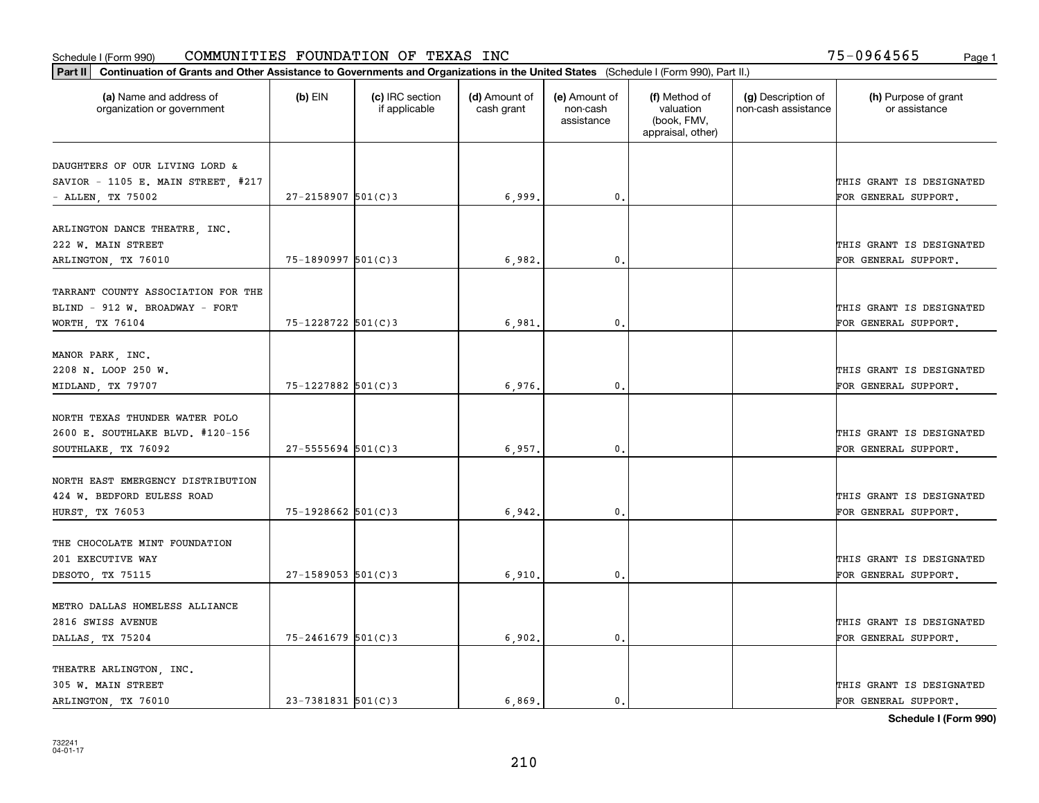Schedule I (Form 990) COMMUNITIES FOUNDATION OF TEXAS INC 75-0964565

**Part II** **Continuation of Grants and Other Assistance to Governments and Organizations in the United States** (Schedule I (Form 990), Part II.)

| (a) Name and address of organization or government | (b) EIN | (c) IRC section if applicable | (d) Amount of cash grant | (e) Amount of non-cash assistance | (f) Method of valuation (book, FMV, appraisal, other) | (g) Description of non-cash assistance | (h) Purpose of grant or assistance |
|---|---|---|---|---|---|---|---|
| DAUGHTERS OF OUR LIVING LORD & SAVIOR - 1105 E. MAIN STREET, #217 - ALLEN, TX 75002 | 27-2158907 | 501(C)3 | 6,999. | 0. | | | THIS GRANT IS DESIGNATED FOR GENERAL SUPPORT. |
| ARLINGTON DANCE THEATRE, INC. 222 W. MAIN STREET ARLINGTON, TX 76010 | 75-1890997 | 501(C)3 | 6,982. | 0. | | | THIS GRANT IS DESIGNATED FOR GENERAL SUPPORT. |
| TARRANT COUNTY ASSOCIATION FOR THE BLIND - 912 W. BROADWAY - FORT WORTH, TX 76104 | 75-1228722 | 501(C)3 | 6,981. | 0. | | | THIS GRANT IS DESIGNATED FOR GENERAL SUPPORT. |
| MANOR PARK, INC. 2208 N. LOOP 250 W. MIDLAND, TX 79707 | 75-1227882 | 501(C)3 | 6,976. | 0. | | | THIS GRANT IS DESIGNATED FOR GENERAL SUPPORT. |
| NORTH TEXAS THUNDER WATER POLO 2600 E. SOUTHLAKE BLVD. #120-156 SOUTHLAKE, TX 76092 | 27-5555694 | 501(C)3 | 6,957. | 0. | | | THIS GRANT IS DESIGNATED FOR GENERAL SUPPORT. |
| NORTH EAST EMERGENCY DISTRIBUTION 424 W. BEDFORD EULESS ROAD HURST, TX 76053 | 75-1928662 | 501(C)3 | 6,942. | 0. | | | THIS GRANT IS DESIGNATED FOR GENERAL SUPPORT. |
| THE CHOCOLATE MINT FOUNDATION 201 EXECUTIVE WAY DESOTO, TX 75115 | 27-1589053 | 501(C)3 | 6,910. | 0. | | | THIS GRANT IS DESIGNATED FOR GENERAL SUPPORT. |
| METRO DALLAS HOMELESS ALLIANCE 2816 SWISS AVENUE DALLAS, TX 75204 | 75-2461679 | 501(C)3 | 6,902. | 0. | | | THIS GRANT IS DESIGNATED FOR GENERAL SUPPORT. |
| THEATRE ARLINGTON, INC. 305 W. MAIN STREET ARLINGTON, TX 76010 | 23-7381831 | 501(C)3 | 6,869. | 0. | | | THIS GRANT IS DESIGNATED FOR GENERAL SUPPORT. |

Schedule I (Form 990)

732241
04-01-17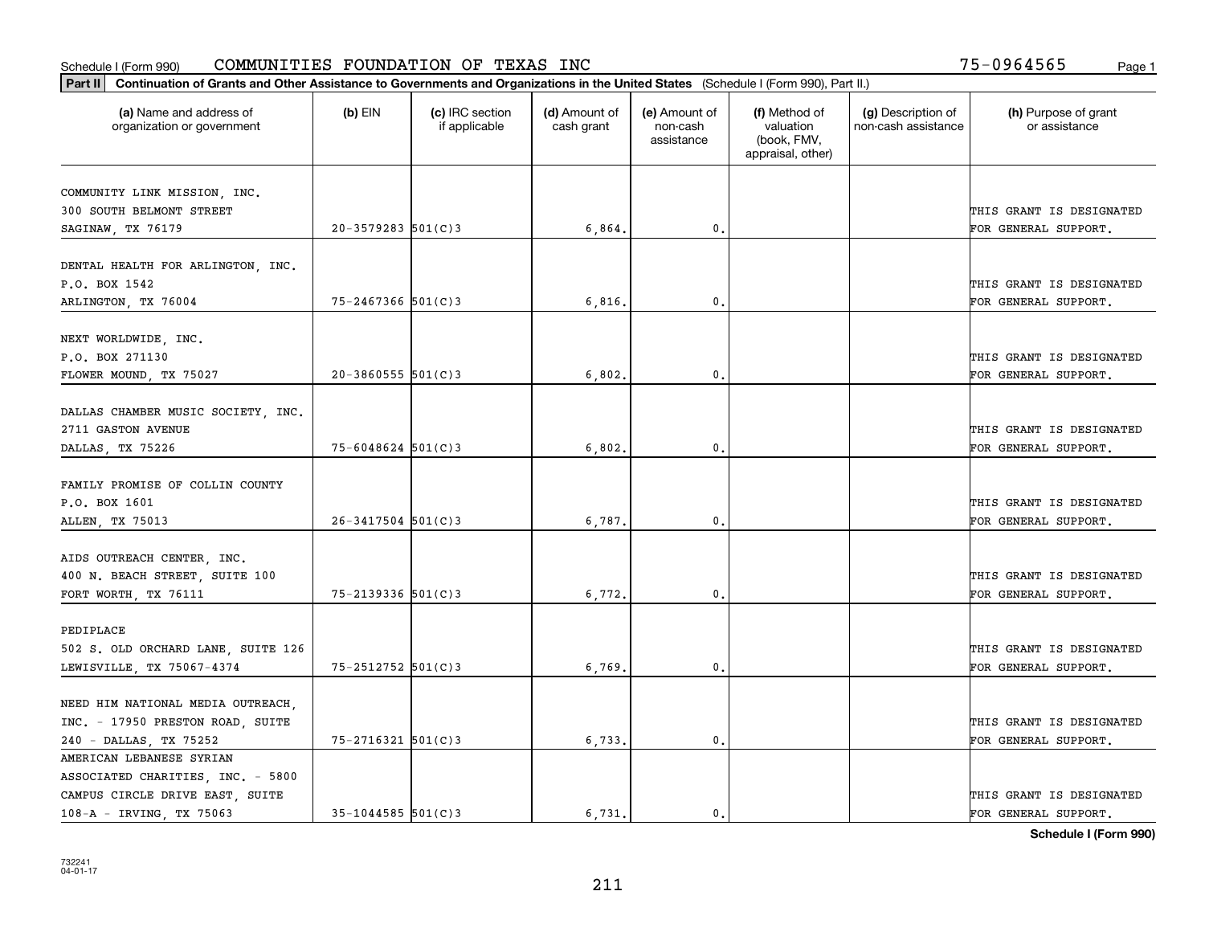Schedule I (Form 990) COMMUNITIES FOUNDATION OF TEXAS INC 75-0964565

**Part II Continuation of Grants and Other Assistance to Governments and Organizations in the United States** (Schedule I (Form 990), Part II.)

| (a) Name and address of organization or government | (b) EIN | (c) IRC section if applicable | (d) Amount of cash grant | (e) Amount of non-cash assistance | (f) Method of valuation (book, FMV, appraisal, other) | (g) Description of non-cash assistance | (h) Purpose of grant or assistance |
|---|---|---|---|---|---|---|---|
| COMMUNITY LINK MISSION, INC. 300 SOUTH BELMONT STREET SAGINAW, TX 76179 | 20-3579283 | 501(C)3 | 6,864. | 0. | | | THIS GRANT IS DESIGNATED FOR GENERAL SUPPORT. |
| DENTAL HEALTH FOR ARLINGTON, INC. P.O. BOX 1542 ARLINGTON, TX 76004 | 75-2467366 | 501(C)3 | 6,816. | 0. | | | THIS GRANT IS DESIGNATED FOR GENERAL SUPPORT. |
| NEXT WORLDWIDE, INC. P.O. BOX 271130 FLOWER MOUND, TX 75027 | 20-3860555 | 501(C)3 | 6,802. | 0. | | | THIS GRANT IS DESIGNATED FOR GENERAL SUPPORT. |
| DALLAS CHAMBER MUSIC SOCIETY, INC. 2711 GASTON AVENUE DALLAS, TX 75226 | 75-6048624 | 501(C)3 | 6,802. | 0. | | | THIS GRANT IS DESIGNATED FOR GENERAL SUPPORT. |
| FAMILY PROMISE OF COLLIN COUNTY P.O. BOX 1601 ALLEN, TX 75013 | 26-3417504 | 501(C)3 | 6,787. | 0. | | | THIS GRANT IS DESIGNATED FOR GENERAL SUPPORT. |
| AIDS OUTREACH CENTER, INC. 400 N. BEACH STREET, SUITE 100 FORT WORTH, TX 76111 | 75-2139336 | 501(C)3 | 6,772. | 0. | | | THIS GRANT IS DESIGNATED FOR GENERAL SUPPORT. |
| PEDIPLACE 502 S. OLD ORCHARD LANE, SUITE 126 LEWISVILLE, TX 75067-4374 | 75-2512752 | 501(C)3 | 6,769. | 0. | | | THIS GRANT IS DESIGNATED FOR GENERAL SUPPORT. |
| NEED HIM NATIONAL MEDIA OUTREACH, INC. - 17950 PRESTON ROAD, SUITE 240 - DALLAS, TX 75252 | 75-2716321 | 501(C)3 | 6,733. | 0. | | | THIS GRANT IS DESIGNATED FOR GENERAL SUPPORT. |
| AMERICAN LEBANESE SYRIAN ASSOCIATED CHARITIES, INC. - 5800 CAMPUS CIRCLE DRIVE EAST, SUITE 108-A - IRVING, TX 75063 | 35-1044585 | 501(C)3 | 6,731. | 0. | | | THIS GRANT IS DESIGNATED FOR GENERAL SUPPORT. |

**Schedule I (Form 990)**

732241 04-01-17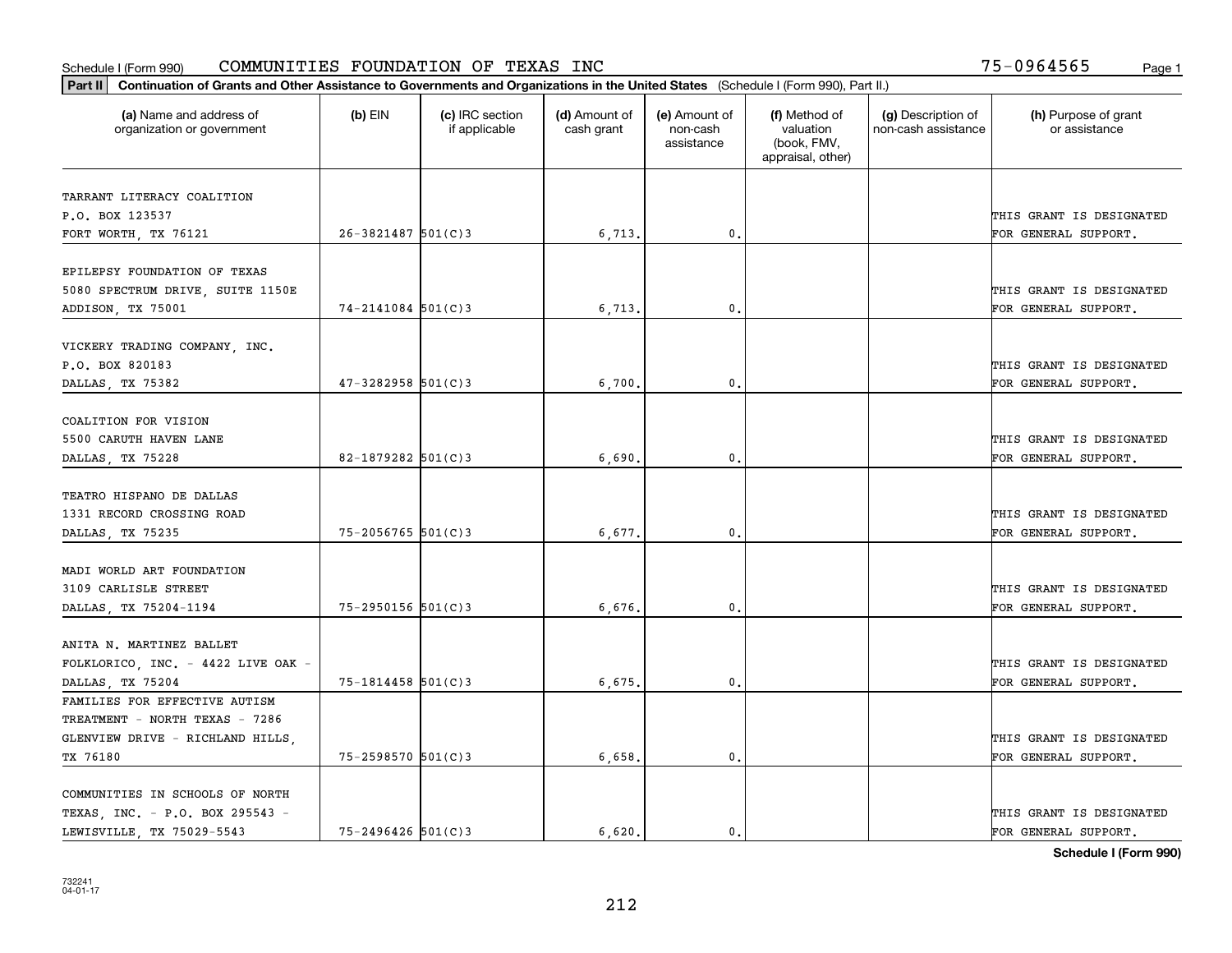Schedule I (Form 990) COMMUNITIES FOUNDATION OF TEXAS INC 75-0964565 Page 1

**Part II** **Continuation of Grants and Other Assistance to Governments and Organizations in the United States** (Schedule I (Form 990), Part II.)

| (a) Name and address of organization or government | (b) EIN | (c) IRC section if applicable | (d) Amount of cash grant | (e) Amount of non-cash assistance | (f) Method of valuation (book, FMV, appraisal, other) | (g) Description of non-cash assistance | (h) Purpose of grant or assistance |
|---|---|---|---|---|---|---|---|
| TARRANT LITERACY COALITION P.O. BOX 123537 FORT WORTH, TX 76121 | 26-3821487 | 501(C)3 | 6,713. | 0. | | | THIS GRANT IS DESIGNATED FOR GENERAL SUPPORT. |
| EPILEPSY FOUNDATION OF TEXAS 5080 SPECTRUM DRIVE, SUITE 1150E ADDISON, TX 75001 | 74-2141084 | 501(C)3 | 6,713. | 0. | | | THIS GRANT IS DESIGNATED FOR GENERAL SUPPORT. |
| VICKERY TRADING COMPANY, INC. P.O. BOX 820183 DALLAS, TX 75382 | 47-3282958 | 501(C)3 | 6,700. | 0. | | | THIS GRANT IS DESIGNATED FOR GENERAL SUPPORT. |
| COALITION FOR VISION 5500 CARUTH HAVEN LANE DALLAS, TX 75228 | 82-1879282 | 501(C)3 | 6,690. | 0. | | | THIS GRANT IS DESIGNATED FOR GENERAL SUPPORT. |
| TEATRO HISPANO DE DALLAS 1331 RECORD CROSSING ROAD DALLAS, TX 75235 | 75-2056765 | 501(C)3 | 6,677. | 0. | | | THIS GRANT IS DESIGNATED FOR GENERAL SUPPORT. |
| MADI WORLD ART FOUNDATION 3109 CARLISLE STREET DALLAS, TX 75204-1194 | 75-2950156 | 501(C)3 | 6,676. | 0. | | | THIS GRANT IS DESIGNATED FOR GENERAL SUPPORT. |
| ANITA N. MARTINEZ BALLET FOLKLORICO, INC. - 4422 LIVE OAK - DALLAS, TX 75204 | 75-1814458 | 501(C)3 | 6,675. | 0. | | | THIS GRANT IS DESIGNATED FOR GENERAL SUPPORT. |
| FAMILIES FOR EFFECTIVE AUTISM TREATMENT - NORTH TEXAS - 7286 GLENVIEW DRIVE - RICHLAND HILLS, TX 76180 | 75-2598570 | 501(C)3 | 6,658. | 0. | | | THIS GRANT IS DESIGNATED FOR GENERAL SUPPORT. |
| COMMUNITIES IN SCHOOLS OF NORTH TEXAS, INC. - P.O. BOX 295543 - LEWISVILLE, TX 75029-5543 | 75-2496426 | 501(C)3 | 6,620. | 0. | | | THIS GRANT IS DESIGNATED FOR GENERAL SUPPORT. |

**Schedule I (Form 990)**

732241 04-01-17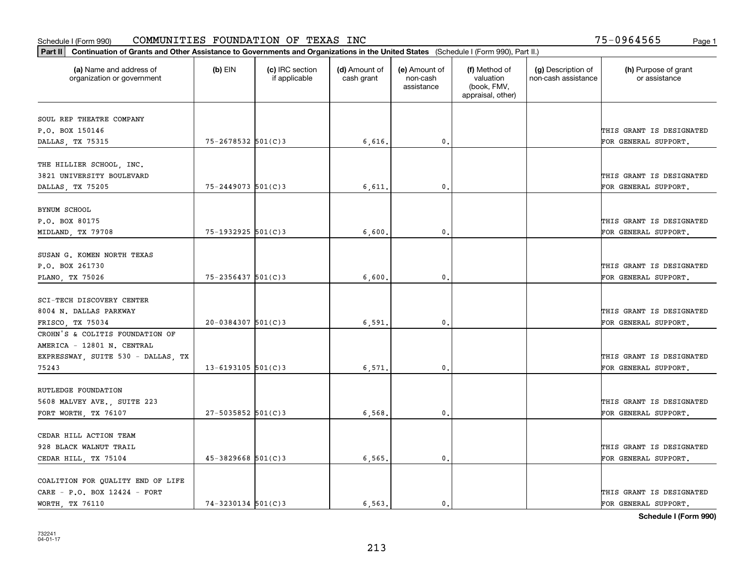Schedule I (Form 990) COMMUNITIES FOUNDATION OF TEXAS INC 75-0964565

**Part II Continuation of Grants and Other Assistance to Governments and Organizations in the United States** (Schedule I (Form 990), Part II.)

| (a) Name and address of organization or government | (b) EIN | (c) IRC section if applicable | (d) Amount of cash grant | (e) Amount of non-cash assistance | (f) Method of valuation (book, FMV, appraisal, other) | (g) Description of non-cash assistance | (h) Purpose of grant or assistance |
|---|---|---|---|---|---|---|---|
| SOUL REP THEATRE COMPANY P.O. BOX 150146 DALLAS, TX 75315 | 75-2678532 | 501(C)3 | 6,616. | 0. | | | THIS GRANT IS DESIGNATED FOR GENERAL SUPPORT. |
| THE HILLIER SCHOOL, INC. 3821 UNIVERSITY BOULEVARD DALLAS, TX 75205 | 75-2449073 | 501(C)3 | 6,611. | 0. | | | THIS GRANT IS DESIGNATED FOR GENERAL SUPPORT. |
| BYNUM SCHOOL P.O. BOX 80175 MIDLAND, TX 79708 | 75-1932925 | 501(C)3 | 6,600. | 0. | | | THIS GRANT IS DESIGNATED FOR GENERAL SUPPORT. |
| SUSAN G. KOMEN NORTH TEXAS P.O. BOX 261730 PLANO, TX 75026 | 75-2356437 | 501(C)3 | 6,600. | 0. | | | THIS GRANT IS DESIGNATED FOR GENERAL SUPPORT. |
| SCI-TECH DISCOVERY CENTER 8004 N. DALLAS PARKWAY FRISCO, TX 75034 | 20-0384307 | 501(C)3 | 6,591. | 0. | | | THIS GRANT IS DESIGNATED FOR GENERAL SUPPORT. |
| CROHN'S & COLITIS FOUNDATION OF AMERICA - 12801 N. CENTRAL EXPRESSWAY, SUITE 530 - DALLAS, TX 75243 | 13-6193105 | 501(C)3 | 6,571. | 0. | | | THIS GRANT IS DESIGNATED FOR GENERAL SUPPORT. |
| RUTLEDGE FOUNDATION 5608 MALVEY AVE., SUITE 223 FORT WORTH, TX 76107 | 27-5035852 | 501(C)3 | 6,568. | 0. | | | THIS GRANT IS DESIGNATED FOR GENERAL SUPPORT. |
| CEDAR HILL ACTION TEAM 928 BLACK WALNUT TRAIL CEDAR HILL, TX 75104 | 45-3829668 | 501(C)3 | 6,565. | 0. | | | THIS GRANT IS DESIGNATED FOR GENERAL SUPPORT. |
| COALITION FOR QUALITY END OF LIFE CARE - P.O. BOX 12424 - FORT WORTH, TX 76110 | 74-3230134 | 501(C)3 | 6,563. | 0. | | | THIS GRANT IS DESIGNATED FOR GENERAL SUPPORT. |

**Schedule I (Form 990)**

732241 04-01-17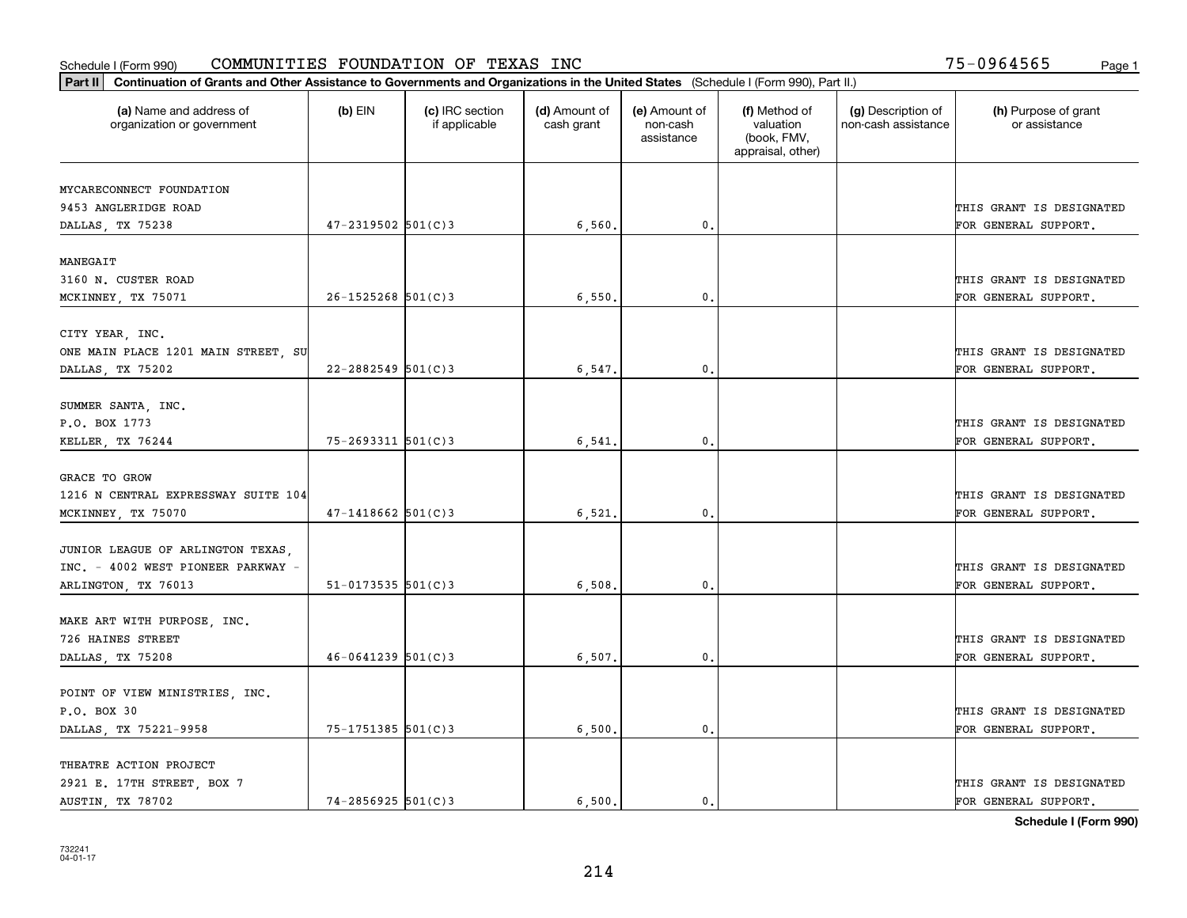Schedule I (Form 990) COMMUNITIES FOUNDATION OF TEXAS INC 75-0964565

**Part II** **Continuation of Grants and Other Assistance to Governments and Organizations in the United States** (Schedule I (Form 990), Part II.)

| (a) Name and address of organization or government | (b) EIN | (c) IRC section if applicable | (d) Amount of cash grant | (e) Amount of non-cash assistance | (f) Method of valuation (book, FMV, appraisal, other) | (g) Description of non-cash assistance | (h) Purpose of grant or assistance |
|---|---|---|---|---|---|---|---|
| MYCARECONNECT FOUNDATION<br>9453 ANGLERIDGE ROAD<br>DALLAS, TX 75238 | 47-2319502 | 501(C)3 | 6,560. | 0. | | | THIS GRANT IS DESIGNATED FOR GENERAL SUPPORT. |
| MANEGAIT<br>3160 N. CUSTER ROAD<br>MCKINNEY, TX 75071 | 26-1525268 | 501(C)3 | 6,550. | 0. | | | THIS GRANT IS DESIGNATED FOR GENERAL SUPPORT. |
| CITY YEAR, INC.<br>ONE MAIN PLACE 1201 MAIN STREET, SU<br>DALLAS, TX 75202 | 22-2882549 | 501(C)3 | 6,547. | 0. | | | THIS GRANT IS DESIGNATED FOR GENERAL SUPPORT. |
| SUMMER SANTA, INC.<br>P.O. BOX 1773<br>KELLER, TX 76244 | 75-2693311 | 501(C)3 | 6,541. | 0. | | | THIS GRANT IS DESIGNATED FOR GENERAL SUPPORT. |
| GRACE TO GROW<br>1216 N CENTRAL EXPRESSWAY SUITE 104<br>MCKINNEY, TX 75070 | 47-1418662 | 501(C)3 | 6,521. | 0. | | | THIS GRANT IS DESIGNATED FOR GENERAL SUPPORT. |
| JUNIOR LEAGUE OF ARLINGTON TEXAS,<br>INC. - 4002 WEST PIONEER PARKWAY -<br>ARLINGTON, TX 76013 | 51-0173535 | 501(C)3 | 6,508. | 0. | | | THIS GRANT IS DESIGNATED FOR GENERAL SUPPORT. |
| MAKE ART WITH PURPOSE, INC.<br>726 HAINES STREET<br>DALLAS, TX 75208 | 46-0641239 | 501(C)3 | 6,507. | 0. | | | THIS GRANT IS DESIGNATED FOR GENERAL SUPPORT. |
| POINT OF VIEW MINISTRIES, INC.<br>P.O. BOX 30<br>DALLAS, TX 75221-9958 | 75-1751385 | 501(C)3 | 6,500. | 0. | | | THIS GRANT IS DESIGNATED FOR GENERAL SUPPORT. |
| THEATRE ACTION PROJECT<br>2921 E. 17TH STREET, BOX 7<br>AUSTIN, TX 78702 | 74-2856925 | 501(C)3 | 6,500. | 0. | | | THIS GRANT IS DESIGNATED FOR GENERAL SUPPORT. |

**Schedule I (Form 990)**

732241
04-01-17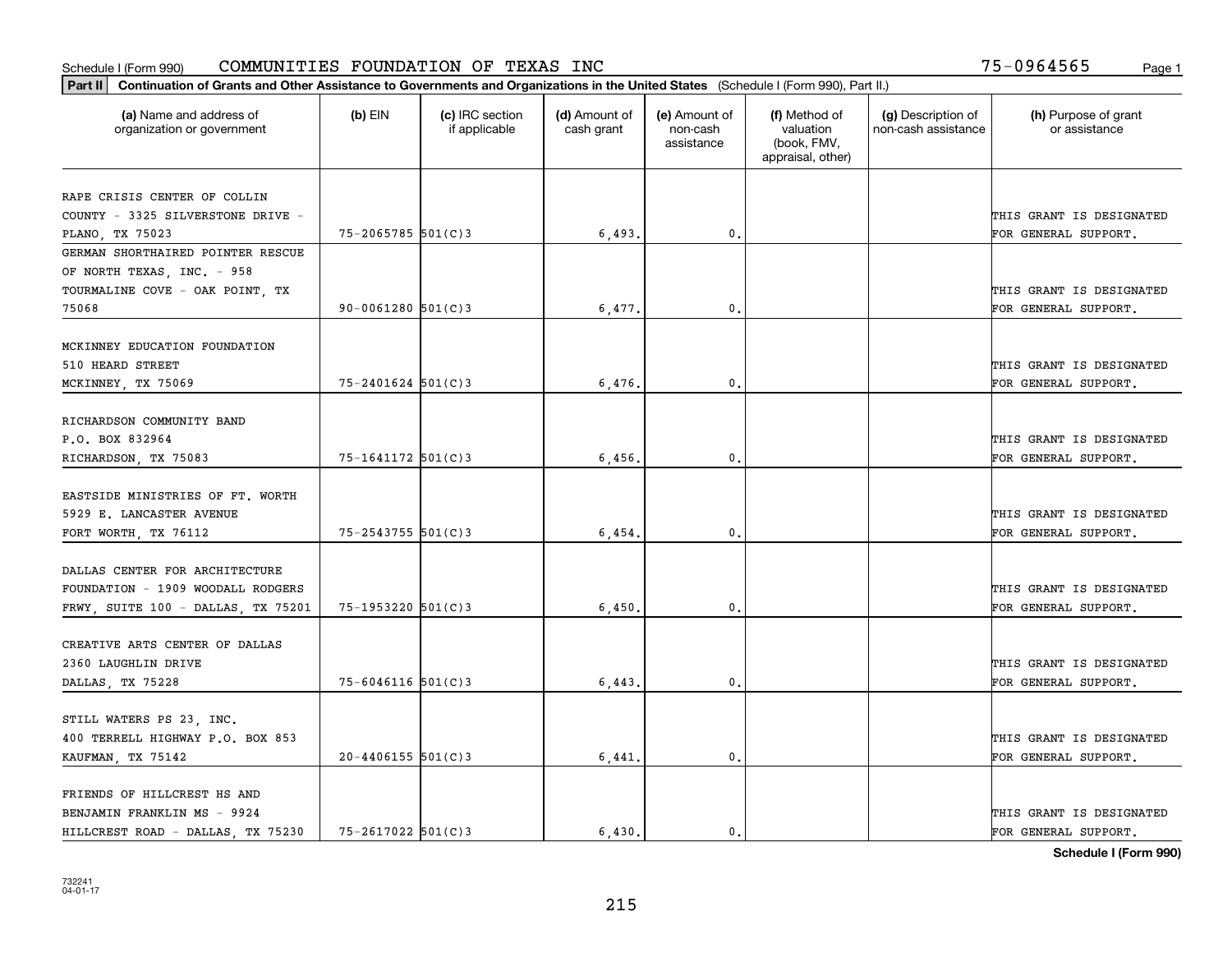Schedule I (Form 990) COMMUNITIES FOUNDATION OF TEXAS INC 75-0964565

**Part II** **Continuation of Grants and Other Assistance to Governments and Organizations in the United States** (Schedule I (Form 990), Part II.)

| (a) Name and address of organization or government | (b) EIN | (c) IRC section if applicable | (d) Amount of cash grant | (e) Amount of non-cash assistance | (f) Method of valuation (book, FMV, appraisal, other) | (g) Description of non-cash assistance | (h) Purpose of grant or assistance |
|---|---|---|---|---|---|---|---|
| RAPE CRISIS CENTER OF COLLIN COUNTY - 3325 SILVERSTONE DRIVE - PLANO, TX 75023 | 75-2065785 | 501(C)3 | 6,493. | 0. | | | THIS GRANT IS DESIGNATED FOR GENERAL SUPPORT. |
| GERMAN SHORTHAIRED POINTER RESCUE OF NORTH TEXAS, INC. - 958 TOURMALINE COVE - OAK POINT, TX 75068 | 90-0061280 | 501(C)3 | 6,477. | 0. | | | THIS GRANT IS DESIGNATED FOR GENERAL SUPPORT. |
| MCKINNEY EDUCATION FOUNDATION 510 HEARD STREET MCKINNEY, TX 75069 | 75-2401624 | 501(C)3 | 6,476. | 0. | | | THIS GRANT IS DESIGNATED FOR GENERAL SUPPORT. |
| RICHARDSON COMMUNITY BAND P.O. BOX 832964 RICHARDSON, TX 75083 | 75-1641172 | 501(C)3 | 6,456. | 0. | | | THIS GRANT IS DESIGNATED FOR GENERAL SUPPORT. |
| EASTSIDE MINISTRIES OF FT. WORTH 5929 E. LANCASTER AVENUE FORT WORTH, TX 76112 | 75-2543755 | 501(C)3 | 6,454. | 0. | | | THIS GRANT IS DESIGNATED FOR GENERAL SUPPORT. |
| DALLAS CENTER FOR ARCHITECTURE FOUNDATION - 1909 WOODALL RODGERS FRWY, SUITE 100 - DALLAS, TX 75201 | 75-1953220 | 501(C)3 | 6,450. | 0. | | | THIS GRANT IS DESIGNATED FOR GENERAL SUPPORT. |
| CREATIVE ARTS CENTER OF DALLAS 2360 LAUGHLIN DRIVE DALLAS, TX 75228 | 75-6046116 | 501(C)3 | 6,443. | 0. | | | THIS GRANT IS DESIGNATED FOR GENERAL SUPPORT. |
| STILL WATERS PS 23, INC. 400 TERRELL HIGHWAY P.O. BOX 853 KAUFMAN, TX 75142 | 20-4406155 | 501(C)3 | 6,441. | 0. | | | THIS GRANT IS DESIGNATED FOR GENERAL SUPPORT. |
| FRIENDS OF HILLCREST HS AND BENJAMIN FRANKLIN MS - 9924 HILLCREST ROAD - DALLAS, TX 75230 | 75-2617022 | 501(C)3 | 6,430. | 0. | | | THIS GRANT IS DESIGNATED FOR GENERAL SUPPORT. |

**Schedule I (Form 990)**

732241 04-01-17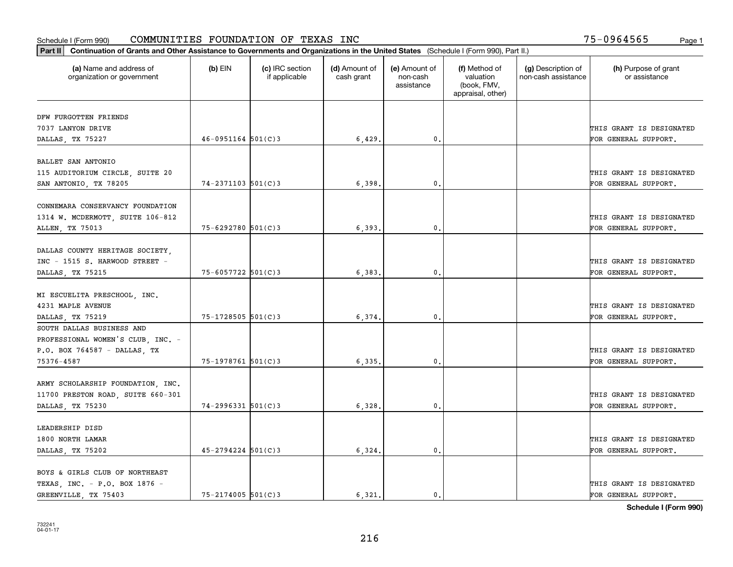Schedule I (Form 990) COMMUNITIES FOUNDATION OF TEXAS INC 75-0964565 Page 1

**Part II** **Continuation of Grants and Other Assistance to Governments and Organizations in the United States** (Schedule I (Form 990), Part II.)

| (a) Name and address of organization or government | (b) EIN | (c) IRC section if applicable | (d) Amount of cash grant | (e) Amount of non-cash assistance | (f) Method of valuation (book, FMV, appraisal, other) | (g) Description of non-cash assistance | (h) Purpose of grant or assistance |
|---|---|---|---|---|---|---|---|
| DFW FURGOTTEN FRIENDS 7037 LANYON DRIVE DALLAS, TX 75227 | 46-0951164 | 501(C)3 | 6,429. | 0. | | | THIS GRANT IS DESIGNATED FOR GENERAL SUPPORT. |
| BALLET SAN ANTONIO 115 AUDITORIUM CIRCLE, SUITE 20 SAN ANTONIO, TX 78205 | 74-2371103 | 501(C)3 | 6,398. | 0. | | | THIS GRANT IS DESIGNATED FOR GENERAL SUPPORT. |
| CONNEMARA CONSERVANCY FOUNDATION 1314 W. MCDERMOTT, SUITE 106-812 ALLEN, TX 75013 | 75-6292780 | 501(C)3 | 6,393. | 0. | | | THIS GRANT IS DESIGNATED FOR GENERAL SUPPORT. |
| DALLAS COUNTY HERITAGE SOCIETY, INC - 1515 S. HARWOOD STREET - DALLAS, TX 75215 | 75-6057722 | 501(C)3 | 6,383. | 0. | | | THIS GRANT IS DESIGNATED FOR GENERAL SUPPORT. |
| MI ESCUELITA PRESCHOOL, INC. 4231 MAPLE AVENUE DALLAS, TX 75219 | 75-1728505 | 501(C)3 | 6,374. | 0. | | | THIS GRANT IS DESIGNATED FOR GENERAL SUPPORT. |
| SOUTH DALLAS BUSINESS AND PROFESSIONAL WOMEN'S CLUB, INC. - P.O. BOX 764587 - DALLAS, TX 75376-4587 | 75-1978761 | 501(C)3 | 6,335. | 0. | | | THIS GRANT IS DESIGNATED FOR GENERAL SUPPORT. |
| ARMY SCHOLARSHIP FOUNDATION, INC. 11700 PRESTON ROAD, SUITE 660-301 DALLAS, TX 75230 | 74-2996331 | 501(C)3 | 6,328. | 0. | | | THIS GRANT IS DESIGNATED FOR GENERAL SUPPORT. |
| LEADERSHIP DISD 1800 NORTH LAMAR DALLAS, TX 75202 | 45-2794224 | 501(C)3 | 6,324. | 0. | | | THIS GRANT IS DESIGNATED FOR GENERAL SUPPORT. |
| BOYS & GIRLS CLUB OF NORTHEAST TEXAS, INC. - P.O. BOX 1876 - GREENVILLE, TX 75403 | 75-2174005 | 501(C)3 | 6,321. | 0. | | | THIS GRANT IS DESIGNATED FOR GENERAL SUPPORT. |

**Schedule I (Form 990)**

732241 04-01-17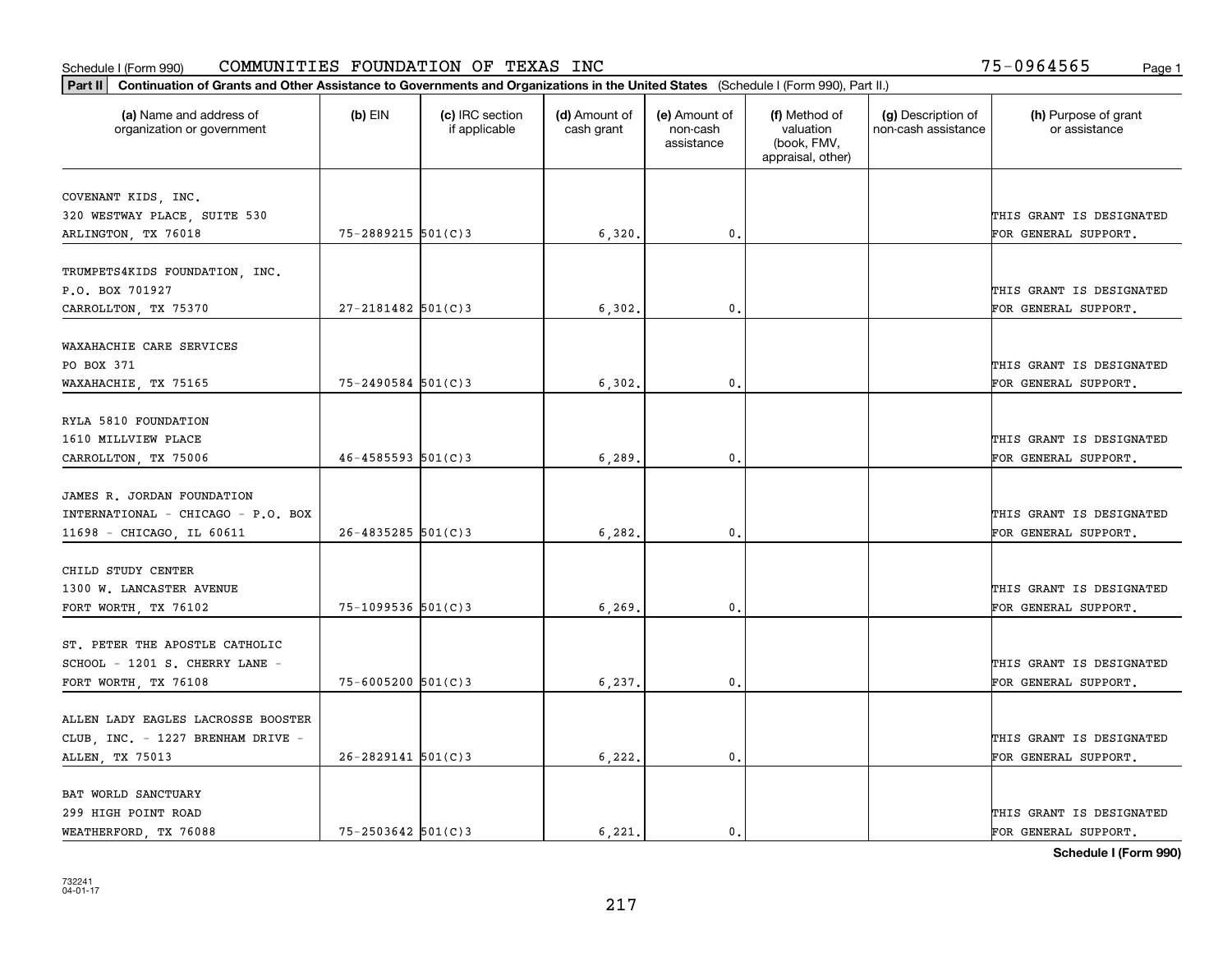Schedule I (Form 990) COMMUNITIES FOUNDATION OF TEXAS INC 75-0964565

**Part II Continuation of Grants and Other Assistance to Governments and Organizations in the United States** (Schedule I (Form 990), Part II.)

| (a) Name and address of organization or government | (b) EIN | (c) IRC section if applicable | (d) Amount of cash grant | (e) Amount of non-cash assistance | (f) Method of valuation (book, FMV, appraisal, other) | (g) Description of non-cash assistance | (h) Purpose of grant or assistance |
|---|---|---|---|---|---|---|---|
| COVENANT KIDS, INC. 320 WESTWAY PLACE, SUITE 530 ARLINGTON, TX 76018 | 75-2889215 | 501(C)3 | 6,320. | 0. | | | THIS GRANT IS DESIGNATED FOR GENERAL SUPPORT. |
| TRUMPETS4KIDS FOUNDATION, INC. P.O. BOX 701927 CARROLLTON, TX 75370 | 27-2181482 | 501(C)3 | 6,302. | 0. | | | THIS GRANT IS DESIGNATED FOR GENERAL SUPPORT. |
| WAXAHACHIE CARE SERVICES PO BOX 371 WAXAHACHIE, TX 75165 | 75-2490584 | 501(C)3 | 6,302. | 0. | | | THIS GRANT IS DESIGNATED FOR GENERAL SUPPORT. |
| RYLA 5810 FOUNDATION 1610 MILLVIEW PLACE CARROLLTON, TX 75006 | 46-4585593 | 501(C)3 | 6,289. | 0. | | | THIS GRANT IS DESIGNATED FOR GENERAL SUPPORT. |
| JAMES R. JORDAN FOUNDATION INTERNATIONAL - CHICAGO - P.O. BOX 11698 - CHICAGO, IL 60611 | 26-4835285 | 501(C)3 | 6,282. | 0. | | | THIS GRANT IS DESIGNATED FOR GENERAL SUPPORT. |
| CHILD STUDY CENTER 1300 W. LANCASTER AVENUE FORT WORTH, TX 76102 | 75-1099536 | 501(C)3 | 6,269. | 0. | | | THIS GRANT IS DESIGNATED FOR GENERAL SUPPORT. |
| ST. PETER THE APOSTLE CATHOLIC SCHOOL - 1201 S. CHERRY LANE - FORT WORTH, TX 76108 | 75-6005200 | 501(C)3 | 6,237. | 0. | | | THIS GRANT IS DESIGNATED FOR GENERAL SUPPORT. |
| ALLEN LADY EAGLES LACROSSE BOOSTER CLUB, INC. - 1227 BRENHAM DRIVE - ALLEN, TX 75013 | 26-2829141 | 501(C)3 | 6,222. | 0. | | | THIS GRANT IS DESIGNATED FOR GENERAL SUPPORT. |
| BAT WORLD SANCTUARY 299 HIGH POINT ROAD WEATHERFORD, TX 76088 | 75-2503642 | 501(C)3 | 6,221. | 0. | | | THIS GRANT IS DESIGNATED FOR GENERAL SUPPORT. |

**Schedule I (Form 990)**

732241 04-01-17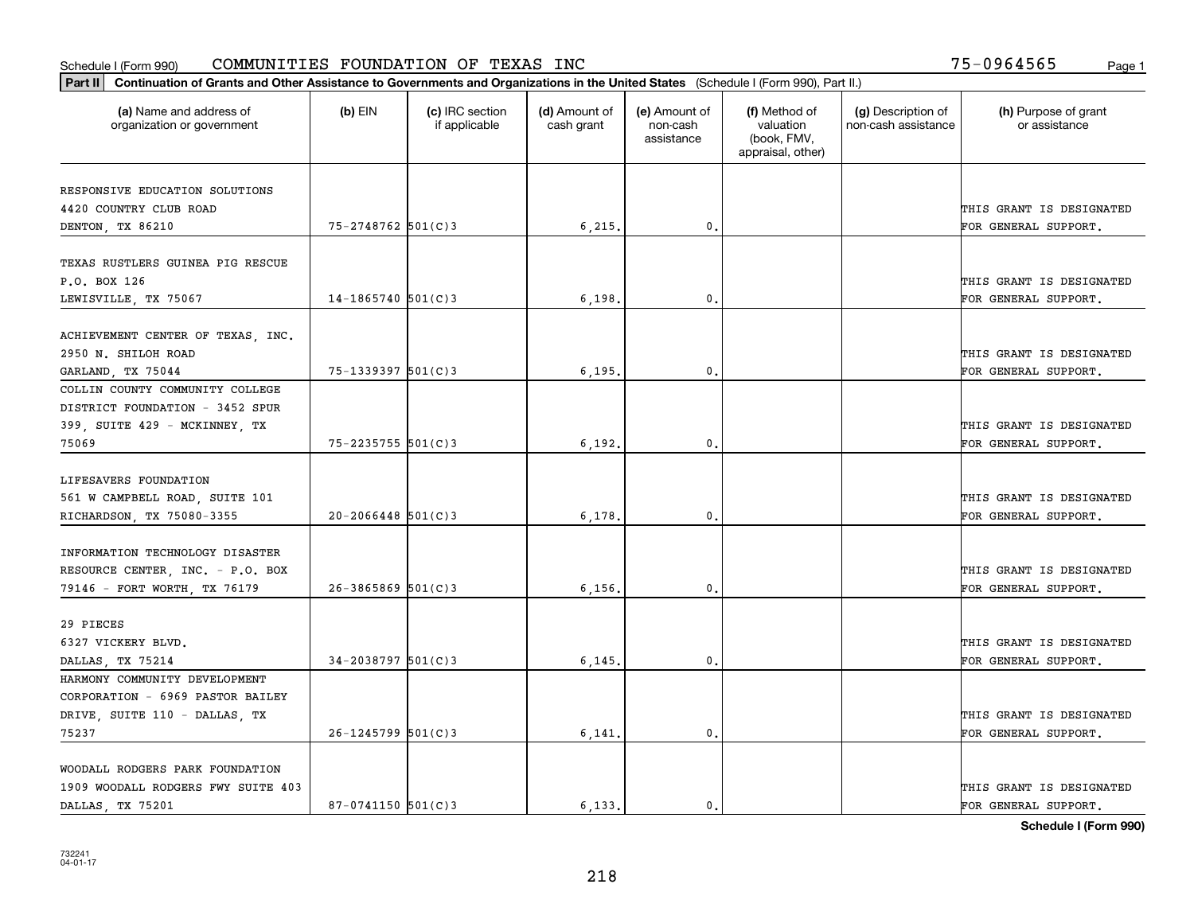Schedule I (Form 990) COMMUNITIES FOUNDATION OF TEXAS INC 75-0964565

**Part II** **Continuation of Grants and Other Assistance to Governments and Organizations in the United States** (Schedule I (Form 990), Part II.)

| (a) Name and address of organization or government | (b) EIN | (c) IRC section if applicable | (d) Amount of cash grant | (e) Amount of non-cash assistance | (f) Method of valuation (book, FMV, appraisal, other) | (g) Description of non-cash assistance | (h) Purpose of grant or assistance |
|---|---|---|---|---|---|---|---|
| RESPONSIVE EDUCATION SOLUTIONS 4420 COUNTRY CLUB ROAD DENTON, TX 86210 | 75-2748762 | 501(C)3 | 6,215. | 0. | | | THIS GRANT IS DESIGNATED FOR GENERAL SUPPORT. |
| TEXAS RUSTLERS GUINEA PIG RESCUE P.O. BOX 126 LEWISVILLE, TX 75067 | 14-1865740 | 501(C)3 | 6,198. | 0. | | | THIS GRANT IS DESIGNATED FOR GENERAL SUPPORT. |
| ACHIEVEMENT CENTER OF TEXAS, INC. 2950 N. SHILOH ROAD GARLAND, TX 75044 | 75-1339397 | 501(C)3 | 6,195. | 0. | | | THIS GRANT IS DESIGNATED FOR GENERAL SUPPORT. |
| COLLIN COUNTY COMMUNITY COLLEGE DISTRICT FOUNDATION - 3452 SPUR 399, SUITE 429 - MCKINNEY, TX 75069 | 75-2235755 | 501(C)3 | 6,192. | 0. | | | THIS GRANT IS DESIGNATED FOR GENERAL SUPPORT. |
| LIFESAVERS FOUNDATION 561 W CAMPBELL ROAD, SUITE 101 RICHARDSON, TX 75080-3355 | 20-2066448 | 501(C)3 | 6,178. | 0. | | | THIS GRANT IS DESIGNATED FOR GENERAL SUPPORT. |
| INFORMATION TECHNOLOGY DISASTER RESOURCE CENTER, INC. - P.O. BOX 79146 - FORT WORTH, TX 76179 | 26-3865869 | 501(C)3 | 6,156. | 0. | | | THIS GRANT IS DESIGNATED FOR GENERAL SUPPORT. |
| 29 PIECES 6327 VICKERY BLVD. DALLAS, TX 75214 | 34-2038797 | 501(C)3 | 6,145. | 0. | | | THIS GRANT IS DESIGNATED FOR GENERAL SUPPORT. |
| HARMONY COMMUNITY DEVELOPMENT CORPORATION - 6969 PASTOR BAILEY DRIVE, SUITE 110 - DALLAS, TX 75237 | 26-1245799 | 501(C)3 | 6,141. | 0. | | | THIS GRANT IS DESIGNATED FOR GENERAL SUPPORT. |
| WOODALL RODGERS PARK FOUNDATION 1909 WOODALL RODGERS FWY SUITE 403 DALLAS, TX 75201 | 87-0741150 | 501(C)3 | 6,133. | 0. | | | THIS GRANT IS DESIGNATED FOR GENERAL SUPPORT. |

**Schedule I (Form 990)**

732241
04-01-17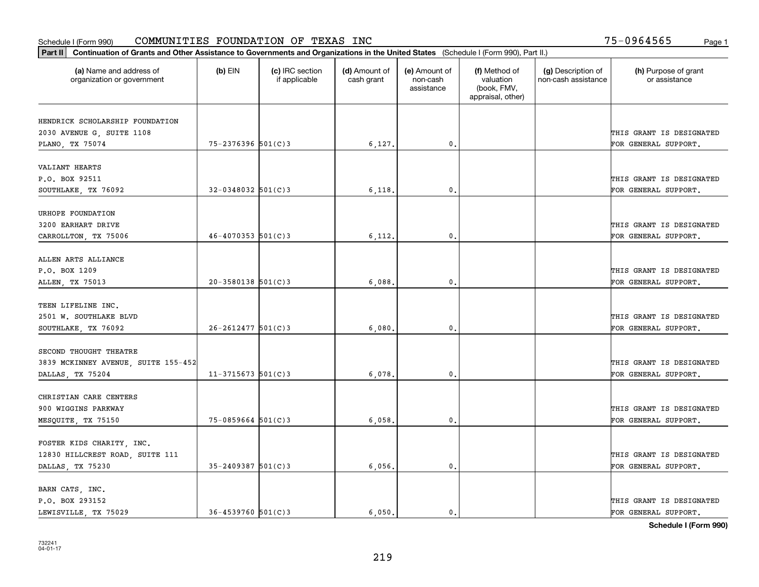Schedule I (Form 990) COMMUNITIES FOUNDATION OF TEXAS INC 75-0964565

**Part II** **Continuation of Grants and Other Assistance to Governments and Organizations in the United States** (Schedule I (Form 990), Part II.)

| (a) Name and address of organization or government | (b) EIN | (c) IRC section if applicable | (d) Amount of cash grant | (e) Amount of non-cash assistance | (f) Method of valuation (book, FMV, appraisal, other) | (g) Description of non-cash assistance | (h) Purpose of grant or assistance |
|---|---|---|---|---|---|---|---|
| HENDRICK SCHOLARSHIP FOUNDATION<br>2030 AVENUE G, SUITE 1108<br>PLANO, TX 75074 | 75-2376396 | 501(C)3 | 6,127. | 0. | | | THIS GRANT IS DESIGNATED FOR GENERAL SUPPORT. |
| VALIANT HEARTS<br>P.O. BOX 92511<br>SOUTHLAKE, TX 76092 | 32-0348032 | 501(C)3 | 6,118. | 0. | | | THIS GRANT IS DESIGNATED FOR GENERAL SUPPORT. |
| URHOPE FOUNDATION<br>3200 EARHART DRIVE<br>CARROLLTON, TX 75006 | 46-4070353 | 501(C)3 | 6,112. | 0. | | | THIS GRANT IS DESIGNATED FOR GENERAL SUPPORT. |
| ALLEN ARTS ALLIANCE<br>P.O. BOX 1209<br>ALLEN, TX 75013 | 20-3580138 | 501(C)3 | 6,088. | 0. | | | THIS GRANT IS DESIGNATED FOR GENERAL SUPPORT. |
| TEEN LIFELINE INC.<br>2501 W. SOUTHLAKE BLVD<br>SOUTHLAKE, TX 76092 | 26-2612477 | 501(C)3 | 6,080. | 0. | | | THIS GRANT IS DESIGNATED FOR GENERAL SUPPORT. |
| SECOND THOUGHT THEATRE<br>3839 MCKINNEY AVENUE, SUITE 155-452<br>DALLAS, TX 75204 | 11-3715673 | 501(C)3 | 6,078. | 0. | | | THIS GRANT IS DESIGNATED FOR GENERAL SUPPORT. |
| CHRISTIAN CARE CENTERS<br>900 WIGGINS PARKWAY<br>MESQUITE, TX 75150 | 75-0859664 | 501(C)3 | 6,058. | 0. | | | THIS GRANT IS DESIGNATED FOR GENERAL SUPPORT. |
| FOSTER KIDS CHARITY, INC.<br>12830 HILLCREST ROAD, SUITE 111<br>DALLAS, TX 75230 | 35-2409387 | 501(C)3 | 6,056. | 0. | | | THIS GRANT IS DESIGNATED FOR GENERAL SUPPORT. |
| BARN CATS, INC.<br>P.O. BOX 293152<br>LEWISVILLE, TX 75029 | 36-4539760 | 501(C)3 | 6,050. | 0. | | | THIS GRANT IS DESIGNATED FOR GENERAL SUPPORT. |

**Schedule I (Form 990)**

732241
04-01-17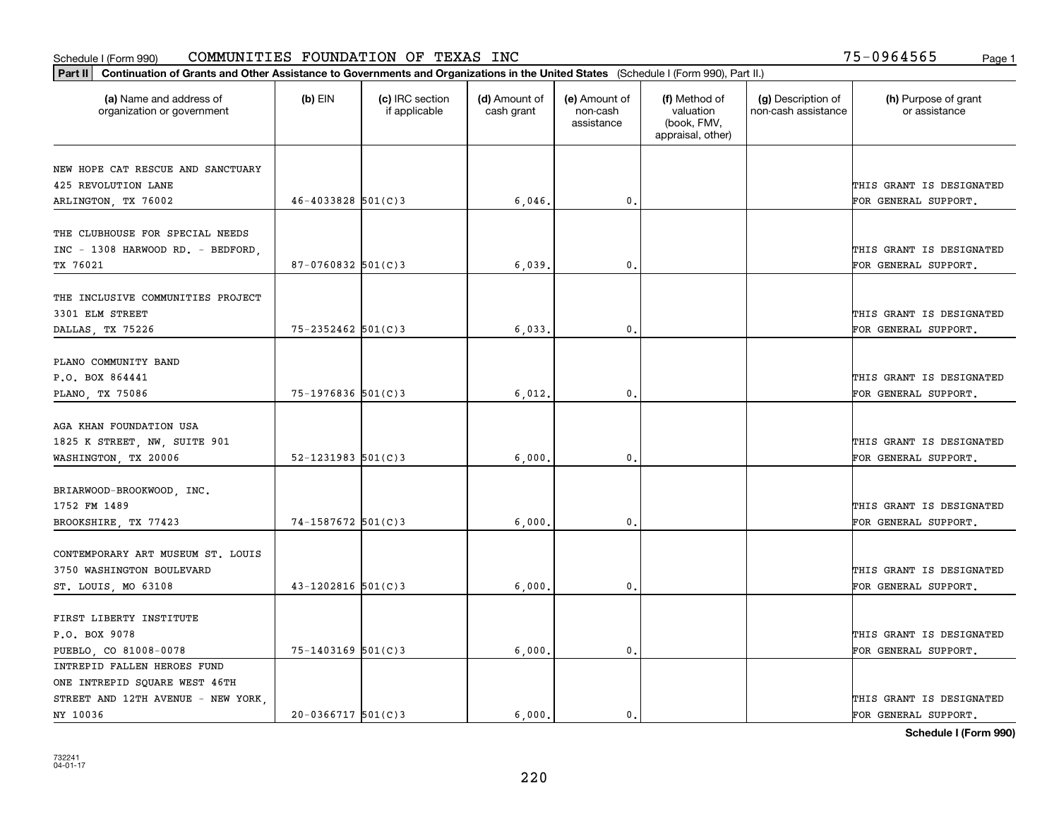Schedule I (Form 990) COMMUNITIES FOUNDATION OF TEXAS INC 75-0964565

**Part II** **Continuation of Grants and Other Assistance to Governments and Organizations in the United States** (Schedule I (Form 990), Part II.)

| (a) Name and address of organization or government | (b) EIN | (c) IRC section if applicable | (d) Amount of cash grant | (e) Amount of non-cash assistance | (f) Method of valuation (book, FMV, appraisal, other) | (g) Description of non-cash assistance | (h) Purpose of grant or assistance |
|---|---|---|---|---|---|---|---|
| NEW HOPE CAT RESCUE AND SANCTUARY 425 REVOLUTION LANE ARLINGTON, TX 76002 | 46-4033828 | 501(C)3 | 6,046. | 0. | | | THIS GRANT IS DESIGNATED FOR GENERAL SUPPORT. |
| THE CLUBHOUSE FOR SPECIAL NEEDS INC - 1308 HARWOOD RD. - BEDFORD, TX 76021 | 87-0760832 | 501(C)3 | 6,039. | 0. | | | THIS GRANT IS DESIGNATED FOR GENERAL SUPPORT. |
| THE INCLUSIVE COMMUNITIES PROJECT 3301 ELM STREET DALLAS, TX 75226 | 75-2352462 | 501(C)3 | 6,033. | 0. | | | THIS GRANT IS DESIGNATED FOR GENERAL SUPPORT. |
| PLANO COMMUNITY BAND P.O. BOX 864441 PLANO, TX 75086 | 75-1976836 | 501(C)3 | 6,012. | 0. | | | THIS GRANT IS DESIGNATED FOR GENERAL SUPPORT. |
| AGA KHAN FOUNDATION USA 1825 K STREET, NW, SUITE 901 WASHINGTON, TX 20006 | 52-1231983 | 501(C)3 | 6,000. | 0. | | | THIS GRANT IS DESIGNATED FOR GENERAL SUPPORT. |
| BRIARWOOD-BROOKWOOD, INC. 1752 FM 1489 BROOKSHIRE, TX 77423 | 74-1587672 | 501(C)3 | 6,000. | 0. | | | THIS GRANT IS DESIGNATED FOR GENERAL SUPPORT. |
| CONTEMPORARY ART MUSEUM ST. LOUIS 3750 WASHINGTON BOULEVARD ST. LOUIS, MO 63108 | 43-1202816 | 501(C)3 | 6,000. | 0. | | | THIS GRANT IS DESIGNATED FOR GENERAL SUPPORT. |
| FIRST LIBERTY INSTITUTE P.O. BOX 9078 PUEBLO, CO 81008-0078 | 75-1403169 | 501(C)3 | 6,000. | 0. | | | THIS GRANT IS DESIGNATED FOR GENERAL SUPPORT. |
| INTREPID FALLEN HEROES FUND ONE INTREPID SQUARE WEST 46TH STREET AND 12TH AVENUE - NEW YORK, NY 10036 | 20-0366717 | 501(C)3 | 6,000. | 0. | | | THIS GRANT IS DESIGNATED FOR GENERAL SUPPORT. |

**Schedule I (Form 990)**

732241 04-01-17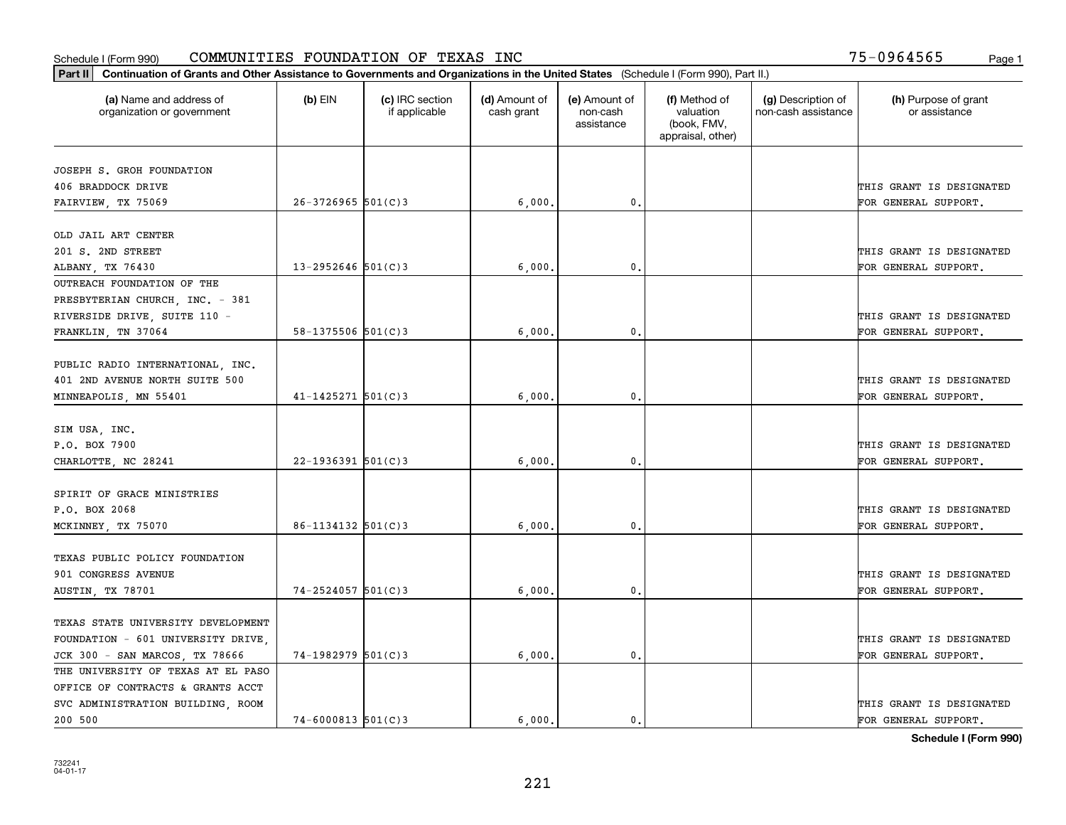Schedule I (Form 990) COMMUNITIES FOUNDATION OF TEXAS INC 75-0964565

**Part II** **Continuation of Grants and Other Assistance to Governments and Organizations in the United States** (Schedule I (Form 990), Part II.)

| (a) Name and address of organization or government | (b) EIN | (c) IRC section if applicable | (d) Amount of cash grant | (e) Amount of non-cash assistance | (f) Method of valuation (book, FMV, appraisal, other) | (g) Description of non-cash assistance | (h) Purpose of grant or assistance |
|---|---|---|---|---|---|---|---|
| JOSEPH S. GROH FOUNDATION 406 BRADDOCK DRIVE FAIRVIEW, TX 75069 | 26-3726965 | 501(C)3 | 6,000. | 0. | | | THIS GRANT IS DESIGNATED FOR GENERAL SUPPORT. |
| OLD JAIL ART CENTER 201 S. 2ND STREET ALBANY, TX 76430 | 13-2952646 | 501(C)3 | 6,000. | 0. | | | THIS GRANT IS DESIGNATED FOR GENERAL SUPPORT. |
| OUTREACH FOUNDATION OF THE PRESBYTERIAN CHURCH, INC. - 381 RIVERSIDE DRIVE, SUITE 110 - FRANKLIN, TN 37064 | 58-1375506 | 501(C)3 | 6,000. | 0. | | | THIS GRANT IS DESIGNATED FOR GENERAL SUPPORT. |
| PUBLIC RADIO INTERNATIONAL, INC. 401 2ND AVENUE NORTH SUITE 500 MINNEAPOLIS, MN 55401 | 41-1425271 | 501(C)3 | 6,000. | 0. | | | THIS GRANT IS DESIGNATED FOR GENERAL SUPPORT. |
| SIM USA, INC. P.O. BOX 7900 CHARLOTTE, NC 28241 | 22-1936391 | 501(C)3 | 6,000. | 0. | | | THIS GRANT IS DESIGNATED FOR GENERAL SUPPORT. |
| SPIRIT OF GRACE MINISTRIES P.O. BOX 2068 MCKINNEY, TX 75070 | 86-1134132 | 501(C)3 | 6,000. | 0. | | | THIS GRANT IS DESIGNATED FOR GENERAL SUPPORT. |
| TEXAS PUBLIC POLICY FOUNDATION 901 CONGRESS AVENUE AUSTIN, TX 78701 | 74-2524057 | 501(C)3 | 6,000. | 0. | | | THIS GRANT IS DESIGNATED FOR GENERAL SUPPORT. |
| TEXAS STATE UNIVERSITY DEVELOPMENT FOUNDATION - 601 UNIVERSITY DRIVE, JCK 300 - SAN MARCOS, TX 78666 | 74-1982979 | 501(C)3 | 6,000. | 0. | | | THIS GRANT IS DESIGNATED FOR GENERAL SUPPORT. |
| THE UNIVERSITY OF TEXAS AT EL PASO OFFICE OF CONTRACTS & GRANTS ACCT SVC ADMINISTRATION BUILDING, ROOM 200 500 | 74-6000813 | 501(C)3 | 6,000. | 0. | | | THIS GRANT IS DESIGNATED FOR GENERAL SUPPORT. |

**Schedule I (Form 990)**

732241
04-01-17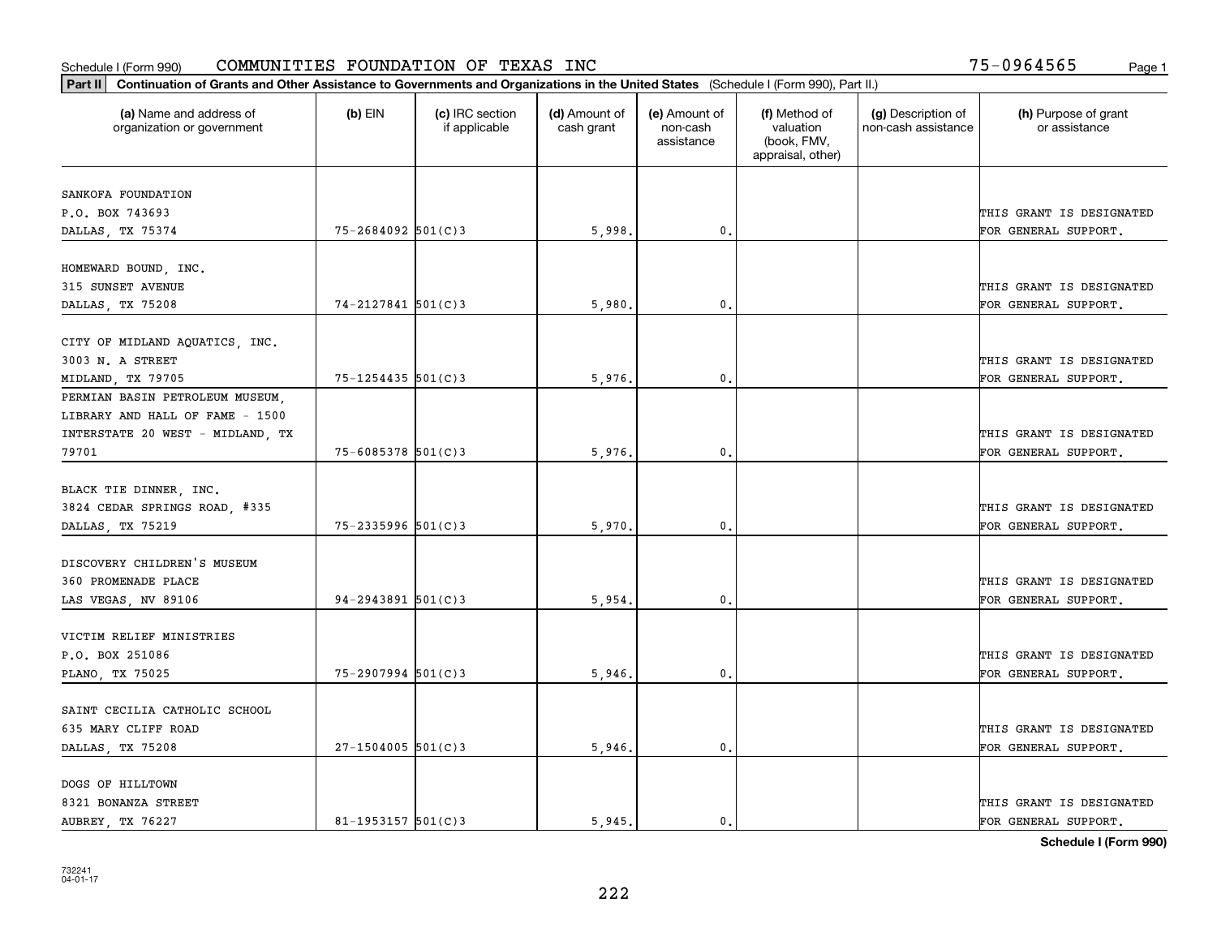Schedule I (Form 990) COMMUNITIES FOUNDATION OF TEXAS INC 75-0964565

**Part II Continuation of Grants and Other Assistance to Governments and Organizations in the United States** (Schedule I (Form 990), Part II.)

| (a) Name and address of organization or government | (b) EIN | (c) IRC section if applicable | (d) Amount of cash grant | (e) Amount of non-cash assistance | (f) Method of valuation (book, FMV, appraisal, other) | (g) Description of non-cash assistance | (h) Purpose of grant or assistance |
|---|---|---|---|---|---|---|---|
| SANKOFA FOUNDATION P.O. BOX 743693 DALLAS, TX 75374 | 75-2684092 | 501(C)3 | 5,998. | 0. | | | THIS GRANT IS DESIGNATED FOR GENERAL SUPPORT. |
| HOMEWARD BOUND, INC. 315 SUNSET AVENUE DALLAS, TX 75208 | 74-2127841 | 501(C)3 | 5,980. | 0. | | | THIS GRANT IS DESIGNATED FOR GENERAL SUPPORT. |
| CITY OF MIDLAND AQUATICS, INC. 3003 N. A STREET MIDLAND, TX 79705 | 75-1254435 | 501(C)3 | 5,976. | 0. | | | THIS GRANT IS DESIGNATED FOR GENERAL SUPPORT. |
| PERMIAN BASIN PETROLEUM MUSEUM, LIBRARY AND HALL OF FAME - 1500 INTERSTATE 20 WEST - MIDLAND, TX 79701 | 75-6085378 | 501(C)3 | 5,976. | 0. | | | THIS GRANT IS DESIGNATED FOR GENERAL SUPPORT. |
| BLACK TIE DINNER, INC. 3824 CEDAR SPRINGS ROAD, #335 DALLAS, TX 75219 | 75-2335996 | 501(C)3 | 5,970. | 0. | | | THIS GRANT IS DESIGNATED FOR GENERAL SUPPORT. |
| DISCOVERY CHILDREN'S MUSEUM 360 PROMENADE PLACE LAS VEGAS, NV 89106 | 94-2943891 | 501(C)3 | 5,954. | 0. | | | THIS GRANT IS DESIGNATED FOR GENERAL SUPPORT. |
| VICTIM RELIEF MINISTRIES P.O. BOX 251086 PLANO, TX 75025 | 75-2907994 | 501(C)3 | 5,946. | 0. | | | THIS GRANT IS DESIGNATED FOR GENERAL SUPPORT. |
| SAINT CECILIA CATHOLIC SCHOOL 635 MARY CLIFF ROAD DALLAS, TX 75208 | 27-1504005 | 501(C)3 | 5,946. | 0. | | | THIS GRANT IS DESIGNATED FOR GENERAL SUPPORT. |
| DOGS OF HILLTOWN 8321 BONANZA STREET AUBREY, TX 76227 | 81-1953157 | 501(C)3 | 5,945. | 0. | | | THIS GRANT IS DESIGNATED FOR GENERAL SUPPORT. |

**Schedule I (Form 990)**

732241 04-01-17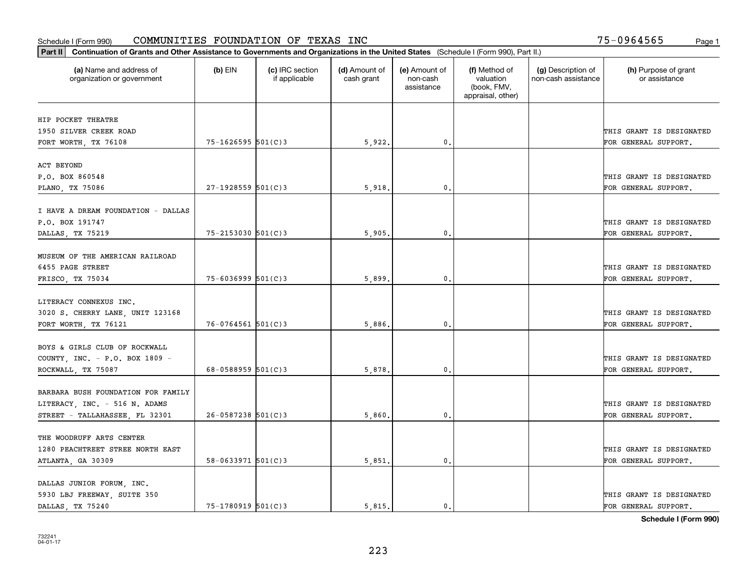Schedule I (Form 990) COMMUNITIES FOUNDATION OF TEXAS INC 75-0964565

**Part II** **Continuation of Grants and Other Assistance to Governments and Organizations in the United States** (Schedule I (Form 990), Part II.)

| (a) Name and address of organization or government | (b) EIN | (c) IRC section if applicable | (d) Amount of cash grant | (e) Amount of non-cash assistance | (f) Method of valuation (book, FMV, appraisal, other) | (g) Description of non-cash assistance | (h) Purpose of grant or assistance |
|---|---|---|---|---|---|---|---|
| HIP POCKET THEATRE 1950 SILVER CREEK ROAD FORT WORTH, TX 76108 | 75-1626595 | 501(C)3 | 5,922. | 0. | | | THIS GRANT IS DESIGNATED FOR GENERAL SUPPORT. |
| ACT BEYOND P.O. BOX 860548 PLANO, TX 75086 | 27-1928559 | 501(C)3 | 5,918. | 0. | | | THIS GRANT IS DESIGNATED FOR GENERAL SUPPORT. |
| I HAVE A DREAM FOUNDATION - DALLAS P.O. BOX 191747 DALLAS, TX 75219 | 75-2153030 | 501(C)3 | 5,905. | 0. | | | THIS GRANT IS DESIGNATED FOR GENERAL SUPPORT. |
| MUSEUM OF THE AMERICAN RAILROAD 6455 PAGE STREET FRISCO, TX 75034 | 75-6036999 | 501(C)3 | 5,899. | 0. | | | THIS GRANT IS DESIGNATED FOR GENERAL SUPPORT. |
| LITERACY CONNEXUS INC. 3020 S. CHERRY LANE, UNIT 123168 FORT WORTH, TX 76121 | 76-0764561 | 501(C)3 | 5,886. | 0. | | | THIS GRANT IS DESIGNATED FOR GENERAL SUPPORT. |
| BOYS & GIRLS CLUB OF ROCKWALL COUNTY, INC. - P.O. BOX 1809 - ROCKWALL, TX 75087 | 68-0588959 | 501(C)3 | 5,878. | 0. | | | THIS GRANT IS DESIGNATED FOR GENERAL SUPPORT. |
| BARBARA BUSH FOUNDATION FOR FAMILY LITERACY, INC. - 516 N. ADAMS STREET - TALLAHASSEE, FL 32301 | 26-0587238 | 501(C)3 | 5,860. | 0. | | | THIS GRANT IS DESIGNATED FOR GENERAL SUPPORT. |
| THE WOODRUFF ARTS CENTER 1280 PEACHTREET STREE NORTH EAST ATLANTA, GA 30309 | 58-0633971 | 501(C)3 | 5,851. | 0. | | | THIS GRANT IS DESIGNATED FOR GENERAL SUPPORT. |
| DALLAS JUNIOR FORUM, INC. 5930 LBJ FREEWAY, SUITE 350 DALLAS, TX 75240 | 75-1780919 | 501(C)3 | 5,815. | 0. | | | THIS GRANT IS DESIGNATED FOR GENERAL SUPPORT. |

**Schedule I (Form 990)**

732241 04-01-17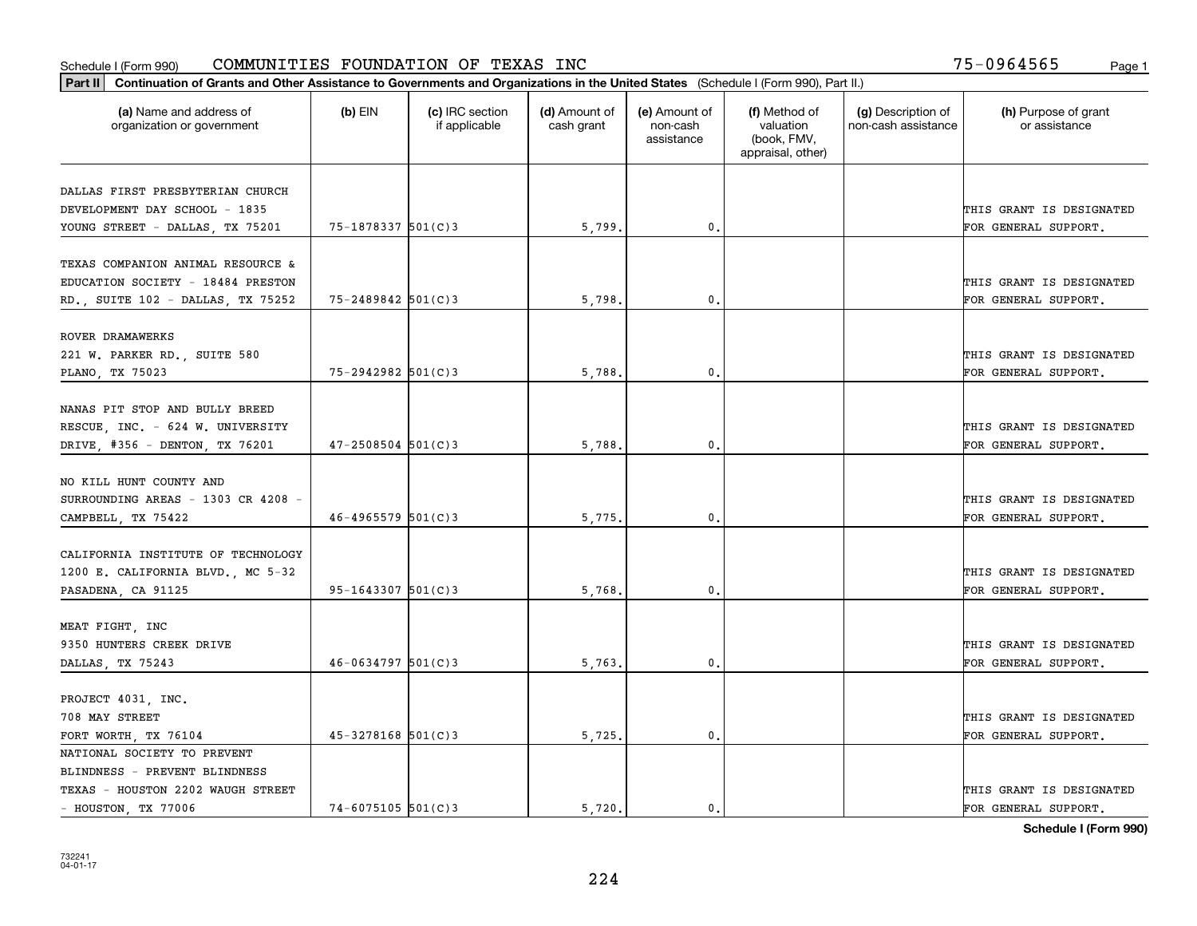Schedule I (Form 990) COMMUNITIES FOUNDATION OF TEXAS INC 75-0964565

**Part II** **Continuation of Grants and Other Assistance to Governments and Organizations in the United States** (Schedule I (Form 990), Part II.)

| (a) Name and address of organization or government | (b) EIN | (c) IRC section if applicable | (d) Amount of cash grant | (e) Amount of non-cash assistance | (f) Method of valuation (book, FMV, appraisal, other) | (g) Description of non-cash assistance | (h) Purpose of grant or assistance |
|---|---|---|---|---|---|---|---|
| DALLAS FIRST PRESBYTERIAN CHURCH DEVELOPMENT DAY SCHOOL - 1835 YOUNG STREET - DALLAS, TX 75201 | 75-1878337 | 501(C)3 | 5,799. | 0. | | | THIS GRANT IS DESIGNATED FOR GENERAL SUPPORT. |
| TEXAS COMPANION ANIMAL RESOURCE & EDUCATION SOCIETY - 18484 PRESTON RD., SUITE 102 - DALLAS, TX 75252 | 75-2489842 | 501(C)3 | 5,798. | 0. | | | THIS GRANT IS DESIGNATED FOR GENERAL SUPPORT. |
| ROVER DRAMAWERKS 221 W. PARKER RD., SUITE 580 PLANO, TX 75023 | 75-2942982 | 501(C)3 | 5,788. | 0. | | | THIS GRANT IS DESIGNATED FOR GENERAL SUPPORT. |
| NANAS PIT STOP AND BULLY BREED RESCUE, INC. - 624 W. UNIVERSITY DRIVE, #356 - DENTON, TX 76201 | 47-2508504 | 501(C)3 | 5,788. | 0. | | | THIS GRANT IS DESIGNATED FOR GENERAL SUPPORT. |
| NO KILL HUNT COUNTY AND SURROUNDING AREAS - 1303 CR 4208 - CAMPBELL, TX 75422 | 46-4965579 | 501(C)3 | 5,775. | 0. | | | THIS GRANT IS DESIGNATED FOR GENERAL SUPPORT. |
| CALIFORNIA INSTITUTE OF TECHNOLOGY 1200 E. CALIFORNIA BLVD., MC 5-32 PASADENA, CA 91125 | 95-1643307 | 501(C)3 | 5,768. | 0. | | | THIS GRANT IS DESIGNATED FOR GENERAL SUPPORT. |
| MEAT FIGHT, INC 9350 HUNTERS CREEK DRIVE DALLAS, TX 75243 | 46-0634797 | 501(C)3 | 5,763. | 0. | | | THIS GRANT IS DESIGNATED FOR GENERAL SUPPORT. |
| PROJECT 4031, INC. 708 MAY STREET FORT WORTH, TX 76104 | 45-3278168 | 501(C)3 | 5,725. | 0. | | | THIS GRANT IS DESIGNATED FOR GENERAL SUPPORT. |
| NATIONAL SOCIETY TO PREVENT BLINDNESS - PREVENT BLINDNESS TEXAS - HOUSTON 2202 WAUGH STREET - HOUSTON, TX 77006 | 74-6075105 | 501(C)3 | 5,720. | 0. | | | THIS GRANT IS DESIGNATED FOR GENERAL SUPPORT. |

**Schedule I (Form 990)**

732241 04-01-17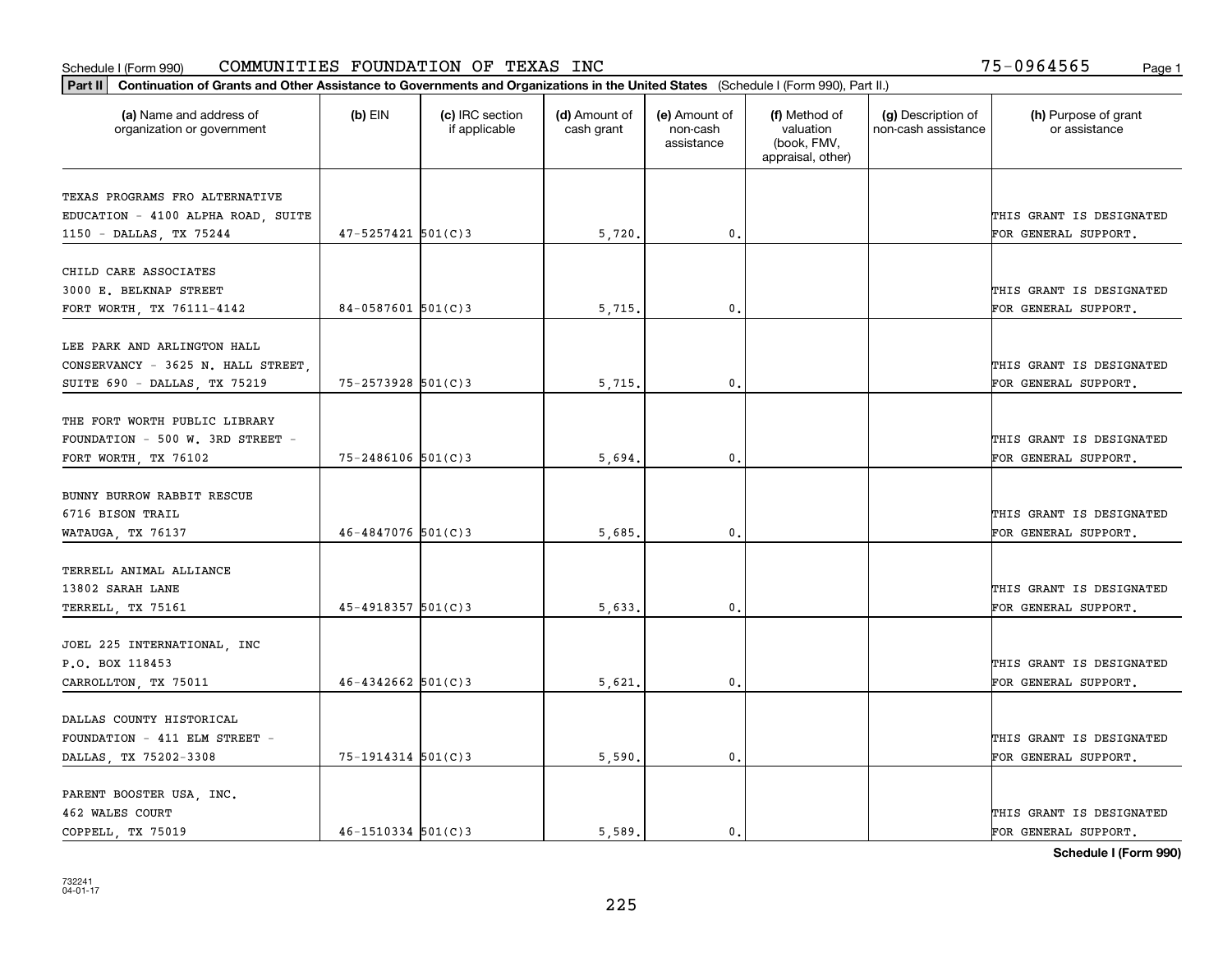Schedule I (Form 990) COMMUNITIES FOUNDATION OF TEXAS INC 75-0964565

**Part II** Continuation of Grants and Other Assistance to Governments and Organizations in the United States (Schedule I (Form 990), Part II.)

| (a) Name and address of organization or government | (b) EIN | (c) IRC section if applicable | (d) Amount of cash grant | (e) Amount of non-cash assistance | (f) Method of valuation (book, FMV, appraisal, other) | (g) Description of non-cash assistance | (h) Purpose of grant or assistance |
|---|---|---|---|---|---|---|---|
| TEXAS PROGRAMS FRO ALTERNATIVE EDUCATION - 4100 ALPHA ROAD, SUITE 1150 - DALLAS, TX 75244 | 47-5257421 | 501(C)3 | 5,720. | 0. | | | THIS GRANT IS DESIGNATED FOR GENERAL SUPPORT. |
| CHILD CARE ASSOCIATES 3000 E. BELKNAP STREET FORT WORTH, TX 76111-4142 | 84-0587601 | 501(C)3 | 5,715. | 0. | | | THIS GRANT IS DESIGNATED FOR GENERAL SUPPORT. |
| LEE PARK AND ARLINGTON HALL CONSERVANCY - 3625 N. HALL STREET, SUITE 690 - DALLAS, TX 75219 | 75-2573928 | 501(C)3 | 5,715. | 0. | | | THIS GRANT IS DESIGNATED FOR GENERAL SUPPORT. |
| THE FORT WORTH PUBLIC LIBRARY FOUNDATION - 500 W. 3RD STREET - FORT WORTH, TX 76102 | 75-2486106 | 501(C)3 | 5,694. | 0. | | | THIS GRANT IS DESIGNATED FOR GENERAL SUPPORT. |
| BUNNY BURROW RABBIT RESCUE 6716 BISON TRAIL WATAUGA, TX 76137 | 46-4847076 | 501(C)3 | 5,685. | 0. | | | THIS GRANT IS DESIGNATED FOR GENERAL SUPPORT. |
| TERRELL ANIMAL ALLIANCE 13802 SARAH LANE TERRELL, TX 75161 | 45-4918357 | 501(C)3 | 5,633. | 0. | | | THIS GRANT IS DESIGNATED FOR GENERAL SUPPORT. |
| JOEL 225 INTERNATIONAL, INC P.O. BOX 118453 CARROLLTON, TX 75011 | 46-4342662 | 501(C)3 | 5,621. | 0. | | | THIS GRANT IS DESIGNATED FOR GENERAL SUPPORT. |
| DALLAS COUNTY HISTORICAL FOUNDATION - 411 ELM STREET - DALLAS, TX 75202-3308 | 75-1914314 | 501(C)3 | 5,590. | 0. | | | THIS GRANT IS DESIGNATED FOR GENERAL SUPPORT. |
| PARENT BOOSTER USA, INC. 462 WALES COURT COPPELL, TX 75019 | 46-1510334 | 501(C)3 | 5,589. | 0. | | | THIS GRANT IS DESIGNATED FOR GENERAL SUPPORT. |

**Schedule I (Form 990)**

732241 04-01-17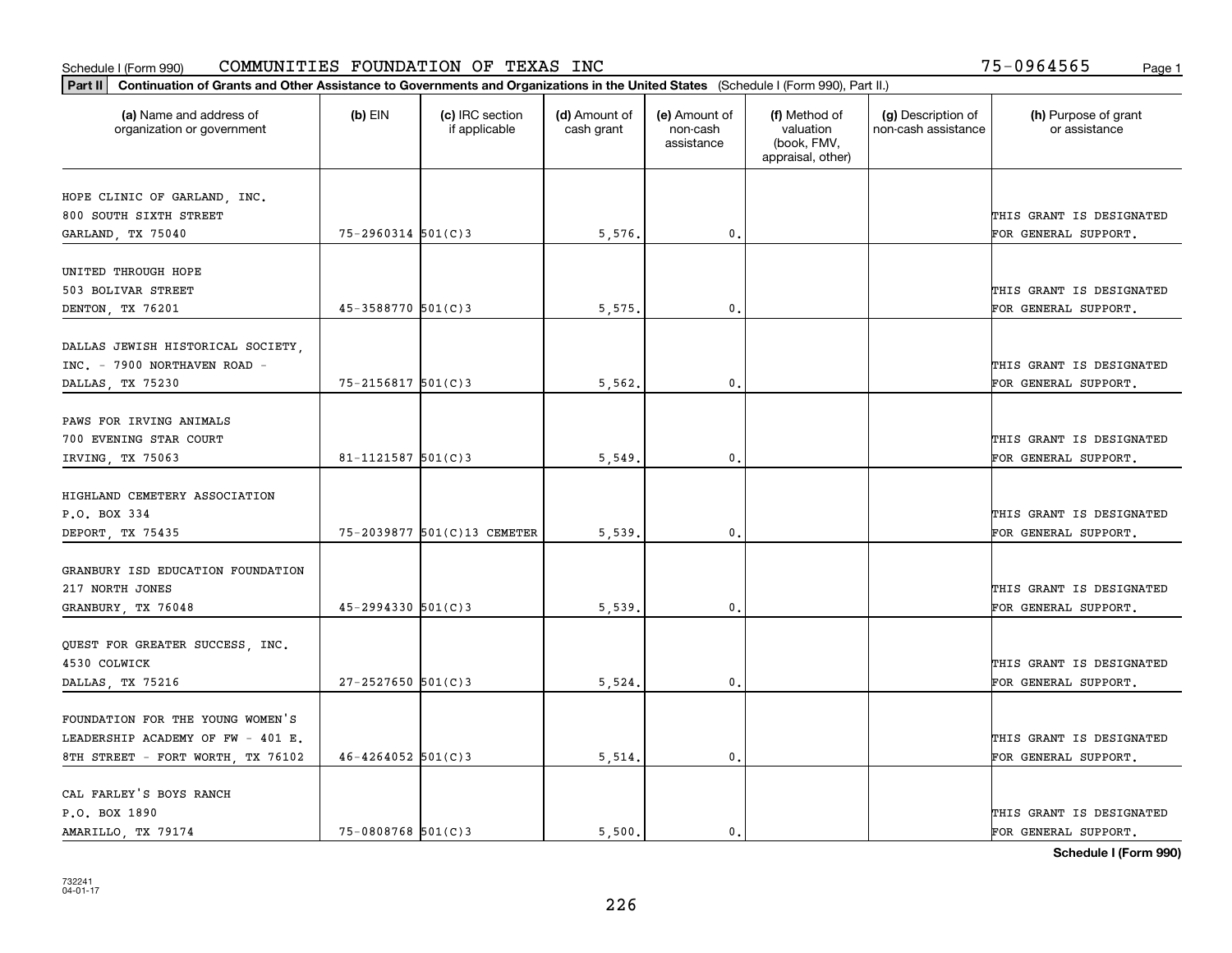Schedule I (Form 990) COMMUNITIES FOUNDATION OF TEXAS INC 75-0964565

**Part II** **Continuation of Grants and Other Assistance to Governments and Organizations in the United States** (Schedule I (Form 990), Part II.)

| (a) Name and address of organization or government | (b) EIN | (c) IRC section if applicable | (d) Amount of cash grant | (e) Amount of non-cash assistance | (f) Method of valuation (book, FMV, appraisal, other) | (g) Description of non-cash assistance | (h) Purpose of grant or assistance |
|---|---|---|---|---|---|---|---|
| HOPE CLINIC OF GARLAND, INC. 800 SOUTH SIXTH STREET GARLAND, TX 75040 | 75-2960314 | 501(C)3 | 5,576. | 0. | | | THIS GRANT IS DESIGNATED FOR GENERAL SUPPORT. |
| UNITED THROUGH HOPE 503 BOLIVAR STREET DENTON, TX 76201 | 45-3588770 | 501(C)3 | 5,575. | 0. | | | THIS GRANT IS DESIGNATED FOR GENERAL SUPPORT. |
| DALLAS JEWISH HISTORICAL SOCIETY, INC. - 7900 NORTHAVEN ROAD - DALLAS, TX 75230 | 75-2156817 | 501(C)3 | 5,562. | 0. | | | THIS GRANT IS DESIGNATED FOR GENERAL SUPPORT. |
| PAWS FOR IRVING ANIMALS 700 EVENING STAR COURT IRVING, TX 75063 | 81-1121587 | 501(C)3 | 5,549. | 0. | | | THIS GRANT IS DESIGNATED FOR GENERAL SUPPORT. |
| HIGHLAND CEMETERY ASSOCIATION P.O. BOX 334 DEPORT, TX 75435 | 75-2039877 | 501(C)13 CEMETER | 5,539. | 0. | | | THIS GRANT IS DESIGNATED FOR GENERAL SUPPORT. |
| GRANBURY ISD EDUCATION FOUNDATION 217 NORTH JONES GRANBURY, TX 76048 | 45-2994330 | 501(C)3 | 5,539. | 0. | | | THIS GRANT IS DESIGNATED FOR GENERAL SUPPORT. |
| QUEST FOR GREATER SUCCESS, INC. 4530 COLWICK DALLAS, TX 75216 | 27-2527650 | 501(C)3 | 5,524. | 0. | | | THIS GRANT IS DESIGNATED FOR GENERAL SUPPORT. |
| FOUNDATION FOR THE YOUNG WOMEN'S LEADERSHIP ACADEMY OF FW - 401 E. 8TH STREET - FORT WORTH, TX 76102 | 46-4264052 | 501(C)3 | 5,514. | 0. | | | THIS GRANT IS DESIGNATED FOR GENERAL SUPPORT. |
| CAL FARLEY'S BOYS RANCH P.O. BOX 1890 AMARILLO, TX 79174 | 75-0808768 | 501(C)3 | 5,500. | 0. | | | THIS GRANT IS DESIGNATED FOR GENERAL SUPPORT. |

**Schedule I (Form 990)**

732241 04-01-17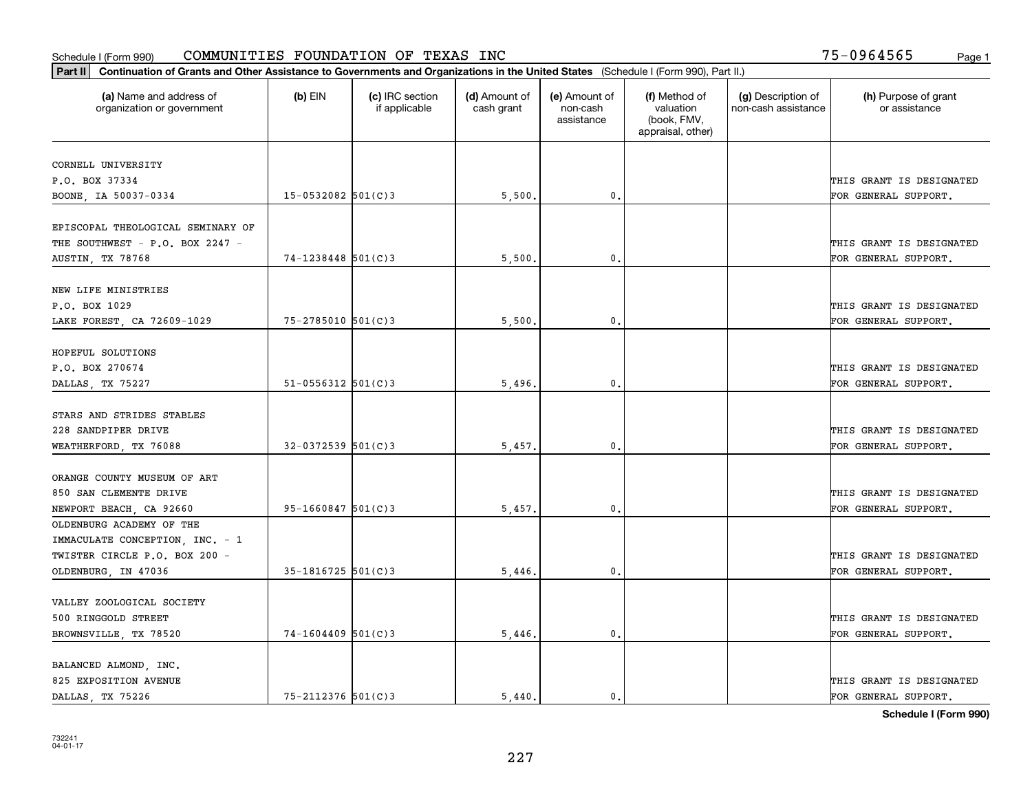Schedule I (Form 990) COMMUNITIES FOUNDATION OF TEXAS INC 75-0964565

**Part II Continuation of Grants and Other Assistance to Governments and Organizations in the United States** (Schedule I (Form 990), Part II.)

| (a) Name and address of organization or government | (b) EIN | (c) IRC section if applicable | (d) Amount of cash grant | (e) Amount of non-cash assistance | (f) Method of valuation (book, FMV, appraisal, other) | (g) Description of non-cash assistance | (h) Purpose of grant or assistance |
|---|---|---|---|---|---|---|---|
| CORNELL UNIVERSITY P.O. BOX 37334 BOONE, IA 50037-0334 | 15-0532082 | 501(C)3 | 5,500. | 0. | | | THIS GRANT IS DESIGNATED FOR GENERAL SUPPORT. |
| EPISCOPAL THEOLOGICAL SEMINARY OF THE SOUTHWEST - P.O. BOX 2247 - AUSTIN, TX 78768 | 74-1238448 | 501(C)3 | 5,500. | 0. | | | THIS GRANT IS DESIGNATED FOR GENERAL SUPPORT. |
| NEW LIFE MINISTRIES P.O. BOX 1029 LAKE FOREST, CA 72609-1029 | 75-2785010 | 501(C)3 | 5,500. | 0. | | | THIS GRANT IS DESIGNATED FOR GENERAL SUPPORT. |
| HOPEFUL SOLUTIONS P.O. BOX 270674 DALLAS, TX 75227 | 51-0556312 | 501(C)3 | 5,496. | 0. | | | THIS GRANT IS DESIGNATED FOR GENERAL SUPPORT. |
| STARS AND STRIDES STABLES 228 SANDPIPER DRIVE WEATHERFORD, TX 76088 | 32-0372539 | 501(C)3 | 5,457. | 0. | | | THIS GRANT IS DESIGNATED FOR GENERAL SUPPORT. |
| ORANGE COUNTY MUSEUM OF ART 850 SAN CLEMENTE DRIVE NEWPORT BEACH, CA 92660 | 95-1660847 | 501(C)3 | 5,457. | 0. | | | THIS GRANT IS DESIGNATED FOR GENERAL SUPPORT. |
| OLDENBURG ACADEMY OF THE IMMACULATE CONCEPTION, INC. - 1 TWISTER CIRCLE P.O. BOX 200 - OLDENBURG, IN 47036 | 35-1816725 | 501(C)3 | 5,446. | 0. | | | THIS GRANT IS DESIGNATED FOR GENERAL SUPPORT. |
| VALLEY ZOOLOGICAL SOCIETY 500 RINGGOLD STREET BROWNSVILLE, TX 78520 | 74-1604409 | 501(C)3 | 5,446. | 0. | | | THIS GRANT IS DESIGNATED FOR GENERAL SUPPORT. |
| BALANCED ALMOND, INC. 825 EXPOSITION AVENUE DALLAS, TX 75226 | 75-2112376 | 501(C)3 | 5,440. | 0. | | | THIS GRANT IS DESIGNATED FOR GENERAL SUPPORT. |

**Schedule I (Form 990)**

732241 04-01-17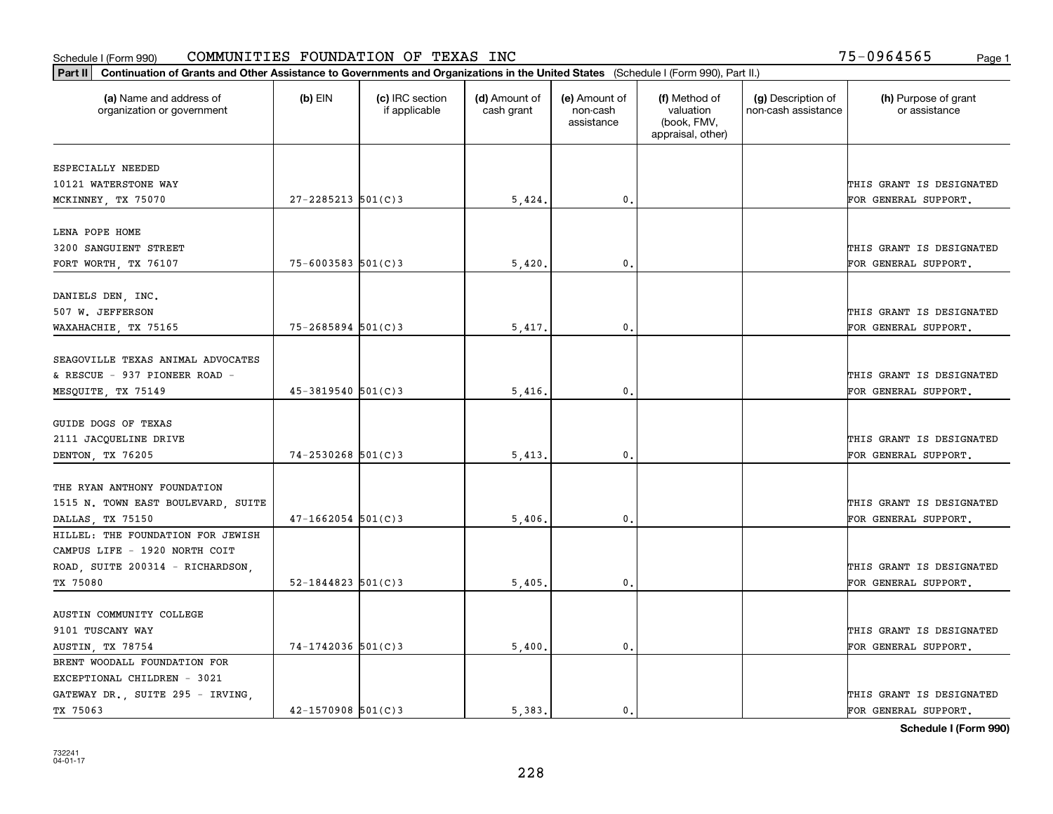Schedule I (Form 990) COMMUNITIES FOUNDATION OF TEXAS INC 75-0964565

**Part II Continuation of Grants and Other Assistance to Governments and Organizations in the United States** (Schedule I (Form 990), Part II.)

| (a) Name and address of organization or government | (b) EIN | (c) IRC section if applicable | (d) Amount of cash grant | (e) Amount of non-cash assistance | (f) Method of valuation (book, FMV, appraisal, other) | (g) Description of non-cash assistance | (h) Purpose of grant or assistance |
|---|---|---|---|---|---|---|---|
| ESPECIALLY NEEDED 10121 WATERSTONE WAY MCKINNEY, TX 75070 | 27-2285213 | 501(C)3 | 5,424. | 0. | | | THIS GRANT IS DESIGNATED FOR GENERAL SUPPORT. |
| LENA POPE HOME 3200 SANGUIENT STREET FORT WORTH, TX 76107 | 75-6003583 | 501(C)3 | 5,420. | 0. | | | THIS GRANT IS DESIGNATED FOR GENERAL SUPPORT. |
| DANIELS DEN, INC. 507 W. JEFFERSON WAXAHACHIE, TX 75165 | 75-2685894 | 501(C)3 | 5,417. | 0. | | | THIS GRANT IS DESIGNATED FOR GENERAL SUPPORT. |
| SEAGOVILLE TEXAS ANIMAL ADVOCATES & RESCUE - 937 PIONEER ROAD - MESQUITE, TX 75149 | 45-3819540 | 501(C)3 | 5,416. | 0. | | | THIS GRANT IS DESIGNATED FOR GENERAL SUPPORT. |
| GUIDE DOGS OF TEXAS 2111 JACQUELINE DRIVE DENTON, TX 76205 | 74-2530268 | 501(C)3 | 5,413. | 0. | | | THIS GRANT IS DESIGNATED FOR GENERAL SUPPORT. |
| THE RYAN ANTHONY FOUNDATION 1515 N. TOWN EAST BOULEVARD, SUITE DALLAS, TX 75150 | 47-1662054 | 501(C)3 | 5,406. | 0. | | | THIS GRANT IS DESIGNATED FOR GENERAL SUPPORT. |
| HILLEL: THE FOUNDATION FOR JEWISH CAMPUS LIFE - 1920 NORTH COIT ROAD, SUITE 200314 - RICHARDSON, TX 75080 | 52-1844823 | 501(C)3 | 5,405. | 0. | | | THIS GRANT IS DESIGNATED FOR GENERAL SUPPORT. |
| AUSTIN COMMUNITY COLLEGE 9101 TUSCANY WAY AUSTIN, TX 78754 | 74-1742036 | 501(C)3 | 5,400. | 0. | | | THIS GRANT IS DESIGNATED FOR GENERAL SUPPORT. |
| BRENT WOODALL FOUNDATION FOR EXCEPTIONAL CHILDREN - 3021 GATEWAY DR., SUITE 295 - IRVING, TX 75063 | 42-1570908 | 501(C)3 | 5,383. | 0. | | | THIS GRANT IS DESIGNATED FOR GENERAL SUPPORT. |

**Schedule I (Form 990)**

732241 04-01-17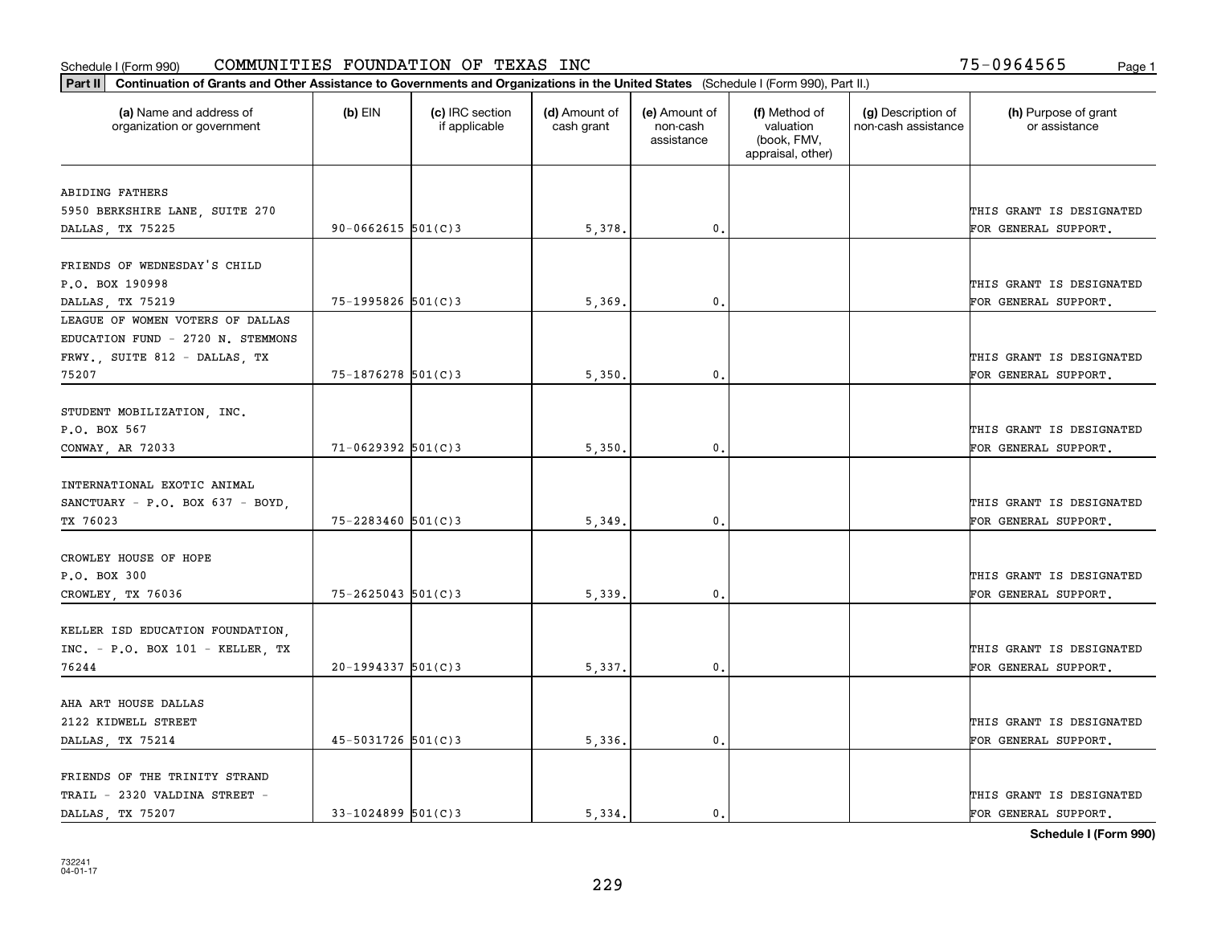Schedule I (Form 990) COMMUNITIES FOUNDATION OF TEXAS INC 75-0964565

**Part II** **Continuation of Grants and Other Assistance to Governments and Organizations in the United States** (Schedule I (Form 990), Part II.)

| (a) Name and address of organization or government | (b) EIN | (c) IRC section if applicable | (d) Amount of cash grant | (e) Amount of non-cash assistance | (f) Method of valuation (book, FMV, appraisal, other) | (g) Description of non-cash assistance | (h) Purpose of grant or assistance |
|---|---|---|---|---|---|---|---|
| ABIDING FATHERS<br>5950 BERKSHIRE LANE, SUITE 270<br>DALLAS, TX 75225 | 90-0662615 | 501(C)3 | 5,378. | 0. | | | THIS GRANT IS DESIGNATED FOR GENERAL SUPPORT. |
| FRIENDS OF WEDNESDAY'S CHILD<br>P.O. BOX 190998<br>DALLAS, TX 75219 | 75-1995826 | 501(C)3 | 5,369. | 0. | | | THIS GRANT IS DESIGNATED FOR GENERAL SUPPORT. |
| LEAGUE OF WOMEN VOTERS OF DALLAS EDUCATION FUND - 2720 N. STEMMONS FRWY., SUITE 812 - DALLAS, TX 75207 | 75-1876278 | 501(C)3 | 5,350. | 0. | | | THIS GRANT IS DESIGNATED FOR GENERAL SUPPORT. |
| STUDENT MOBILIZATION, INC.<br>P.O. BOX 567<br>CONWAY, AR 72033 | 71-0629392 | 501(C)3 | 5,350. | 0. | | | THIS GRANT IS DESIGNATED FOR GENERAL SUPPORT. |
| INTERNATIONAL EXOTIC ANIMAL SANCTUARY - P.O. BOX 637 - BOYD, TX 76023 | 75-2283460 | 501(C)3 | 5,349. | 0. | | | THIS GRANT IS DESIGNATED FOR GENERAL SUPPORT. |
| CROWLEY HOUSE OF HOPE<br>P.O. BOX 300<br>CROWLEY, TX 76036 | 75-2625043 | 501(C)3 | 5,339. | 0. | | | THIS GRANT IS DESIGNATED FOR GENERAL SUPPORT. |
| KELLER ISD EDUCATION FOUNDATION, INC. - P.O. BOX 101 - KELLER, TX 76244 | 20-1994337 | 501(C)3 | 5,337. | 0. | | | THIS GRANT IS DESIGNATED FOR GENERAL SUPPORT. |
| AHA ART HOUSE DALLAS<br>2122 KIDWELL STREET<br>DALLAS, TX 75214 | 45-5031726 | 501(C)3 | 5,336. | 0. | | | THIS GRANT IS DESIGNATED FOR GENERAL SUPPORT. |
| FRIENDS OF THE TRINITY STRAND TRAIL - 2320 VALDINA STREET - DALLAS, TX 75207 | 33-1024899 | 501(C)3 | 5,334. | 0. | | | THIS GRANT IS DESIGNATED FOR GENERAL SUPPORT. |

**Schedule I (Form 990)**

732241
04-01-17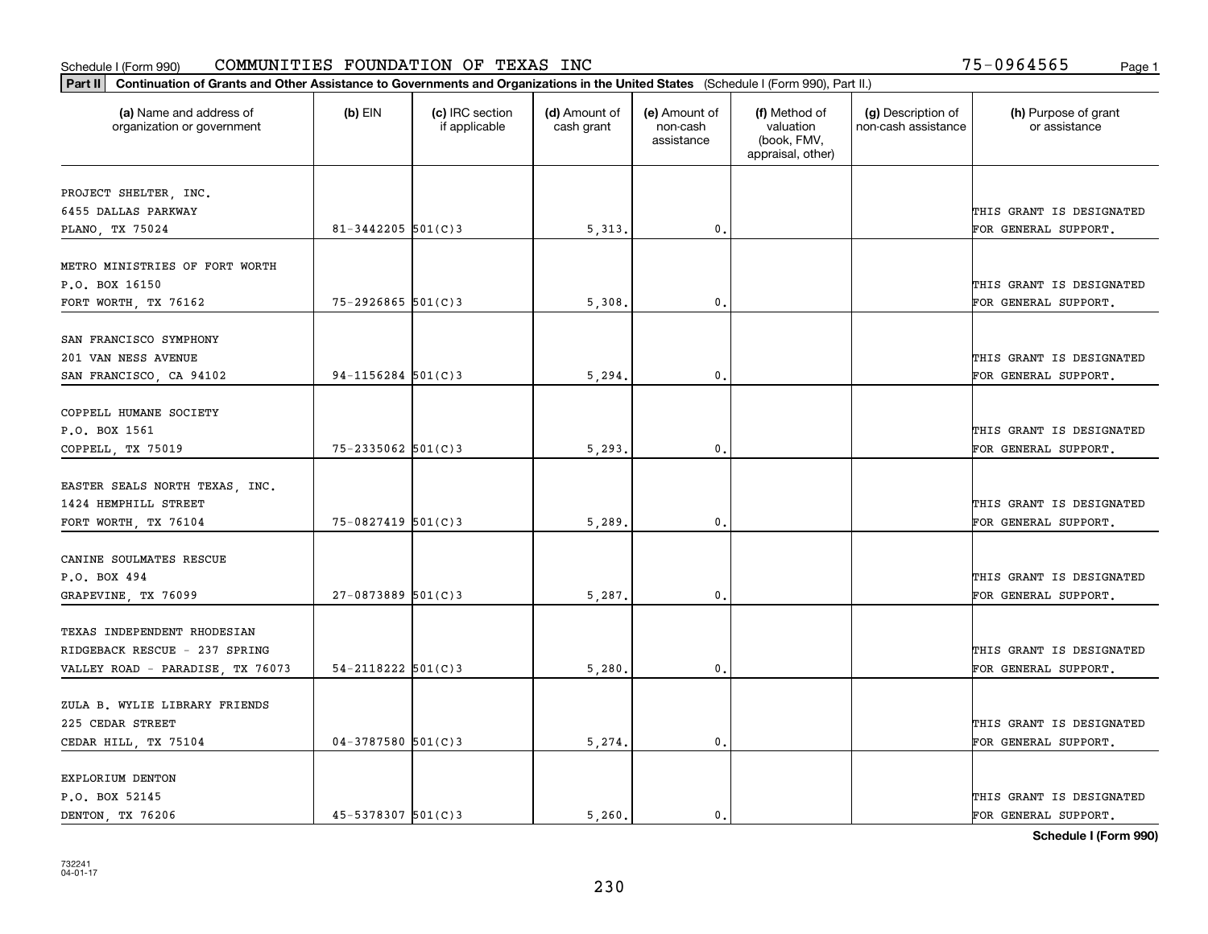Schedule I (Form 990) COMMUNITIES FOUNDATION OF TEXAS INC 75-0964565

**Part II** **Continuation of Grants and Other Assistance to Governments and Organizations in the United States** (Schedule I (Form 990), Part II.)

| (a) Name and address of organization or government | (b) EIN | (c) IRC section if applicable | (d) Amount of cash grant | (e) Amount of non-cash assistance | (f) Method of valuation (book, FMV, appraisal, other) | (g) Description of non-cash assistance | (h) Purpose of grant or assistance |
|---|---|---|---|---|---|---|---|
| PROJECT SHELTER, INC.<br>6455 DALLAS PARKWAY<br>PLANO, TX 75024 | 81-3442205 | 501(C)3 | 5,313. | 0. | | | THIS GRANT IS DESIGNATED FOR GENERAL SUPPORT. |
| METRO MINISTRIES OF FORT WORTH<br>P.O. BOX 16150<br>FORT WORTH, TX 76162 | 75-2926865 | 501(C)3 | 5,308. | 0. | | | THIS GRANT IS DESIGNATED FOR GENERAL SUPPORT. |
| SAN FRANCISCO SYMPHONY<br>201 VAN NESS AVENUE<br>SAN FRANCISCO, CA 94102 | 94-1156284 | 501(C)3 | 5,294. | 0. | | | THIS GRANT IS DESIGNATED FOR GENERAL SUPPORT. |
| COPPELL HUMANE SOCIETY<br>P.O. BOX 1561<br>COPPELL, TX 75019 | 75-2335062 | 501(C)3 | 5,293. | 0. | | | THIS GRANT IS DESIGNATED FOR GENERAL SUPPORT. |
| EASTER SEALS NORTH TEXAS, INC.<br>1424 HEMPHILL STREET<br>FORT WORTH, TX 76104 | 75-0827419 | 501(C)3 | 5,289. | 0. | | | THIS GRANT IS DESIGNATED FOR GENERAL SUPPORT. |
| CANINE SOULMATES RESCUE<br>P.O. BOX 494<br>GRAPEVINE, TX 76099 | 27-0873889 | 501(C)3 | 5,287. | 0. | | | THIS GRANT IS DESIGNATED FOR GENERAL SUPPORT. |
| TEXAS INDEPENDENT RHODESIAN<br>RIDGEBACK RESCUE - 237 SPRING<br>VALLEY ROAD - PARADISE, TX 76073 | 54-2118222 | 501(C)3 | 5,280. | 0. | | | THIS GRANT IS DESIGNATED FOR GENERAL SUPPORT. |
| ZULA B. WYLIE LIBRARY FRIENDS<br>225 CEDAR STREET<br>CEDAR HILL, TX 75104 | 04-3787580 | 501(C)3 | 5,274. | 0. | | | THIS GRANT IS DESIGNATED FOR GENERAL SUPPORT. |
| EXPLORIUM DENTON<br>P.O. BOX 52145<br>DENTON, TX 76206 | 45-5378307 | 501(C)3 | 5,260. | 0. | | | THIS GRANT IS DESIGNATED FOR GENERAL SUPPORT. |

**Schedule I (Form 990)**

732241
04-01-17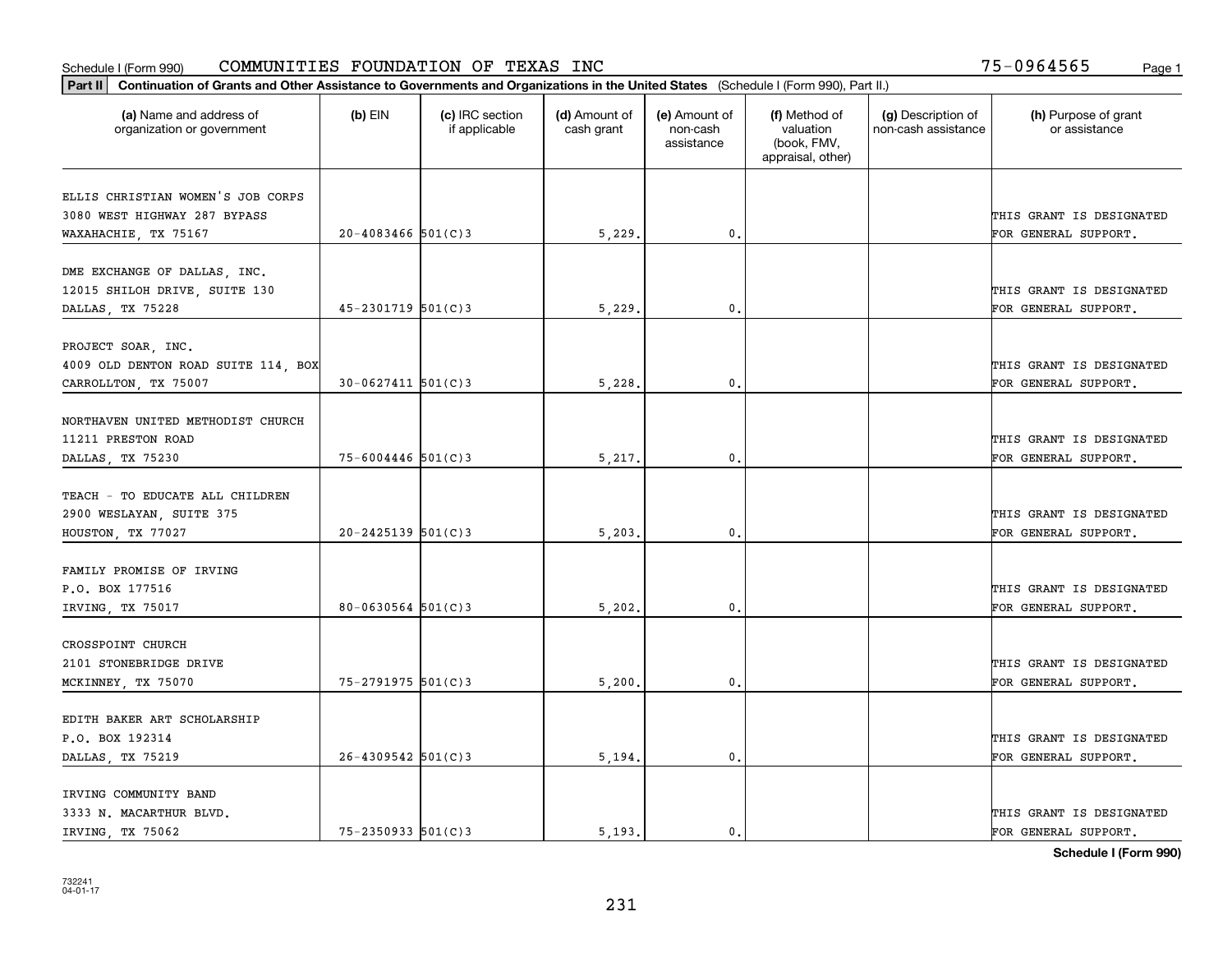Schedule I (Form 990) COMMUNITIES FOUNDATION OF TEXAS INC 75-0964565

**Part II** **Continuation of Grants and Other Assistance to Governments and Organizations in the United States** (Schedule I (Form 990), Part II.)

| (a) Name and address of organization or government | (b) EIN | (c) IRC section if applicable | (d) Amount of cash grant | (e) Amount of non-cash assistance | (f) Method of valuation (book, FMV, appraisal, other) | (g) Description of non-cash assistance | (h) Purpose of grant or assistance |
|---|---|---|---|---|---|---|---|
| ELLIS CHRISTIAN WOMEN'S JOB CORPS 3080 WEST HIGHWAY 287 BYPASS WAXAHACHIE, TX 75167 | 20-4083466 | 501(C)3 | 5,229. | 0. | | | THIS GRANT IS DESIGNATED FOR GENERAL SUPPORT. |
| DME EXCHANGE OF DALLAS, INC. 12015 SHILOH DRIVE, SUITE 130 DALLAS, TX 75228 | 45-2301719 | 501(C)3 | 5,229. | 0. | | | THIS GRANT IS DESIGNATED FOR GENERAL SUPPORT. |
| PROJECT SOAR, INC. 4009 OLD DENTON ROAD SUITE 114, BOX CARROLLTON, TX 75007 | 30-0627411 | 501(C)3 | 5,228. | 0. | | | THIS GRANT IS DESIGNATED FOR GENERAL SUPPORT. |
| NORTHAVEN UNITED METHODIST CHURCH 11211 PRESTON ROAD DALLAS, TX 75230 | 75-6004446 | 501(C)3 | 5,217. | 0. | | | THIS GRANT IS DESIGNATED FOR GENERAL SUPPORT. |
| TEACH - TO EDUCATE ALL CHILDREN 2900 WESLAYAN, SUITE 375 HOUSTON, TX 77027 | 20-2425139 | 501(C)3 | 5,203. | 0. | | | THIS GRANT IS DESIGNATED FOR GENERAL SUPPORT. |
| FAMILY PROMISE OF IRVING P.O. BOX 177516 IRVING, TX 75017 | 80-0630564 | 501(C)3 | 5,202. | 0. | | | THIS GRANT IS DESIGNATED FOR GENERAL SUPPORT. |
| CROSSPOINT CHURCH 2101 STONEBRIDGE DRIVE MCKINNEY, TX 75070 | 75-2791975 | 501(C)3 | 5,200. | 0. | | | THIS GRANT IS DESIGNATED FOR GENERAL SUPPORT. |
| EDITH BAKER ART SCHOLARSHIP P.O. BOX 192314 DALLAS, TX 75219 | 26-4309542 | 501(C)3 | 5,194. | 0. | | | THIS GRANT IS DESIGNATED FOR GENERAL SUPPORT. |
| IRVING COMMUNITY BAND 3333 N. MACARTHUR BLVD. IRVING, TX 75062 | 75-2350933 | 501(C)3 | 5,193. | 0. | | | THIS GRANT IS DESIGNATED FOR GENERAL SUPPORT. |

**Schedule I (Form 990)**

732241 04-01-17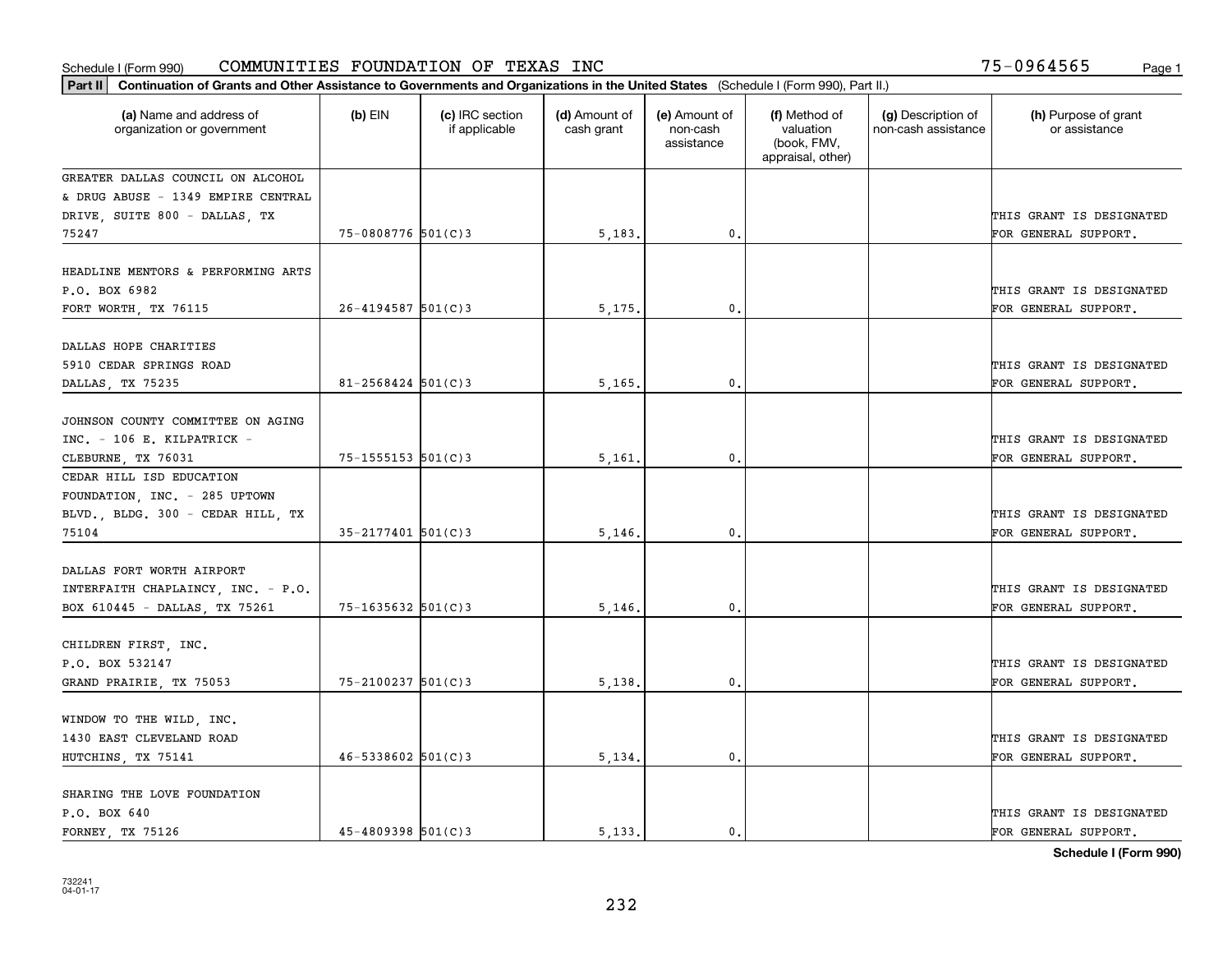Schedule I (Form 990) COMMUNITIES FOUNDATION OF TEXAS INC 75-0964565

**Part II** **Continuation of Grants and Other Assistance to Governments and Organizations in the United States** (Schedule I (Form 990), Part II.)

| (a) Name and address of organization or government | (b) EIN | (c) IRC section if applicable | (d) Amount of cash grant | (e) Amount of non-cash assistance | (f) Method of valuation (book, FMV, appraisal, other) | (g) Description of non-cash assistance | (h) Purpose of grant or assistance |
|---|---|---|---|---|---|---|---|
| GREATER DALLAS COUNCIL ON ALCOHOL & DRUG ABUSE - 1349 EMPIRE CENTRAL DRIVE, SUITE 800 - DALLAS, TX 75247 | 75-0808776 | 501(C)3 | 5,183. | 0. | | | THIS GRANT IS DESIGNATED FOR GENERAL SUPPORT. |
| HEADLINE MENTORS & PERFORMING ARTS P.O. BOX 6982 FORT WORTH, TX 76115 | 26-4194587 | 501(C)3 | 5,175. | 0. | | | THIS GRANT IS DESIGNATED FOR GENERAL SUPPORT. |
| DALLAS HOPE CHARITIES 5910 CEDAR SPRINGS ROAD DALLAS, TX 75235 | 81-2568424 | 501(C)3 | 5,165. | 0. | | | THIS GRANT IS DESIGNATED FOR GENERAL SUPPORT. |
| JOHNSON COUNTY COMMITTEE ON AGING INC. - 106 E. KILPATRICK - CLEBURNE, TX 76031 | 75-1555153 | 501(C)3 | 5,161. | 0. | | | THIS GRANT IS DESIGNATED FOR GENERAL SUPPORT. |
| CEDAR HILL ISD EDUCATION FOUNDATION, INC. - 285 UPTOWN BLVD., BLDG. 300 - CEDAR HILL, TX 75104 | 35-2177401 | 501(C)3 | 5,146. | 0. | | | THIS GRANT IS DESIGNATED FOR GENERAL SUPPORT. |
| DALLAS FORT WORTH AIRPORT INTERFAITH CHAPLAINCY, INC. - P.O. BOX 610445 - DALLAS, TX 75261 | 75-1635632 | 501(C)3 | 5,146. | 0. | | | THIS GRANT IS DESIGNATED FOR GENERAL SUPPORT. |
| CHILDREN FIRST, INC. P.O. BOX 532147 GRAND PRAIRIE, TX 75053 | 75-2100237 | 501(C)3 | 5,138. | 0. | | | THIS GRANT IS DESIGNATED FOR GENERAL SUPPORT. |
| WINDOW TO THE WILD, INC. 1430 EAST CLEVELAND ROAD HUTCHINS, TX 75141 | 46-5338602 | 501(C)3 | 5,134. | 0. | | | THIS GRANT IS DESIGNATED FOR GENERAL SUPPORT. |
| SHARING THE LOVE FOUNDATION P.O. BOX 640 FORNEY, TX 75126 | 45-4809398 | 501(C)3 | 5,133. | 0. | | | THIS GRANT IS DESIGNATED FOR GENERAL SUPPORT. |

**Schedule I (Form 990)**

732241 04-01-17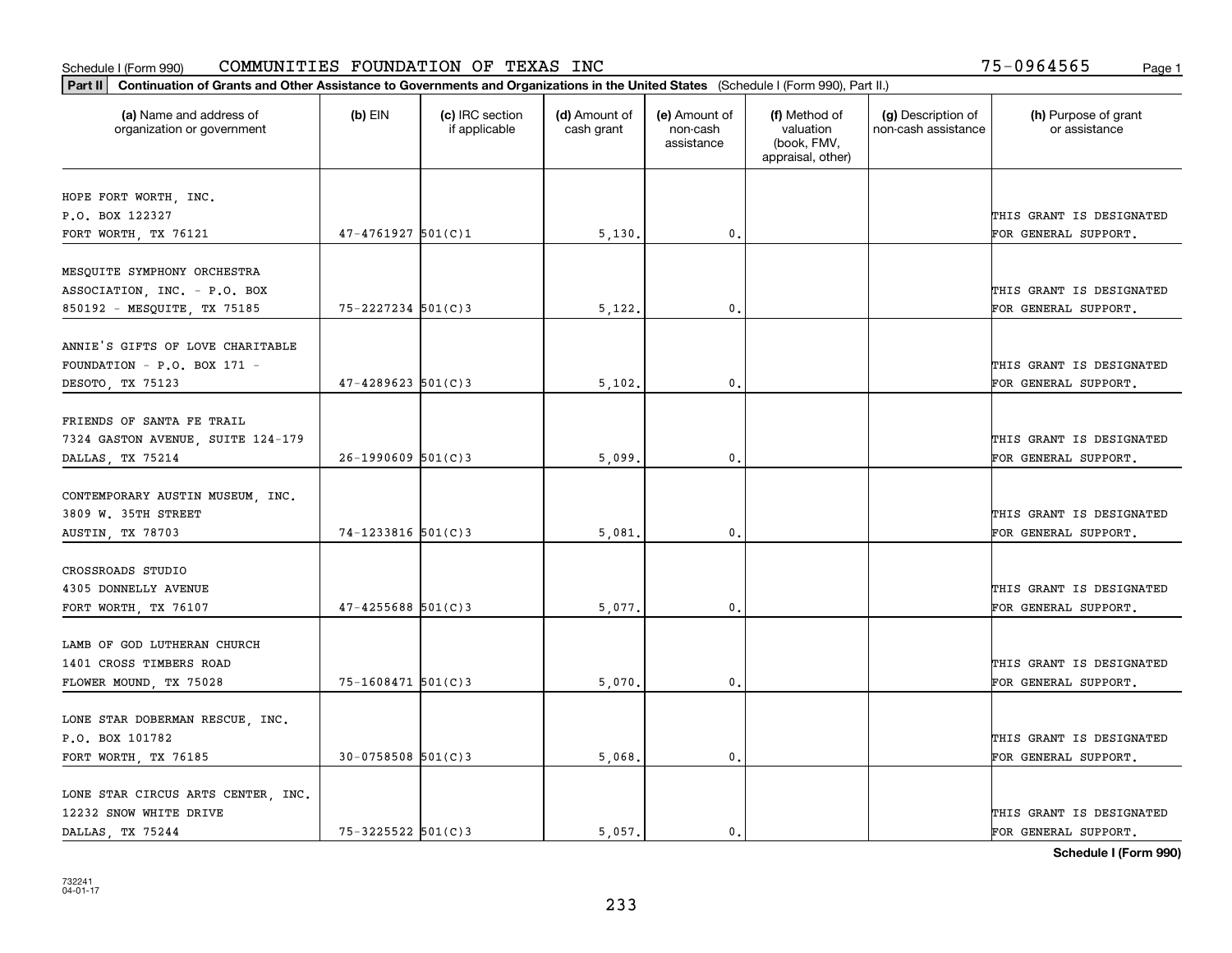Schedule I (Form 990) COMMUNITIES FOUNDATION OF TEXAS INC 75-0964565 Page 1

**Part II** **Continuation of Grants and Other Assistance to Governments and Organizations in the United States** (Schedule I (Form 990), Part II.)

| (a) Name and address of organization or government | (b) EIN | (c) IRC section if applicable | (d) Amount of cash grant | (e) Amount of non-cash assistance | (f) Method of valuation (book, FMV, appraisal, other) | (g) Description of non-cash assistance | (h) Purpose of grant or assistance |
|---|---|---|---|---|---|---|---|
| HOPE FORT WORTH, INC. P.O. BOX 122327 FORT WORTH, TX 76121 | 47-4761927 | 501(C)1 | 5,130. | 0. | | | THIS GRANT IS DESIGNATED FOR GENERAL SUPPORT. |
| MESQUITE SYMPHONY ORCHESTRA ASSOCIATION, INC. - P.O. BOX 850192 - MESQUITE, TX 75185 | 75-2227234 | 501(C)3 | 5,122. | 0. | | | THIS GRANT IS DESIGNATED FOR GENERAL SUPPORT. |
| ANNIE'S GIFTS OF LOVE CHARITABLE FOUNDATION - P.O. BOX 171 - DESOTO, TX 75123 | 47-4289623 | 501(C)3 | 5,102. | 0. | | | THIS GRANT IS DESIGNATED FOR GENERAL SUPPORT. |
| FRIENDS OF SANTA FE TRAIL 7324 GASTON AVENUE, SUITE 124-179 DALLAS, TX 75214 | 26-1990609 | 501(C)3 | 5,099. | 0. | | | THIS GRANT IS DESIGNATED FOR GENERAL SUPPORT. |
| CONTEMPORARY AUSTIN MUSEUM, INC. 3809 W. 35TH STREET AUSTIN, TX 78703 | 74-1233816 | 501(C)3 | 5,081. | 0. | | | THIS GRANT IS DESIGNATED FOR GENERAL SUPPORT. |
| CROSSROADS STUDIO 4305 DONNELLY AVENUE FORT WORTH, TX 76107 | 47-4255688 | 501(C)3 | 5,077. | 0. | | | THIS GRANT IS DESIGNATED FOR GENERAL SUPPORT. |
| LAMB OF GOD LUTHERAN CHURCH 1401 CROSS TIMBERS ROAD FLOWER MOUND, TX 75028 | 75-1608471 | 501(C)3 | 5,070. | 0. | | | THIS GRANT IS DESIGNATED FOR GENERAL SUPPORT. |
| LONE STAR DOBERMAN RESCUE, INC. P.O. BOX 101782 FORT WORTH, TX 76185 | 30-0758508 | 501(C)3 | 5,068. | 0. | | | THIS GRANT IS DESIGNATED FOR GENERAL SUPPORT. |
| LONE STAR CIRCUS ARTS CENTER, INC. 12232 SNOW WHITE DRIVE DALLAS, TX 75244 | 75-3225522 | 501(C)3 | 5,057. | 0. | | | THIS GRANT IS DESIGNATED FOR GENERAL SUPPORT. |

**Schedule I (Form 990)**

732241
04-01-17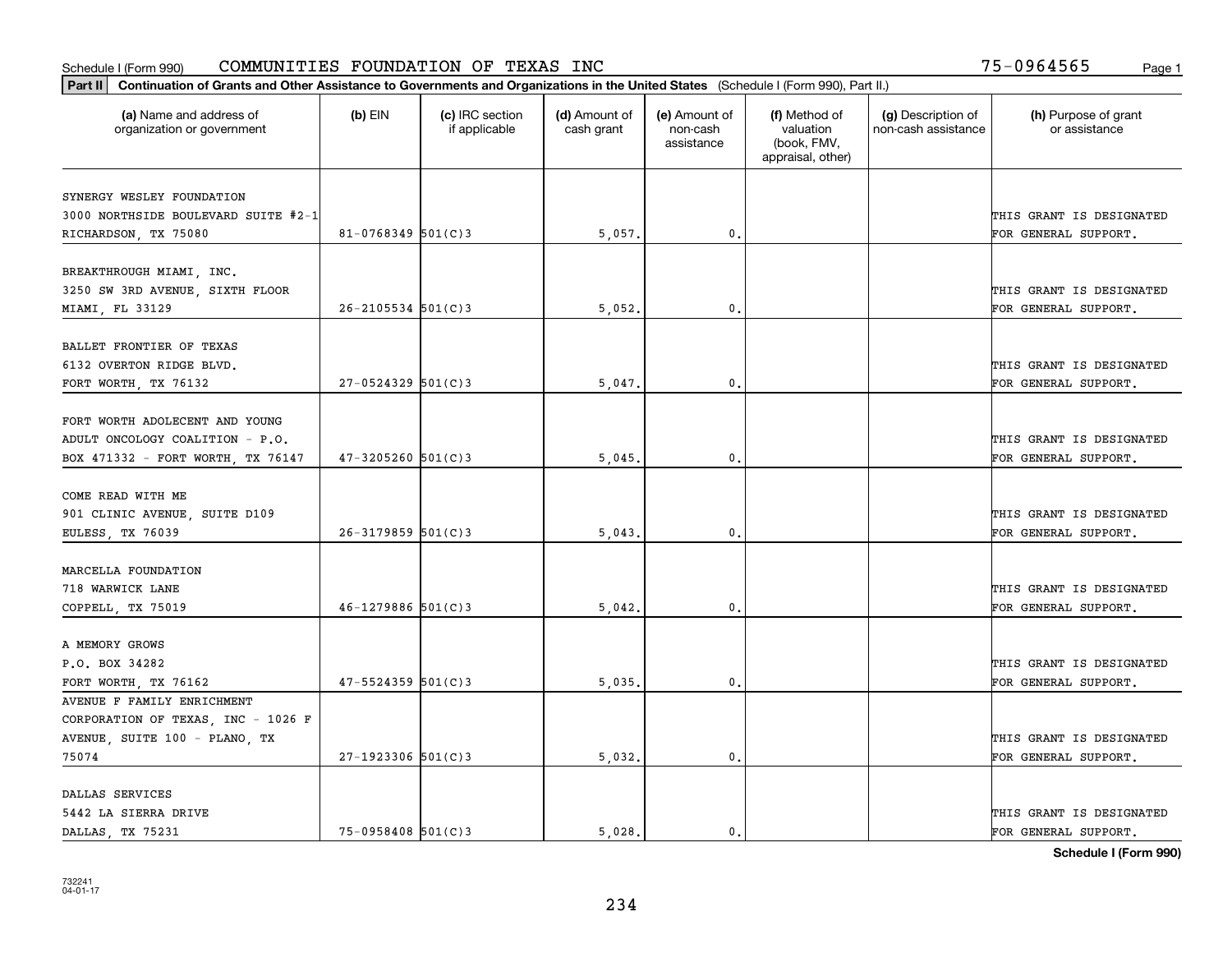Schedule I (Form 990) COMMUNITIES FOUNDATION OF TEXAS INC 75-0964565

**Part II | Continuation of Grants and Other Assistance to Governments and Organizations in the United States** (Schedule I (Form 990), Part II.)

| (a) Name and address of organization or government | (b) EIN | (c) IRC section if applicable | (d) Amount of cash grant | (e) Amount of non-cash assistance | (f) Method of valuation (book, FMV, appraisal, other) | (g) Description of non-cash assistance | (h) Purpose of grant or assistance |
|---|---|---|---|---|---|---|---|
| SYNERGY WESLEY FOUNDATION 3000 NORTHSIDE BOULEVARD SUITE #2-1 RICHARDSON, TX 75080 | 81-0768349 | 501(C)3 | 5,057. | 0. | | | THIS GRANT IS DESIGNATED FOR GENERAL SUPPORT. |
| BREAKTHROUGH MIAMI, INC. 3250 SW 3RD AVENUE, SIXTH FLOOR MIAMI, FL 33129 | 26-2105534 | 501(C)3 | 5,052. | 0. | | | THIS GRANT IS DESIGNATED FOR GENERAL SUPPORT. |
| BALLET FRONTIER OF TEXAS 6132 OVERTON RIDGE BLVD. FORT WORTH, TX 76132 | 27-0524329 | 501(C)3 | 5,047. | 0. | | | THIS GRANT IS DESIGNATED FOR GENERAL SUPPORT. |
| FORT WORTH ADOLECENT AND YOUNG ADULT ONCOLOGY COALITION - P.O. BOX 471332 - FORT WORTH, TX 76147 | 47-3205260 | 501(C)3 | 5,045. | 0. | | | THIS GRANT IS DESIGNATED FOR GENERAL SUPPORT. |
| COME READ WITH ME 901 CLINIC AVENUE, SUITE D109 EULESS, TX 76039 | 26-3179859 | 501(C)3 | 5,043. | 0. | | | THIS GRANT IS DESIGNATED FOR GENERAL SUPPORT. |
| MARCELLA FOUNDATION 718 WARWICK LANE COPPELL, TX 75019 | 46-1279886 | 501(C)3 | 5,042. | 0. | | | THIS GRANT IS DESIGNATED FOR GENERAL SUPPORT. |
| A MEMORY GROWS P.O. BOX 34282 FORT WORTH, TX 76162 | 47-5524359 | 501(C)3 | 5,035. | 0. | | | THIS GRANT IS DESIGNATED FOR GENERAL SUPPORT. |
| AVENUE F FAMILY ENRICHMENT CORPORATION OF TEXAS, INC - 1026 F AVENUE, SUITE 100 - PLANO, TX 75074 | 27-1923306 | 501(C)3 | 5,032. | 0. | | | THIS GRANT IS DESIGNATED FOR GENERAL SUPPORT. |
| DALLAS SERVICES 5442 LA SIERRA DRIVE DALLAS, TX 75231 | 75-0958408 | 501(C)3 | 5,028. | 0. | | | THIS GRANT IS DESIGNATED FOR GENERAL SUPPORT. |

**Schedule I (Form 990)**

732241 04-01-17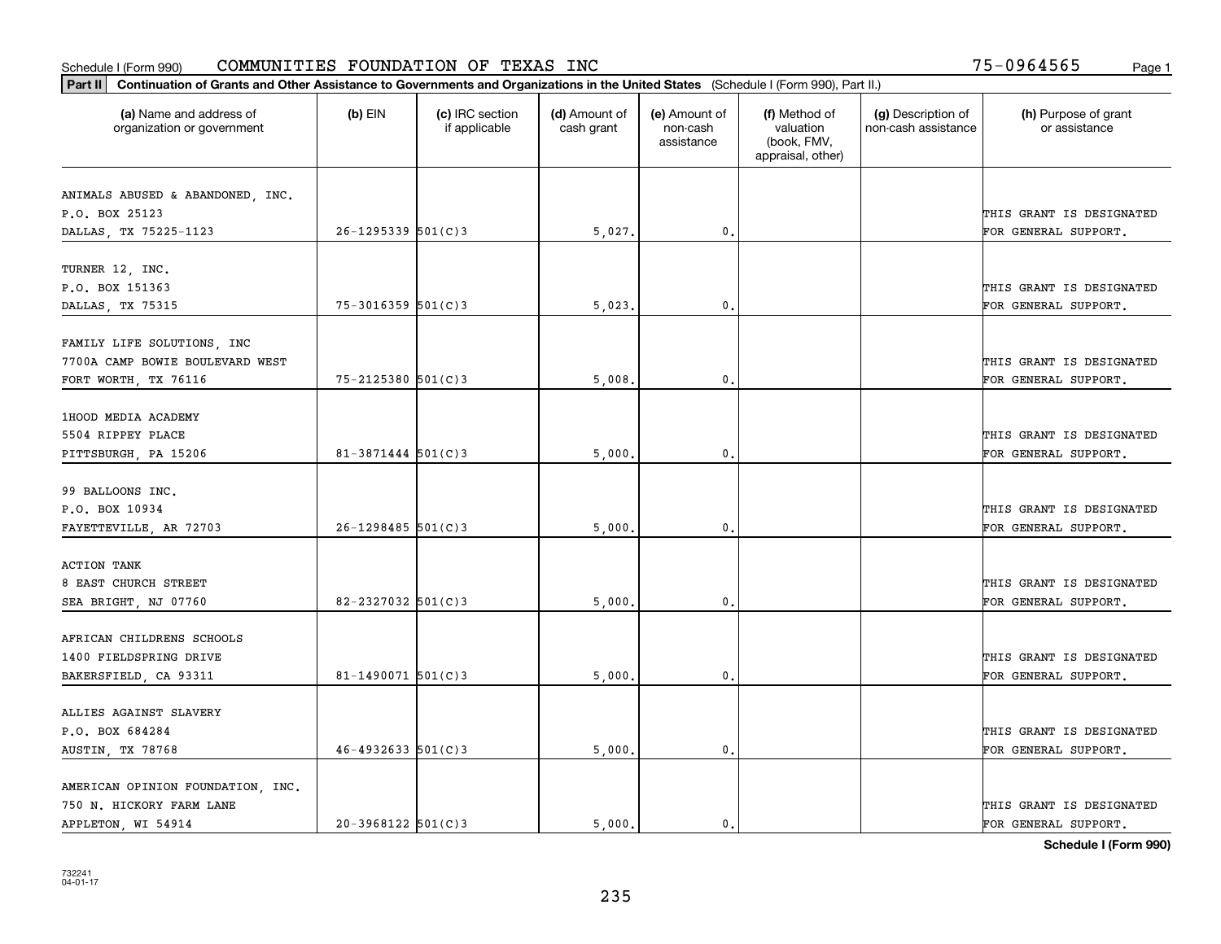Schedule I (Form 990) COMMUNITIES FOUNDATION OF TEXAS INC 75-0964565 Page 1

**Part II** **Continuation of Grants and Other Assistance to Governments and Organizations in the United States** (Schedule I (Form 990), Part II.)

| (a) Name and address of organization or government | (b) EIN | (c) IRC section if applicable | (d) Amount of cash grant | (e) Amount of non-cash assistance | (f) Method of valuation (book, FMV, appraisal, other) | (g) Description of non-cash assistance | (h) Purpose of grant or assistance |
|---|---|---|---|---|---|---|---|
| ANIMALS ABUSED & ABANDONED, INC. P.O. BOX 25123 DALLAS, TX 75225-1123 | 26-1295339 | 501(C)3 | 5,027. | 0. | | | THIS GRANT IS DESIGNATED FOR GENERAL SUPPORT. |
| TURNER 12, INC. P.O. BOX 151363 DALLAS, TX 75315 | 75-3016359 | 501(C)3 | 5,023. | 0. | | | THIS GRANT IS DESIGNATED FOR GENERAL SUPPORT. |
| FAMILY LIFE SOLUTIONS, INC 7700A CAMP BOWIE BOULEVARD WEST FORT WORTH, TX 76116 | 75-2125380 | 501(C)3 | 5,008. | 0. | | | THIS GRANT IS DESIGNATED FOR GENERAL SUPPORT. |
| 1HOOD MEDIA ACADEMY 5504 RIPPEY PLACE PITTSBURGH, PA 15206 | 81-3871444 | 501(C)3 | 5,000. | 0. | | | THIS GRANT IS DESIGNATED FOR GENERAL SUPPORT. |
| 99 BALLOONS INC. P.O. BOX 10934 FAYETTEVILLE, AR 72703 | 26-1298485 | 501(C)3 | 5,000. | 0. | | | THIS GRANT IS DESIGNATED FOR GENERAL SUPPORT. |
| ACTION TANK 8 EAST CHURCH STREET SEA BRIGHT, NJ 07760 | 82-2327032 | 501(C)3 | 5,000. | 0. | | | THIS GRANT IS DESIGNATED FOR GENERAL SUPPORT. |
| AFRICAN CHILDRENS SCHOOLS 1400 FIELDSPRING DRIVE BAKERSFIELD, CA 93311 | 81-1490071 | 501(C)3 | 5,000. | 0. | | | THIS GRANT IS DESIGNATED FOR GENERAL SUPPORT. |
| ALLIES AGAINST SLAVERY P.O. BOX 684284 AUSTIN, TX 78768 | 46-4932633 | 501(C)3 | 5,000. | 0. | | | THIS GRANT IS DESIGNATED FOR GENERAL SUPPORT. |
| AMERICAN OPINION FOUNDATION, INC. 750 N. HICKORY FARM LANE APPLETON, WI 54914 | 20-3968122 | 501(C)3 | 5,000. | 0. | | | THIS GRANT IS DESIGNATED FOR GENERAL SUPPORT. |

**Schedule I (Form 990)**

732241
04-01-17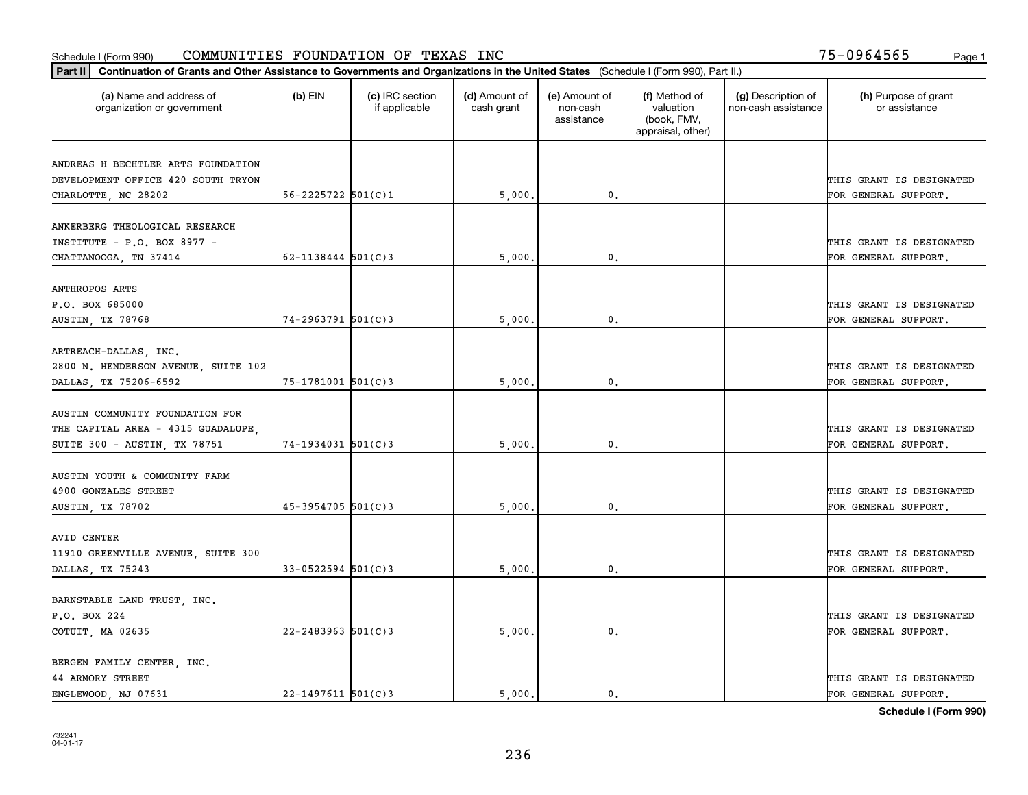Schedule I (Form 990) COMMUNITIES FOUNDATION OF TEXAS INC 75-0964565

**Part II** **Continuation of Grants and Other Assistance to Governments and Organizations in the United States** (Schedule I (Form 990), Part II.)

| (a) Name and address of organization or government | (b) EIN | (c) IRC section if applicable | (d) Amount of cash grant | (e) Amount of non-cash assistance | (f) Method of valuation (book, FMV, appraisal, other) | (g) Description of non-cash assistance | (h) Purpose of grant or assistance |
|---|---|---|---|---|---|---|---|
| ANDREAS H BECHTLER ARTS FOUNDATION DEVELOPMENT OFFICE 420 SOUTH TRYON CHARLOTTE, NC 28202 | 56-2225722 | 501(C)1 | 5,000. | 0. | | | THIS GRANT IS DESIGNATED FOR GENERAL SUPPORT. |
| ANKERBERG THEOLOGICAL RESEARCH INSTITUTE - P.O. BOX 8977 - CHATTANOOGA, TN 37414 | 62-1138444 | 501(C)3 | 5,000. | 0. | | | THIS GRANT IS DESIGNATED FOR GENERAL SUPPORT. |
| ANTHROPOS ARTS P.O. BOX 685000 AUSTIN, TX 78768 | 74-2963791 | 501(C)3 | 5,000. | 0. | | | THIS GRANT IS DESIGNATED FOR GENERAL SUPPORT. |
| ARTREACH-DALLAS, INC. 2800 N. HENDERSON AVENUE, SUITE 102 DALLAS, TX 75206-6592 | 75-1781001 | 501(C)3 | 5,000. | 0. | | | THIS GRANT IS DESIGNATED FOR GENERAL SUPPORT. |
| AUSTIN COMMUNITY FOUNDATION FOR THE CAPITAL AREA - 4315 GUADALUPE, SUITE 300 - AUSTIN, TX 78751 | 74-1934031 | 501(C)3 | 5,000. | 0. | | | THIS GRANT IS DESIGNATED FOR GENERAL SUPPORT. |
| AUSTIN YOUTH & COMMUNITY FARM 4900 GONZALES STREET AUSTIN, TX 78702 | 45-3954705 | 501(C)3 | 5,000. | 0. | | | THIS GRANT IS DESIGNATED FOR GENERAL SUPPORT. |
| AVID CENTER 11910 GREENVILLE AVENUE, SUITE 300 DALLAS, TX 75243 | 33-0522594 | 501(C)3 | 5,000. | 0. | | | THIS GRANT IS DESIGNATED FOR GENERAL SUPPORT. |
| BARNSTABLE LAND TRUST, INC. P.O. BOX 224 COTUIT, MA 02635 | 22-2483963 | 501(C)3 | 5,000. | 0. | | | THIS GRANT IS DESIGNATED FOR GENERAL SUPPORT. |
| BERGEN FAMILY CENTER, INC. 44 ARMORY STREET ENGLEWOOD, NJ 07631 | 22-1497611 | 501(C)3 | 5,000. | 0. | | | THIS GRANT IS DESIGNATED FOR GENERAL SUPPORT. |

**Schedule I (Form 990)**

732241 04-01-17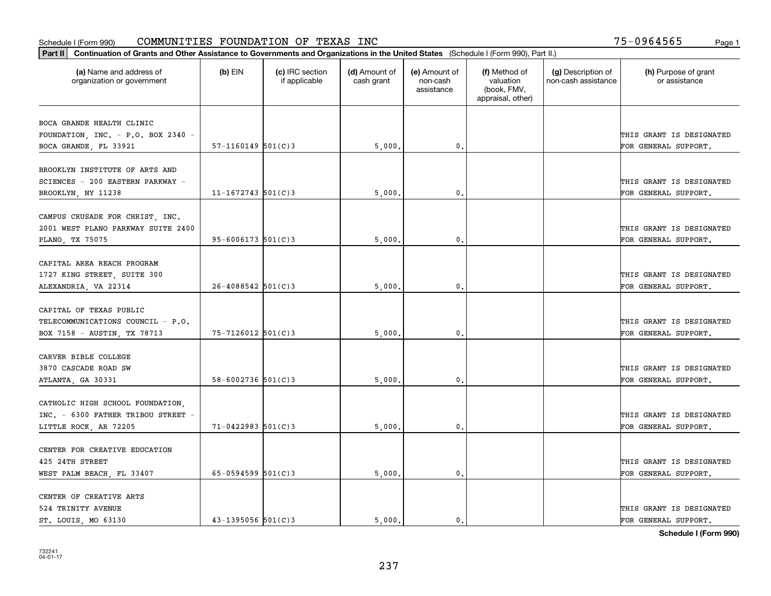Schedule I (Form 990) COMMUNITIES FOUNDATION OF TEXAS INC 75-0964565

**Part II Continuation of Grants and Other Assistance to Governments and Organizations in the United States** (Schedule I (Form 990), Part II.)

| (a) Name and address of organization or government | (b) EIN | (c) IRC section if applicable | (d) Amount of cash grant | (e) Amount of non-cash assistance | (f) Method of valuation (book, FMV, appraisal, other) | (g) Description of non-cash assistance | (h) Purpose of grant or assistance |
|---|---|---|---|---|---|---|---|
| BOCA GRANDE HEALTH CLINIC FOUNDATION, INC. - P.O. BOX 2340 - BOCA GRANDE, FL 33921 | 57-1160149 | 501(C)3 | 5,000. | 0. | | | THIS GRANT IS DESIGNATED FOR GENERAL SUPPORT. |
| BROOKLYN INSTITUTE OF ARTS AND SCIENCES - 200 EASTERN PARKWAY - BROOKLYN, NY 11238 | 11-1672743 | 501(C)3 | 5,000. | 0. | | | THIS GRANT IS DESIGNATED FOR GENERAL SUPPORT. |
| CAMPUS CRUSADE FOR CHRIST, INC. 2001 WEST PLANO PARKWAY SUITE 2400 PLANO, TX 75075 | 95-6006173 | 501(C)3 | 5,000. | 0. | | | THIS GRANT IS DESIGNATED FOR GENERAL SUPPORT. |
| CAPITAL AREA REACH PROGRAM 1727 KING STREET, SUITE 300 ALEXANDRIA, VA 22314 | 26-4088542 | 501(C)3 | 5,000. | 0. | | | THIS GRANT IS DESIGNATED FOR GENERAL SUPPORT. |
| CAPITAL OF TEXAS PUBLIC TELECOMMUNICATIONS COUNCIL - P.O. BOX 7158 - AUSTIN, TX 78713 | 75-7126012 | 501(C)3 | 5,000. | 0. | | | THIS GRANT IS DESIGNATED FOR GENERAL SUPPORT. |
| CARVER BIBLE COLLEGE 3870 CASCADE ROAD SW ATLANTA, GA 30331 | 58-6002736 | 501(C)3 | 5,000. | 0. | | | THIS GRANT IS DESIGNATED FOR GENERAL SUPPORT. |
| CATHOLIC HIGH SCHOOL FOUNDATION, INC. - 6300 FATHER TRIBOU STREET - LITTLE ROCK, AR 72205 | 71-0422983 | 501(C)3 | 5,000. | 0. | | | THIS GRANT IS DESIGNATED FOR GENERAL SUPPORT. |
| CENTER FOR CREATIVE EDUCATION 425 24TH STREET WEST PALM BEACH, FL 33407 | 65-0594599 | 501(C)3 | 5,000. | 0. | | | THIS GRANT IS DESIGNATED FOR GENERAL SUPPORT. |
| CENTER OF CREATIVE ARTS 524 TRINITY AVENUE ST. LOUIS, MO 63130 | 43-1395056 | 501(C)3 | 5,000. | 0. | | | THIS GRANT IS DESIGNATED FOR GENERAL SUPPORT. |

**Schedule I (Form 990)**

732241 04-01-17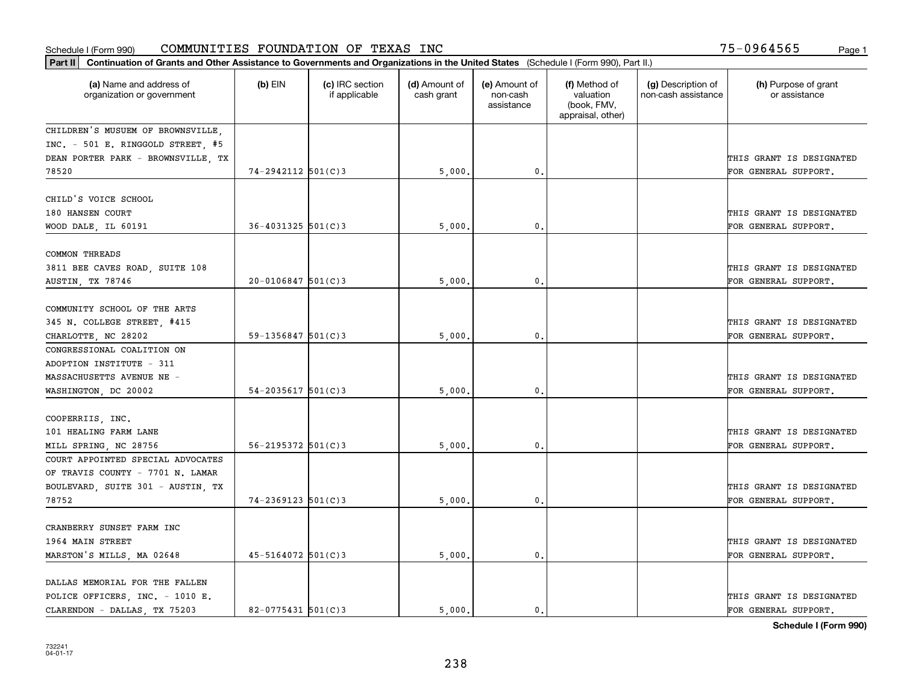Schedule I (Form 990) COMMUNITIES FOUNDATION OF TEXAS INC 75-0964565

**Part II** **Continuation of Grants and Other Assistance to Governments and Organizations in the United States** (Schedule I (Form 990), Part II.)

| (a) Name and address of organization or government | (b) EIN | (c) IRC section if applicable | (d) Amount of cash grant | (e) Amount of non-cash assistance | (f) Method of valuation (book, FMV, appraisal, other) | (g) Description of non-cash assistance | (h) Purpose of grant or assistance |
|---|---|---|---|---|---|---|---|
| CHILDREN'S MUSUEM OF BROWNSVILLE, INC. - 501 E. RINGGOLD STREET, #5 DEAN PORTER PARK - BROWNSVILLE, TX 78520 | 74-2942112 | 501(C)3 | 5,000. | 0. | | | THIS GRANT IS DESIGNATED FOR GENERAL SUPPORT. |
| CHILD'S VOICE SCHOOL 180 HANSEN COURT WOOD DALE, IL 60191 | 36-4031325 | 501(C)3 | 5,000. | 0. | | | THIS GRANT IS DESIGNATED FOR GENERAL SUPPORT. |
| COMMON THREADS 3811 BEE CAVES ROAD, SUITE 108 AUSTIN, TX 78746 | 20-0106847 | 501(C)3 | 5,000. | 0. | | | THIS GRANT IS DESIGNATED FOR GENERAL SUPPORT. |
| COMMUNITY SCHOOL OF THE ARTS 345 N. COLLEGE STREET, #415 CHARLOTTE, NC 28202 | 59-1356847 | 501(C)3 | 5,000. | 0. | | | THIS GRANT IS DESIGNATED FOR GENERAL SUPPORT. |
| CONGRESSIONAL COALITION ON ADOPTION INSTITUTE - 311 MASSACHUSETTS AVENUE NE - WASHINGTON, DC 20002 | 54-2035617 | 501(C)3 | 5,000. | 0. | | | THIS GRANT IS DESIGNATED FOR GENERAL SUPPORT. |
| COOPERRIIS, INC. 101 HEALING FARM LANE MILL SPRING, NC 28756 | 56-2195372 | 501(C)3 | 5,000. | 0. | | | THIS GRANT IS DESIGNATED FOR GENERAL SUPPORT. |
| COURT APPOINTED SPECIAL ADVOCATES OF TRAVIS COUNTY - 7701 N. LAMAR BOULEVARD, SUITE 301 - AUSTIN, TX 78752 | 74-2369123 | 501(C)3 | 5,000. | 0. | | | THIS GRANT IS DESIGNATED FOR GENERAL SUPPORT. |
| CRANBERRY SUNSET FARM INC 1964 MAIN STREET MARSTON'S MILLS, MA 02648 | 45-5164072 | 501(C)3 | 5,000. | 0. | | | THIS GRANT IS DESIGNATED FOR GENERAL SUPPORT. |
| DALLAS MEMORIAL FOR THE FALLEN POLICE OFFICERS, INC. - 1010 E. CLARENDON - DALLAS, TX 75203 | 82-0775431 | 501(C)3 | 5,000. | 0. | | | THIS GRANT IS DESIGNATED FOR GENERAL SUPPORT. |

**Schedule I (Form 990)**

732241 04-01-17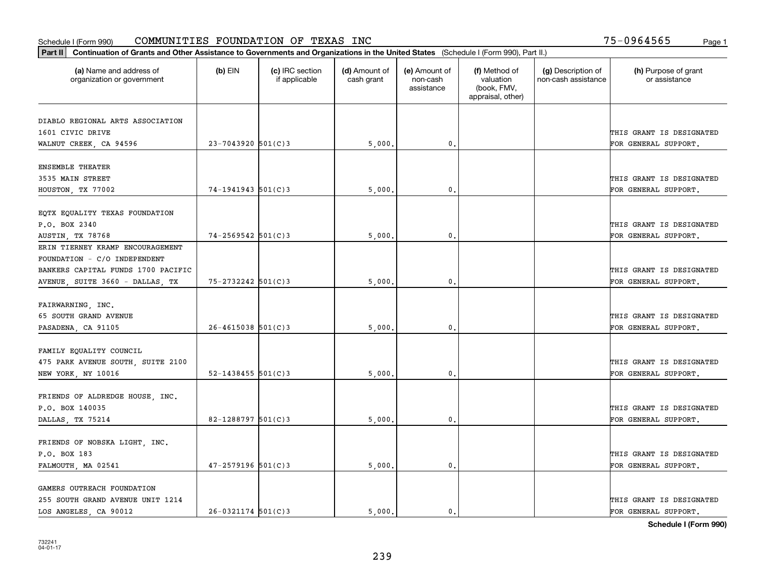Schedule I (Form 990) COMMUNITIES FOUNDATION OF TEXAS INC 75-0964565

**Part II** Continuation of Grants and Other Assistance to Governments and Organizations in the United States (Schedule I (Form 990), Part II.)

| (a) Name and address of organization or government | (b) EIN | (c) IRC section if applicable | (d) Amount of cash grant | (e) Amount of non-cash assistance | (f) Method of valuation (book, FMV, appraisal, other) | (g) Description of non-cash assistance | (h) Purpose of grant or assistance |
|---|---|---|---|---|---|---|---|
| DIABLO REGIONAL ARTS ASSOCIATION 1601 CIVIC DRIVE WALNUT CREEK, CA 94596 | 23-7043920 | 501(C)3 | 5,000. | 0. | | | THIS GRANT IS DESIGNATED FOR GENERAL SUPPORT. |
| ENSEMBLE THEATER 3535 MAIN STREET HOUSTON, TX 77002 | 74-1941943 | 501(C)3 | 5,000. | 0. | | | THIS GRANT IS DESIGNATED FOR GENERAL SUPPORT. |
| EQTX EQUALITY TEXAS FOUNDATION P.O. BOX 2340 AUSTIN, TX 78768 | 74-2569542 | 501(C)3 | 5,000. | 0. | | | THIS GRANT IS DESIGNATED FOR GENERAL SUPPORT. |
| ERIN TIERNEY KRAMP ENCOURAGEMENT FOUNDATION - C/O INDEPENDENT BANKERS CAPITAL FUNDS 1700 PACIFIC AVENUE, SUITE 3660 - DALLAS, TX | 75-2732242 | 501(C)3 | 5,000. | 0. | | | THIS GRANT IS DESIGNATED FOR GENERAL SUPPORT. |
| FAIRWARNING, INC. 65 SOUTH GRAND AVENUE PASADENA, CA 91105 | 26-4615038 | 501(C)3 | 5,000. | 0. | | | THIS GRANT IS DESIGNATED FOR GENERAL SUPPORT. |
| FAMILY EQUALITY COUNCIL 475 PARK AVENUE SOUTH, SUITE 2100 NEW YORK, NY 10016 | 52-1438455 | 501(C)3 | 5,000. | 0. | | | THIS GRANT IS DESIGNATED FOR GENERAL SUPPORT. |
| FRIENDS OF ALDREDGE HOUSE, INC. P.O. BOX 140035 DALLAS, TX 75214 | 82-1288797 | 501(C)3 | 5,000. | 0. | | | THIS GRANT IS DESIGNATED FOR GENERAL SUPPORT. |
| FRIENDS OF NOBSKA LIGHT, INC. P.O. BOX 183 FALMOUTH, MA 02541 | 47-2579196 | 501(C)3 | 5,000. | 0. | | | THIS GRANT IS DESIGNATED FOR GENERAL SUPPORT. |
| GAMERS OUTREACH FOUNDATION 255 SOUTH GRAND AVENUE UNIT 1214 LOS ANGELES, CA 90012 | 26-0321174 | 501(C)3 | 5,000. | 0. | | | THIS GRANT IS DESIGNATED FOR GENERAL SUPPORT. |

**Schedule I (Form 990)**

732241 04-01-17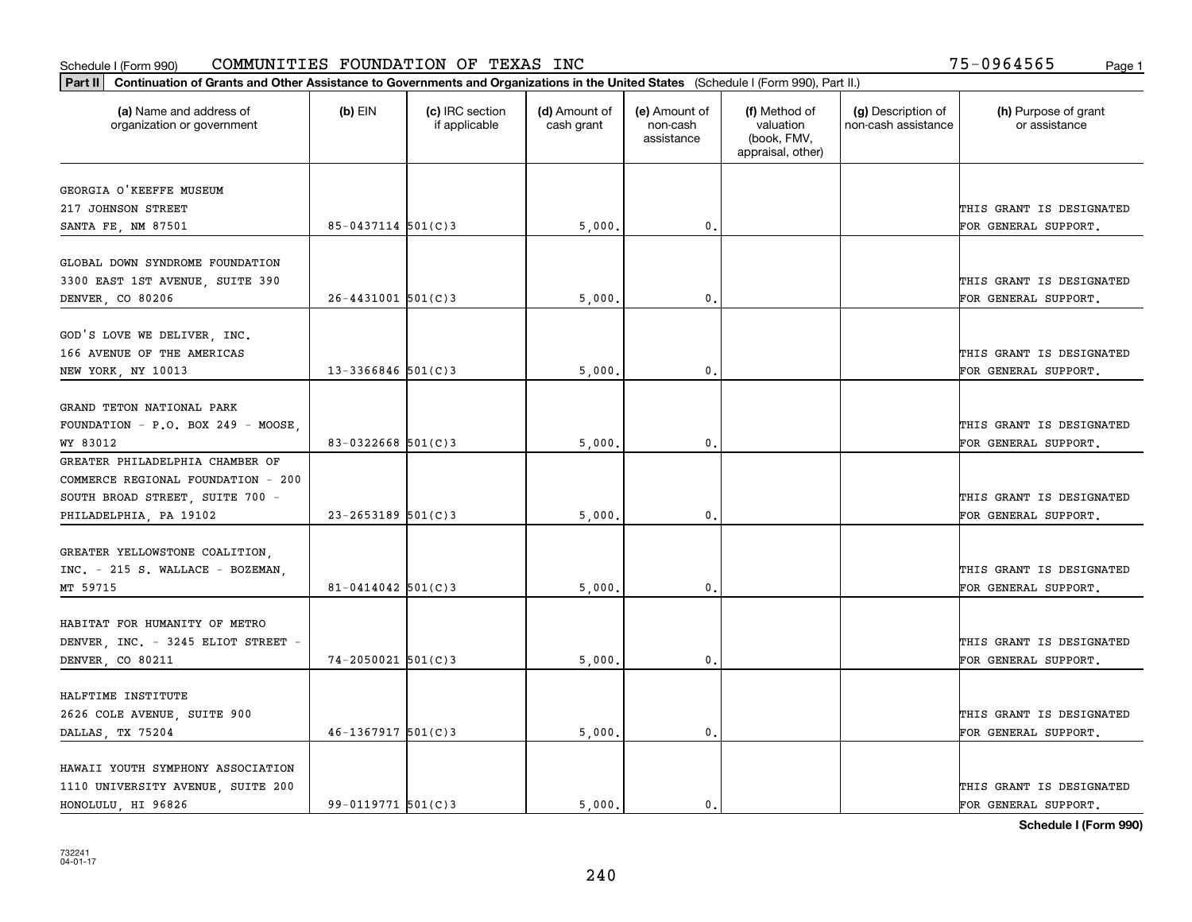Schedule I (Form 990) COMMUNITIES FOUNDATION OF TEXAS INC 75-0964565

**Part II Continuation of Grants and Other Assistance to Governments and Organizations in the United States** (Schedule I (Form 990), Part II.)

| (a) Name and address of organization or government | (b) EIN | (c) IRC section if applicable | (d) Amount of cash grant | (e) Amount of non-cash assistance | (f) Method of valuation (book, FMV, appraisal, other) | (g) Description of non-cash assistance | (h) Purpose of grant or assistance |
|---|---|---|---|---|---|---|---|
| GEORGIA O'KEEFFE MUSEUM 217 JOHNSON STREET SANTA FE, NM 87501 | 85-0437114 | 501(C)3 | 5,000. | 0. | | | THIS GRANT IS DESIGNATED FOR GENERAL SUPPORT. |
| GLOBAL DOWN SYNDROME FOUNDATION 3300 EAST 1ST AVENUE, SUITE 390 DENVER, CO 80206 | 26-4431001 | 501(C)3 | 5,000. | 0. | | | THIS GRANT IS DESIGNATED FOR GENERAL SUPPORT. |
| GOD'S LOVE WE DELIVER, INC. 166 AVENUE OF THE AMERICAS NEW YORK, NY 10013 | 13-3366846 | 501(C)3 | 5,000. | 0. | | | THIS GRANT IS DESIGNATED FOR GENERAL SUPPORT. |
| GRAND TETON NATIONAL PARK FOUNDATION - P.O. BOX 249 - MOOSE, WY 83012 | 83-0322668 | 501(C)3 | 5,000. | 0. | | | THIS GRANT IS DESIGNATED FOR GENERAL SUPPORT. |
| GREATER PHILADELPHIA CHAMBER OF COMMERCE REGIONAL FOUNDATION - 200 SOUTH BROAD STREET, SUITE 700 - PHILADELPHIA, PA 19102 | 23-2653189 | 501(C)3 | 5,000. | 0. | | | THIS GRANT IS DESIGNATED FOR GENERAL SUPPORT. |
| GREATER YELLOWSTONE COALITION, INC. - 215 S. WALLACE - BOZEMAN, MT 59715 | 81-0414042 | 501(C)3 | 5,000. | 0. | | | THIS GRANT IS DESIGNATED FOR GENERAL SUPPORT. |
| HABITAT FOR HUMANITY OF METRO DENVER, INC. - 3245 ELIOT STREET - DENVER, CO 80211 | 74-2050021 | 501(C)3 | 5,000. | 0. | | | THIS GRANT IS DESIGNATED FOR GENERAL SUPPORT. |
| HALFTIME INSTITUTE 2626 COLE AVENUE, SUITE 900 DALLAS, TX 75204 | 46-1367917 | 501(C)3 | 5,000. | 0. | | | THIS GRANT IS DESIGNATED FOR GENERAL SUPPORT. |
| HAWAII YOUTH SYMPHONY ASSOCIATION 1110 UNIVERSITY AVENUE, SUITE 200 HONOLULU, HI 96826 | 99-0119771 | 501(C)3 | 5,000. | 0. | | | THIS GRANT IS DESIGNATED FOR GENERAL SUPPORT. |

**Schedule I (Form 990)**

732241 04-01-17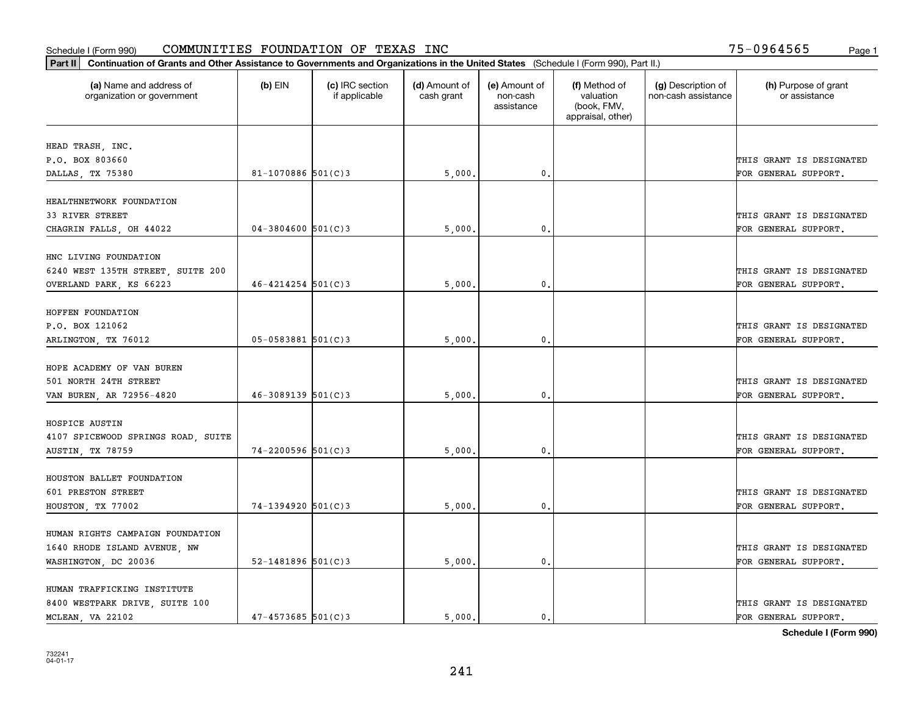Schedule I (Form 990) COMMUNITIES FOUNDATION OF TEXAS INC 75-0964565

**Part II** **Continuation of Grants and Other Assistance to Governments and Organizations in the United States** (Schedule I (Form 990), Part II.)

| (a) Name and address of organization or government | (b) EIN | (c) IRC section if applicable | (d) Amount of cash grant | (e) Amount of non-cash assistance | (f) Method of valuation (book, FMV, appraisal, other) | (g) Description of non-cash assistance | (h) Purpose of grant or assistance |
|---|---|---|---|---|---|---|---|
| HEAD TRASH, INC.<br>P.O. BOX 803660<br>DALLAS, TX 75380 | 81-1070886 | 501(C)3 | 5,000. | 0. | | | THIS GRANT IS DESIGNATED FOR GENERAL SUPPORT. |
| HEALTHNETWORK FOUNDATION<br>33 RIVER STREET<br>CHAGRIN FALLS, OH 44022 | 04-3804600 | 501(C)3 | 5,000. | 0. | | | THIS GRANT IS DESIGNATED FOR GENERAL SUPPORT. |
| HNC LIVING FOUNDATION<br>6240 WEST 135TH STREET, SUITE 200<br>OVERLAND PARK, KS 66223 | 46-4214254 | 501(C)3 | 5,000. | 0. | | | THIS GRANT IS DESIGNATED FOR GENERAL SUPPORT. |
| HOFFEN FOUNDATION<br>P.O. BOX 121062<br>ARLINGTON, TX 76012 | 05-0583881 | 501(C)3 | 5,000. | 0. | | | THIS GRANT IS DESIGNATED FOR GENERAL SUPPORT. |
| HOPE ACADEMY OF VAN BUREN<br>501 NORTH 24TH STREET<br>VAN BUREN, AR 72956-4820 | 46-3089139 | 501(C)3 | 5,000. | 0. | | | THIS GRANT IS DESIGNATED FOR GENERAL SUPPORT. |
| HOSPICE AUSTIN<br>4107 SPICEWOOD SPRINGS ROAD, SUITE<br>AUSTIN, TX 78759 | 74-2200596 | 501(C)3 | 5,000. | 0. | | | THIS GRANT IS DESIGNATED FOR GENERAL SUPPORT. |
| HOUSTON BALLET FOUNDATION<br>601 PRESTON STREET<br>HOUSTON, TX 77002 | 74-1394920 | 501(C)3 | 5,000. | 0. | | | THIS GRANT IS DESIGNATED FOR GENERAL SUPPORT. |
| HUMAN RIGHTS CAMPAIGN FOUNDATION<br>1640 RHODE ISLAND AVENUE, NW<br>WASHINGTON, DC 20036 | 52-1481896 | 501(C)3 | 5,000. | 0. | | | THIS GRANT IS DESIGNATED FOR GENERAL SUPPORT. |
| HUMAN TRAFFICKING INSTITUTE<br>8400 WESTPARK DRIVE, SUITE 100<br>MCLEAN, VA 22102 | 47-4573685 | 501(C)3 | 5,000. | 0. | | | THIS GRANT IS DESIGNATED FOR GENERAL SUPPORT. |

**Schedule I (Form 990)**

732241
04-01-17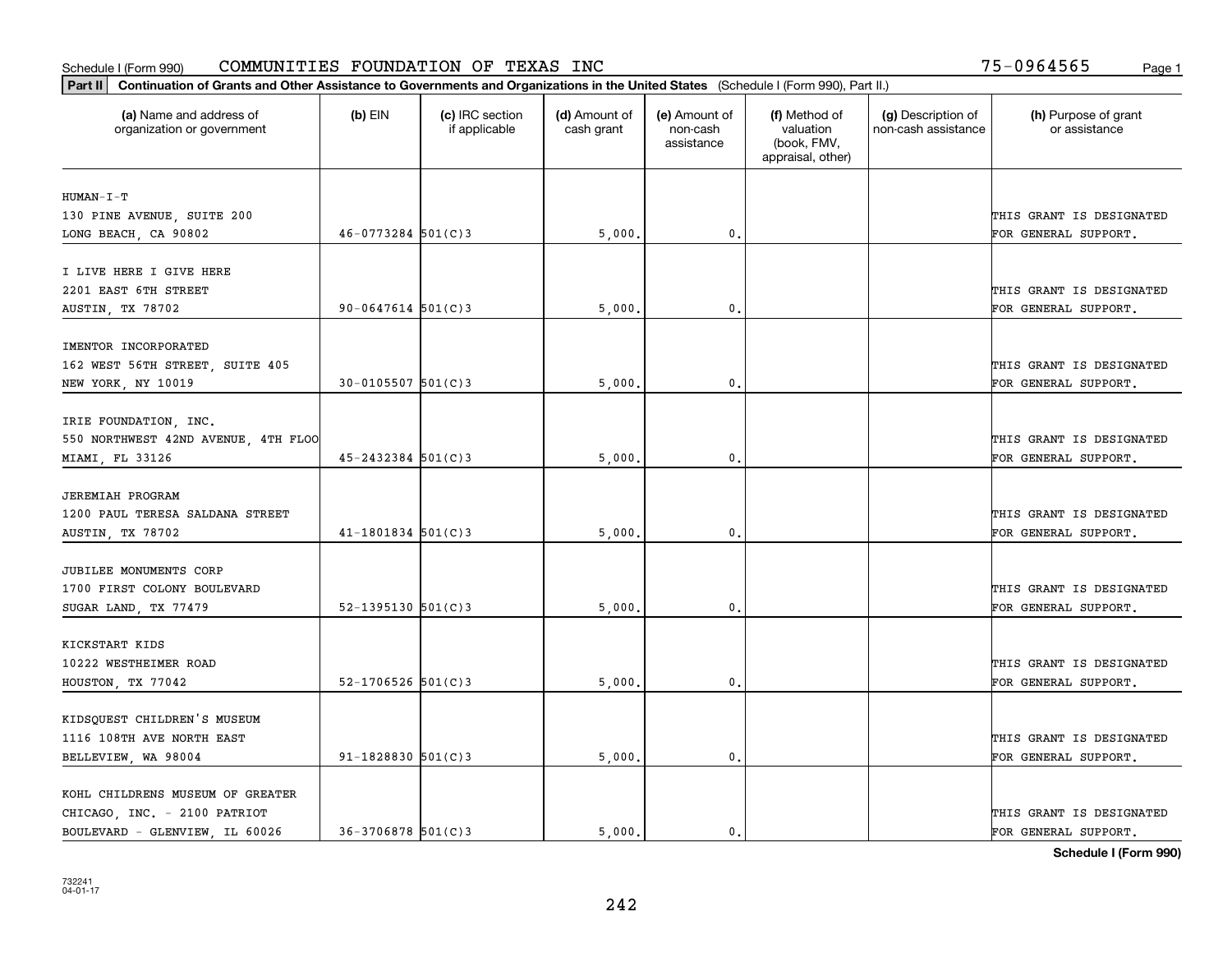Schedule I (Form 990) COMMUNITIES FOUNDATION OF TEXAS INC 75-0964565

**Part II** **Continuation of Grants and Other Assistance to Governments and Organizations in the United States** (Schedule I (Form 990), Part II.)

| (a) Name and address of organization or government | (b) EIN | (c) IRC section if applicable | (d) Amount of cash grant | (e) Amount of non-cash assistance | (f) Method of valuation (book, FMV, appraisal, other) | (g) Description of non-cash assistance | (h) Purpose of grant or assistance |
|---|---|---|---|---|---|---|---|
| HUMAN-I-T<br>130 PINE AVENUE, SUITE 200<br>LONG BEACH, CA 90802 | 46-0773284 | 501(C)3 | 5,000. | 0. | | | THIS GRANT IS DESIGNATED FOR GENERAL SUPPORT. |
| I LIVE HERE I GIVE HERE<br>2201 EAST 6TH STREET<br>AUSTIN, TX 78702 | 90-0647614 | 501(C)3 | 5,000. | 0. | | | THIS GRANT IS DESIGNATED FOR GENERAL SUPPORT. |
| IMENTOR INCORPORATED<br>162 WEST 56TH STREET, SUITE 405<br>NEW YORK, NY 10019 | 30-0105507 | 501(C)3 | 5,000. | 0. | | | THIS GRANT IS DESIGNATED FOR GENERAL SUPPORT. |
| IRIE FOUNDATION, INC.<br>550 NORTHWEST 42ND AVENUE, 4TH FLOO<br>MIAMI, FL 33126 | 45-2432384 | 501(C)3 | 5,000. | 0. | | | THIS GRANT IS DESIGNATED FOR GENERAL SUPPORT. |
| JEREMIAH PROGRAM<br>1200 PAUL TERESA SALDANA STREET<br>AUSTIN, TX 78702 | 41-1801834 | 501(C)3 | 5,000. | 0. | | | THIS GRANT IS DESIGNATED FOR GENERAL SUPPORT. |
| JUBILEE MONUMENTS CORP<br>1700 FIRST COLONY BOULEVARD<br>SUGAR LAND, TX 77479 | 52-1395130 | 501(C)3 | 5,000. | 0. | | | THIS GRANT IS DESIGNATED FOR GENERAL SUPPORT. |
| KICKSTART KIDS<br>10222 WESTHEIMER ROAD<br>HOUSTON, TX 77042 | 52-1706526 | 501(C)3 | 5,000. | 0. | | | THIS GRANT IS DESIGNATED FOR GENERAL SUPPORT. |
| KIDSQUEST CHILDREN'S MUSEUM<br>1116 108TH AVE NORTH EAST<br>BELLEVIEW, WA 98004 | 91-1828830 | 501(C)3 | 5,000. | 0. | | | THIS GRANT IS DESIGNATED FOR GENERAL SUPPORT. |
| KOHL CHILDRENS MUSEUM OF GREATER CHICAGO, INC. - 2100 PATRIOT BOULEVARD - GLENVIEW, IL 60026 | 36-3706878 | 501(C)3 | 5,000. | 0. | | | THIS GRANT IS DESIGNATED FOR GENERAL SUPPORT. |

**Schedule I (Form 990)**

732241
04-01-17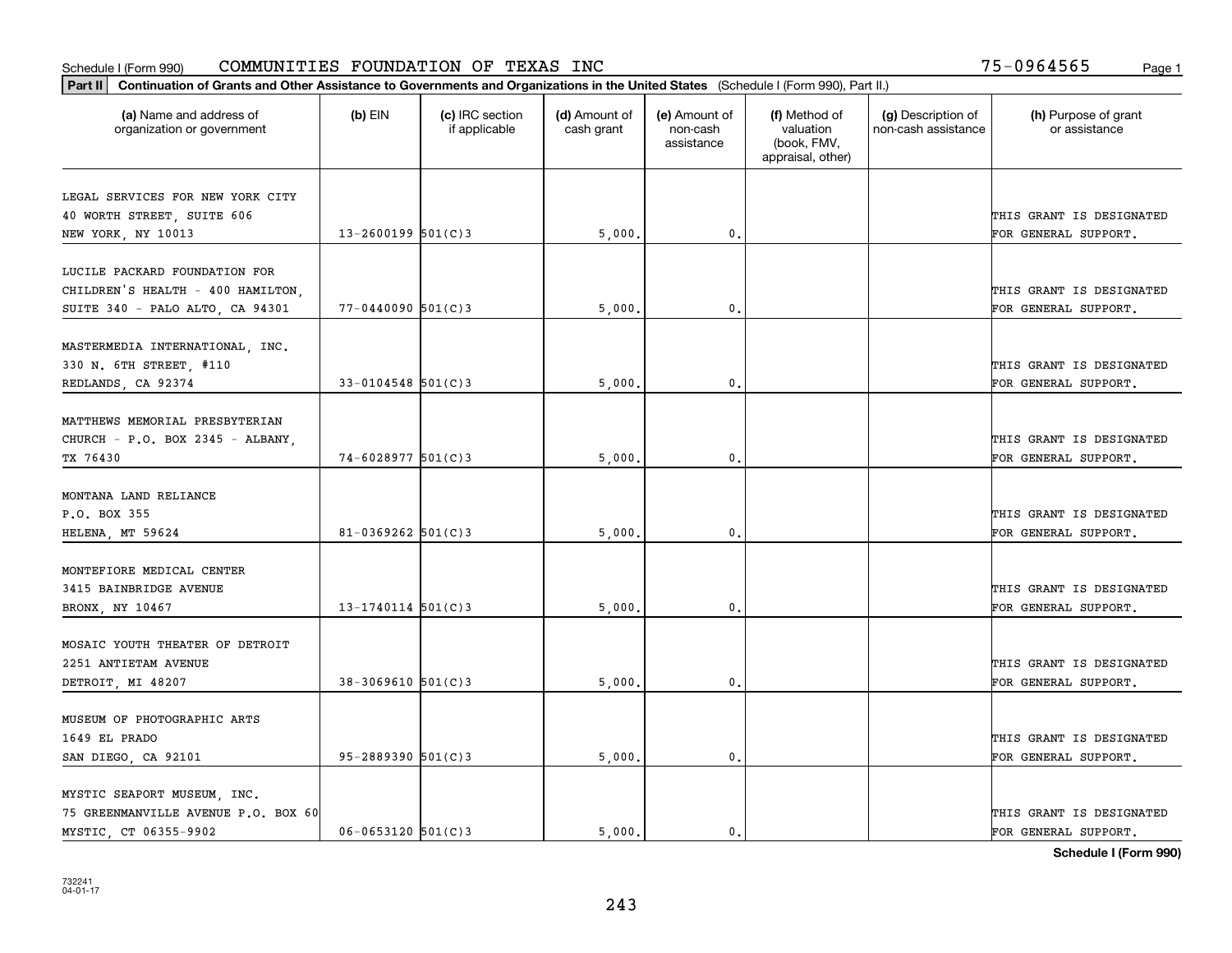Schedule I (Form 990) COMMUNITIES FOUNDATION OF TEXAS INC 75-0964565

**Part II** **Continuation of Grants and Other Assistance to Governments and Organizations in the United States** (Schedule I (Form 990), Part II.)

| (a) Name and address of organization or government | (b) EIN | (c) IRC section if applicable | (d) Amount of cash grant | (e) Amount of non-cash assistance | (f) Method of valuation (book, FMV, appraisal, other) | (g) Description of non-cash assistance | (h) Purpose of grant or assistance |
|---|---|---|---|---|---|---|---|
| LEGAL SERVICES FOR NEW YORK CITY 40 WORTH STREET, SUITE 606 NEW YORK, NY 10013 | 13-2600199 | 501(C)3 | 5,000. | 0. | | | THIS GRANT IS DESIGNATED FOR GENERAL SUPPORT. |
| LUCILE PACKARD FOUNDATION FOR CHILDREN'S HEALTH - 400 HAMILTON, SUITE 340 - PALO ALTO, CA 94301 | 77-0440090 | 501(C)3 | 5,000. | 0. | | | THIS GRANT IS DESIGNATED FOR GENERAL SUPPORT. |
| MASTERMEDIA INTERNATIONAL, INC. 330 N. 6TH STREET, #110 REDLANDS, CA 92374 | 33-0104548 | 501(C)3 | 5,000. | 0. | | | THIS GRANT IS DESIGNATED FOR GENERAL SUPPORT. |
| MATTHEWS MEMORIAL PRESBYTERIAN CHURCH - P.O. BOX 2345 - ALBANY, TX 76430 | 74-6028977 | 501(C)3 | 5,000. | 0. | | | THIS GRANT IS DESIGNATED FOR GENERAL SUPPORT. |
| MONTANA LAND RELIANCE P.O. BOX 355 HELENA, MT 59624 | 81-0369262 | 501(C)3 | 5,000. | 0. | | | THIS GRANT IS DESIGNATED FOR GENERAL SUPPORT. |
| MONTEFIORE MEDICAL CENTER 3415 BAINBRIDGE AVENUE BRONX, NY 10467 | 13-1740114 | 501(C)3 | 5,000. | 0. | | | THIS GRANT IS DESIGNATED FOR GENERAL SUPPORT. |
| MOSAIC YOUTH THEATER OF DETROIT 2251 ANTIETAM AVENUE DETROIT, MI 48207 | 38-3069610 | 501(C)3 | 5,000. | 0. | | | THIS GRANT IS DESIGNATED FOR GENERAL SUPPORT. |
| MUSEUM OF PHOTOGRAPHIC ARTS 1649 EL PRADO SAN DIEGO, CA 92101 | 95-2889390 | 501(C)3 | 5,000. | 0. | | | THIS GRANT IS DESIGNATED FOR GENERAL SUPPORT. |
| MYSTIC SEAPORT MUSEUM, INC. 75 GREENMANVILLE AVENUE P.O. BOX 60 MYSTIC, CT 06355-9902 | 06-0653120 | 501(C)3 | 5,000. | 0. | | | THIS GRANT IS DESIGNATED FOR GENERAL SUPPORT. |

**Schedule I (Form 990)**

732241 04-01-17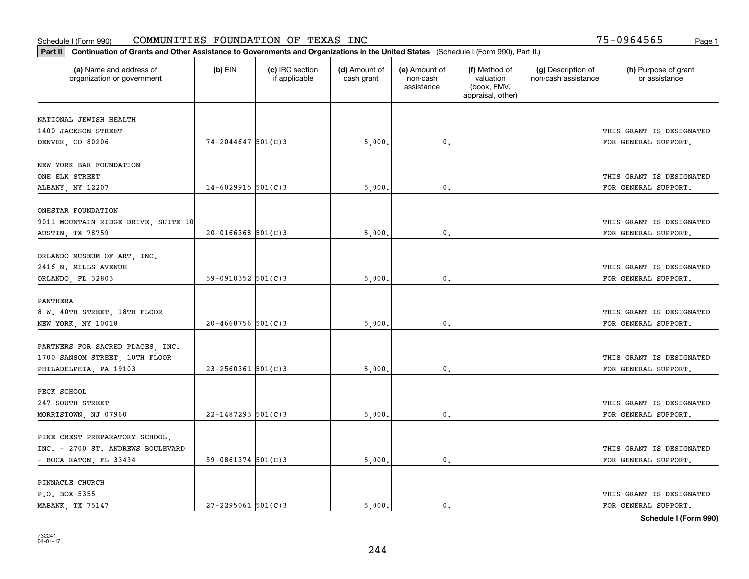Schedule I (Form 990) COMMUNITIES FOUNDATION OF TEXAS INC 75-0964565

**Part II** **Continuation of Grants and Other Assistance to Governments and Organizations in the United States** (Schedule I (Form 990), Part II.)

| (a) Name and address of organization or government | (b) EIN | (c) IRC section if applicable | (d) Amount of cash grant | (e) Amount of non-cash assistance | (f) Method of valuation (book, FMV, appraisal, other) | (g) Description of non-cash assistance | (h) Purpose of grant or assistance |
|---|---|---|---|---|---|---|---|
| NATIONAL JEWISH HEALTH 1400 JACKSON STREET DENVER, CO 80206 | 74-2044647 | 501(C)3 | 5,000. | 0. | | | THIS GRANT IS DESIGNATED FOR GENERAL SUPPORT. |
| NEW YORK BAR FOUNDATION ONE ELK STREET ALBANY, NY 12207 | 14-6029915 | 501(C)3 | 5,000. | 0. | | | THIS GRANT IS DESIGNATED FOR GENERAL SUPPORT. |
| ONESTAR FOUNDATION 9011 MOUNTAIN RIDGE DRIVE, SUITE 10 AUSTIN, TX 78759 | 20-0166368 | 501(C)3 | 5,000. | 0. | | | THIS GRANT IS DESIGNATED FOR GENERAL SUPPORT. |
| ORLANDO MUSEUM OF ART, INC. 2416 N. MILLS AVENUE ORLANDO, FL 32803 | 59-0910352 | 501(C)3 | 5,000. | 0. | | | THIS GRANT IS DESIGNATED FOR GENERAL SUPPORT. |
| PANTHERA 8 W. 40TH STREET, 18TH FLOOR NEW YORK, NY 10018 | 20-4668756 | 501(C)3 | 5,000. | 0. | | | THIS GRANT IS DESIGNATED FOR GENERAL SUPPORT. |
| PARTNERS FOR SACRED PLACES, INC. 1700 SANSOM STREET, 10TH FLOOR PHILADELPHIA, PA 19103 | 23-2560361 | 501(C)3 | 5,000. | 0. | | | THIS GRANT IS DESIGNATED FOR GENERAL SUPPORT. |
| PECK SCHOOL 247 SOUTH STREET MORRISTOWN, NJ 07960 | 22-1487293 | 501(C)3 | 5,000. | 0. | | | THIS GRANT IS DESIGNATED FOR GENERAL SUPPORT. |
| PINE CREST PREPARATORY SCHOOL, INC. - 2700 ST. ANDREWS BOULEVARD - BOCA RATON, FL 33434 | 59-0861374 | 501(C)3 | 5,000. | 0. | | | THIS GRANT IS DESIGNATED FOR GENERAL SUPPORT. |
| PINNACLE CHURCH P.O. BOX 5355 MABANK, TX 75147 | 27-2295061 | 501(C)3 | 5,000. | 0. | | | THIS GRANT IS DESIGNATED FOR GENERAL SUPPORT. |

**Schedule I (Form 990)**

732241 04-01-17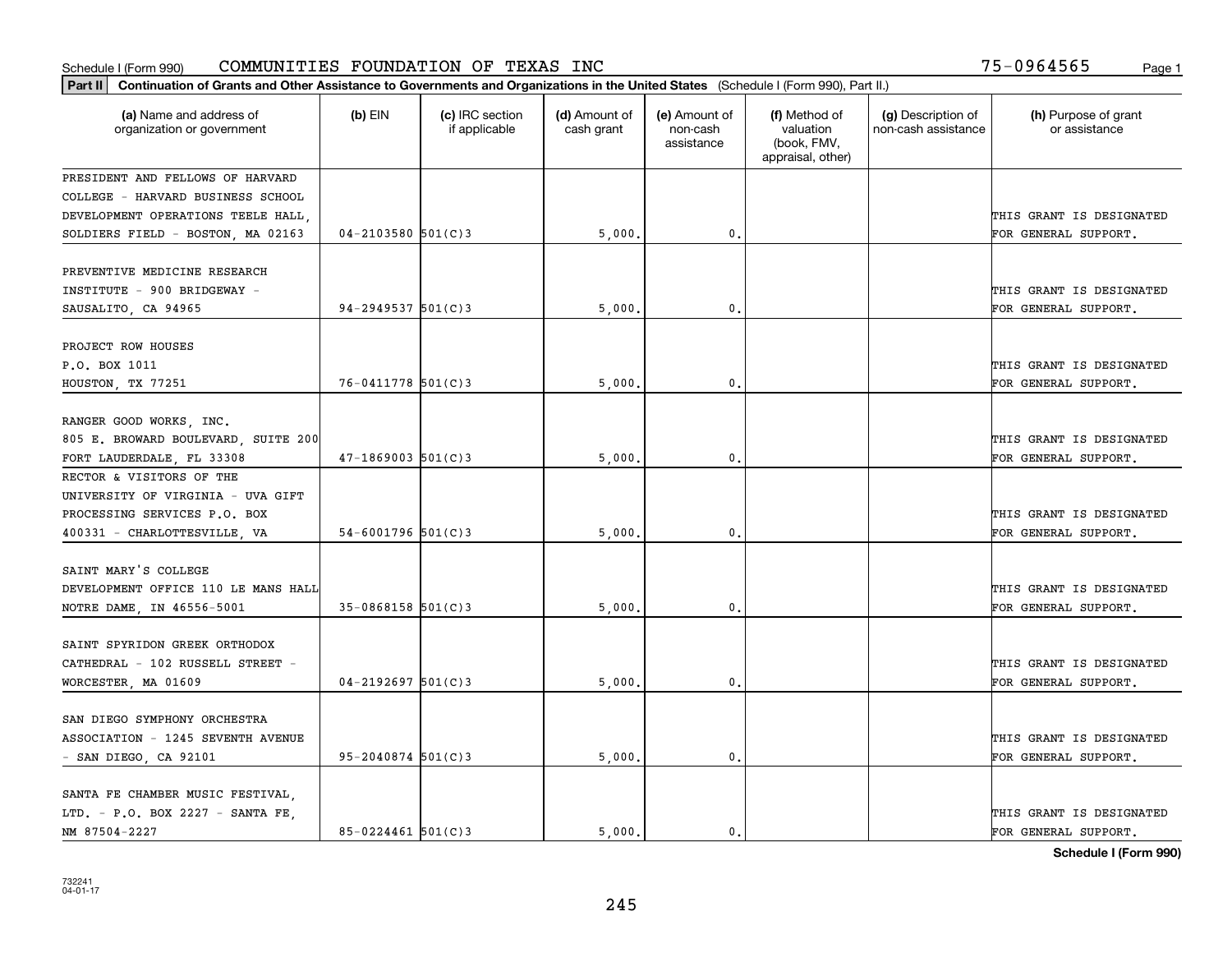Schedule I (Form 990) COMMUNITIES FOUNDATION OF TEXAS INC 75-0964565 Page 1

**Part II** **Continuation of Grants and Other Assistance to Governments and Organizations in the United States** (Schedule I (Form 990), Part II.)

| (a) Name and address of organization or government | (b) EIN | (c) IRC section if applicable | (d) Amount of cash grant | (e) Amount of non-cash assistance | (f) Method of valuation (book, FMV, appraisal, other) | (g) Description of non-cash assistance | (h) Purpose of grant or assistance |
|---|---|---|---|---|---|---|---|
| PRESIDENT AND FELLOWS OF HARVARD COLLEGE - HARVARD BUSINESS SCHOOL DEVELOPMENT OPERATIONS TEELE HALL, SOLDIERS FIELD - BOSTON, MA 02163 | 04-2103580 | 501(C)3 | 5,000. | 0. | | | THIS GRANT IS DESIGNATED FOR GENERAL SUPPORT. |
| PREVENTIVE MEDICINE RESEARCH INSTITUTE - 900 BRIDGEWAY - SAUSALITO, CA 94965 | 94-2949537 | 501(C)3 | 5,000. | 0. | | | THIS GRANT IS DESIGNATED FOR GENERAL SUPPORT. |
| PROJECT ROW HOUSES P.O. BOX 1011 HOUSTON, TX 77251 | 76-0411778 | 501(C)3 | 5,000. | 0. | | | THIS GRANT IS DESIGNATED FOR GENERAL SUPPORT. |
| RANGER GOOD WORKS, INC. 805 E. BROWARD BOULEVARD, SUITE 200 FORT LAUDERDALE, FL 33308 | 47-1869003 | 501(C)3 | 5,000. | 0. | | | THIS GRANT IS DESIGNATED FOR GENERAL SUPPORT. |
| RECTOR & VISITORS OF THE UNIVERSITY OF VIRGINIA - UVA GIFT PROCESSING SERVICES P.O. BOX 400331 - CHARLOTTESVILLE, VA | 54-6001796 | 501(C)3 | 5,000. | 0. | | | THIS GRANT IS DESIGNATED FOR GENERAL SUPPORT. |
| SAINT MARY'S COLLEGE DEVELOPMENT OFFICE 110 LE MANS HALL NOTRE DAME, IN 46556-5001 | 35-0868158 | 501(C)3 | 5,000. | 0. | | | THIS GRANT IS DESIGNATED FOR GENERAL SUPPORT. |
| SAINT SPYRIDON GREEK ORTHODOX CATHEDRAL - 102 RUSSELL STREET - WORCESTER, MA 01609 | 04-2192697 | 501(C)3 | 5,000. | 0. | | | THIS GRANT IS DESIGNATED FOR GENERAL SUPPORT. |
| SAN DIEGO SYMPHONY ORCHESTRA ASSOCIATION - 1245 SEVENTH AVENUE - SAN DIEGO, CA 92101 | 95-2040874 | 501(C)3 | 5,000. | 0. | | | THIS GRANT IS DESIGNATED FOR GENERAL SUPPORT. |
| SANTA FE CHAMBER MUSIC FESTIVAL, LTD. - P.O. BOX 2227 - SANTA FE, NM 87504-2227 | 85-0224461 | 501(C)3 | 5,000. | 0. | | | THIS GRANT IS DESIGNATED FOR GENERAL SUPPORT. |

**Schedule I (Form 990)**

732241
04-01-17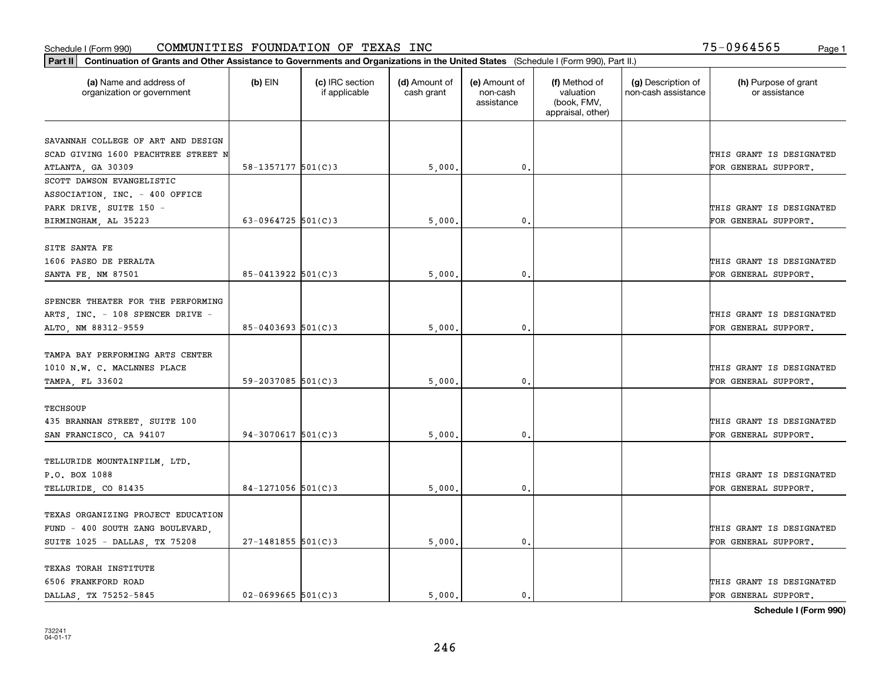Schedule I (Form 990) COMMUNITIES FOUNDATION OF TEXAS INC 75-0964565

**Part II** **Continuation of Grants and Other Assistance to Governments and Organizations in the United States** (Schedule I (Form 990), Part II.)

| (a) Name and address of organization or government | (b) EIN | (c) IRC section if applicable | (d) Amount of cash grant | (e) Amount of non-cash assistance | (f) Method of valuation (book, FMV, appraisal, other) | (g) Description of non-cash assistance | (h) Purpose of grant or assistance |
|---|---|---|---|---|---|---|---|
| SAVANNAH COLLEGE OF ART AND DESIGN SCAD GIVING 1600 PEACHTREE STREET N ATLANTA, GA 30309 | 58-1357177 | 501(C)3 | 5,000. | 0. | | | THIS GRANT IS DESIGNATED FOR GENERAL SUPPORT. |
| SCOTT DAWSON EVANGELISTIC ASSOCIATION, INC. - 400 OFFICE PARK DRIVE, SUITE 150 - BIRMINGHAM, AL 35223 | 63-0964725 | 501(C)3 | 5,000. | 0. | | | THIS GRANT IS DESIGNATED FOR GENERAL SUPPORT. |
| SITE SANTA FE 1606 PASEO DE PERALTA SANTA FE, NM 87501 | 85-0413922 | 501(C)3 | 5,000. | 0. | | | THIS GRANT IS DESIGNATED FOR GENERAL SUPPORT. |
| SPENCER THEATER FOR THE PERFORMING ARTS, INC. - 108 SPENCER DRIVE - ALTO, NM 88312-9559 | 85-0403693 | 501(C)3 | 5,000. | 0. | | | THIS GRANT IS DESIGNATED FOR GENERAL SUPPORT. |
| TAMPA BAY PERFORMING ARTS CENTER 1010 N.W. C. MACLNNES PLACE TAMPA, FL 33602 | 59-2037085 | 501(C)3 | 5,000. | 0. | | | THIS GRANT IS DESIGNATED FOR GENERAL SUPPORT. |
| TECHSOUP 435 BRANNAN STREET, SUITE 100 SAN FRANCISCO, CA 94107 | 94-3070617 | 501(C)3 | 5,000. | 0. | | | THIS GRANT IS DESIGNATED FOR GENERAL SUPPORT. |
| TELLURIDE MOUNTAINFILM, LTD. P.O. BOX 1088 TELLURIDE, CO 81435 | 84-1271056 | 501(C)3 | 5,000. | 0. | | | THIS GRANT IS DESIGNATED FOR GENERAL SUPPORT. |
| TEXAS ORGANIZING PROJECT EDUCATION FUND - 400 SOUTH ZANG BOULEVARD, SUITE 1025 - DALLAS, TX 75208 | 27-1481855 | 501(C)3 | 5,000. | 0. | | | THIS GRANT IS DESIGNATED FOR GENERAL SUPPORT. |
| TEXAS TORAH INSTITUTE 6506 FRANKFORD ROAD DALLAS, TX 75252-5845 | 02-0699665 | 501(C)3 | 5,000. | 0. | | | THIS GRANT IS DESIGNATED FOR GENERAL SUPPORT. |

**Schedule I (Form 990)**

732241 04-01-17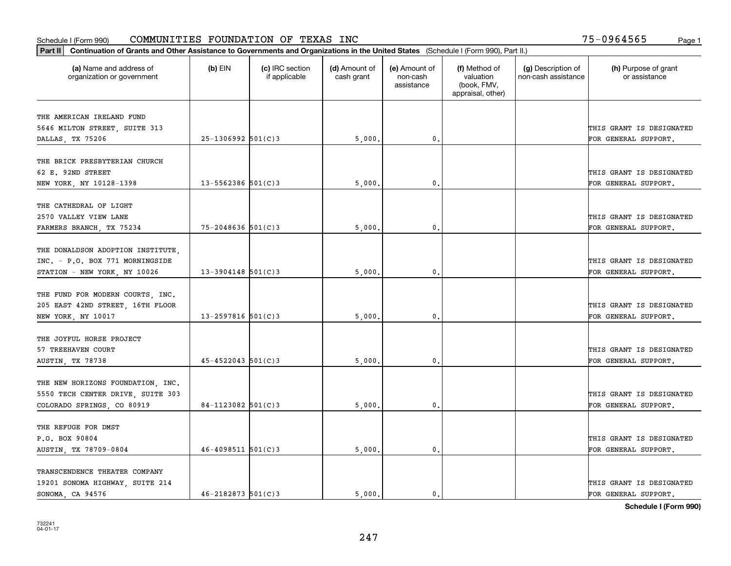Schedule I (Form 990) COMMUNITIES FOUNDATION OF TEXAS INC 75-0964565

**Part II** **Continuation of Grants and Other Assistance to Governments and Organizations in the United States** (Schedule I (Form 990), Part II.)

| (a) Name and address of organization or government | (b) EIN | (c) IRC section if applicable | (d) Amount of cash grant | (e) Amount of non-cash assistance | (f) Method of valuation (book, FMV, appraisal, other) | (g) Description of non-cash assistance | (h) Purpose of grant or assistance |
|---|---|---|---|---|---|---|---|
| THE AMERICAN IRELAND FUND 5646 MILTON STREET, SUITE 313 DALLAS, TX 75206 | 25-1306992 | 501(C)3 | 5,000. | 0. | | | THIS GRANT IS DESIGNATED FOR GENERAL SUPPORT. |
| THE BRICK PRESBYTERIAN CHURCH 62 E. 92ND STREET NEW YORK, NY 10128-1398 | 13-5562386 | 501(C)3 | 5,000. | 0. | | | THIS GRANT IS DESIGNATED FOR GENERAL SUPPORT. |
| THE CATHEDRAL OF LIGHT 2570 VALLEY VIEW LANE FARMERS BRANCH, TX 75234 | 75-2048636 | 501(C)3 | 5,000. | 0. | | | THIS GRANT IS DESIGNATED FOR GENERAL SUPPORT. |
| THE DONALDSON ADOPTION INSTITUTE, INC. - P.O. BOX 771 MORNINGSIDE STATION - NEW YORK, NY 10026 | 13-3904148 | 501(C)3 | 5,000. | 0. | | | THIS GRANT IS DESIGNATED FOR GENERAL SUPPORT. |
| THE FUND FOR MODERN COURTS, INC. 205 EAST 42ND STREET, 16TH FLOOR NEW YORK, NY 10017 | 13-2597816 | 501(C)3 | 5,000. | 0. | | | THIS GRANT IS DESIGNATED FOR GENERAL SUPPORT. |
| THE JOYFUL HORSE PROJECT 57 TREEHAVEN COURT AUSTIN, TX 78738 | 45-4522043 | 501(C)3 | 5,000. | 0. | | | THIS GRANT IS DESIGNATED FOR GENERAL SUPPORT. |
| THE NEW HORIZONS FOUNDATION, INC. 5550 TECH CENTER DRIVE, SUITE 303 COLORADO SPRINGS, CO 80919 | 84-1123082 | 501(C)3 | 5,000. | 0. | | | THIS GRANT IS DESIGNATED FOR GENERAL SUPPORT. |
| THE REFUGE FOR DMST P.O. BOX 90804 AUSTIN, TX 78709-0804 | 46-4098511 | 501(C)3 | 5,000. | 0. | | | THIS GRANT IS DESIGNATED FOR GENERAL SUPPORT. |
| TRANSCENDENCE THEATER COMPANY 19201 SONOMA HIGHWAY, SUITE 214 SONOMA, CA 94576 | 46-2182873 | 501(C)3 | 5,000. | 0. | | | THIS GRANT IS DESIGNATED FOR GENERAL SUPPORT. |

**Schedule I (Form 990)**

732241 04-01-17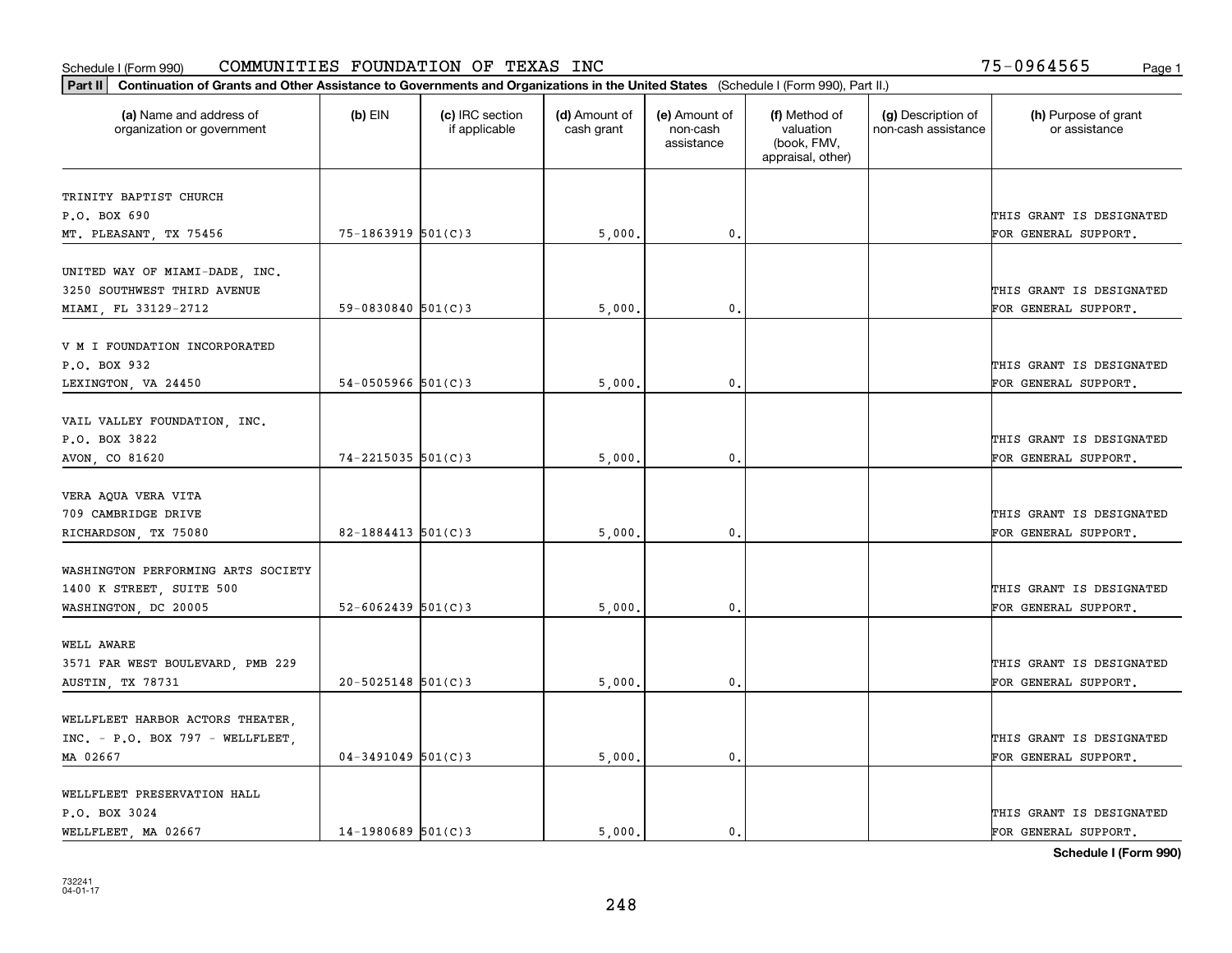Schedule I (Form 990) COMMUNITIES FOUNDATION OF TEXAS INC 75-0964565

**Part II** **Continuation of Grants and Other Assistance to Governments and Organizations in the United States** (Schedule I (Form 990), Part II.)

| (a) Name and address of organization or government | (b) EIN | (c) IRC section if applicable | (d) Amount of cash grant | (e) Amount of non-cash assistance | (f) Method of valuation (book, FMV, appraisal, other) | (g) Description of non-cash assistance | (h) Purpose of grant or assistance |
|---|---|---|---|---|---|---|---|
| TRINITY BAPTIST CHURCH<br>P.O. BOX 690<br>MT. PLEASANT, TX 75456 | 75-1863919 | 501(C)3 | 5,000. | 0. | | | THIS GRANT IS DESIGNATED FOR GENERAL SUPPORT. |
| UNITED WAY OF MIAMI-DADE, INC.<br>3250 SOUTHWEST THIRD AVENUE<br>MIAMI, FL 33129-2712 | 59-0830840 | 501(C)3 | 5,000. | 0. | | | THIS GRANT IS DESIGNATED FOR GENERAL SUPPORT. |
| V M I FOUNDATION INCORPORATED<br>P.O. BOX 932<br>LEXINGTON, VA 24450 | 54-0505966 | 501(C)3 | 5,000. | 0. | | | THIS GRANT IS DESIGNATED FOR GENERAL SUPPORT. |
| VAIL VALLEY FOUNDATION, INC.<br>P.O. BOX 3822<br>AVON, CO 81620 | 74-2215035 | 501(C)3 | 5,000. | 0. | | | THIS GRANT IS DESIGNATED FOR GENERAL SUPPORT. |
| VERA AQUA VERA VITA<br>709 CAMBRIDGE DRIVE<br>RICHARDSON, TX 75080 | 82-1884413 | 501(C)3 | 5,000. | 0. | | | THIS GRANT IS DESIGNATED FOR GENERAL SUPPORT. |
| WASHINGTON PERFORMING ARTS SOCIETY<br>1400 K STREET, SUITE 500<br>WASHINGTON, DC 20005 | 52-6062439 | 501(C)3 | 5,000. | 0. | | | THIS GRANT IS DESIGNATED FOR GENERAL SUPPORT. |
| WELL AWARE<br>3571 FAR WEST BOULEVARD, PMB 229<br>AUSTIN, TX 78731 | 20-5025148 | 501(C)3 | 5,000. | 0. | | | THIS GRANT IS DESIGNATED FOR GENERAL SUPPORT. |
| WELLFLEET HARBOR ACTORS THEATER, INC. - P.O. BOX 797 - WELLFLEET, MA 02667 | 04-3491049 | 501(C)3 | 5,000. | 0. | | | THIS GRANT IS DESIGNATED FOR GENERAL SUPPORT. |
| WELLFLEET PRESERVATION HALL<br>P.O. BOX 3024<br>WELLFLEET, MA 02667 | 14-1980689 | 501(C)3 | 5,000. | 0. | | | THIS GRANT IS DESIGNATED FOR GENERAL SUPPORT. |

**Schedule I (Form 990)**

732241 04-01-17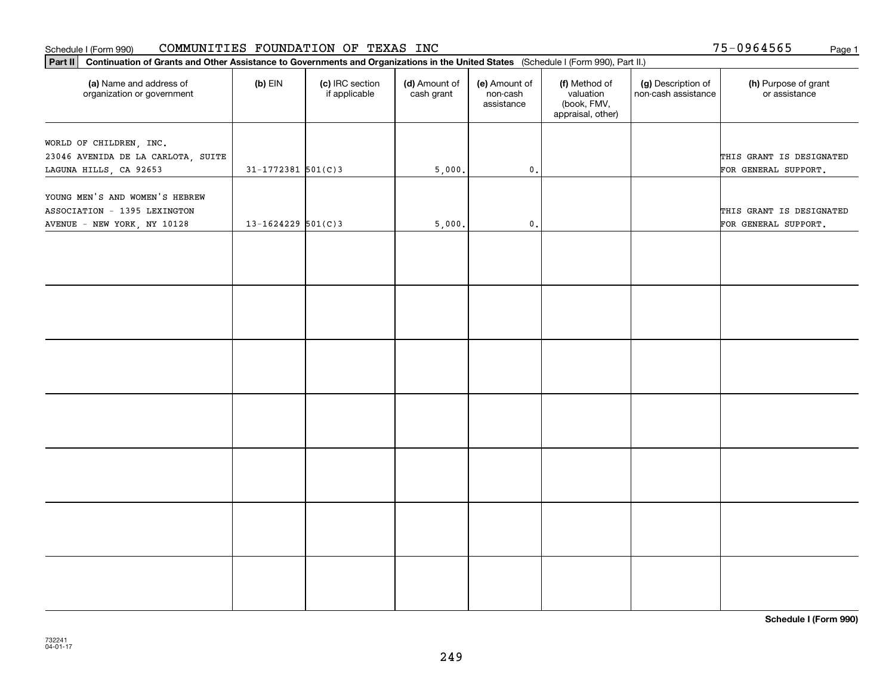Schedule I (Form 990) COMMUNITIES FOUNDATION OF TEXAS INC 75-0964565

**Part II** **Continuation of Grants and Other Assistance to Governments and Organizations in the United States** (Schedule I (Form 990), Part II.)

| (a) Name and address of organization or government | (b) EIN | (c) IRC section if applicable | (d) Amount of cash grant | (e) Amount of non-cash assistance | (f) Method of valuation (book, FMV, appraisal, other) | (g) Description of non-cash assistance | (h) Purpose of grant or assistance |
|---|---|---|---|---|---|---|---|
| WORLD OF CHILDREN, INC. 23046 AVENIDA DE LA CARLOTA, SUITE LAGUNA HILLS, CA 92653 | 31-1772381 | 501(C)3 | 5,000. | 0. | | | THIS GRANT IS DESIGNATED FOR GENERAL SUPPORT. |
| YOUNG MEN'S AND WOMEN'S HEBREW ASSOCIATION - 1395 LEXINGTON AVENUE - NEW YORK, NY 10128 | 13-1624229 | 501(C)3 | 5,000. | 0. | | | THIS GRANT IS DESIGNATED FOR GENERAL SUPPORT. |
| | | | | | | | |
| | | | | | | | |
| | | | | | | | |
| | | | | | | | |
| | | | | | | | |
| | | | | | | | |
| | | | | | | | |

**Schedule I (Form 990)**

732241
04-01-17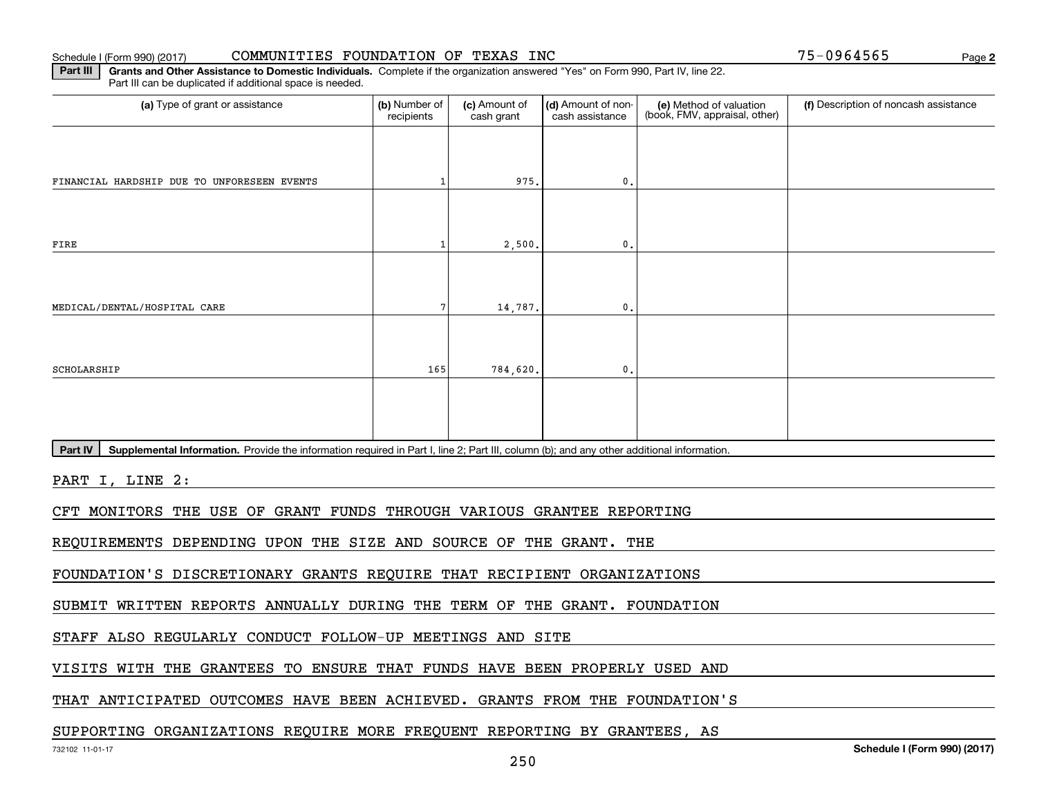Schedule I (Form 990) (2017) COMMUNITIES FOUNDATION OF TEXAS INC 75-0964565

**Part III** **Grants and Other Assistance to Domestic Individuals.** Complete if the organization answered "Yes" on Form 990, Part IV, line 22. Part III can be duplicated if additional space is needed.

| (a) Type of grant or assistance | (b) Number of recipients | (c) Amount of cash grant | (d) Amount of non-cash assistance | (e) Method of valuation (book, FMV, appraisal, other) | (f) Description of noncash assistance |
|---|---|---|---|---|---|
| FINANCIAL HARDSHIP DUE TO UNFORESEEN EVENTS | 1 | 975. | 0. | | |
| FIRE | 1 | 2,500. | 0. | | |
| MEDICAL/DENTAL/HOSPITAL CARE | 7 | 14,787. | 0. | | |
| SCHOLARSHIP | 165 | 784,620. | 0. | | |
| | | | | | |

**Part IV** **Supplemental Information.** Provide the information required in Part I, line 2; Part III, column (b); and any other additional information.

PART I, LINE 2:

CFT MONITORS THE USE OF GRANT FUNDS THROUGH VARIOUS GRANTEE REPORTING REQUIREMENTS DEPENDING UPON THE SIZE AND SOURCE OF THE GRANT. THE FOUNDATION'S DISCRETIONARY GRANTS REQUIRE THAT RECIPIENT ORGANIZATIONS SUBMIT WRITTEN REPORTS ANNUALLY DURING THE TERM OF THE GRANT. FOUNDATION STAFF ALSO REGULARLY CONDUCT FOLLOW-UP MEETINGS AND SITE VISITS WITH THE GRANTEES TO ENSURE THAT FUNDS HAVE BEEN PROPERLY USED AND THAT ANTICIPATED OUTCOMES HAVE BEEN ACHIEVED. GRANTS FROM THE FOUNDATION'S SUPPORTING ORGANIZATIONS REQUIRE MORE FREQUENT REPORTING BY GRANTEES, AS

732102 11-01-17 **Schedule I (Form 990) (2017)**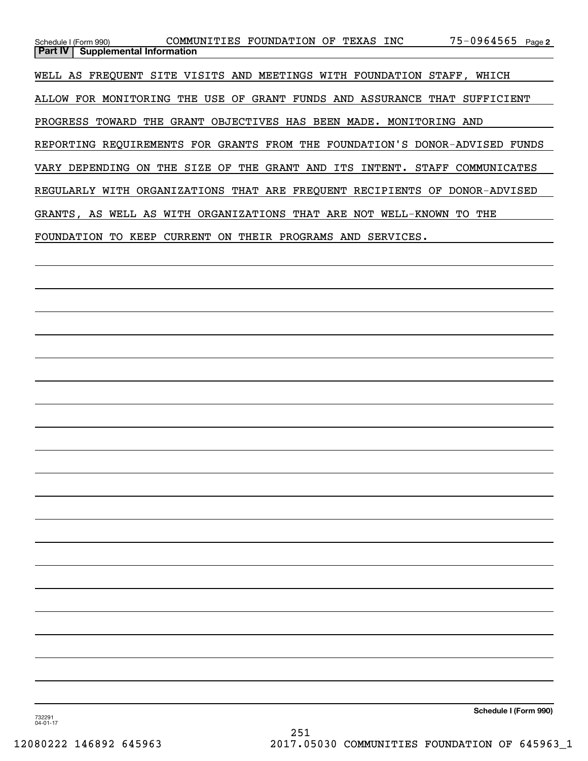**Part IV** **Supplemental Information**

WELL AS FREQUENT SITE VISITS AND MEETINGS WITH FOUNDATION STAFF, WHICH ALLOW FOR MONITORING THE USE OF GRANT FUNDS AND ASSURANCE THAT SUFFICIENT PROGRESS TOWARD THE GRANT OBJECTIVES HAS BEEN MADE. MONITORING AND REPORTING REQUIREMENTS FOR GRANTS FROM THE FOUNDATION'S DONOR-ADVISED FUNDS VARY DEPENDING ON THE SIZE OF THE GRANT AND ITS INTENT. STAFF COMMUNICATES REGULARLY WITH ORGANIZATIONS THAT ARE FREQUENT RECIPIENTS OF DONOR-ADVISED GRANTS, AS WELL AS WITH ORGANIZATIONS THAT ARE NOT WELL-KNOWN TO THE FOUNDATION TO KEEP CURRENT ON THEIR PROGRAMS AND SERVICES.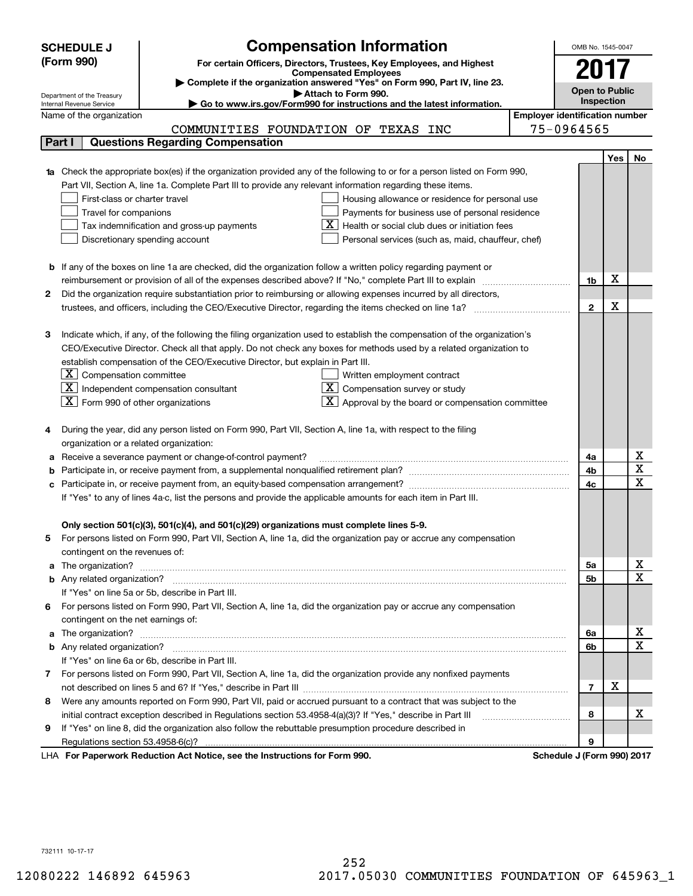**SCHEDULE J (Form 990)**

Department of the Treasury
Internal Revenue Service

# Compensation Information

**For certain Officers, Directors, Trustees, Key Employees, and Highest Compensated Employees**

▶ Complete if the organization answered "Yes" on Form 990, Part IV, line 23.
▶ Attach to Form 990.
▶ Go to www.irs.gov/Form990 for instructions and the latest information.

OMB No. 1545-0047

**2017**

**Open to Public Inspection**

Name of the organization: COMMUNITIES FOUNDATION OF TEXAS INC

Employer identification number: 75-0964565

## Part I — Questions Regarding Compensation

| | | | Yes | No |
|---|---|---|---|---|
| **1a** | Check the appropriate box(es) if the organization provided any of the following to or for a person listed on Form 990, Part VII, Section A, line 1a. Complete Part III to provide any relevant information regarding these items.<br>☐ First-class or charter travel<br>☐ Travel for companions<br>☐ Tax indemnification and gross-up payments<br>☐ Discretionary spending account<br>☐ Housing allowance or residence for personal use<br>☐ Payments for business use of personal residence<br>☒ Health or social club dues or initiation fees<br>☐ Personal services (such as, maid, chauffeur, chef) | | | |
| **b** | If any of the boxes on line 1a are checked, did the organization follow a written policy regarding payment or reimbursement or provision of all of the expenses described above? If "No," complete Part III to explain | 1b | X | |
| **2** | Did the organization require substantiation prior to reimbursing or allowing expenses incurred by all directors, trustees, and officers, including the CEO/Executive Director, regarding the items checked on line 1a? | 2 | X | |
| **3** | Indicate which, if any, of the following the filing organization used to establish the compensation of the organization's CEO/Executive Director. Check all that apply. Do not check any boxes for methods used by a related organization to establish compensation of the CEO/Executive Director, but explain in Part III.<br>☒ Compensation committee<br>☒ Independent compensation consultant<br>☒ Form 990 of other organizations<br>☐ Written employment contract<br>☒ Compensation survey or study<br>☒ Approval by the board or compensation committee | | | |
| **4** | During the year, did any person listed on Form 990, Part VII, Section A, line 1a, with respect to the filing organization or a related organization: | | | |
| **a** | Receive a severance payment or change-of-control payment? | 4a | | X |
| **b** | Participate in, or receive payment from, a supplemental nonqualified retirement plan? | 4b | | X |
| **c** | Participate in, or receive payment from, an equity-based compensation arrangement? | 4c | | X |
| | If "Yes" to any of lines 4a-c, list the persons and provide the applicable amounts for each item in Part III. | | | |
| | **Only section 501(c)(3), 501(c)(4), and 501(c)(29) organizations must complete lines 5-9.** | | | |
| **5** | For persons listed on Form 990, Part VII, Section A, line 1a, did the organization pay or accrue any compensation contingent on the revenues of: | | | |
| **a** | The organization? | 5a | | X |
| **b** | Any related organization? | 5b | | X |
| | If "Yes" on line 5a or 5b, describe in Part III. | | | |
| **6** | For persons listed on Form 990, Part VII, Section A, line 1a, did the organization pay or accrue any compensation contingent on the net earnings of: | | | |
| **a** | The organization? | 6a | | X |
| **b** | Any related organization? | 6b | | X |
| | If "Yes" on line 6a or 6b, describe in Part III. | | | |
| **7** | For persons listed on Form 990, Part VII, Section A, line 1a, did the organization provide any nonfixed payments not described on lines 5 and 6? If "Yes," describe in Part III | 7 | X | |
| **8** | Were any amounts reported on Form 990, Part VII, paid or accrued pursuant to a contract that was subject to the initial contract exception described in Regulations section 53.4958-4(a)(3)? If "Yes," describe in Part III | 8 | | X |
| **9** | If "Yes" on line 8, did the organization also follow the rebuttable presumption procedure described in Regulations section 53.4958-6(c)? | 9 | | |

LHA **For Paperwork Reduction Act Notice, see the Instructions for Form 990.** **Schedule J (Form 990) 2017**

732111 10-17-17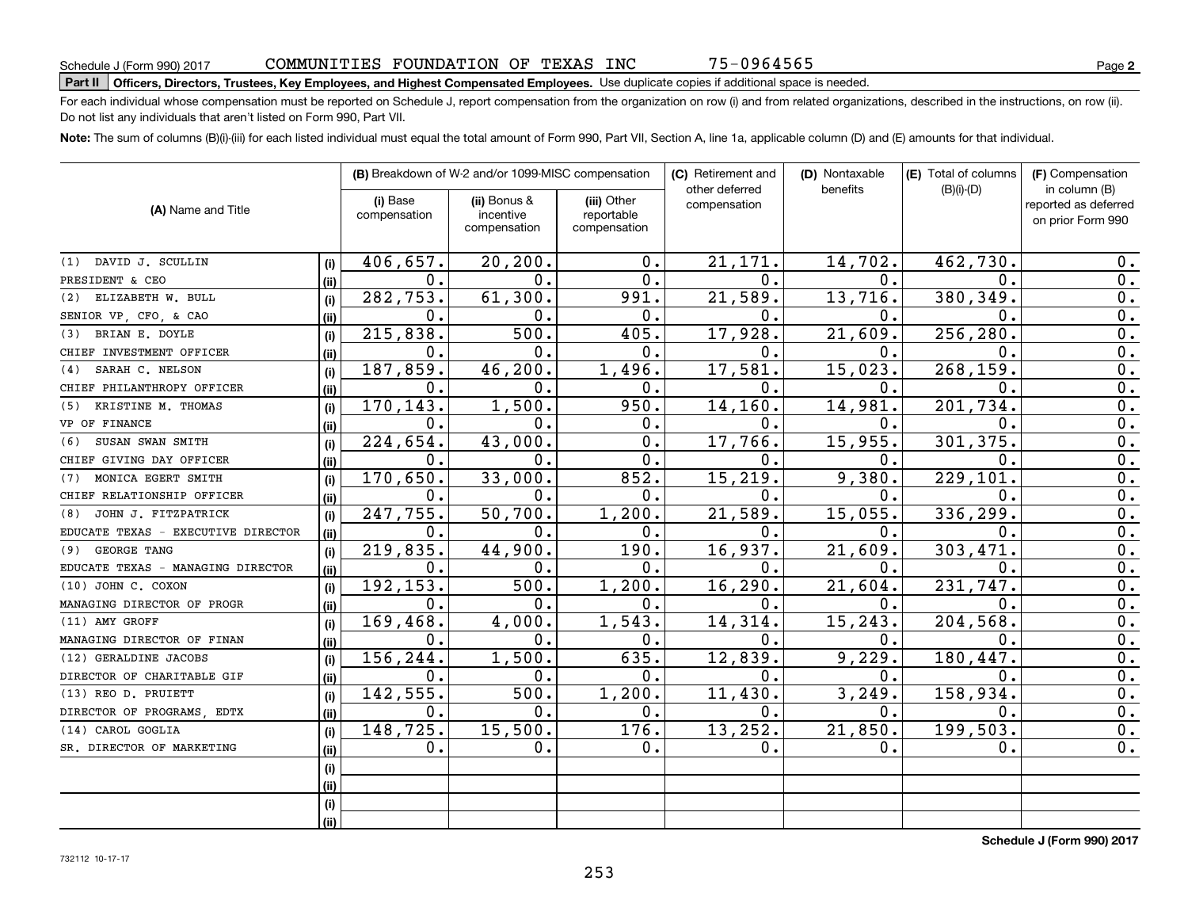Schedule J (Form 990) 2017 COMMUNITIES FOUNDATION OF TEXAS INC 75-0964565 Page **2**

**Part II Officers, Directors, Trustees, Key Employees, and Highest Compensated Employees.** Use duplicate copies if additional space is needed.

For each individual whose compensation must be reported on Schedule J, report compensation from the organization on row (i) and from related organizations, described in the instructions, on row (ii). Do not list any individuals that aren't listed on Form 990, Part VII.

**Note:** The sum of columns (B)(i)-(iii) for each listed individual must equal the total amount of Form 990, Part VII, Section A, line 1a, applicable column (D) and (E) amounts for that individual.

| (A) Name and Title | | (B) Breakdown of W-2 and/or 1099-MISC compensation | | | (C) Retirement and other deferred compensation | (D) Nontaxable benefits | (E) Total of columns (B)(i)-(D) | (F) Compensation in column (B) reported as deferred on prior Form 990 |
|---|---|---|---|---|---|---|---|---|
| | | (i) Base compensation | (ii) Bonus & incentive compensation | (iii) Other reportable compensation | | | | |
| (1) DAVID J. SCULLIN | (i) | 406,657. | 20,200. | 0. | 21,171. | 14,702. | 462,730. | 0. |
| PRESIDENT & CEO | (ii) | 0. | 0. | 0. | 0. | 0. | 0. | 0. |
| (2) ELIZABETH W. BULL | (i) | 282,753. | 61,300. | 991. | 21,589. | 13,716. | 380,349. | 0. |
| SENIOR VP, CFO, & CAO | (ii) | 0. | 0. | 0. | 0. | 0. | 0. | 0. |
| (3) BRIAN E. DOYLE | (i) | 215,838. | 500. | 405. | 17,928. | 21,609. | 256,280. | 0. |
| CHIEF INVESTMENT OFFICER | (ii) | 0. | 0. | 0. | 0. | 0. | 0. | 0. |
| (4) SARAH C. NELSON | (i) | 187,859. | 46,200. | 1,496. | 17,581. | 15,023. | 268,159. | 0. |
| CHIEF PHILANTHROPY OFFICER | (ii) | 0. | 0. | 0. | 0. | 0. | 0. | 0. |
| (5) KRISTINE M. THOMAS | (i) | 170,143. | 1,500. | 950. | 14,160. | 14,981. | 201,734. | 0. |
| VP OF FINANCE | (ii) | 0. | 0. | 0. | 0. | 0. | 0. | 0. |
| (6) SUSAN SWAN SMITH | (i) | 224,654. | 43,000. | 0. | 17,766. | 15,955. | 301,375. | 0. |
| CHIEF GIVING DAY OFFICER | (ii) | 0. | 0. | 0. | 0. | 0. | 0. | 0. |
| (7) MONICA EGERT SMITH | (i) | 170,650. | 33,000. | 852. | 15,219. | 9,380. | 229,101. | 0. |
| CHIEF RELATIONSHIP OFFICER | (ii) | 0. | 0. | 0. | 0. | 0. | 0. | 0. |
| (8) JOHN J. FITZPATRICK | (i) | 247,755. | 50,700. | 1,200. | 21,589. | 15,055. | 336,299. | 0. |
| EDUCATE TEXAS - EXECUTIVE DIRECTOR | (ii) | 0. | 0. | 0. | 0. | 0. | 0. | 0. |
| (9) GEORGE TANG | (i) | 219,835. | 44,900. | 190. | 16,937. | 21,609. | 303,471. | 0. |
| EDUCATE TEXAS - MANAGING DIRECTOR | (ii) | 0. | 0. | 0. | 0. | 0. | 0. | 0. |
| (10) JOHN C. COXON | (i) | 192,153. | 500. | 1,200. | 16,290. | 21,604. | 231,747. | 0. |
| MANAGING DIRECTOR OF PROGR | (ii) | 0. | 0. | 0. | 0. | 0. | 0. | 0. |
| (11) AMY GROFF | (i) | 169,468. | 4,000. | 1,543. | 14,314. | 15,243. | 204,568. | 0. |
| MANAGING DIRECTOR OF FINAN | (ii) | 0. | 0. | 0. | 0. | 0. | 0. | 0. |
| (12) GERALDINE JACOBS | (i) | 156,244. | 1,500. | 635. | 12,839. | 9,229. | 180,447. | 0. |
| DIRECTOR OF CHARITABLE GIF | (ii) | 0. | 0. | 0. | 0. | 0. | 0. | 0. |
| (13) REO D. PRUIETT | (i) | 142,555. | 500. | 1,200. | 11,430. | 3,249. | 158,934. | 0. |
| DIRECTOR OF PROGRAMS, EDTX | (ii) | 0. | 0. | 0. | 0. | 0. | 0. | 0. |
| (14) CAROL GOGLIA | (i) | 148,725. | 15,500. | 176. | 13,252. | 21,850. | 199,503. | 0. |
| SR. DIRECTOR OF MARKETING | (ii) | 0. | 0. | 0. | 0. | 0. | 0. | 0. |
| | (i) | | | | | | | |
| | (ii) | | | | | | | |
| | (i) | | | | | | | |
| | (ii) | | | | | | | |

**Schedule J (Form 990) 2017**

732112 10-17-17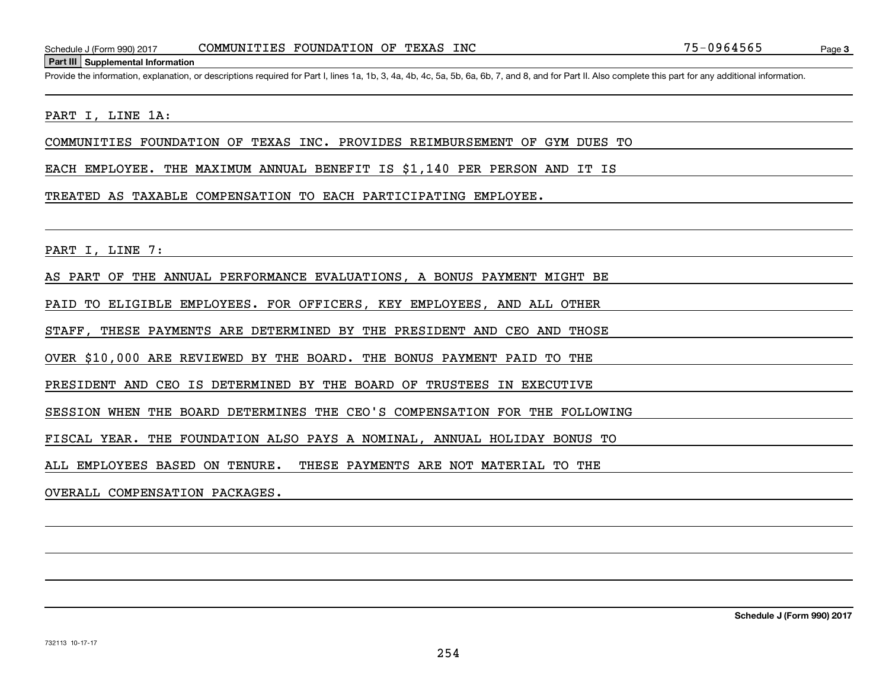## Part III Supplemental Information

Provide the information, explanation, or descriptions required for Part I, lines 1a, 1b, 3, 4a, 4b, 4c, 5a, 5b, 6a, 6b, 7, and 8, and for Part II. Also complete this part for any additional information.

PART I, LINE 1A:

COMMUNITIES FOUNDATION OF TEXAS INC. PROVIDES REIMBURSEMENT OF GYM DUES TO EACH EMPLOYEE. THE MAXIMUM ANNUAL BENEFIT IS $1,140 PER PERSON AND IT IS TREATED AS TAXABLE COMPENSATION TO EACH PARTICIPATING EMPLOYEE.

PART I, LINE 7:

AS PART OF THE ANNUAL PERFORMANCE EVALUATIONS, A BONUS PAYMENT MIGHT BE PAID TO ELIGIBLE EMPLOYEES. FOR OFFICERS, KEY EMPLOYEES, AND ALL OTHER STAFF, THESE PAYMENTS ARE DETERMINED BY THE PRESIDENT AND CEO AND THOSE OVER $10,000 ARE REVIEWED BY THE BOARD. THE BONUS PAYMENT PAID TO THE PRESIDENT AND CEO IS DETERMINED BY THE BOARD OF TRUSTEES IN EXECUTIVE SESSION WHEN THE BOARD DETERMINES THE CEO'S COMPENSATION FOR THE FOLLOWING FISCAL YEAR. THE FOUNDATION ALSO PAYS A NOMINAL, ANNUAL HOLIDAY BONUS TO ALL EMPLOYEES BASED ON TENURE. THESE PAYMENTS ARE NOT MATERIAL TO THE OVERALL COMPENSATION PACKAGES.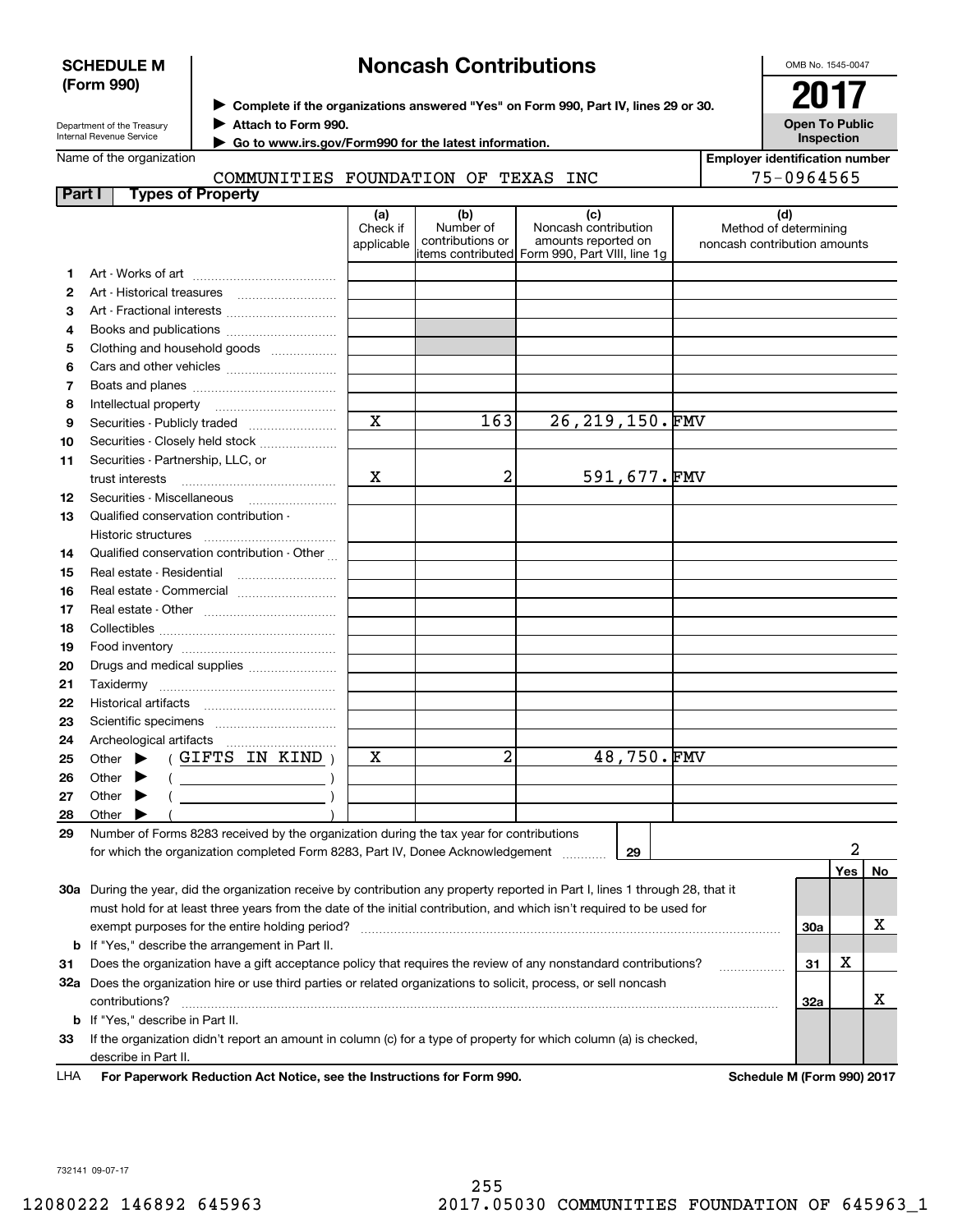**SCHEDULE M (Form 990)**

Department of the Treasury
Internal Revenue Service

# Noncash Contributions

▶ Complete if the organizations answered "Yes" on Form 990, Part IV, lines 29 or 30.
▶ Attach to Form 990.
▶ Go to www.irs.gov/Form990 for the latest information.

OMB No. 1545-0047

**2017**

**Open To Public Inspection**

Name of the organization: COMMUNITIES FOUNDATION OF TEXAS INC

Employer identification number: 75-0964565

**Part I — Types of Property**

| | | (a) Check if applicable | (b) Number of contributions or items contributed | (c) Noncash contribution amounts reported on Form 990, Part VIII, line 1g | (d) Method of determining noncash contribution amounts |
|---|---|---|---|---|---|
| 1 | Art - Works of art | | | | |
| 2 | Art - Historical treasures | | | | |
| 3 | Art - Fractional interests | | | | |
| 4 | Books and publications | | | | |
| 5 | Clothing and household goods | | | | |
| 6 | Cars and other vehicles | | | | |
| 7 | Boats and planes | | | | |
| 8 | Intellectual property | | | | |
| 9 | Securities - Publicly traded | X | 163 | 26,219,150. | FMV |
| 10 | Securities - Closely held stock | | | | |
| 11 | Securities - Partnership, LLC, or trust interests | X | 2 | 591,677. | FMV |
| 12 | Securities - Miscellaneous | | | | |
| 13 | Qualified conservation contribution - Historic structures | | | | |
| 14 | Qualified conservation contribution - Other | | | | |
| 15 | Real estate - Residential | | | | |
| 16 | Real estate - Commercial | | | | |
| 17 | Real estate - Other | | | | |
| 18 | Collectibles | | | | |
| 19 | Food inventory | | | | |
| 20 | Drugs and medical supplies | | | | |
| 21 | Taxidermy | | | | |
| 22 | Historical artifacts | | | | |
| 23 | Scientific specimens | | | | |
| 24 | Archeological artifacts | | | | |
| 25 | Other ▶ ( GIFTS IN KIND ) | X | 2 | 48,750. | FMV |
| 26 | Other ▶ ( ) | | | | |
| 27 | Other ▶ ( ) | | | | |
| 28 | Other ▶ ( ) | | | | |

**29** Number of Forms 8283 received by the organization during the tax year for contributions for which the organization completed Form 8283, Part IV, Donee Acknowledgement ..... **29** — 2

| | | | Yes | No |
|---|---|---|---|---|
| 30a | During the year, did the organization receive by contribution any property reported in Part I, lines 1 through 28, that it must hold for at least three years from the date of the initial contribution, and which isn't required to be used for exempt purposes for the entire holding period? | 30a | | X |
| b | If "Yes," describe the arrangement in Part II. | | | |
| 31 | Does the organization have a gift acceptance policy that requires the review of any nonstandard contributions? | 31 | X | |
| 32a | Does the organization hire or use third parties or related organizations to solicit, process, or sell noncash contributions? | 32a | | X |
| b | If "Yes," describe in Part II. | | | |
| 33 | If the organization didn't report an amount in column (c) for a type of property for which column (a) is checked, describe in Part II. | | | |

LHA **For Paperwork Reduction Act Notice, see the Instructions for Form 990.** **Schedule M (Form 990) 2017**

732141 09-07-17

12080222 146892 645963 2017.05030 COMMUNITIES FOUNDATION OF 645963_1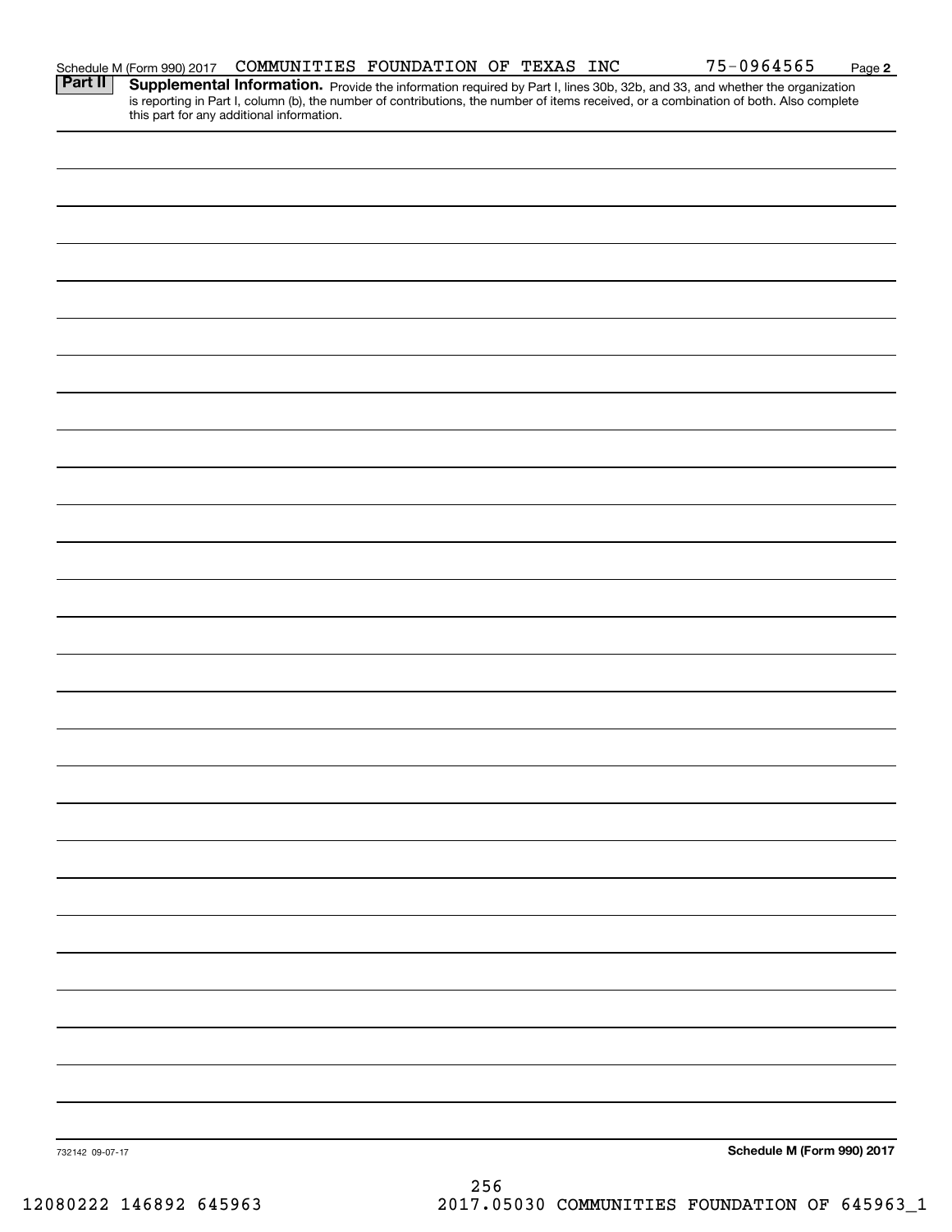Schedule M (Form 990) 2017 COMMUNITIES FOUNDATION OF TEXAS INC 75-0964565 Page **2**

**Part II** **Supplemental Information.** Provide the information required by Part I, lines 30b, 32b, and 33, and whether the organization is reporting in Part I, column (b), the number of contributions, the number of items received, or a combination of both. Also complete this part for any additional information.

732142 09-07-17 **Schedule M (Form 990) 2017**

12080222 146892 645963 2017.05030 COMMUNITIES FOUNDATION OF 645963_1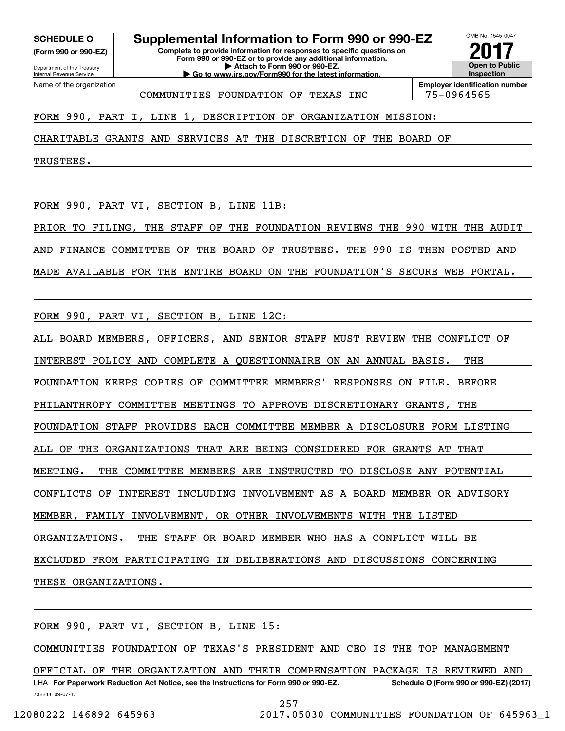**SCHEDULE O** (Form 990 or 990-EZ)

Department of the Treasury
Internal Revenue Service

# Supplemental Information to Form 990 or 990-EZ

**Complete to provide information for responses to specific questions on Form 990 or 990-EZ or to provide any additional information.**
**▶ Attach to Form 990 or 990-EZ.**
**▶ Go to www.irs.gov/Form990 for the latest information.**

OMB No. 1545-0047
**2017**
**Open to Public Inspection**

Name of the organization: COMMUNITIES FOUNDATION OF TEXAS INC
**Employer identification number:** 75-0964565

FORM 990, PART I, LINE 1, DESCRIPTION OF ORGANIZATION MISSION:

CHARITABLE GRANTS AND SERVICES AT THE DISCRETION OF THE BOARD OF TRUSTEES.

FORM 990, PART VI, SECTION B, LINE 11B:

PRIOR TO FILING, THE STAFF OF THE FOUNDATION REVIEWS THE 990 WITH THE AUDIT AND FINANCE COMMITTEE OF THE BOARD OF TRUSTEES. THE 990 IS THEN POSTED AND MADE AVAILABLE FOR THE ENTIRE BOARD ON THE FOUNDATION'S SECURE WEB PORTAL.

FORM 990, PART VI, SECTION B, LINE 12C:

ALL BOARD MEMBERS, OFFICERS, AND SENIOR STAFF MUST REVIEW THE CONFLICT OF INTEREST POLICY AND COMPLETE A QUESTIONNAIRE ON AN ANNUAL BASIS. THE FOUNDATION KEEPS COPIES OF COMMITTEE MEMBERS' RESPONSES ON FILE. BEFORE PHILANTHROPY COMMITTEE MEETINGS TO APPROVE DISCRETIONARY GRANTS, THE FOUNDATION STAFF PROVIDES EACH COMMITTEE MEMBER A DISCLOSURE FORM LISTING ALL OF THE ORGANIZATIONS THAT ARE BEING CONSIDERED FOR GRANTS AT THAT MEETING. THE COMMITTEE MEMBERS ARE INSTRUCTED TO DISCLOSE ANY POTENTIAL CONFLICTS OF INTEREST INCLUDING INVOLVEMENT AS A BOARD MEMBER OR ADVISORY MEMBER, FAMILY INVOLVEMENT, OR OTHER INVOLVEMENTS WITH THE LISTED ORGANIZATIONS. THE STAFF OR BOARD MEMBER WHO HAS A CONFLICT WILL BE EXCLUDED FROM PARTICIPATING IN DELIBERATIONS AND DISCUSSIONS CONCERNING THESE ORGANIZATIONS.

FORM 990, PART VI, SECTION B, LINE 15:

COMMUNITIES FOUNDATION OF TEXAS'S PRESIDENT AND CEO IS THE TOP MANAGEMENT OFFICIAL OF THE ORGANIZATION AND THEIR COMPENSATION PACKAGE IS REVIEWED AND

LHA **For Paperwork Reduction Act Notice, see the Instructions for Form 990 or 990-EZ.** **Schedule O (Form 990 or 990-EZ) (2017)**

732211 09-07-17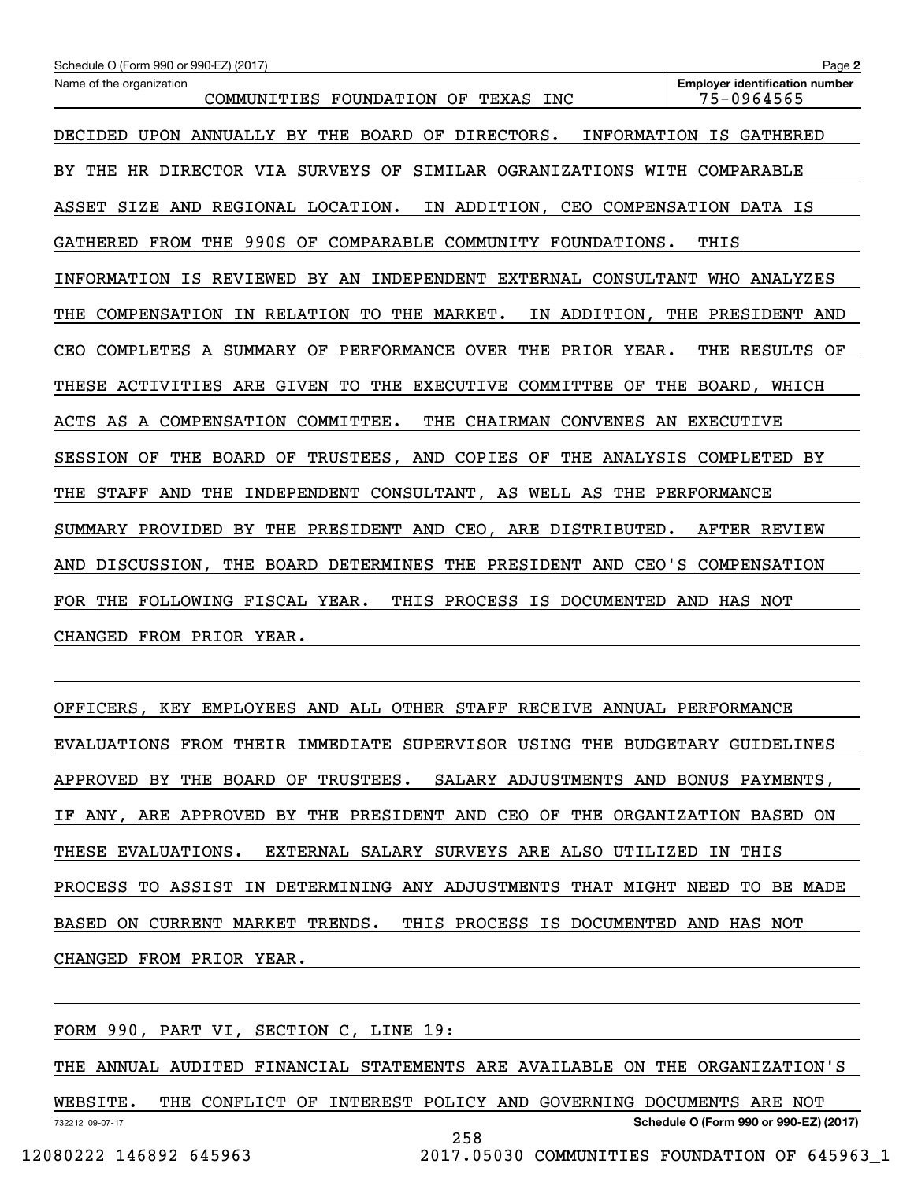Name of the organization: COMMUNITIES FOUNDATION OF TEXAS INC

Employer identification number: 75-0964565

DECIDED UPON ANNUALLY BY THE BOARD OF DIRECTORS. INFORMATION IS GATHERED BY THE HR DIRECTOR VIA SURVEYS OF SIMILAR OGRANIZATIONS WITH COMPARABLE ASSET SIZE AND REGIONAL LOCATION. IN ADDITION, CEO COMPENSATION DATA IS GATHERED FROM THE 990S OF COMPARABLE COMMUNITY FOUNDATIONS. THIS INFORMATION IS REVIEWED BY AN INDEPENDENT EXTERNAL CONSULTANT WHO ANALYZES THE COMPENSATION IN RELATION TO THE MARKET. IN ADDITION, THE PRESIDENT AND CEO COMPLETES A SUMMARY OF PERFORMANCE OVER THE PRIOR YEAR. THE RESULTS OF THESE ACTIVITIES ARE GIVEN TO THE EXECUTIVE COMMITTEE OF THE BOARD, WHICH ACTS AS A COMPENSATION COMMITTEE. THE CHAIRMAN CONVENES AN EXECUTIVE SESSION OF THE BOARD OF TRUSTEES, AND COPIES OF THE ANALYSIS COMPLETED BY THE STAFF AND THE INDEPENDENT CONSULTANT, AS WELL AS THE PERFORMANCE SUMMARY PROVIDED BY THE PRESIDENT AND CEO, ARE DISTRIBUTED. AFTER REVIEW AND DISCUSSION, THE BOARD DETERMINES THE PRESIDENT AND CEO'S COMPENSATION FOR THE FOLLOWING FISCAL YEAR. THIS PROCESS IS DOCUMENTED AND HAS NOT CHANGED FROM PRIOR YEAR.

OFFICERS, KEY EMPLOYEES AND ALL OTHER STAFF RECEIVE ANNUAL PERFORMANCE EVALUATIONS FROM THEIR IMMEDIATE SUPERVISOR USING THE BUDGETARY GUIDELINES APPROVED BY THE BOARD OF TRUSTEES. SALARY ADJUSTMENTS AND BONUS PAYMENTS, IF ANY, ARE APPROVED BY THE PRESIDENT AND CEO OF THE ORGANIZATION BASED ON THESE EVALUATIONS. EXTERNAL SALARY SURVEYS ARE ALSO UTILIZED IN THIS PROCESS TO ASSIST IN DETERMINING ANY ADJUSTMENTS THAT MIGHT NEED TO BE MADE BASED ON CURRENT MARKET TRENDS. THIS PROCESS IS DOCUMENTED AND HAS NOT CHANGED FROM PRIOR YEAR.

FORM 990, PART VI, SECTION C, LINE 19:

THE ANNUAL AUDITED FINANCIAL STATEMENTS ARE AVAILABLE ON THE ORGANIZATION'S WEBSITE. THE CONFLICT OF INTEREST POLICY AND GOVERNING DOCUMENTS ARE NOT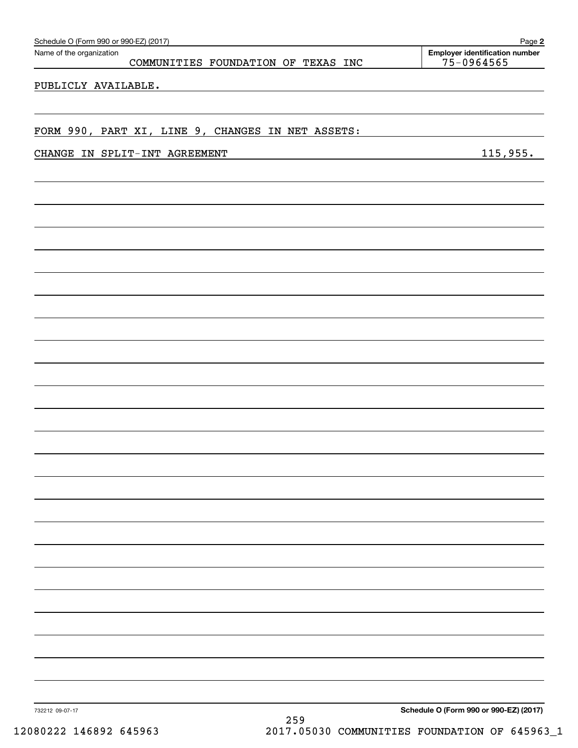Name of the organization: COMMUNITIES FOUNDATION OF TEXAS INC

Employer identification number: 75-0964565

PUBLICLY AVAILABLE.

FORM 990, PART XI, LINE 9, CHANGES IN NET ASSETS:

| | |
|---|---|
| CHANGE IN SPLIT-INT AGREEMENT | 115,955. |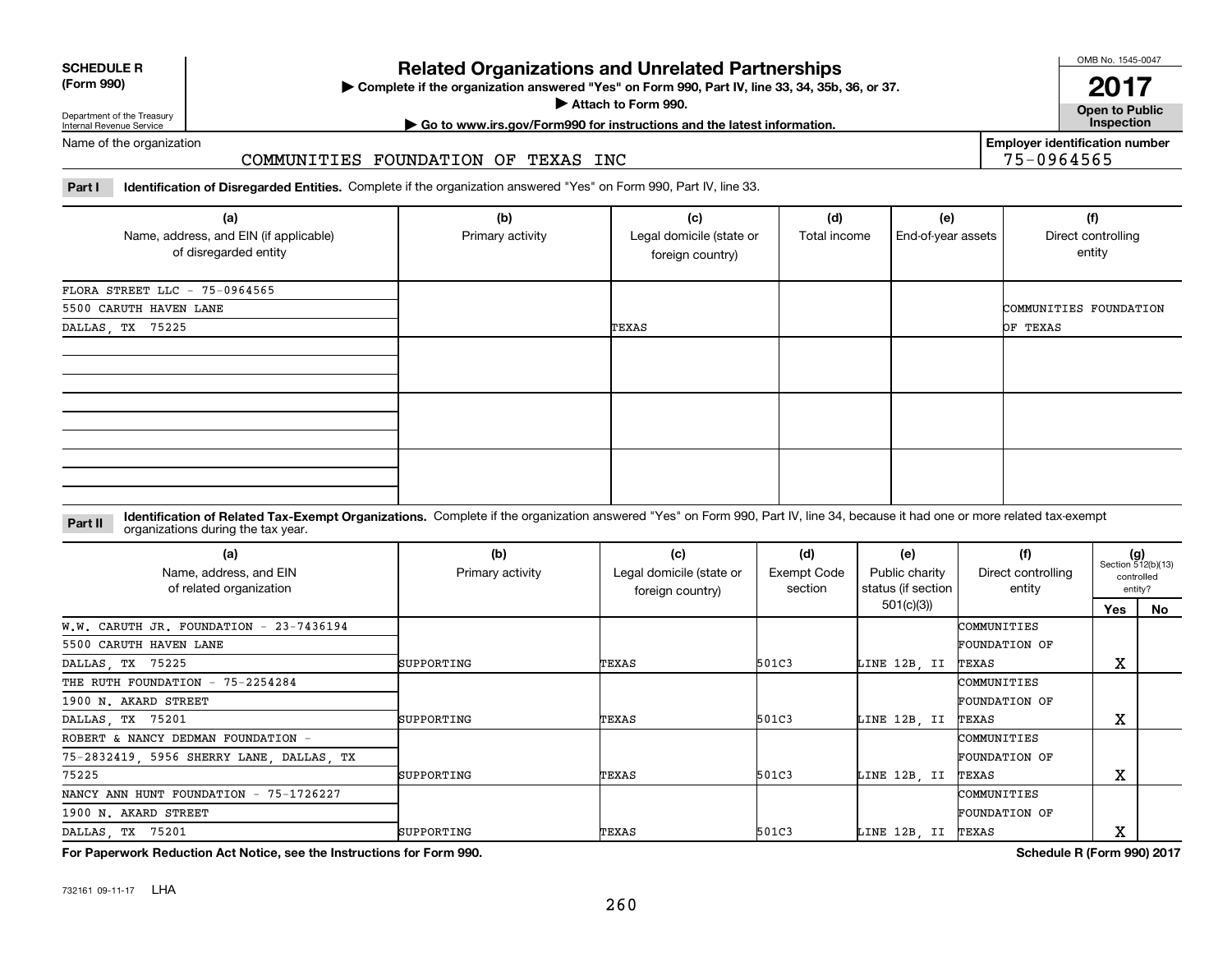**SCHEDULE R (Form 990)**

Department of the Treasury
Internal Revenue Service

# Related Organizations and Unrelated Partnerships

▶ Complete if the organization answered "Yes" on Form 990, Part IV, line 33, 34, 35b, 36, or 37.

▶ Attach to Form 990.

▶ Go to www.irs.gov/Form990 for instructions and the latest information.

OMB No. 1545-0047

**2017**

**Open to Public Inspection**

Name of the organization: COMMUNITIES FOUNDATION OF TEXAS INC

Employer identification number: 75-0964565

**Part I** **Identification of Disregarded Entities.** Complete if the organization answered "Yes" on Form 990, Part IV, line 33.

| (a) Name, address, and EIN (if applicable) of disregarded entity | (b) Primary activity | (c) Legal domicile (state or foreign country) | (d) Total income | (e) End-of-year assets | (f) Direct controlling entity |
|---|---|---|---|---|---|
| FLORA STREET LLC - 75-0964565 5500 CARUTH HAVEN LANE DALLAS, TX 75225 | | TEXAS | | | COMMUNITIES FOUNDATION OF TEXAS |
| | | | | | |
| | | | | | |
| | | | | | |

**Part II** **Identification of Related Tax-Exempt Organizations.** Complete if the organization answered "Yes" on Form 990, Part IV, line 34, because it had one or more related tax-exempt organizations during the tax year.

| (a) Name, address, and EIN of related organization | (b) Primary activity | (c) Legal domicile (state or foreign country) | (d) Exempt Code section | (e) Public charity status (if section 501(c)(3)) | (f) Direct controlling entity | (g) Section 512(b)(13) controlled entity? Yes | No |
|---|---|---|---|---|---|---|---|
| W.W. CARUTH JR. FOUNDATION - 23-7436194 5500 CARUTH HAVEN LANE DALLAS, TX 75225 | SUPPORTING | TEXAS | 501C3 | LINE 12B, II | COMMUNITIES FOUNDATION OF TEXAS | X | |
| THE RUTH FOUNDATION - 75-2254284 1900 N. AKARD STREET DALLAS, TX 75201 | SUPPORTING | TEXAS | 501C3 | LINE 12B, II | COMMUNITIES FOUNDATION OF TEXAS | X | |
| ROBERT & NANCY DEDMAN FOUNDATION - 75-2832419, 5956 SHERRY LANE, DALLAS, TX 75225 | SUPPORTING | TEXAS | 501C3 | LINE 12B, II | COMMUNITIES FOUNDATION OF TEXAS | X | |
| NANCY ANN HUNT FOUNDATION - 75-1726227 1900 N. AKARD STREET DALLAS, TX 75201 | SUPPORTING | TEXAS | 501C3 | LINE 12B, II | COMMUNITIES FOUNDATION OF TEXAS | X | |

**For Paperwork Reduction Act Notice, see the Instructions for Form 990.** **Schedule R (Form 990) 2017**

732161 09-11-17 LHA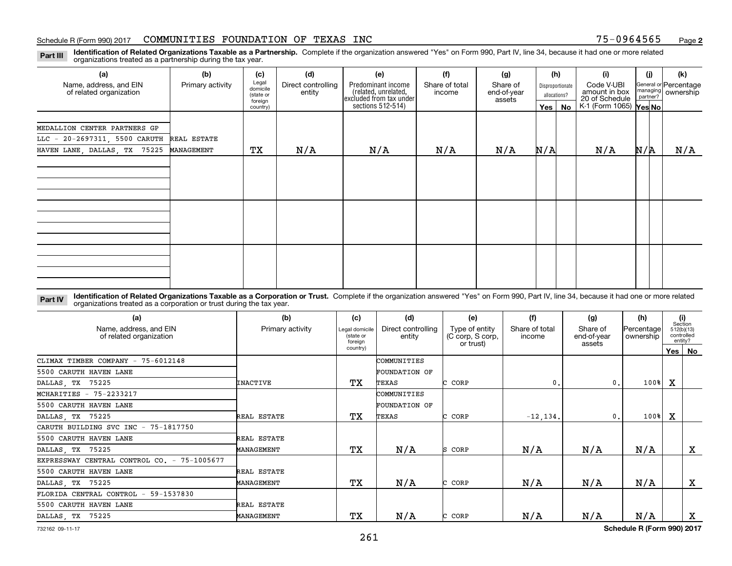Schedule R (Form 990) 2017 COMMUNITIES FOUNDATION OF TEXAS INC 75-0964565 Page **2**

**Part III** **Identification of Related Organizations Taxable as a Partnership.** Complete if the organization answered "Yes" on Form 990, Part IV, line 34, because it had one or more related organizations treated as a partnership during the tax year.

| (a) Name, address, and EIN of related organization | (b) Primary activity | (c) Legal domicile (state or foreign country) | (d) Direct controlling entity | (e) Predominant income (related, unrelated, excluded from tax under sections 512-514) | (f) Share of total income | (g) Share of end-of-year assets | (h) Disproportionate allocations? Yes | (h) No | (i) Code V-UBI amount in box 20 of Schedule K-1 (Form 1065) | (j) General or managing partner? Yes | (j) No | (k) Percentage ownership |
|---|---|---|---|---|---|---|---|---|---|---|---|---|
| MEDALLION CENTER PARTNERS GP LLC - 20-2697311, 5500 CARUTH HAVEN LANE, DALLAS, TX 75225 | REAL ESTATE MANAGEMENT | TX | N/A | N/A | N/A | N/A | N/A | | N/A | N/A | | N/A |
| | | | | | | | | | | | | |
| | | | | | | | | | | | | |
| | | | | | | | | | | | | |

**Part IV** **Identification of Related Organizations Taxable as a Corporation or Trust.** Complete if the organization answered "Yes" on Form 990, Part IV, line 34, because it had one or more related organizations treated as a corporation or trust during the tax year.

| (a) Name, address, and EIN of related organization | (b) Primary activity | (c) Legal domicile (state or foreign country) | (d) Direct controlling entity | (e) Type of entity (C corp, S corp, or trust) | (f) Share of total income | (g) Share of end-of-year assets | (h) Percentage ownership | (i) Section 512(b)(13) controlled entity? Yes | (i) No |
|---|---|---|---|---|---|---|---|---|---|
| CLIMAX TIMBER COMPANY - 75-6012148<br>5500 CARUTH HAVEN LANE<br>DALLAS, TX 75225 | INACTIVE | TX | COMMUNITIES FOUNDATION OF TEXAS | C CORP | 0. | 0. | 100% | X | |
| MCHARITIES - 75-2233217<br>5500 CARUTH HAVEN LANE<br>DALLAS, TX 75225 | REAL ESTATE | TX | COMMUNITIES FOUNDATION OF TEXAS | C CORP | -12,134. | 0. | 100% | X | |
| CARUTH BUILDING SVC INC - 75-1817750<br>5500 CARUTH HAVEN LANE<br>DALLAS, TX 75225 | REAL ESTATE MANAGEMENT | TX | N/A | S CORP | N/A | N/A | N/A | | X |
| EXPRESSWAY CENTRAL CONTROL CO. - 75-1005677<br>5500 CARUTH HAVEN LANE<br>DALLAS, TX 75225 | REAL ESTATE MANAGEMENT | TX | N/A | C CORP | N/A | N/A | N/A | | X |
| FLORIDA CENTRAL CONTROL - 59-1537830<br>5500 CARUTH HAVEN LANE<br>DALLAS, TX 75225 | REAL ESTATE MANAGEMENT | TX | N/A | C CORP | N/A | N/A | N/A | | X |

732162 09-11-17 **Schedule R (Form 990) 2017**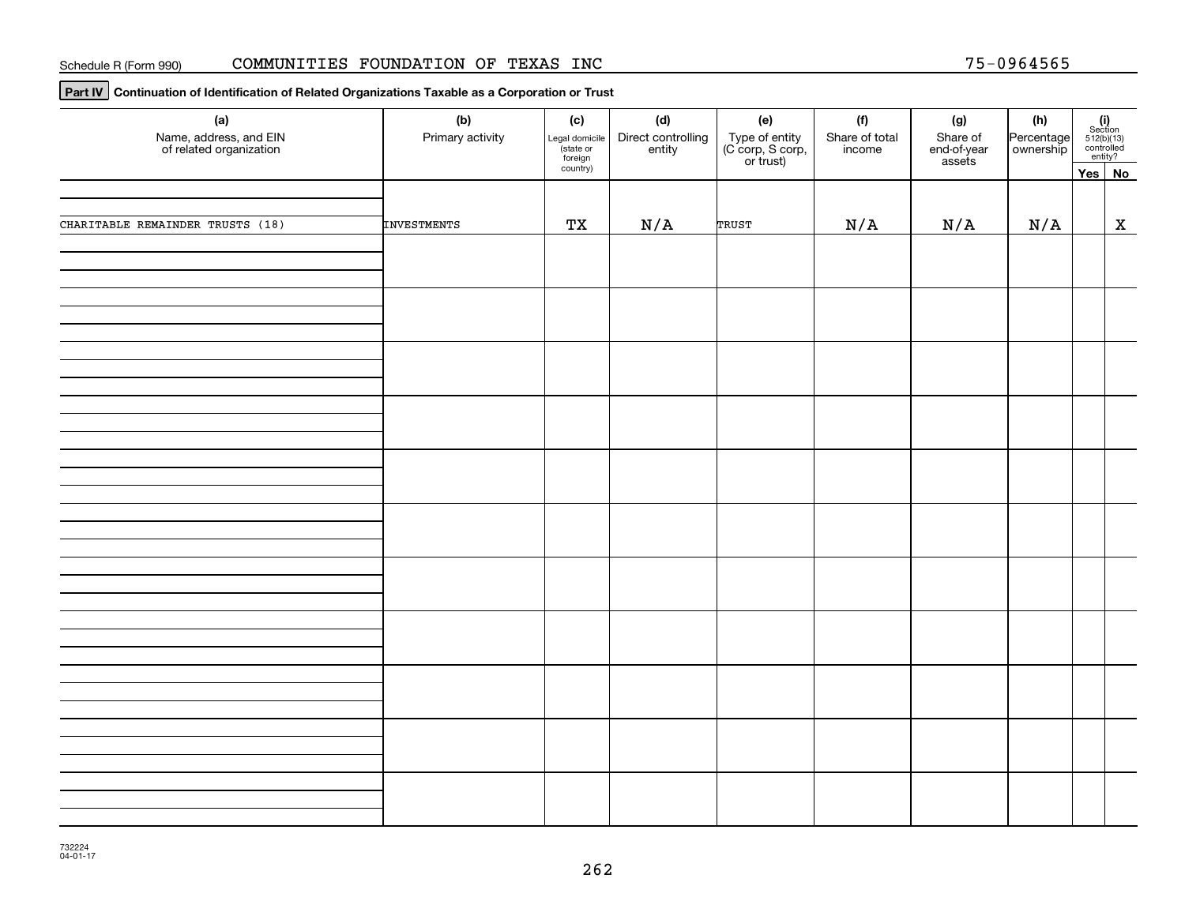Schedule R (Form 990) COMMUNITIES FOUNDATION OF TEXAS INC 75-0964565

## Part IV Continuation of Identification of Related Organizations Taxable as a Corporation or Trust

| (a) Name, address, and EIN of related organization | (b) Primary activity | (c) Legal domicile (state or foreign country) | (d) Direct controlling entity | (e) Type of entity (C corp, S corp, or trust) | (f) Share of total income | (g) Share of end-of-year assets | (h) Percentage ownership | (i) Section 512(b)(13) controlled entity? Yes | No |
|---|---|---|---|---|---|---|---|---|---|
| CHARITABLE REMAINDER TRUSTS (18) | INVESTMENTS | TX | N/A | TRUST | N/A | N/A | N/A | | X |

732224 04-01-17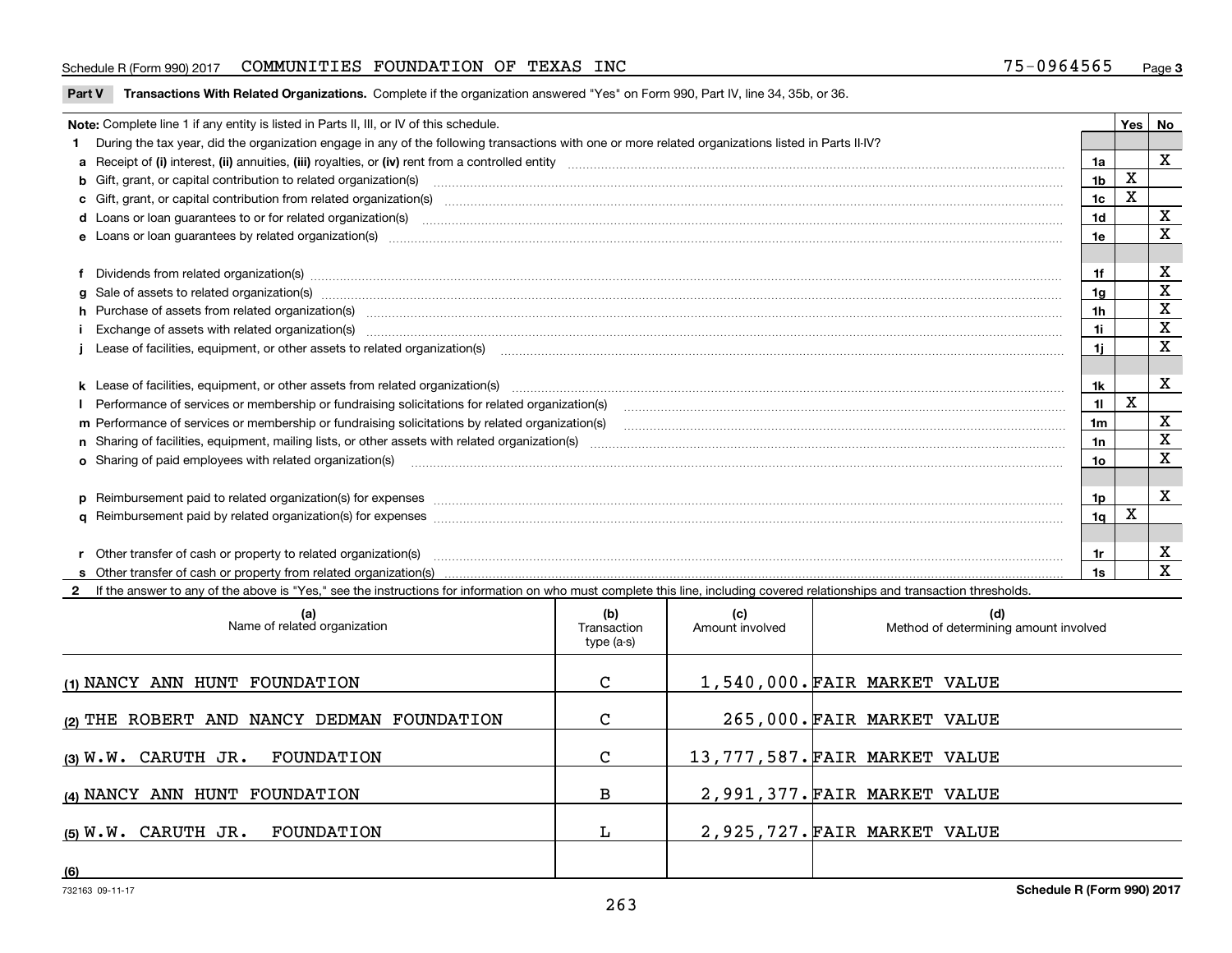Schedule R (Form 990) 2017 COMMUNITIES FOUNDATION OF TEXAS INC 75-0964565 Page 3

**Part V Transactions With Related Organizations.** Complete if the organization answered "Yes" on Form 990, Part IV, line 34, 35b, or 36.

| Note: Complete line 1 if any entity is listed in Parts II, III, or IV of this schedule. | | Yes | No |
|---|---|---|---|
| **1** During the tax year, did the organization engage in any of the following transactions with one or more related organizations listed in Parts II-IV? | | | |
| **a** Receipt of **(i)** interest, **(ii)** annuities, **(iii)** royalties, or **(iv)** rent from a controlled entity | 1a | | X |
| **b** Gift, grant, or capital contribution to related organization(s) | 1b | X | |
| **c** Gift, grant, or capital contribution from related organization(s) | 1c | X | |
| **d** Loans or loan guarantees to or for related organization(s) | 1d | | X |
| **e** Loans or loan guarantees by related organization(s) | 1e | | X |
| **f** Dividends from related organization(s) | 1f | | X |
| **g** Sale of assets to related organization(s) | 1g | | X |
| **h** Purchase of assets from related organization(s) | 1h | | X |
| **i** Exchange of assets with related organization(s) | 1i | | X |
| **j** Lease of facilities, equipment, or other assets to related organization(s) | 1j | | X |
| **k** Lease of facilities, equipment, or other assets from related organization(s) | 1k | | X |
| **l** Performance of services or membership or fundraising solicitations for related organization(s) | 1l | X | |
| **m** Performance of services or membership or fundraising solicitations by related organization(s) | 1m | | X |
| **n** Sharing of facilities, equipment, mailing lists, or other assets with related organization(s) | 1n | | X |
| **o** Sharing of paid employees with related organization(s) | 1o | | X |
| **p** Reimbursement paid to related organization(s) for expenses | 1p | | X |
| **q** Reimbursement paid by related organization(s) for expenses | 1q | X | |
| **r** Other transfer of cash or property to related organization(s) | 1r | | X |
| **s** Other transfer of cash or property from related organization(s) | 1s | | X |

**2** If the answer to any of the above is "Yes," see the instructions for information on who must complete this line, including covered relationships and transaction thresholds.

| (a) Name of related organization | (b) Transaction type (a-s) | (c) Amount involved | (d) Method of determining amount involved |
|---|---|---|---|
| (1) NANCY ANN HUNT FOUNDATION | C | 1,540,000. | FAIR MARKET VALUE |
| (2) THE ROBERT AND NANCY DEDMAN FOUNDATION | C | 265,000. | FAIR MARKET VALUE |
| (3) W.W. CARUTH JR. FOUNDATION | C | 13,777,587. | FAIR MARKET VALUE |
| (4) NANCY ANN HUNT FOUNDATION | B | 2,991,377. | FAIR MARKET VALUE |
| (5) W.W. CARUTH JR. FOUNDATION | L | 2,925,727. | FAIR MARKET VALUE |
| (6) | | | |

732163 09-11-17 **Schedule R (Form 990) 2017**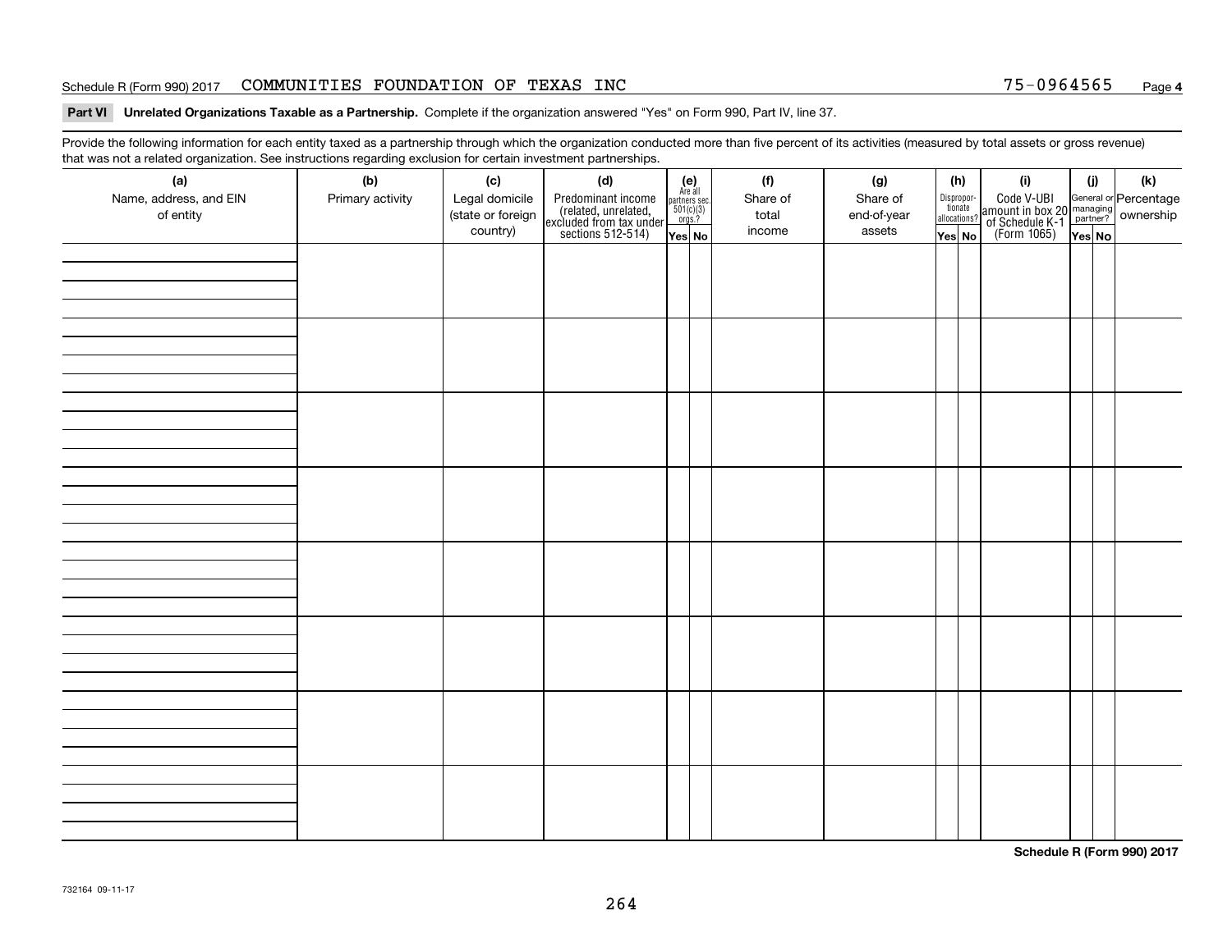Schedule R (Form 990) 2017 COMMUNITIES FOUNDATION OF TEXAS INC 75-0964565 Page **4**

**Part VI Unrelated Organizations Taxable as a Partnership.** Complete if the organization answered "Yes" on Form 990, Part IV, line 37.

Provide the following information for each entity taxed as a partnership through which the organization conducted more than five percent of its activities (measured by total assets or gross revenue) that was not a related organization. See instructions regarding exclusion for certain investment partnerships.

| (a) Name, address, and EIN of entity | (b) Primary activity | (c) Legal domicile (state or foreign country) | (d) Predominant income (related, unrelated, excluded from tax under sections 512-514) | (e) Are all partners sec. 501(c)(3) orgs.? | | (f) Share of total income | (g) Share of end-of-year assets | (h) Disproportionate allocations? | | (i) Code V-UBI amount in box 20 of Schedule K-1 (Form 1065) | (j) General or managing partner? | | (k) Percentage ownership |
|---|---|---|---|---|---|---|---|---|---|---|---|---|---|
| | | | | Yes | No | | | Yes | No | | Yes | No | |
| | | | | | | | | | | | | | |
| | | | | | | | | | | | | | |
| | | | | | | | | | | | | | |
| | | | | | | | | | | | | | |
| | | | | | | | | | | | | | |
| | | | | | | | | | | | | | |
| | | | | | | | | | | | | | |
| | | | | | | | | | | | | | |

**Schedule R (Form 990) 2017**

732164 09-11-17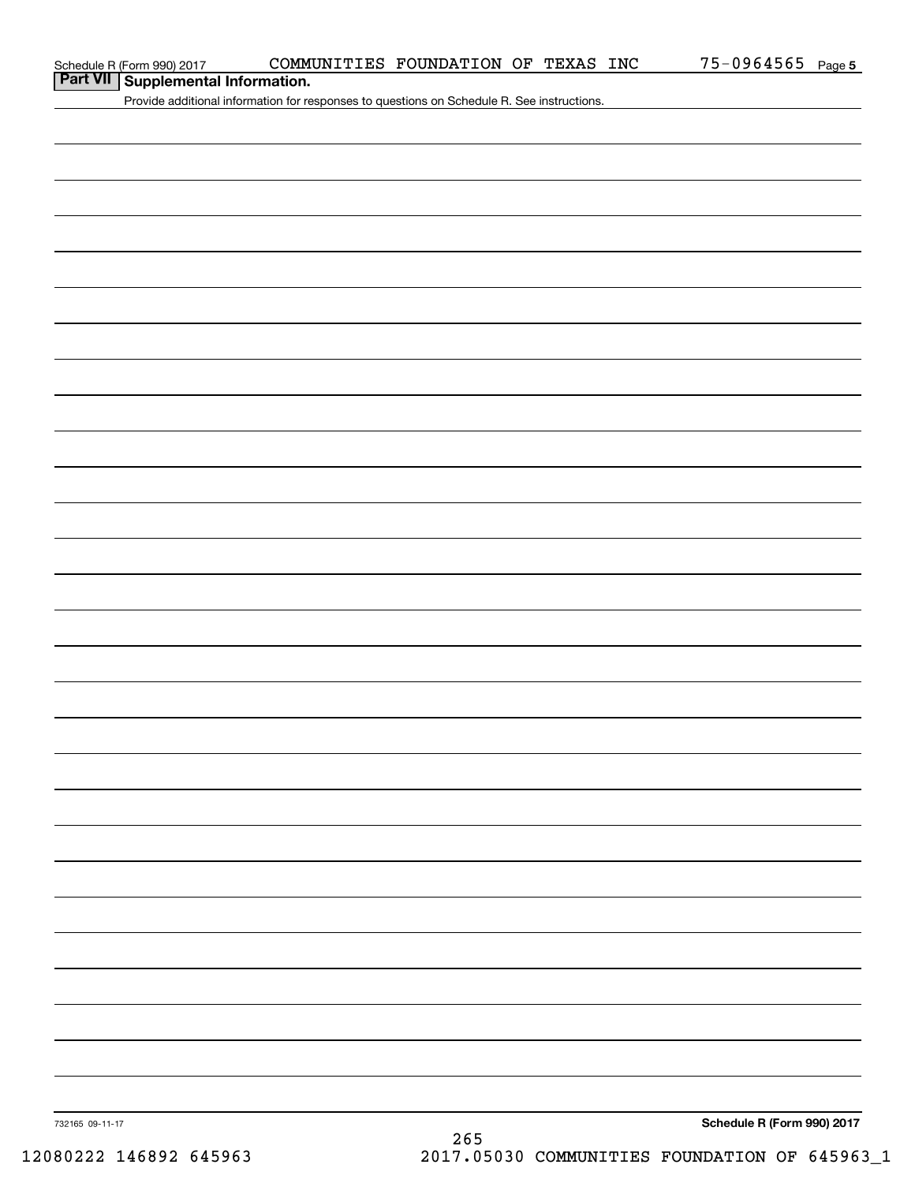Schedule R (Form 990) 2017 COMMUNITIES FOUNDATION OF TEXAS INC 75-0964565 Page 5

## Part VII Supplemental Information.

Provide additional information for responses to questions on Schedule R. See instructions.

732165 09-11-17

**Schedule R (Form 990) 2017**

12080222 146892 645963 2017.05030 COMMUNITIES FOUNDATION OF 645963_1